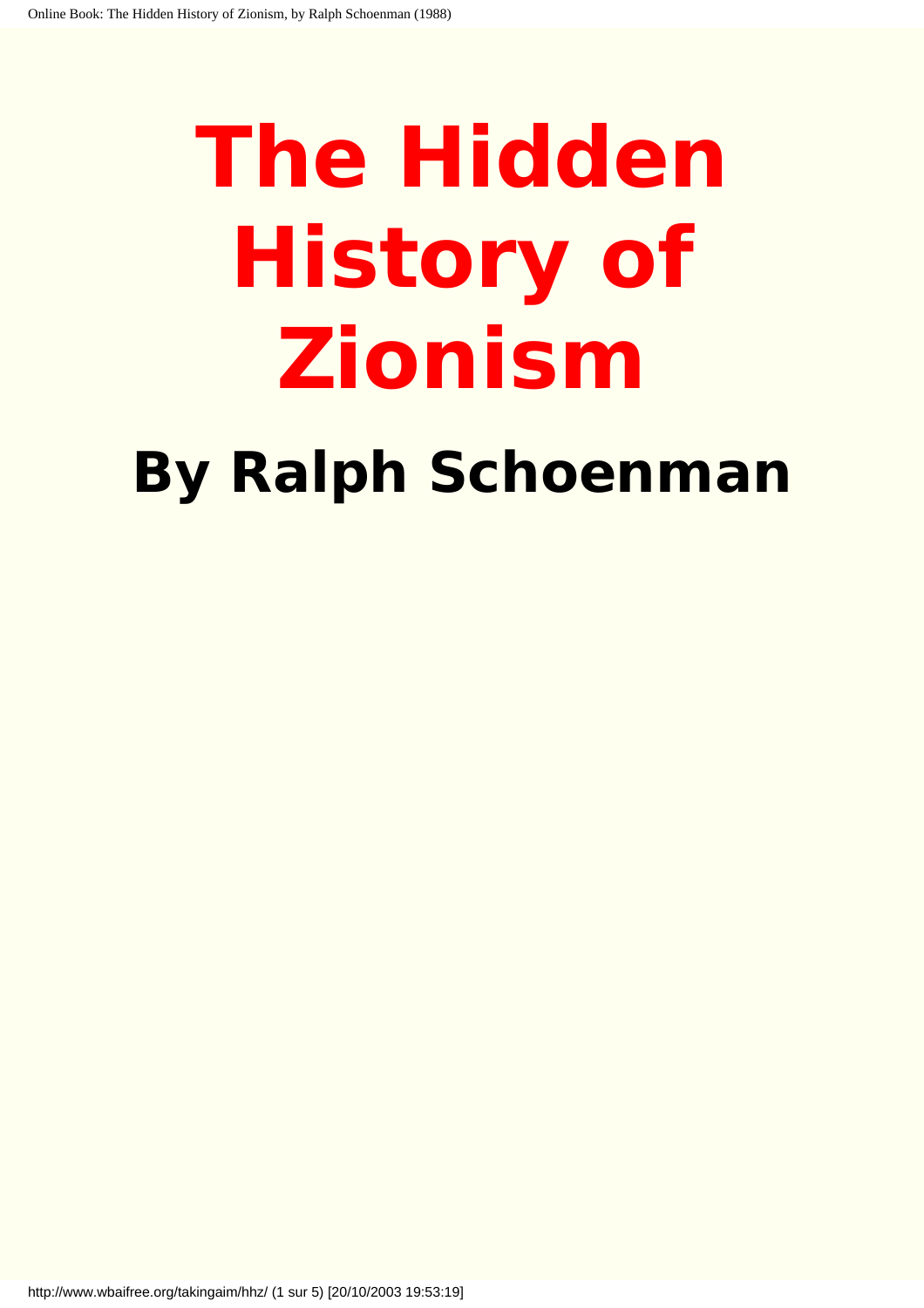# The Hidden History of Zionism

## By Ralph Schoenman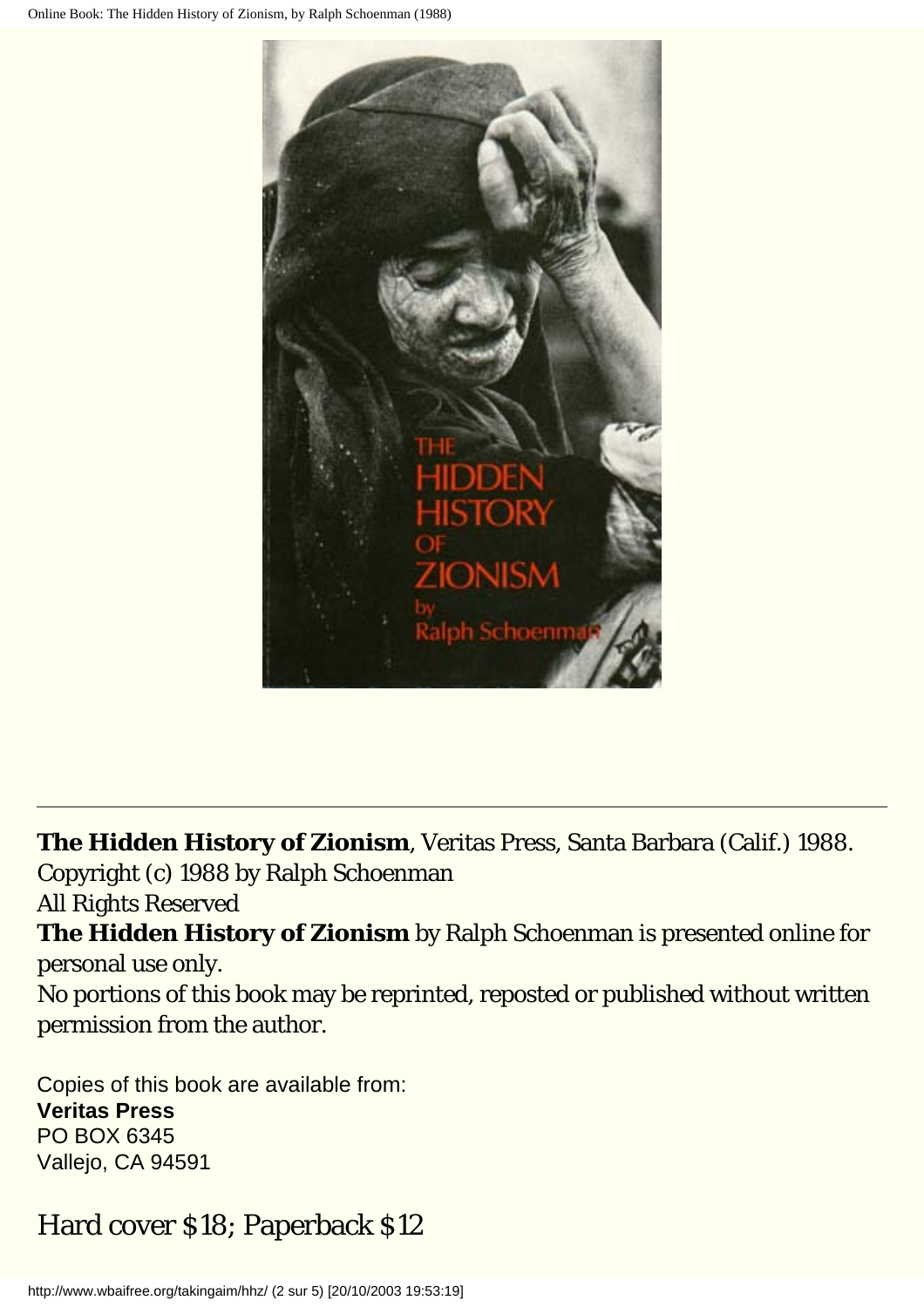**The Hidden History of Zionism**, Veritas Press, Santa Barbara (Calif.) 1988.
Copyright (c) 1988 by Ralph Schoenman
All Rights Reserved
**The Hidden History of Zionism** by Ralph Schoenman is presented online for personal use only.
No portions of this book may be reprinted, reposted or published without written permission from the author.

Copies of this book are available from:
**Veritas Press**
PO BOX 6345
Vallejo, CA 94591

Hard cover $18; Paperback $12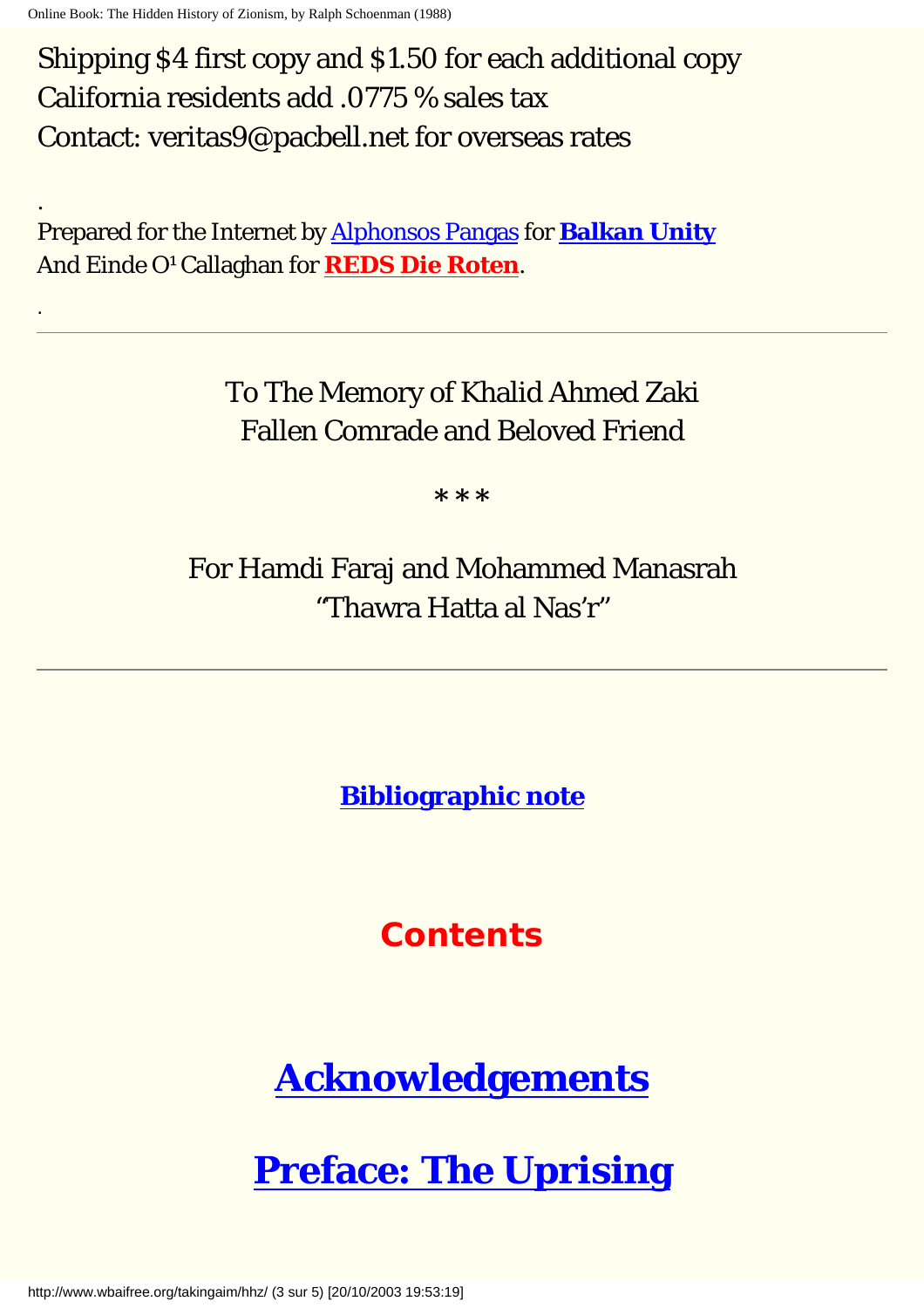Shipping $4 first copy and $1.50 for each additional copy
California residents add .0775 % sales tax
Contact: veritas9@pacbell.net for overseas rates

.

Prepared for the Internet by Alphonsos Pangas for **Balkan Unity**
And Einde O¹ Callaghan for **REDS Die Roten**.

.

---

To The Memory of Khalid Ahmed Zaki
Fallen Comrade and Beloved Friend

* * *

For Hamdi Faraj and Mohammed Manasrah
"Thawra Hatta al Nas'r"

---

**Bibliographic note**

## Contents

# Acknowledgements

# Preface: The Uprising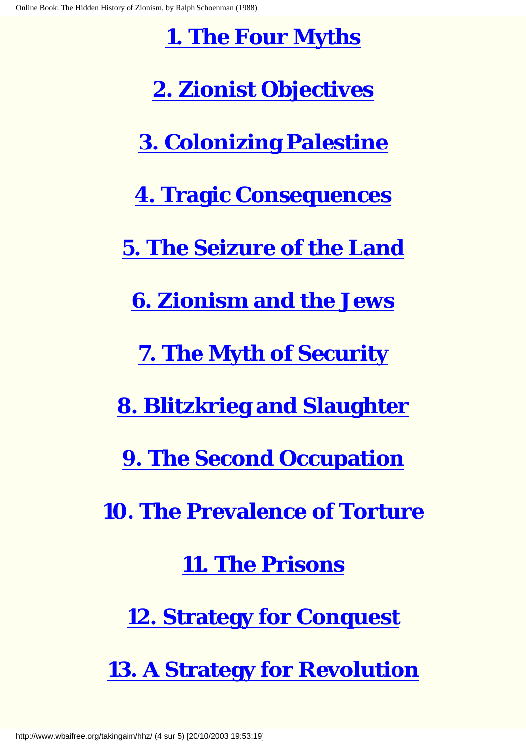## 1. The Four Myths

## 2. Zionist Objectives

## 3. Colonizing Palestine

## 4. Tragic Consequences

## 5. The Seizure of the Land

## 6. Zionism and the Jews

## 7. The Myth of Security

## 8. Blitzkrieg and Slaughter

## 9. The Second Occupation

## 10. The Prevalence of Torture

## 11. The Prisons

## 12. Strategy for Conquest

## 13. A Strategy for Revolution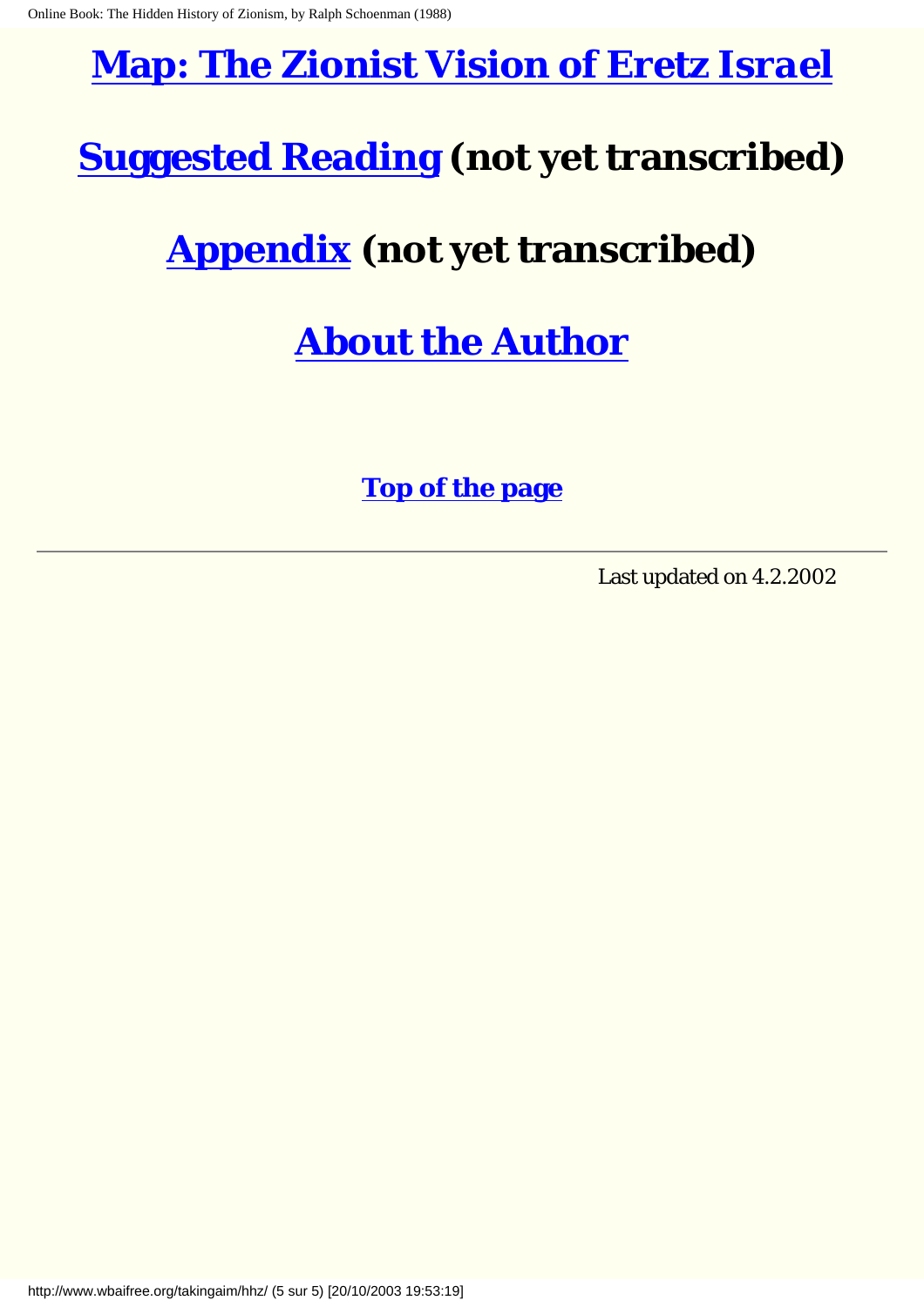## Map: The Zionist Vision of Eretz Israel

## Suggested Reading (not yet transcribed)

## Appendix (not yet transcribed)

## About the Author

**Top of the page**

---

Last updated on 4.2.2002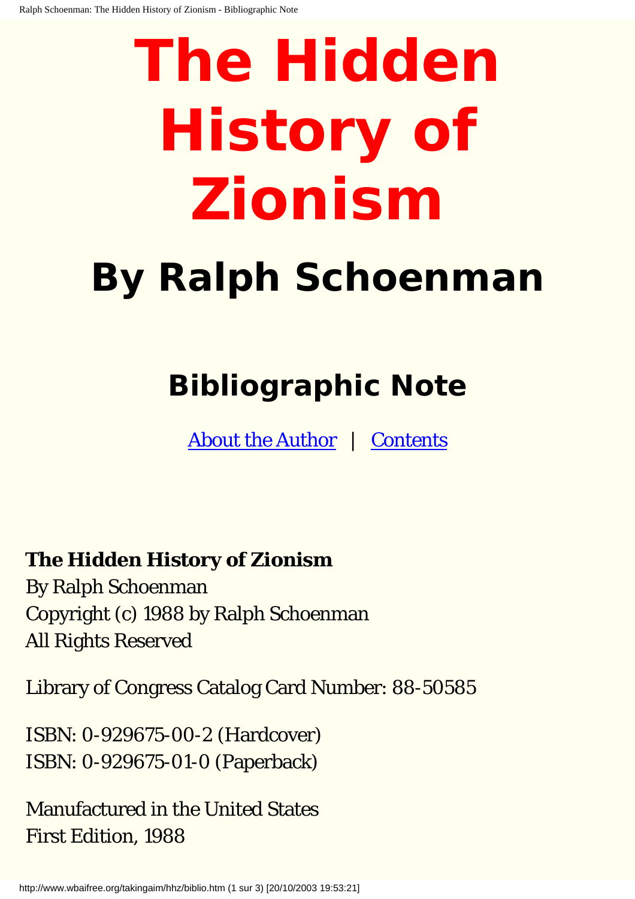# The Hidden History of Zionism

## By Ralph Schoenman

## Bibliographic Note

About the Author | Contents

**The Hidden History of Zionism**
By Ralph Schoenman
Copyright (c) 1988 by Ralph Schoenman
All Rights Reserved

Library of Congress Catalog Card Number: 88-50585

ISBN: 0-929675-00-2 (Hardcover)
ISBN: 0-929675-01-0 (Paperback)

Manufactured in the United States
First Edition, 1988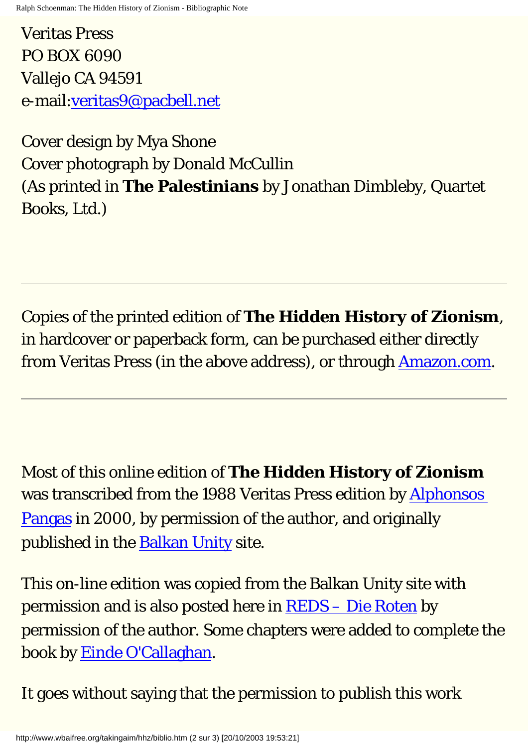Veritas Press
PO BOX 6090
Vallejo CA 94591
e-mail:veritas9@pacbell.net

Cover design by Mya Shone
Cover photograph by Donald McCullin
(As printed in **The Palestinians** by Jonathan Dimbleby, Quartet Books, Ltd.)

---

Copies of the printed edition of **The Hidden History of Zionism**, in hardcover or paperback form, can be purchased either directly from Veritas Press (in the above address), or through Amazon.com.

---

Most of this online edition of **The Hidden History of Zionism** was transcribed from the 1988 Veritas Press edition by Alphonsos Pangas in 2000, by permission of the author, and originally published in the Balkan Unity site.

This on-line edition was copied from the Balkan Unity site with permission and is also posted here in REDS – Die Roten by permission of the author. Some chapters were added to complete the book by Einde O'Callaghan.

It goes without saying that the permission to publish this work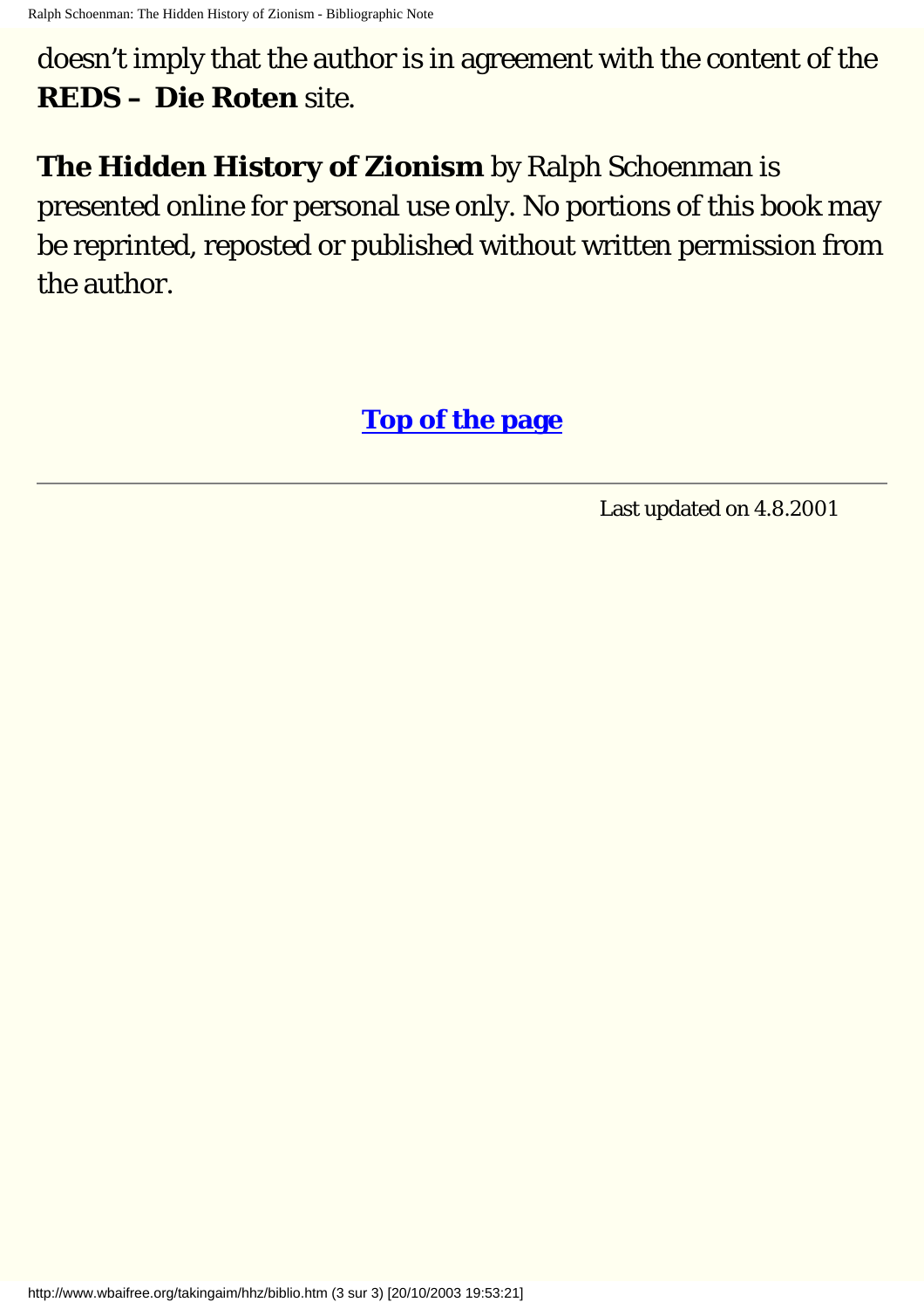doesn’t imply that the author is in agreement with the content of the **REDS – Die Roten** site.

**The Hidden History of Zionism** by Ralph Schoenman is presented online for personal use only. No portions of this book may be reprinted, reposted or published without written permission from the author.

**Top of the page**

---

Last updated on 4.8.2001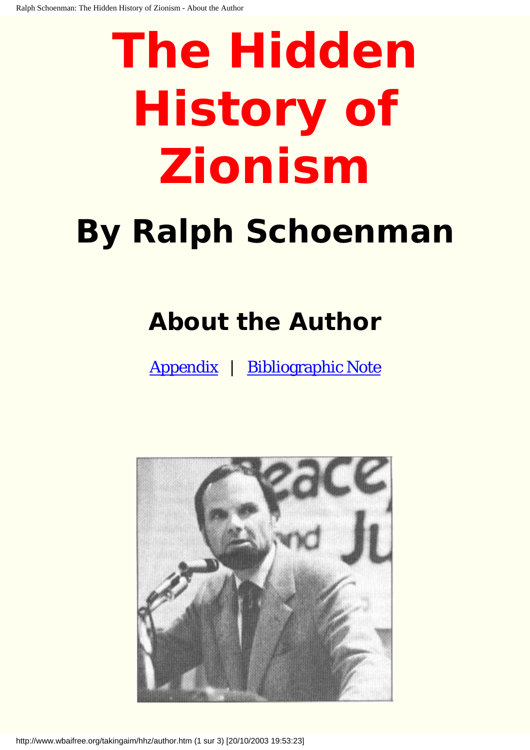# The Hidden History of Zionism

## By Ralph Schoenman

### About the Author

Appendix | Bibliographic Note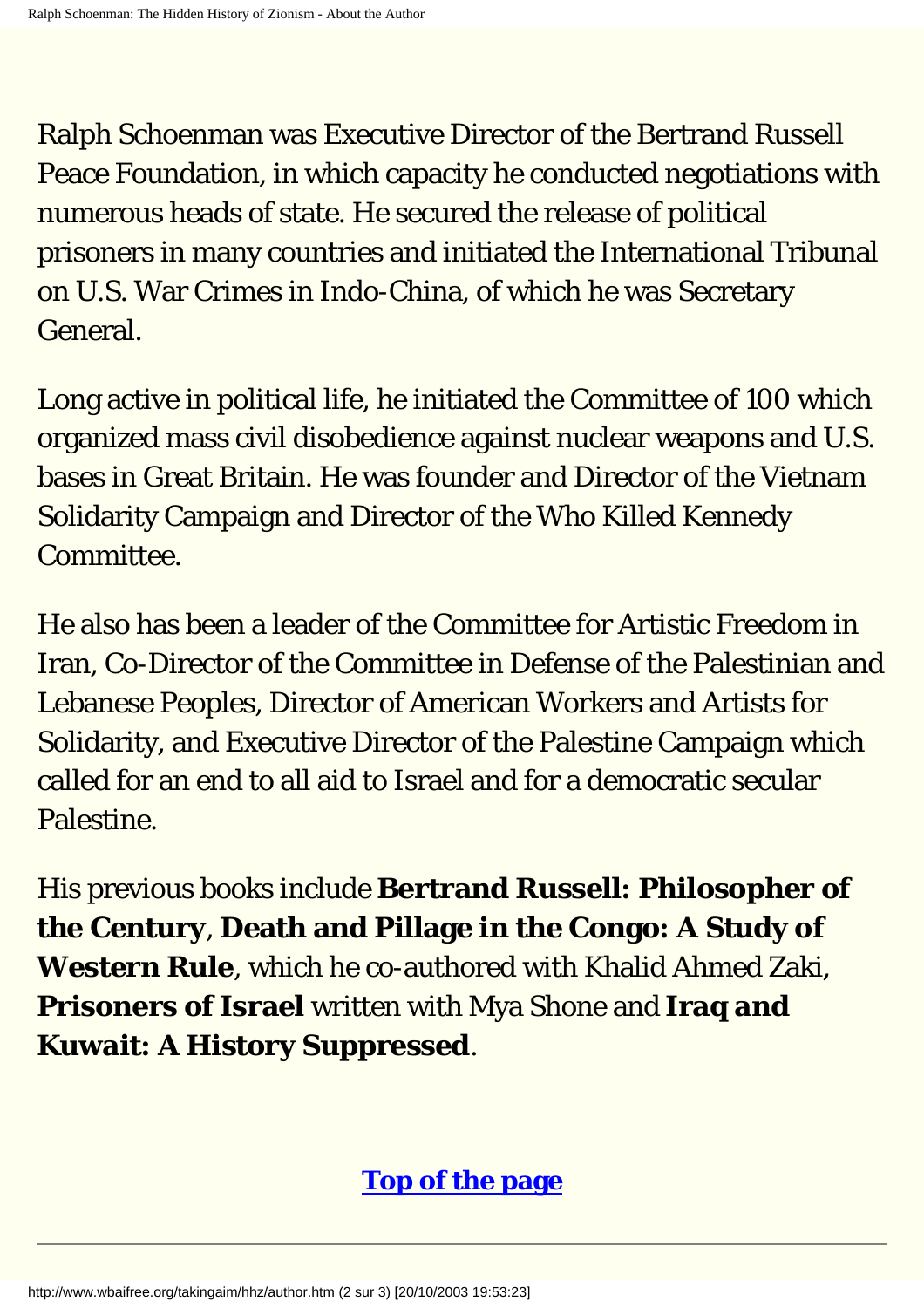Ralph Schoenman was Executive Director of the Bertrand Russell Peace Foundation, in which capacity he conducted negotiations with numerous heads of state. He secured the release of political prisoners in many countries and initiated the International Tribunal on U.S. War Crimes in Indo-China, of which he was Secretary General.

Long active in political life, he initiated the Committee of 100 which organized mass civil disobedience against nuclear weapons and U.S. bases in Great Britain. He was founder and Director of the Vietnam Solidarity Campaign and Director of the Who Killed Kennedy Committee.

He also has been a leader of the Committee for Artistic Freedom in Iran, Co-Director of the Committee in Defense of the Palestinian and Lebanese Peoples, Director of American Workers and Artists for Solidarity, and Executive Director of the Palestine Campaign which called for an end to all aid to Israel and for a democratic secular Palestine.

His previous books include **Bertrand Russell: Philosopher of the Century**, **Death and Pillage in the Congo: A Study of Western Rule**, which he co-authored with Khalid Ahmed Zaki, **Prisoners of Israel** written with Mya Shone and **Iraq and Kuwait: A History Suppressed**.

**Top of the page**

---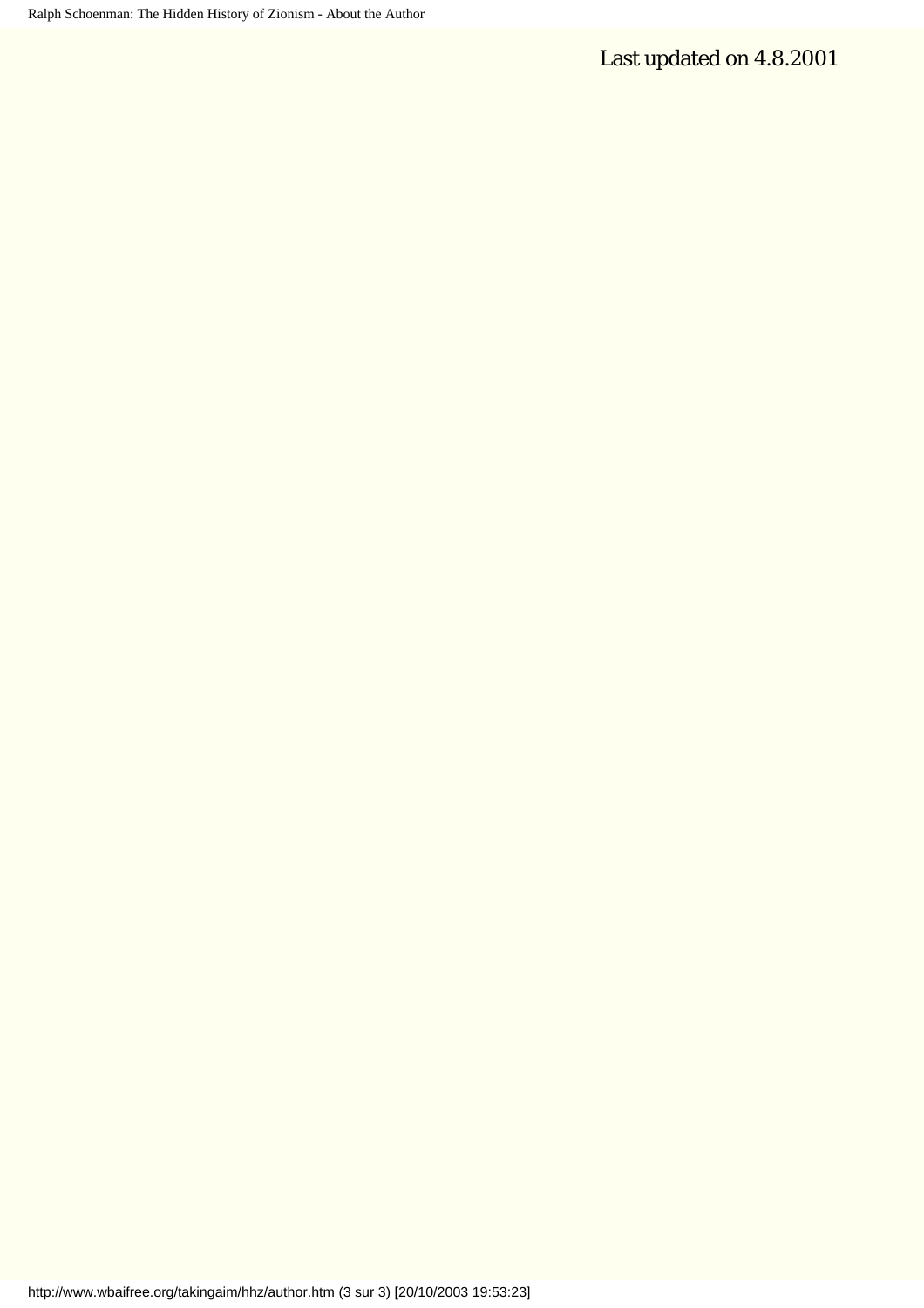Last updated on 4.8.2001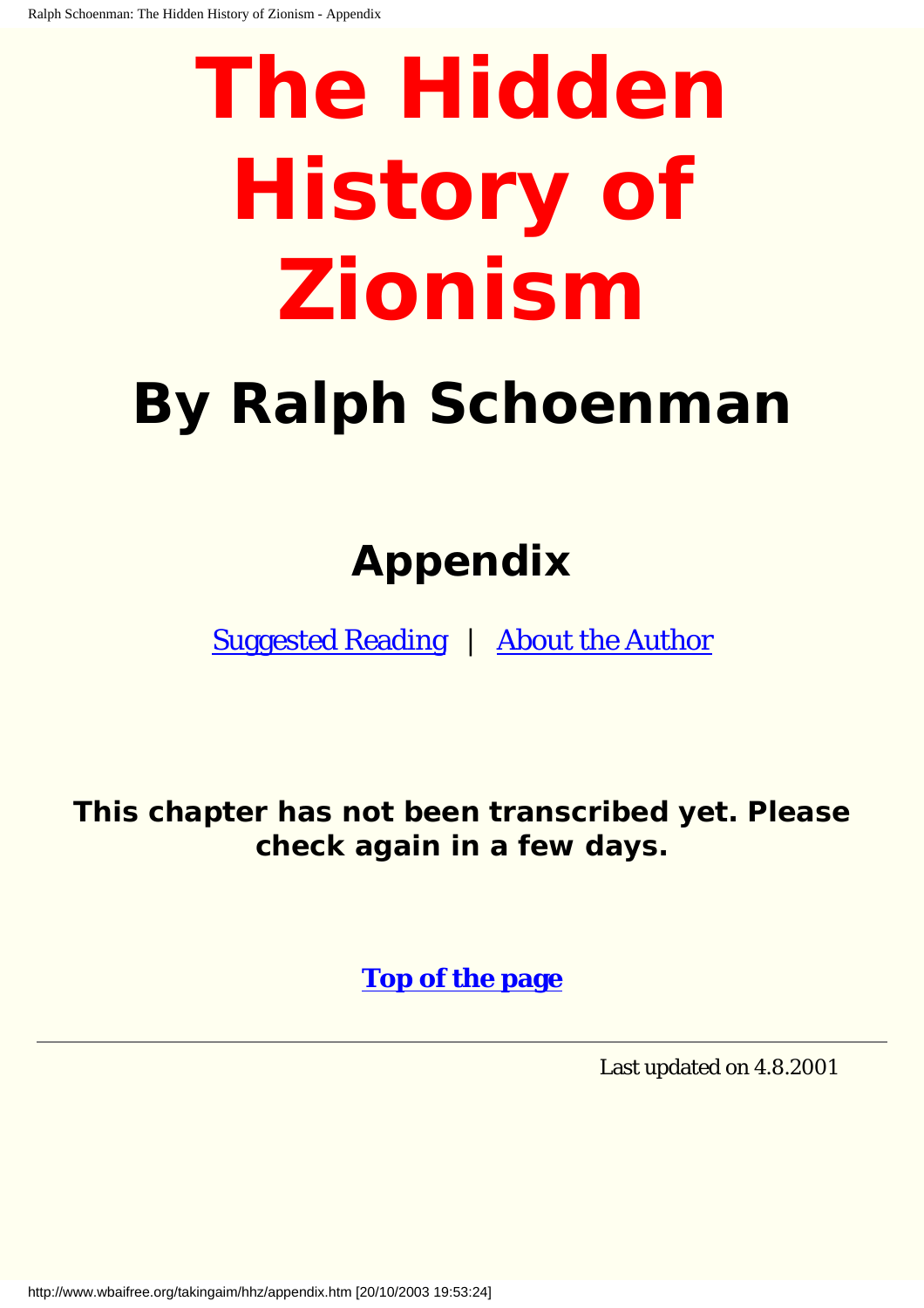# The Hidden History of Zionism

## By Ralph Schoenman

### Appendix

Suggested Reading | About the Author

**This chapter has not been transcribed yet. Please check again in a few days.**

**Top of the page**

---

Last updated on 4.8.2001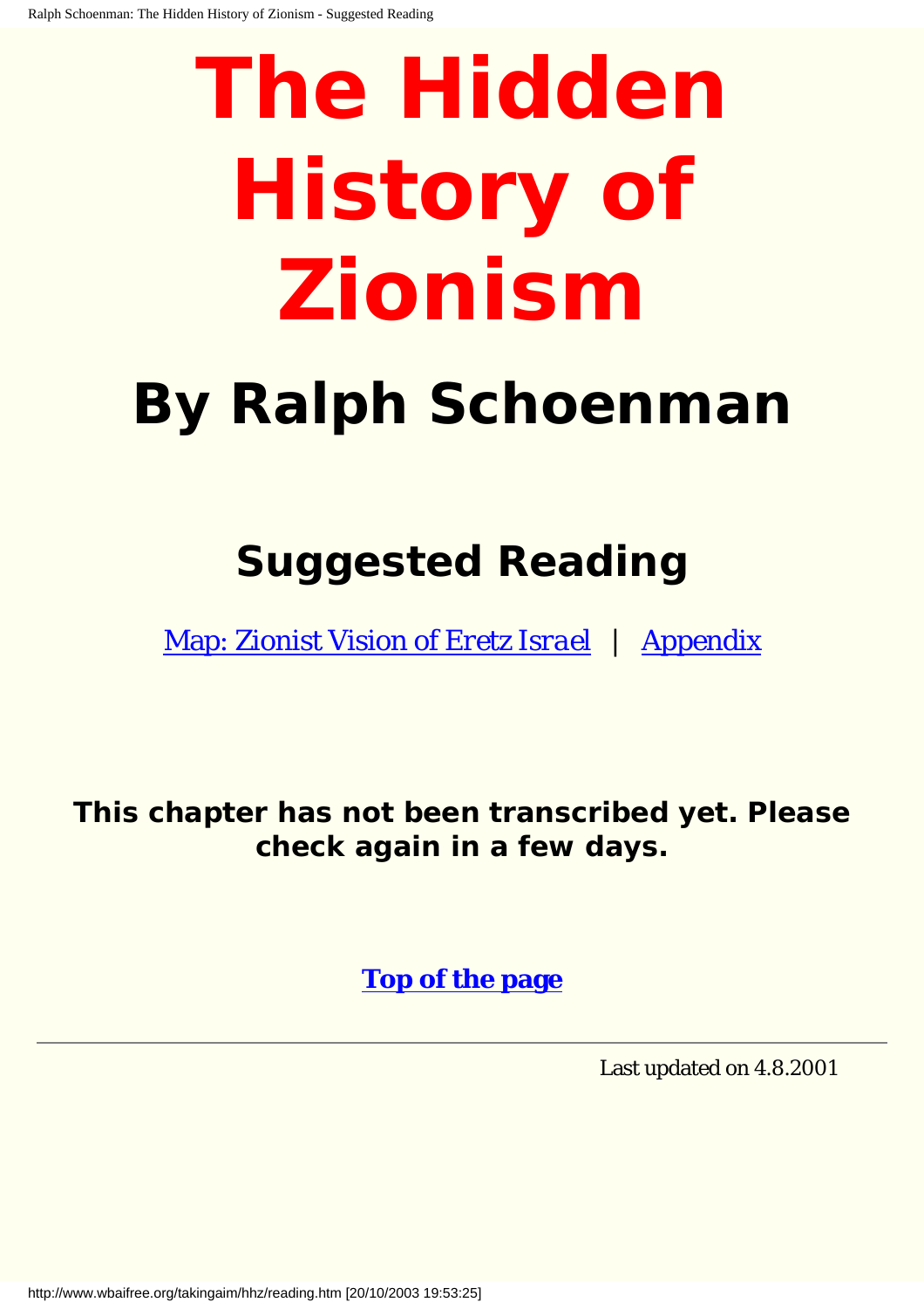# The Hidden History of Zionism

## By Ralph Schoenman

## Suggested Reading

Map: Zionist Vision of Eretz Israel | Appendix

**This chapter has not been transcribed yet. Please check again in a few days.**

**Top of the page**

Last updated on 4.8.2001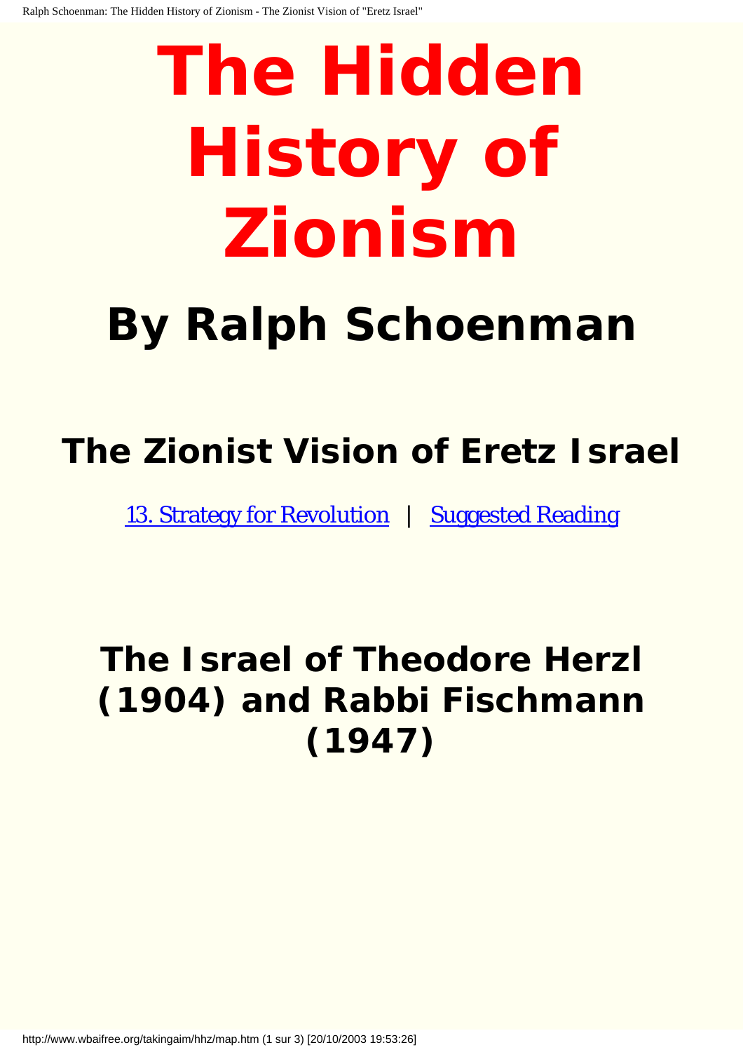# The Hidden History of Zionism

## By Ralph Schoenman

## The Zionist Vision of Eretz Israel

13. Strategy for Revolution | Suggested Reading

## The Israel of Theodore Herzl (1904) and Rabbi Fischmann (1947)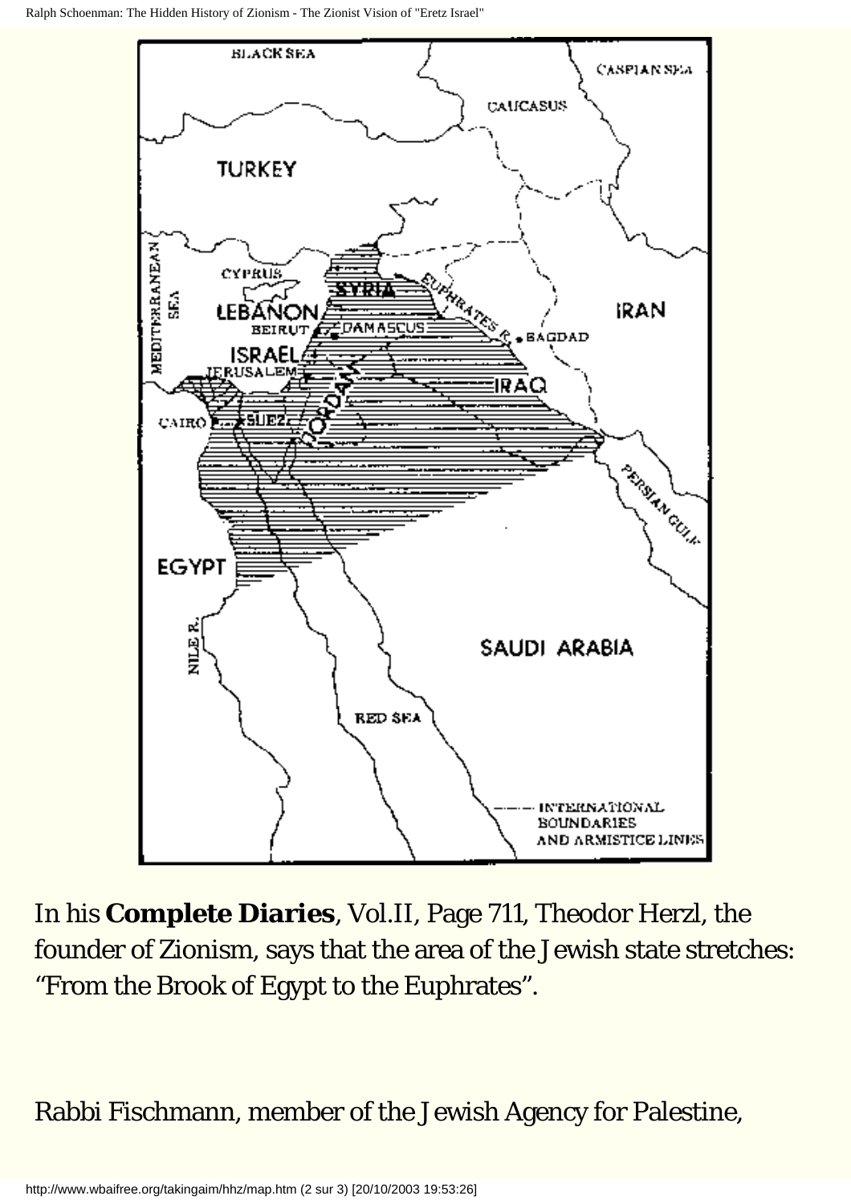In his **Complete Diaries**, Vol.II, Page 711, Theodor Herzl, the founder of Zionism, says that the area of the Jewish state stretches: “From the Brook of Egypt to the Euphrates”.

Rabbi Fischmann, member of the Jewish Agency for Palestine,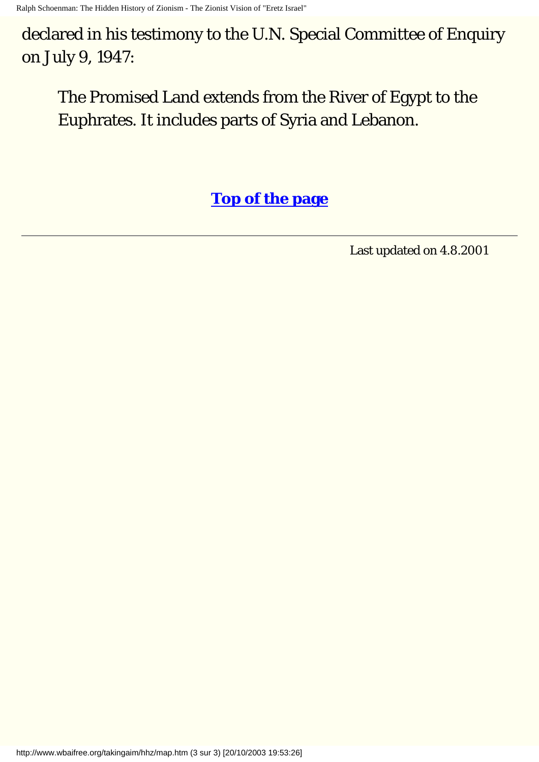declared in his testimony to the U.N. Special Committee of Enquiry on July 9, 1947:

> The Promised Land extends from the River of Egypt to the Euphrates. It includes parts of Syria and Lebanon.

**Top of the page**

---

Last updated on 4.8.2001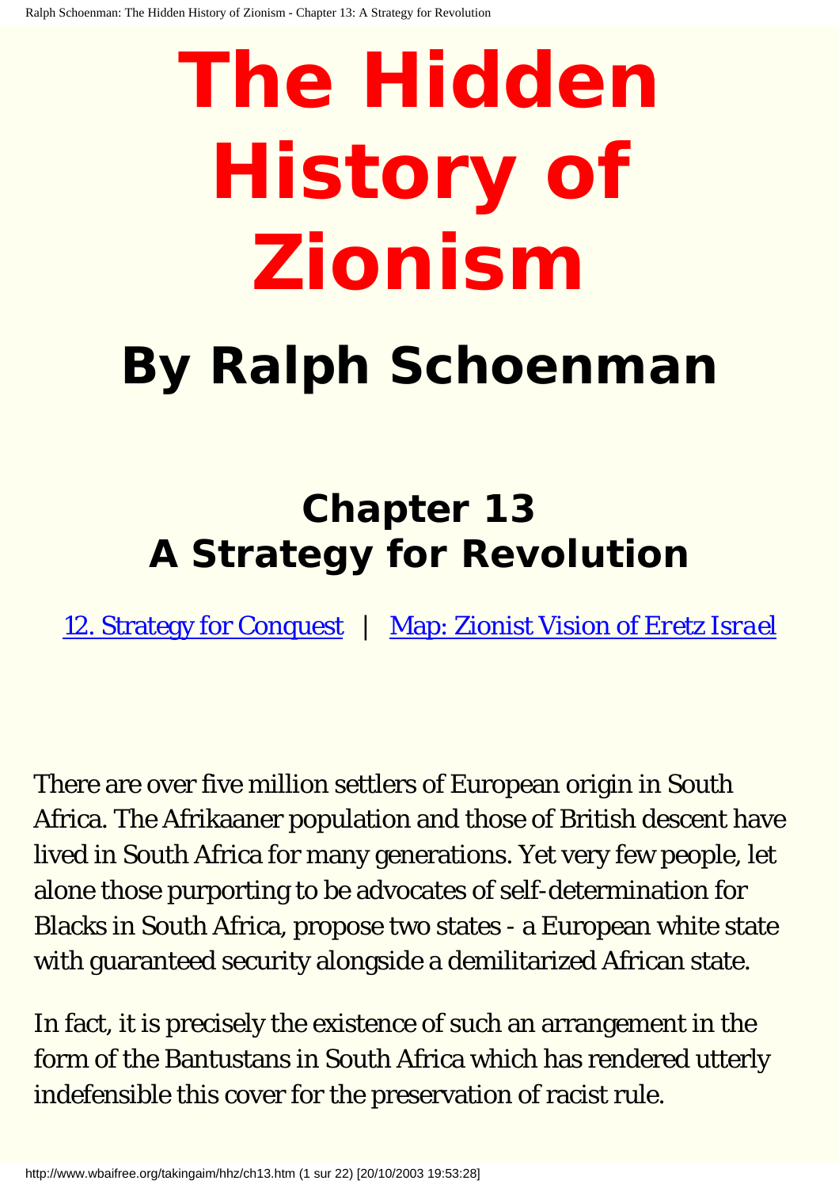# The Hidden History of Zionism

## By Ralph Schoenman

### Chapter 13
### A Strategy for Revolution

[12. Strategy for Conquest](#) | [Map: Zionist Vision of Eretz Israel](#)

There are over five million settlers of European origin in South Africa. The Afrikaaner population and those of British descent have lived in South Africa for many generations. Yet very few people, let alone those purporting to be advocates of self-determination for Blacks in South Africa, propose two states - a European white state with guaranteed security alongside a demilitarized African state.

In fact, it is precisely the existence of such an arrangement in the form of the Bantustans in South Africa which has rendered utterly indefensible this cover for the preservation of racist rule.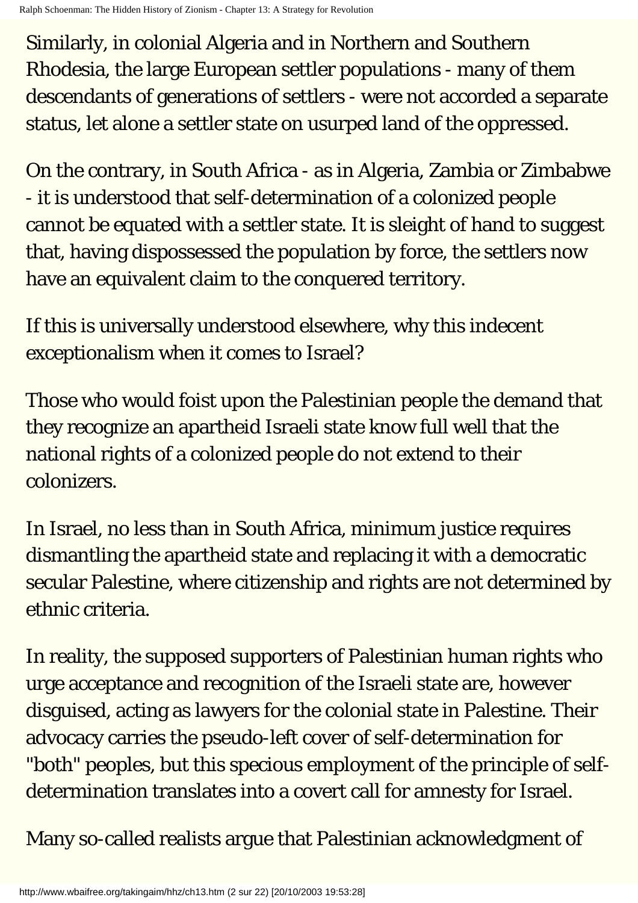Similarly, in colonial Algeria and in Northern and Southern Rhodesia, the large European settler populations - many of them descendants of generations of settlers - were not accorded a separate status, let alone a settler state on usurped land of the oppressed.

On the contrary, in South Africa - as in Algeria, Zambia or Zimbabwe - it is understood that self-determination of a colonized people cannot be equated with a settler state. It is sleight of hand to suggest that, having dispossessed the population by force, the settlers now have an equivalent claim to the conquered territory.

If this is universally understood elsewhere, why this indecent exceptionalism when it comes to Israel?

Those who would foist upon the Palestinian people the demand that they recognize an apartheid Israeli state know full well that the national rights of a colonized people do not extend to their colonizers.

In Israel, no less than in South Africa, minimum justice requires dismantling the apartheid state and replacing it with a democratic secular Palestine, where citizenship and rights are not determined by ethnic criteria.

In reality, the supposed supporters of Palestinian human rights who urge acceptance and recognition of the Israeli state are, however disguised, acting as lawyers for the colonial state in Palestine. Their advocacy carries the pseudo-left cover of self-determination for "both" peoples, but this specious employment of the principle of self-determination translates into a covert call for amnesty for Israel.

Many so-called realists argue that Palestinian acknowledgment of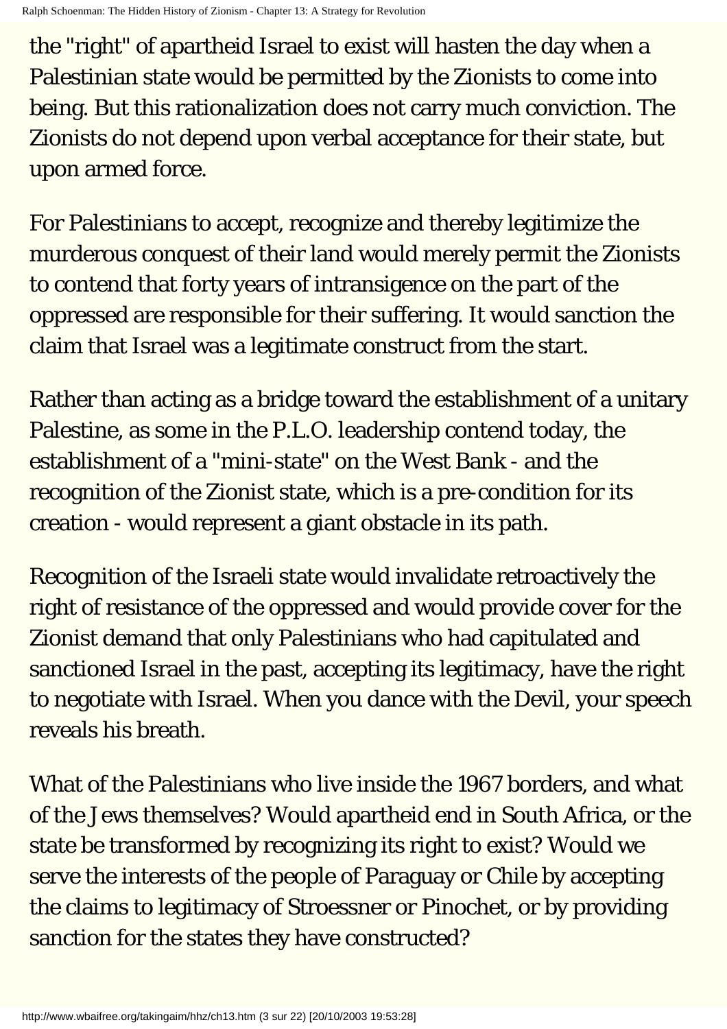the "right" of apartheid Israel to exist will hasten the day when a Palestinian state would be permitted by the Zionists to come into being. But this rationalization does not carry much conviction. The Zionists do not depend upon verbal acceptance for their state, but upon armed force.

For Palestinians to accept, recognize and thereby legitimize the murderous conquest of their land would merely permit the Zionists to contend that forty years of intransigence on the part of the oppressed are responsible for their suffering. It would sanction the claim that Israel was a legitimate construct from the start.

Rather than acting as a bridge toward the establishment of a unitary Palestine, as some in the P.L.O. leadership contend today, the establishment of a "mini-state" on the West Bank - and the recognition of the Zionist state, which is a pre-condition for its creation - would represent a giant obstacle in its path.

Recognition of the Israeli state would invalidate retroactively the right of resistance of the oppressed and would provide cover for the Zionist demand that only Palestinians who had capitulated and sanctioned Israel in the past, accepting its legitimacy, have the right to negotiate with Israel. When you dance with the Devil, your speech reveals his breath.

What of the Palestinians who live inside the 1967 borders, and what of the Jews themselves? Would apartheid end in South Africa, or the state be transformed by recognizing its right to exist? Would we serve the interests of the people of Paraguay or Chile by accepting the claims to legitimacy of Stroessner or Pinochet, or by providing sanction for the states they have constructed?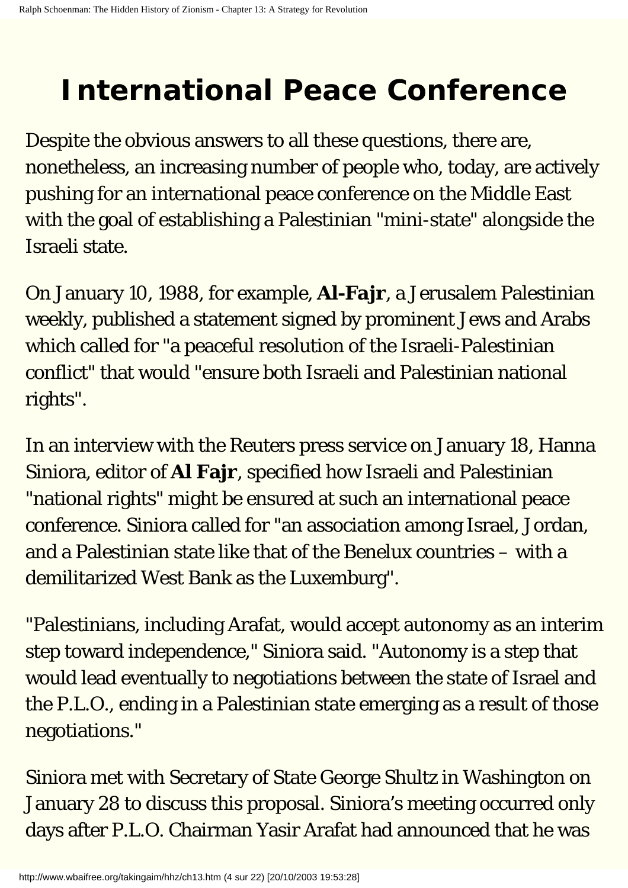# International Peace Conference

Despite the obvious answers to all these questions, there are, nonetheless, an increasing number of people who, today, are actively pushing for an international peace conference on the Middle East with the goal of establishing a Palestinian "mini-state" alongside the Israeli state.

On January 10, 1988, for example, **Al-Fajr**, a Jerusalem Palestinian weekly, published a statement signed by prominent Jews and Arabs which called for "a peaceful resolution of the Israeli-Palestinian conflict" that would "ensure both Israeli and Palestinian national rights".

In an interview with the Reuters press service on January 18, Hanna Siniora, editor of **Al Fajr**, specified how Israeli and Palestinian "national rights" might be ensured at such an international peace conference. Siniora called for "an association among Israel, Jordan, and a Palestinian state like that of the Benelux countries – with a demilitarized West Bank as the Luxemburg".

"Palestinians, including Arafat, would accept autonomy as an interim step toward independence," Siniora said. "Autonomy is a step that would lead eventually to negotiations between the state of Israel and the P.L.O., ending in a Palestinian state emerging as a result of those negotiations."

Siniora met with Secretary of State George Shultz in Washington on January 28 to discuss this proposal. Siniora's meeting occurred only days after P.L.O. Chairman Yasir Arafat had announced that he was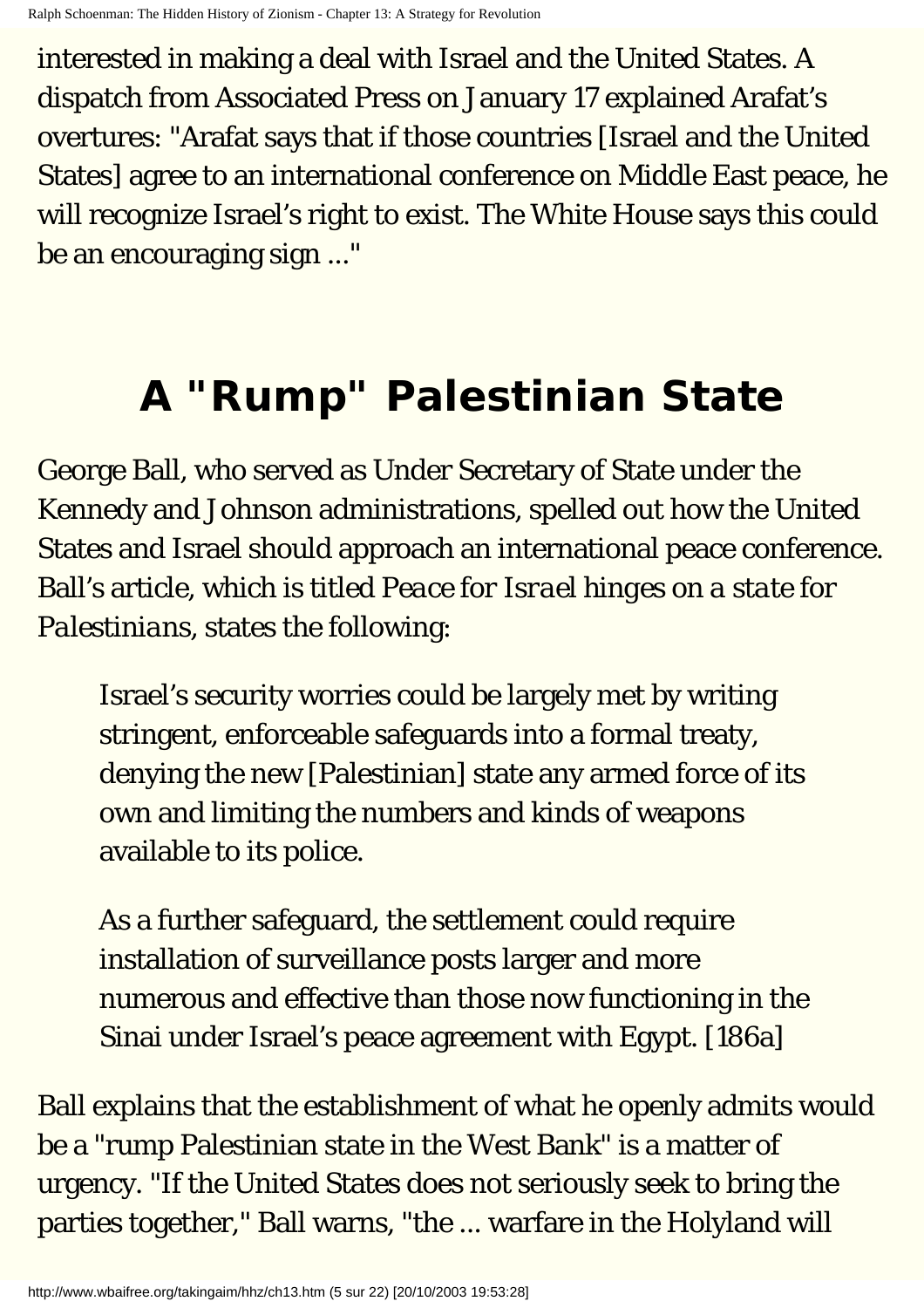interested in making a deal with Israel and the United States. A dispatch from Associated Press on January 17 explained Arafat's overtures: "Arafat says that if those countries [Israel and the United States] agree to an international conference on Middle East peace, he will recognize Israel's right to exist. The White House says this could be an encouraging sign ..."

## A "Rump" Palestinian State

George Ball, who served as Under Secretary of State under the Kennedy and Johnson administrations, spelled out how the United States and Israel should approach an international peace conference. Ball's article, which is titled *Peace for Israel hinges on a state for Palestinians*, states the following:

> Israel's security worries could be largely met by writing stringent, enforceable safeguards into a formal treaty, denying the new [Palestinian] state any armed force of its own and limiting the numbers and kinds of weapons available to its police.
>
> As a further safeguard, the settlement could require installation of surveillance posts larger and more numerous and effective than those now functioning in the Sinai under Israel's peace agreement with Egypt. [186a]

Ball explains that the establishment of what he openly admits would be a "rump Palestinian state in the West Bank" is a matter of urgency. "If the United States does not seriously seek to bring the parties together," Ball warns, "the ... warfare in the Holyland will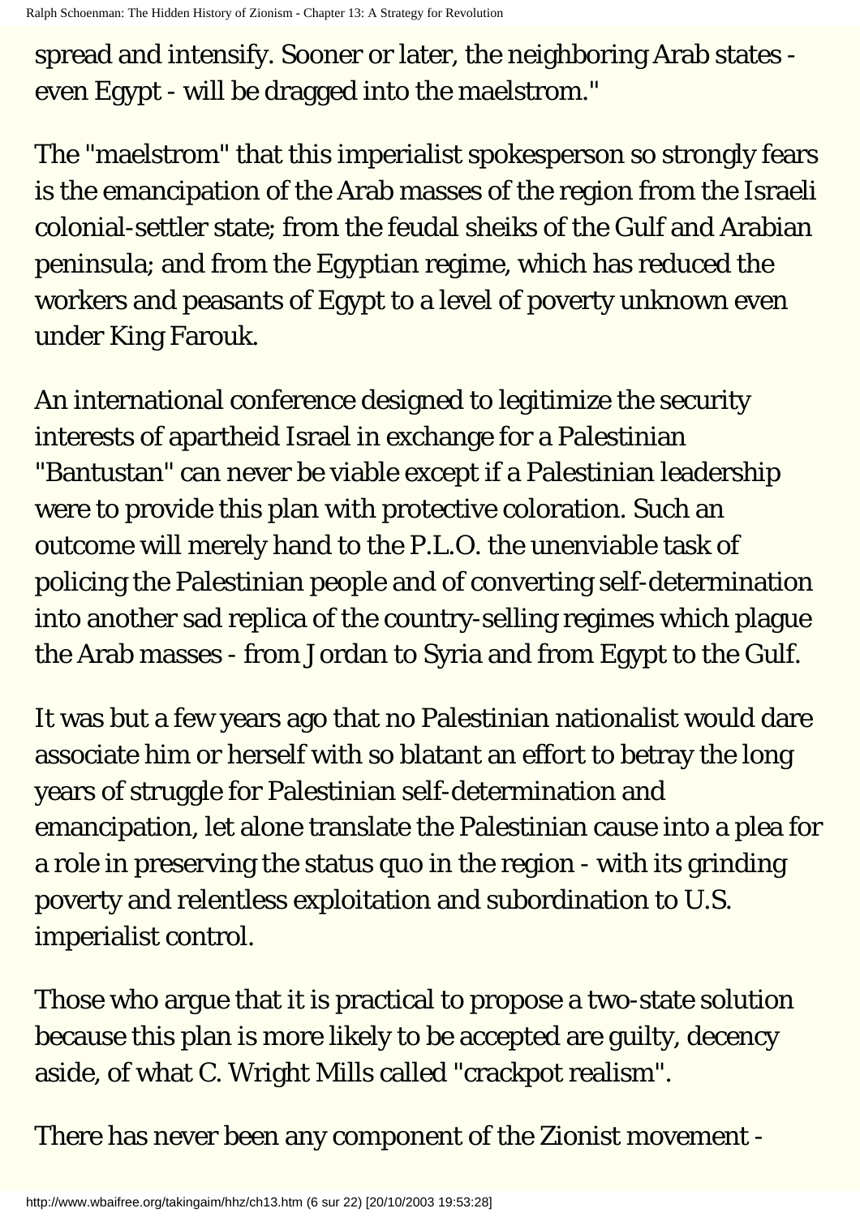spread and intensify. Sooner or later, the neighboring Arab states - even Egypt - will be dragged into the maelstrom."

The "maelstrom" that this imperialist spokesperson so strongly fears is the emancipation of the Arab masses of the region from the Israeli colonial-settler state; from the feudal sheiks of the Gulf and Arabian peninsula; and from the Egyptian regime, which has reduced the workers and peasants of Egypt to a level of poverty unknown even under King Farouk.

An international conference designed to legitimize the security interests of apartheid Israel in exchange for a Palestinian "Bantustan" can never be viable except if a Palestinian leadership were to provide this plan with protective coloration. Such an outcome will merely hand to the P.L.O. the unenviable task of policing the Palestinian people and of converting self-determination into another sad replica of the country-selling regimes which plague the Arab masses - from Jordan to Syria and from Egypt to the Gulf.

It was but a few years ago that no Palestinian nationalist would dare associate him or herself with so blatant an effort to betray the long years of struggle for Palestinian self-determination and emancipation, let alone translate the Palestinian cause into a plea for a role in preserving the status quo in the region - with its grinding poverty and relentless exploitation and subordination to U.S. imperialist control.

Those who argue that it is practical to propose a two-state solution because this plan is more likely to be accepted are guilty, decency aside, of what C. Wright Mills called "crackpot realism".

There has never been any component of the Zionist movement -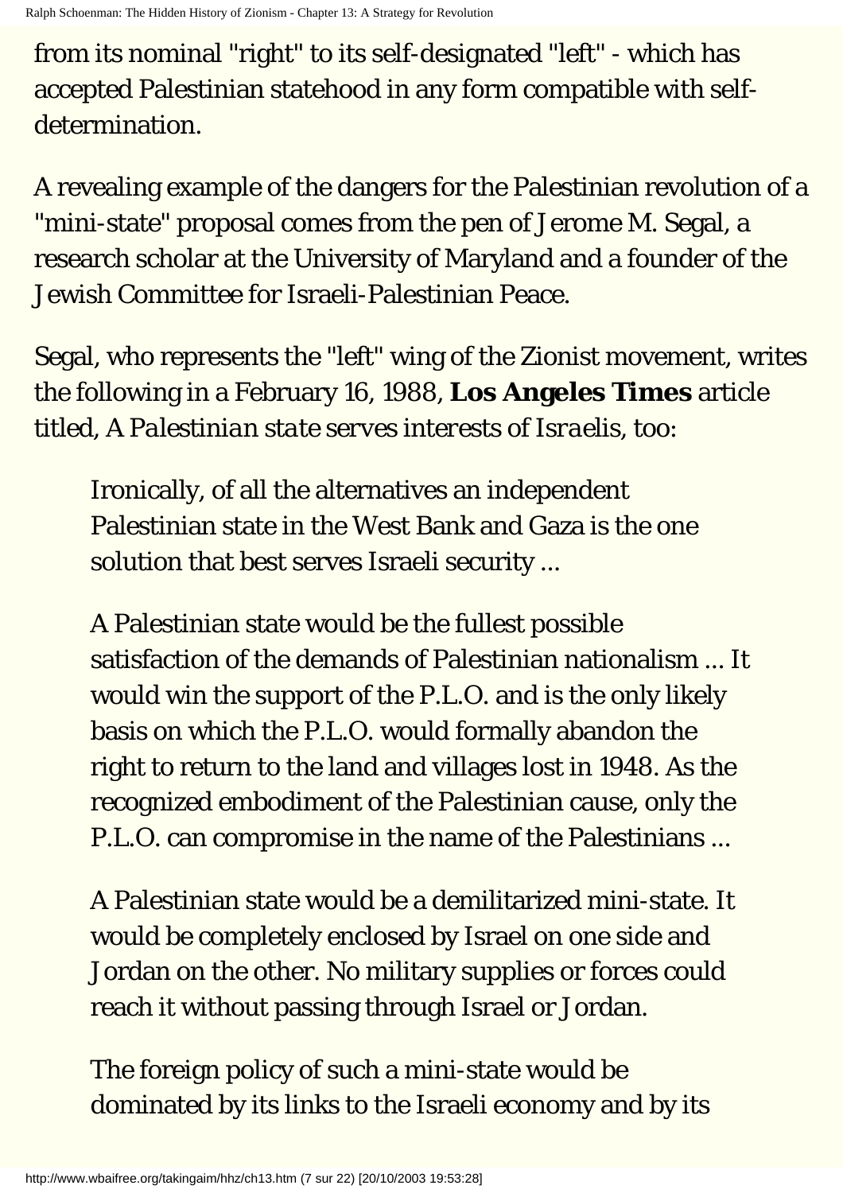from its nominal "right" to its self-designated "left" - which has accepted Palestinian statehood in any form compatible with self-determination.

A revealing example of the dangers for the Palestinian revolution of a "mini-state" proposal comes from the pen of Jerome M. Segal, a research scholar at the University of Maryland and a founder of the Jewish Committee for Israeli-Palestinian Peace.

Segal, who represents the "left" wing of the Zionist movement, writes the following in a February 16, 1988, **Los Angeles Times** article titled, *A Palestinian state serves interests of Israelis, too:*

> Ironically, of all the alternatives an independent Palestinian state in the West Bank and Gaza is the one solution that best serves Israeli security ...
>
> A Palestinian state would be the fullest possible satisfaction of the demands of Palestinian nationalism ... It would win the support of the P.L.O. and is the only likely basis on which the P.L.O. would formally abandon the right to return to the land and villages lost in 1948. As the recognized embodiment of the Palestinian cause, only the P.L.O. can compromise in the name of the Palestinians ...
>
> A Palestinian state would be a demilitarized mini-state. It would be completely enclosed by Israel on one side and Jordan on the other. No military supplies or forces could reach it without passing through Israel or Jordan.
>
> The foreign policy of such a mini-state would be dominated by its links to the Israeli economy and by its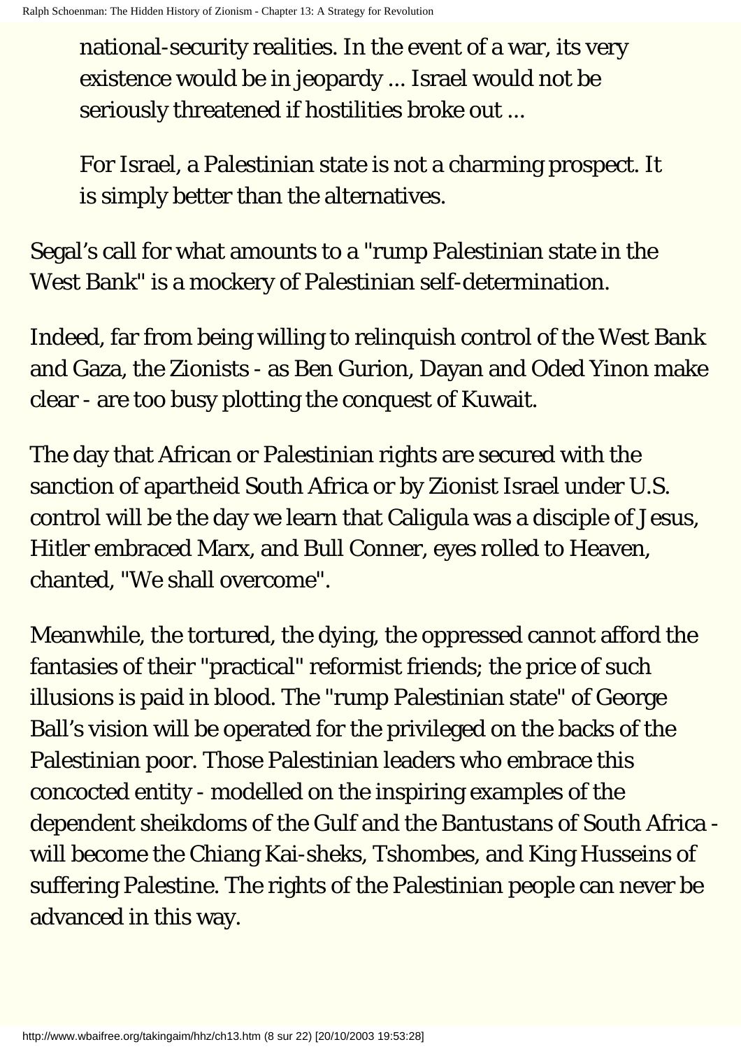> national-security realities. In the event of a war, its very existence would be in jeopardy ... Israel would not be seriously threatened if hostilities broke out ...
>
> For Israel, a Palestinian state is not a charming prospect. It is simply better than the alternatives.

Segal’s call for what amounts to a "rump Palestinian state in the West Bank" is a mockery of Palestinian self-determination.

Indeed, far from being willing to relinquish control of the West Bank and Gaza, the Zionists - as Ben Gurion, Dayan and Oded Yinon make clear - are too busy plotting the conquest of Kuwait.

The day that African or Palestinian rights are secured with the sanction of apartheid South Africa or by Zionist Israel under U.S. control will be the day we learn that Caligula was a disciple of Jesus, Hitler embraced Marx, and Bull Conner, eyes rolled to Heaven, chanted, "We shall overcome".

Meanwhile, the tortured, the dying, the oppressed cannot afford the fantasies of their "practical" reformist friends; the price of such illusions is paid in blood. The "rump Palestinian state" of George Ball’s vision will be operated for the privileged on the backs of the Palestinian poor. Those Palestinian leaders who embrace this concocted entity - modelled on the inspiring examples of the dependent sheikdoms of the Gulf and the Bantustans of South Africa - will become the Chiang Kai-sheks, Tshombes, and King Husseins of suffering Palestine. The rights of the Palestinian people can never be advanced in this way.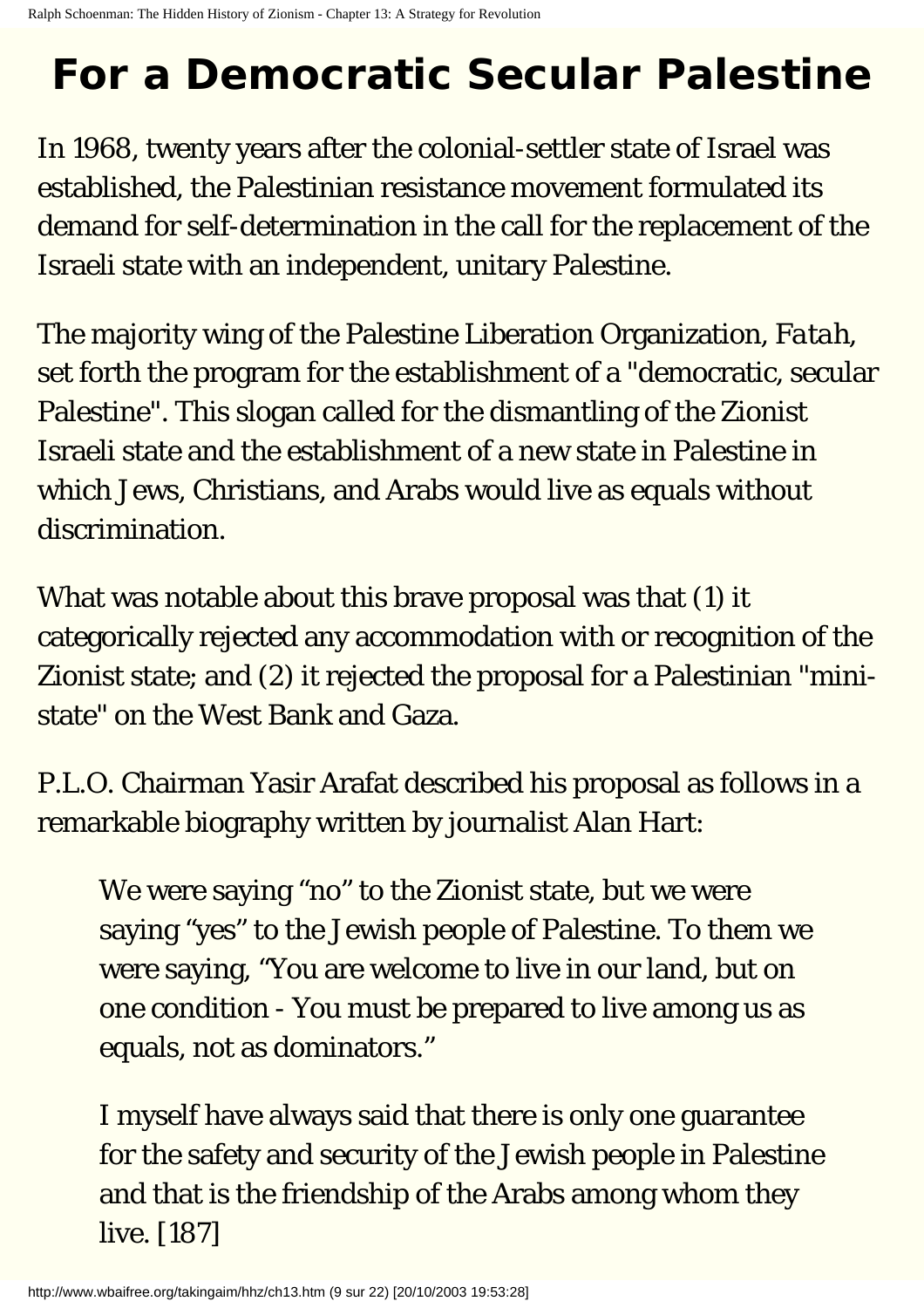# For a Democratic Secular Palestine

In 1968, twenty years after the colonial-settler state of Israel was established, the Palestinian resistance movement formulated its demand for self-determination in the call for the replacement of the Israeli state with an independent, unitary Palestine.

The majority wing of the Palestine Liberation Organization, *Fatah*, set forth the program for the establishment of a "democratic, secular Palestine". This slogan called for the dismantling of the Zionist Israeli state and the establishment of a new state in Palestine in which Jews, Christians, and Arabs would live as equals without discrimination.

What was notable about this brave proposal was that (1) it categorically rejected any accommodation with or recognition of the Zionist state; and (2) it rejected the proposal for a Palestinian "mini-state" on the West Bank and Gaza.

P.L.O. Chairman Yasir Arafat described his proposal as follows in a remarkable biography written by journalist Alan Hart:

> We were saying "no" to the Zionist state, but we were saying "yes" to the Jewish people of Palestine. To them we were saying, "You are welcome to live in our land, but on one condition - You must be prepared to live among us as equals, not as dominators."
>
> I myself have always said that there is only one guarantee for the safety and security of the Jewish people in Palestine and that is the friendship of the Arabs among whom they live. [187]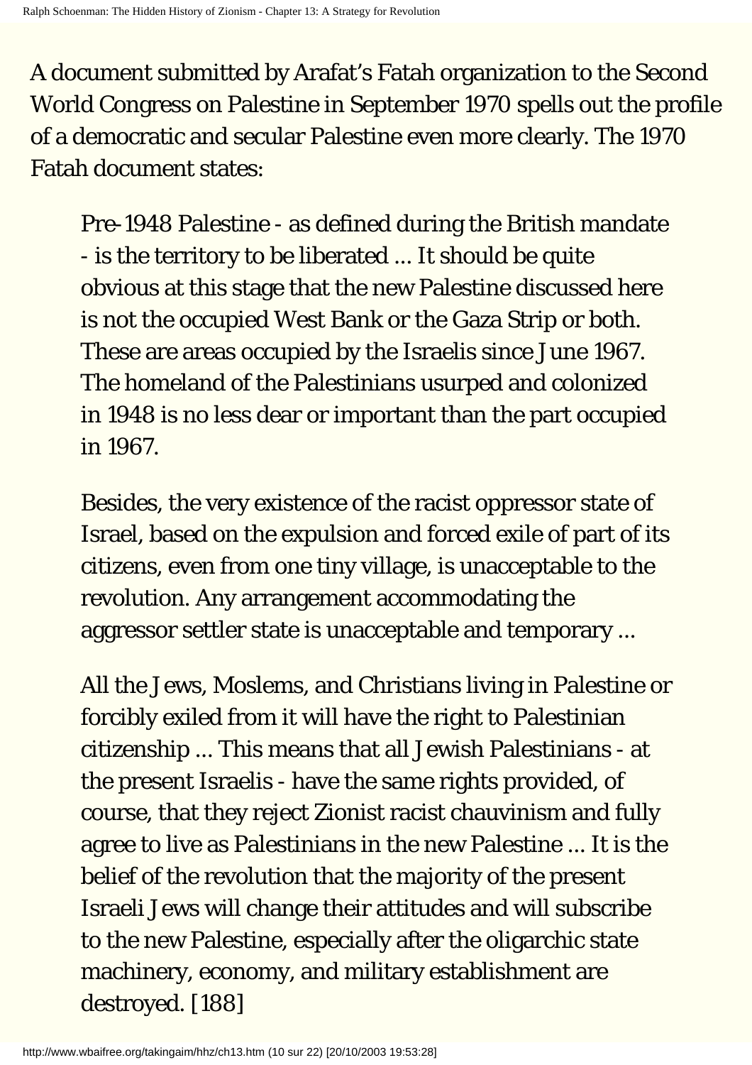A document submitted by Arafat's Fatah organization to the Second World Congress on Palestine in September 1970 spells out the profile of a democratic and secular Palestine even more clearly. The 1970 Fatah document states:

> Pre-1948 Palestine - as defined during the British mandate - is the territory to be liberated ... It should be quite obvious at this stage that the new Palestine discussed here is not the occupied West Bank or the Gaza Strip or both. These are areas occupied by the Israelis since June 1967. The homeland of the Palestinians usurped and colonized in 1948 is no less dear or important than the part occupied in 1967.
>
> Besides, the very existence of the racist oppressor state of Israel, based on the expulsion and forced exile of part of its citizens, even from one tiny village, is unacceptable to the revolution. Any arrangement accommodating the aggressor settler state is unacceptable and temporary ...
>
> All the Jews, Moslems, and Christians living in Palestine or forcibly exiled from it will have the right to Palestinian citizenship ... This means that all Jewish Palestinians - at the present Israelis - have the same rights provided, of course, that they reject Zionist racist chauvinism and fully agree to live as Palestinians in the new Palestine ... It is the belief of the revolution that the majority of the present Israeli Jews will change their attitudes and will subscribe to the new Palestine, especially after the oligarchic state machinery, economy, and military establishment are destroyed. [188]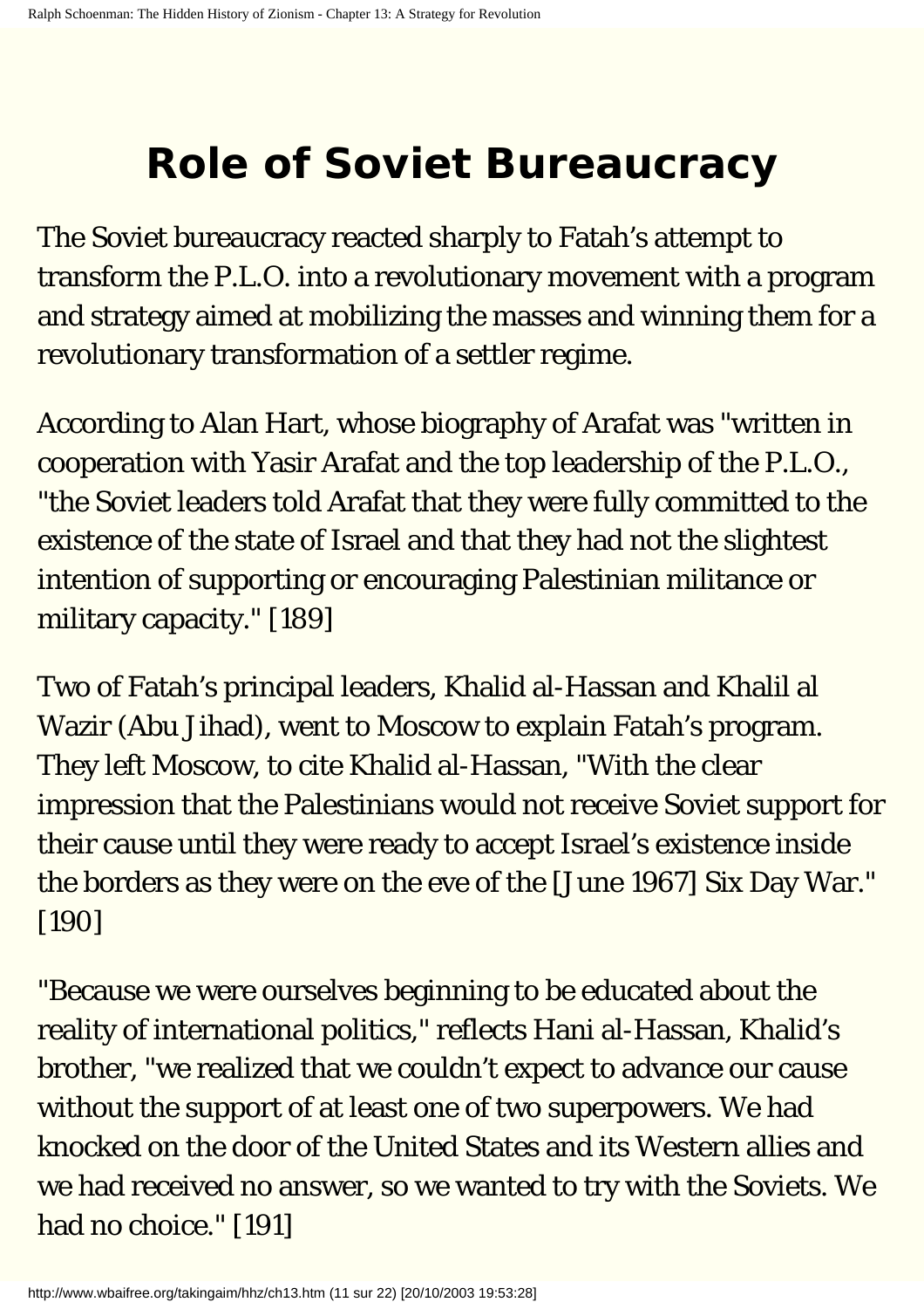# Role of Soviet Bureaucracy

The Soviet bureaucracy reacted sharply to Fatah's attempt to transform the P.L.O. into a revolutionary movement with a program and strategy aimed at mobilizing the masses and winning them for a revolutionary transformation of a settler regime.

According to Alan Hart, whose biography of Arafat was "written in cooperation with Yasir Arafat and the top leadership of the P.L.O., "the Soviet leaders told Arafat that they were fully committed to the existence of the state of Israel and that they had not the slightest intention of supporting or encouraging Palestinian militance or military capacity." [189]

Two of Fatah's principal leaders, Khalid al-Hassan and Khalil al Wazir (Abu Jihad), went to Moscow to explain Fatah's program. They left Moscow, to cite Khalid al-Hassan, "With the clear impression that the Palestinians would not receive Soviet support for their cause until they were ready to accept Israel's existence inside the borders as they were on the eve of the [June 1967] Six Day War." [190]

"Because we were ourselves beginning to be educated about the reality of international politics," reflects Hani al-Hassan, Khalid's brother, "we realized that we couldn't expect to advance our cause without the support of at least one of two superpowers. We had knocked on the door of the United States and its Western allies and we had received no answer, so we wanted to try with the Soviets. We had no choice." [191]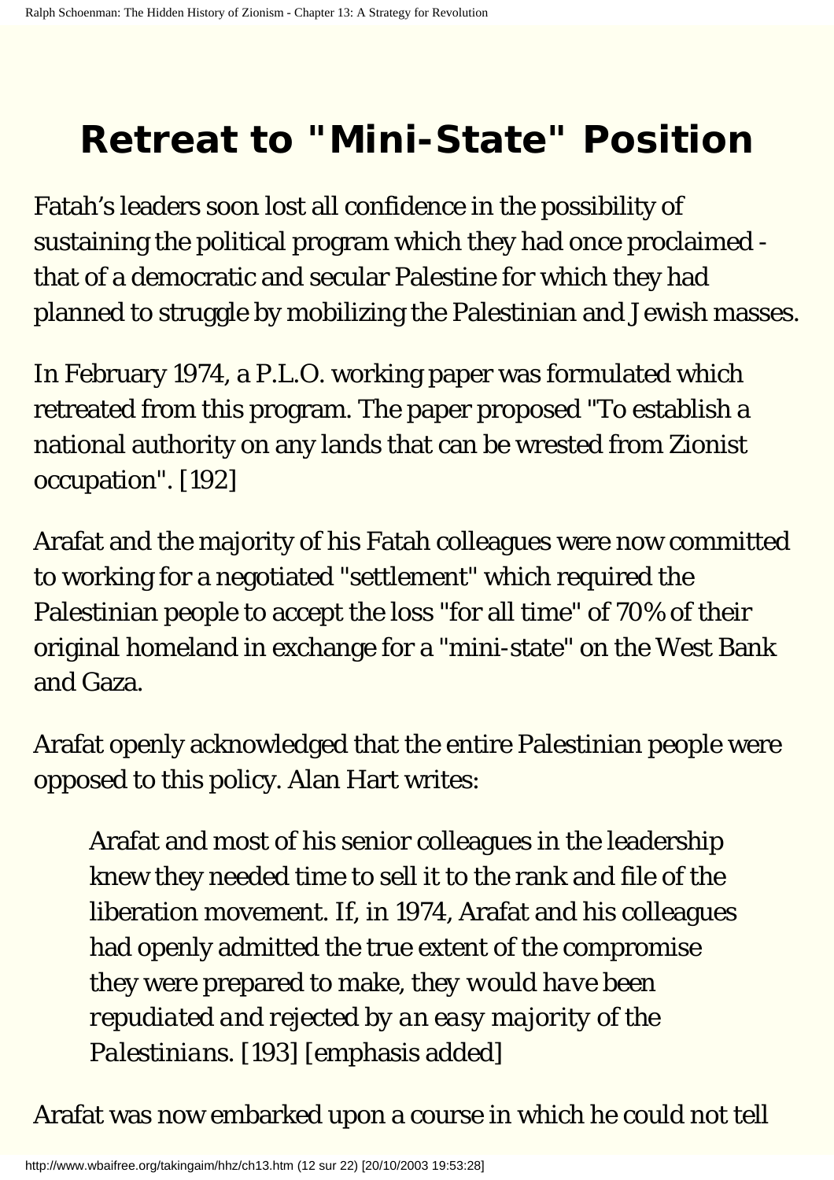# Retreat to "Mini-State" Position

Fatah's leaders soon lost all confidence in the possibility of sustaining the political program which they had once proclaimed - that of a democratic and secular Palestine for which they had planned to struggle by mobilizing the Palestinian and Jewish masses.

In February 1974, a P.L.O. working paper was formulated which retreated from this program. The paper proposed "To establish a national authority on any lands that can be wrested from Zionist occupation". [192]

Arafat and the majority of his Fatah colleagues were now committed to working for a negotiated "settlement" which required the Palestinian people to accept the loss "for all time" of 70% of their original homeland in exchange for a "mini-state" on the West Bank and Gaza.

Arafat openly acknowledged that the entire Palestinian people were opposed to this policy. Alan Hart writes:

> Arafat and most of his senior colleagues in the leadership knew they needed time to sell it to the rank and file of the liberation movement. If, in 1974, Arafat and his colleagues had openly admitted the true extent of the compromise they were prepared to make, *they would have been repudiated and rejected by an easy majority of the Palestinians*. [193] [emphasis added]

Arafat was now embarked upon a course in which he could not tell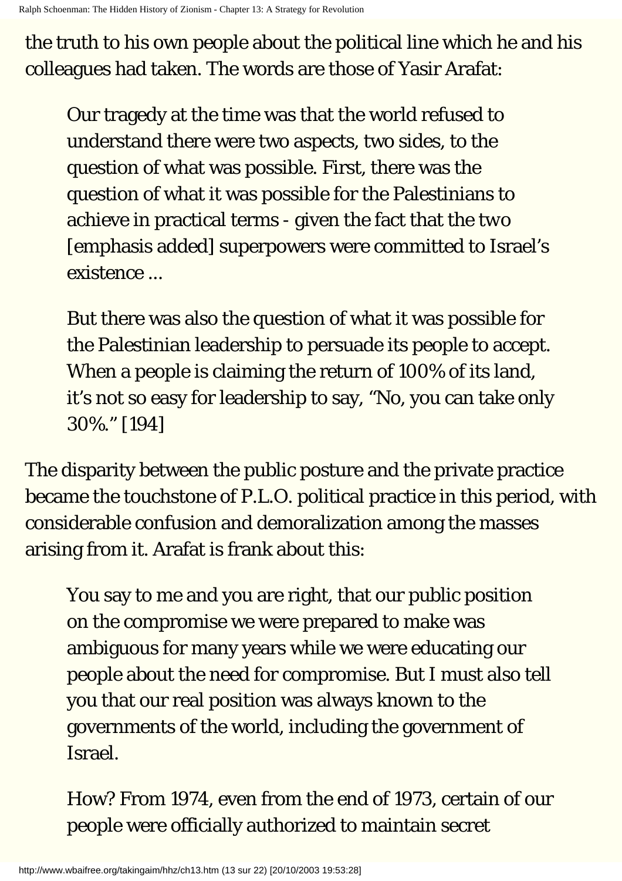the truth to his own people about the political line which he and his colleagues had taken. The words are those of Yasir Arafat:

> Our tragedy at the time was that the world refused to understand there were two aspects, two sides, to the question of what was possible. First, there was the question of what it was possible for the Palestinians to achieve in practical terms - given the fact that the two [emphasis added] superpowers were committed to Israel's existence ...
>
> But there was also the question of what it was possible for the Palestinian leadership to persuade its people to accept. When a people is claiming the return of 100% of its land, it's not so easy for leadership to say, "No, you can take only 30%." [194]

The disparity between the public posture and the private practice became the touchstone of P.L.O. political practice in this period, with considerable confusion and demoralization among the masses arising from it. Arafat is frank about this:

> You say to me and you are right, that our public position on the compromise we were prepared to make was ambiguous for many years while we were educating our people about the need for compromise. But I must also tell you that our real position was always known to the governments of the world, including the government of Israel.
>
> How? From 1974, even from the end of 1973, certain of our people were officially authorized to maintain secret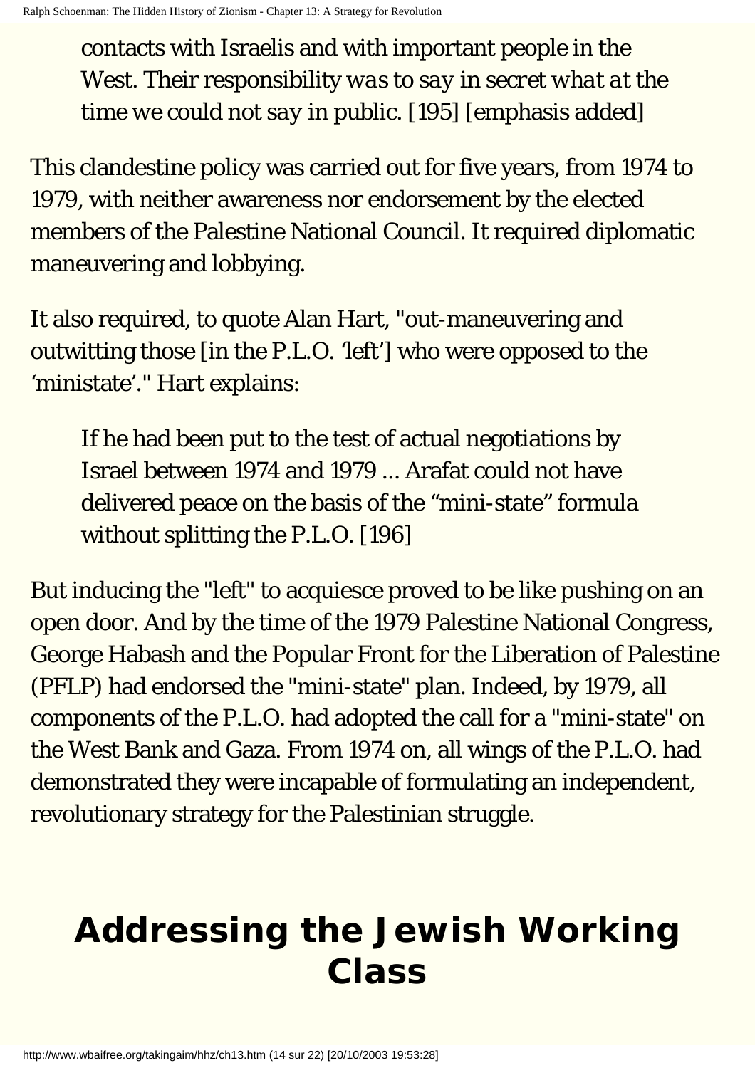> contacts with Israelis and with important people in the West. *Their responsibility was to say in secret what at the time we could not say in public.* [195] [emphasis added]

This clandestine policy was carried out for five years, from 1974 to 1979, with neither awareness nor endorsement by the elected members of the Palestine National Council. It required diplomatic maneuvering and lobbying.

It also required, to quote Alan Hart, "out-maneuvering and outwitting those [in the P.L.O. 'left'] who were opposed to the 'ministate'." Hart explains:

> If he had been put to the test of actual negotiations by Israel between 1974 and 1979 ... Arafat could not have delivered peace on the basis of the "mini-state" formula without splitting the P.L.O. [196]

But inducing the "left" to acquiesce proved to be like pushing on an open door. And by the time of the 1979 Palestine National Congress, George Habash and the Popular Front for the Liberation of Palestine (PFLP) had endorsed the "mini-state" plan. Indeed, by 1979, all components of the P.L.O. had adopted the call for a "mini-state" on the West Bank and Gaza. From 1974 on, all wings of the P.L.O. had demonstrated they were incapable of formulating an independent, revolutionary strategy for the Palestinian struggle.

# Addressing the Jewish Working Class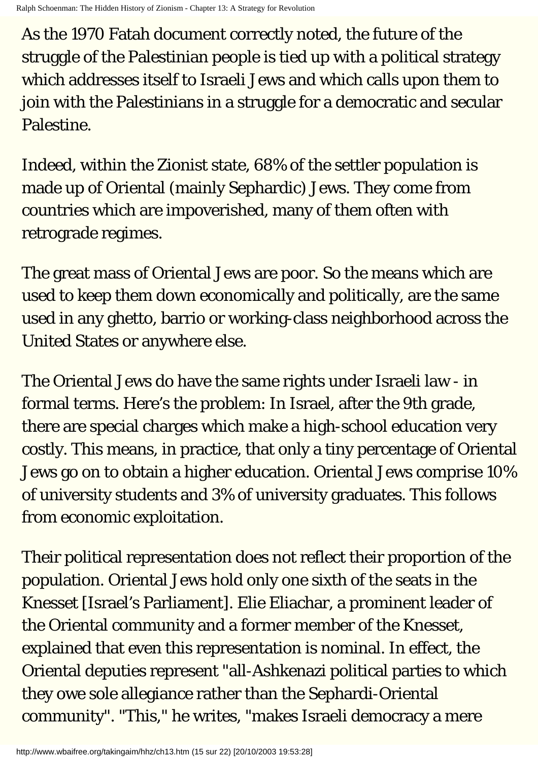As the 1970 Fatah document correctly noted, the future of the struggle of the Palestinian people is tied up with a political strategy which addresses itself to Israeli Jews and which calls upon them to join with the Palestinians in a struggle for a democratic and secular Palestine.

Indeed, within the Zionist state, 68% of the settler population is made up of Oriental (mainly Sephardic) Jews. They come from countries which are impoverished, many of them often with retrograde regimes.

The great mass of Oriental Jews are poor. So the means which are used to keep them down economically and politically, are the same used in any ghetto, barrio or working-class neighborhood across the United States or anywhere else.

The Oriental Jews do have the same rights under Israeli law - in formal terms. Here's the problem: In Israel, after the 9th grade, there are special charges which make a high-school education very costly. This means, in practice, that only a tiny percentage of Oriental Jews go on to obtain a higher education. Oriental Jews comprise 10% of university students and 3% of university graduates. This follows from economic exploitation.

Their political representation does not reflect their proportion of the population. Oriental Jews hold only one sixth of the seats in the Knesset [Israel's Parliament]. Elie Eliachar, a prominent leader of the Oriental community and a former member of the Knesset, explained that even this representation is nominal. In effect, the Oriental deputies represent "all-Ashkenazi political parties to which they owe sole allegiance rather than the Sephardi-Oriental community". "This," he writes, "makes Israeli democracy a mere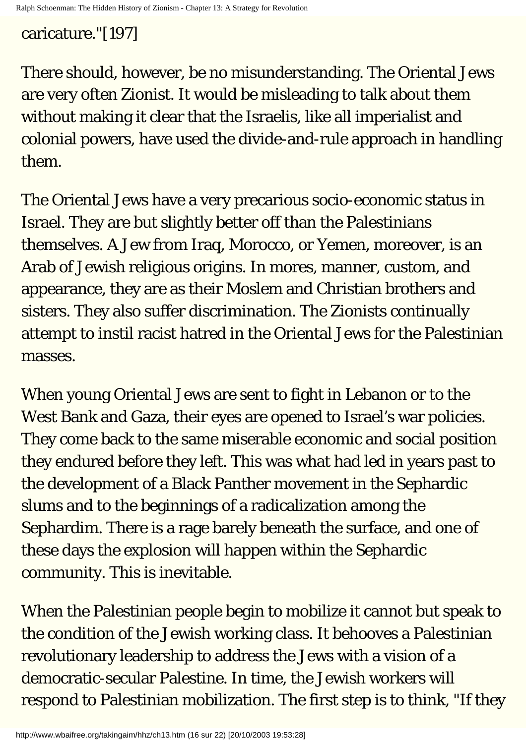caricature."[197]

There should, however, be no misunderstanding. The Oriental Jews are very often Zionist. It would be misleading to talk about them without making it clear that the Israelis, like all imperialist and colonial powers, have used the divide-and-rule approach in handling them.

The Oriental Jews have a very precarious socio-economic status in Israel. They are but slightly better off than the Palestinians themselves. A Jew from Iraq, Morocco, or Yemen, moreover, is an Arab of Jewish religious origins. In mores, manner, custom, and appearance, they are as their Moslem and Christian brothers and sisters. They also suffer discrimination. The Zionists continually attempt to instil racist hatred in the Oriental Jews for the Palestinian masses.

When young Oriental Jews are sent to fight in Lebanon or to the West Bank and Gaza, their eyes are opened to Israel's war policies. They come back to the same miserable economic and social position they endured before they left. This was what had led in years past to the development of a Black Panther movement in the Sephardic slums and to the beginnings of a radicalization among the Sephardim. There is a rage barely beneath the surface, and one of these days the explosion will happen within the Sephardic community. This is inevitable.

When the Palestinian people begin to mobilize it cannot but speak to the condition of the Jewish working class. It behooves a Palestinian revolutionary leadership to address the Jews with a vision of a democratic-secular Palestine. In time, the Jewish workers will respond to Palestinian mobilization. The first step is to think, "If they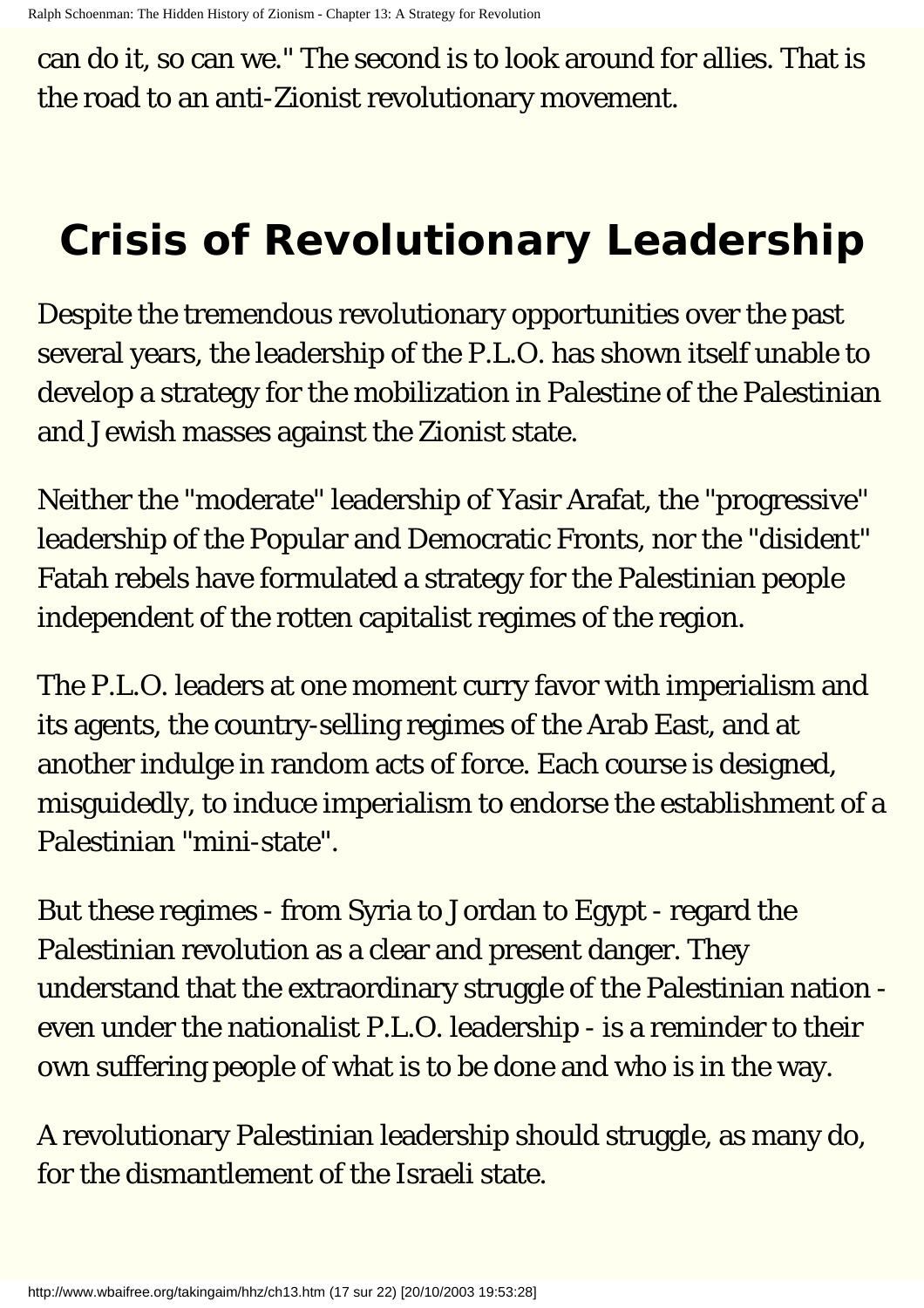can do it, so can we." The second is to look around for allies. That is the road to an anti-Zionist revolutionary movement.

## Crisis of Revolutionary Leadership

Despite the tremendous revolutionary opportunities over the past several years, the leadership of the P.L.O. has shown itself unable to develop a strategy for the mobilization in Palestine of the Palestinian and Jewish masses against the Zionist state.

Neither the "moderate" leadership of Yasir Arafat, the "progressive" leadership of the Popular and Democratic Fronts, nor the "disident" Fatah rebels have formulated a strategy for the Palestinian people independent of the rotten capitalist regimes of the region.

The P.L.O. leaders at one moment curry favor with imperialism and its agents, the country-selling regimes of the Arab East, and at another indulge in random acts of force. Each course is designed, misguidedly, to induce imperialism to endorse the establishment of a Palestinian "mini-state".

But these regimes - from Syria to Jordan to Egypt - regard the Palestinian revolution as a clear and present danger. They understand that the extraordinary struggle of the Palestinian nation - even under the nationalist P.L.O. leadership - is a reminder to their own suffering people of what is to be done and who is in the way.

A revolutionary Palestinian leadership should struggle, as many do, for the dismantlement of the Israeli state.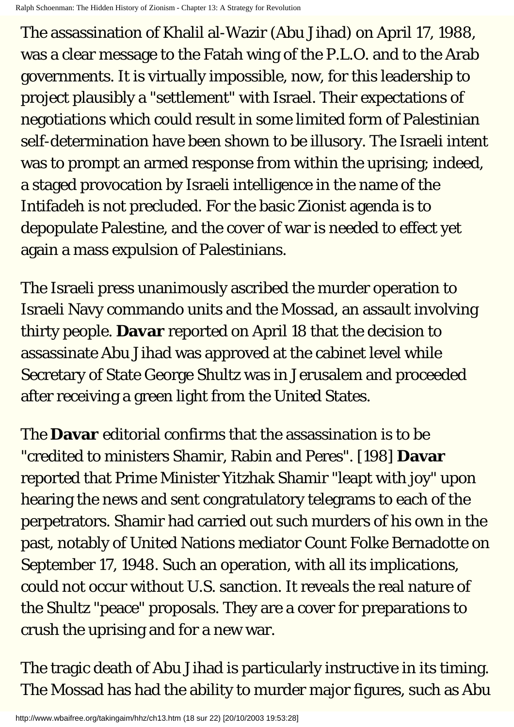The assassination of Khalil al-Wazir (Abu Jihad) on April 17, 1988, was a clear message to the Fatah wing of the P.L.O. and to the Arab governments. It is virtually impossible, now, for this leadership to project plausibly a "settlement" with Israel. Their expectations of negotiations which could result in some limited form of Palestinian self-determination have been shown to be illusory. The Israeli intent was to prompt an armed response from within the uprising; indeed, a staged provocation by Israeli intelligence in the name of the Intifadeh is not precluded. For the basic Zionist agenda is to depopulate Palestine, and the cover of war is needed to effect yet again a mass expulsion of Palestinians.

The Israeli press unanimously ascribed the murder operation to Israeli Navy commando units and the Mossad, an assault involving thirty people. **Davar** reported on April 18 that the decision to assassinate Abu Jihad was approved at the cabinet level while Secretary of State George Shultz was in Jerusalem and proceeded after receiving a green light from the United States.

The **Davar** editorial confirms that the assassination is to be "credited to ministers Shamir, Rabin and Peres". [198] **Davar** reported that Prime Minister Yitzhak Shamir "leapt with joy" upon hearing the news and sent congratulatory telegrams to each of the perpetrators. Shamir had carried out such murders of his own in the past, notably of United Nations mediator Count Folke Bernadotte on September 17, 1948. Such an operation, with all its implications, could not occur without U.S. sanction. It reveals the real nature of the Shultz "peace" proposals. They are a cover for preparations to crush the uprising and for a new war.

The tragic death of Abu Jihad is particularly instructive in its timing. The Mossad has had the ability to murder major figures, such as Abu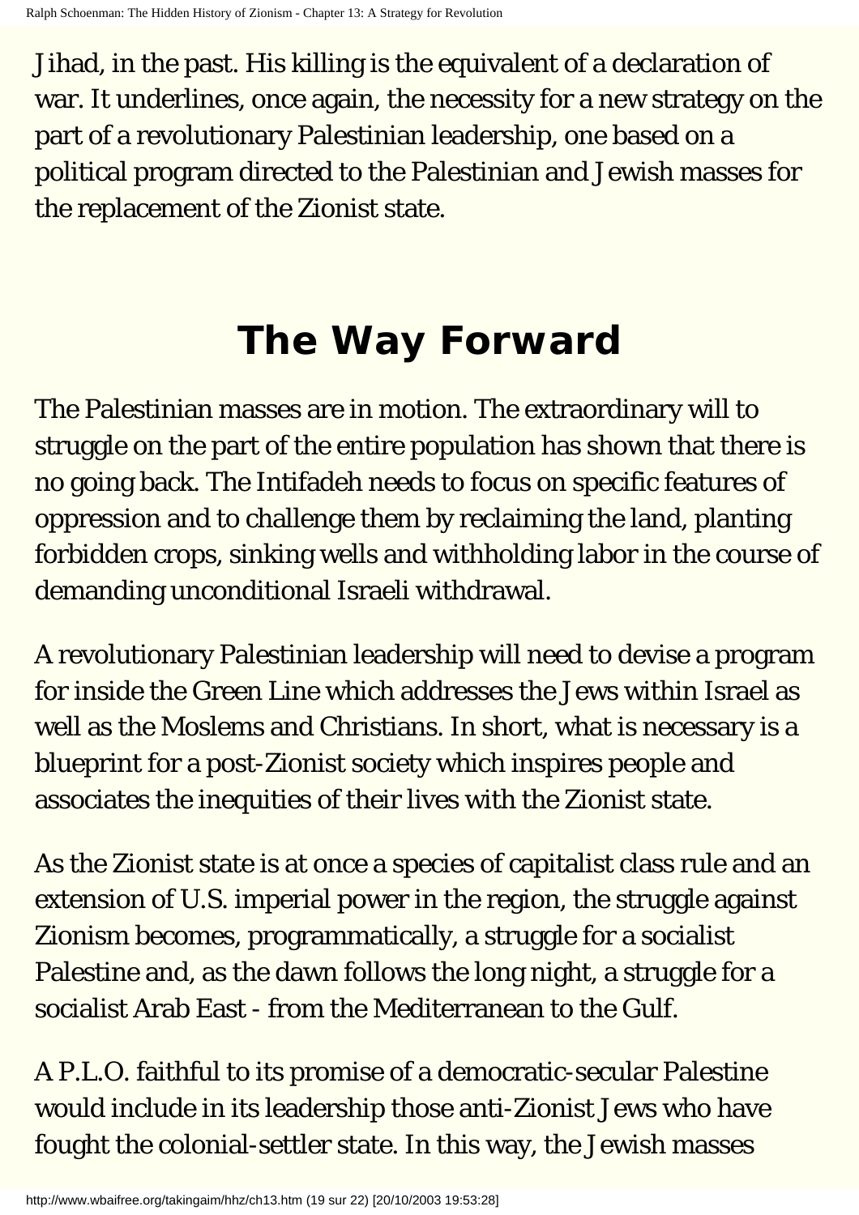Jihad, in the past. His killing is the equivalent of a declaration of war. It underlines, once again, the necessity for a new strategy on the part of a revolutionary Palestinian leadership, one based on a political program directed to the Palestinian and Jewish masses for the replacement of the Zionist state.

# The Way Forward

The Palestinian masses are in motion. The extraordinary will to struggle on the part of the entire population has shown that there is no going back. The Intifadeh needs to focus on specific features of oppression and to challenge them by reclaiming the land, planting forbidden crops, sinking wells and withholding labor in the course of demanding unconditional Israeli withdrawal.

A revolutionary Palestinian leadership will need to devise a program for inside the Green Line which addresses the Jews within Israel as well as the Moslems and Christians. In short, what is necessary is a blueprint for a post-Zionist society which inspires people and associates the inequities of their lives with the Zionist state.

As the Zionist state is at once a species of capitalist class rule and an extension of U.S. imperial power in the region, the struggle against Zionism becomes, programmatically, a struggle for a socialist Palestine and, as the dawn follows the long night, a struggle for a socialist Arab East - from the Mediterranean to the Gulf.

A P.L.O. faithful to its promise of a democratic-secular Palestine would include in its leadership those anti-Zionist Jews who have fought the colonial-settler state. In this way, the Jewish masses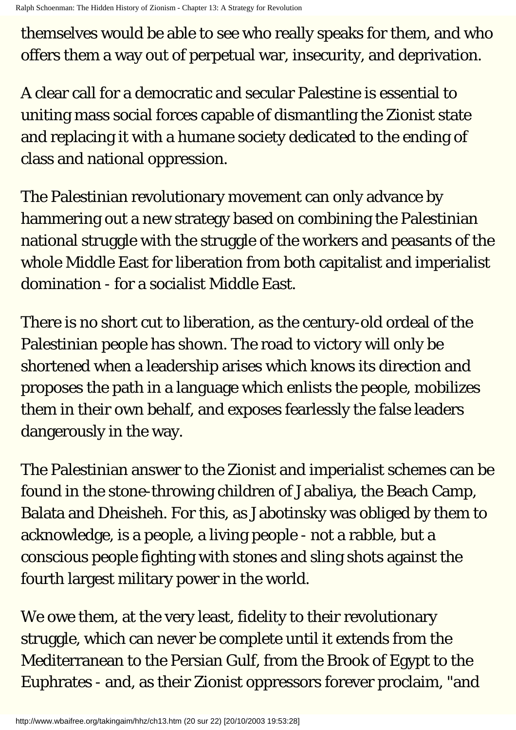themselves would be able to see who really speaks for them, and who offers them a way out of perpetual war, insecurity, and deprivation.

A clear call for a democratic and secular Palestine is essential to uniting mass social forces capable of dismantling the Zionist state and replacing it with a humane society dedicated to the ending of class and national oppression.

The Palestinian revolutionary movement can only advance by hammering out a new strategy based on combining the Palestinian national struggle with the struggle of the workers and peasants of the whole Middle East for liberation from both capitalist and imperialist domination - for a socialist Middle East.

There is no short cut to liberation, as the century-old ordeal of the Palestinian people has shown. The road to victory will only be shortened when a leadership arises which knows its direction and proposes the path in a language which enlists the people, mobilizes them in their own behalf, and exposes fearlessly the false leaders dangerously in the way.

The Palestinian answer to the Zionist and imperialist schemes can be found in the stone-throwing children of Jabaliya, the Beach Camp, Balata and Dheisheh. For this, as Jabotinsky was obliged by them to acknowledge, is a people, a living people - not a rabble, but a conscious people fighting with stones and sling shots against the fourth largest military power in the world.

We owe them, at the very least, fidelity to their revolutionary struggle, which can never be complete until it extends from the Mediterranean to the Persian Gulf, from the Brook of Egypt to the Euphrates - and, as their Zionist oppressors forever proclaim, "and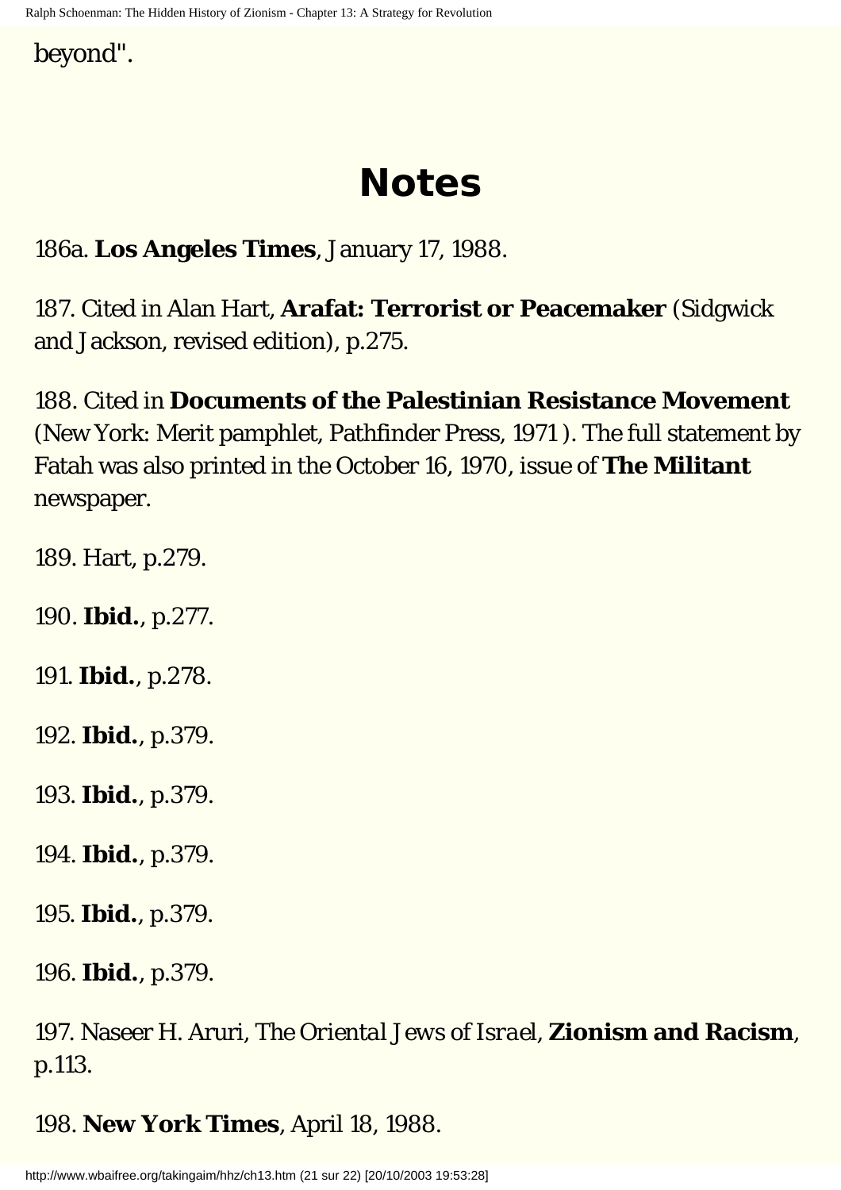beyond".

# Notes

186a. **Los Angeles Times**, January 17, 1988.

187. Cited in Alan Hart, **Arafat: Terrorist or Peacemaker** (Sidgwick and Jackson, revised edition), p.275.

188. Cited in **Documents of the Palestinian Resistance Movement** (New York: Merit pamphlet, Pathfinder Press, 1971 ). The full statement by Fatah was also printed in the October 16, 1970, issue of **The Militant** newspaper.

189. Hart, p.279.

190. **Ibid.**, p.277.

191. **Ibid.**, p.278.

192. **Ibid.**, p.379.

193. **Ibid.**, p.379.

194. **Ibid.**, p.379.

195. **Ibid.**, p.379.

196. **Ibid.**, p.379.

197. Naseer H. Aruri, *The Oriental Jews of Israel*, **Zionism and Racism**, p.113.

198. **New York Times**, April 18, 1988.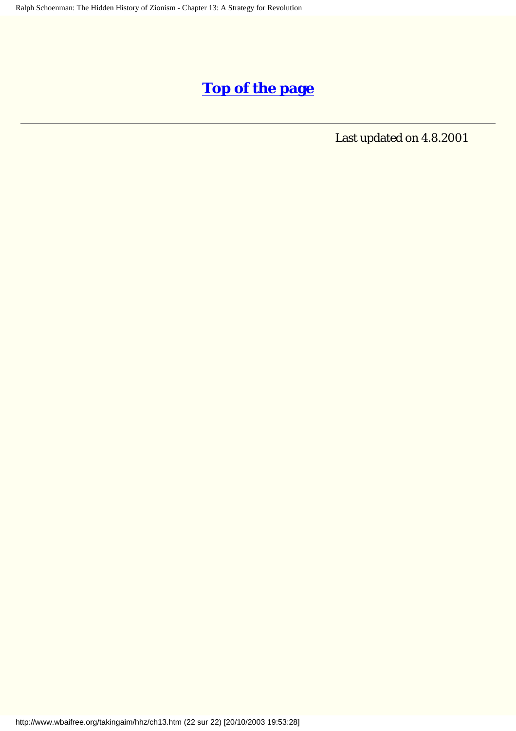**[Top of the page](#)**

---

Last updated on 4.8.2001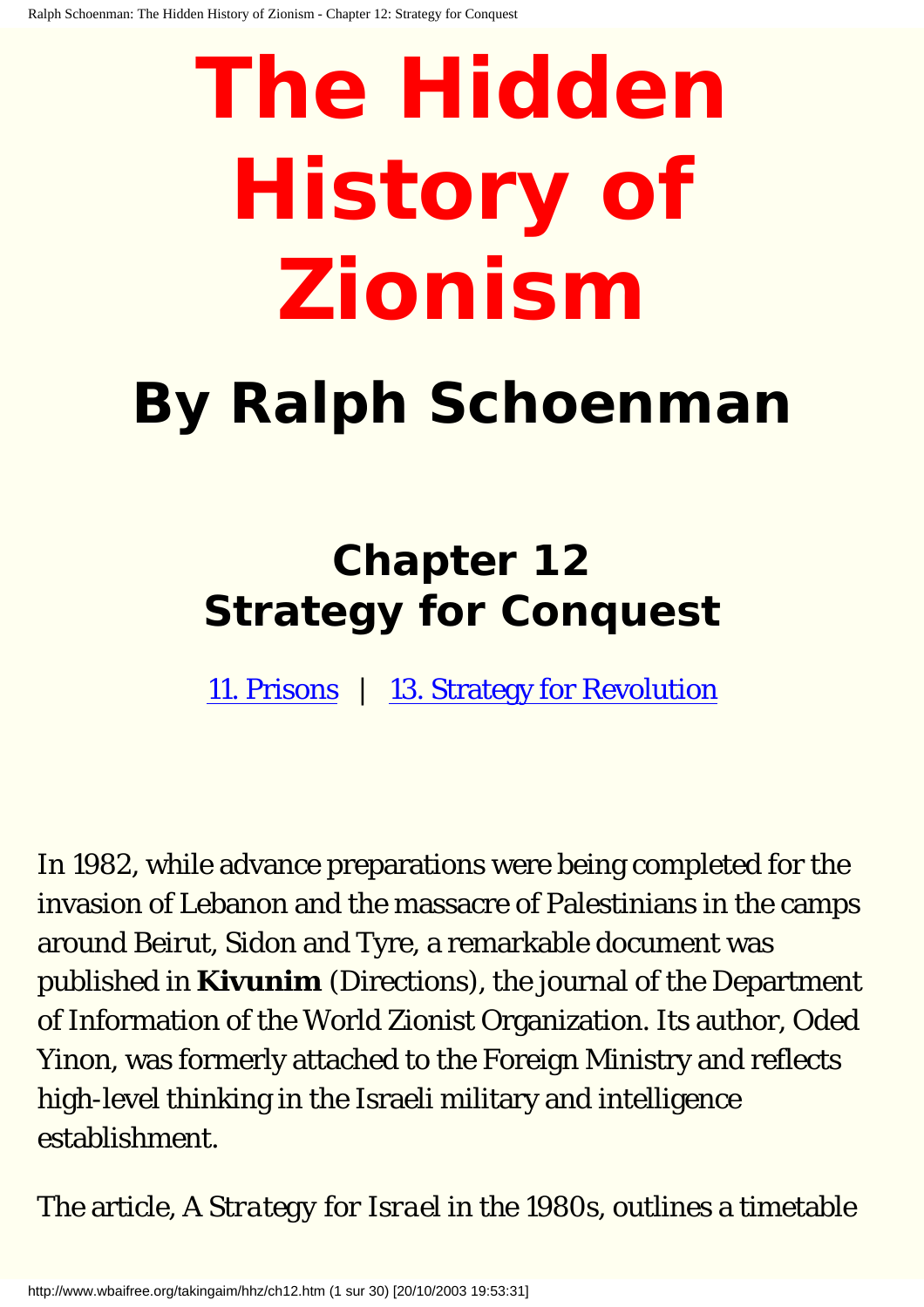# The Hidden History of Zionism

## By Ralph Schoenman

### Chapter 12
### Strategy for Conquest

[11. Prisons](ch11.htm) | [13. Strategy for Revolution](ch13.htm)

In 1982, while advance preparations were being completed for the invasion of Lebanon and the massacre of Palestinians in the camps around Beirut, Sidon and Tyre, a remarkable document was published in **Kivunim** (Directions), the journal of the Department of Information of the World Zionist Organization. Its author, Oded Yinon, was formerly attached to the Foreign Ministry and reflects high-level thinking in the Israeli military and intelligence establishment.

The article, *A Strategy for Israel in the 1980s*, outlines a timetable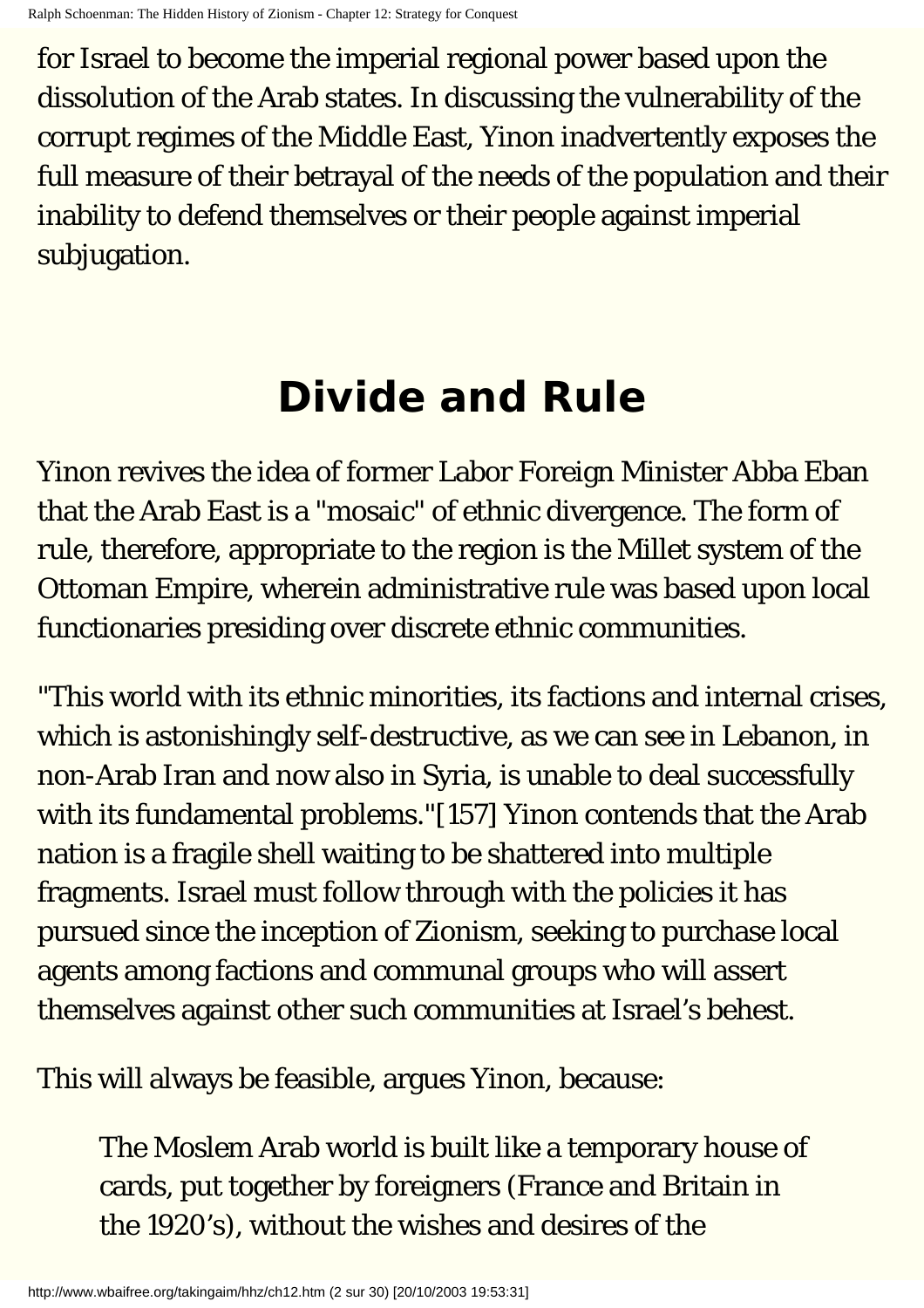for Israel to become the imperial regional power based upon the dissolution of the Arab states. In discussing the vulnerability of the corrupt regimes of the Middle East, Yinon inadvertently exposes the full measure of their betrayal of the needs of the population and their inability to defend themselves or their people against imperial subjugation.

## Divide and Rule

Yinon revives the idea of former Labor Foreign Minister Abba Eban that the Arab East is a "mosaic" of ethnic divergence. The form of rule, therefore, appropriate to the region is the Millet system of the Ottoman Empire, wherein administrative rule was based upon local functionaries presiding over discrete ethnic communities.

"This world with its ethnic minorities, its factions and internal crises, which is astonishingly self-destructive, as we can see in Lebanon, in non-Arab Iran and now also in Syria, is unable to deal successfully with its fundamental problems."[157] Yinon contends that the Arab nation is a fragile shell waiting to be shattered into multiple fragments. Israel must follow through with the policies it has pursued since the inception of Zionism, seeking to purchase local agents among factions and communal groups who will assert themselves against other such communities at Israel's behest.

This will always be feasible, argues Yinon, because:

> The Moslem Arab world is built like a temporary house of cards, put together by foreigners (France and Britain in the 1920's), without the wishes and desires of the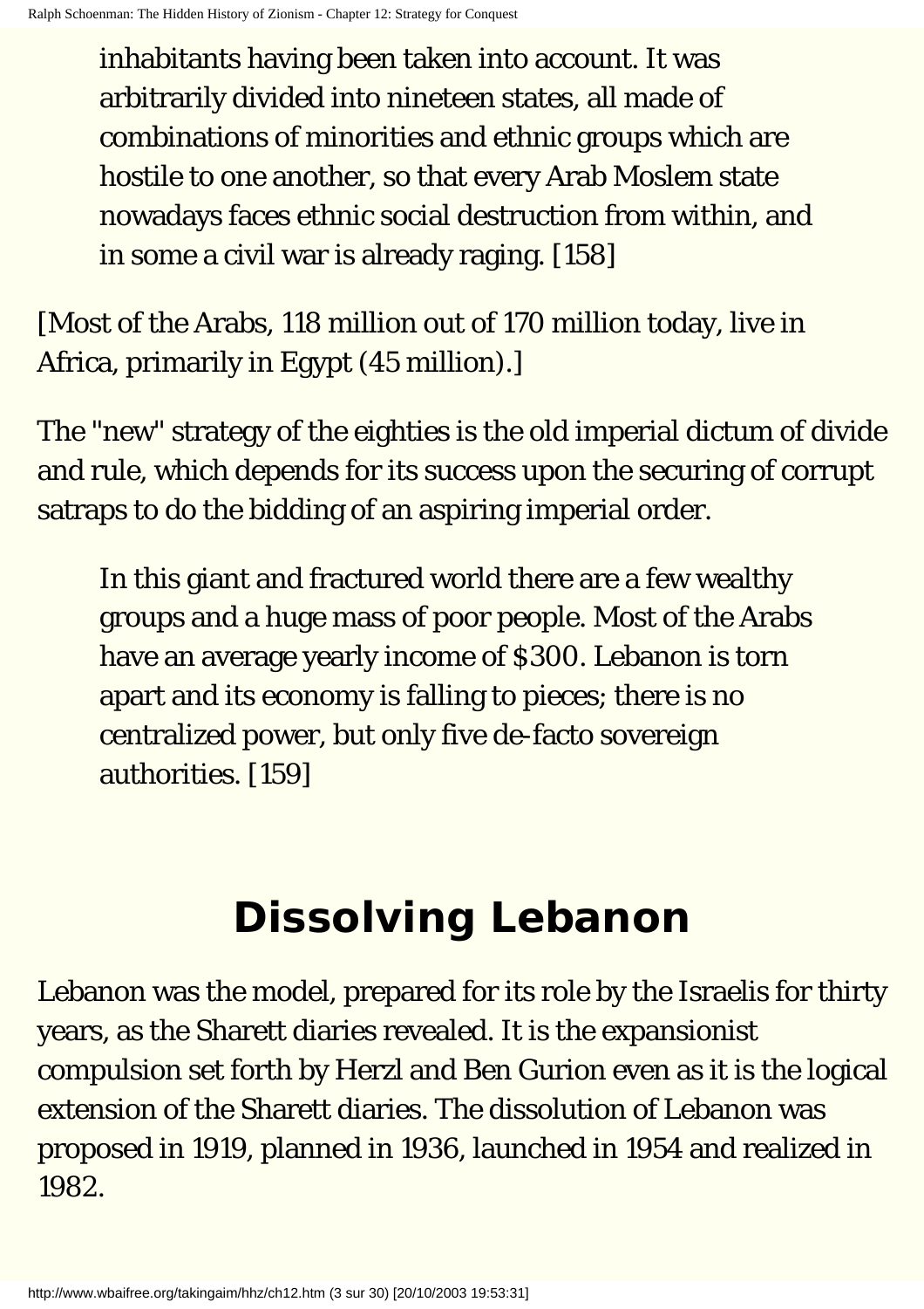> inhabitants having been taken into account. It was arbitrarily divided into nineteen states, all made of combinations of minorities and ethnic groups which are hostile to one another, so that every Arab Moslem state nowadays faces ethnic social destruction from within, and in some a civil war is already raging. [158]

[Most of the Arabs, 118 million out of 170 million today, live in Africa, primarily in Egypt (45 million).]

The "new" strategy of the eighties is the old imperial dictum of divide and rule, which depends for its success upon the securing of corrupt satraps to do the bidding of an aspiring imperial order.

> In this giant and fractured world there are a few wealthy groups and a huge mass of poor people. Most of the Arabs have an average yearly income of $300. Lebanon is torn apart and its economy is falling to pieces; there is no centralized power, but only five de-facto sovereign authorities. [159]

## Dissolving Lebanon

Lebanon was the model, prepared for its role by the Israelis for thirty years, as the Sharett diaries revealed. It is the expansionist compulsion set forth by Herzl and Ben Gurion even as it is the logical extension of the Sharett diaries. The dissolution of Lebanon was proposed in 1919, planned in 1936, launched in 1954 and realized in 1982.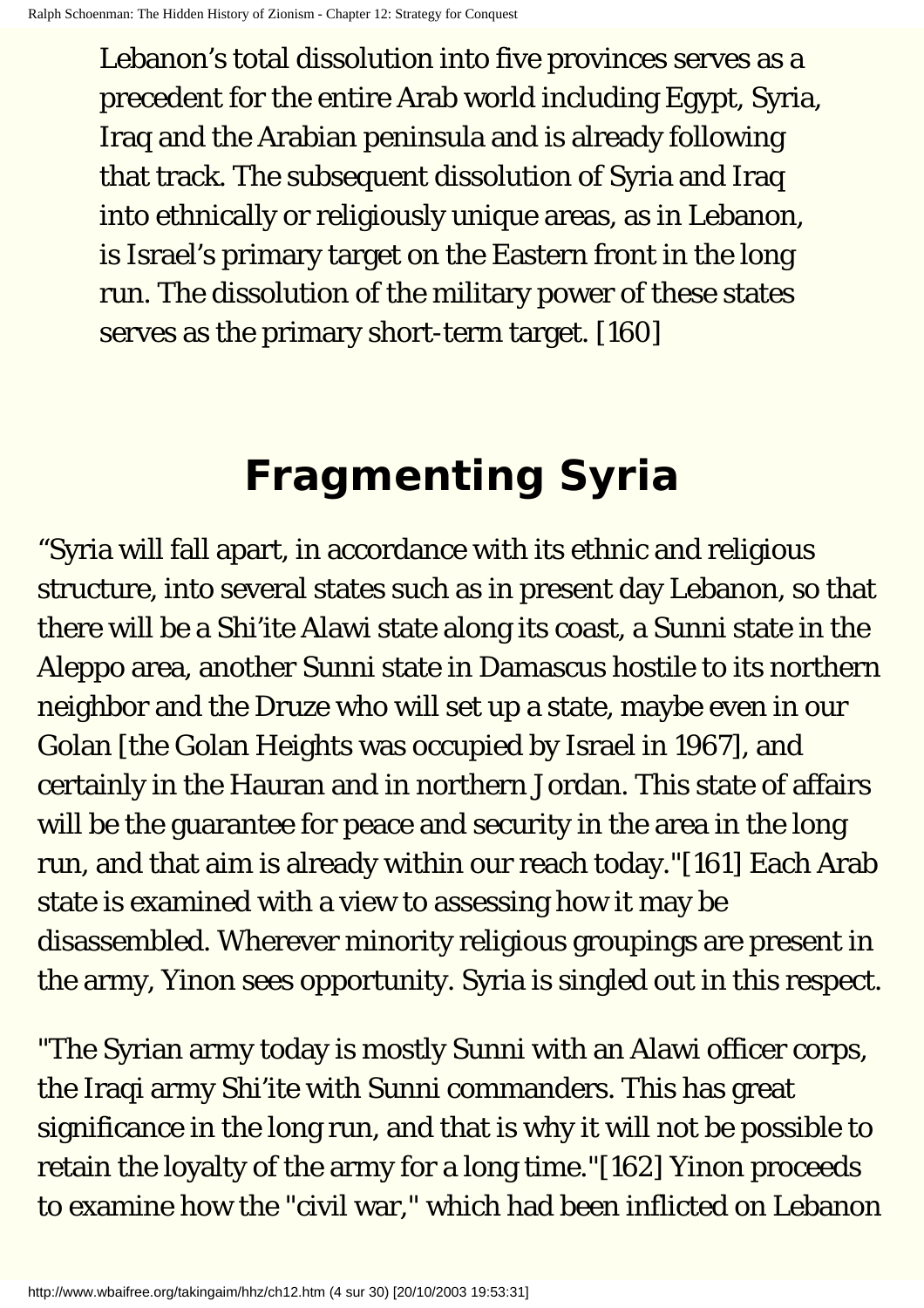> Lebanon's total dissolution into five provinces serves as a precedent for the entire Arab world including Egypt, Syria, Iraq and the Arabian peninsula and is already following that track. The subsequent dissolution of Syria and Iraq into ethnically or religiously unique areas, as in Lebanon, is Israel's primary target on the Eastern front in the long run. The dissolution of the military power of these states serves as the primary short-term target. [160]

## Fragmenting Syria

"Syria will fall apart, in accordance with its ethnic and religious structure, into several states such as in present day Lebanon, so that there will be a Shi'ite Alawi state along its coast, a Sunni state in the Aleppo area, another Sunni state in Damascus hostile to its northern neighbor and the Druze who will set up a state, maybe even in our Golan [the Golan Heights was occupied by Israel in 1967], and certainly in the Hauran and in northern Jordan. This state of affairs will be the guarantee for peace and security in the area in the long run, and that aim is already within our reach today."[161] Each Arab state is examined with a view to assessing how it may be disassembled. Wherever minority religious groupings are present in the army, Yinon sees opportunity. Syria is singled out in this respect.

"The Syrian army today is mostly Sunni with an Alawi officer corps, the Iraqi army Shi'ite with Sunni commanders. This has great significance in the long run, and that is why it will not be possible to retain the loyalty of the army for a long time."[162] Yinon proceeds to examine how the "civil war," which had been inflicted on Lebanon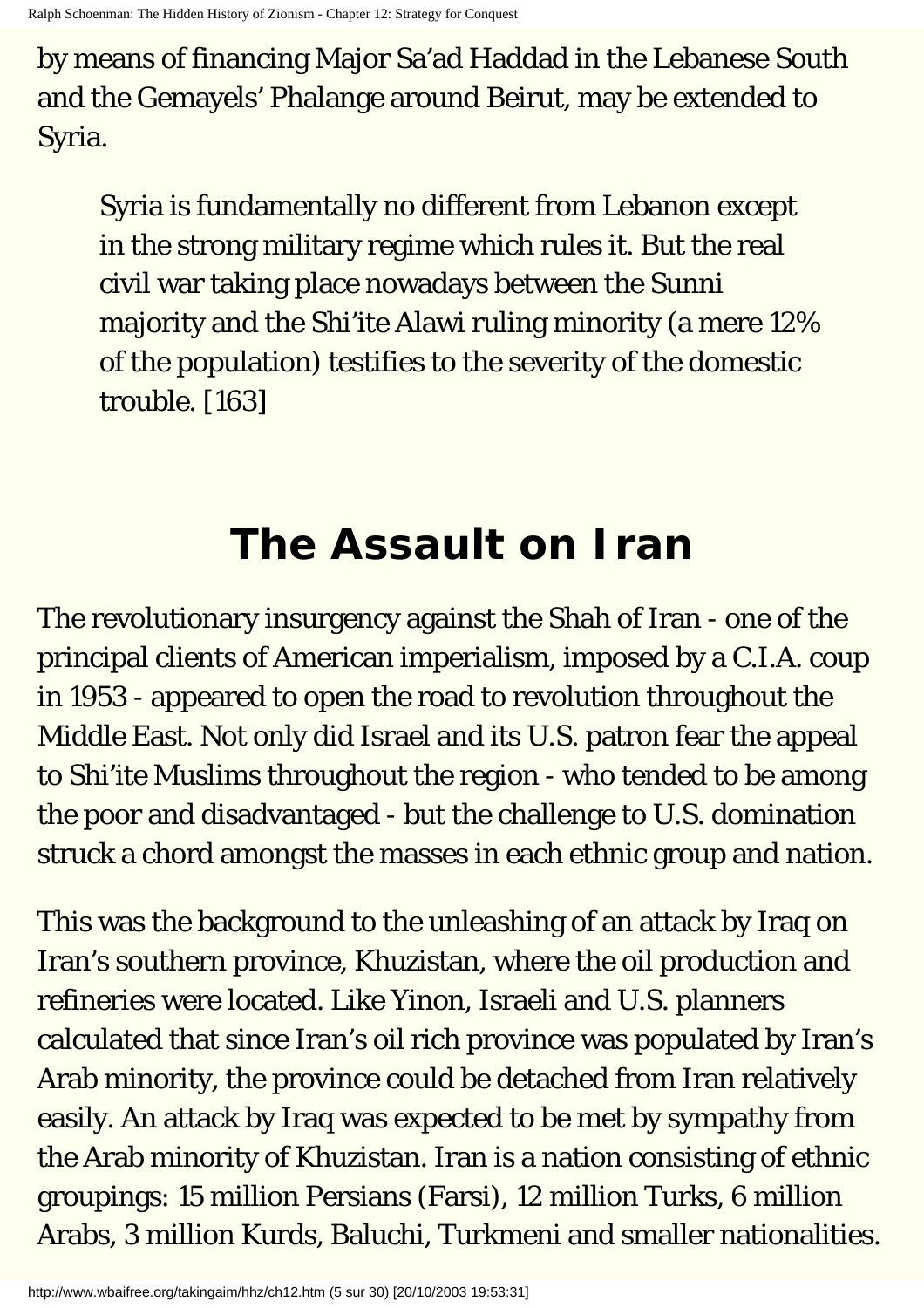by means of financing Major Sa'ad Haddad in the Lebanese South and the Gemayels' Phalange around Beirut, may be extended to Syria.

> Syria is fundamentally no different from Lebanon except in the strong military regime which rules it. But the real civil war taking place nowadays between the Sunni majority and the Shi'ite Alawi ruling minority (a mere 12% of the population) testifies to the severity of the domestic trouble. [163]

# The Assault on Iran

The revolutionary insurgency against the Shah of Iran - one of the principal clients of American imperialism, imposed by a C.I.A. coup in 1953 - appeared to open the road to revolution throughout the Middle East. Not only did Israel and its U.S. patron fear the appeal to Shi'ite Muslims throughout the region - who tended to be among the poor and disadvantaged - but the challenge to U.S. domination struck a chord amongst the masses in each ethnic group and nation.

This was the background to the unleashing of an attack by Iraq on Iran's southern province, Khuzistan, where the oil production and refineries were located. Like Yinon, Israeli and U.S. planners calculated that since Iran's oil rich province was populated by Iran's Arab minority, the province could be detached from Iran relatively easily. An attack by Iraq was expected to be met by sympathy from the Arab minority of Khuzistan. Iran is a nation consisting of ethnic groupings: 15 million Persians (Farsi), 12 million Turks, 6 million Arabs, 3 million Kurds, Baluchi, Turkmeni and smaller nationalities.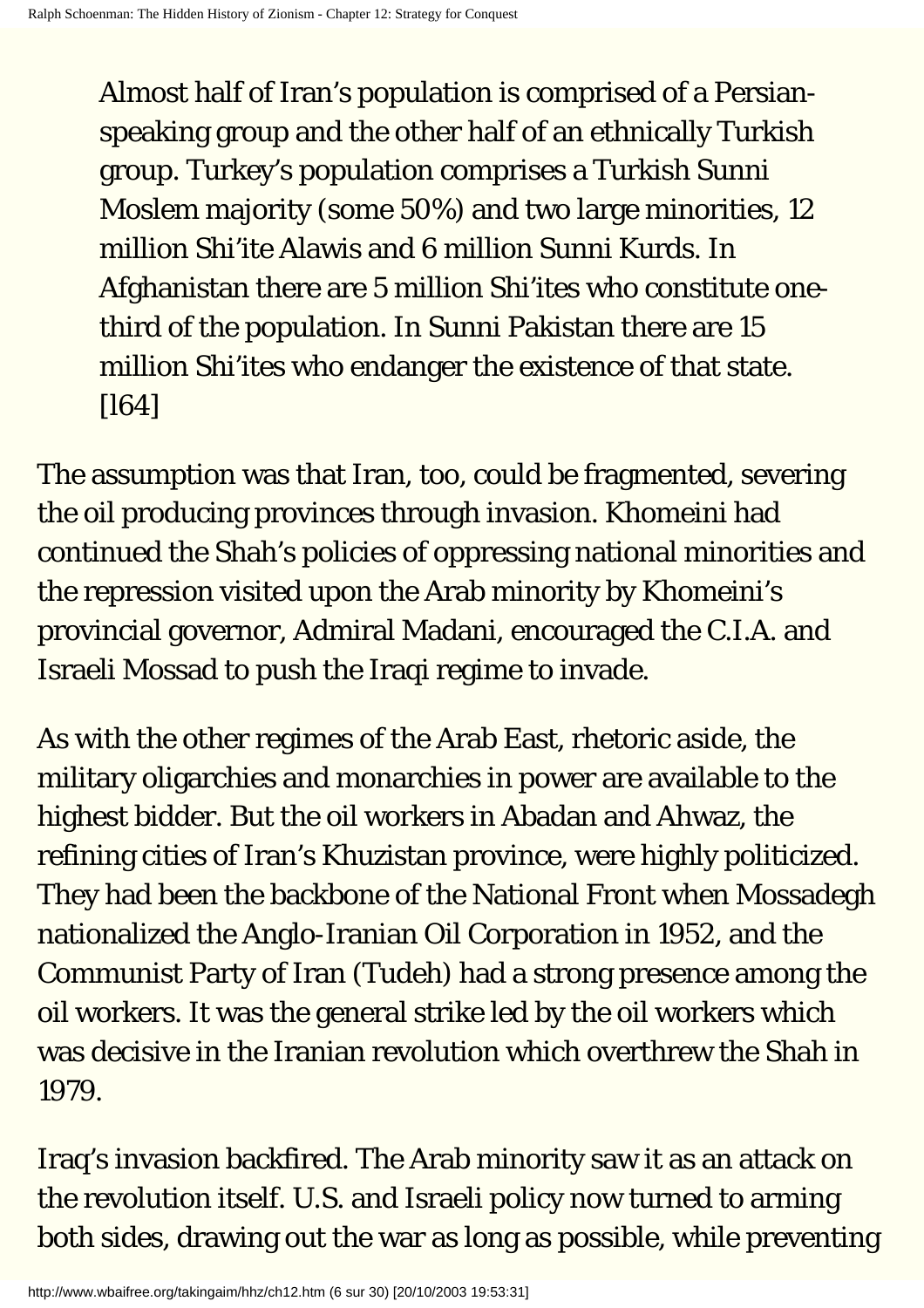> Almost half of Iran's population is comprised of a Persian-speaking group and the other half of an ethnically Turkish group. Turkey's population comprises a Turkish Sunni Moslem majority (some 50%) and two large minorities, 12 million Shi'ite Alawis and 6 million Sunni Kurds. In Afghanistan there are 5 million Shi'ites who constitute one-third of the population. In Sunni Pakistan there are 15 million Shi'ites who endanger the existence of that state. [164]

The assumption was that Iran, too, could be fragmented, severing the oil producing provinces through invasion. Khomeini had continued the Shah's policies of oppressing national minorities and the repression visited upon the Arab minority by Khomeini's provincial governor, Admiral Madani, encouraged the C.I.A. and Israeli Mossad to push the Iraqi regime to invade.

As with the other regimes of the Arab East, rhetoric aside, the military oligarchies and monarchies in power are available to the highest bidder. But the oil workers in Abadan and Ahwaz, the refining cities of Iran's Khuzistan province, were highly politicized. They had been the backbone of the National Front when Mossadegh nationalized the Anglo-Iranian Oil Corporation in 1952, and the Communist Party of Iran (Tudeh) had a strong presence among the oil workers. It was the general strike led by the oil workers which was decisive in the Iranian revolution which overthrew the Shah in 1979.

Iraq's invasion backfired. The Arab minority saw it as an attack on the revolution itself. U.S. and Israeli policy now turned to arming both sides, drawing out the war as long as possible, while preventing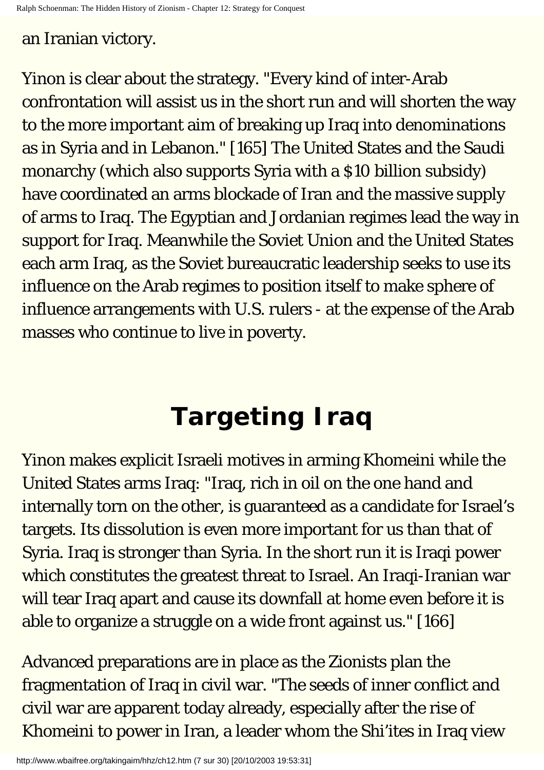an Iranian victory.

Yinon is clear about the strategy. "Every kind of inter-Arab confrontation will assist us in the short run and will shorten the way to the more important aim of breaking up Iraq into denominations as in Syria and in Lebanon." [165] The United States and the Saudi monarchy (which also supports Syria with a $10 billion subsidy) have coordinated an arms blockade of Iran and the massive supply of arms to Iraq. The Egyptian and Jordanian regimes lead the way in support for Iraq. Meanwhile the Soviet Union and the United States each arm Iraq, as the Soviet bureaucratic leadership seeks to use its influence on the Arab regimes to position itself to make sphere of influence arrangements with U.S. rulers - at the expense of the Arab masses who continue to live in poverty.

# Targeting Iraq

Yinon makes explicit Israeli motives in arming Khomeini while the United States arms Iraq: "Iraq, rich in oil on the one hand and internally torn on the other, is guaranteed as a candidate for Israel's targets. Its dissolution is even more important for us than that of Syria. Iraq is stronger than Syria. In the short run it is Iraqi power which constitutes the greatest threat to Israel. An Iraqi-Iranian war will tear Iraq apart and cause its downfall at home even before it is able to organize a struggle on a wide front against us." [166]

Advanced preparations are in place as the Zionists plan the fragmentation of Iraq in civil war. "The seeds of inner conflict and civil war are apparent today already, especially after the rise of Khomeini to power in Iran, a leader whom the Shi'ites in Iraq view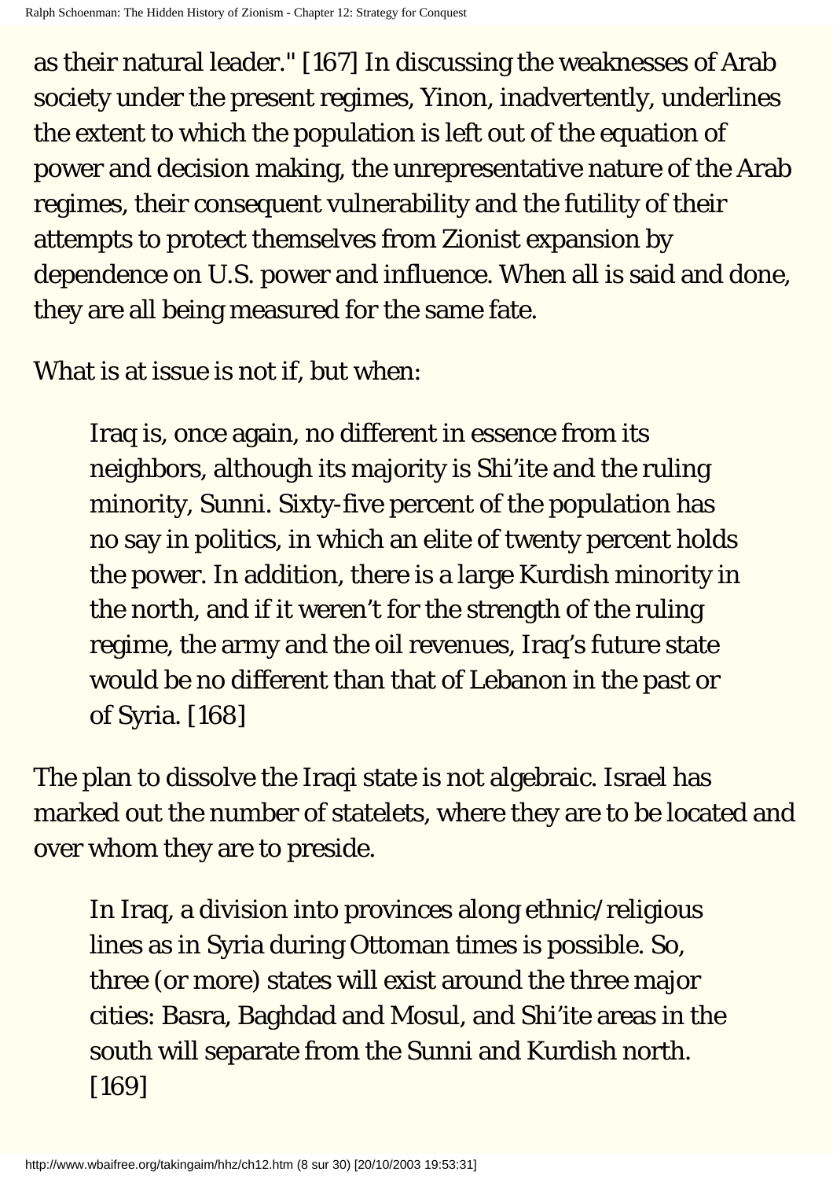as their natural leader." [167] In discussing the weaknesses of Arab society under the present regimes, Yinon, inadvertently, underlines the extent to which the population is left out of the equation of power and decision making, the unrepresentative nature of the Arab regimes, their consequent vulnerability and the futility of their attempts to protect themselves from Zionist expansion by dependence on U.S. power and influence. When all is said and done, they are all being measured for the same fate.

What is at issue is not if, but when:

> Iraq is, once again, no different in essence from its neighbors, although its majority is Shi'ite and the ruling minority, Sunni. Sixty-five percent of the population has no say in politics, in which an elite of twenty percent holds the power. In addition, there is a large Kurdish minority in the north, and if it weren't for the strength of the ruling regime, the army and the oil revenues, Iraq's future state would be no different than that of Lebanon in the past or of Syria. [168]

The plan to dissolve the Iraqi state is not algebraic. Israel has marked out the number of statelets, where they are to be located and over whom they are to preside.

> In Iraq, a division into provinces along ethnic/religious lines as in Syria during Ottoman times is possible. So, three (or more) states will exist around the three major cities: Basra, Baghdad and Mosul, and Shi'ite areas in the south will separate from the Sunni and Kurdish north. [169]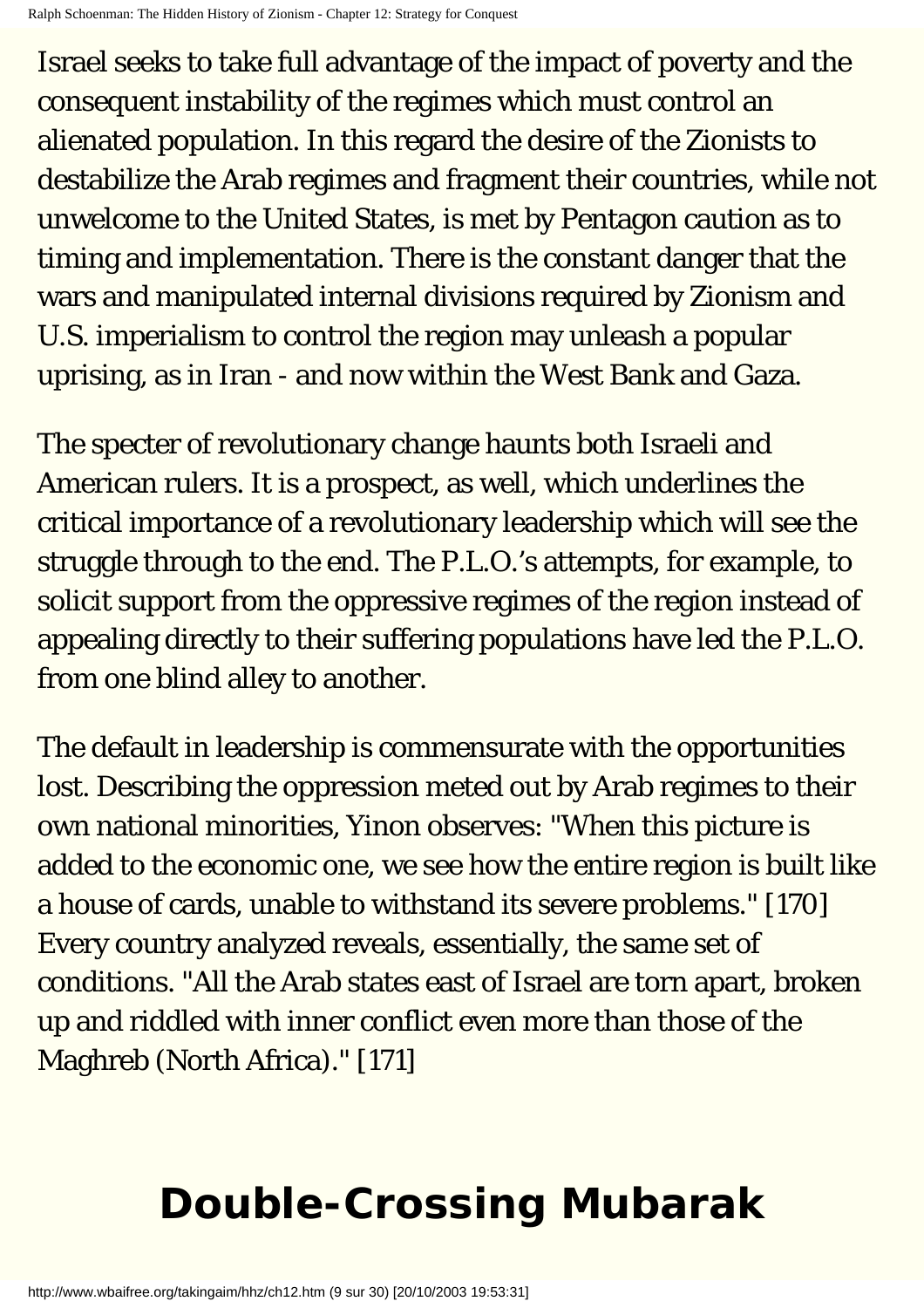Israel seeks to take full advantage of the impact of poverty and the consequent instability of the regimes which must control an alienated population. In this regard the desire of the Zionists to destabilize the Arab regimes and fragment their countries, while not unwelcome to the United States, is met by Pentagon caution as to timing and implementation. There is the constant danger that the wars and manipulated internal divisions required by Zionism and U.S. imperialism to control the region may unleash a popular uprising, as in Iran - and now within the West Bank and Gaza.

The specter of revolutionary change haunts both Israeli and American rulers. It is a prospect, as well, which underlines the critical importance of a revolutionary leadership which will see the struggle through to the end. The P.L.O.'s attempts, for example, to solicit support from the oppressive regimes of the region instead of appealing directly to their suffering populations have led the P.L.O. from one blind alley to another.

The default in leadership is commensurate with the opportunities lost. Describing the oppression meted out by Arab regimes to their own national minorities, Yinon observes: "When this picture is added to the economic one, we see how the entire region is built like a house of cards, unable to withstand its severe problems." [170] Every country analyzed reveals, essentially, the same set of conditions. "All the Arab states east of Israel are torn apart, broken up and riddled with inner conflict even more than those of the Maghreb (North Africa)." [171]

# Double-Crossing Mubarak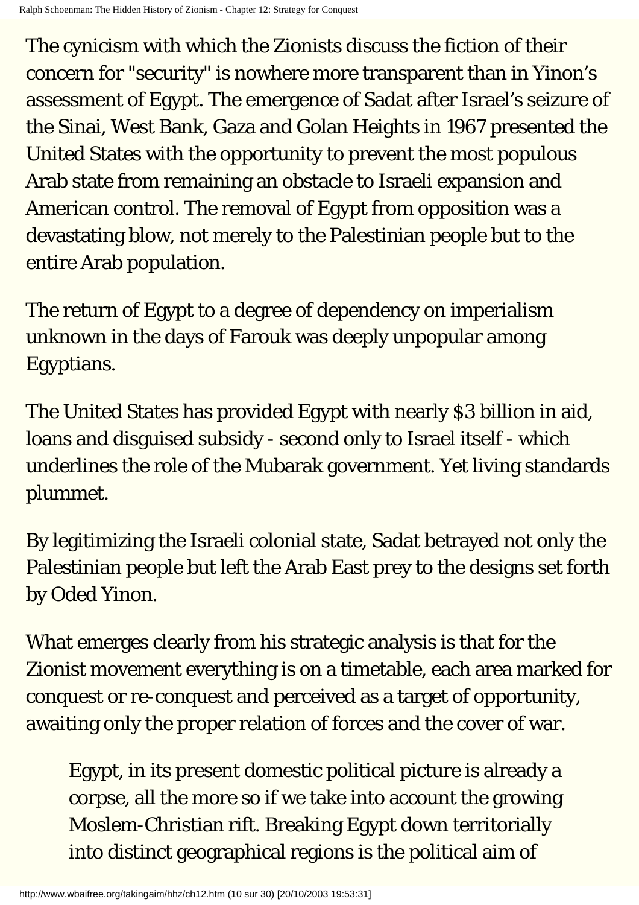The cynicism with which the Zionists discuss the fiction of their concern for "security" is nowhere more transparent than in Yinon's assessment of Egypt. The emergence of Sadat after Israel's seizure of the Sinai, West Bank, Gaza and Golan Heights in 1967 presented the United States with the opportunity to prevent the most populous Arab state from remaining an obstacle to Israeli expansion and American control. The removal of Egypt from opposition was a devastating blow, not merely to the Palestinian people but to the entire Arab population.

The return of Egypt to a degree of dependency on imperialism unknown in the days of Farouk was deeply unpopular among Egyptians.

The United States has provided Egypt with nearly $3 billion in aid, loans and disguised subsidy - second only to Israel itself - which underlines the role of the Mubarak government. Yet living standards plummet.

By legitimizing the Israeli colonial state, Sadat betrayed not only the Palestinian people but left the Arab East prey to the designs set forth by Oded Yinon.

What emerges clearly from his strategic analysis is that for the Zionist movement everything is on a timetable, each area marked for conquest or re-conquest and perceived as a target of opportunity, awaiting only the proper relation of forces and the cover of war.

> Egypt, in its present domestic political picture is already a corpse, all the more so if we take into account the growing Moslem-Christian rift. Breaking Egypt down territorially into distinct geographical regions is the political aim of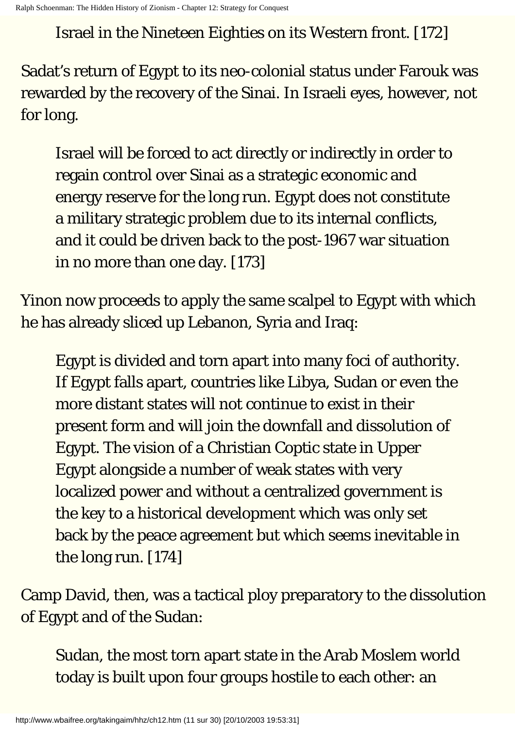> Israel in the Nineteen Eighties on its Western front. [172]

Sadat's return of Egypt to its neo-colonial status under Farouk was rewarded by the recovery of the Sinai. In Israeli eyes, however, not for long.

> Israel will be forced to act directly or indirectly in order to regain control over Sinai as a strategic economic and energy reserve for the long run. Egypt does not constitute a military strategic problem due to its internal conflicts, and it could be driven back to the post-1967 war situation in no more than one day. [173]

Yinon now proceeds to apply the same scalpel to Egypt with which he has already sliced up Lebanon, Syria and Iraq:

> Egypt is divided and torn apart into many foci of authority. If Egypt falls apart, countries like Libya, Sudan or even the more distant states will not continue to exist in their present form and will join the downfall and dissolution of Egypt. The vision of a Christian Coptic state in Upper Egypt alongside a number of weak states with very localized power and without a centralized government is the key to a historical development which was only set back by the peace agreement but which seems inevitable in the long run. [174]

Camp David, then, was a tactical ploy preparatory to the dissolution of Egypt and of the Sudan:

> Sudan, the most torn apart state in the Arab Moslem world today is built upon four groups hostile to each other: an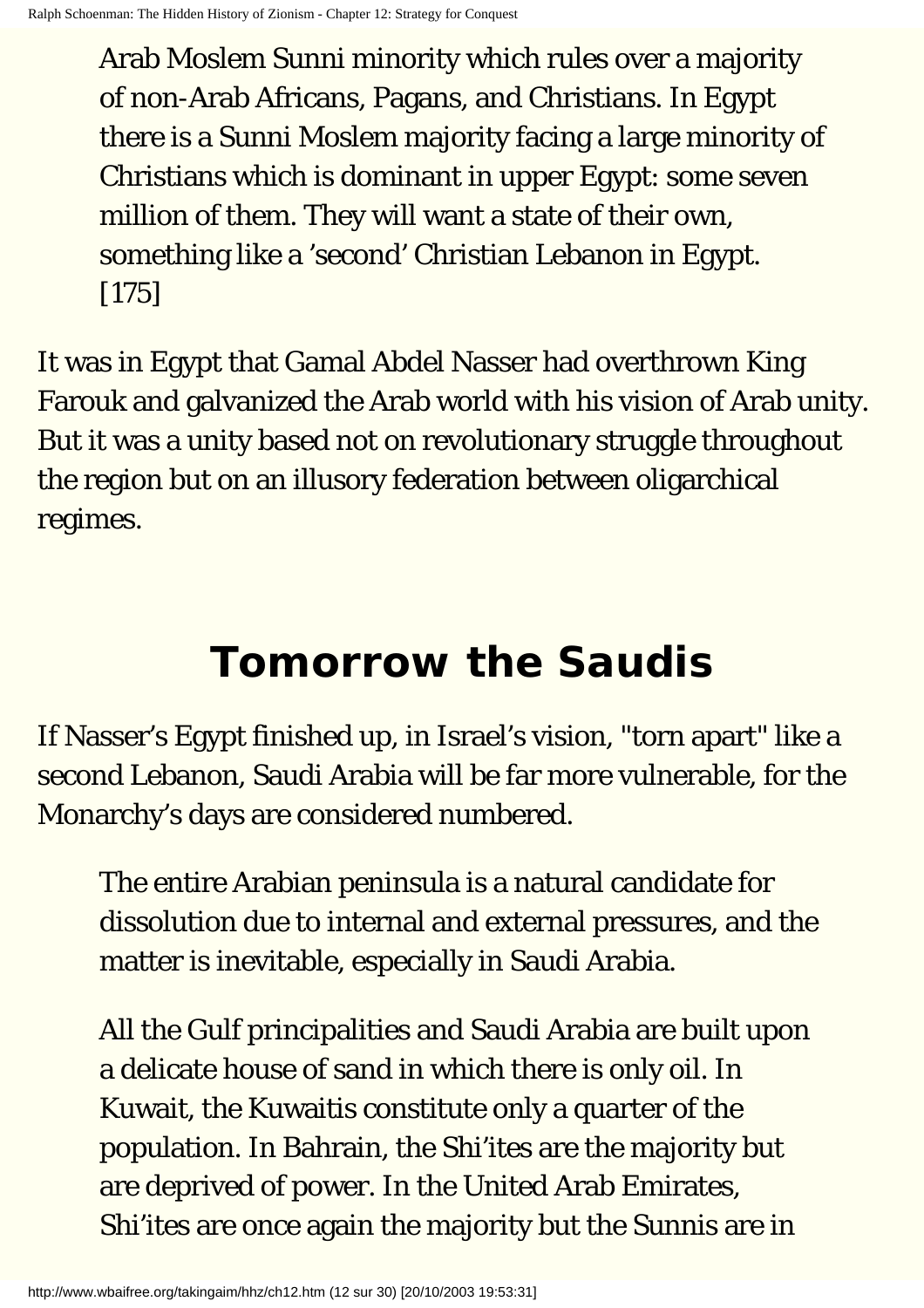> Arab Moslem Sunni minority which rules over a majority of non-Arab Africans, Pagans, and Christians. In Egypt there is a Sunni Moslem majority facing a large minority of Christians which is dominant in upper Egypt: some seven million of them. They will want a state of their own, something like a 'second' Christian Lebanon in Egypt. [175]

It was in Egypt that Gamal Abdel Nasser had overthrown King Farouk and galvanized the Arab world with his vision of Arab unity. But it was a unity based not on revolutionary struggle throughout the region but on an illusory federation between oligarchical regimes.

## Tomorrow the Saudis

If Nasser's Egypt finished up, in Israel's vision, "torn apart" like a second Lebanon, Saudi Arabia will be far more vulnerable, for the Monarchy's days are considered numbered.

> The entire Arabian peninsula is a natural candidate for dissolution due to internal and external pressures, and the matter is inevitable, especially in Saudi Arabia.
>
> All the Gulf principalities and Saudi Arabia are built upon a delicate house of sand in which there is only oil. In Kuwait, the Kuwaitis constitute only a quarter of the population. In Bahrain, the Shi'ites are the majority but are deprived of power. In the United Arab Emirates, Shi'ites are once again the majority but the Sunnis are in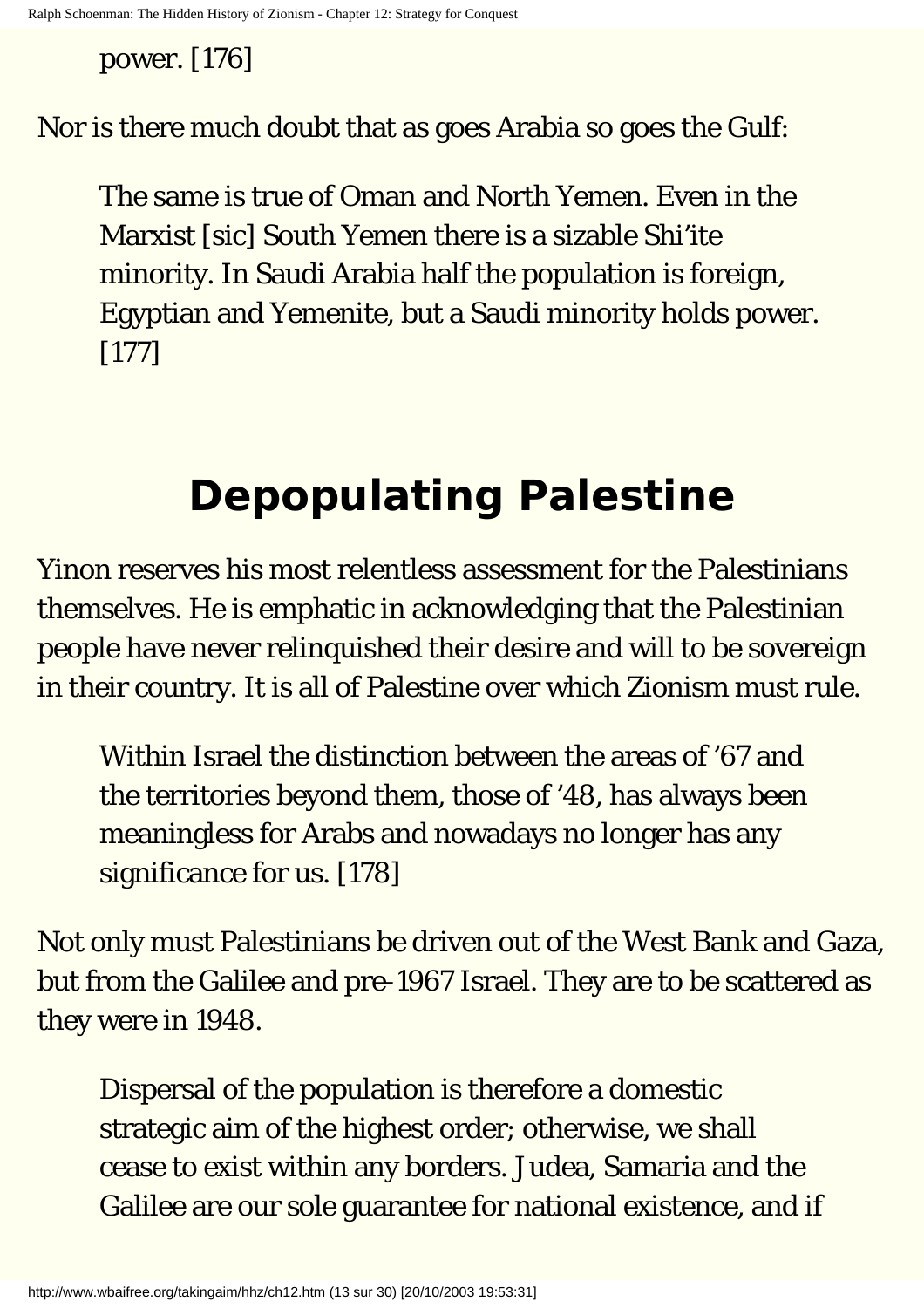power. [176]

Nor is there much doubt that as goes Arabia so goes the Gulf:

> The same is true of Oman and North Yemen. Even in the Marxist [sic] South Yemen there is a sizable Shi'ite minority. In Saudi Arabia half the population is foreign, Egyptian and Yemenite, but a Saudi minority holds power. [177]

# Depopulating Palestine

Yinon reserves his most relentless assessment for the Palestinians themselves. He is emphatic in acknowledging that the Palestinian people have never relinquished their desire and will to be sovereign in their country. It is all of Palestine over which Zionism must rule.

> Within Israel the distinction between the areas of '67 and the territories beyond them, those of '48, has always been meaningless for Arabs and nowadays no longer has any significance for us. [178]

Not only must Palestinians be driven out of the West Bank and Gaza, but from the Galilee and pre-1967 Israel. They are to be scattered as they were in 1948.

> Dispersal of the population is therefore a domestic strategic aim of the highest order; otherwise, we shall cease to exist within any borders. Judea, Samaria and the Galilee are our sole guarantee for national existence, and if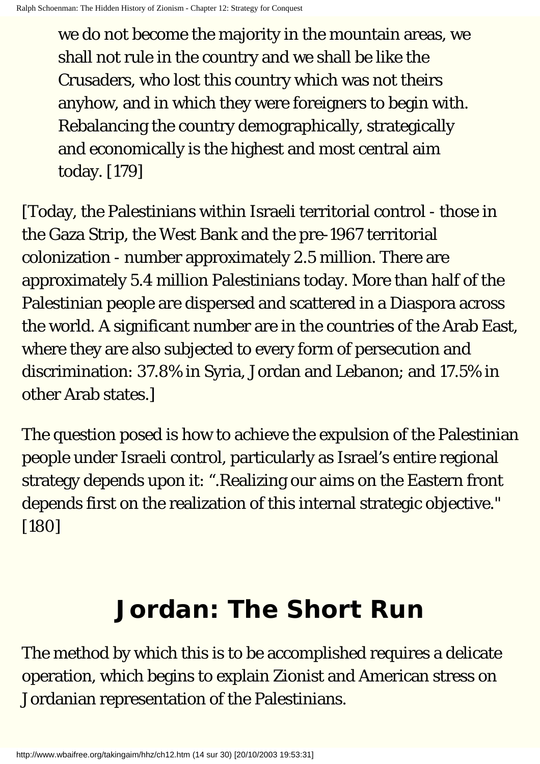> we do not become the majority in the mountain areas, we shall not rule in the country and we shall be like the Crusaders, who lost this country which was not theirs anyhow, and in which they were foreigners to begin with. Rebalancing the country demographically, strategically and economically is the highest and most central aim today. [179]

[Today, the Palestinians within Israeli territorial control - those in the Gaza Strip, the West Bank and the pre-1967 territorial colonization - number approximately 2.5 million. There are approximately 5.4 million Palestinians today. More than half of the Palestinian people are dispersed and scattered in a Diaspora across the world. A significant number are in the countries of the Arab East, where they are also subjected to every form of persecution and discrimination: 37.8% in Syria, Jordan and Lebanon; and 17.5% in other Arab states.]

The question posed is how to achieve the expulsion of the Palestinian people under Israeli control, particularly as Israel's entire regional strategy depends upon it: ".Realizing our aims on the Eastern front depends first on the realization of this internal strategic objective." [180]

## Jordan: The Short Run

The method by which this is to be accomplished requires a delicate operation, which begins to explain Zionist and American stress on Jordanian representation of the Palestinians.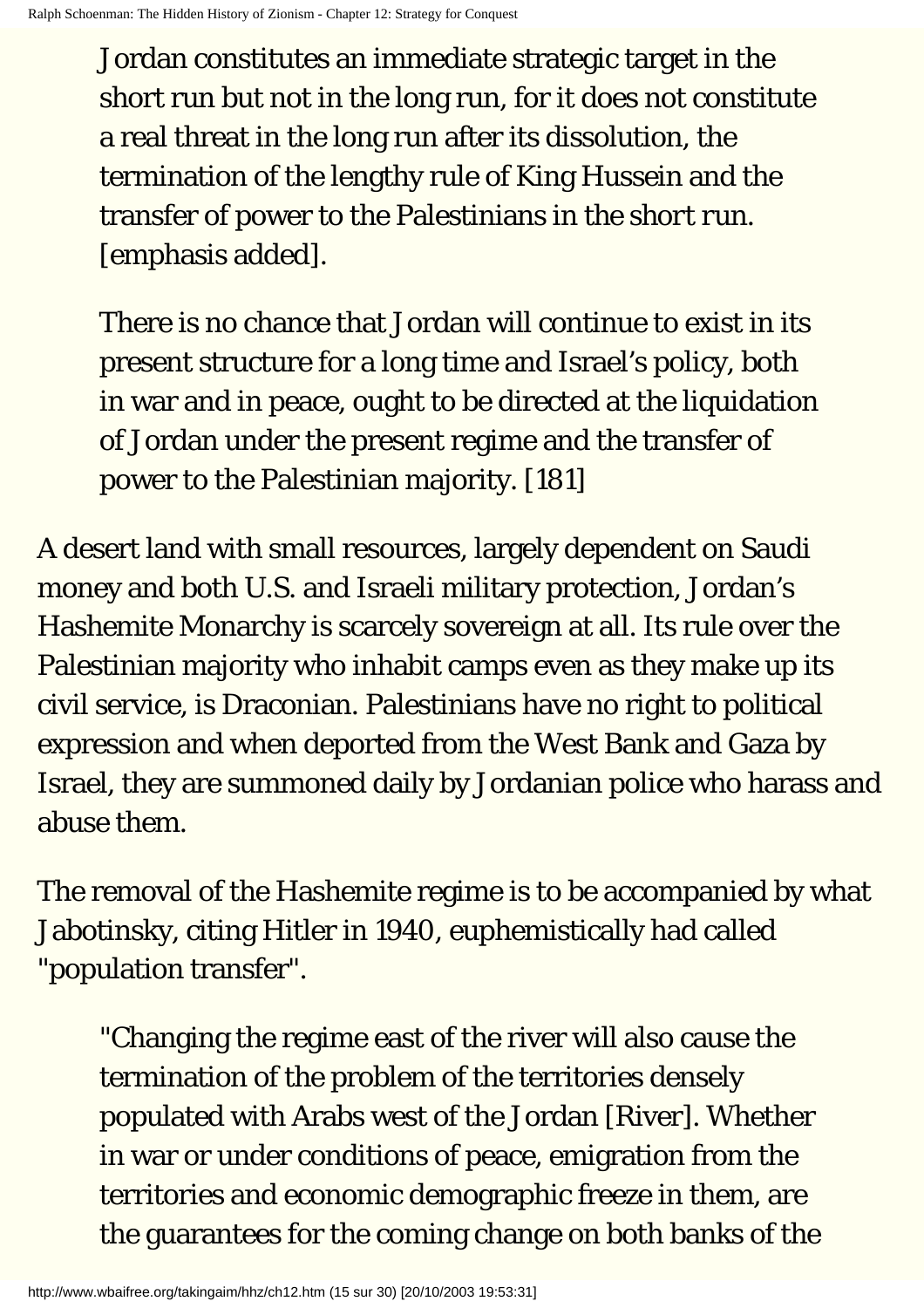> Jordan constitutes an immediate strategic target in the short run but not in the long run, for it does not constitute a real threat in the long run after its dissolution, the termination of the lengthy rule of King Hussein and the transfer of power to the Palestinians in the short run. [emphasis added].
>
> There is no chance that Jordan will continue to exist in its present structure for a long time and Israel's policy, both in war and in peace, ought to be directed at the liquidation of Jordan under the present regime and the transfer of power to the Palestinian majority. [181]

A desert land with small resources, largely dependent on Saudi money and both U.S. and Israeli military protection, Jordan's Hashemite Monarchy is scarcely sovereign at all. Its rule over the Palestinian majority who inhabit camps even as they make up its civil service, is Draconian. Palestinians have no right to political expression and when deported from the West Bank and Gaza by Israel, they are summoned daily by Jordanian police who harass and abuse them.

The removal of the Hashemite regime is to be accompanied by what Jabotinsky, citing Hitler in 1940, euphemistically had called "population transfer".

> "Changing the regime east of the river will also cause the termination of the problem of the territories densely populated with Arabs west of the Jordan [River]. Whether in war or under conditions of peace, emigration from the territories and economic demographic freeze in them, are the guarantees for the coming change on both banks of the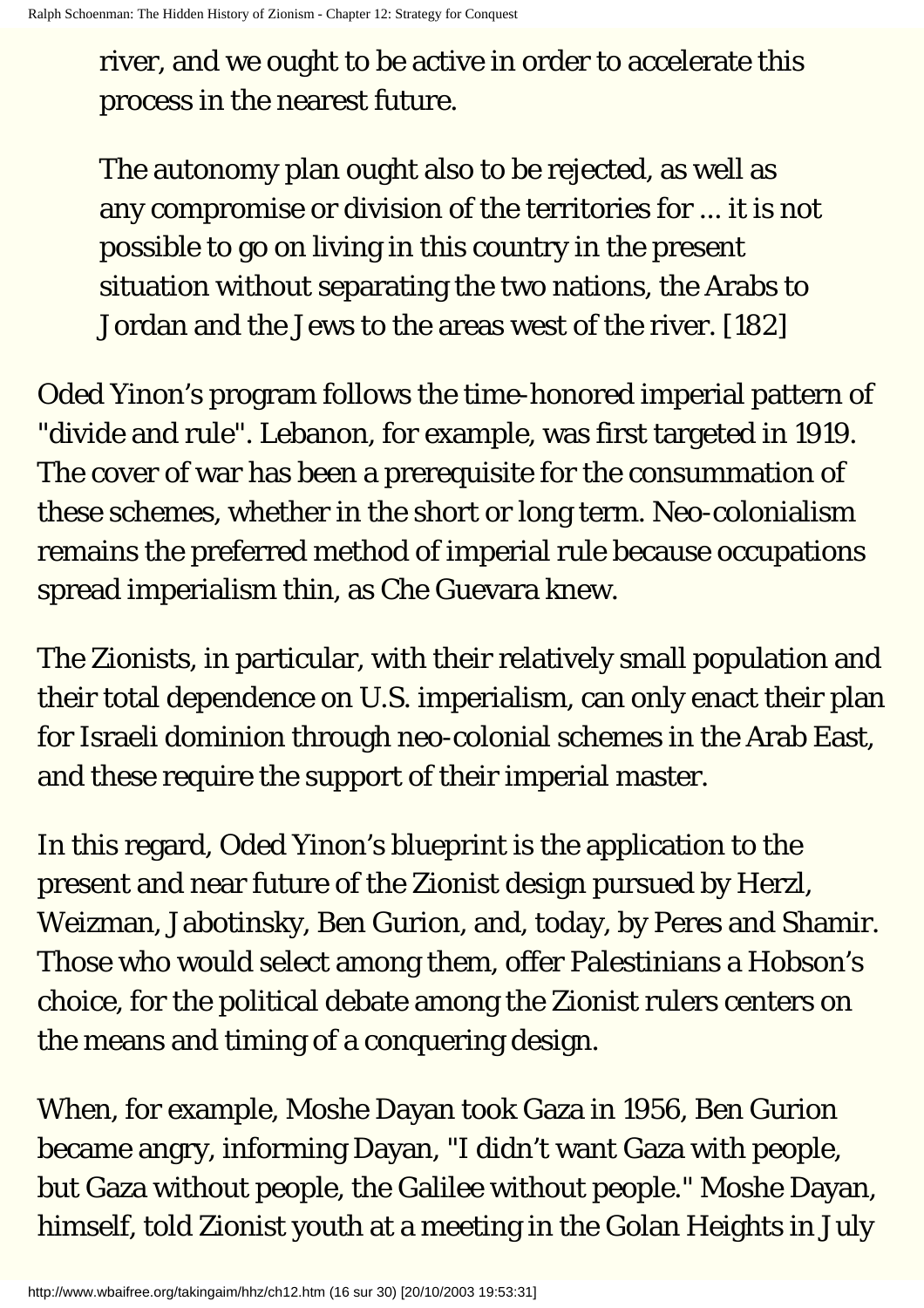> river, and we ought to be active in order to accelerate this process in the nearest future.
>
> The autonomy plan ought also to be rejected, as well as any compromise or division of the territories for ... it is not possible to go on living in this country in the present situation without separating the two nations, the Arabs to Jordan and the Jews to the areas west of the river. [182]

Oded Yinon's program follows the time-honored imperial pattern of "divide and rule". Lebanon, for example, was first targeted in 1919. The cover of war has been a prerequisite for the consummation of these schemes, whether in the short or long term. Neo-colonialism remains the preferred method of imperial rule because occupations spread imperialism thin, as Che Guevara knew.

The Zionists, in particular, with their relatively small population and their total dependence on U.S. imperialism, can only enact their plan for Israeli dominion through neo-colonial schemes in the Arab East, and these require the support of their imperial master.

In this regard, Oded Yinon's blueprint is the application to the present and near future of the Zionist design pursued by Herzl, Weizman, Jabotinsky, Ben Gurion, and, today, by Peres and Shamir. Those who would select among them, offer Palestinians a Hobson's choice, for the political debate among the Zionist rulers centers on the means and timing of a conquering design.

When, for example, Moshe Dayan took Gaza in 1956, Ben Gurion became angry, informing Dayan, "I didn't want Gaza with people, but Gaza without people, the Galilee without people." Moshe Dayan, himself, told Zionist youth at a meeting in the Golan Heights in July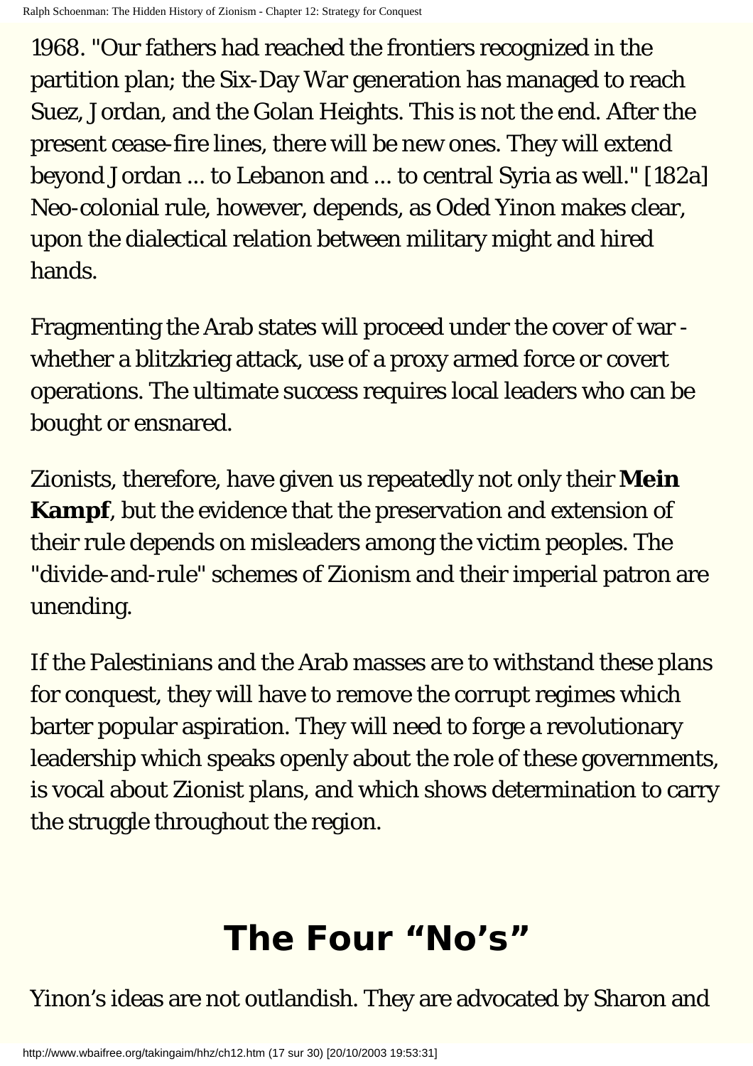1968. "Our fathers had reached the frontiers recognized in the partition plan; the Six-Day War generation has managed to reach Suez, Jordan, and the Golan Heights. This is not the end. After the present cease-fire lines, there will be new ones. They will extend beyond Jordan ... to Lebanon and ... to central Syria as well." [182a] Neo-colonial rule, however, depends, as Oded Yinon makes clear, upon the dialectical relation between military might and hired hands.

Fragmenting the Arab states will proceed under the cover of war - whether a blitzkrieg attack, use of a proxy armed force or covert operations. The ultimate success requires local leaders who can be bought or ensnared.

Zionists, therefore, have given us repeatedly not only their **Mein Kampf**, but the evidence that the preservation and extension of their rule depends on misleaders among the victim peoples. The "divide-and-rule" schemes of Zionism and their imperial patron are unending.

If the Palestinians and the Arab masses are to withstand these plans for conquest, they will have to remove the corrupt regimes which barter popular aspiration. They will need to forge a revolutionary leadership which speaks openly about the role of these governments, is vocal about Zionist plans, and which shows determination to carry the struggle throughout the region.

## The Four "No's"

Yinon's ideas are not outlandish. They are advocated by Sharon and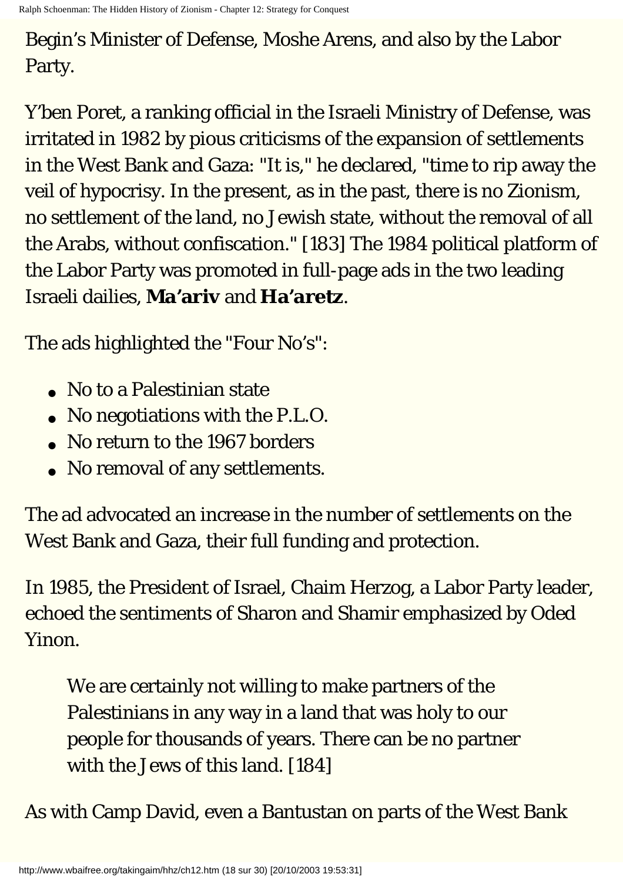Begin's Minister of Defense, Moshe Arens, and also by the Labor Party.

Y'ben Poret, a ranking official in the Israeli Ministry of Defense, was irritated in 1982 by pious criticisms of the expansion of settlements in the West Bank and Gaza: "It is," he declared, "time to rip away the veil of hypocrisy. In the present, as in the past, there is no Zionism, no settlement of the land, no Jewish state, without the removal of all the Arabs, without confiscation." [183] The 1984 political platform of the Labor Party was promoted in full-page ads in the two leading Israeli dailies, **Ma'ariv** and **Ha'aretz**.

The ads highlighted the "Four No's":

- No to a Palestinian state
- No negotiations with the P.L.O.
- No return to the 1967 borders
- No removal of any settlements.

The ad advocated an increase in the number of settlements on the West Bank and Gaza, their full funding and protection.

In 1985, the President of Israel, Chaim Herzog, a Labor Party leader, echoed the sentiments of Sharon and Shamir emphasized by Oded Yinon.

> We are certainly not willing to make partners of the Palestinians in any way in a land that was holy to our people for thousands of years. There can be no partner with the Jews of this land. [184]

As with Camp David, even a Bantustan on parts of the West Bank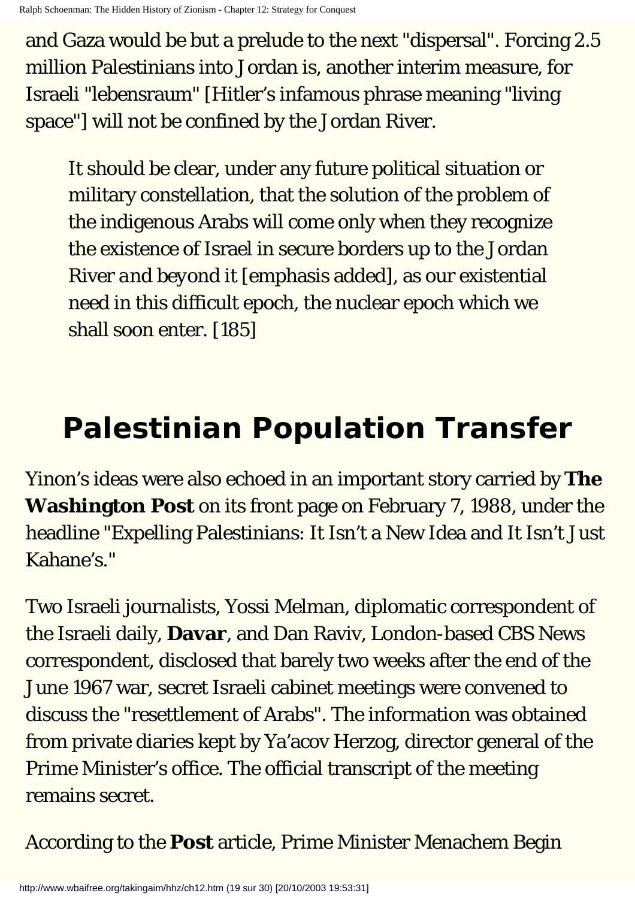and Gaza would be but a prelude to the next "dispersal". Forcing 2.5 million Palestinians into Jordan is, another interim measure, for Israeli "lebensraum" [Hitler's infamous phrase meaning "living space"] will not be confined by the Jordan River.

> It should be clear, under any future political situation or military constellation, that the solution of the problem of the indigenous Arabs will come only when they recognize the existence of Israel in secure borders up to the Jordan River *and beyond it* [emphasis added], as our existential need in this difficult epoch, the nuclear epoch which we shall soon enter. [185]

# Palestinian Population Transfer

Yinon's ideas were also echoed in an important story carried by **The Washington Post** on its front page on February 7, 1988, under the headline "Expelling Palestinians: It Isn't a New Idea and It Isn't Just Kahane's."

Two Israeli journalists, Yossi Melman, diplomatic correspondent of the Israeli daily, **Davar**, and Dan Raviv, London-based CBS News correspondent, disclosed that barely two weeks after the end of the June 1967 war, secret Israeli cabinet meetings were convened to discuss the "resettlement of Arabs". The information was obtained from private diaries kept by Ya'acov Herzog, director general of the Prime Minister's office. The official transcript of the meeting remains secret.

According to the **Post** article, Prime Minister Menachem Begin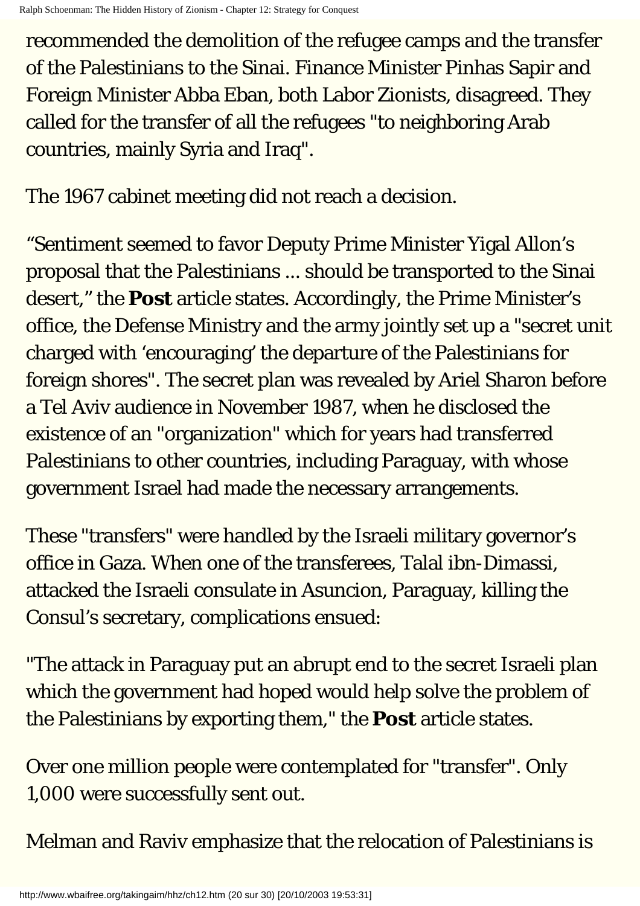recommended the demolition of the refugee camps and the transfer of the Palestinians to the Sinai. Finance Minister Pinhas Sapir and Foreign Minister Abba Eban, both Labor Zionists, disagreed. They called for the transfer of all the refugees "to neighboring Arab countries, mainly Syria and Iraq".

The 1967 cabinet meeting did not reach a decision.

“Sentiment seemed to favor Deputy Prime Minister Yigal Allon’s proposal that the Palestinians ... should be transported to the Sinai desert,” the **Post** article states. Accordingly, the Prime Minister’s office, the Defense Ministry and the army jointly set up a "secret unit charged with ‘encouraging’ the departure of the Palestinians for foreign shores". The secret plan was revealed by Ariel Sharon before a Tel Aviv audience in November 1987, when he disclosed the existence of an "organization" which for years had transferred Palestinians to other countries, including Paraguay, with whose government Israel had made the necessary arrangements.

These "transfers" were handled by the Israeli military governor’s office in Gaza. When one of the transferees, Talal ibn-Dimassi, attacked the Israeli consulate in Asuncion, Paraguay, killing the Consul’s secretary, complications ensued:

"The attack in Paraguay put an abrupt end to the secret Israeli plan which the government had hoped would help solve the problem of the Palestinians by exporting them," the **Post** article states.

Over one million people were contemplated for "transfer". Only 1,000 were successfully sent out.

Melman and Raviv emphasize that the relocation of Palestinians is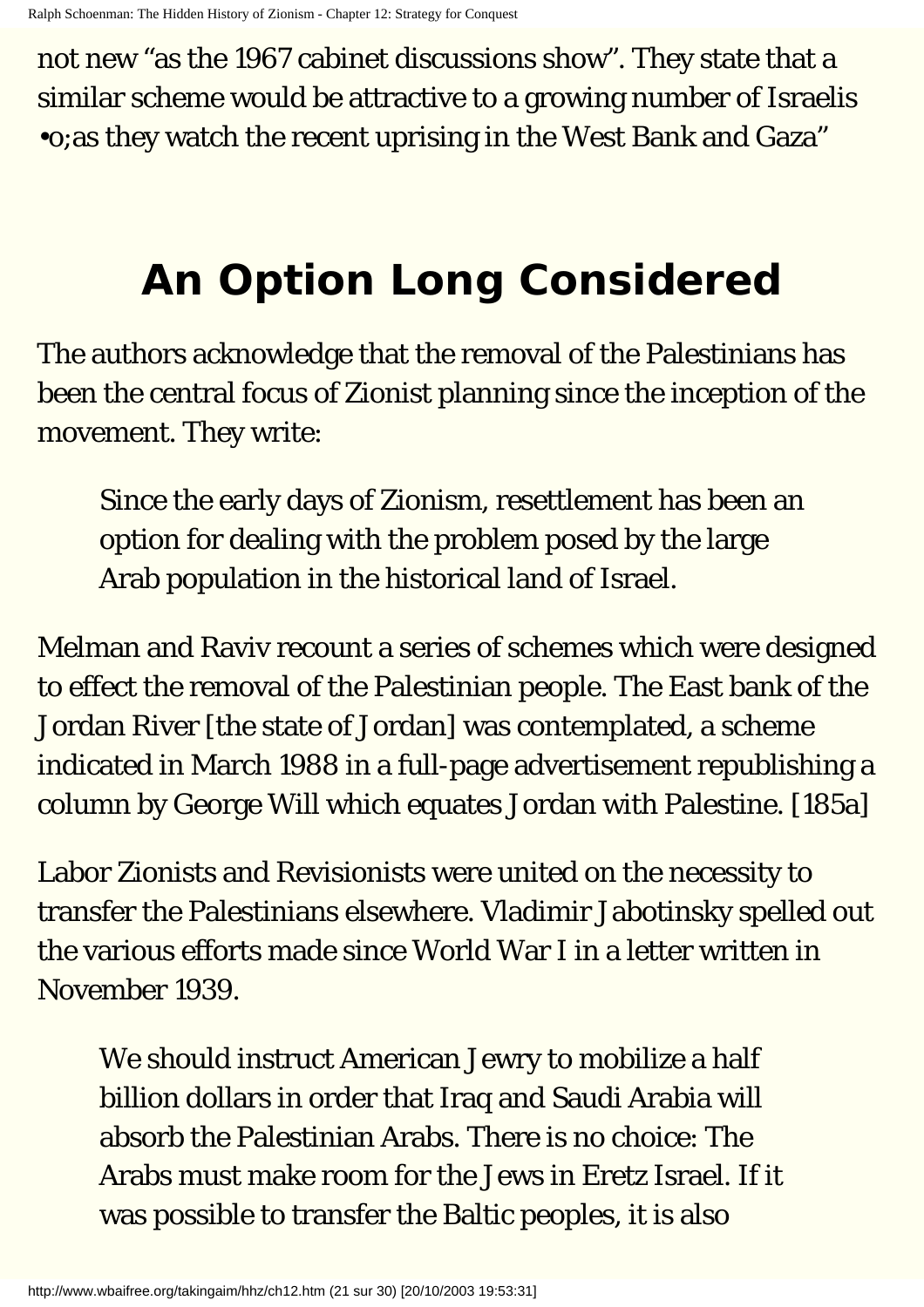not new “as the 1967 cabinet discussions show”. They state that a similar scheme would be attractive to a growing number of Israelis •o;as they watch the recent uprising in the West Bank and Gaza”

# An Option Long Considered

The authors acknowledge that the removal of the Palestinians has been the central focus of Zionist planning since the inception of the movement. They write:

> Since the early days of Zionism, resettlement has been an option for dealing with the problem posed by the large Arab population in the historical land of Israel.

Melman and Raviv recount a series of schemes which were designed to effect the removal of the Palestinian people. The East bank of the Jordan River [the state of Jordan] was contemplated, a scheme indicated in March 1988 in a full-page advertisement republishing a column by George Will which equates Jordan with Palestine. [185a]

Labor Zionists and Revisionists were united on the necessity to transfer the Palestinians elsewhere. Vladimir Jabotinsky spelled out the various efforts made since World War I in a letter written in November 1939.

> We should instruct American Jewry to mobilize a half billion dollars in order that Iraq and Saudi Arabia will absorb the Palestinian Arabs. There is no choice: The Arabs must make room for the Jews in Eretz Israel. If it was possible to transfer the Baltic peoples, it is also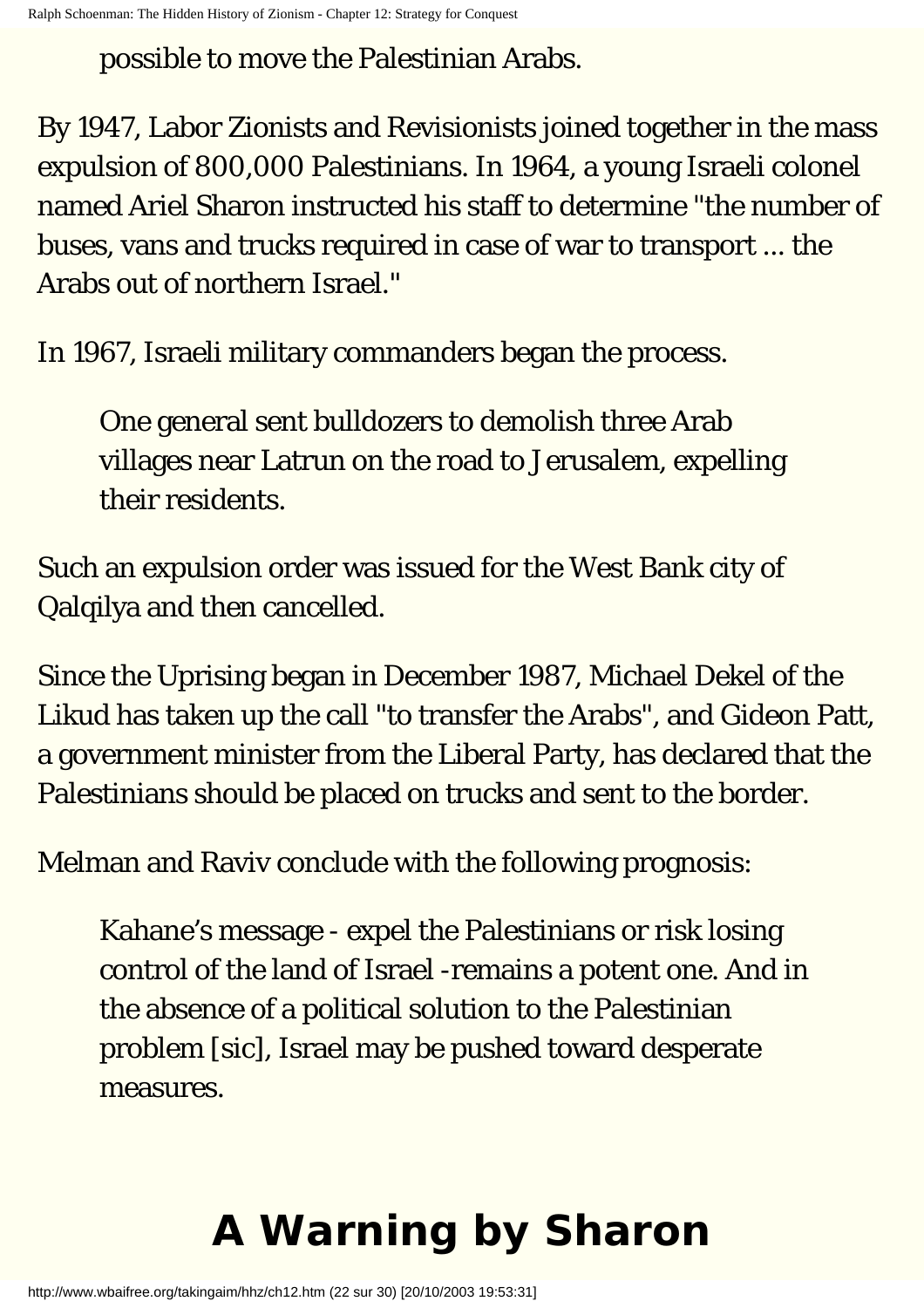> possible to move the Palestinian Arabs.

By 1947, Labor Zionists and Revisionists joined together in the mass expulsion of 800,000 Palestinians. In 1964, a young Israeli colonel named Ariel Sharon instructed his staff to determine "the number of buses, vans and trucks required in case of war to transport ... the Arabs out of northern Israel."

In 1967, Israeli military commanders began the process.

> One general sent bulldozers to demolish three Arab villages near Latrun on the road to Jerusalem, expelling their residents.

Such an expulsion order was issued for the West Bank city of Qalqilya and then cancelled.

Since the Uprising began in December 1987, Michael Dekel of the Likud has taken up the call "to transfer the Arabs", and Gideon Patt, a government minister from the Liberal Party, has declared that the Palestinians should be placed on trucks and sent to the border.

Melman and Raviv conclude with the following prognosis:

> Kahane's message - expel the Palestinians or risk losing control of the land of Israel -remains a potent one. And in the absence of a political solution to the Palestinian problem [sic], Israel may be pushed toward desperate measures.

# A Warning by Sharon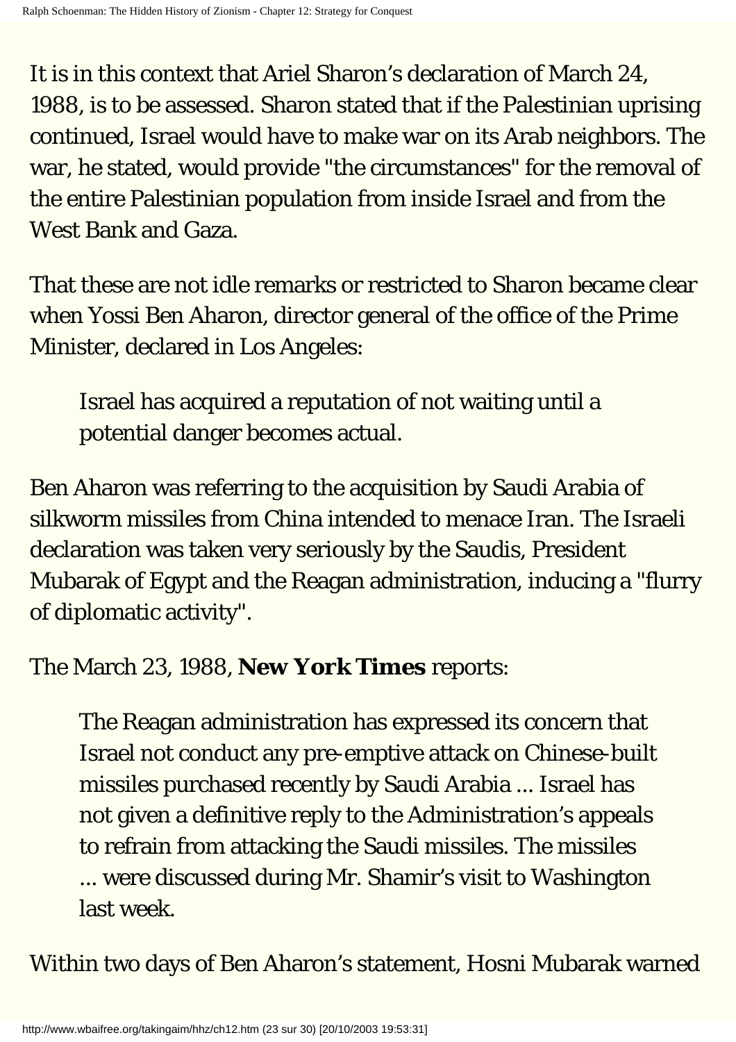It is in this context that Ariel Sharon's declaration of March 24, 1988, is to be assessed. Sharon stated that if the Palestinian uprising continued, Israel would have to make war on its Arab neighbors. The war, he stated, would provide "the circumstances" for the removal of the entire Palestinian population from inside Israel and from the West Bank and Gaza.

That these are not idle remarks or restricted to Sharon became clear when Yossi Ben Aharon, director general of the office of the Prime Minister, declared in Los Angeles:

> Israel has acquired a reputation of not waiting until a potential danger becomes actual.

Ben Aharon was referring to the acquisition by Saudi Arabia of silkworm missiles from China intended to menace Iran. The Israeli declaration was taken very seriously by the Saudis, President Mubarak of Egypt and the Reagan administration, inducing a "flurry of diplomatic activity".

The March 23, 1988, **New York Times** reports:

> The Reagan administration has expressed its concern that Israel not conduct any pre-emptive attack on Chinese-built missiles purchased recently by Saudi Arabia ... Israel has not given a definitive reply to the Administration's appeals to refrain from attacking the Saudi missiles. The missiles ... were discussed during Mr. Shamir's visit to Washington last week.

Within two days of Ben Aharon's statement, Hosni Mubarak warned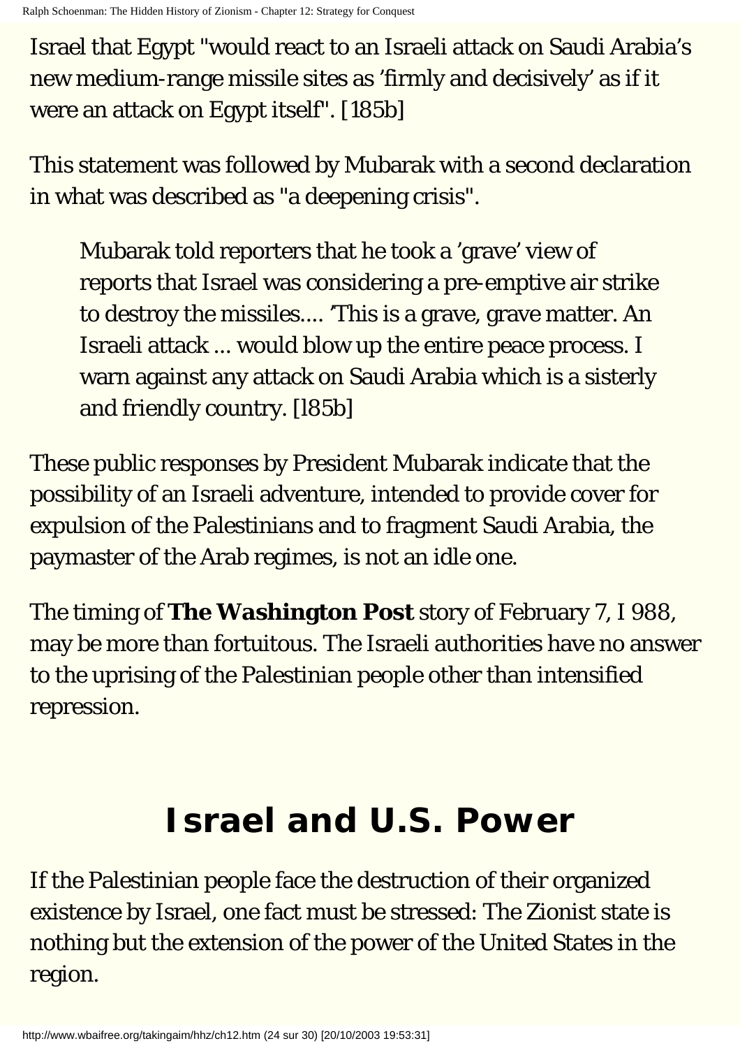Israel that Egypt "would react to an Israeli attack on Saudi Arabia's new medium-range missile sites as 'firmly and decisively' as if it were an attack on Egypt itself". [185b]

This statement was followed by Mubarak with a second declaration in what was described as "a deepening crisis".

> Mubarak told reporters that he took a 'grave' view of reports that Israel was considering a pre-emptive air strike to destroy the missiles.... 'This is a grave, grave matter. An Israeli attack ... would blow up the entire peace process. I warn against any attack on Saudi Arabia which is a sisterly and friendly country. [l85b]

These public responses by President Mubarak indicate that the possibility of an Israeli adventure, intended to provide cover for expulsion of the Palestinians and to fragment Saudi Arabia, the paymaster of the Arab regimes, is not an idle one.

The timing of **The Washington Post** story of February 7, I 988, may be more than fortuitous. The Israeli authorities have no answer to the uprising of the Palestinian people other than intensified repression.

## Israel and U.S. Power

If the Palestinian people face the destruction of their organized existence by Israel, one fact must be stressed: The Zionist state is nothing but the extension of the power of the United States in the region.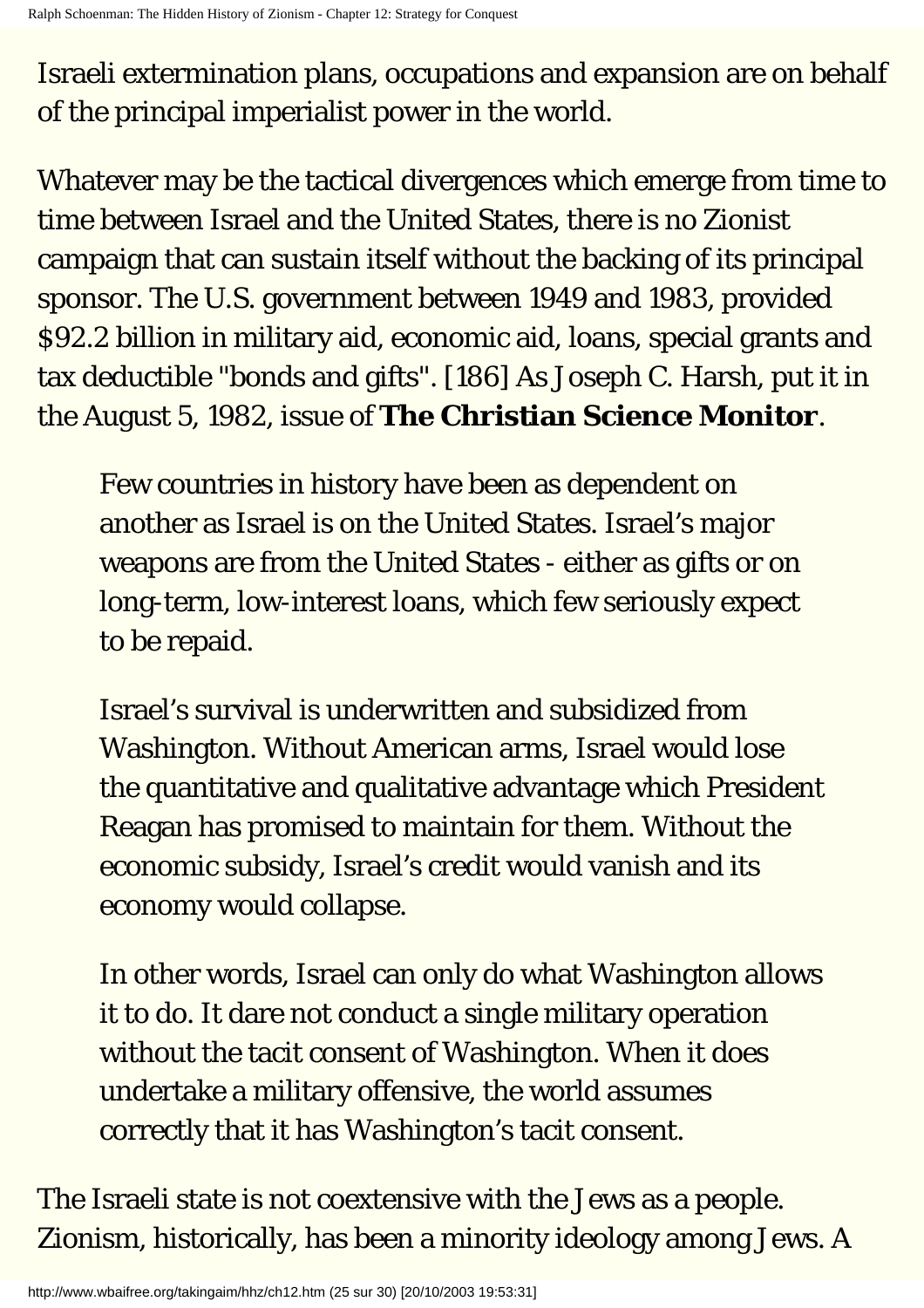Israeli extermination plans, occupations and expansion are on behalf of the principal imperialist power in the world.

Whatever may be the tactical divergences which emerge from time to time between Israel and the United States, there is no Zionist campaign that can sustain itself without the backing of its principal sponsor. The U.S. government between 1949 and 1983, provided $92.2 billion in military aid, economic aid, loans, special grants and tax deductible "bonds and gifts". [186] As Joseph C. Harsh, put it in the August 5, 1982, issue of **The Christian Science Monitor**.

> Few countries in history have been as dependent on another as Israel is on the United States. Israel's major weapons are from the United States - either as gifts or on long-term, low-interest loans, which few seriously expect to be repaid.
>
> Israel's survival is underwritten and subsidized from Washington. Without American arms, Israel would lose the quantitative and qualitative advantage which President Reagan has promised to maintain for them. Without the economic subsidy, Israel's credit would vanish and its economy would collapse.
>
> In other words, Israel can only do what Washington allows it to do. It dare not conduct a single military operation without the tacit consent of Washington. When it does undertake a military offensive, the world assumes correctly that it has Washington's tacit consent.

The Israeli state is not coextensive with the Jews as a people. Zionism, historically, has been a minority ideology among Jews. A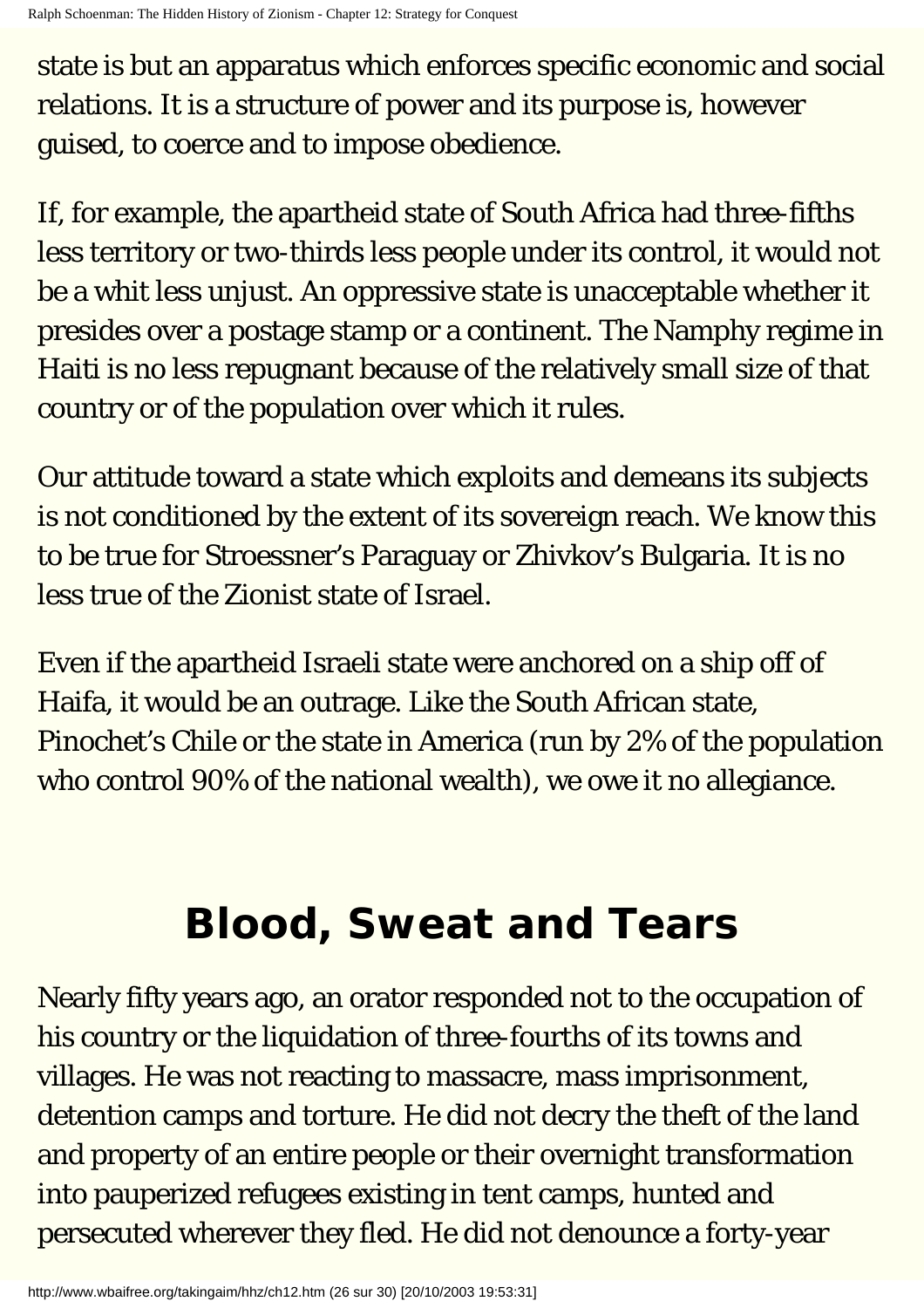state is but an apparatus which enforces specific economic and social relations. It is a structure of power and its purpose is, however guised, to coerce and to impose obedience.

If, for example, the apartheid state of South Africa had three-fifths less territory or two-thirds less people under its control, it would not be a whit less unjust. An oppressive state is unacceptable whether it presides over a postage stamp or a continent. The Namphy regime in Haiti is no less repugnant because of the relatively small size of that country or of the population over which it rules.

Our attitude toward a state which exploits and demeans its subjects is not conditioned by the extent of its sovereign reach. We know this to be true for Stroessner's Paraguay or Zhivkov's Bulgaria. It is no less true of the Zionist state of Israel.

Even if the apartheid Israeli state were anchored on a ship off of Haifa, it would be an outrage. Like the South African state, Pinochet's Chile or the state in America (run by 2% of the population who control 90% of the national wealth), we owe it no allegiance.

## Blood, Sweat and Tears

Nearly fifty years ago, an orator responded not to the occupation of his country or the liquidation of three-fourths of its towns and villages. He was not reacting to massacre, mass imprisonment, detention camps and torture. He did not decry the theft of the land and property of an entire people or their overnight transformation into pauperized refugees existing in tent camps, hunted and persecuted wherever they fled. He did not denounce a forty-year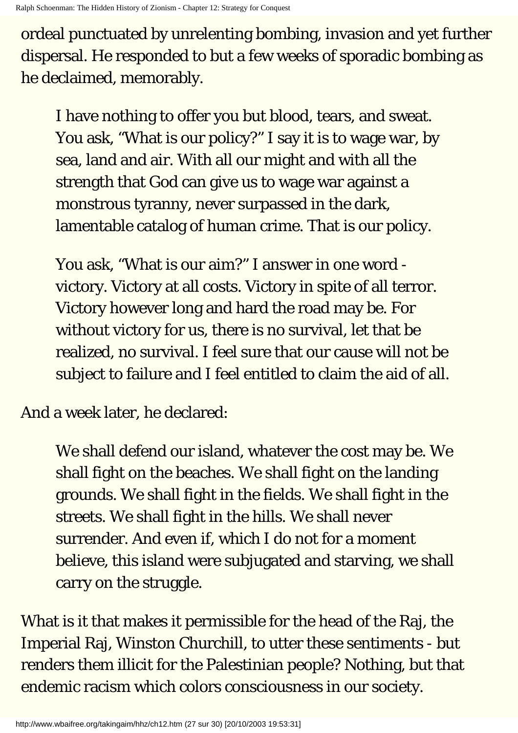ordeal punctuated by unrelenting bombing, invasion and yet further dispersal. He responded to but a few weeks of sporadic bombing as he declaimed, memorably.

> I have nothing to offer you but blood, tears, and sweat. You ask, "What is our policy?" I say it is to wage war, by sea, land and air. With all our might and with all the strength that God can give us to wage war against a monstrous tyranny, never surpassed in the dark, lamentable catalog of human crime. That is our policy.
>
> You ask, "What is our aim?" I answer in one word - victory. Victory at all costs. Victory in spite of all terror. Victory however long and hard the road may be. For without victory for us, there is no survival, let that be realized, no survival. I feel sure that our cause will not be subject to failure and I feel entitled to claim the aid of all.

And a week later, he declared:

> We shall defend our island, whatever the cost may be. We shall fight on the beaches. We shall fight on the landing grounds. We shall fight in the fields. We shall fight in the streets. We shall fight in the hills. We shall never surrender. And even if, which I do not for a moment believe, this island were subjugated and starving, we shall carry on the struggle.

What is it that makes it permissible for the head of the Raj, the Imperial Raj, Winston Churchill, to utter these sentiments - but renders them illicit for the Palestinian people? Nothing, but that endemic racism which colors consciousness in our society.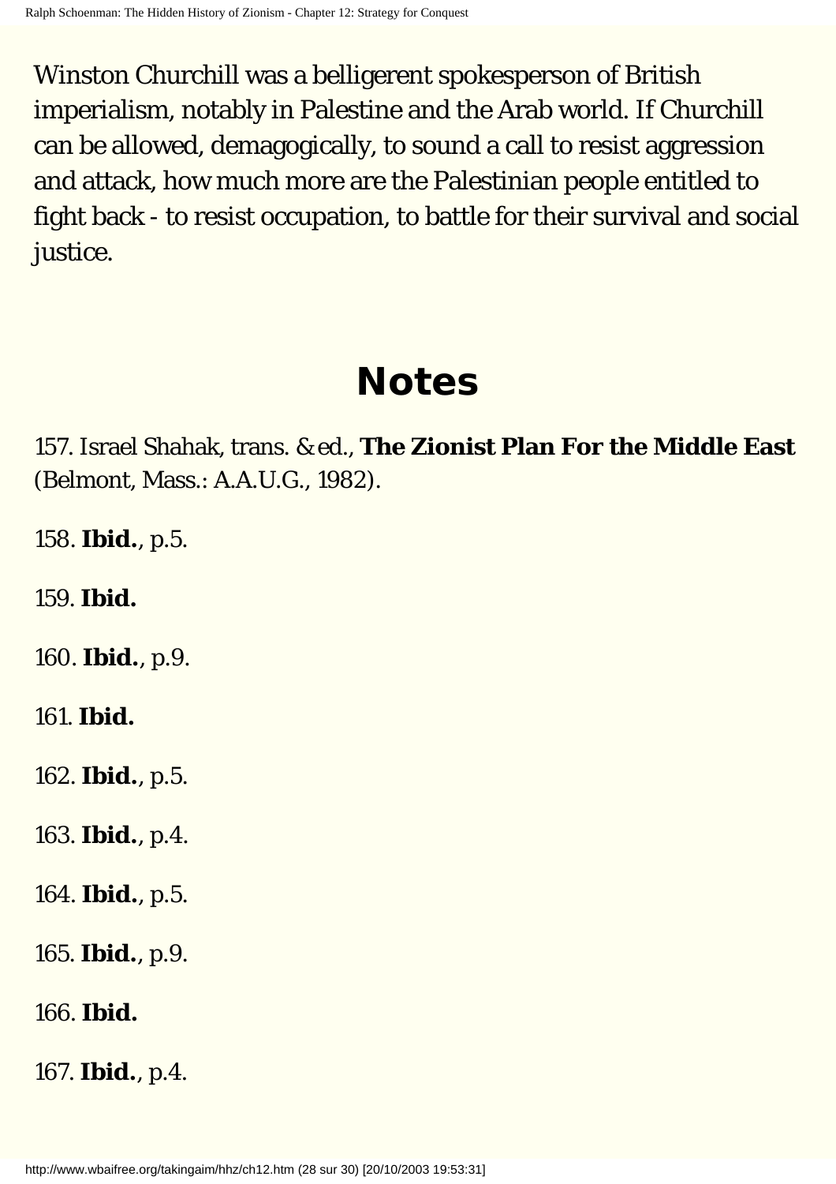Winston Churchill was a belligerent spokesperson of British imperialism, notably in Palestine and the Arab world. If Churchill can be allowed, demagogically, to sound a call to resist aggression and attack, how much more are the Palestinian people entitled to fight back - to resist occupation, to battle for their survival and social justice.

## Notes

157. Israel Shahak, trans. & ed., **The Zionist Plan For the Middle East** (Belmont, Mass.: A.A.U.G., 1982).

158. **Ibid.**, p.5.

159. **Ibid.**

160. **Ibid.**, p.9.

161. **Ibid.**

162. **Ibid.**, p.5.

163. **Ibid.**, p.4.

164. **Ibid.**, p.5.

165. **Ibid.**, p.9.

166. **Ibid.**

167. **Ibid.**, p.4.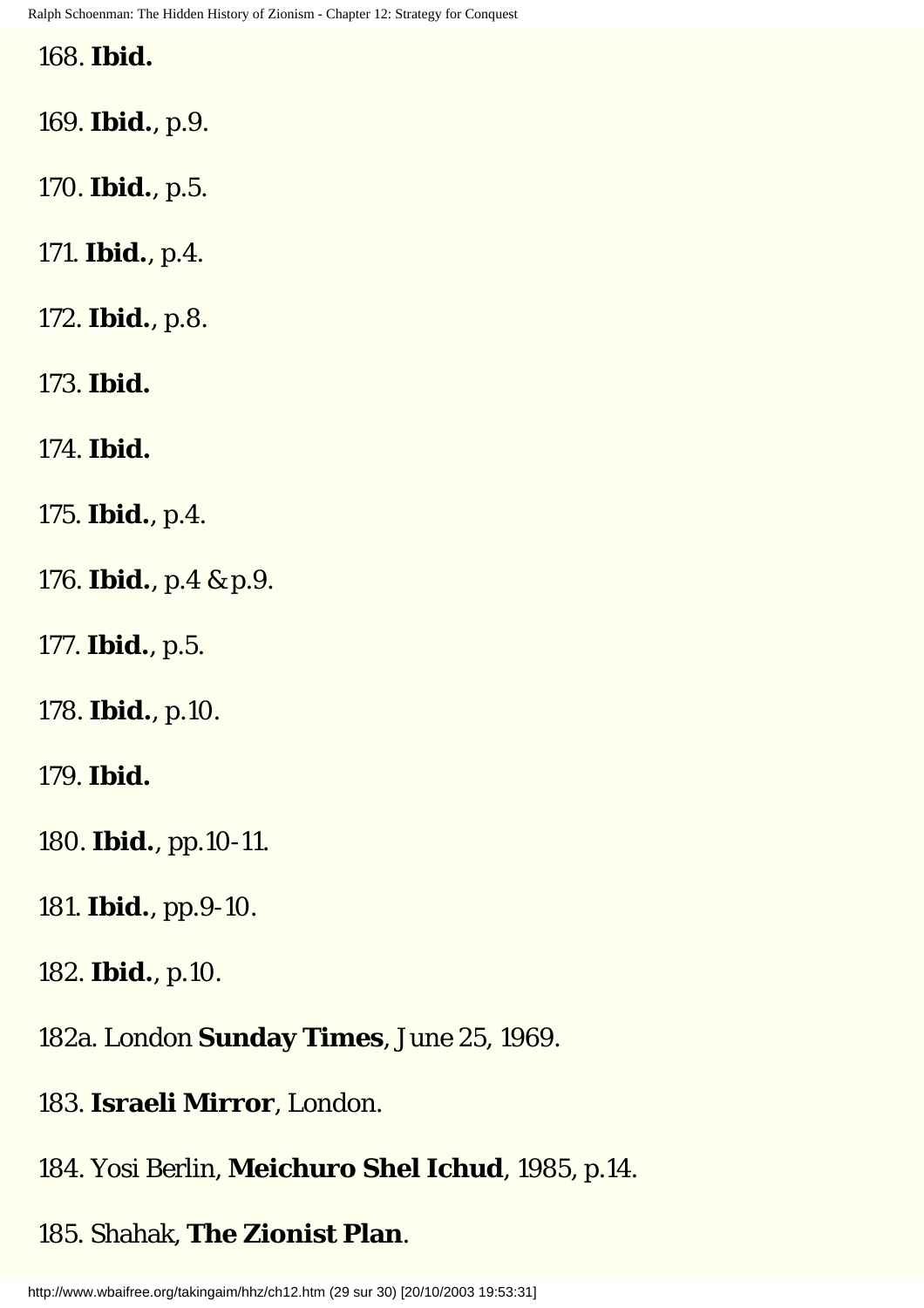168. **Ibid.**

169. **Ibid.**, p.9.

170. **Ibid.**, p.5.

171. **Ibid.**, p.4.

172. **Ibid.**, p.8.

173. **Ibid.**

174. **Ibid.**

175. **Ibid.**, p.4.

176. **Ibid.**, p.4 & p.9.

177. **Ibid.**, p.5.

178. **Ibid.**, p.10.

179. **Ibid.**

180. **Ibid.**, pp.10-11.

181. **Ibid.**, pp.9-10.

182. **Ibid.**, p.10.

182a. London **Sunday Times**, June 25, 1969.

183. **Israeli Mirror**, London.

184. Yosi Berlin, **Meichuro Shel Ichud**, 1985, p.14.

185. Shahak, **The Zionist Plan**.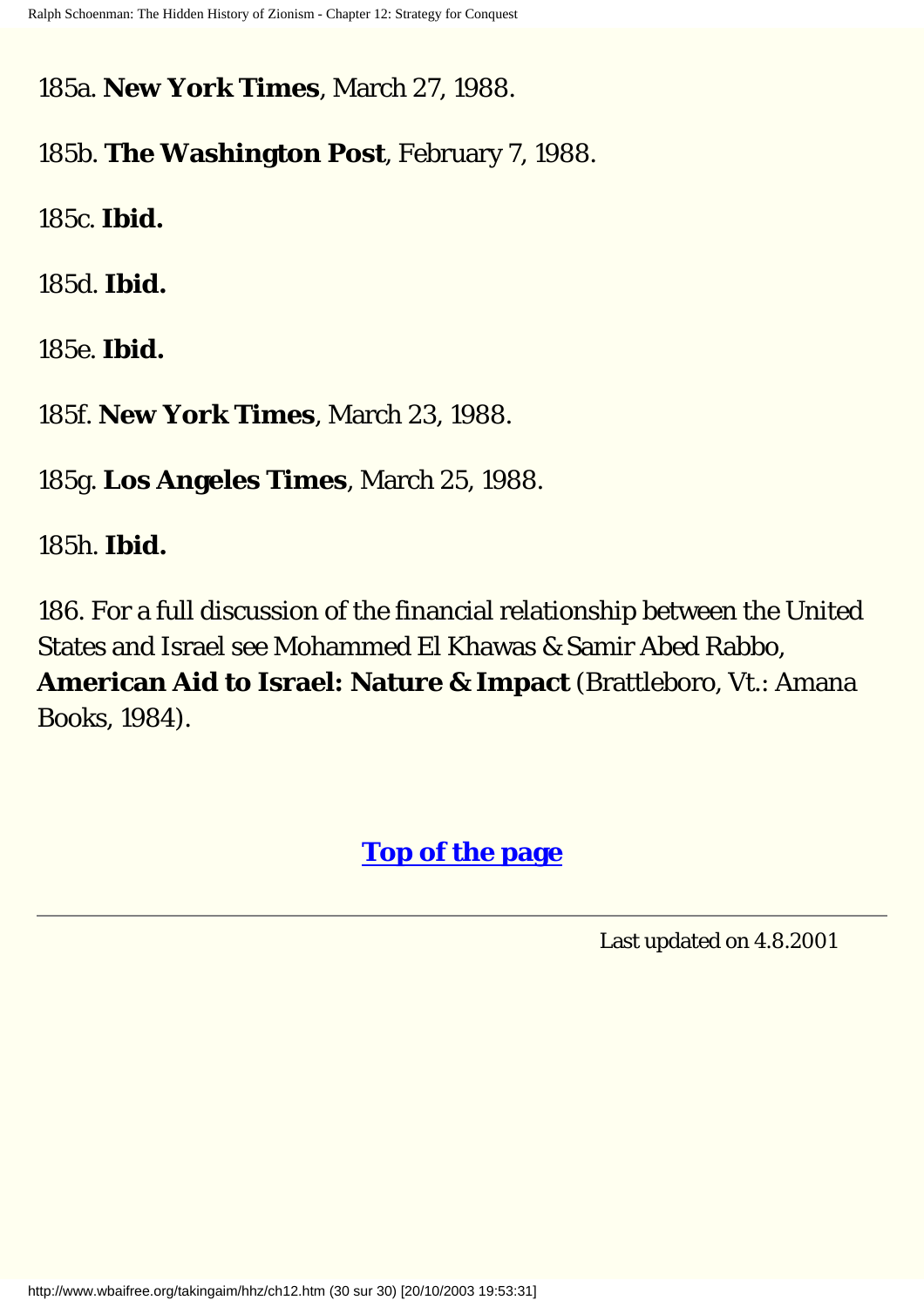185a. **New York Times**, March 27, 1988.

185b. **The Washington Post**, February 7, 1988.

185c. **Ibid.**

185d. **Ibid.**

185e. **Ibid.**

185f. **New York Times**, March 23, 1988.

185g. **Los Angeles Times**, March 25, 1988.

185h. **Ibid.**

186. For a full discussion of the financial relationship between the United States and Israel see Mohammed El Khawas & Samir Abed Rabbo, **American Aid to Israel: Nature & Impact** (Brattleboro, Vt.: Amana Books, 1984).

**Top of the page**

---

Last updated on 4.8.2001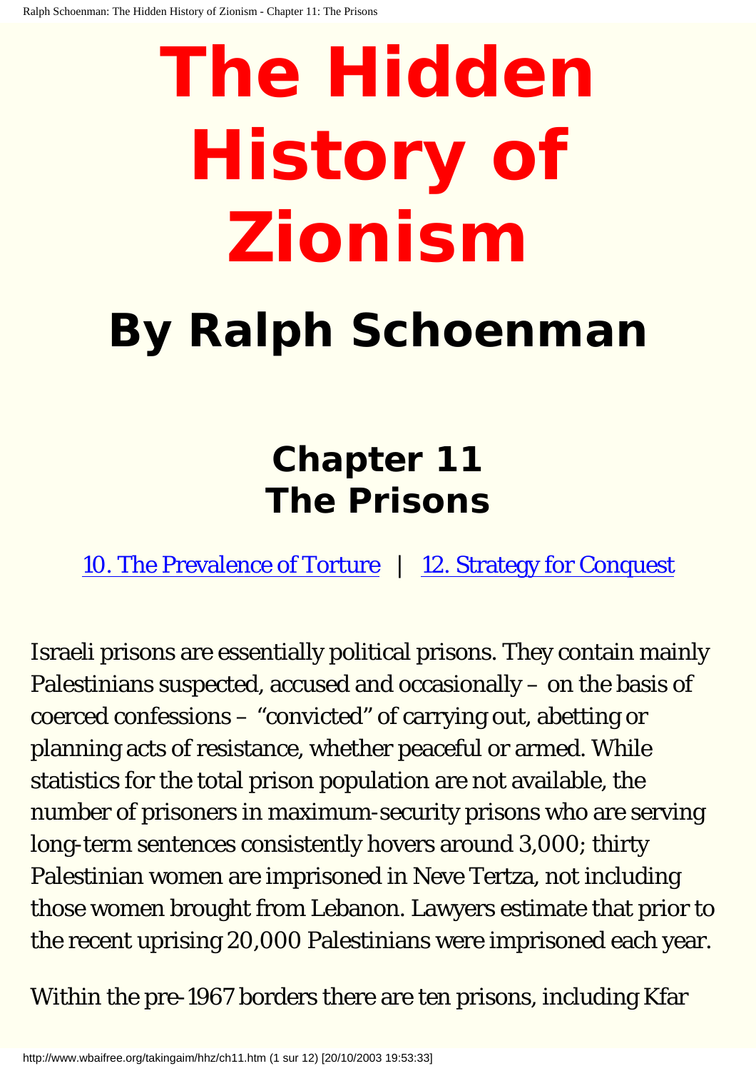# The Hidden History of Zionism

## By Ralph Schoenman

### Chapter 11
### The Prisons

[10. The Prevalence of Torture](#) | [12. Strategy for Conquest](#)

Israeli prisons are essentially political prisons. They contain mainly Palestinians suspected, accused and occasionally – on the basis of coerced confessions – "convicted" of carrying out, abetting or planning acts of resistance, whether peaceful or armed. While statistics for the total prison population are not available, the number of prisoners in maximum-security prisons who are serving long-term sentences consistently hovers around 3,000; thirty Palestinian women are imprisoned in Neve Tertza, not including those women brought from Lebanon. Lawyers estimate that prior to the recent uprising 20,000 Palestinians were imprisoned each year.

Within the pre-1967 borders there are ten prisons, including Kfar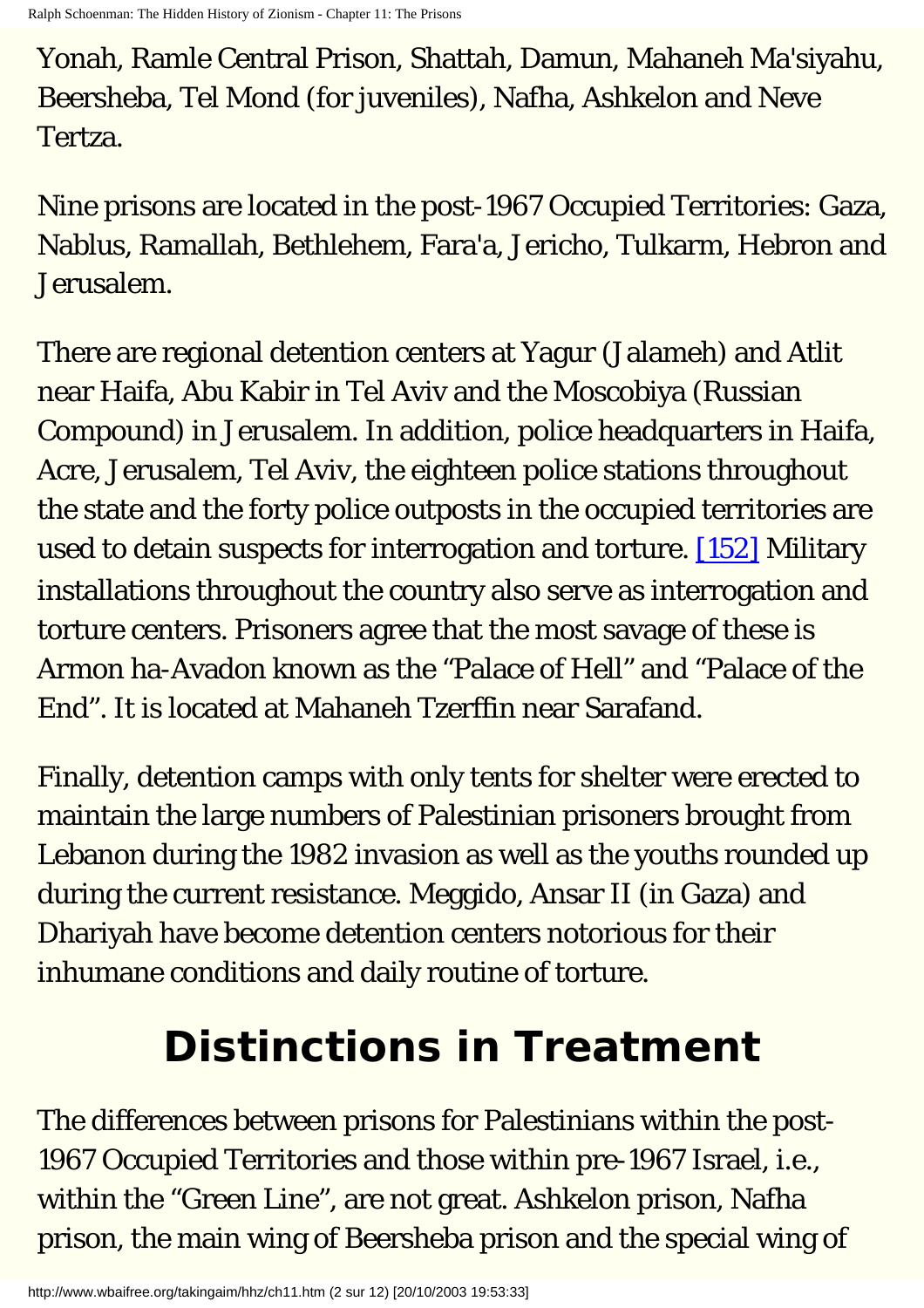Yonah, Ramle Central Prison, Shattah, Damun, Mahaneh Ma'siyahu, Beersheba, Tel Mond (for juveniles), Nafha, Ashkelon and Neve Tertza.

Nine prisons are located in the post-1967 Occupied Territories: Gaza, Nablus, Ramallah, Bethlehem, Fara'a, Jericho, Tulkarm, Hebron and Jerusalem.

There are regional detention centers at Yagur (Jalameh) and Atlit near Haifa, Abu Kabir in Tel Aviv and the Moscobiya (Russian Compound) in Jerusalem. In addition, police headquarters in Haifa, Acre, Jerusalem, Tel Aviv, the eighteen police stations throughout the state and the forty police outposts in the occupied territories are used to detain suspects for interrogation and torture. [152] Military installations throughout the country also serve as interrogation and torture centers. Prisoners agree that the most savage of these is Armon ha-Avadon known as the “Palace of Hell” and “Palace of the End”. It is located at Mahaneh Tzerffin near Sarafand.

Finally, detention camps with only tents for shelter were erected to maintain the large numbers of Palestinian prisoners brought from Lebanon during the 1982 invasion as well as the youths rounded up during the current resistance. Meggido, Ansar II (in Gaza) and Dhariyah have become detention centers notorious for their inhumane conditions and daily routine of torture.

## Distinctions in Treatment

The differences between prisons for Palestinians within the post-1967 Occupied Territories and those within pre-1967 Israel, i.e., within the “Green Line”, are not great. Ashkelon prison, Nafha prison, the main wing of Beersheba prison and the special wing of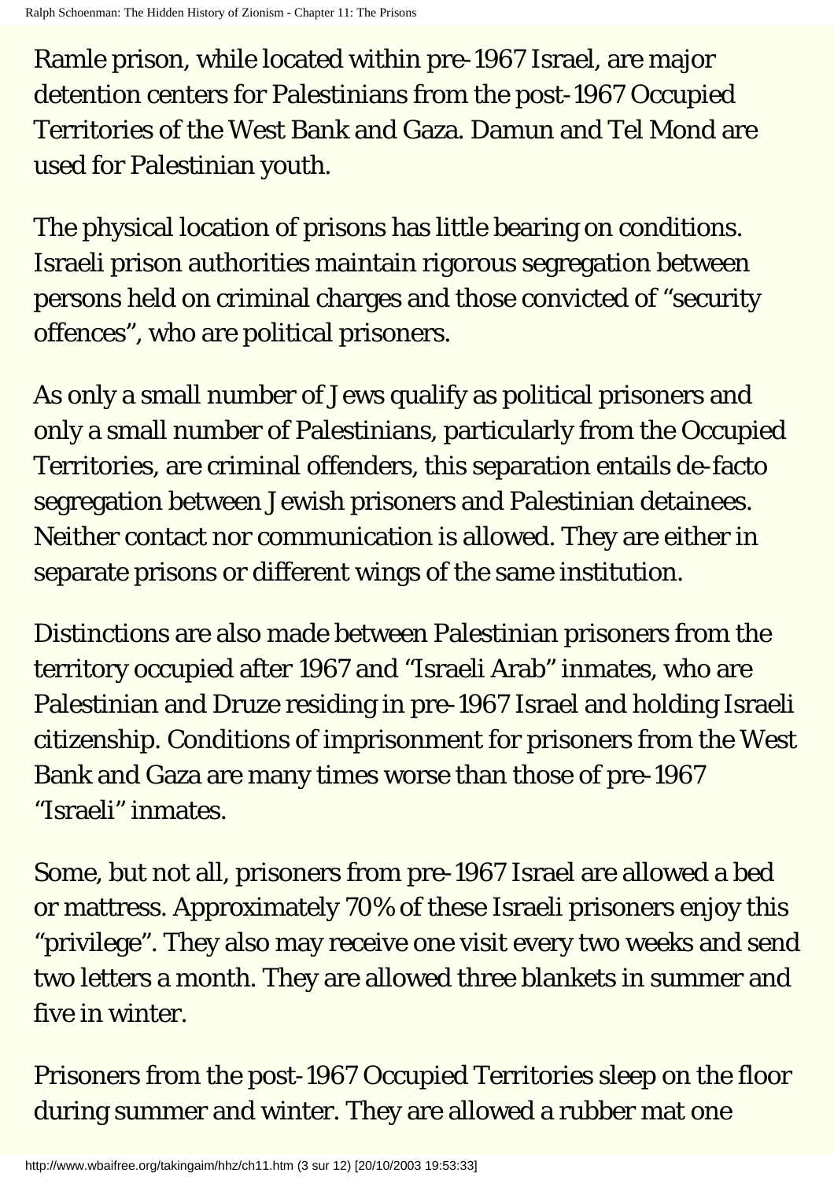Ramle prison, while located within pre-1967 Israel, are major detention centers for Palestinians from the post-1967 Occupied Territories of the West Bank and Gaza. Damun and Tel Mond are used for Palestinian youth.

The physical location of prisons has little bearing on conditions. Israeli prison authorities maintain rigorous segregation between persons held on criminal charges and those convicted of "security offences", who are political prisoners.

As only a small number of Jews qualify as political prisoners and only a small number of Palestinians, particularly from the Occupied Territories, are criminal offenders, this separation entails de-facto segregation between Jewish prisoners and Palestinian detainees. Neither contact nor communication is allowed. They are either in separate prisons or different wings of the same institution.

Distinctions are also made between Palestinian prisoners from the territory occupied after 1967 and "Israeli Arab" inmates, who are Palestinian and Druze residing in pre-1967 Israel and holding Israeli citizenship. Conditions of imprisonment for prisoners from the West Bank and Gaza are many times worse than those of pre-1967 "Israeli" inmates.

Some, but not all, prisoners from pre-1967 Israel are allowed a bed or mattress. Approximately 70% of these Israeli prisoners enjoy this "privilege". They also may receive one visit every two weeks and send two letters a month. They are allowed three blankets in summer and five in winter.

Prisoners from the post-1967 Occupied Territories sleep on the floor during summer and winter. They are allowed a rubber mat one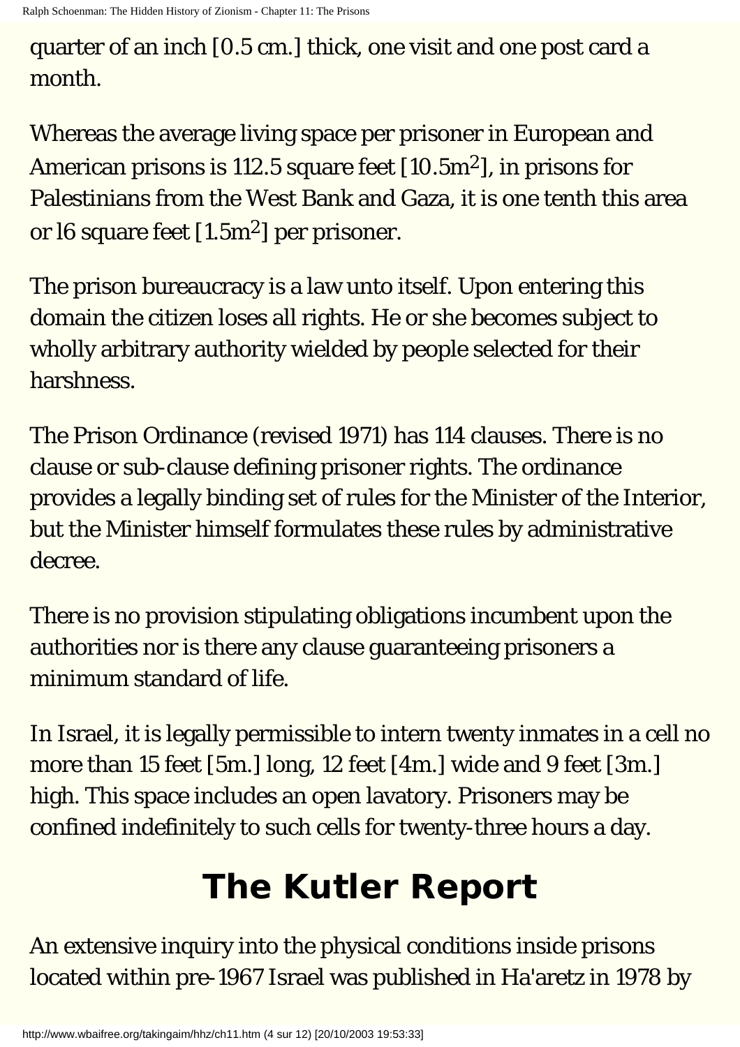quarter of an inch [0.5 cm.] thick, one visit and one post card a month.

Whereas the average living space per prisoner in European and American prisons is 112.5 square feet [10.5m$^2$], in prisons for Palestinians from the West Bank and Gaza, it is one tenth this area or l6 square feet [1.5m$^2$] per prisoner.

The prison bureaucracy is a law unto itself. Upon entering this domain the citizen loses all rights. He or she becomes subject to wholly arbitrary authority wielded by people selected for their harshness.

The Prison Ordinance (revised 1971) has 114 clauses. There is no clause or sub-clause defining prisoner rights. The ordinance provides a legally binding set of rules for the Minister of the Interior, but the Minister himself formulates these rules by administrative decree.

There is no provision stipulating obligations incumbent upon the authorities nor is there any clause guaranteeing prisoners a minimum standard of life.

In Israel, it is legally permissible to intern twenty inmates in a cell no more than 15 feet [5m.] long, 12 feet [4m.] wide and 9 feet [3m.] high. This space includes an open lavatory. Prisoners may be confined indefinitely to such cells for twenty-three hours a day.

# The Kutler Report

An extensive inquiry into the physical conditions inside prisons located within pre-1967 Israel was published in Ha'aretz in 1978 by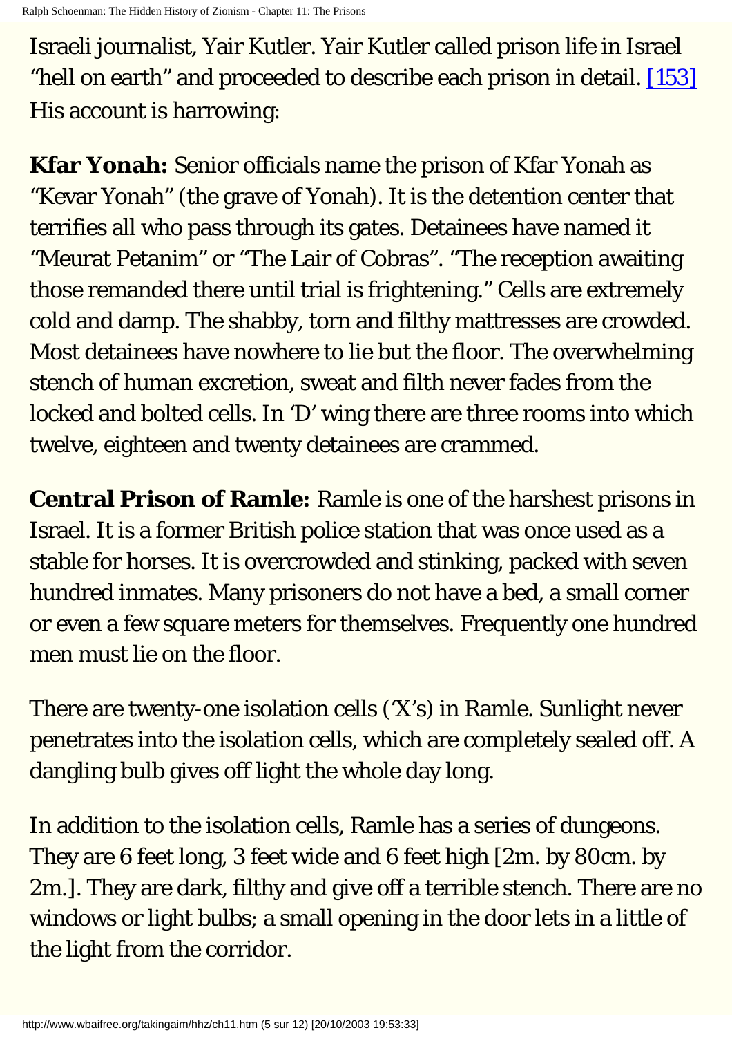Israeli journalist, Yair Kutler. Yair Kutler called prison life in Israel "hell on earth" and proceeded to describe each prison in detail. [153] His account is harrowing:

**Kfar Yonah:** Senior officials name the prison of Kfar Yonah as "Kevar Yonah" (the grave of Yonah). It is the detention center that terrifies all who pass through its gates. Detainees have named it "Meurat Petanim" or "The Lair of Cobras". "The reception awaiting those remanded there until trial is frightening." Cells are extremely cold and damp. The shabby, torn and filthy mattresses are crowded. Most detainees have nowhere to lie but the floor. The overwhelming stench of human excretion, sweat and filth never fades from the locked and bolted cells. In 'D' wing there are three rooms into which twelve, eighteen and twenty detainees are crammed.

**Central Prison of Ramle:** Ramle is one of the harshest prisons in Israel. It is a former British police station that was once used as a stable for horses. It is overcrowded and stinking, packed with seven hundred inmates. Many prisoners do not have a bed, a small corner or even a few square meters for themselves. Frequently one hundred men must lie on the floor.

There are twenty-one isolation cells ('X's) in Ramle. Sunlight never penetrates into the isolation cells, which are completely sealed off. A dangling bulb gives off light the whole day long.

In addition to the isolation cells, Ramle has a series of dungeons. They are 6 feet long, 3 feet wide and 6 feet high [2m. by 80cm. by 2m.]. They are dark, filthy and give off a terrible stench. There are no windows or light bulbs; a small opening in the door lets in a little of the light from the corridor.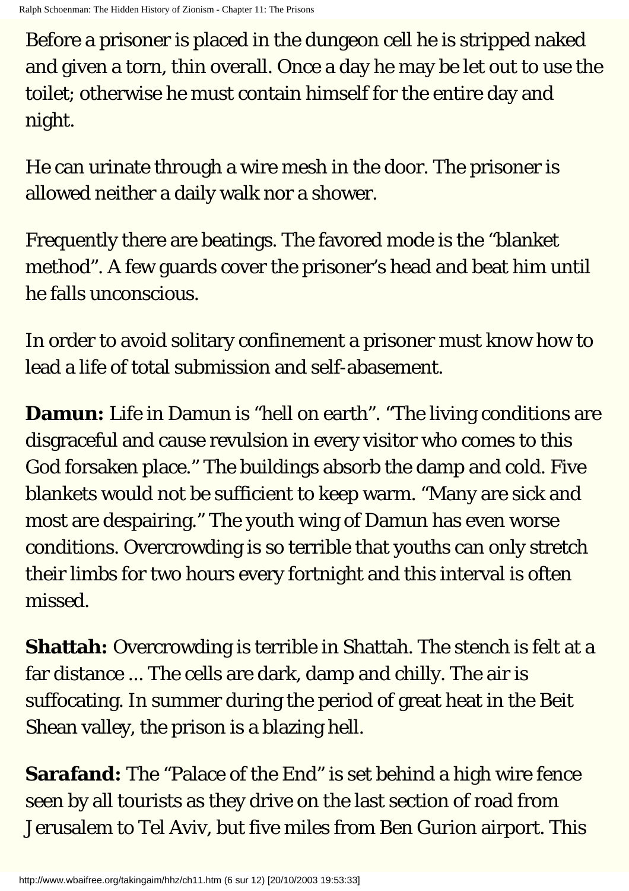Before a prisoner is placed in the dungeon cell he is stripped naked and given a torn, thin overall. Once a day he may be let out to use the toilet; otherwise he must contain himself for the entire day and night.

He can urinate through a wire mesh in the door. The prisoner is allowed neither a daily walk nor a shower.

Frequently there are beatings. The favored mode is the "blanket method". A few guards cover the prisoner's head and beat him until he falls unconscious.

In order to avoid solitary confinement a prisoner must know how to lead a life of total submission and self-abasement.

**Damun:** Life in Damun is "hell on earth". "The living conditions are disgraceful and cause revulsion in every visitor who comes to this God forsaken place." The buildings absorb the damp and cold. Five blankets would not be sufficient to keep warm. "Many are sick and most are despairing." The youth wing of Damun has even worse conditions. Overcrowding is so terrible that youths can only stretch their limbs for two hours every fortnight and this interval is often missed.

**Shattah:** Overcrowding is terrible in Shattah. The stench is felt at a far distance ... The cells are dark, damp and chilly. The air is suffocating. In summer during the period of great heat in the Beit Shean valley, the prison is a blazing hell.

**Sarafand:** The "Palace of the End" is set behind a high wire fence seen by all tourists as they drive on the last section of road from Jerusalem to Tel Aviv, but five miles from Ben Gurion airport. This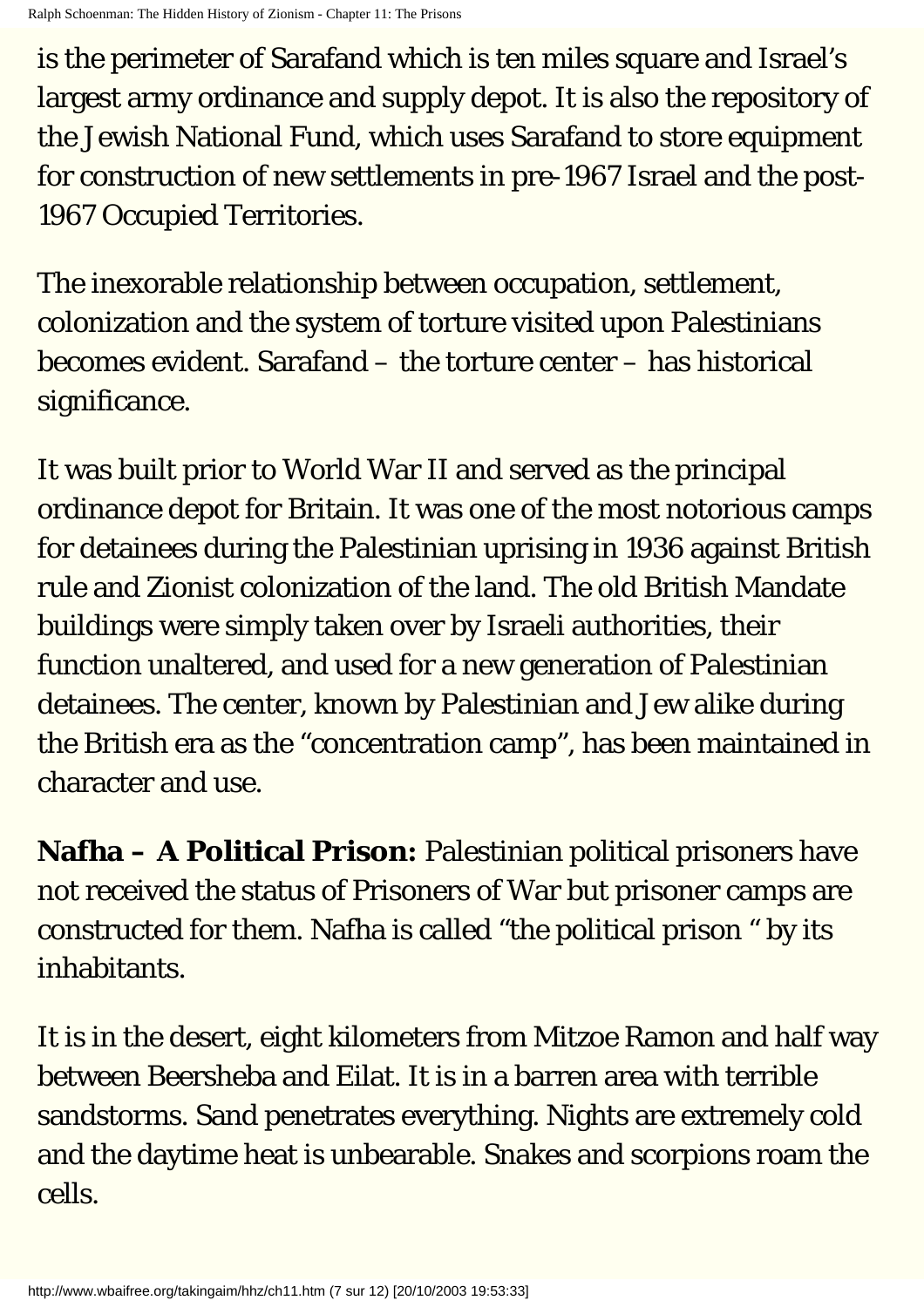is the perimeter of Sarafand which is ten miles square and Israel's largest army ordinance and supply depot. It is also the repository of the Jewish National Fund, which uses Sarafand to store equipment for construction of new settlements in pre-1967 Israel and the post-1967 Occupied Territories.

The inexorable relationship between occupation, settlement, colonization and the system of torture visited upon Palestinians becomes evident. Sarafand – the torture center – has historical significance.

It was built prior to World War II and served as the principal ordinance depot for Britain. It was one of the most notorious camps for detainees during the Palestinian uprising in 1936 against British rule and Zionist colonization of the land. The old British Mandate buildings were simply taken over by Israeli authorities, their function unaltered, and used for a new generation of Palestinian detainees. The center, known by Palestinian and Jew alike during the British era as the "concentration camp", has been maintained in character and use.

**Nafha – A Political Prison:** Palestinian political prisoners have not received the status of Prisoners of War but prisoner camps are constructed for them. Nafha is called "the political prison " by its inhabitants.

It is in the desert, eight kilometers from Mitzoe Ramon and half way between Beersheba and Eilat. It is in a barren area with terrible sandstorms. Sand penetrates everything. Nights are extremely cold and the daytime heat is unbearable. Snakes and scorpions roam the cells.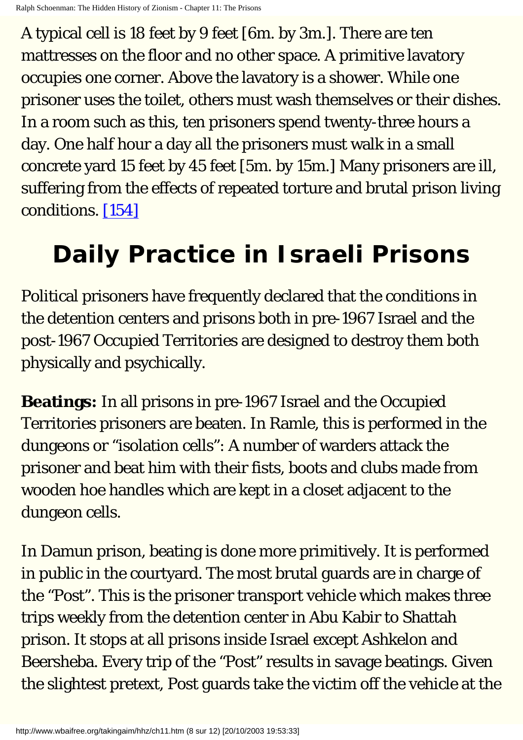A typical cell is 18 feet by 9 feet [6m. by 3m.]. There are ten mattresses on the floor and no other space. A primitive lavatory occupies one corner. Above the lavatory is a shower. While one prisoner uses the toilet, others must wash themselves or their dishes. In a room such as this, ten prisoners spend twenty-three hours a day. One half hour a day all the prisoners must walk in a small concrete yard 15 feet by 45 feet [5m. by 15m.] Many prisoners are ill, suffering from the effects of repeated torture and brutal prison living conditions. [154]

## Daily Practice in Israeli Prisons

Political prisoners have frequently declared that the conditions in the detention centers and prisons both in pre-1967 Israel and the post-1967 Occupied Territories are designed to destroy them both physically and psychically.

**Beatings:** In all prisons in pre-1967 Israel and the Occupied Territories prisoners are beaten. In Ramle, this is performed in the dungeons or "isolation cells": A number of warders attack the prisoner and beat him with their fists, boots and clubs made from wooden hoe handles which are kept in a closet adjacent to the dungeon cells.

In Damun prison, beating is done more primitively. It is performed in public in the courtyard. The most brutal guards are in charge of the "Post". This is the prisoner transport vehicle which makes three trips weekly from the detention center in Abu Kabir to Shattah prison. It stops at all prisons inside Israel except Ashkelon and Beersheba. Every trip of the "Post" results in savage beatings. Given the slightest pretext, Post guards take the victim off the vehicle at the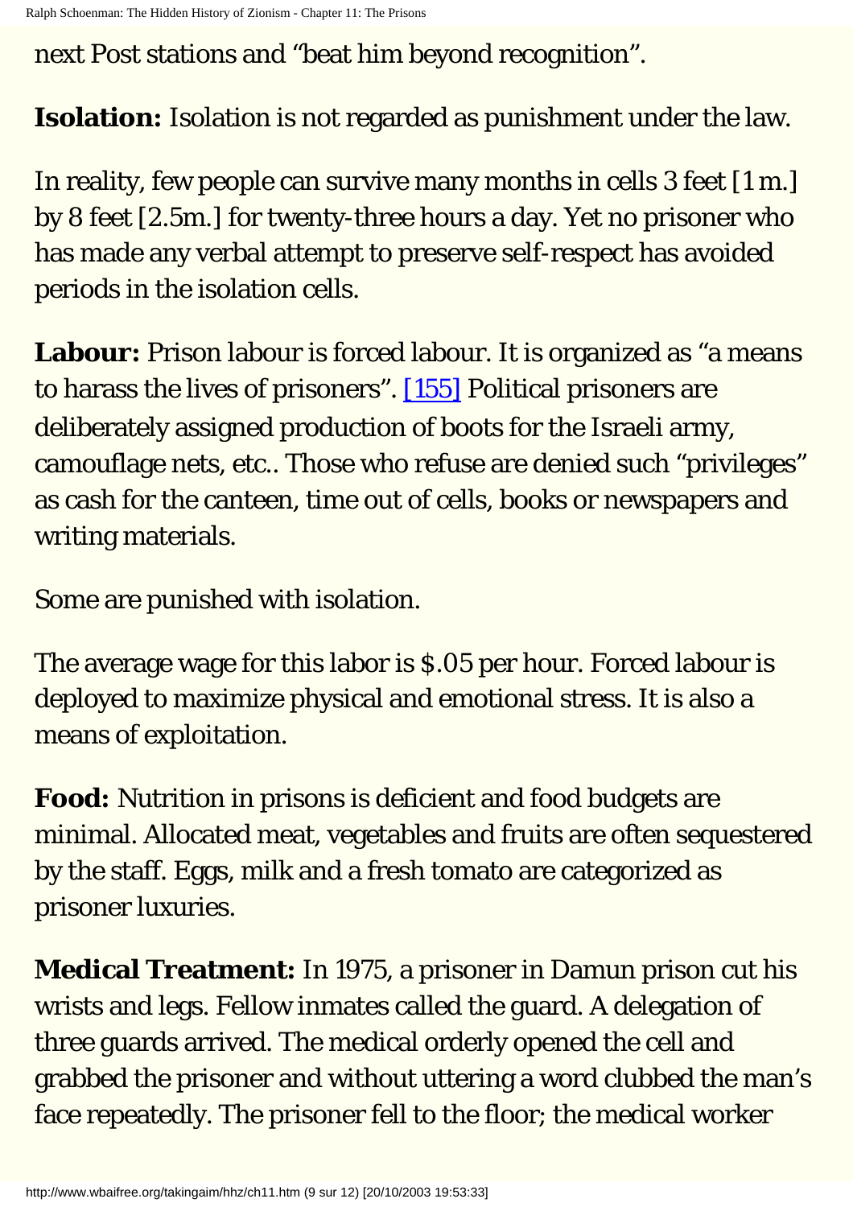next Post stations and “beat him beyond recognition”.

**Isolation:** Isolation is not regarded as punishment under the law.

In reality, few people can survive many months in cells 3 feet [1 m.] by 8 feet [2.5m.] for twenty-three hours a day. Yet no prisoner who has made any verbal attempt to preserve self-respect has avoided periods in the isolation cells.

**Labour:** Prison labour is forced labour. It is organized as “a means to harass the lives of prisoners”. [155] Political prisoners are deliberately assigned production of boots for the Israeli army, camouflage nets, etc.. Those who refuse are denied such “privileges” as cash for the canteen, time out of cells, books or newspapers and writing materials.

Some are punished with isolation.

The average wage for this labor is $.05 per hour. Forced labour is deployed to maximize physical and emotional stress. It is also a means of exploitation.

**Food:** Nutrition in prisons is deficient and food budgets are minimal. Allocated meat, vegetables and fruits are often sequestered by the staff. Eggs, milk and a fresh tomato are categorized as prisoner luxuries.

**Medical Treatment:** In 1975, a prisoner in Damun prison cut his wrists and legs. Fellow inmates called the guard. A delegation of three guards arrived. The medical orderly opened the cell and grabbed the prisoner and without uttering a word clubbed the man’s face repeatedly. The prisoner fell to the floor; the medical worker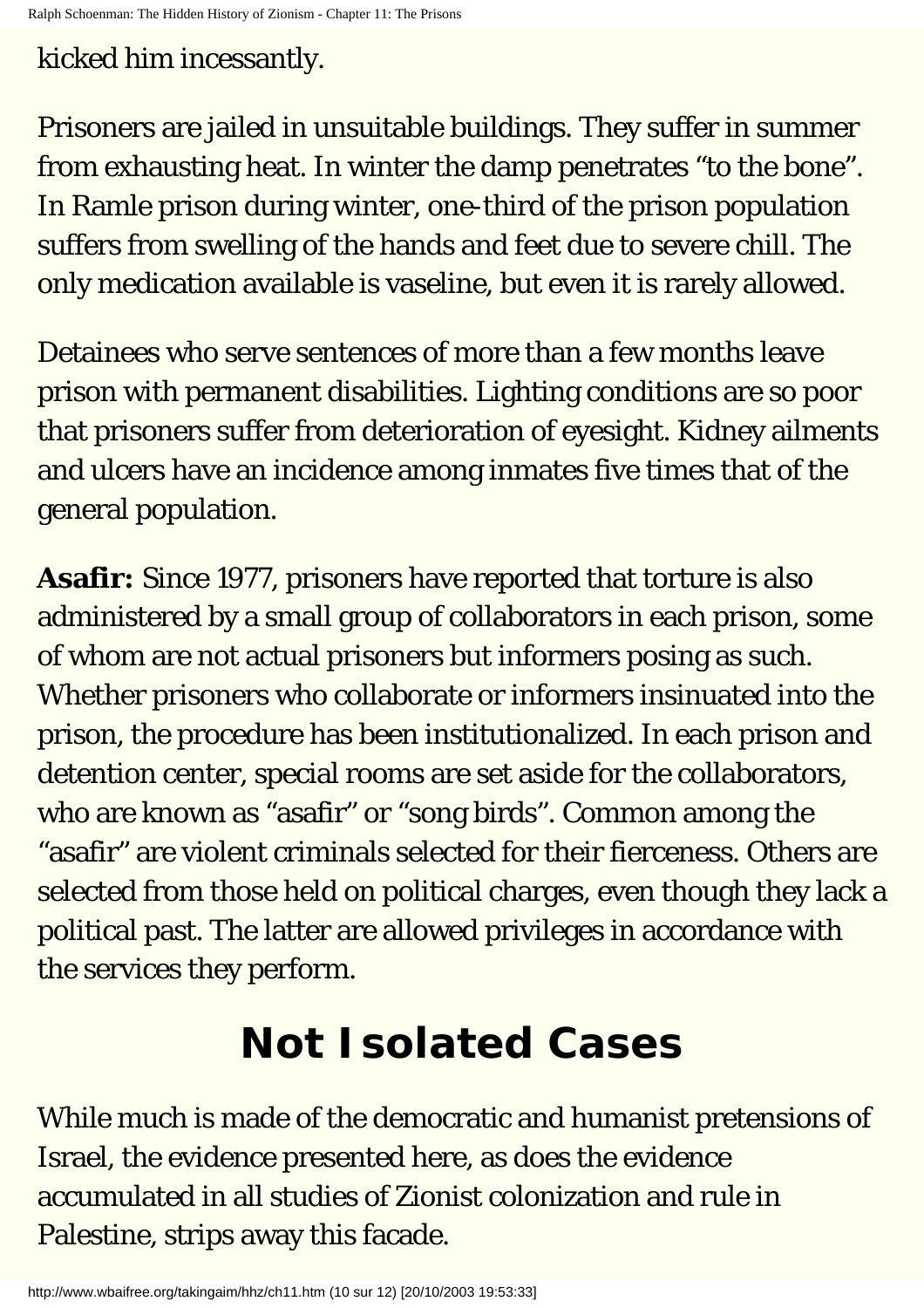kicked him incessantly.

Prisoners are jailed in unsuitable buildings. They suffer in summer from exhausting heat. In winter the damp penetrates “to the bone”. In Ramle prison during winter, one-third of the prison population suffers from swelling of the hands and feet due to severe chill. The only medication available is vaseline, but even it is rarely allowed.

Detainees who serve sentences of more than a few months leave prison with permanent disabilities. Lighting conditions are so poor that prisoners suffer from deterioration of eyesight. Kidney ailments and ulcers have an incidence among inmates five times that of the general population.

**Asafir:** Since 1977, prisoners have reported that torture is also administered by a small group of collaborators in each prison, some of whom are not actual prisoners but informers posing as such. Whether prisoners who collaborate or informers insinuated into the prison, the procedure has been institutionalized. In each prison and detention center, special rooms are set aside for the collaborators, who are known as “asafir” or “song birds”. Common among the “asafir” are violent criminals selected for their fierceness. Others are selected from those held on political charges, even though they lack a political past. The latter are allowed privileges in accordance with the services they perform.

## Not Isolated Cases

While much is made of the democratic and humanist pretensions of Israel, the evidence presented here, as does the evidence accumulated in all studies of Zionist colonization and rule in Palestine, strips away this facade.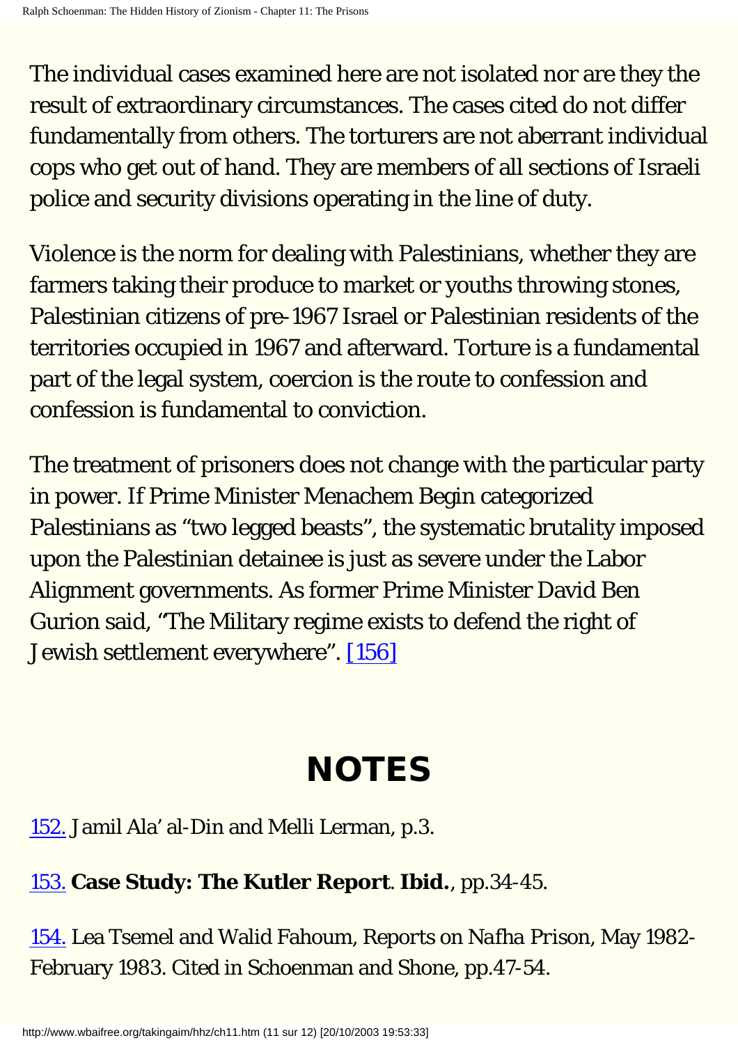The individual cases examined here are not isolated nor are they the result of extraordinary circumstances. The cases cited do not differ fundamentally from others. The torturers are not aberrant individual cops who get out of hand. They are members of all sections of Israeli police and security divisions operating in the line of duty.

Violence is the norm for dealing with Palestinians, whether they are farmers taking their produce to market or youths throwing stones, Palestinian citizens of pre-1967 Israel or Palestinian residents of the territories occupied in 1967 and afterward. Torture is a fundamental part of the legal system, coercion is the route to confession and confession is fundamental to conviction.

The treatment of prisoners does not change with the particular party in power. If Prime Minister Menachem Begin categorized Palestinians as "two legged beasts", the systematic brutality imposed upon the Palestinian detainee is just as severe under the Labor Alignment governments. As former Prime Minister David Ben Gurion said, "The Military regime exists to defend the right of Jewish settlement everywhere". [156]

# NOTES

152. Jamil Ala' al-Din and Melli Lerman, p.3.

153. **Case Study: The Kutler Report**. **Ibid.**, pp.34-45.

154. Lea Tsemel and Walid Fahoum, Reports on *Nafha Prison*, May 1982-February 1983. Cited in Schoenman and Shone, pp.47-54.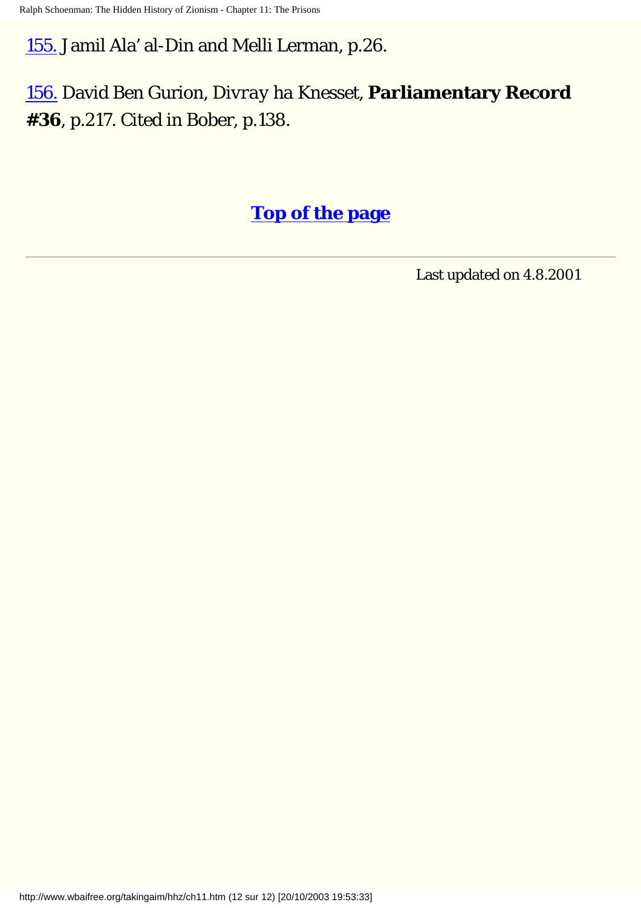155. Jamil Ala' al-Din and Melli Lerman, p.26.

156. David Ben Gurion, Divray ha Knesset, **Parliamentary Record #36**, p.217. Cited in Bober, p.138.

**Top of the page**

---

Last updated on 4.8.2001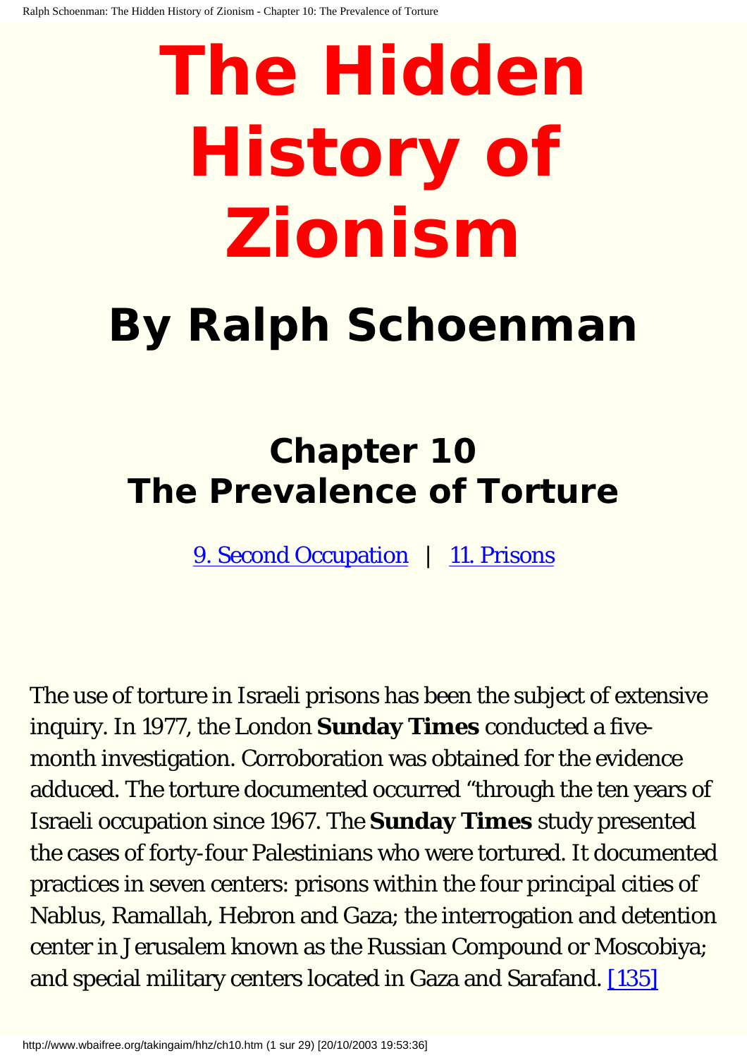# The Hidden History of Zionism

## By Ralph Schoenman

## Chapter 10
## The Prevalence of Torture

[9. Second Occupation] | [11. Prisons]

The use of torture in Israeli prisons has been the subject of extensive inquiry. In 1977, the London **Sunday Times** conducted a five-month investigation. Corroboration was obtained for the evidence adduced. The torture documented occurred "through the ten years of Israeli occupation since 1967. The **Sunday Times** study presented the cases of forty-four Palestinians who were tortured. It documented practices in seven centers: prisons within the four principal cities of Nablus, Ramallah, Hebron and Gaza; the interrogation and detention center in Jerusalem known as the Russian Compound or Moscobiya; and special military centers located in Gaza and Sarafand. [135]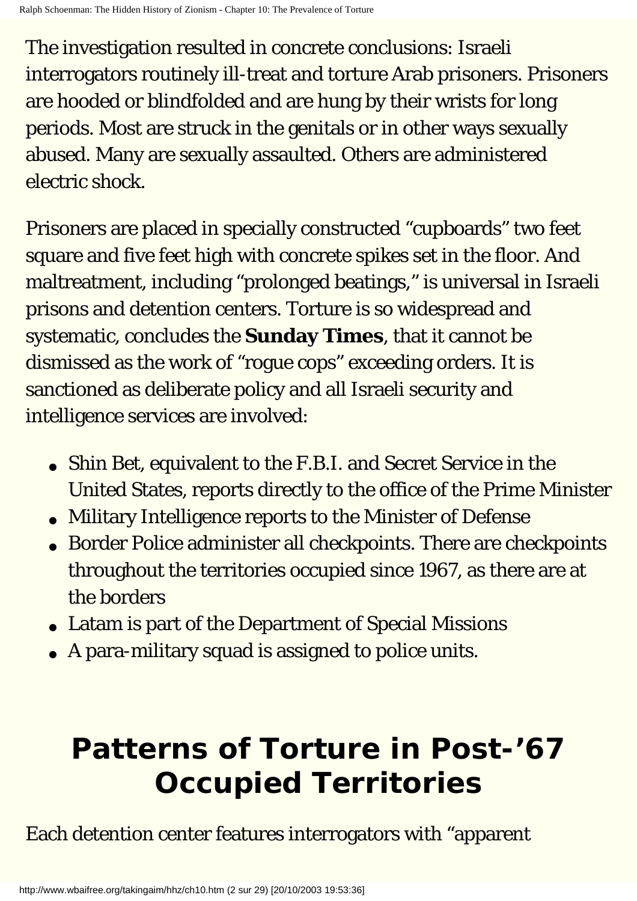The investigation resulted in concrete conclusions: Israeli interrogators routinely ill-treat and torture Arab prisoners. Prisoners are hooded or blindfolded and are hung by their wrists for long periods. Most are struck in the genitals or in other ways sexually abused. Many are sexually assaulted. Others are administered electric shock.

Prisoners are placed in specially constructed “cupboards” two feet square and five feet high with concrete spikes set in the floor. And maltreatment, including “prolonged beatings,” is universal in Israeli prisons and detention centers. Torture is so widespread and systematic, concludes the **Sunday Times**, that it cannot be dismissed as the work of “rogue cops” exceeding orders. It is sanctioned as deliberate policy and all Israeli security and intelligence services are involved:

- Shin Bet, equivalent to the F.B.I. and Secret Service in the United States, reports directly to the office of the Prime Minister
- Military Intelligence reports to the Minister of Defense
- Border Police administer all checkpoints. There are checkpoints throughout the territories occupied since 1967, as there are at the borders
- Latam is part of the Department of Special Missions
- A para-military squad is assigned to police units.

## Patterns of Torture in Post-’67 Occupied Territories

Each detention center features interrogators with “apparent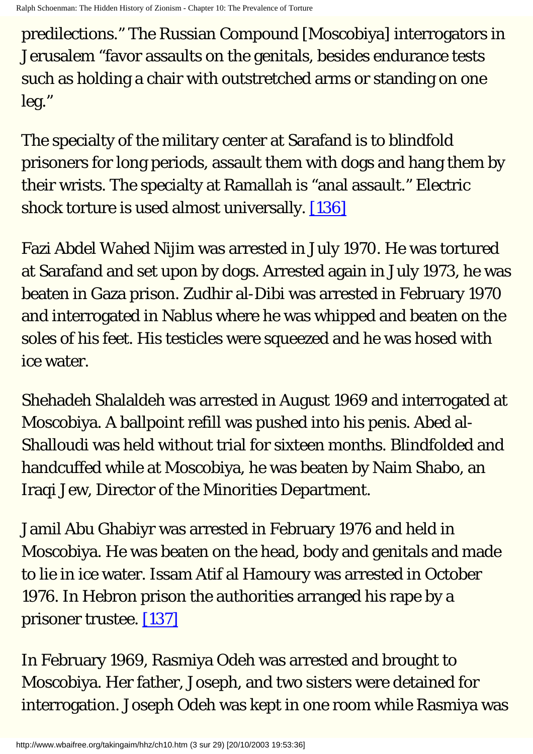predilections." The Russian Compound [Moscobiya] interrogators in Jerusalem "favor assaults on the genitals, besides endurance tests such as holding a chair with outstretched arms or standing on one leg."

The specialty of the military center at Sarafand is to blindfold prisoners for long periods, assault them with dogs and hang them by their wrists. The specialty at Ramallah is "anal assault." Electric shock torture is used almost universally. [136]

Fazi Abdel Wahed Nijim was arrested in July 1970. He was tortured at Sarafand and set upon by dogs. Arrested again in July 1973, he was beaten in Gaza prison. Zudhir al-Dibi was arrested in February 1970 and interrogated in Nablus where he was whipped and beaten on the soles of his feet. His testicles were squeezed and he was hosed with ice water.

Shehadeh Shalaldeh was arrested in August 1969 and interrogated at Moscobiya. A ballpoint refill was pushed into his penis. Abed al-Shalloudi was held without trial for sixteen months. Blindfolded and handcuffed while at Moscobiya, he was beaten by Naim Shabo, an Iraqi Jew, Director of the Minorities Department.

Jamil Abu Ghabiyr was arrested in February 1976 and held in Moscobiya. He was beaten on the head, body and genitals and made to lie in ice water. Issam Atif al Hamoury was arrested in October 1976. In Hebron prison the authorities arranged his rape by a prisoner trustee. [137]

In February 1969, Rasmiya Odeh was arrested and brought to Moscobiya. Her father, Joseph, and two sisters were detained for interrogation. Joseph Odeh was kept in one room while Rasmiya was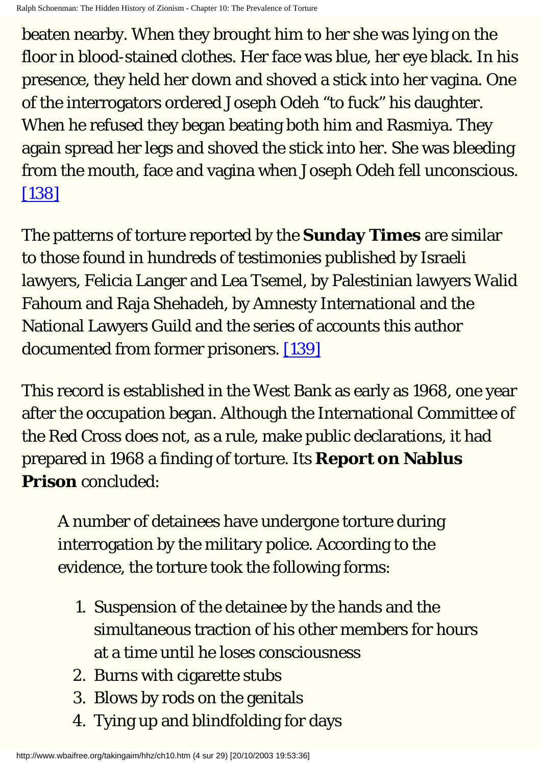beaten nearby. When they brought him to her she was lying on the floor in blood-stained clothes. Her face was blue, her eye black. In his presence, they held her down and shoved a stick into her vagina. One of the interrogators ordered Joseph Odeh "to fuck" his daughter. When he refused they began beating both him and Rasmiya. They again spread her legs and shoved the stick into her. She was bleeding from the mouth, face and vagina when Joseph Odeh fell unconscious. [138]

The patterns of torture reported by the **Sunday Times** are similar to those found in hundreds of testimonies published by Israeli lawyers, Felicia Langer and Lea Tsemel, by Palestinian lawyers Walid Fahoum and Raja Shehadeh, by Amnesty International and the National Lawyers Guild and the series of accounts this author documented from former prisoners. [139]

This record is established in the West Bank as early as 1968, one year after the occupation began. Although the International Committee of the Red Cross does not, as a rule, make public declarations, it had prepared in 1968 a finding of torture. Its **Report on Nablus Prison** concluded:

> A number of detainees have undergone torture during interrogation by the military police. According to the evidence, the torture took the following forms:
>
> 1. Suspension of the detainee by the hands and the simultaneous traction of his other members for hours at a time until he loses consciousness
> 2. Burns with cigarette stubs
> 3. Blows by rods on the genitals
> 4. Tying up and blindfolding for days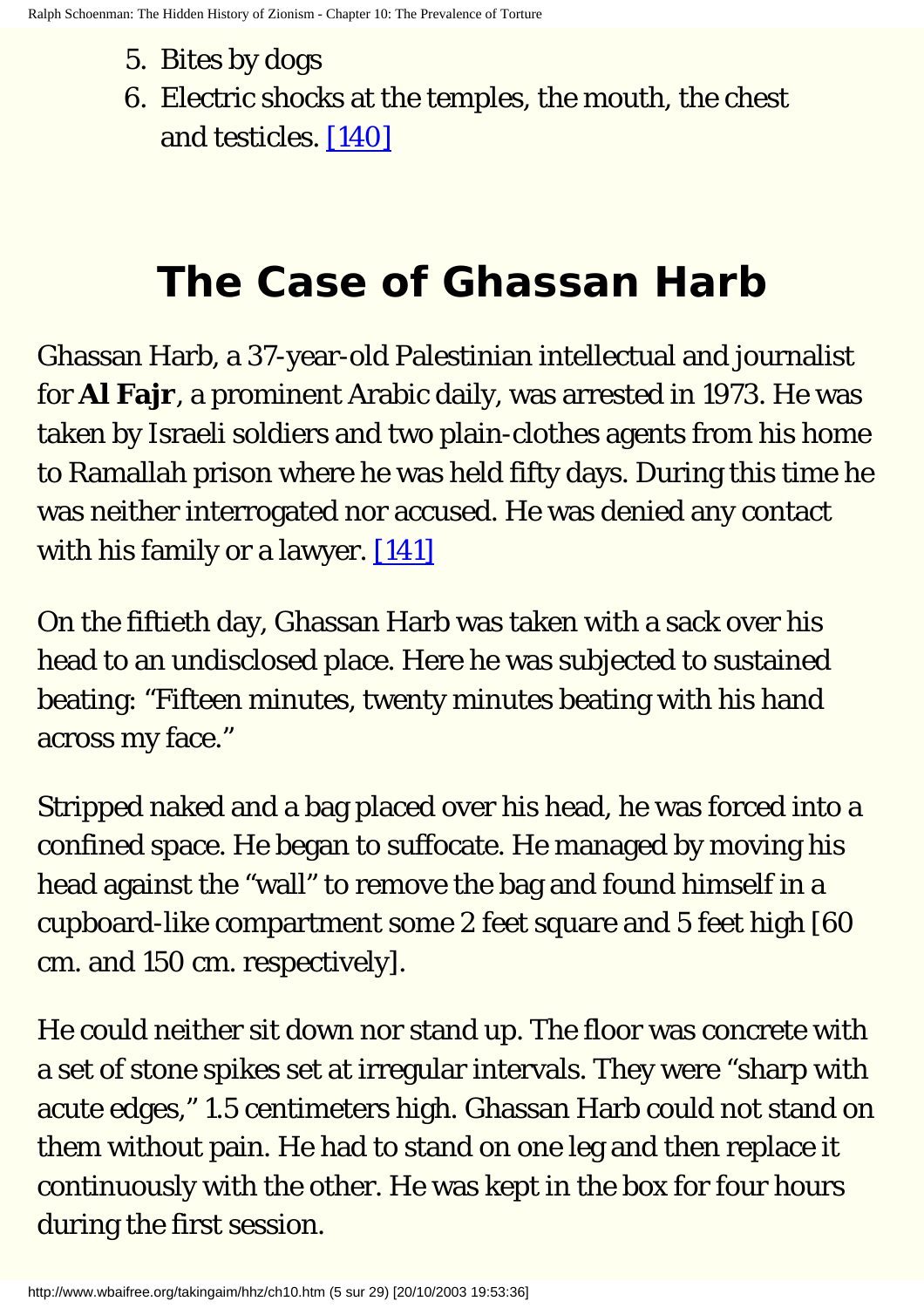5. Bites by dogs
6. Electric shocks at the temples, the mouth, the chest and testicles. [140]

## The Case of Ghassan Harb

Ghassan Harb, a 37-year-old Palestinian intellectual and journalist for **Al Fajr**, a prominent Arabic daily, was arrested in 1973. He was taken by Israeli soldiers and two plain-clothes agents from his home to Ramallah prison where he was held fifty days. During this time he was neither interrogated nor accused. He was denied any contact with his family or a lawyer. [141]

On the fiftieth day, Ghassan Harb was taken with a sack over his head to an undisclosed place. Here he was subjected to sustained beating: "Fifteen minutes, twenty minutes beating with his hand across my face."

Stripped naked and a bag placed over his head, he was forced into a confined space. He began to suffocate. He managed by moving his head against the "wall" to remove the bag and found himself in a cupboard-like compartment some 2 feet square and 5 feet high [60 cm. and 150 cm. respectively].

He could neither sit down nor stand up. The floor was concrete with a set of stone spikes set at irregular intervals. They were "sharp with acute edges," 1.5 centimeters high. Ghassan Harb could not stand on them without pain. He had to stand on one leg and then replace it continuously with the other. He was kept in the box for four hours during the first session.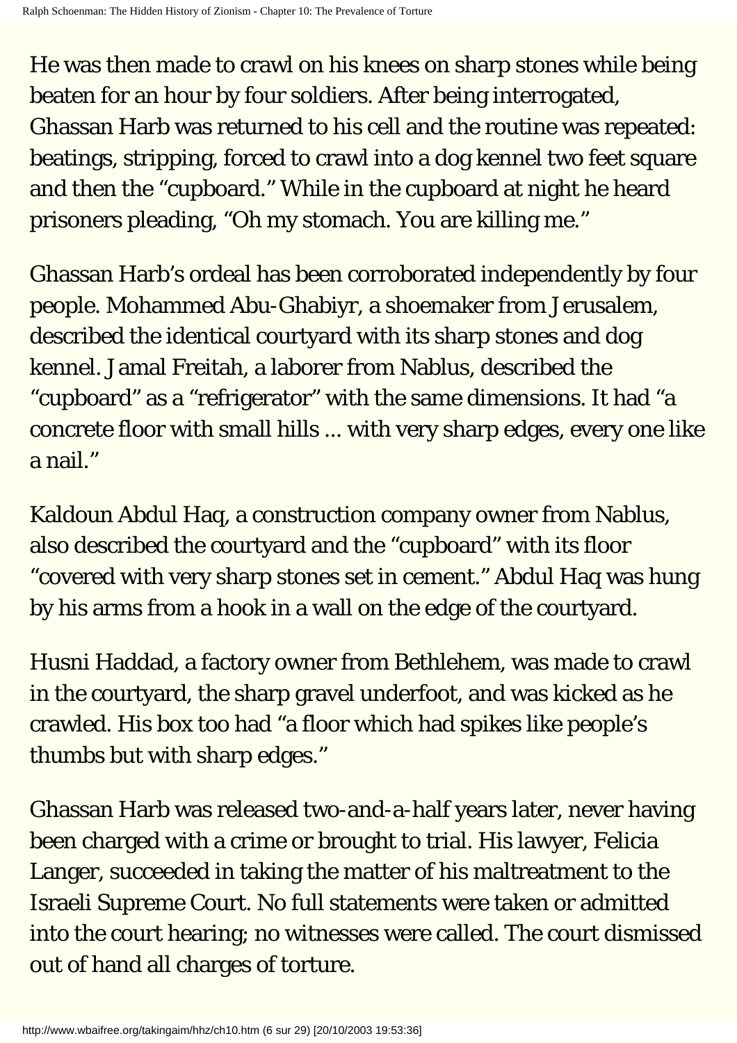He was then made to crawl on his knees on sharp stones while being beaten for an hour by four soldiers. After being interrogated, Ghassan Harb was returned to his cell and the routine was repeated: beatings, stripping, forced to crawl into a dog kennel two feet square and then the “cupboard.” While in the cupboard at night he heard prisoners pleading, “Oh my stomach. You are killing me.”

Ghassan Harb’s ordeal has been corroborated independently by four people. Mohammed Abu-Ghabiyr, a shoemaker from Jerusalem, described the identical courtyard with its sharp stones and dog kennel. Jamal Freitah, a laborer from Nablus, described the “cupboard” as a “refrigerator” with the same dimensions. It had “a concrete floor with small hills ... with very sharp edges, every one like a nail.”

Kaldoun Abdul Haq, a construction company owner from Nablus, also described the courtyard and the “cupboard” with its floor “covered with very sharp stones set in cement.” Abdul Haq was hung by his arms from a hook in a wall on the edge of the courtyard.

Husni Haddad, a factory owner from Bethlehem, was made to crawl in the courtyard, the sharp gravel underfoot, and was kicked as he crawled. His box too had “a floor which had spikes like people’s thumbs but with sharp edges.”

Ghassan Harb was released two-and-a-half years later, never having been charged with a crime or brought to trial. His lawyer, Felicia Langer, succeeded in taking the matter of his maltreatment to the Israeli Supreme Court. No full statements were taken or admitted into the court hearing; no witnesses were called. The court dismissed out of hand all charges of torture.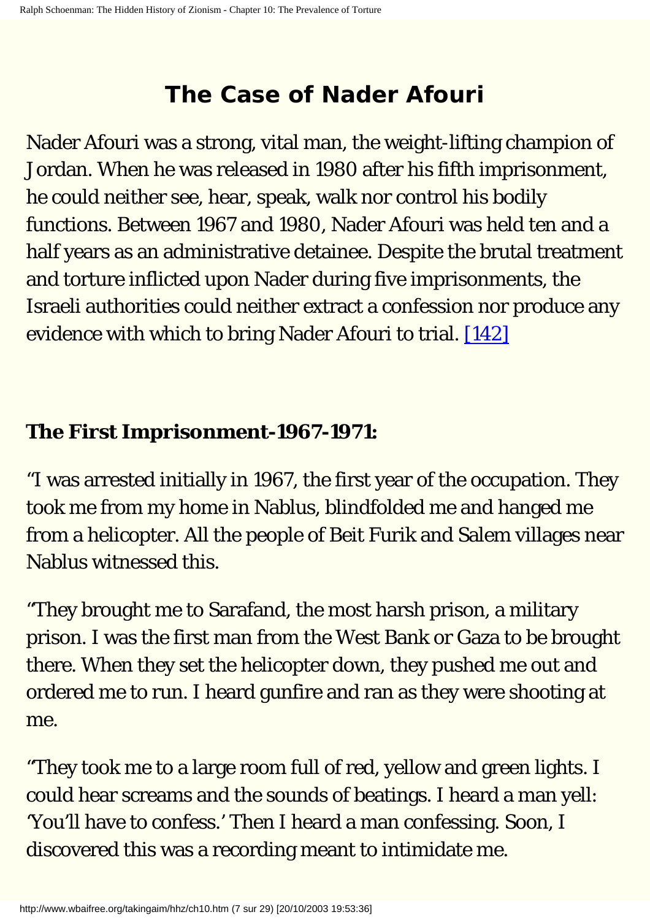# The Case of Nader Afouri

Nader Afouri was a strong, vital man, the weight-lifting champion of Jordan. When he was released in 1980 after his fifth imprisonment, he could neither see, hear, speak, walk nor control his bodily functions. Between 1967 and 1980, Nader Afouri was held ten and a half years as an administrative detainee. Despite the brutal treatment and torture inflicted upon Nader during five imprisonments, the Israeli authorities could neither extract a confession nor produce any evidence with which to bring Nader Afouri to trial. [142]

**The First Imprisonment-1967-1971:**

"I was arrested initially in 1967, the first year of the occupation. They took me from my home in Nablus, blindfolded me and hanged me from a helicopter. All the people of Beit Furik and Salem villages near Nablus witnessed this.

"They brought me to Sarafand, the most harsh prison, a military prison. I was the first man from the West Bank or Gaza to be brought there. When they set the helicopter down, they pushed me out and ordered me to run. I heard gunfire and ran as they were shooting at me.

"They took me to a large room full of red, yellow and green lights. I could hear screams and the sounds of beatings. I heard a man yell: 'You'll have to confess.' Then I heard a man confessing. Soon, I discovered this was a recording meant to intimidate me.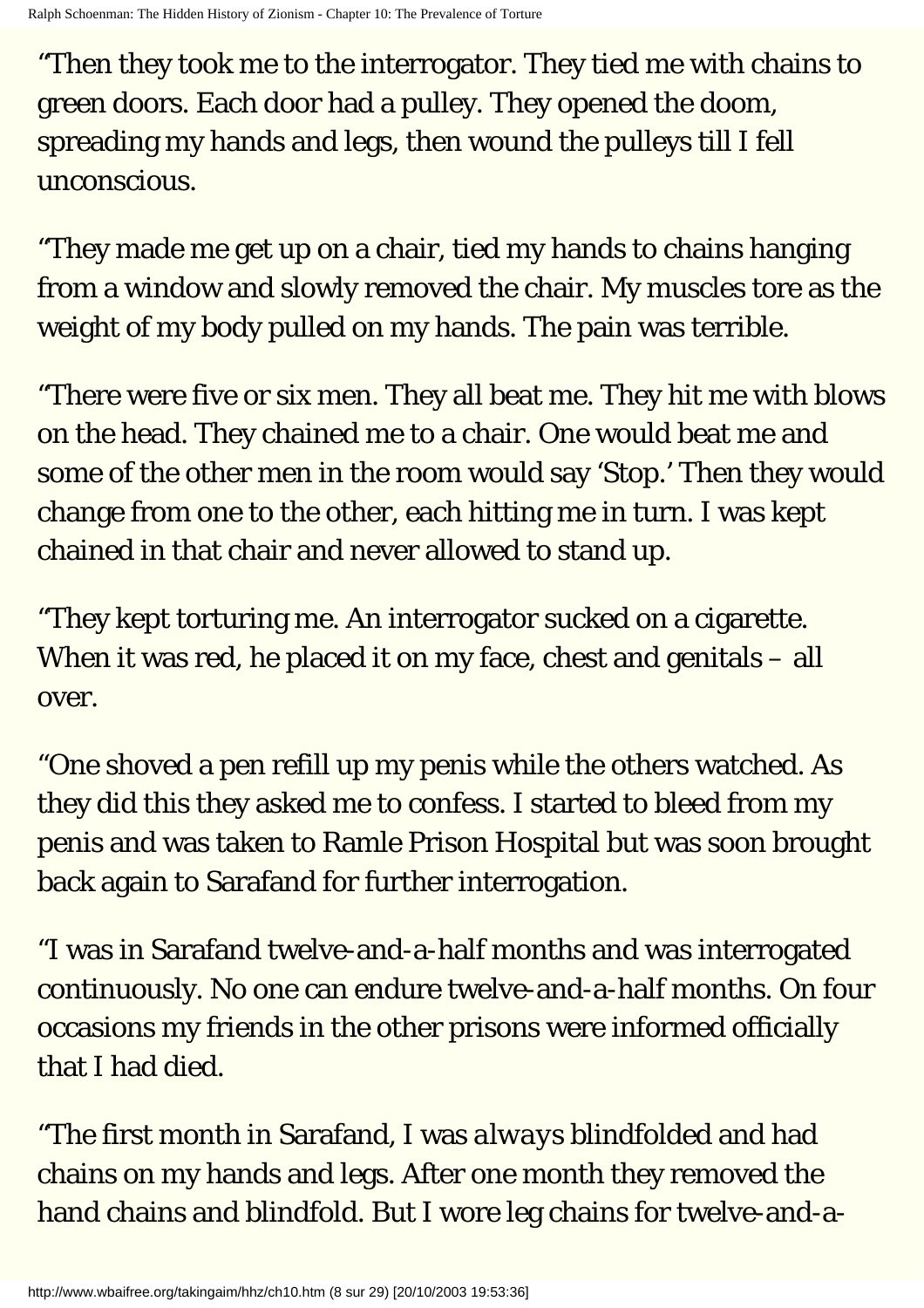"Then they took me to the interrogator. They tied me with chains to green doors. Each door had a pulley. They opened the doom, spreading my hands and legs, then wound the pulleys till I fell unconscious.

"They made me get up on a chair, tied my hands to chains hanging from a window and slowly removed the chair. My muscles tore as the weight of my body pulled on my hands. The pain was terrible.

"There were five or six men. They all beat me. They hit me with blows on the head. They chained me to a chair. One would beat me and some of the other men in the room would say 'Stop.' Then they would change from one to the other, each hitting me in turn. I was kept chained in that chair and never allowed to stand up.

"They kept torturing me. An interrogator sucked on a cigarette. When it was red, he placed it on my face, chest and genitals – all over.

"One shoved a pen refill up my penis while the others watched. As they did this they asked me to confess. I started to bleed from my penis and was taken to Ramle Prison Hospital but was soon brought back again to Sarafand for further interrogation.

"I was in Sarafand twelve-and-a-half months and was interrogated continuously. No one can endure twelve-and-a-half months. On four occasions my friends in the other prisons were informed officially that I had died.

"The first month in Sarafand, I was *always* blindfolded and had chains on my hands and legs. After one month they removed the hand chains and blindfold. But I wore leg chains for twelve-and-a-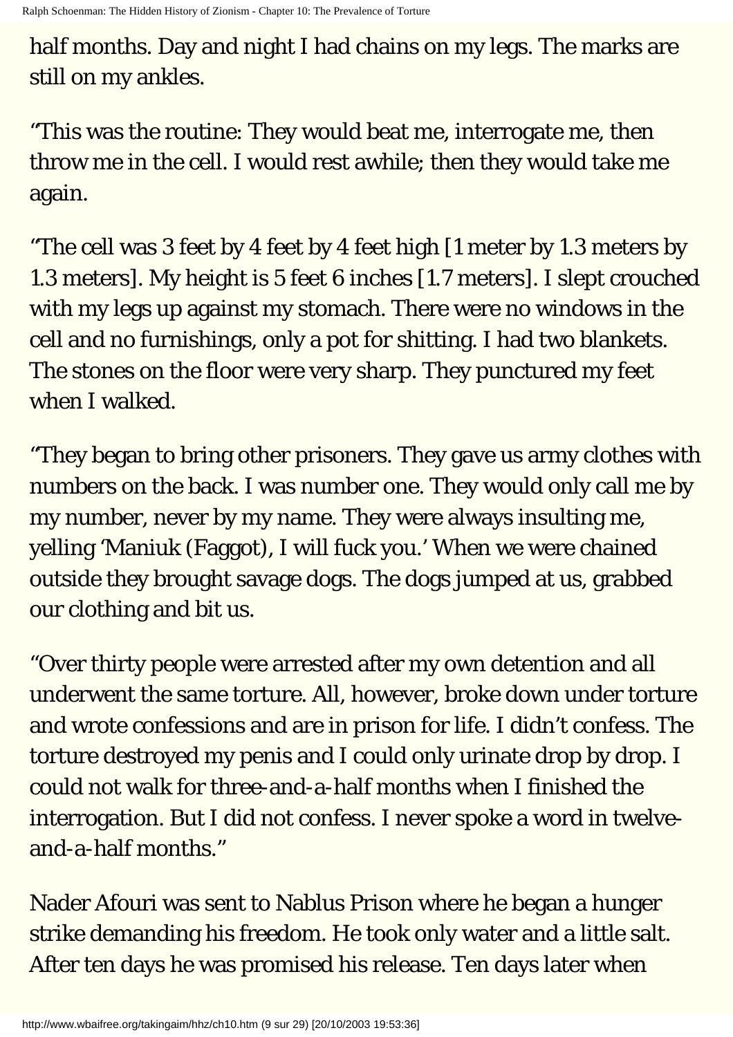half months. Day and night I had chains on my legs. The marks are still on my ankles.

"This was the routine: They would beat me, interrogate me, then throw me in the cell. I would rest awhile; then they would take me again.

"The cell was 3 feet by 4 feet by 4 feet high [1 meter by 1.3 meters by 1.3 meters]. My height is 5 feet 6 inches [1.7 meters]. I slept crouched with my legs up against my stomach. There were no windows in the cell and no furnishings, only a pot for shitting. I had two blankets. The stones on the floor were very sharp. They punctured my feet when I walked.

"They began to bring other prisoners. They gave us army clothes with numbers on the back. I was number one. They would only call me by my number, never by my name. They were always insulting me, yelling 'Maniuk (Faggot), I will fuck you.' When we were chained outside they brought savage dogs. The dogs jumped at us, grabbed our clothing and bit us.

"Over thirty people were arrested after my own detention and all underwent the same torture. All, however, broke down under torture and wrote confessions and are in prison for life. I didn't confess. The torture destroyed my penis and I could only urinate drop by drop. I could not walk for three-and-a-half months when I finished the interrogation. But I did not confess. I never spoke a word in twelve-and-a-half months."

Nader Afouri was sent to Nablus Prison where he began a hunger strike demanding his freedom. He took only water and a little salt. After ten days he was promised his release. Ten days later when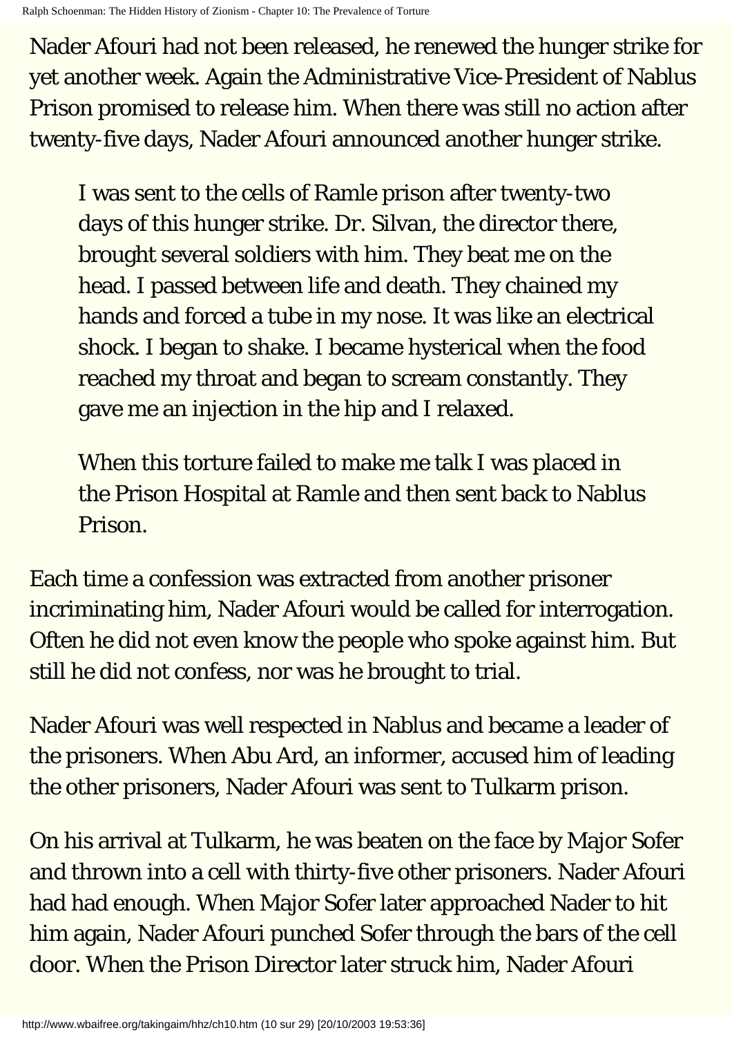Nader Afouri had not been released, he renewed the hunger strike for yet another week. Again the Administrative Vice-President of Nablus Prison promised to release him. When there was still no action after twenty-five days, Nader Afouri announced another hunger strike.

> I was sent to the cells of Ramle prison after twenty-two days of this hunger strike. Dr. Silvan, the director there, brought several soldiers with him. They beat me on the head. I passed between life and death. They chained my hands and forced a tube in my nose. It was like an electrical shock. I began to shake. I became hysterical when the food reached my throat and began to scream constantly. They gave me an injection in the hip and I relaxed.
>
> When this torture failed to make me talk I was placed in the Prison Hospital at Ramle and then sent back to Nablus Prison.

Each time a confession was extracted from another prisoner incriminating him, Nader Afouri would be called for interrogation. Often he did not even know the people who spoke against him. But still he did not confess, nor was he brought to trial.

Nader Afouri was well respected in Nablus and became a leader of the prisoners. When Abu Ard, an informer, accused him of leading the other prisoners, Nader Afouri was sent to Tulkarm prison.

On his arrival at Tulkarm, he was beaten on the face by Major Sofer and thrown into a cell with thirty-five other prisoners. Nader Afouri had had enough. When Major Sofer later approached Nader to hit him again, Nader Afouri punched Sofer through the bars of the cell door. When the Prison Director later struck him, Nader Afouri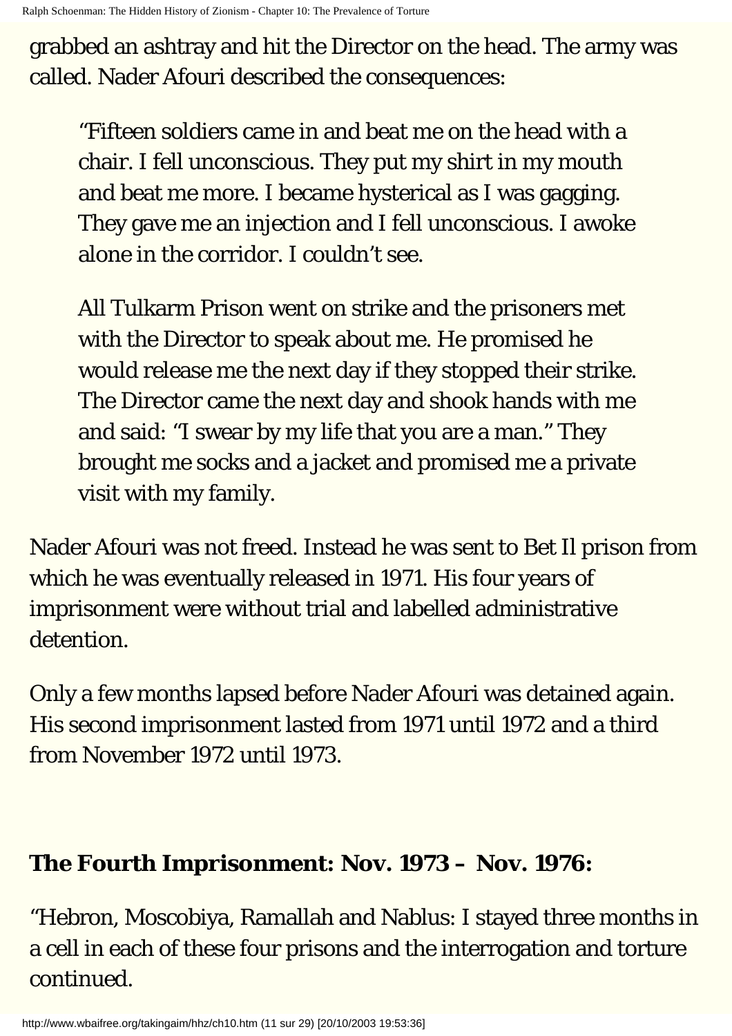grabbed an ashtray and hit the Director on the head. The army was called. Nader Afouri described the consequences:

> “Fifteen soldiers came in and beat me on the head with a chair. I fell unconscious. They put my shirt in my mouth and beat me more. I became hysterical as I was gagging. They gave me an injection and I fell unconscious. I awoke alone in the corridor. I couldn’t see.
>
> All Tulkarm Prison went on strike and the prisoners met with the Director to speak about me. He promised he would release me the next day if they stopped their strike. The Director came the next day and shook hands with me and said: “I swear by my life that you are a man.” They brought me socks and a jacket and promised me a private visit with my family.

Nader Afouri was not freed. Instead he was sent to Bet Il prison from which he was eventually released in 1971. His four years of imprisonment were without trial and labelled administrative detention.

Only a few months lapsed before Nader Afouri was detained again. His second imprisonment lasted from 1971 until 1972 and a third from November 1972 until 1973.

**The Fourth Imprisonment: Nov. 1973 – Nov. 1976:**

“Hebron, Moscobiya, Ramallah and Nablus: I stayed three months in a cell in each of these four prisons and the interrogation and torture continued.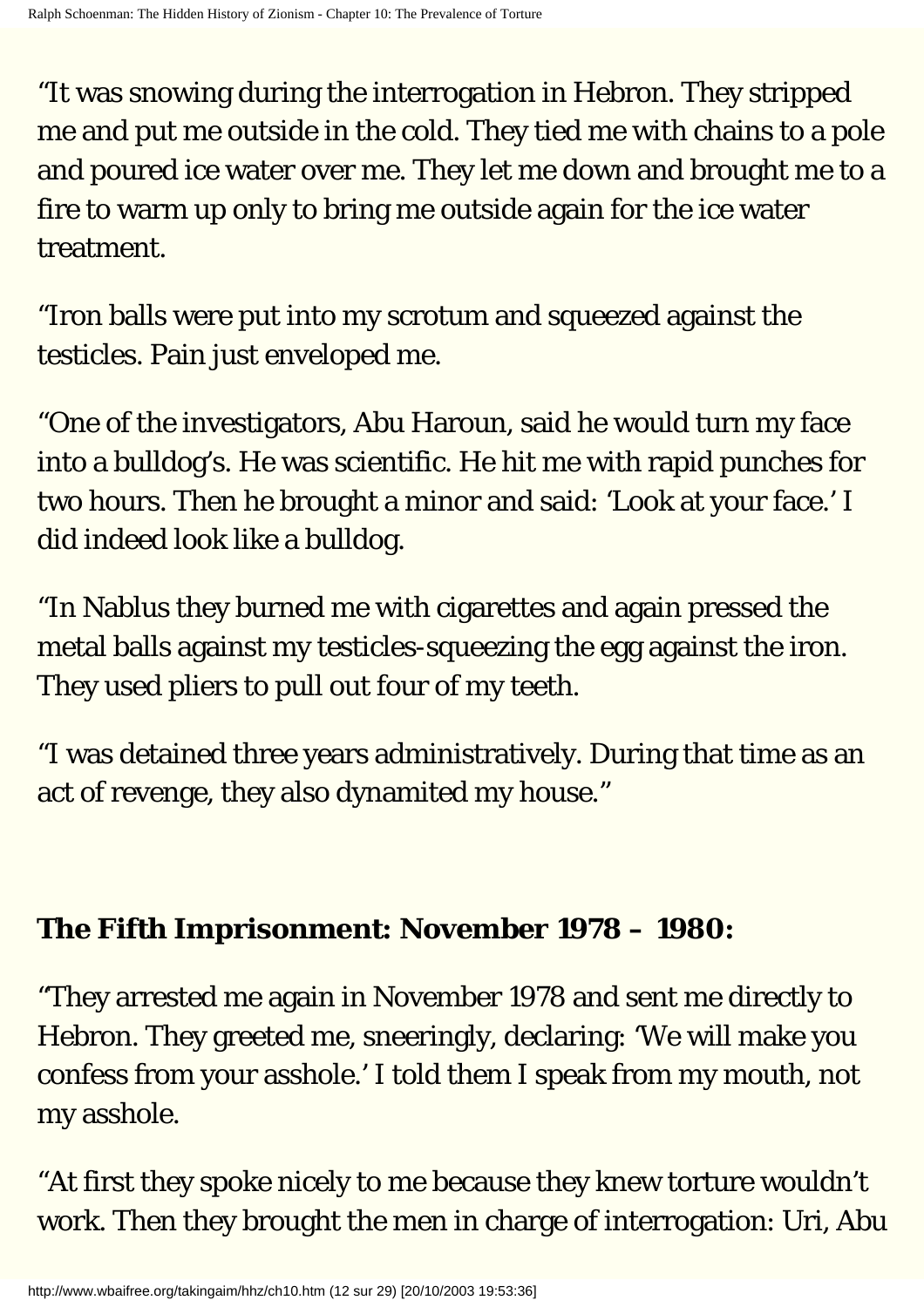"It was snowing during the interrogation in Hebron. They stripped me and put me outside in the cold. They tied me with chains to a pole and poured ice water over me. They let me down and brought me to a fire to warm up only to bring me outside again for the ice water treatment.

"Iron balls were put into my scrotum and squeezed against the testicles. Pain just enveloped me.

"One of the investigators, Abu Haroun, said he would turn my face into a bulldog's. He was scientific. He hit me with rapid punches for two hours. Then he brought a minor and said: 'Look at your face.' I did indeed look like a bulldog.

"In Nablus they burned me with cigarettes and again pressed the metal balls against my testicles-squeezing the egg against the iron. They used pliers to pull out four of my teeth.

"I was detained three years administratively. During that time as an act of revenge, they also dynamited my house."

**The Fifth Imprisonment: November 1978 – 1980:**

"They arrested me again in November 1978 and sent me directly to Hebron. They greeted me, sneeringly, declaring: 'We will make you confess from your asshole.' I told them I speak from my mouth, not my asshole.

"At first they spoke nicely to me because they knew torture wouldn't work. Then they brought the men in charge of interrogation: Uri, Abu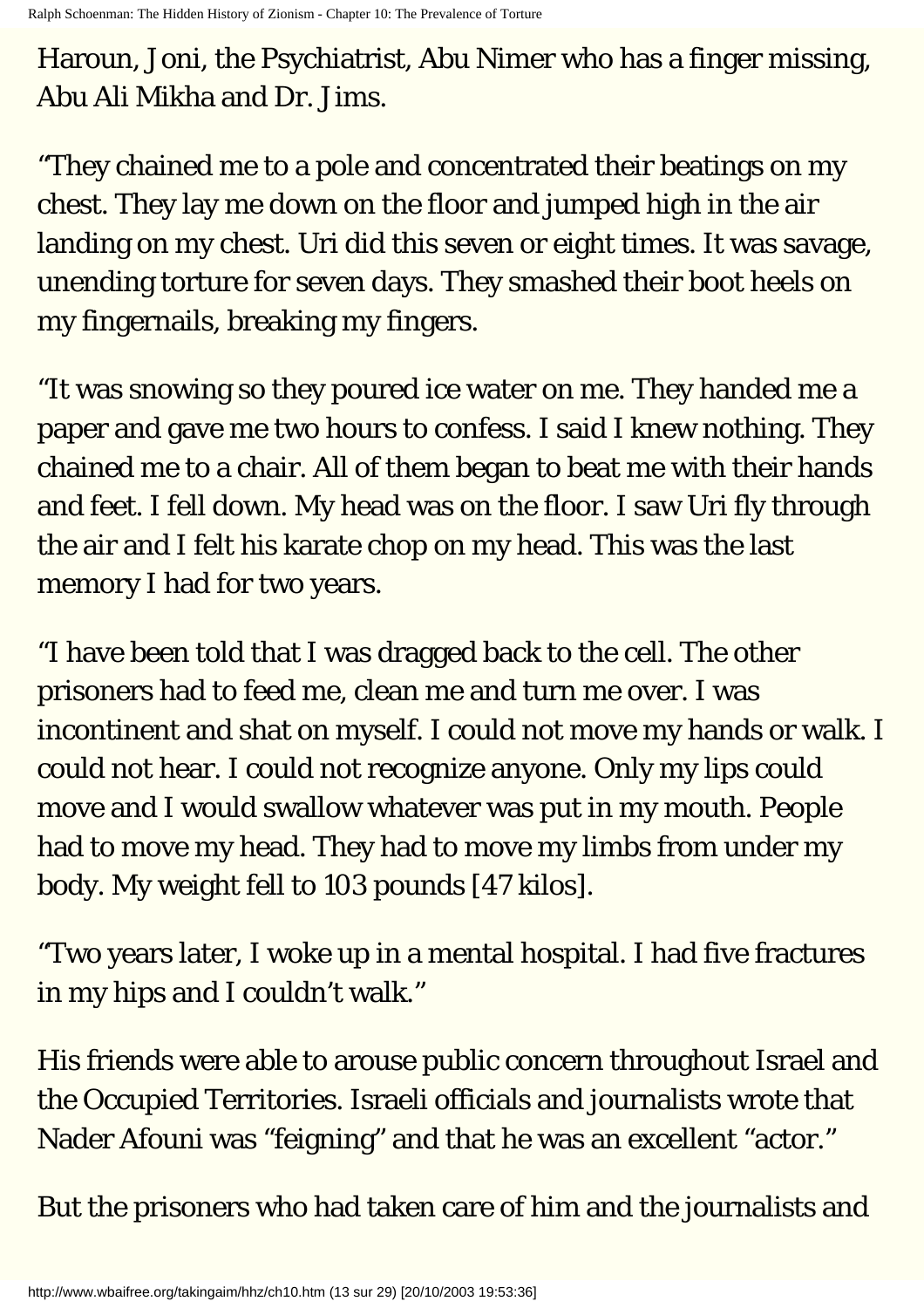Haroun, Joni, the Psychiatrist, Abu Nimer who has a finger missing, Abu Ali Mikha and Dr. Jims.

"They chained me to a pole and concentrated their beatings on my chest. They lay me down on the floor and jumped high in the air landing on my chest. Uri did this seven or eight times. It was savage, unending torture for seven days. They smashed their boot heels on my fingernails, breaking my fingers.

"It was snowing so they poured ice water on me. They handed me a paper and gave me two hours to confess. I said I knew nothing. They chained me to a chair. All of them began to beat me with their hands and feet. I fell down. My head was on the floor. I saw Uri fly through the air and I felt his karate chop on my head. This was the last memory I had for two years.

"I have been told that I was dragged back to the cell. The other prisoners had to feed me, clean me and turn me over. I was incontinent and shat on myself. I could not move my hands or walk. I could not hear. I could not recognize anyone. Only my lips could move and I would swallow whatever was put in my mouth. People had to move my head. They had to move my limbs from under my body. My weight fell to 103 pounds [47 kilos].

"Two years later, I woke up in a mental hospital. I had five fractures in my hips and I couldn't walk."

His friends were able to arouse public concern throughout Israel and the Occupied Territories. Israeli officials and journalists wrote that Nader Afouni was "feigning" and that he was an excellent "actor."

But the prisoners who had taken care of him and the journalists and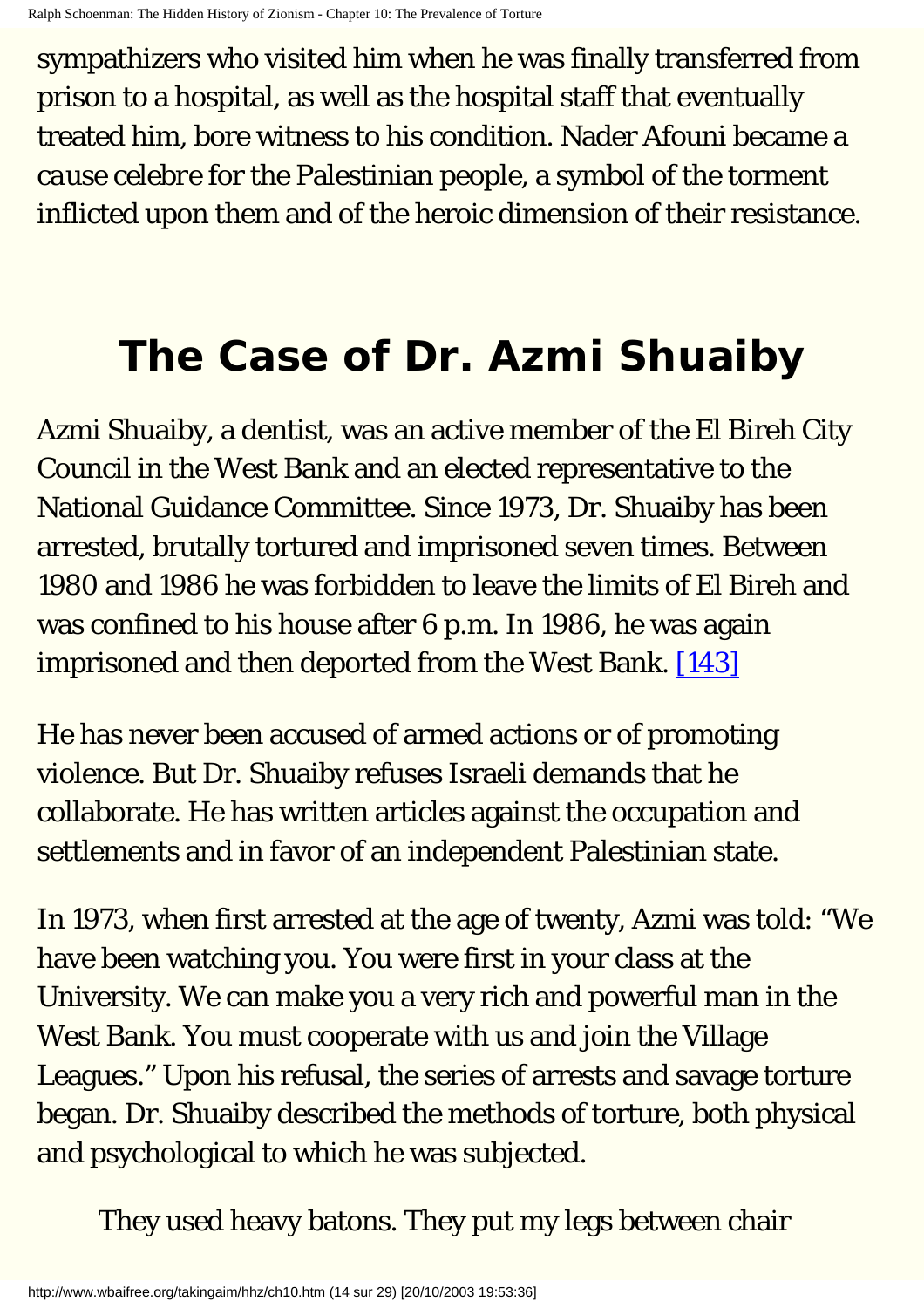sympathizers who visited him when he was finally transferred from prison to a hospital, as well as the hospital staff that eventually treated him, bore witness to his condition. Nader Afouni became a *cause celebre* for the Palestinian people, a symbol of the torment inflicted upon them and of the heroic dimension of their resistance.

## The Case of Dr. Azmi Shuaiby

Azmi Shuaiby, a dentist, was an active member of the El Bireh City Council in the West Bank and an elected representative to the National Guidance Committee. Since 1973, Dr. Shuaiby has been arrested, brutally tortured and imprisoned seven times. Between 1980 and 1986 he was forbidden to leave the limits of El Bireh and was confined to his house after 6 p.m. In 1986, he was again imprisoned and then deported from the West Bank. [143]

He has never been accused of armed actions or of promoting violence. But Dr. Shuaiby refuses Israeli demands that he collaborate. He has written articles against the occupation and settlements and in favor of an independent Palestinian state.

In 1973, when first arrested at the age of twenty, Azmi was told: "We have been watching you. You were first in your class at the University. We can make you a very rich and powerful man in the West Bank. You must cooperate with us and join the Village Leagues." Upon his refusal, the series of arrests and savage torture began. Dr. Shuaiby described the methods of torture, both physical and psychological to which he was subjected.

> They used heavy batons. They put my legs between chair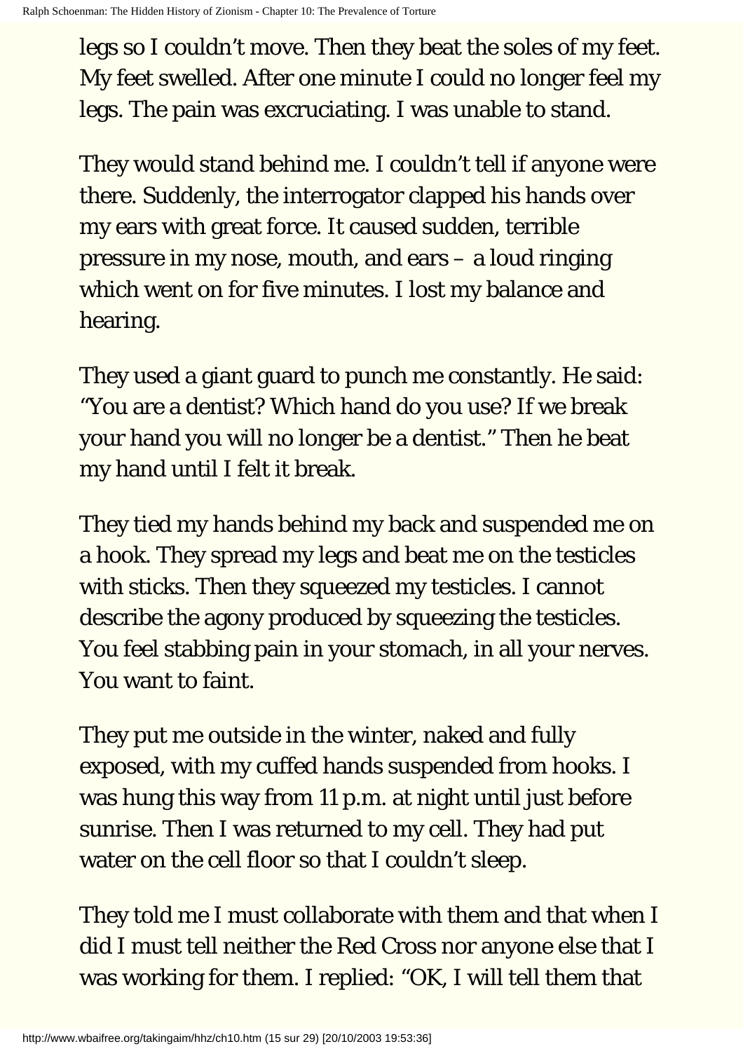legs so I couldn't move. Then they beat the soles of my feet. My feet swelled. After one minute I could no longer feel my legs. The pain was excruciating. I was unable to stand.

They would stand behind me. I couldn't tell if anyone were there. Suddenly, the interrogator clapped his hands over my ears with great force. It caused sudden, terrible pressure in my nose, mouth, and ears – a loud ringing which went on for five minutes. I lost my balance and hearing.

They used a giant guard to punch me constantly. He said: "You are a dentist? Which hand do you use? If we break your hand you will no longer be a dentist." Then he beat my hand until I felt it break.

They tied my hands behind my back and suspended me on a hook. They spread my legs and beat me on the testicles with sticks. Then they squeezed my testicles. I cannot describe the agony produced by squeezing the testicles. You feel stabbing pain in your stomach, in all your nerves. You want to faint.

They put me outside in the winter, naked and fully exposed, with my cuffed hands suspended from hooks. I was hung this way from 11 p.m. at night until just before sunrise. Then I was returned to my cell. They had put water on the cell floor so that I couldn't sleep.

They told me I must collaborate with them and that when I did I must tell neither the Red Cross nor anyone else that I was working for them. I replied: "OK, I will tell them that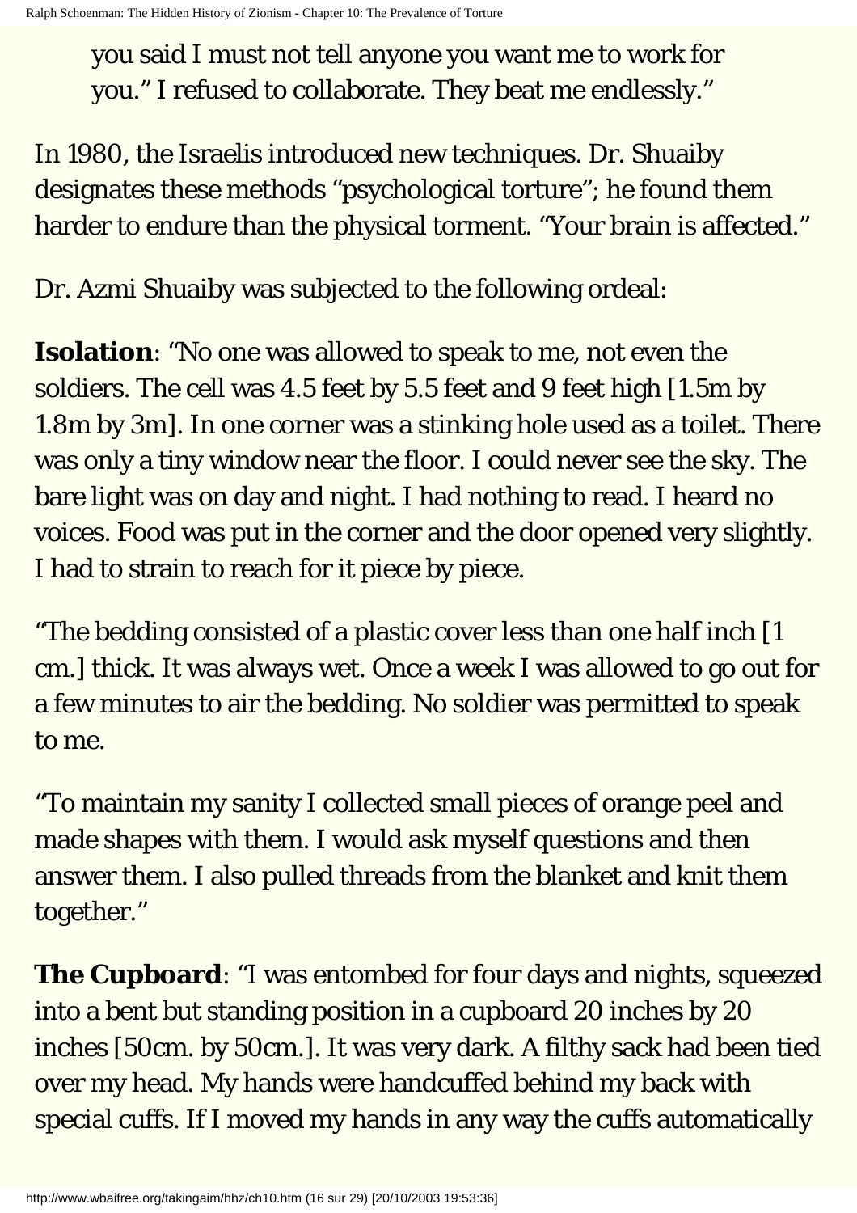you said I must not tell anyone you want me to work for you." I refused to collaborate. They beat me endlessly."

In 1980, the Israelis introduced new techniques. Dr. Shuaiby designates these methods "psychological torture"; he found them harder to endure than the physical torment. "Your brain is affected."

Dr. Azmi Shuaiby was subjected to the following ordeal:

**Isolation**: "No one was allowed to speak to me, not even the soldiers. The cell was 4.5 feet by 5.5 feet and 9 feet high [1.5m by 1.8m by 3m]. In one corner was a stinking hole used as a toilet. There was only a tiny window near the floor. I could never see the sky. The bare light was on day and night. I had nothing to read. I heard no voices. Food was put in the corner and the door opened very slightly. I had to strain to reach for it piece by piece.

"The bedding consisted of a plastic cover less than one half inch [1 cm.] thick. It was always wet. Once a week I was allowed to go out for a few minutes to air the bedding. No soldier was permitted to speak to me.

"To maintain my sanity I collected small pieces of orange peel and made shapes with them. I would ask myself questions and then answer them. I also pulled threads from the blanket and knit them together."

**The Cupboard**: "I was entombed for four days and nights, squeezed into a bent but standing position in a cupboard 20 inches by 20 inches [50cm. by 50cm.]. It was very dark. A filthy sack had been tied over my head. My hands were handcuffed behind my back with special cuffs. If I moved my hands in any way the cuffs automatically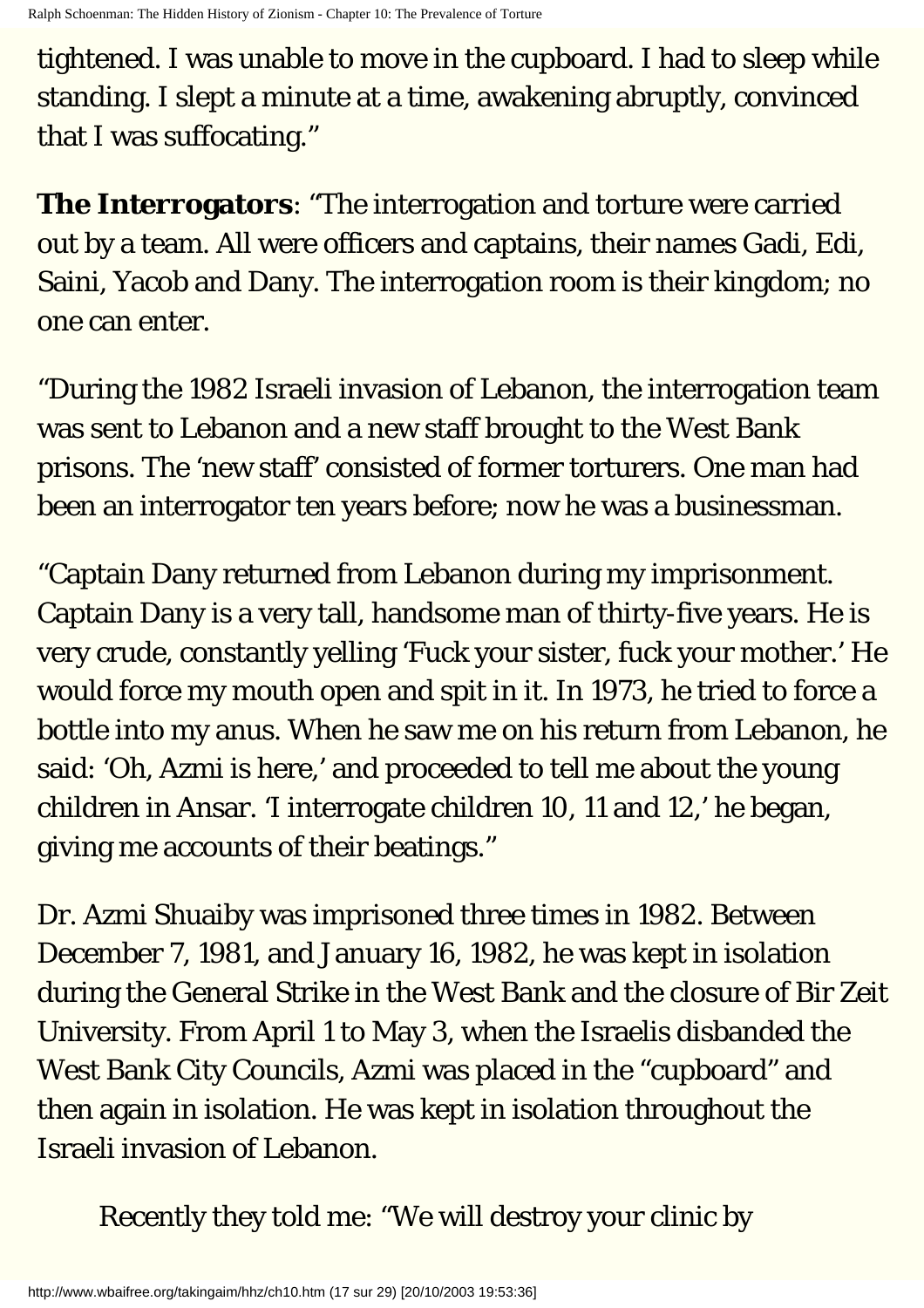tightened. I was unable to move in the cupboard. I had to sleep while standing. I slept a minute at a time, awakening abruptly, convinced that I was suffocating."

**The Interrogators**: "The interrogation and torture were carried out by a team. All were officers and captains, their names Gadi, Edi, Saini, Yacob and Dany. The interrogation room is their kingdom; no one can enter.

"During the 1982 Israeli invasion of Lebanon, the interrogation team was sent to Lebanon and a new staff brought to the West Bank prisons. The 'new staff' consisted of former torturers. One man had been an interrogator ten years before; now he was a businessman.

"Captain Dany returned from Lebanon during my imprisonment. Captain Dany is a very tall, handsome man of thirty-five years. He is very crude, constantly yelling 'Fuck your sister, fuck your mother.' He would force my mouth open and spit in it. In 1973, he tried to force a bottle into my anus. When he saw me on his return from Lebanon, he said: 'Oh, Azmi is here,' and proceeded to tell me about the young children in Ansar. 'I interrogate children 10, 11 and 12,' he began, giving me accounts of their beatings."

Dr. Azmi Shuaiby was imprisoned three times in 1982. Between December 7, 1981, and January 16, 1982, he was kept in isolation during the General Strike in the West Bank and the closure of Bir Zeit University. From April 1 to May 3, when the Israelis disbanded the West Bank City Councils, Azmi was placed in the "cupboard" and then again in isolation. He was kept in isolation throughout the Israeli invasion of Lebanon.

> Recently they told me: "We will destroy your clinic by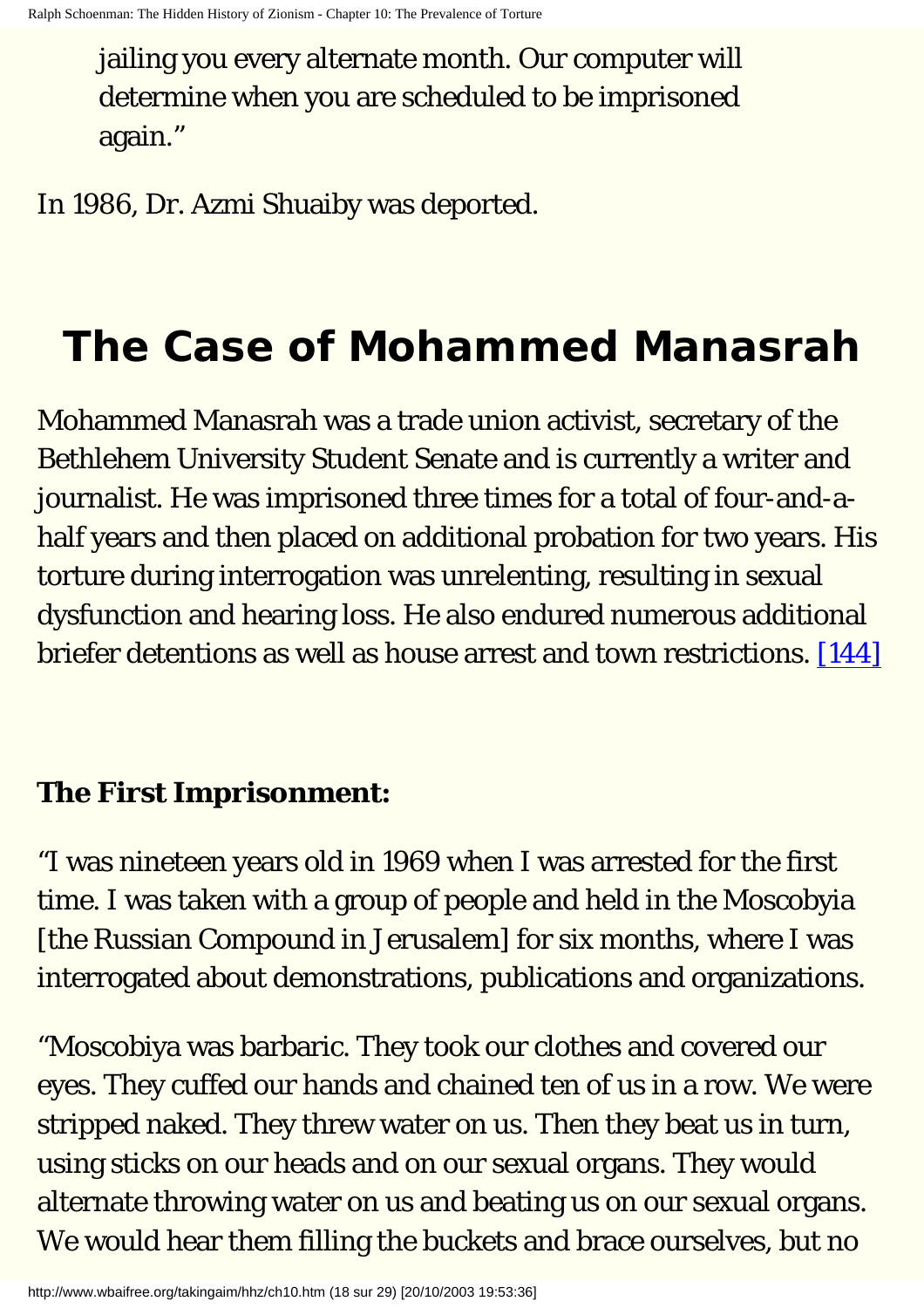jailing you every alternate month. Our computer will determine when you are scheduled to be imprisoned again."

In 1986, Dr. Azmi Shuaiby was deported.

# The Case of Mohammed Manasrah

Mohammed Manasrah was a trade union activist, secretary of the Bethlehem University Student Senate and is currently a writer and journalist. He was imprisoned three times for a total of four-and-a-half years and then placed on additional probation for two years. His torture during interrogation was unrelenting, resulting in sexual dysfunction and hearing loss. He also endured numerous additional briefer detentions as well as house arrest and town restrictions. [144]

**The First Imprisonment:**

"I was nineteen years old in 1969 when I was arrested for the first time. I was taken with a group of people and held in the Moscobyia [the Russian Compound in Jerusalem] for six months, where I was interrogated about demonstrations, publications and organizations.

"Moscobiya was barbaric. They took our clothes and covered our eyes. They cuffed our hands and chained ten of us in a row. We were stripped naked. They threw water on us. Then they beat us in turn, using sticks on our heads and on our sexual organs. They would alternate throwing water on us and beating us on our sexual organs. We would hear them filling the buckets and brace ourselves, but no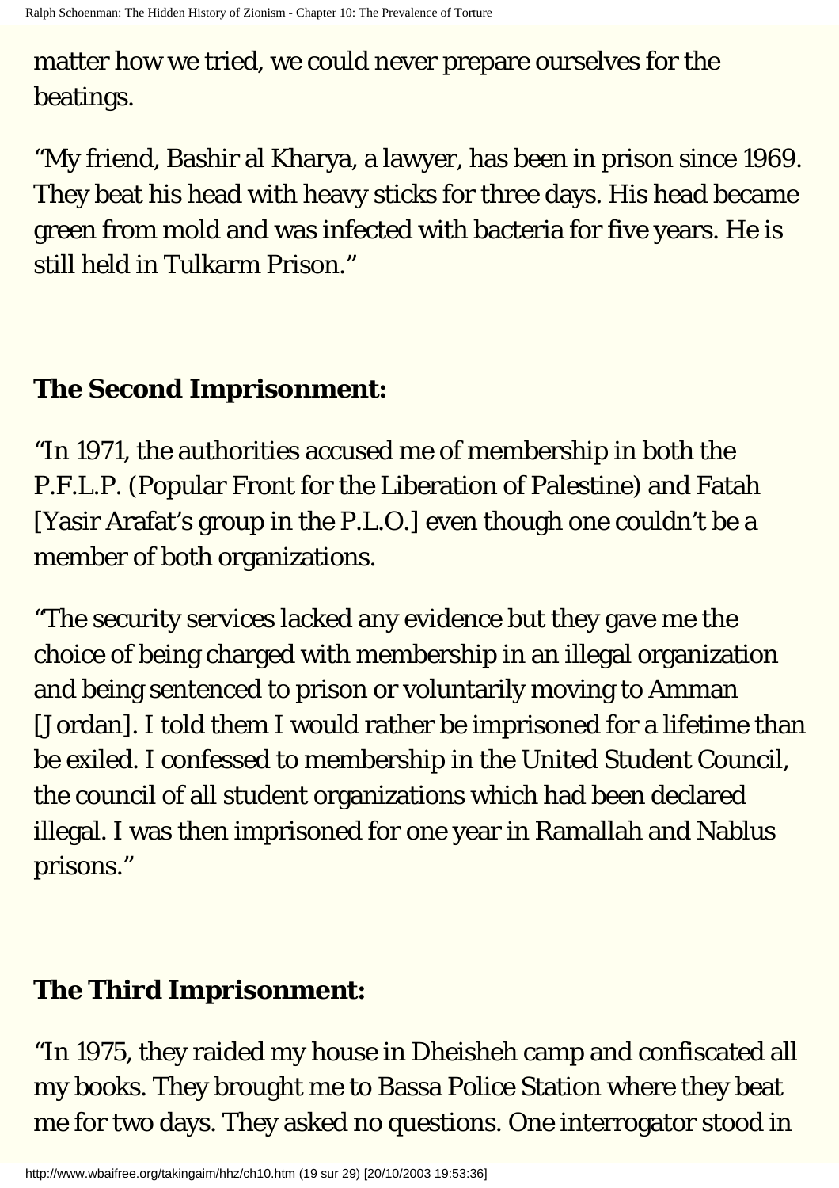matter how we tried, we could never prepare ourselves for the beatings.

“My friend, Bashir al Kharya, a lawyer, has been in prison since 1969. They beat his head with heavy sticks for three days. His head became green from mold and was infected with bacteria for five years. He is still held in Tulkarm Prison.”

**The Second Imprisonment:**

“In 1971, the authorities accused me of membership in both the P.F.L.P. (Popular Front for the Liberation of Palestine) and Fatah [Yasir Arafat’s group in the P.L.O.] even though one couldn’t be a member of both organizations.

“The security services lacked any evidence but they gave me the choice of being charged with membership in an illegal organization and being sentenced to prison or voluntarily moving to Amman [Jordan]. I told them I would rather be imprisoned for a lifetime than be exiled. I confessed to membership in the United Student Council, the council of all student organizations which had been declared illegal. I was then imprisoned for one year in Ramallah and Nablus prisons.”

**The Third Imprisonment:**

“In 1975, they raided my house in Dheisheh camp and confiscated all my books. They brought me to Bassa Police Station where they beat me for two days. They asked no questions. One interrogator stood in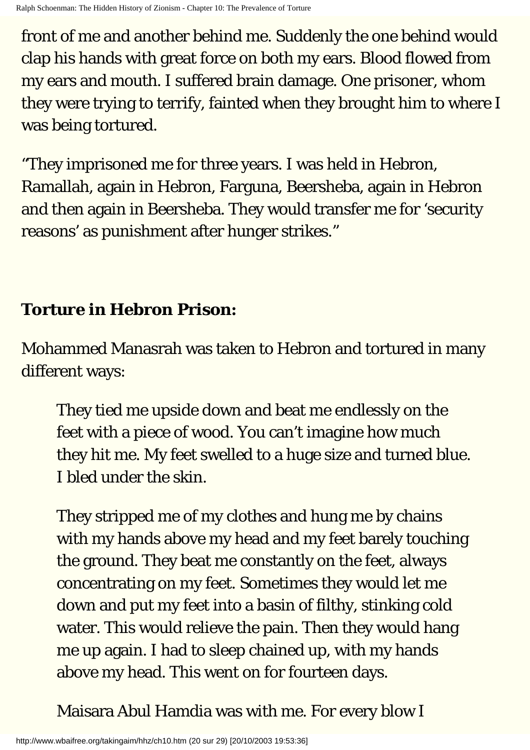front of me and another behind me. Suddenly the one behind would clap his hands with great force on both my ears. Blood flowed from my ears and mouth. I suffered brain damage. One prisoner, whom they were trying to terrify, fainted when they brought him to where I was being tortured.

"They imprisoned me for three years. I was held in Hebron, Ramallah, again in Hebron, Farguna, Beersheba, again in Hebron and then again in Beersheba. They would transfer me for 'security reasons' as punishment after hunger strikes."

**Torture in Hebron Prison:**

Mohammed Manasrah was taken to Hebron and tortured in many different ways:

> They tied me upside down and beat me endlessly on the feet with a piece of wood. You can't imagine how much they hit me. My feet swelled to a huge size and turned blue. I bled under the skin.
>
> They stripped me of my clothes and hung me by chains with my hands above my head and my feet barely touching the ground. They beat me constantly on the feet, always concentrating on my feet. Sometimes they would let me down and put my feet into a basin of filthy, stinking cold water. This would relieve the pain. Then they would hang me up again. I had to sleep chained up, with my hands above my head. This went on for fourteen days.
>
> Maisara Abul Hamdia was with me. For every blow I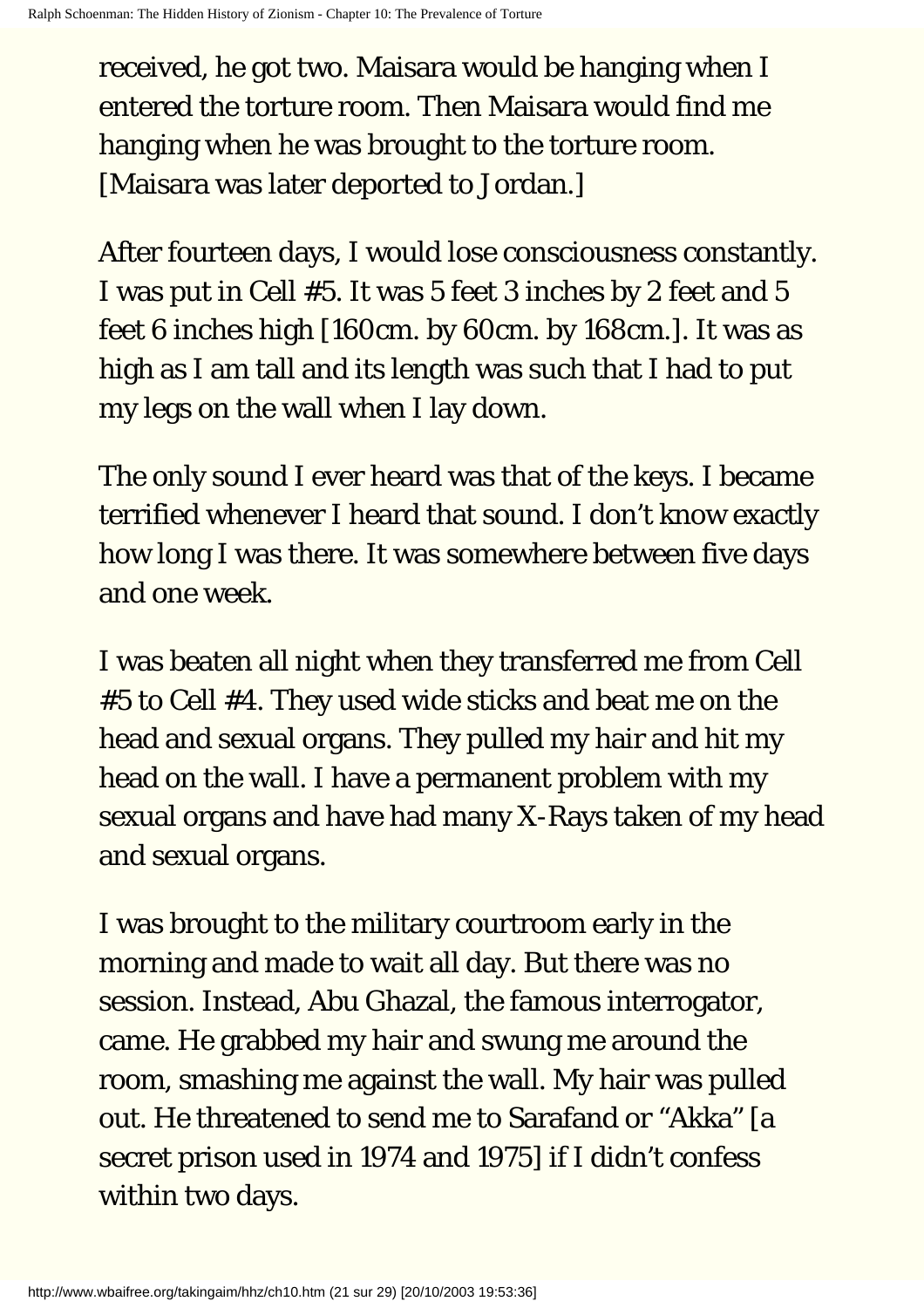received, he got two. Maisara would be hanging when I entered the torture room. Then Maisara would find me hanging when he was brought to the torture room. [Maisara was later deported to Jordan.]

After fourteen days, I would lose consciousness constantly. I was put in Cell #5. It was 5 feet 3 inches by 2 feet and 5 feet 6 inches high [160cm. by 60cm. by 168cm.]. It was as high as I am tall and its length was such that I had to put my legs on the wall when I lay down.

The only sound I ever heard was that of the keys. I became terrified whenever I heard that sound. I don't know exactly how long I was there. It was somewhere between five days and one week.

I was beaten all night when they transferred me from Cell #5 to Cell #4. They used wide sticks and beat me on the head and sexual organs. They pulled my hair and hit my head on the wall. I have a permanent problem with my sexual organs and have had many X-Rays taken of my head and sexual organs.

I was brought to the military courtroom early in the morning and made to wait all day. But there was no session. Instead, Abu Ghazal, the famous interrogator, came. He grabbed my hair and swung me around the room, smashing me against the wall. My hair was pulled out. He threatened to send me to Sarafand or "Akka" [a secret prison used in 1974 and 1975] if I didn't confess within two days.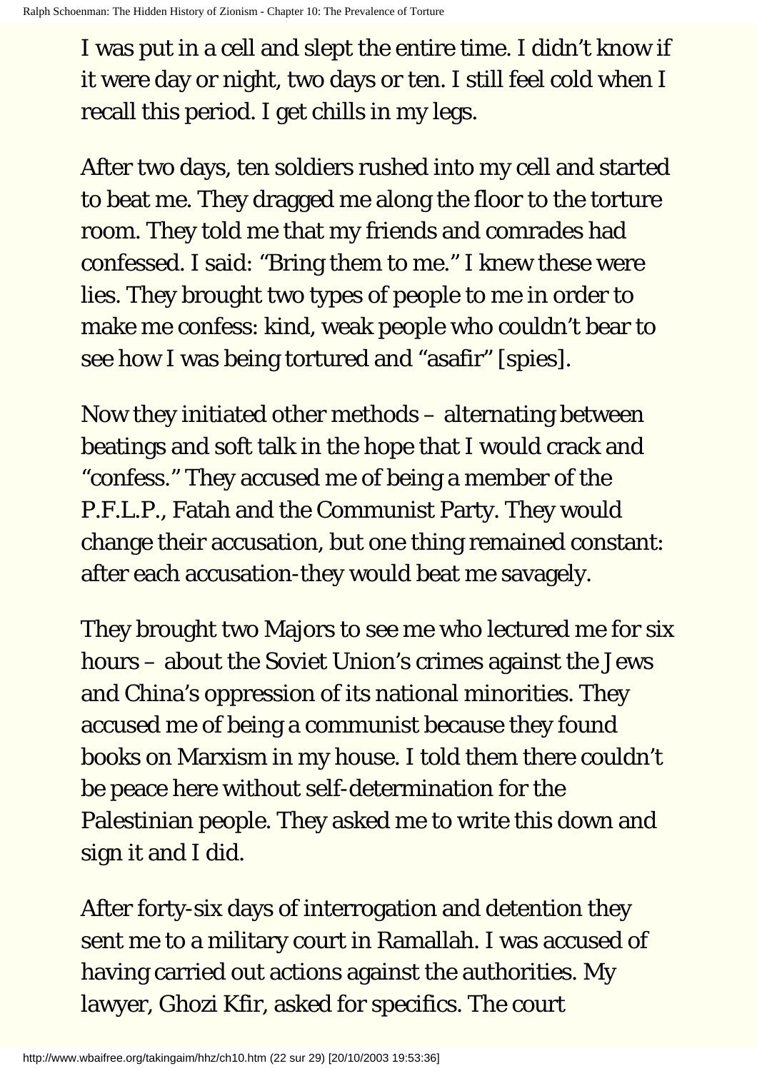I was put in a cell and slept the entire time. I didn't know if it were day or night, two days or ten. I still feel cold when I recall this period. I get chills in my legs.

After two days, ten soldiers rushed into my cell and started to beat me. They dragged me along the floor to the torture room. They told me that my friends and comrades had confessed. I said: "Bring them to me." I knew these were lies. They brought two types of people to me in order to make me confess: kind, weak people who couldn't bear to see how I was being tortured and "asafir" [spies].

Now they initiated other methods – alternating between beatings and soft talk in the hope that I would crack and "confess." They accused me of being a member of the P.F.L.P., Fatah and the Communist Party. They would change their accusation, but one thing remained constant: after each accusation-they would beat me savagely.

They brought two Majors to see me who lectured me for six hours – about the Soviet Union's crimes against the Jews and China's oppression of its national minorities. They accused me of being a communist because they found books on Marxism in my house. I told them there couldn't be peace here without self-determination for the Palestinian people. They asked me to write this down and sign it and I did.

After forty-six days of interrogation and detention they sent me to a military court in Ramallah. I was accused of having carried out actions against the authorities. My lawyer, Ghozi Kfir, asked for specifics. The court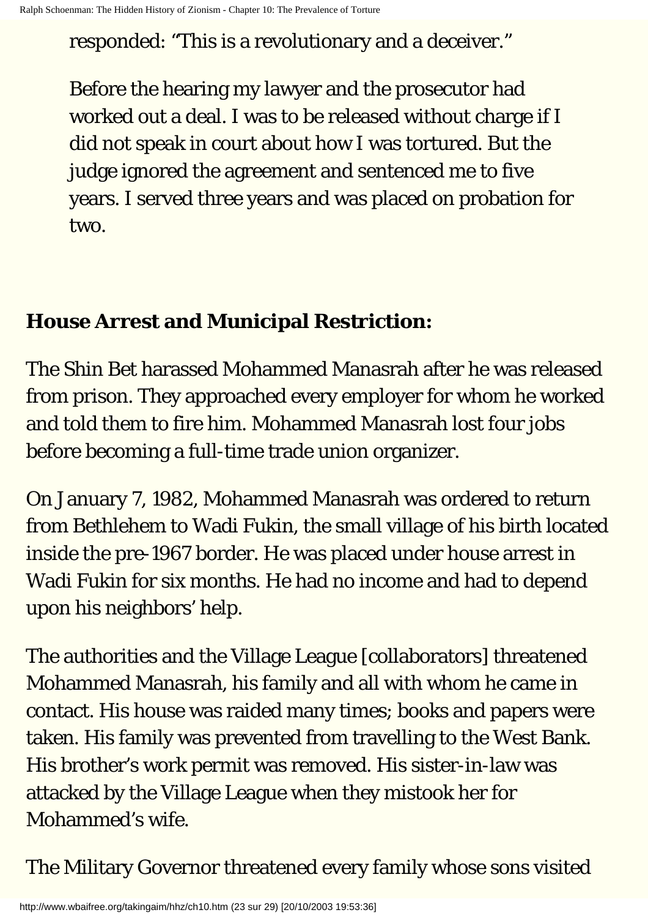responded: “This is a revolutionary and a deceiver.”

Before the hearing my lawyer and the prosecutor had worked out a deal. I was to be released without charge if I did not speak in court about how I was tortured. But the judge ignored the agreement and sentenced me to five years. I served three years and was placed on probation for two.

**House Arrest and Municipal Restriction:**

The Shin Bet harassed Mohammed Manasrah after he was released from prison. They approached every employer for whom he worked and told them to fire him. Mohammed Manasrah lost four jobs before becoming a full-time trade union organizer.

On January 7, 1982, Mohammed Manasrah was ordered to return from Bethlehem to Wadi Fukin, the small village of his birth located inside the pre-1967 border. He was placed under house arrest in Wadi Fukin for six months. He had no income and had to depend upon his neighbors’ help.

The authorities and the Village League [collaborators] threatened Mohammed Manasrah, his family and all with whom he came in contact. His house was raided many times; books and papers were taken. His family was prevented from travelling to the West Bank. His brother’s work permit was removed. His sister-in-law was attacked by the Village League when they mistook her for Mohammed’s wife.

The Military Governor threatened every family whose sons visited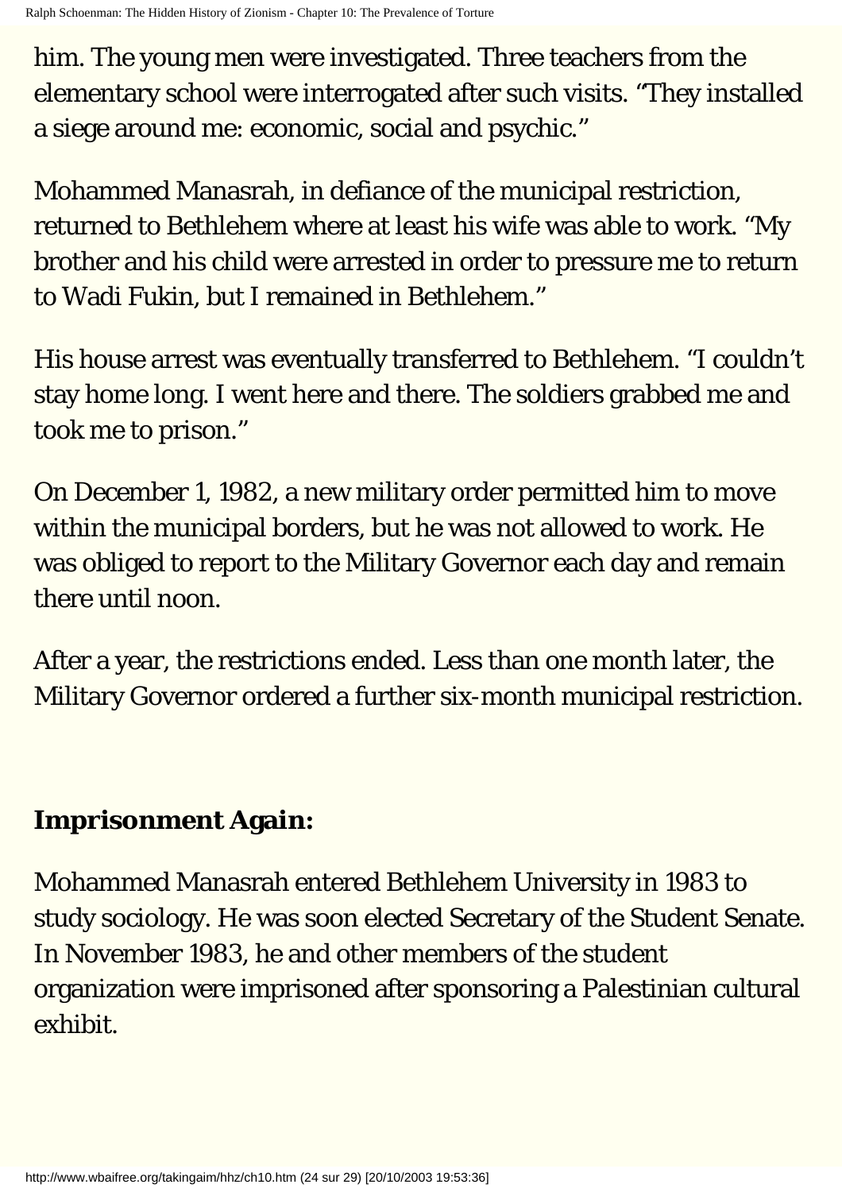him. The young men were investigated. Three teachers from the elementary school were interrogated after such visits. "They installed a siege around me: economic, social and psychic."

Mohammed Manasrah, in defiance of the municipal restriction, returned to Bethlehem where at least his wife was able to work. "My brother and his child were arrested in order to pressure me to return to Wadi Fukin, but I remained in Bethlehem."

His house arrest was eventually transferred to Bethlehem. "I couldn't stay home long. I went here and there. The soldiers grabbed me and took me to prison."

On December 1, 1982, a new military order permitted him to move within the municipal borders, but he was not allowed to work. He was obliged to report to the Military Governor each day and remain there until noon.

After a year, the restrictions ended. Less than one month later, the Military Governor ordered a further six-month municipal restriction.

**Imprisonment Again:**

Mohammed Manasrah entered Bethlehem University in 1983 to study sociology. He was soon elected Secretary of the Student Senate. In November 1983, he and other members of the student organization were imprisoned after sponsoring a Palestinian cultural exhibit.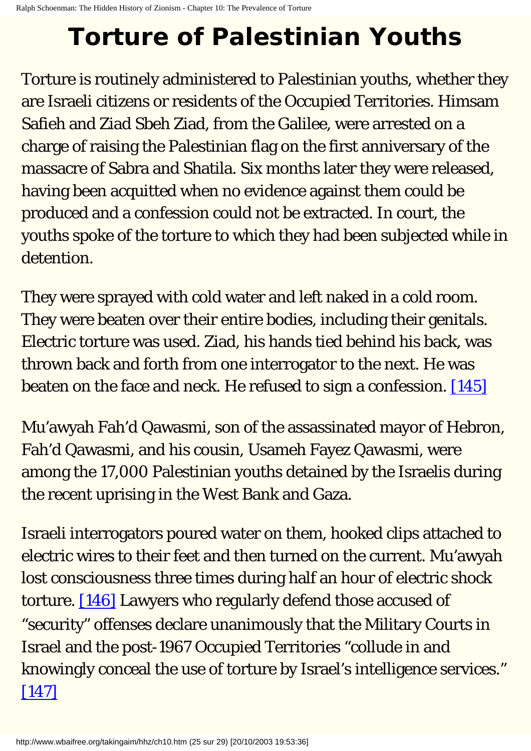# Torture of Palestinian Youths

Torture is routinely administered to Palestinian youths, whether they are Israeli citizens or residents of the Occupied Territories. Himsam Safieh and Ziad Sbeh Ziad, from the Galilee, were arrested on a charge of raising the Palestinian flag on the first anniversary of the massacre of Sabra and Shatila. Six months later they were released, having been acquitted when no evidence against them could be produced and a confession could not be extracted. In court, the youths spoke of the torture to which they had been subjected while in detention.

They were sprayed with cold water and left naked in a cold room. They were beaten over their entire bodies, including their genitals. Electric torture was used. Ziad, his hands tied behind his back, was thrown back and forth from one interrogator to the next. He was beaten on the face and neck. He refused to sign a confession. [145]

Mu'awyah Fah'd Qawasmi, son of the assassinated mayor of Hebron, Fah'd Qawasmi, and his cousin, Usameh Fayez Qawasmi, were among the 17,000 Palestinian youths detained by the Israelis during the recent uprising in the West Bank and Gaza.

Israeli interrogators poured water on them, hooked clips attached to electric wires to their feet and then turned on the current. Mu'awyah lost consciousness three times during half an hour of electric shock torture. [146] Lawyers who regularly defend those accused of "security" offenses declare unanimously that the Military Courts in Israel and the post-1967 Occupied Territories "collude in and knowingly conceal the use of torture by Israel's intelligence services." [147]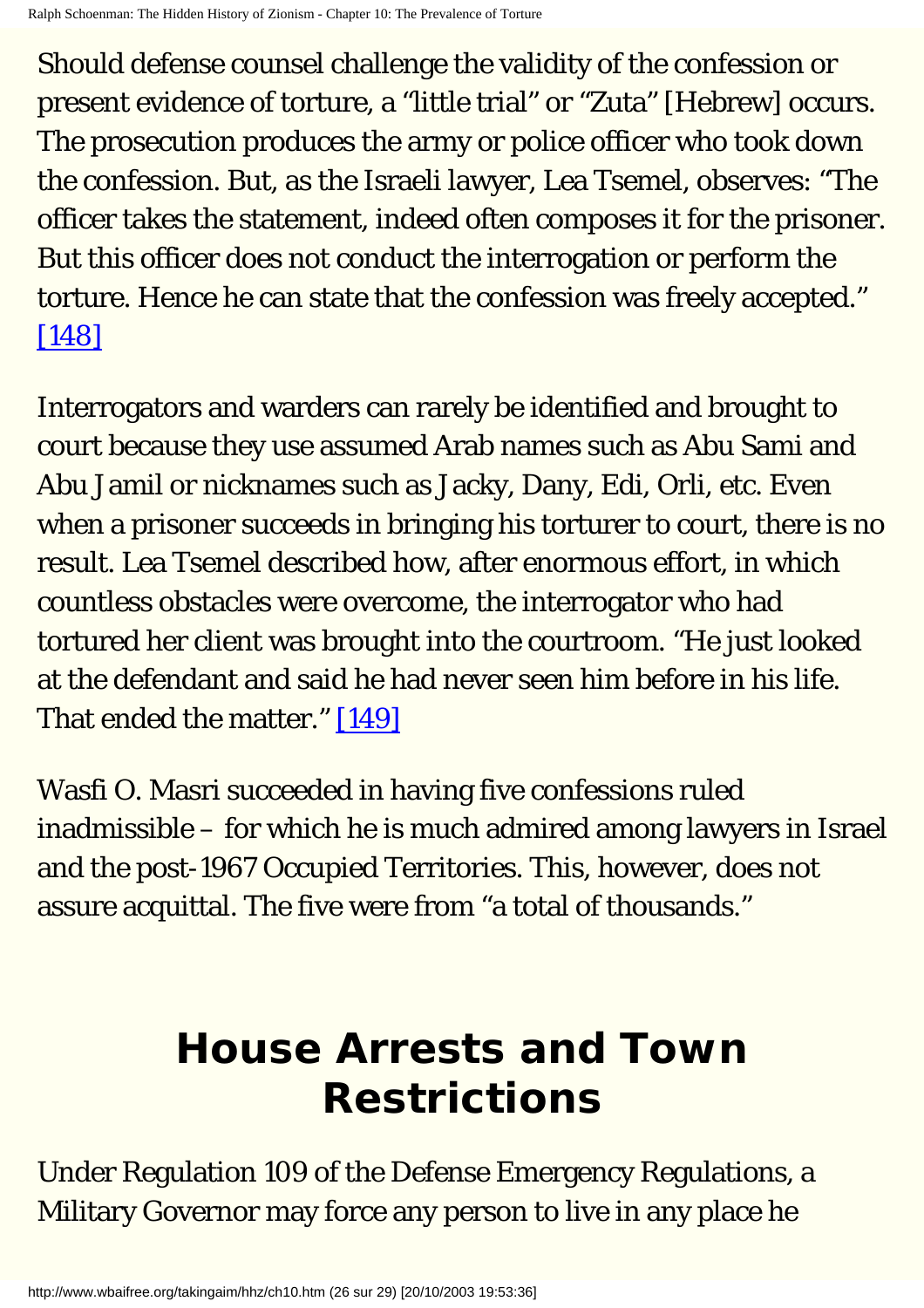Should defense counsel challenge the validity of the confession or present evidence of torture, a "little trial" or "Zuta" [Hebrew] occurs. The prosecution produces the army or police officer who took down the confession. But, as the Israeli lawyer, Lea Tsemel, observes: "The officer takes the statement, indeed often composes it for the prisoner. But this officer does not conduct the interrogation or perform the torture. Hence he can state that the confession was freely accepted." [148]

Interrogators and warders can rarely be identified and brought to court because they use assumed Arab names such as Abu Sami and Abu Jamil or nicknames such as Jacky, Dany, Edi, Orli, etc. Even when a prisoner succeeds in bringing his torturer to court, there is no result. Lea Tsemel described how, after enormous effort, in which countless obstacles were overcome, the interrogator who had tortured her client was brought into the courtroom. "He just looked at the defendant and said he had never seen him before in his life. That ended the matter." [149]

Wasfi O. Masri succeeded in having five confessions ruled inadmissible – for which he is much admired among lawyers in Israel and the post-1967 Occupied Territories. This, however, does not assure acquittal. The five were from "a total of thousands."

## House Arrests and Town Restrictions

Under Regulation 109 of the Defense Emergency Regulations, a Military Governor may force any person to live in any place he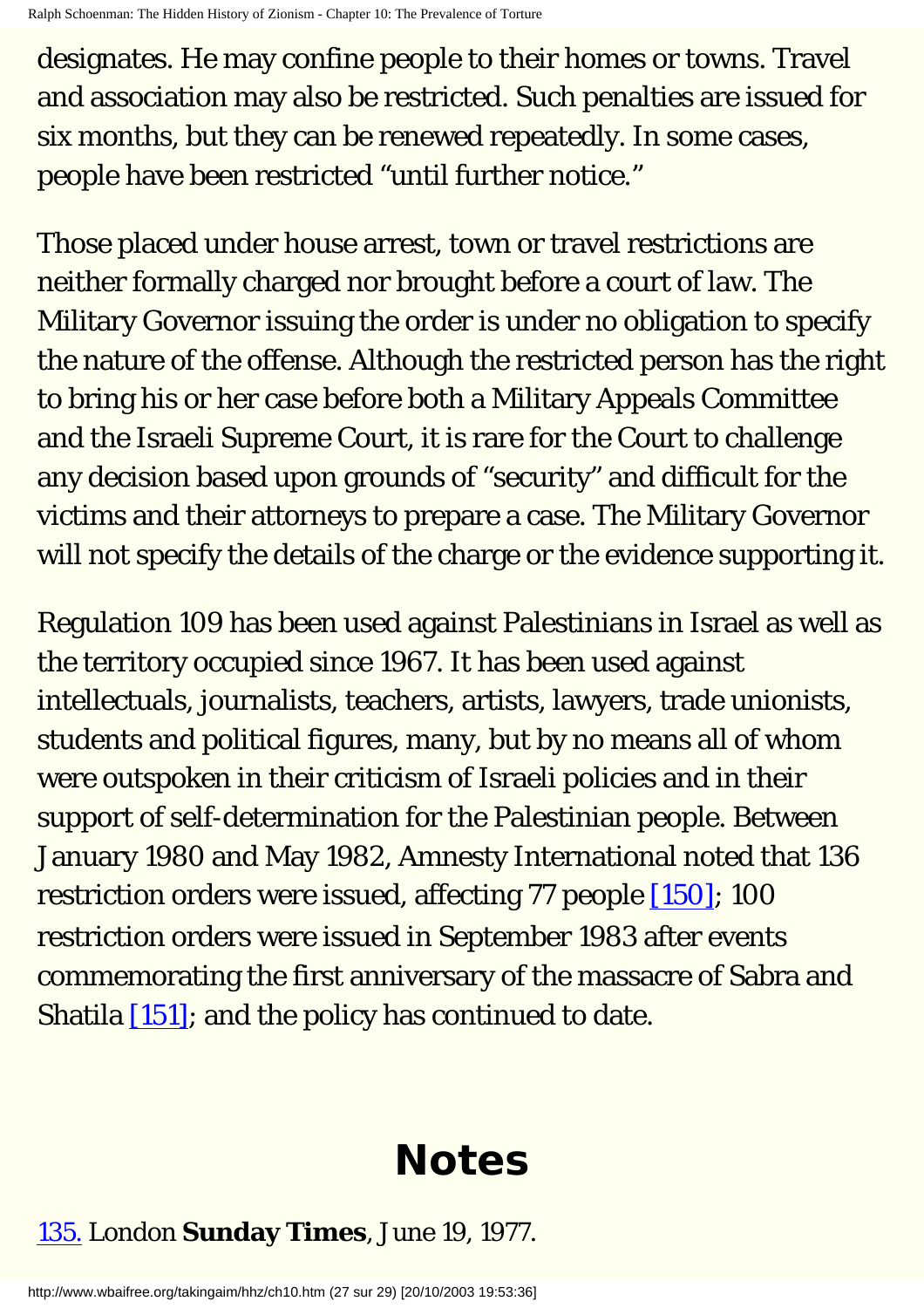designates. He may confine people to their homes or towns. Travel and association may also be restricted. Such penalties are issued for six months, but they can be renewed repeatedly. In some cases, people have been restricted "until further notice."

Those placed under house arrest, town or travel restrictions are neither formally charged nor brought before a court of law. The Military Governor issuing the order is under no obligation to specify the nature of the offense. Although the restricted person has the right to bring his or her case before both a Military Appeals Committee and the Israeli Supreme Court, it is rare for the Court to challenge any decision based upon grounds of "security" and difficult for the victims and their attorneys to prepare a case. The Military Governor will not specify the details of the charge or the evidence supporting it.

Regulation 109 has been used against Palestinians in Israel as well as the territory occupied since 1967. It has been used against intellectuals, journalists, teachers, artists, lawyers, trade unionists, students and political figures, many, but by no means all of whom were outspoken in their criticism of Israeli policies and in their support of self-determination for the Palestinian people. Between January 1980 and May 1982, Amnesty International noted that 136 restriction orders were issued, affecting 77 people [150]; 100 restriction orders were issued in September 1983 after events commemorating the first anniversary of the massacre of Sabra and Shatila [151]; and the policy has continued to date.

# Notes

135. London **Sunday Times**, June 19, 1977.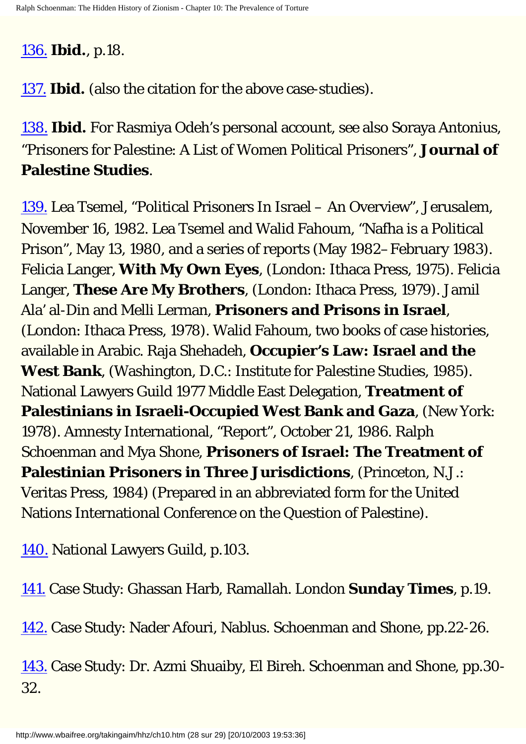136. **Ibid.**, p.18.

137. **Ibid.** (also the citation for the above case-studies).

138. **Ibid.** For Rasmiya Odeh's personal account, see also Soraya Antonius, "Prisoners for Palestine: A List of Women Political Prisoners", **Journal of Palestine Studies**.

139. Lea Tsemel, "Political Prisoners In Israel – An Overview", Jerusalem, November 16, 1982. Lea Tsemel and Walid Fahoum, "Nafha is a Political Prison", May 13, 1980, and a series of reports (May 1982–February 1983). Felicia Langer, **With My Own Eyes**, (London: Ithaca Press, 1975). Felicia Langer, **These Are My Brothers**, (London: Ithaca Press, 1979). Jamil Ala' al-Din and Melli Lerman, **Prisoners and Prisons in Israel**, (London: Ithaca Press, 1978). Walid Fahoum, two books of case histories, available in Arabic. Raja Shehadeh, **Occupier's Law: Israel and the West Bank**, (Washington, D.C.: Institute for Palestine Studies, 1985). National Lawyers Guild 1977 Middle East Delegation, **Treatment of Palestinians in Israeli-Occupied West Bank and Gaza**, (New York: 1978). Amnesty International, "Report", October 21, 1986. Ralph Schoenman and Mya Shone, **Prisoners of Israel: The Treatment of Palestinian Prisoners in Three Jurisdictions**, (Princeton, N.J.: Veritas Press, 1984) (Prepared in an abbreviated form for the United Nations International Conference on the Question of Palestine).

140. National Lawyers Guild, p.103.

141. Case Study: Ghassan Harb, Ramallah. London **Sunday Times**, p.19.

142. Case Study: Nader Afouri, Nablus. Schoenman and Shone, pp.22-26.

143. Case Study: Dr. Azmi Shuaiby, El Bireh. Schoenman and Shone, pp.30-32.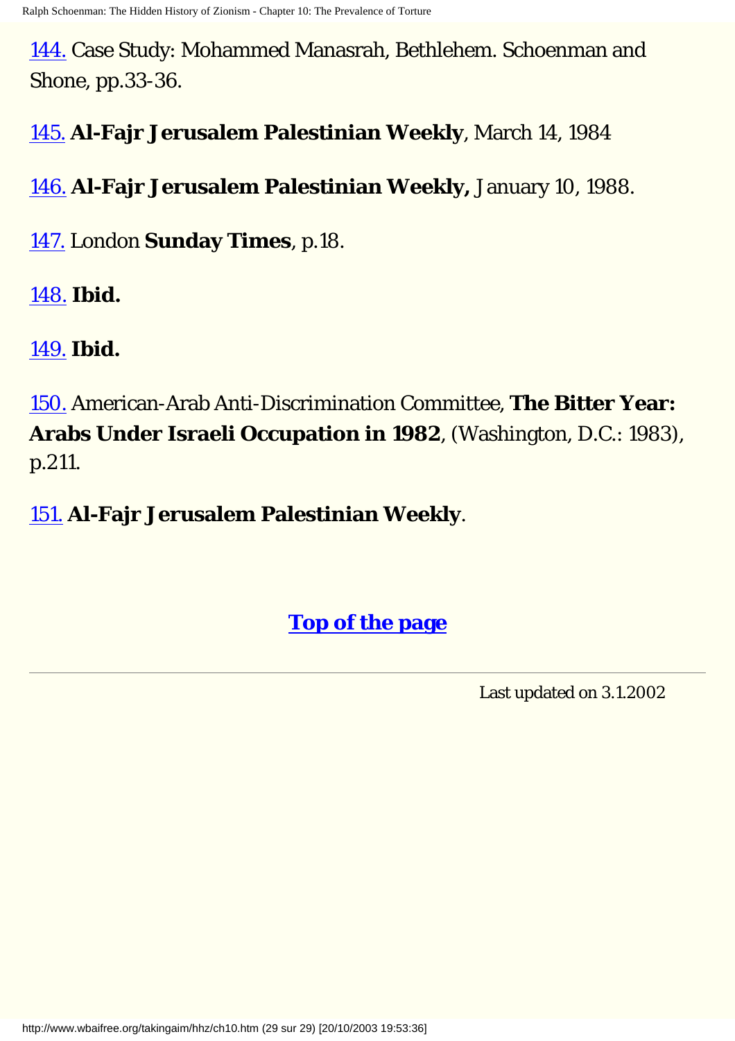144. Case Study: Mohammed Manasrah, Bethlehem. Schoenman and Shone, pp.33-36.

145. **Al-Fajr Jerusalem Palestinian Weekly**, March 14, 1984

146. **Al-Fajr Jerusalem Palestinian Weekly,** January 10, 1988.

147. London **Sunday Times**, p.18.

148. **Ibid.**

149. **Ibid.**

150. American-Arab Anti-Discrimination Committee, **The Bitter Year: Arabs Under Israeli Occupation in 1982**, (Washington, D.C.: 1983), p.211.

151. **Al-Fajr Jerusalem Palestinian Weekly**.

**Top of the page**

---

Last updated on 3.1.2002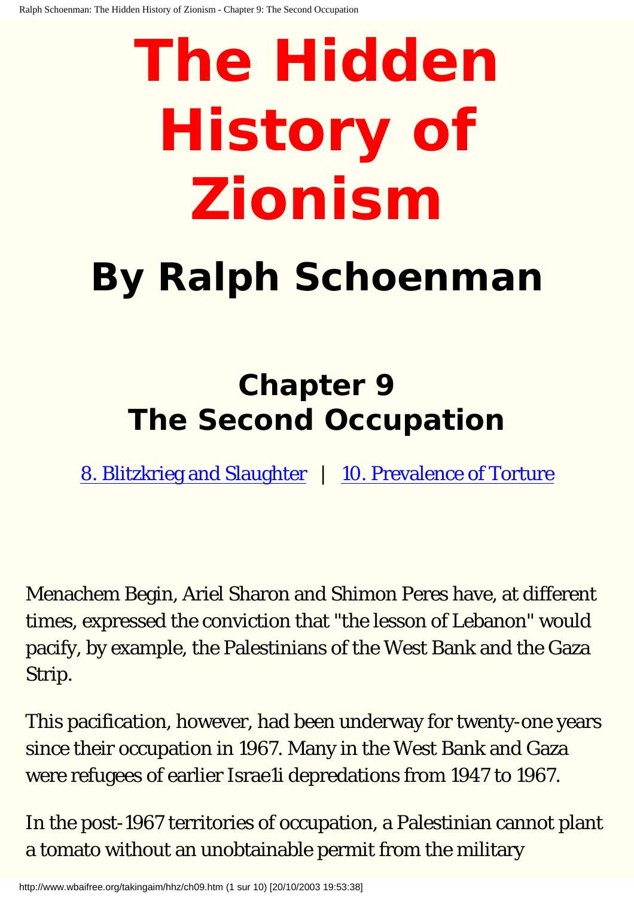# The Hidden History of Zionism

## By Ralph Schoenman

### Chapter 9
### The Second Occupation

[8. Blitzkrieg and Slaughter](#) | [10. Prevalence of Torture](#)

Menachem Begin, Ariel Sharon and Shimon Peres have, at different times, expressed the conviction that "the lesson of Lebanon" would pacify, by example, the Palestinians of the West Bank and the Gaza Strip.

This pacification, however, had been underway for twenty-one years since their occupation in 1967. Many in the West Bank and Gaza were refugees of earlier Israe1i depredations from 1947 to 1967.

In the post-1967 territories of occupation, a Palestinian cannot plant a tomato without an unobtainable permit from the military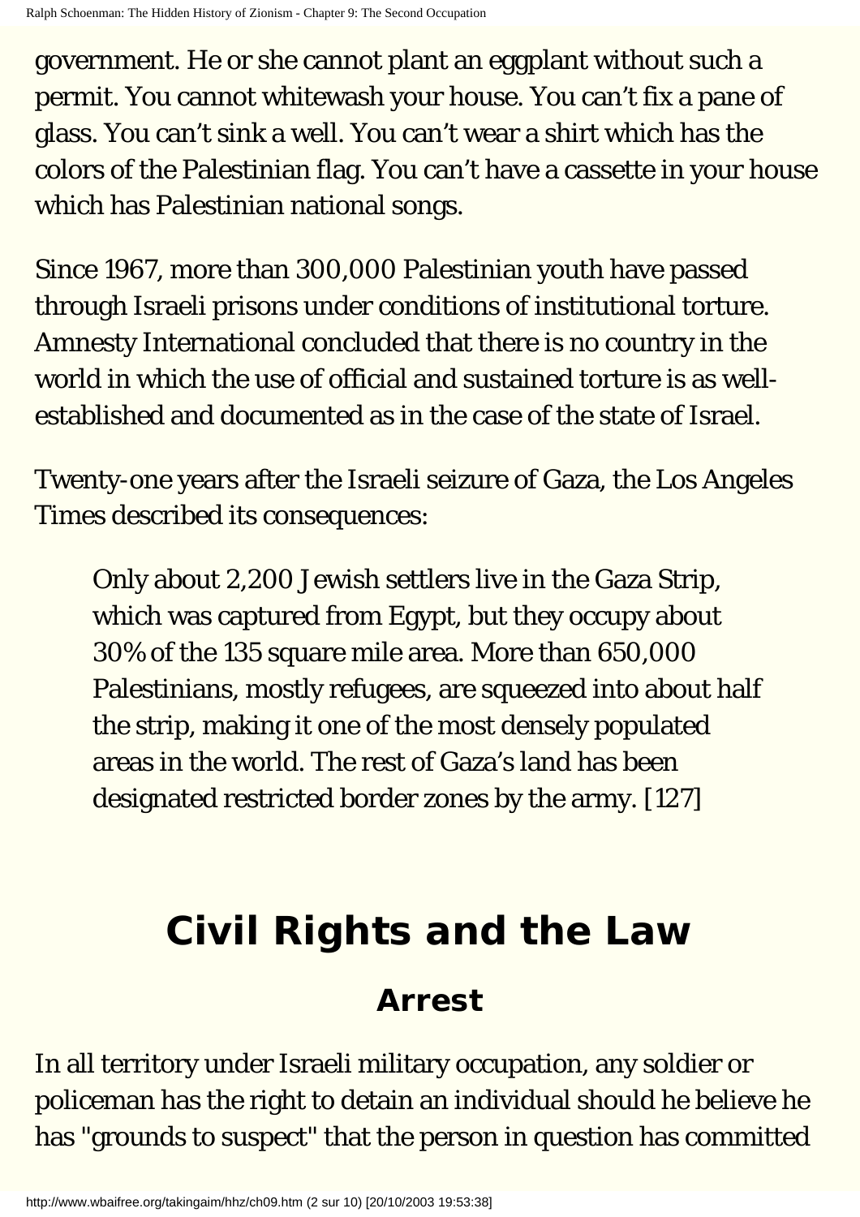government. He or she cannot plant an eggplant without such a permit. You cannot whitewash your house. You can't fix a pane of glass. You can't sink a well. You can't wear a shirt which has the colors of the Palestinian flag. You can't have a cassette in your house which has Palestinian national songs.

Since 1967, more than 300,000 Palestinian youth have passed through Israeli prisons under conditions of institutional torture. Amnesty International concluded that there is no country in the world in which the use of official and sustained torture is as well-established and documented as in the case of the state of Israel.

Twenty-one years after the Israeli seizure of Gaza, the Los Angeles Times described its consequences:

> Only about 2,200 Jewish settlers live in the Gaza Strip, which was captured from Egypt, but they occupy about 30% of the 135 square mile area. More than 650,000 Palestinians, mostly refugees, are squeezed into about half the strip, making it one of the most densely populated areas in the world. The rest of Gaza's land has been designated restricted border zones by the army. [127]

# Civil Rights and the Law

## Arrest

In all territory under Israeli military occupation, any soldier or policeman has the right to detain an individual should he believe he has "grounds to suspect" that the person in question has committed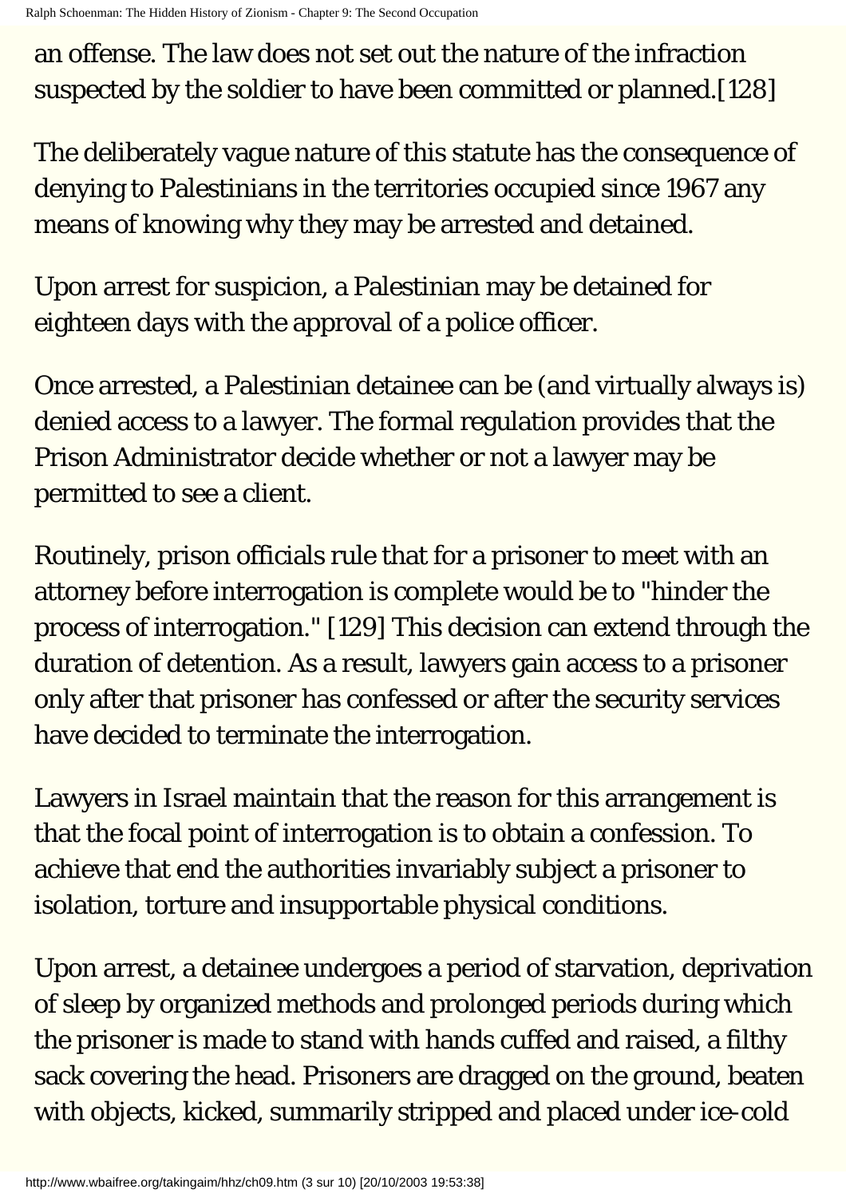an offense. The law does not set out the nature of the infraction suspected by the soldier to have been committed or planned.[128]

The deliberately vague nature of this statute has the consequence of denying to Palestinians in the territories occupied since 1967 any means of knowing why they may be arrested and detained.

Upon arrest for suspicion, a Palestinian may be detained for eighteen days with the approval of a police officer.

Once arrested, a Palestinian detainee can be (and virtually always is) denied access to a lawyer. The formal regulation provides that the Prison Administrator decide whether or not a lawyer may be permitted to see a client.

Routinely, prison officials rule that for a prisoner to meet with an attorney before interrogation is complete would be to "hinder the process of interrogation." [129] This decision can extend through the duration of detention. As a result, lawyers gain access to a prisoner only after that prisoner has confessed or after the security services have decided to terminate the interrogation.

Lawyers in Israel maintain that the reason for this arrangement is that the focal point of interrogation is to obtain a confession. To achieve that end the authorities invariably subject a prisoner to isolation, torture and insupportable physical conditions.

Upon arrest, a detainee undergoes a period of starvation, deprivation of sleep by organized methods and prolonged periods during which the prisoner is made to stand with hands cuffed and raised, a filthy sack covering the head. Prisoners are dragged on the ground, beaten with objects, kicked, summarily stripped and placed under ice-cold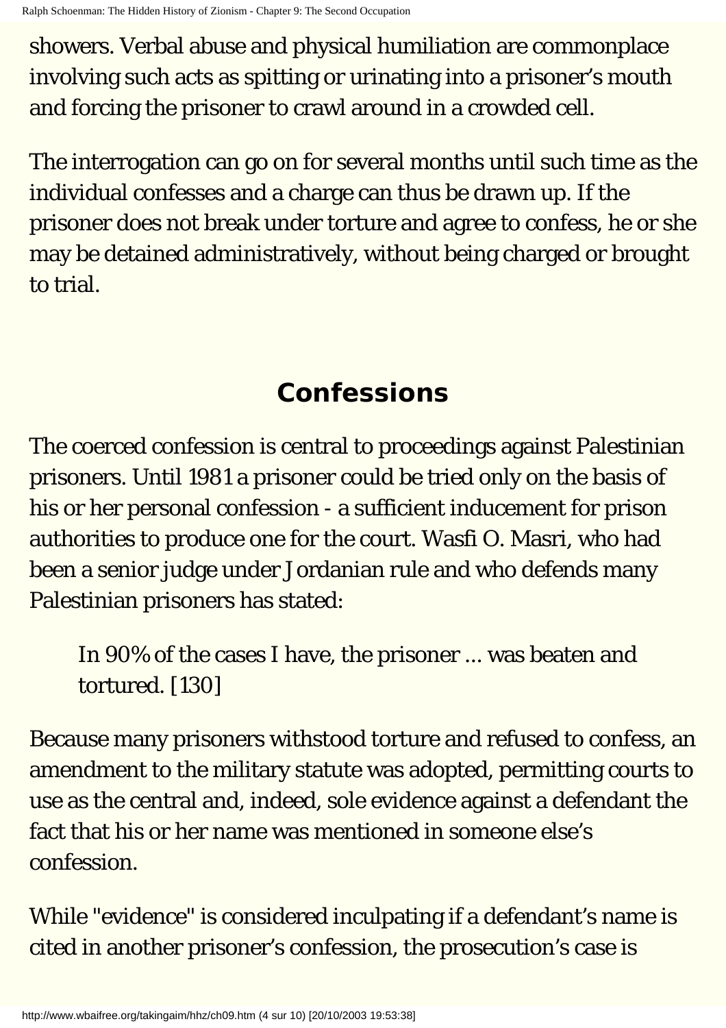showers. Verbal abuse and physical humiliation are commonplace involving such acts as spitting or urinating into a prisoner's mouth and forcing the prisoner to crawl around in a crowded cell.

The interrogation can go on for several months until such time as the individual confesses and a charge can thus be drawn up. If the prisoner does not break under torture and agree to confess, he or she may be detained administratively, without being charged or brought to trial.

## Confessions

The coerced confession is central to proceedings against Palestinian prisoners. Until 1981 a prisoner could be tried only on the basis of his or her personal confession - a sufficient inducement for prison authorities to produce one for the court. Wasfi O. Masri, who had been a senior judge under Jordanian rule and who defends many Palestinian prisoners has stated:

> In 90% of the cases I have, the prisoner ... was beaten and tortured. [130]

Because many prisoners withstood torture and refused to confess, an amendment to the military statute was adopted, permitting courts to use as the central and, indeed, sole evidence against a defendant the fact that his or her name was mentioned in someone else's confession.

While "evidence" is considered inculpating if a defendant's name is cited in another prisoner's confession, the prosecution's case is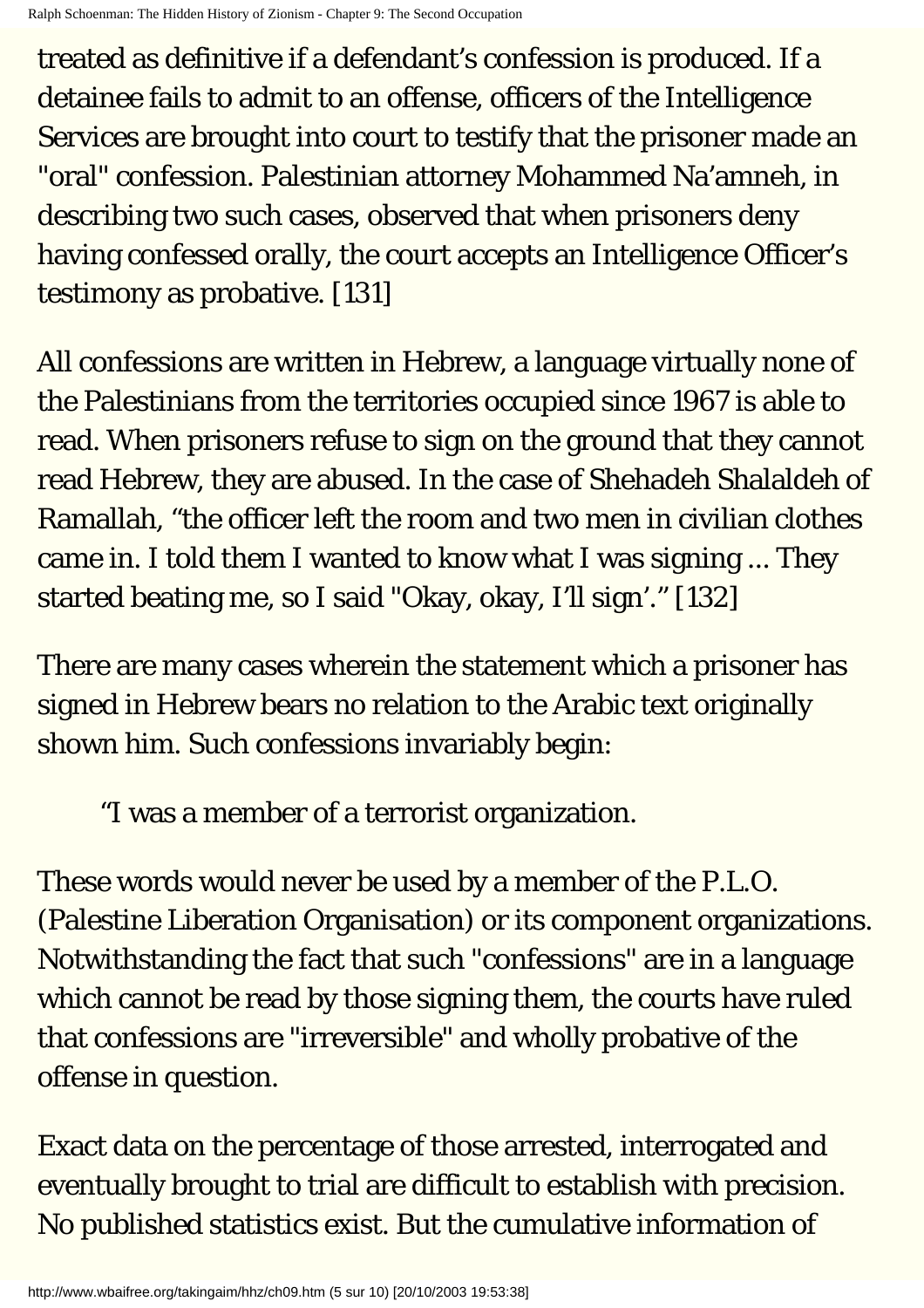treated as definitive if a defendant's confession is produced. If a detainee fails to admit to an offense, officers of the Intelligence Services are brought into court to testify that the prisoner made an "oral" confession. Palestinian attorney Mohammed Na'amneh, in describing two such cases, observed that when prisoners deny having confessed orally, the court accepts an Intelligence Officer's testimony as probative. [131]

All confessions are written in Hebrew, a language virtually none of the Palestinians from the territories occupied since 1967 is able to read. When prisoners refuse to sign on the ground that they cannot read Hebrew, they are abused. In the case of Shehadeh Shalaldeh of Ramallah, "the officer left the room and two men in civilian clothes came in. I told them I wanted to know what I was signing ... They started beating me, so I said "Okay, okay, I'll sign'." [132]

There are many cases wherein the statement which a prisoner has signed in Hebrew bears no relation to the Arabic text originally shown him. Such confessions invariably begin:

> "I was a member of a terrorist organization.

These words would never be used by a member of the P.L.O. (Palestine Liberation Organisation) or its component organizations. Notwithstanding the fact that such "confessions" are in a language which cannot be read by those signing them, the courts have ruled that confessions are "irreversible" and wholly probative of the offense in question.

Exact data on the percentage of those arrested, interrogated and eventually brought to trial are difficult to establish with precision. No published statistics exist. But the cumulative information of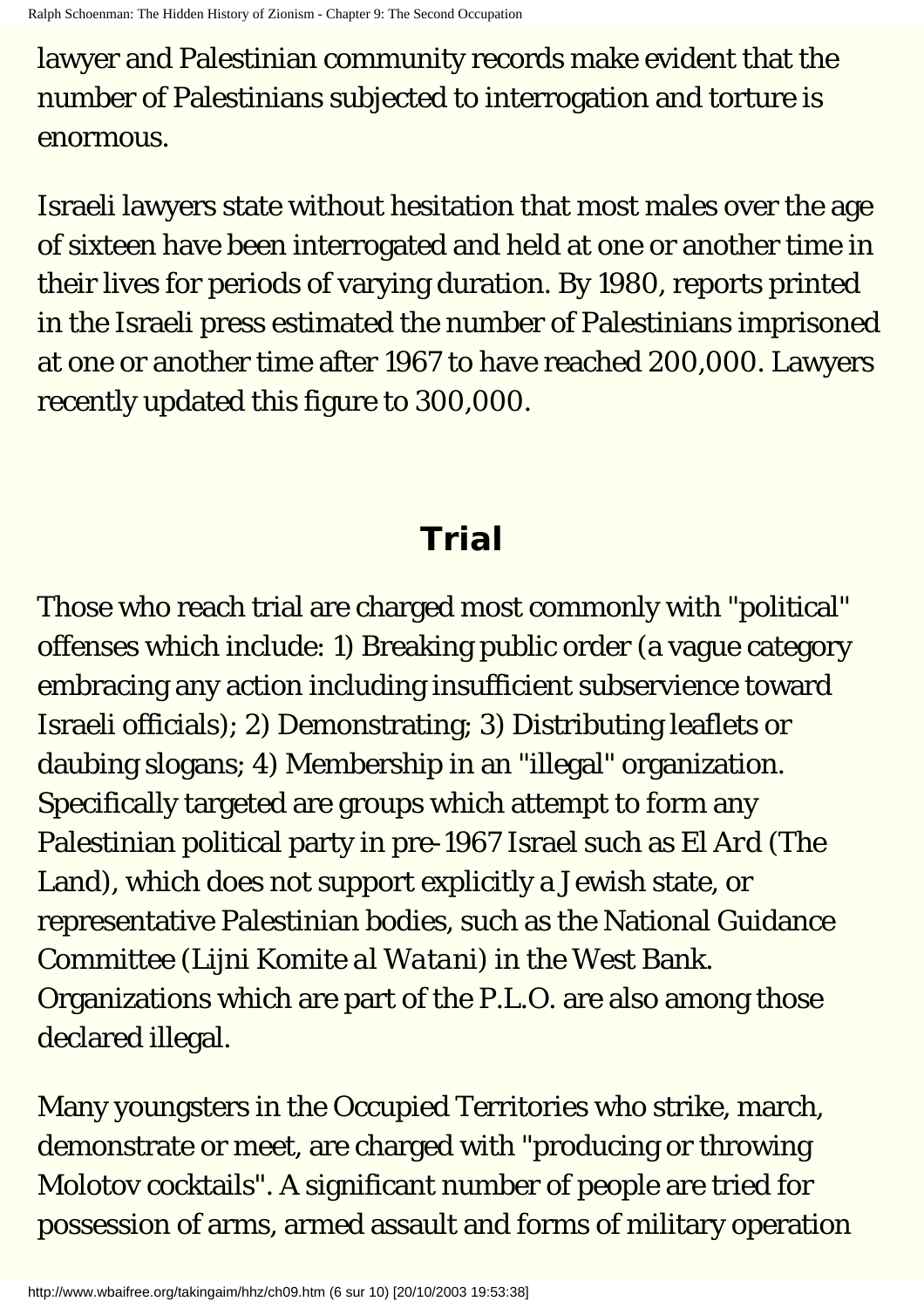lawyer and Palestinian community records make evident that the number of Palestinians subjected to interrogation and torture is enormous.

Israeli lawyers state without hesitation that most males over the age of sixteen have been interrogated and held at one or another time in their lives for periods of varying duration. By 1980, reports printed in the Israeli press estimated the number of Palestinians imprisoned at one or another time after 1967 to have reached 200,000. Lawyers recently updated this figure to 300,000.

## Trial

Those who reach trial are charged most commonly with "political" offenses which include: 1) Breaking public order (a vague category embracing any action including insufficient subservience toward Israeli officials); 2) Demonstrating; 3) Distributing leaflets or daubing slogans; 4) Membership in an "illegal" organization. Specifically targeted are groups which attempt to form any Palestinian political party in pre-1967 Israel such as El Ard (The Land), which does not support explicitly a Jewish state, or representative Palestinian bodies, such as the National Guidance Committee (*Lijni Komite al Watani*) in the West Bank. Organizations which are part of the P.L.O. are also among those declared illegal.

Many youngsters in the Occupied Territories who strike, march, demonstrate or meet, are charged with "producing or throwing Molotov cocktails". A significant number of people are tried for possession of arms, armed assault and forms of military operation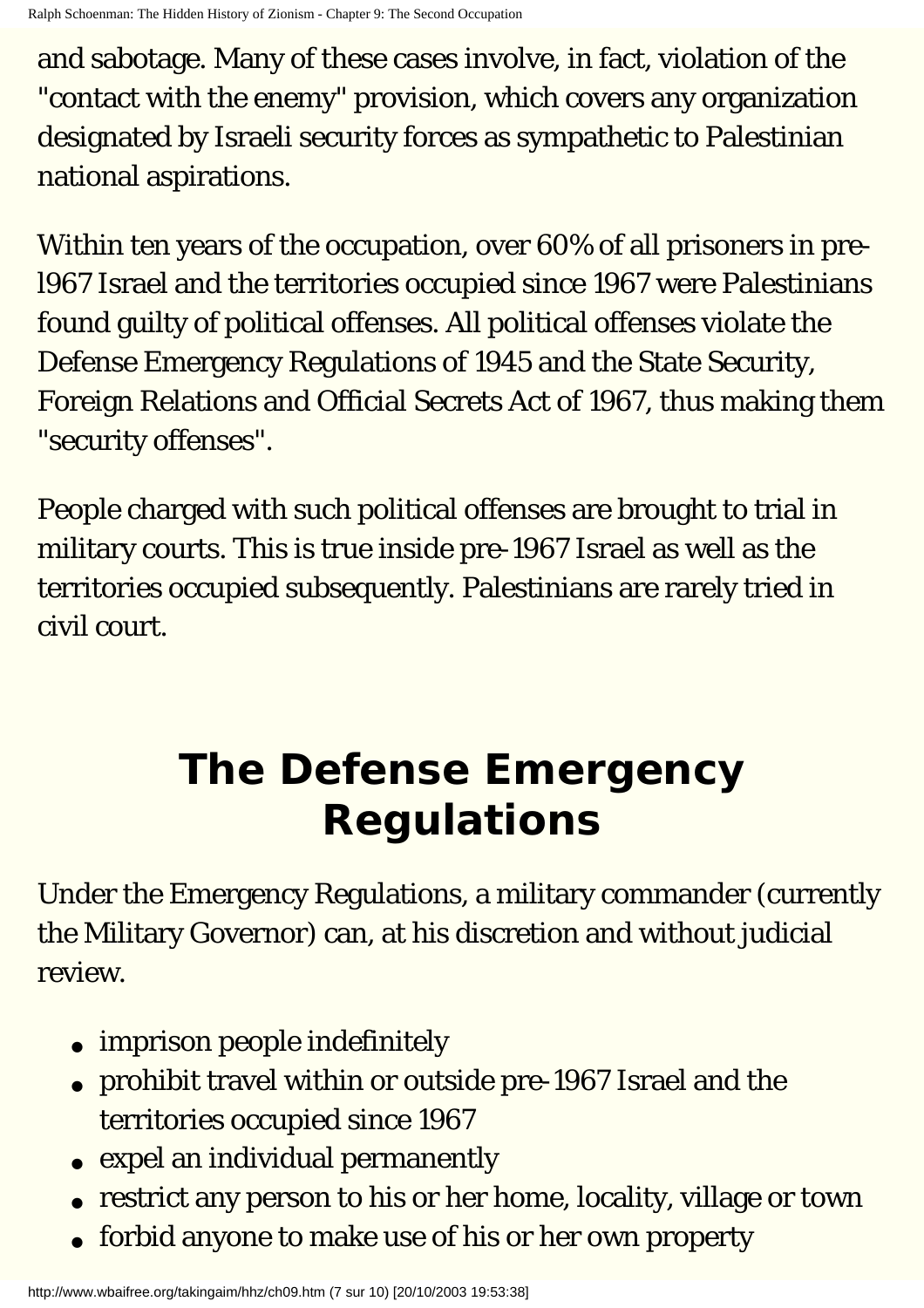and sabotage. Many of these cases involve, in fact, violation of the "contact with the enemy" provision, which covers any organization designated by Israeli security forces as sympathetic to Palestinian national aspirations.

Within ten years of the occupation, over 60% of all prisoners in pre-l967 Israel and the territories occupied since 1967 were Palestinians found guilty of political offenses. All political offenses violate the Defense Emergency Regulations of 1945 and the State Security, Foreign Relations and Official Secrets Act of 1967, thus making them "security offenses".

People charged with such political offenses are brought to trial in military courts. This is true inside pre-1967 Israel as well as the territories occupied subsequently. Palestinians are rarely tried in civil court.

## The Defense Emergency Regulations

Under the Emergency Regulations, a military commander (currently the Military Governor) can, at his discretion and without judicial review.

- imprison people indefinitely
- prohibit travel within or outside pre-1967 Israel and the territories occupied since 1967
- expel an individual permanently
- restrict any person to his or her home, locality, village or town
- forbid anyone to make use of his or her own property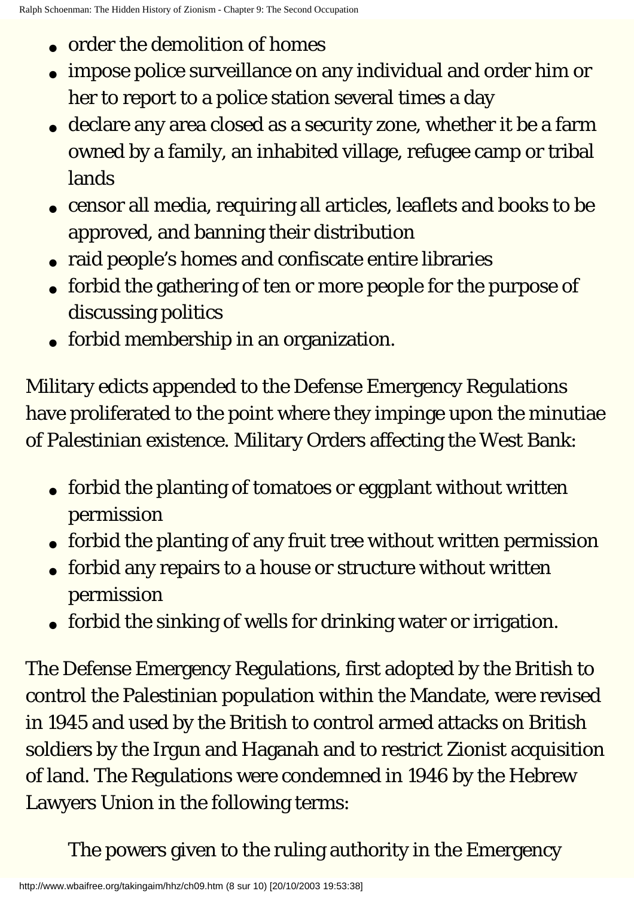- order the demolition of homes
- impose police surveillance on any individual and order him or her to report to a police station several times a day
- declare any area closed as a security zone, whether it be a farm owned by a family, an inhabited village, refugee camp or tribal lands
- censor all media, requiring all articles, leaflets and books to be approved, and banning their distribution
- raid people's homes and confiscate entire libraries
- forbid the gathering of ten or more people for the purpose of discussing politics
- forbid membership in an organization.

Military edicts appended to the Defense Emergency Regulations have proliferated to the point where they impinge upon the minutiae of Palestinian existence. Military Orders affecting the West Bank:

- forbid the planting of tomatoes or eggplant without written permission
- forbid the planting of any fruit tree without written permission
- forbid any repairs to a house or structure without written permission
- forbid the sinking of wells for drinking water or irrigation.

The Defense Emergency Regulations, first adopted by the British to control the Palestinian population within the Mandate, were revised in 1945 and used by the British to control armed attacks on British soldiers by the Irgun and Haganah and to restrict Zionist acquisition of land. The Regulations were condemned in 1946 by the Hebrew Lawyers Union in the following terms:

> The powers given to the ruling authority in the Emergency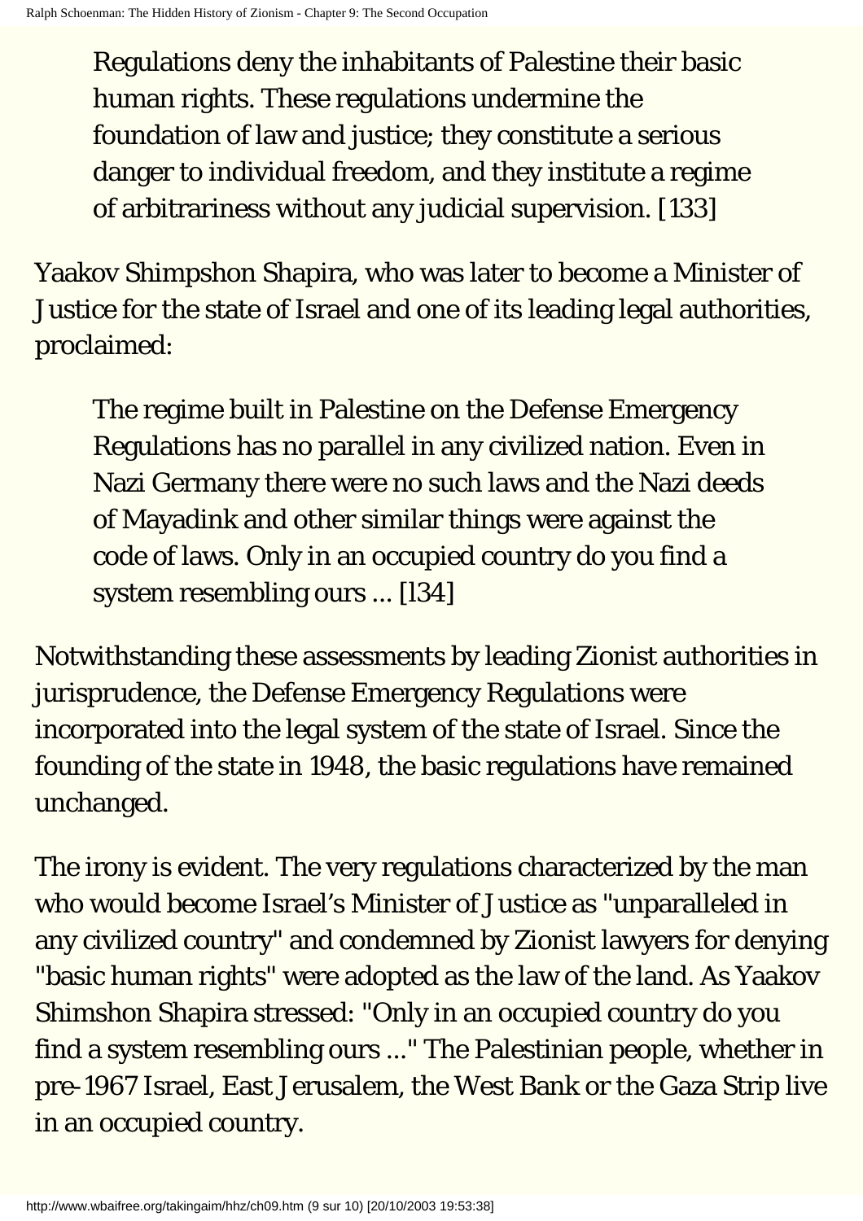> Regulations deny the inhabitants of Palestine their basic human rights. These regulations undermine the foundation of law and justice; they constitute a serious danger to individual freedom, and they institute a regime of arbitrariness without any judicial supervision. [133]

Yaakov Shimpshon Shapira, who was later to become a Minister of Justice for the state of Israel and one of its leading legal authorities, proclaimed:

> The regime built in Palestine on the Defense Emergency Regulations has no parallel in any civilized nation. Even in Nazi Germany there were no such laws and the Nazi deeds of Mayadink and other similar things were against the code of laws. Only in an occupied country do you find a system resembling ours ... [l34]

Notwithstanding these assessments by leading Zionist authorities in jurisprudence, the Defense Emergency Regulations were incorporated into the legal system of the state of Israel. Since the founding of the state in 1948, the basic regulations have remained unchanged.

The irony is evident. The very regulations characterized by the man who would become Israel's Minister of Justice as "unparalleled in any civilized country" and condemned by Zionist lawyers for denying "basic human rights" were adopted as the law of the land. As Yaakov Shimshon Shapira stressed: "Only in an occupied country do you find a system resembling ours ..." The Palestinian people, whether in pre-1967 Israel, East Jerusalem, the West Bank or the Gaza Strip live in an occupied country.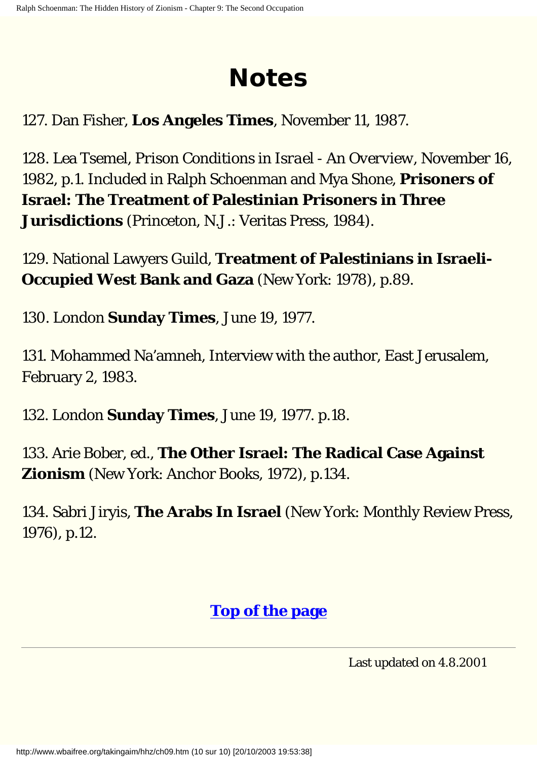# Notes

127. Dan Fisher, **Los Angeles Times**, November 11, 1987.

128. Lea Tsemel, *Prison Conditions in Israel - An Overview*, November 16, 1982, p.1. Included in Ralph Schoenman and Mya Shone, **Prisoners of Israel: The Treatment of Palestinian Prisoners in Three Jurisdictions** (Princeton, N.J.: Veritas Press, 1984).

129. National Lawyers Guild, **Treatment of Palestinians in Israeli-Occupied West Bank and Gaza** (New York: 1978), p.89.

130. London **Sunday Times**, June 19, 1977.

131. Mohammed Na'amneh, Interview with the author, East Jerusalem, February 2, 1983.

132. London **Sunday Times**, June 19, 1977. p.18.

133. Arie Bober, ed., **The Other Israel: The Radical Case Against Zionism** (New York: Anchor Books, 1972), p.134.

134. Sabri Jiryis, **The Arabs In Israel** (New York: Monthly Review Press, 1976), p.12.

**Top of the page**

---

Last updated on 4.8.2001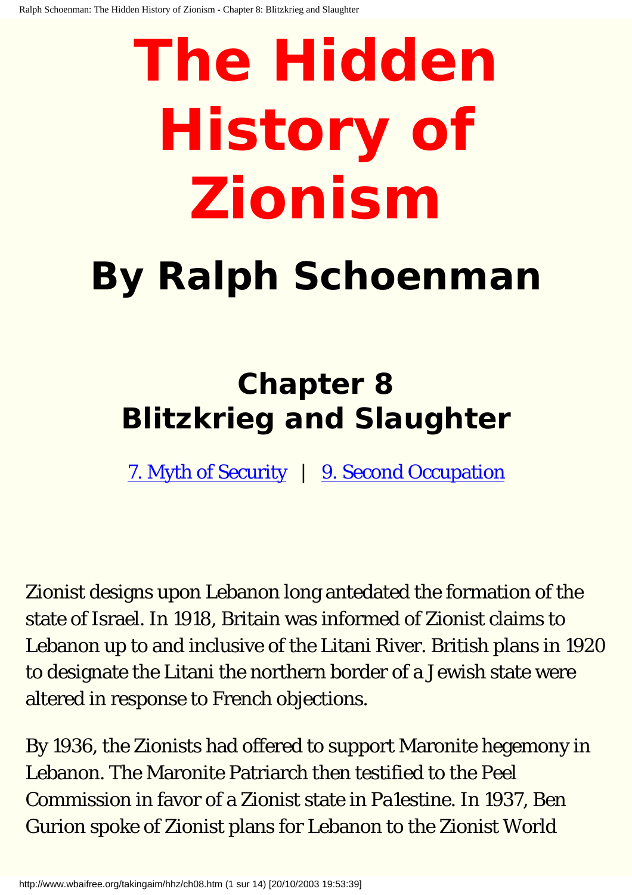# The Hidden History of Zionism

## By Ralph Schoenman

## Chapter 8
## Blitzkrieg and Slaughter

[7. Myth of Security](#) | [9. Second Occupation](#)

Zionist designs upon Lebanon long antedated the formation of the state of Israel. In 1918, Britain was informed of Zionist claims to Lebanon up to and inclusive of the Litani River. British plans in 1920 to designate the Litani the northern border of a Jewish state were altered in response to French objections.

By 1936, the Zionists had offered to support Maronite hegemony in Lebanon. The Maronite Patriarch then testified to the Peel Commission in favor of a Zionist state in Pa1estine. In 1937, Ben Gurion spoke of Zionist plans for Lebanon to the Zionist World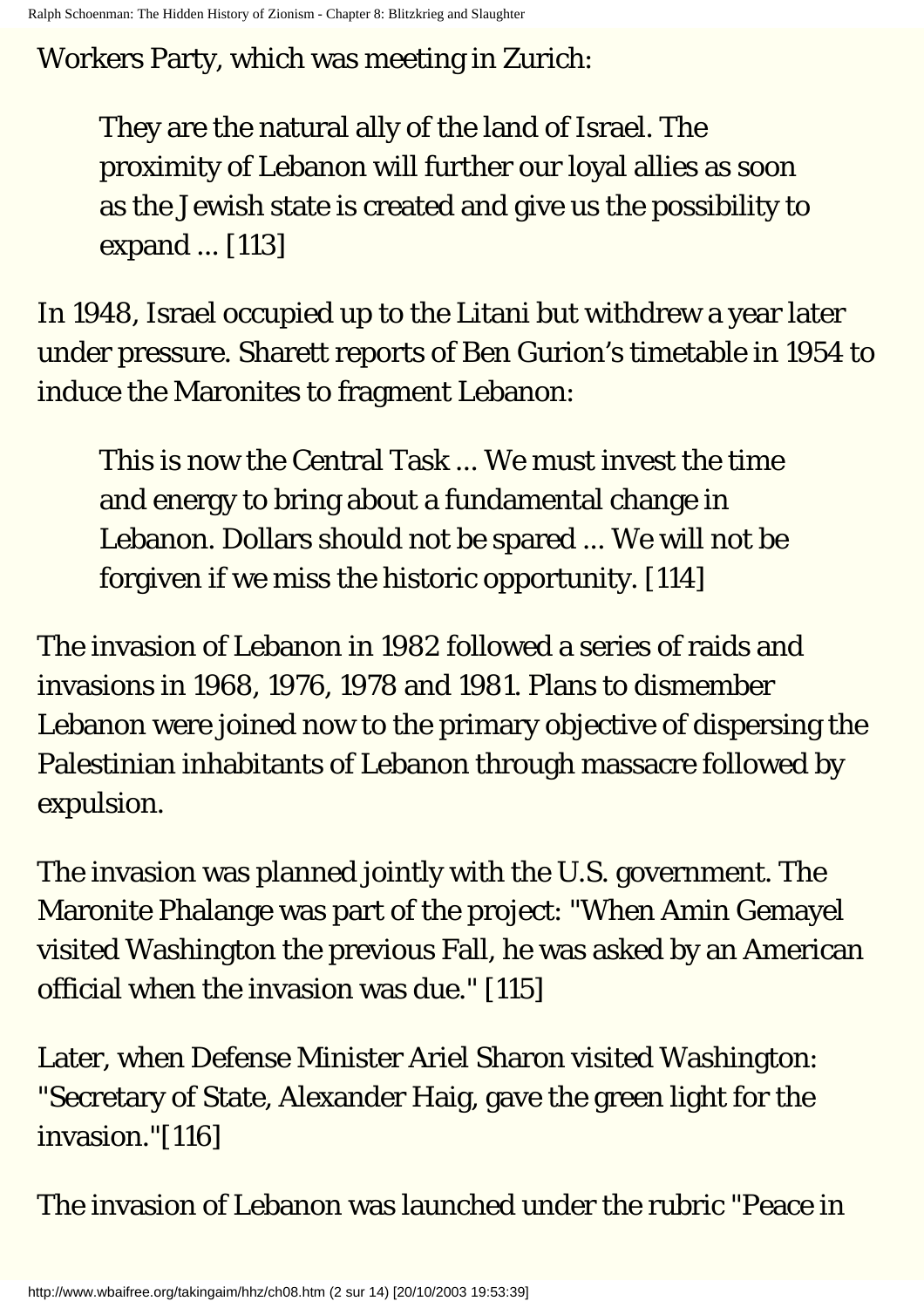Workers Party, which was meeting in Zurich:

> They are the natural ally of the land of Israel. The proximity of Lebanon will further our loyal allies as soon as the Jewish state is created and give us the possibility to expand ... [113]

In 1948, Israel occupied up to the Litani but withdrew a year later under pressure. Sharett reports of Ben Gurion's timetable in 1954 to induce the Maronites to fragment Lebanon:

> This is now the Central Task ... We must invest the time and energy to bring about a fundamental change in Lebanon. Dollars should not be spared ... We will not be forgiven if we miss the historic opportunity. [114]

The invasion of Lebanon in 1982 followed a series of raids and invasions in 1968, 1976, 1978 and 1981. Plans to dismember Lebanon were joined now to the primary objective of dispersing the Palestinian inhabitants of Lebanon through massacre followed by expulsion.

The invasion was planned jointly with the U.S. government. The Maronite Phalange was part of the project: "When Amin Gemayel visited Washington the previous Fall, he was asked by an American official when the invasion was due." [115]

Later, when Defense Minister Ariel Sharon visited Washington: "Secretary of State, Alexander Haig, gave the green light for the invasion."[116]

The invasion of Lebanon was launched under the rubric "Peace in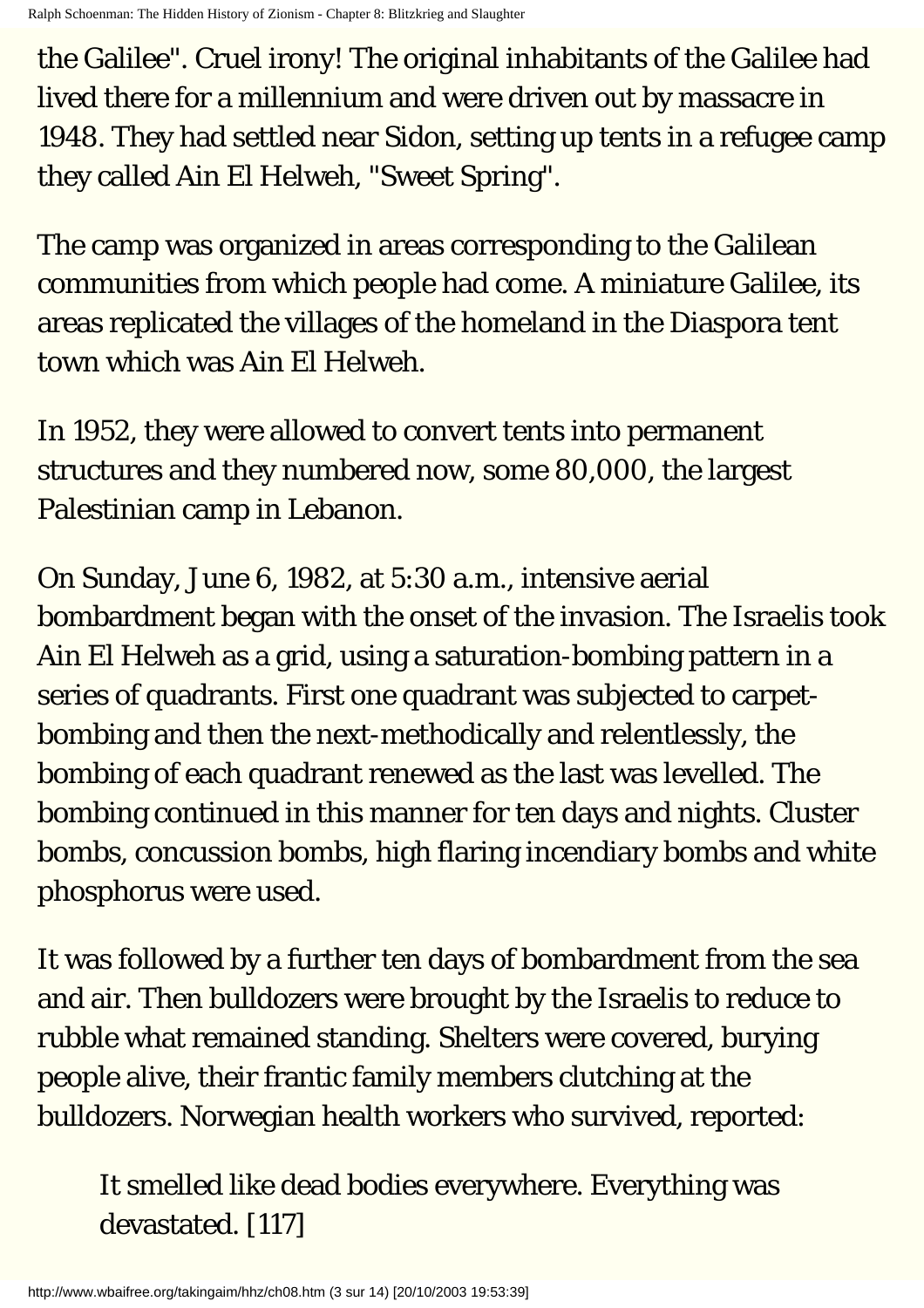the Galilee". Cruel irony! The original inhabitants of the Galilee had lived there for a millennium and were driven out by massacre in 1948. They had settled near Sidon, setting up tents in a refugee camp they called Ain El Helweh, "Sweet Spring".

The camp was organized in areas corresponding to the Galilean communities from which people had come. A miniature Galilee, its areas replicated the villages of the homeland in the Diaspora tent town which was Ain El Helweh.

In 1952, they were allowed to convert tents into permanent structures and they numbered now, some 80,000, the largest Palestinian camp in Lebanon.

On Sunday, June 6, 1982, at 5:30 a.m., intensive aerial bombardment began with the onset of the invasion. The Israelis took Ain El Helweh as a grid, using a saturation-bombing pattern in a series of quadrants. First one quadrant was subjected to carpet-bombing and then the next-methodically and relentlessly, the bombing of each quadrant renewed as the last was levelled. The bombing continued in this manner for ten days and nights. Cluster bombs, concussion bombs, high flaring incendiary bombs and white phosphorus were used.

It was followed by a further ten days of bombardment from the sea and air. Then bulldozers were brought by the Israelis to reduce to rubble what remained standing. Shelters were covered, burying people alive, their frantic family members clutching at the bulldozers. Norwegian health workers who survived, reported:

> It smelled like dead bodies everywhere. Everything was devastated. [117]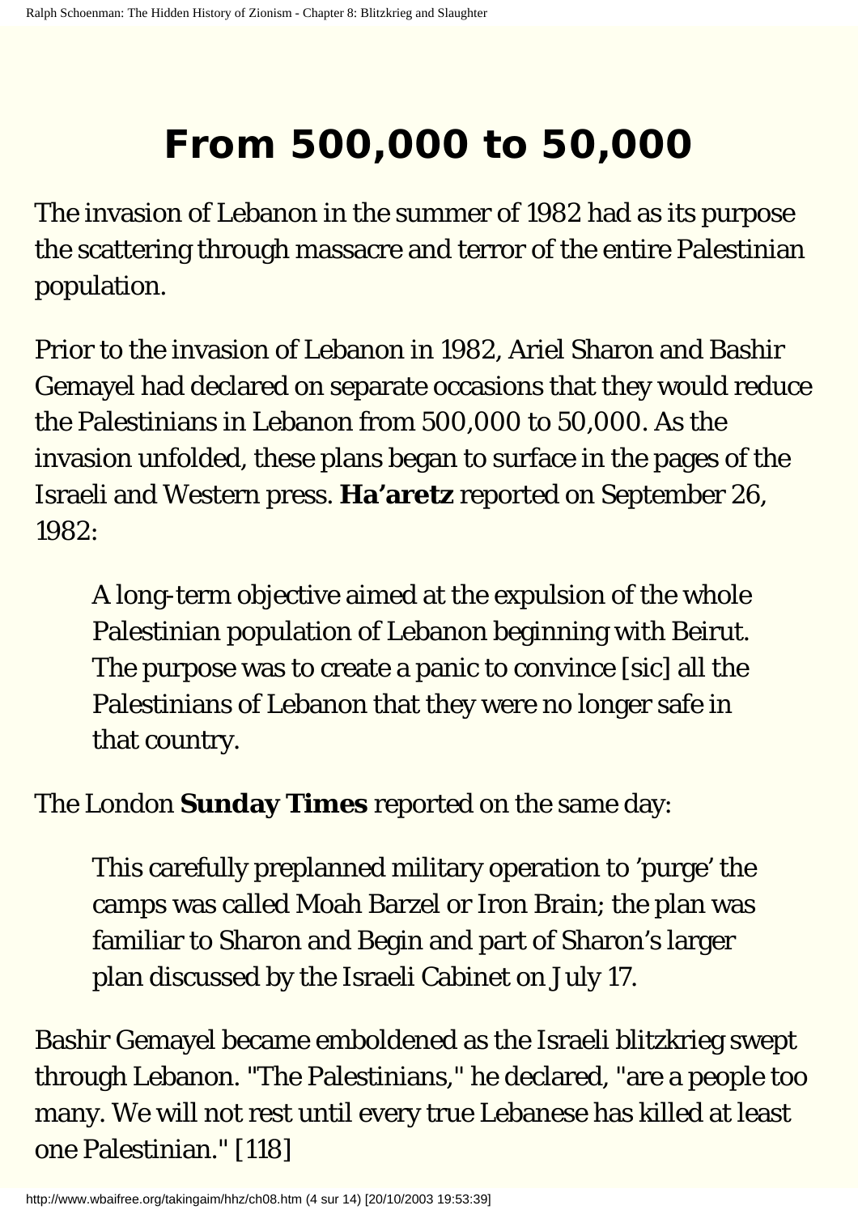# From 500,000 to 50,000

The invasion of Lebanon in the summer of 1982 had as its purpose the scattering through massacre and terror of the entire Palestinian population.

Prior to the invasion of Lebanon in 1982, Ariel Sharon and Bashir Gemayel had declared on separate occasions that they would reduce the Palestinians in Lebanon from 500,000 to 50,000. As the invasion unfolded, these plans began to surface in the pages of the Israeli and Western press. **Ha'aretz** reported on September 26, 1982:

> A long-term objective aimed at the expulsion of the whole Palestinian population of Lebanon beginning with Beirut. The purpose was to create a panic to convince [sic] all the Palestinians of Lebanon that they were no longer safe in that country.

The London **Sunday Times** reported on the same day:

> This carefully preplanned military operation to 'purge' the camps was called Moah Barzel or Iron Brain; the plan was familiar to Sharon and Begin and part of Sharon's larger plan discussed by the Israeli Cabinet on July 17.

Bashir Gemayel became emboldened as the Israeli blitzkrieg swept through Lebanon. "The Palestinians," he declared, "are a people too many. We will not rest until every true Lebanese has killed at least one Palestinian." [118]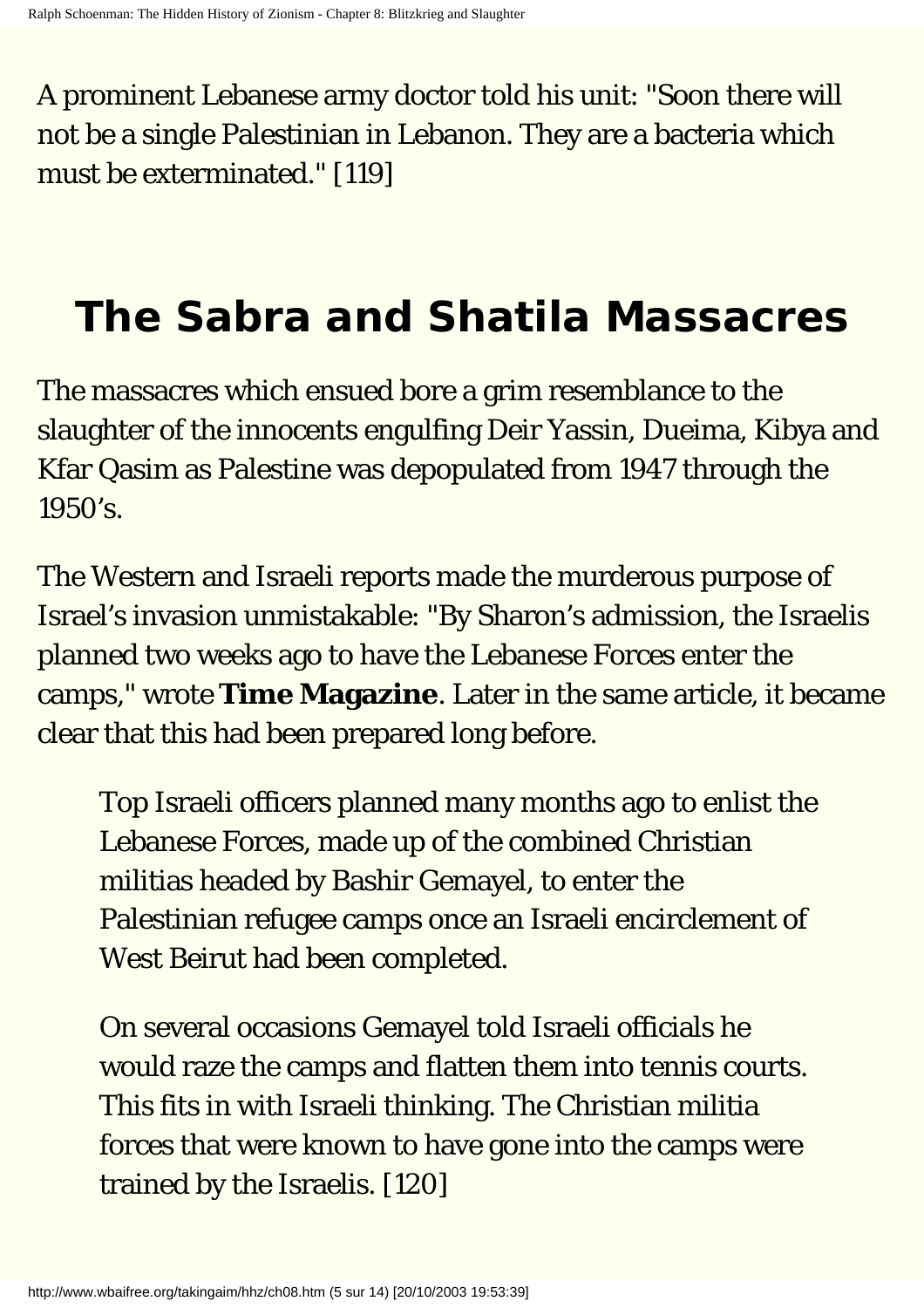A prominent Lebanese army doctor told his unit: "Soon there will not be a single Palestinian in Lebanon. They are a bacteria which must be exterminated." [119]

## The Sabra and Shatila Massacres

The massacres which ensued bore a grim resemblance to the slaughter of the innocents engulfing Deir Yassin, Dueima, Kibya and Kfar Qasim as Palestine was depopulated from 1947 through the 1950's.

The Western and Israeli reports made the murderous purpose of Israel's invasion unmistakable: "By Sharon's admission, the Israelis planned two weeks ago to have the Lebanese Forces enter the camps," wrote **Time Magazine**. Later in the same article, it became clear that this had been prepared long before.

> Top Israeli officers planned many months ago to enlist the Lebanese Forces, made up of the combined Christian militias headed by Bashir Gemayel, to enter the Palestinian refugee camps once an Israeli encirclement of West Beirut had been completed.
>
> On several occasions Gemayel told Israeli officials he would raze the camps and flatten them into tennis courts. This fits in with Israeli thinking. The Christian militia forces that were known to have gone into the camps were trained by the Israelis. [120]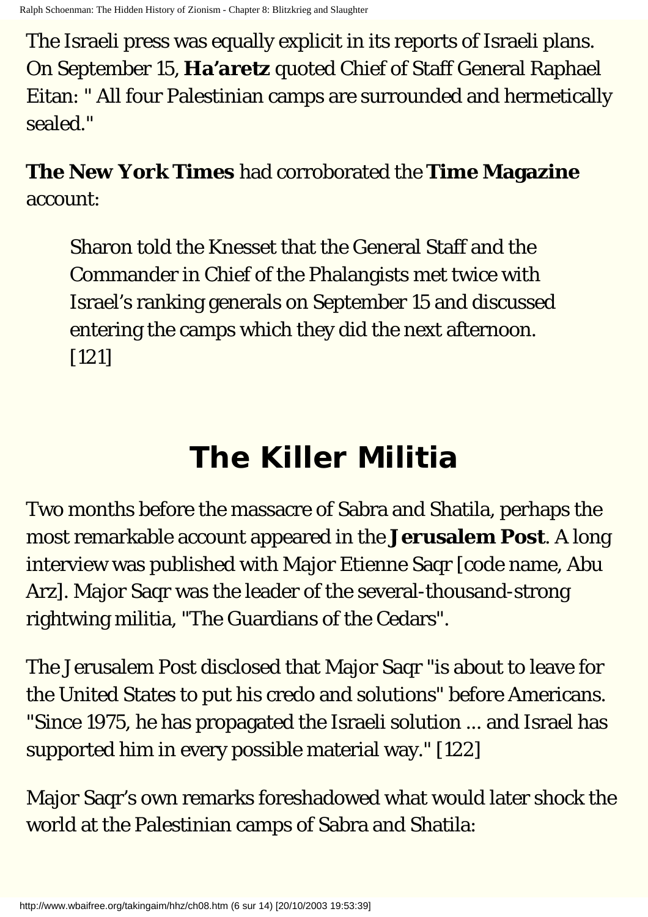The Israeli press was equally explicit in its reports of Israeli plans. On September 15, **Ha'aretz** quoted Chief of Staff General Raphael Eitan: " All four Palestinian camps are surrounded and hermetically sealed."

**The New York Times** had corroborated the **Time Magazine** account:

> Sharon told the Knesset that the General Staff and the Commander in Chief of the Phalangists met twice with Israel's ranking generals on September 15 and discussed entering the camps which they did the next afternoon. [121]

## The Killer Militia

Two months before the massacre of Sabra and Shatila, perhaps the most remarkable account appeared in the **Jerusalem Post**. A long interview was published with Major Etienne Saqr [code name, Abu Arz]. Major Saqr was the leader of the several-thousand-strong rightwing militia, "The Guardians of the Cedars".

The Jerusalem Post disclosed that Major Saqr "is about to leave for the United States to put his credo and solutions" before Americans. "Since 1975, he has propagated the Israeli solution ... and Israel has supported him in every possible material way." [122]

Major Saqr's own remarks foreshadowed what would later shock the world at the Palestinian camps of Sabra and Shatila: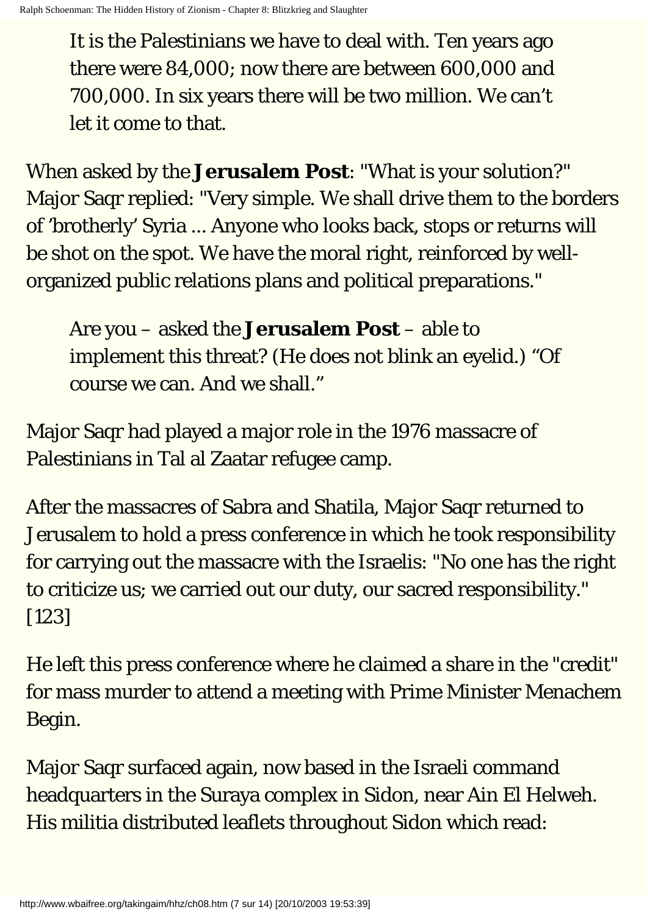> It is the Palestinians we have to deal with. Ten years ago there were 84,000; now there are between 600,000 and 700,000. In six years there will be two million. We can't let it come to that.

When asked by the **Jerusalem Post**: "What is your solution?" Major Saqr replied: "Very simple. We shall drive them to the borders of 'brotherly' Syria ... Anyone who looks back, stops or returns will be shot on the spot. We have the moral right, reinforced by well-organized public relations plans and political preparations."

> Are you – asked the **Jerusalem Post** – able to implement this threat? (He does not blink an eyelid.) "Of course we can. And we shall."

Major Saqr had played a major role in the 1976 massacre of Palestinians in Tal al Zaatar refugee camp.

After the massacres of Sabra and Shatila, Major Saqr returned to Jerusalem to hold a press conference in which he took responsibility for carrying out the massacre with the Israelis: "No one has the right to criticize us; we carried out our duty, our sacred responsibility." [123]

He left this press conference where he claimed a share in the "credit" for mass murder to attend a meeting with Prime Minister Menachem Begin.

Major Saqr surfaced again, now based in the Israeli command headquarters in the Suraya complex in Sidon, near Ain El Helweh. His militia distributed leaflets throughout Sidon which read: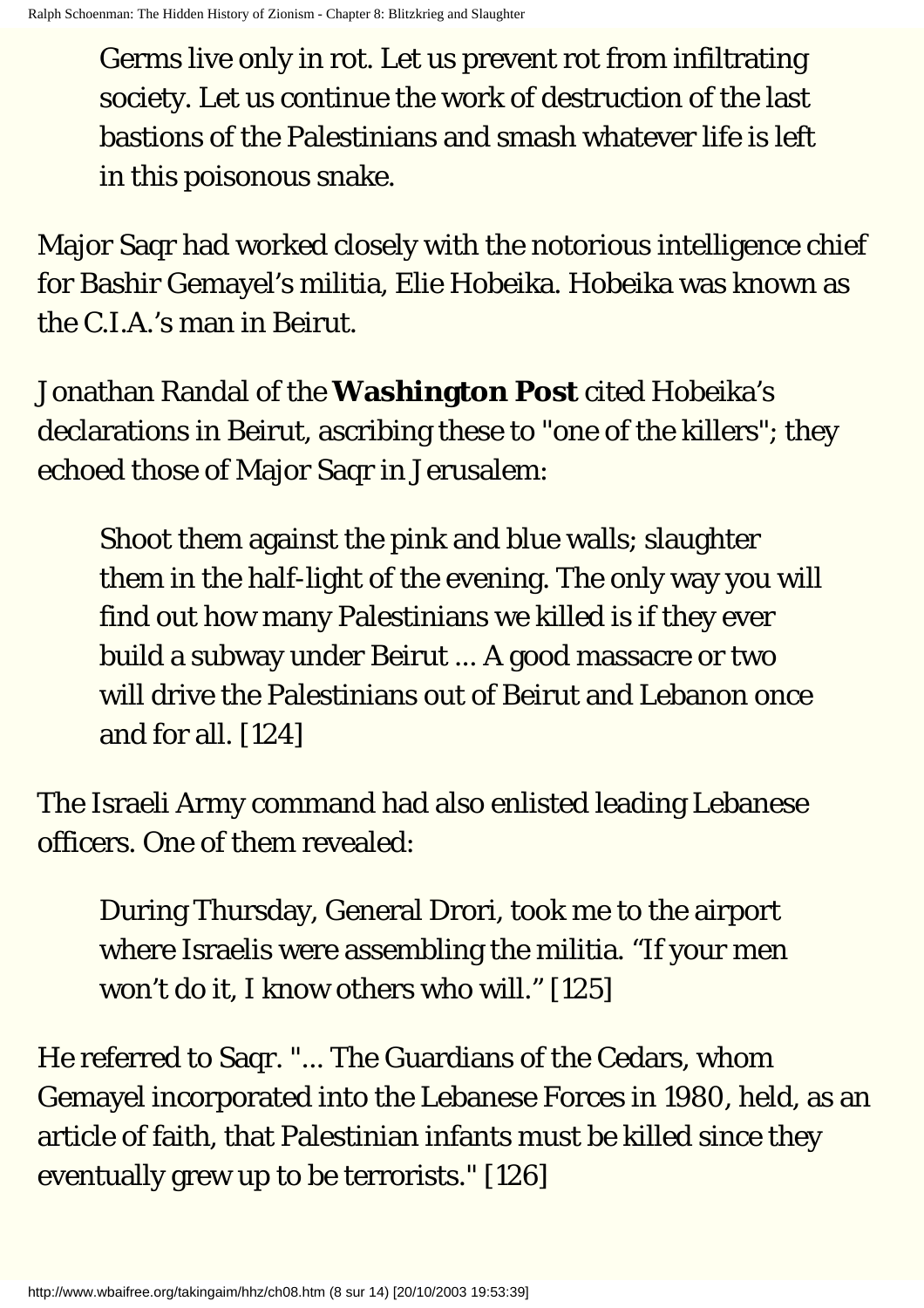> Germs live only in rot. Let us prevent rot from infiltrating society. Let us continue the work of destruction of the last bastions of the Palestinians and smash whatever life is left in this poisonous snake.

Major Saqr had worked closely with the notorious intelligence chief for Bashir Gemayel's militia, Elie Hobeika. Hobeika was known as the C.I.A.'s man in Beirut.

Jonathan Randal of the **Washington Post** cited Hobeika's declarations in Beirut, ascribing these to "one of the killers"; they echoed those of Major Saqr in Jerusalem:

> Shoot them against the pink and blue walls; slaughter them in the half-light of the evening. The only way you will find out how many Palestinians we killed is if they ever build a subway under Beirut ... A good massacre or two will drive the Palestinians out of Beirut and Lebanon once and for all. [124]

The Israeli Army command had also enlisted leading Lebanese officers. One of them revealed:

> During Thursday, General Drori, took me to the airport where Israelis were assembling the militia. "If your men won't do it, I know others who will." [125]

He referred to Saqr. "... The Guardians of the Cedars, whom Gemayel incorporated into the Lebanese Forces in 1980, held, as an article of faith, that Palestinian infants must be killed since they eventually grew up to be terrorists." [126]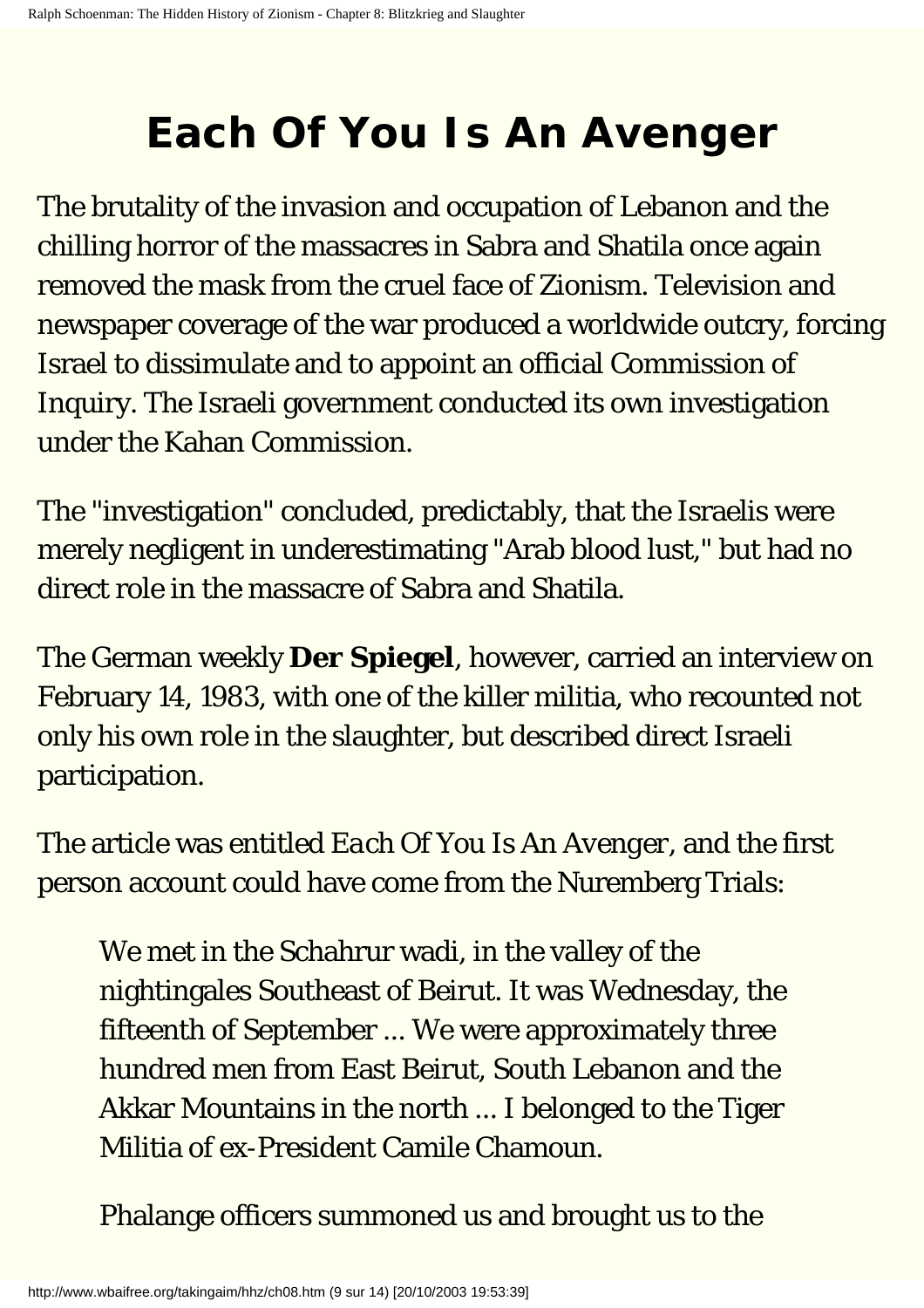# Each Of You Is An Avenger

The brutality of the invasion and occupation of Lebanon and the chilling horror of the massacres in Sabra and Shatila once again removed the mask from the cruel face of Zionism. Television and newspaper coverage of the war produced a worldwide outcry, forcing Israel to dissimulate and to appoint an official Commission of Inquiry. The Israeli government conducted its own investigation under the Kahan Commission.

The "investigation" concluded, predictably, that the Israelis were merely negligent in underestimating "Arab blood lust," but had no direct role in the massacre of Sabra and Shatila.

The German weekly **Der Spiegel**, however, carried an interview on February 14, 1983, with one of the killer militia, who recounted not only his own role in the slaughter, but described direct Israeli participation.

The article was entitled *Each Of You Is An Avenger*, and the first person account could have come from the Nuremberg Trials:

> We met in the Schahrur wadi, in the valley of the nightingales Southeast of Beirut. It was Wednesday, the fifteenth of September ... We were approximately three hundred men from East Beirut, South Lebanon and the Akkar Mountains in the north ... I belonged to the Tiger Militia of ex-President Camile Chamoun.
>
> Phalange officers summoned us and brought us to the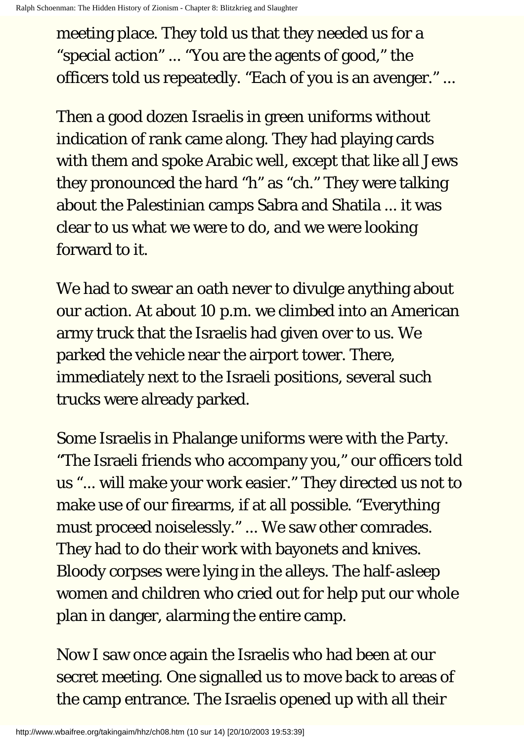meeting place. They told us that they needed us for a "special action" ... "You are the agents of good," the officers told us repeatedly. "Each of you is an avenger." ...

Then a good dozen Israelis in green uniforms without indication of rank came along. They had playing cards with them and spoke Arabic well, except that like all Jews they pronounced the hard "h" as "ch." They were talking about the Palestinian camps Sabra and Shatila ... it was clear to us what we were to do, and we were looking forward to it.

We had to swear an oath never to divulge anything about our action. At about 10 p.m. we climbed into an American army truck that the Israelis had given over to us. We parked the vehicle near the airport tower. There, immediately next to the Israeli positions, several such trucks were already parked.

Some Israelis in Phalange uniforms were with the Party. "The Israeli friends who accompany you," our officers told us "... will make your work easier." They directed us not to make use of our firearms, if at all possible. "Everything must proceed noiselessly." ... We saw other comrades. They had to do their work with bayonets and knives. Bloody corpses were lying in the alleys. The half-asleep women and children who cried out for help put our whole plan in danger, alarming the entire camp.

Now I saw once again the Israelis who had been at our secret meeting. One signalled us to move back to areas of the camp entrance. The Israelis opened up with all their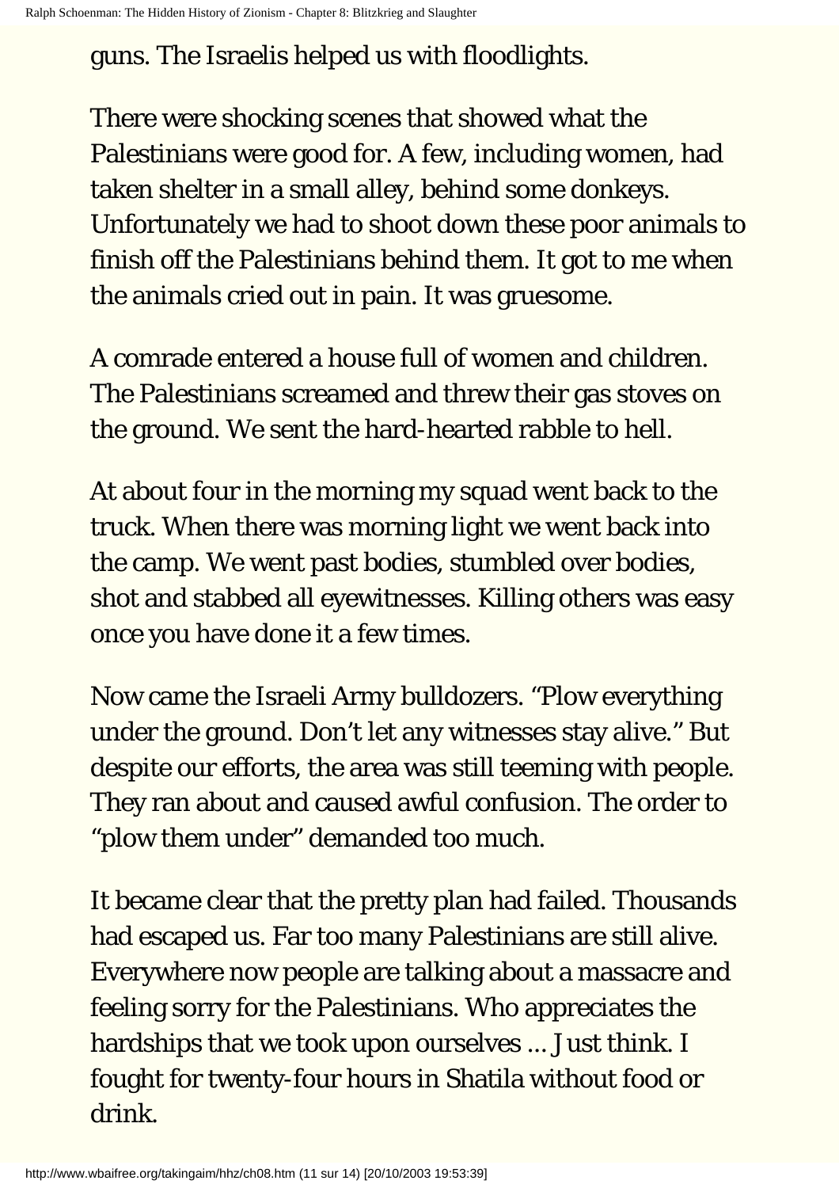guns. The Israelis helped us with floodlights.

There were shocking scenes that showed what the Palestinians were good for. A few, including women, had taken shelter in a small alley, behind some donkeys. Unfortunately we had to shoot down these poor animals to finish off the Palestinians behind them. It got to me when the animals cried out in pain. It was gruesome.

A comrade entered a house full of women and children. The Palestinians screamed and threw their gas stoves on the ground. We sent the hard-hearted rabble to hell.

At about four in the morning my squad went back to the truck. When there was morning light we went back into the camp. We went past bodies, stumbled over bodies, shot and stabbed all eyewitnesses. Killing others was easy once you have done it a few times.

Now came the Israeli Army bulldozers. "Plow everything under the ground. Don't let any witnesses stay alive." But despite our efforts, the area was still teeming with people. They ran about and caused awful confusion. The order to "plow them under" demanded too much.

It became clear that the pretty plan had failed. Thousands had escaped us. Far too many Palestinians are still alive. Everywhere now people are talking about a massacre and feeling sorry for the Palestinians. Who appreciates the hardships that we took upon ourselves ... Just think. I fought for twenty-four hours in Shatila without food or drink.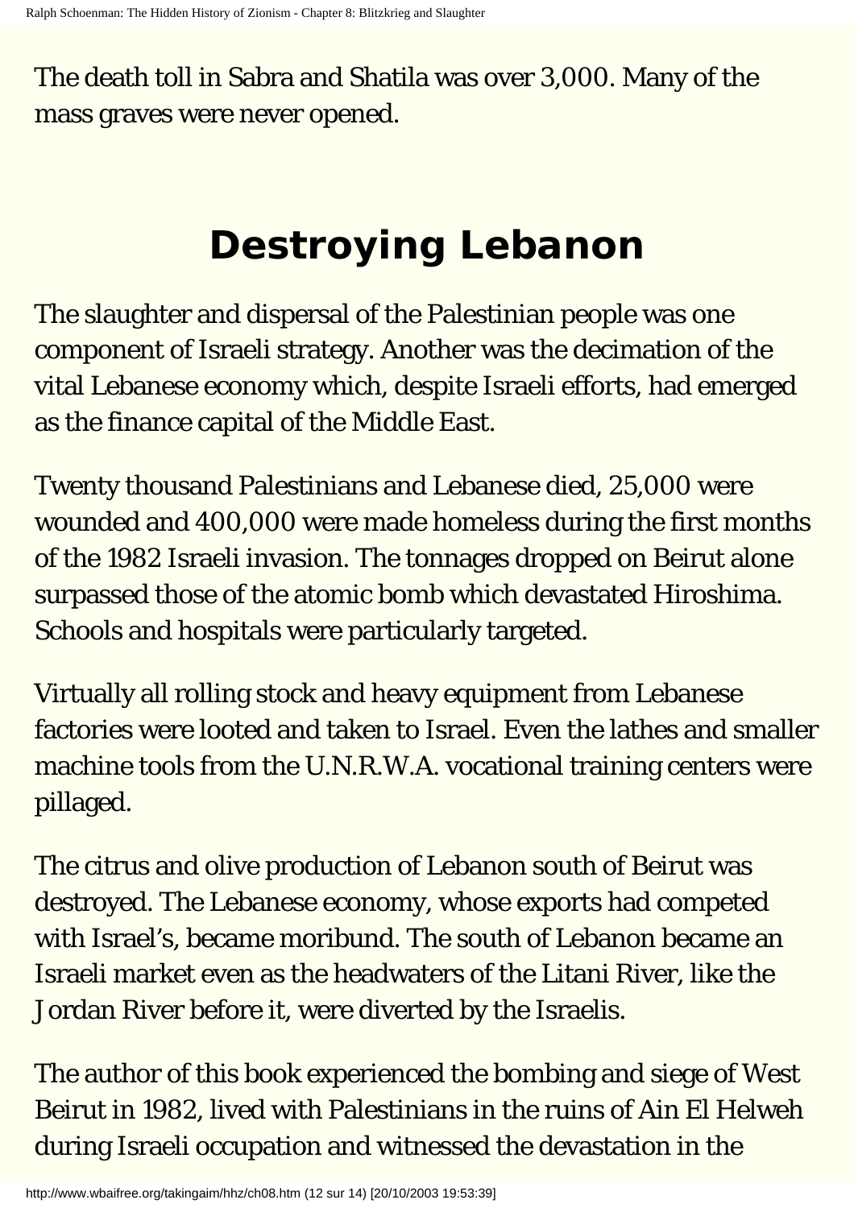The death toll in Sabra and Shatila was over 3,000. Many of the mass graves were never opened.

# Destroying Lebanon

The slaughter and dispersal of the Palestinian people was one component of Israeli strategy. Another was the decimation of the vital Lebanese economy which, despite Israeli efforts, had emerged as the finance capital of the Middle East.

Twenty thousand Palestinians and Lebanese died, 25,000 were wounded and 400,000 were made homeless during the first months of the 1982 Israeli invasion. The tonnages dropped on Beirut alone surpassed those of the atomic bomb which devastated Hiroshima. Schools and hospitals were particularly targeted.

Virtually all rolling stock and heavy equipment from Lebanese factories were looted and taken to Israel. Even the lathes and smaller machine tools from the U.N.R.W.A. vocational training centers were pillaged.

The citrus and olive production of Lebanon south of Beirut was destroyed. The Lebanese economy, whose exports had competed with Israel's, became moribund. The south of Lebanon became an Israeli market even as the headwaters of the Litani River, like the Jordan River before it, were diverted by the Israelis.

The author of this book experienced the bombing and siege of West Beirut in 1982, lived with Palestinians in the ruins of Ain El Helweh during Israeli occupation and witnessed the devastation in the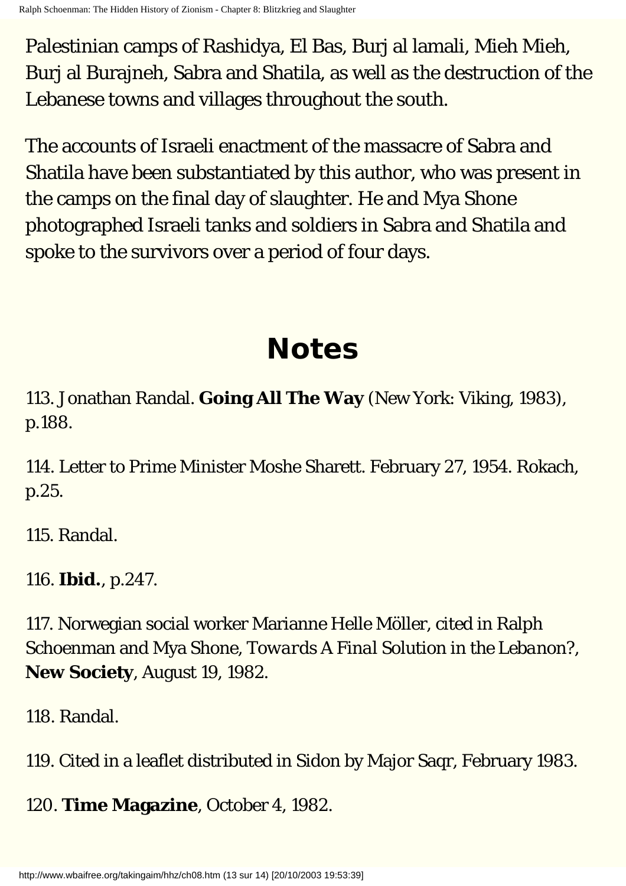Palestinian camps of Rashidya, El Bas, Burj al lamali, Mieh Mieh, Burj al Burajneh, Sabra and Shatila, as well as the destruction of the Lebanese towns and villages throughout the south.

The accounts of Israeli enactment of the massacre of Sabra and Shatila have been substantiated by this author, who was present in the camps on the final day of slaughter. He and Mya Shone photographed Israeli tanks and soldiers in Sabra and Shatila and spoke to the survivors over a period of four days.

# Notes

113. Jonathan Randal. **Going All The Way** (New York: Viking, 1983), p.188.

114. Letter to Prime Minister Moshe Sharett. February 27, 1954. Rokach, p.25.

115. Randal.

116. **Ibid.**, p.247.

117. Norwegian social worker Marianne Helle Möller, cited in Ralph Schoenman and Mya Shone, *Towards A Final Solution in the Lebanon?*, **New Society**, August 19, 1982.

118. Randal.

119. Cited in a leaflet distributed in Sidon by Major Saqr, February 1983.

120. **Time Magazine**, October 4, 1982.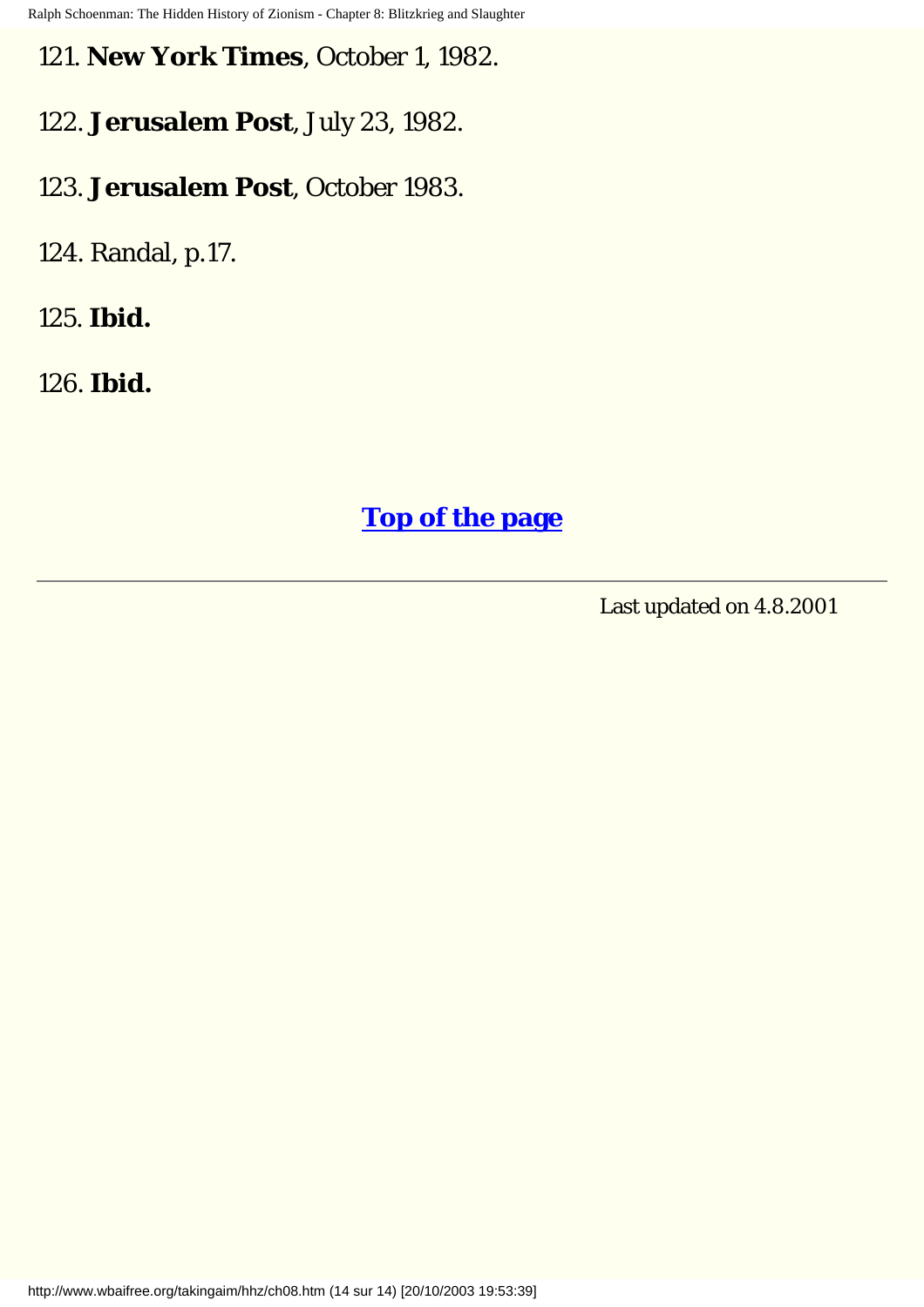121. **New York Times**, October 1, 1982.

122. **Jerusalem Post**, July 23, 1982.

123. **Jerusalem Post**, October 1983.

124. Randal, p.17.

125. **Ibid.**

126. **Ibid.**

**Top of the page**

---

Last updated on 4.8.2001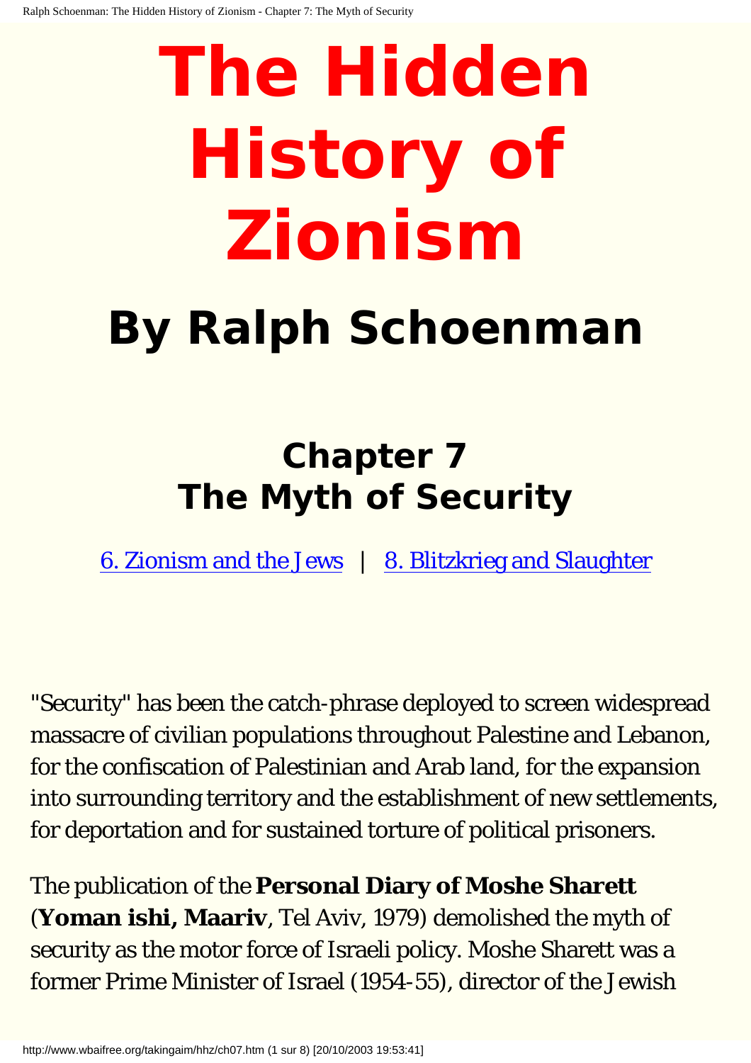# The Hidden History of Zionism

## By Ralph Schoenman

## Chapter 7
## The Myth of Security

6. Zionism and the Jews | 8. Blitzkrieg and Slaughter

"Security" has been the catch-phrase deployed to screen widespread massacre of civilian populations throughout Palestine and Lebanon, for the confiscation of Palestinian and Arab land, for the expansion into surrounding territory and the establishment of new settlements, for deportation and for sustained torture of political prisoners.

The publication of the **Personal Diary of Moshe Sharett** (**Yoman ishi, Maariv**, Tel Aviv, 1979) demolished the myth of security as the motor force of Israeli policy. Moshe Sharett was a former Prime Minister of Israel (1954-55), director of the Jewish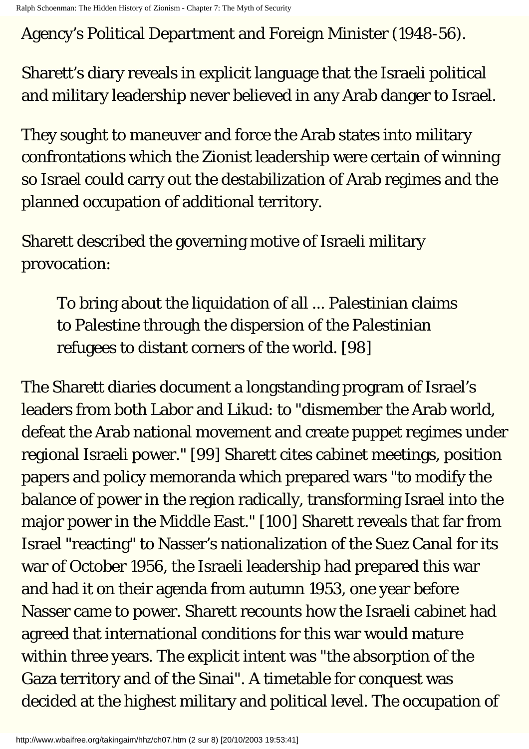Agency’s Political Department and Foreign Minister (1948-56).

Sharett’s diary reveals in explicit language that the Israeli political and military leadership never believed in any Arab danger to Israel.

They sought to maneuver and force the Arab states into military confrontations which the Zionist leadership were certain of winning so Israel could carry out the destabilization of Arab regimes and the planned occupation of additional territory.

Sharett described the governing motive of Israeli military provocation:

> To bring about the liquidation of all ... Palestinian claims to Palestine through the dispersion of the Palestinian refugees to distant corners of the world. [98]

The Sharett diaries document a longstanding program of Israel’s leaders from both Labor and Likud: to "dismember the Arab world, defeat the Arab national movement and create puppet regimes under regional Israeli power." [99] Sharett cites cabinet meetings, position papers and policy memoranda which prepared wars "to modify the balance of power in the region radically, transforming Israel into the major power in the Middle East." [100] Sharett reveals that far from Israel "reacting" to Nasser’s nationalization of the Suez Canal for its war of October 1956, the Israeli leadership had prepared this war and had it on their agenda from autumn 1953, one year before Nasser came to power. Sharett recounts how the Israeli cabinet had agreed that international conditions for this war would mature within three years. The explicit intent was "the absorption of the Gaza territory and of the Sinai". A timetable for conquest was decided at the highest military and political level. The occupation of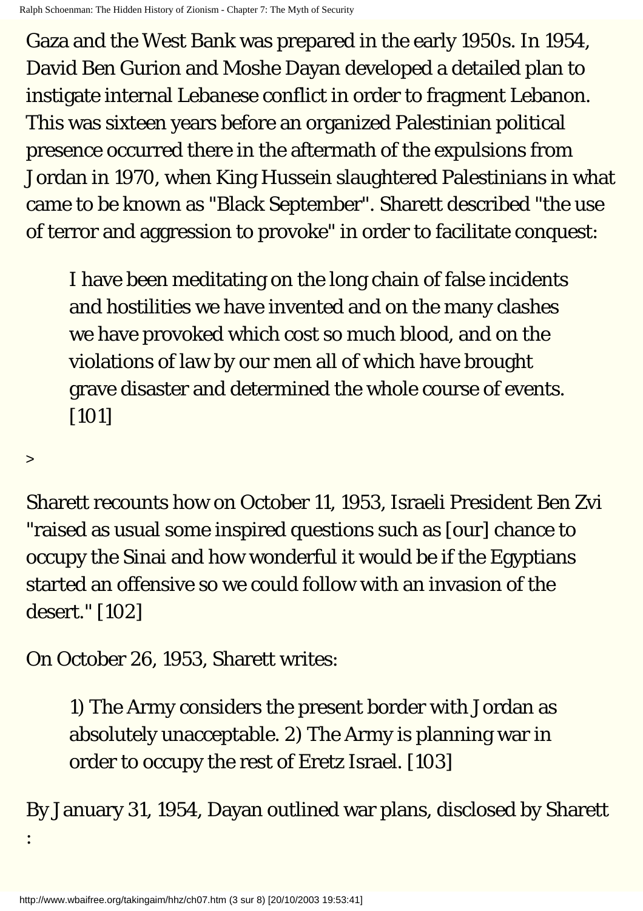Gaza and the West Bank was prepared in the early 1950s. In 1954, David Ben Gurion and Moshe Dayan developed a detailed plan to instigate internal Lebanese conflict in order to fragment Lebanon. This was sixteen years before an organized Palestinian political presence occurred there in the aftermath of the expulsions from Jordan in 1970, when King Hussein slaughtered Palestinians in what came to be known as "Black September". Sharett described "the use of terror and aggression to provoke" in order to facilitate conquest:

> I have been meditating on the long chain of false incidents and hostilities we have invented and on the many clashes we have provoked which cost so much blood, and on the violations of law by our men all of which have brought grave disaster and determined the whole course of events. [101]

>

Sharett recounts how on October 11, 1953, Israeli President Ben Zvi "raised as usual some inspired questions such as [our] chance to occupy the Sinai and how wonderful it would be if the Egyptians started an offensive so we could follow with an invasion of the desert." [102]

On October 26, 1953, Sharett writes:

> 1) The Army considers the present border with Jordan as absolutely unacceptable. 2) The Army is planning war in order to occupy the rest of Eretz Israel. [103]

By January 31, 1954, Dayan outlined war plans, disclosed by Sharett :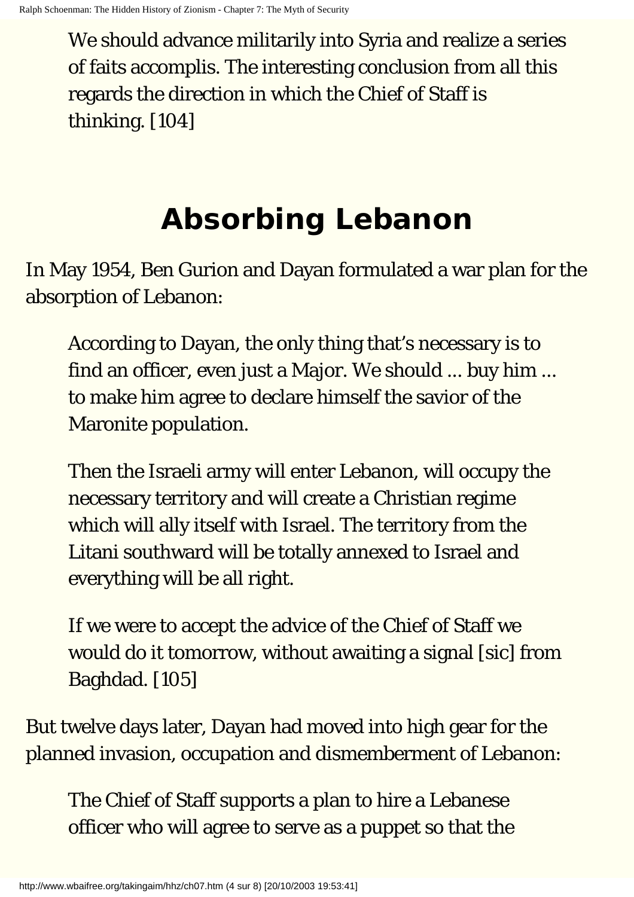> We should advance militarily into Syria and realize a series of faits accomplis. The interesting conclusion from all this regards the direction in which the Chief of Staff is thinking. [104]

## Absorbing Lebanon

In May 1954, Ben Gurion and Dayan formulated a war plan for the absorption of Lebanon:

> According to Dayan, the only thing that's necessary is to find an officer, even just a Major. We should ... buy him ... to make him agree to declare himself the savior of the Maronite population.
>
> Then the Israeli army will enter Lebanon, will occupy the necessary territory and will create a Christian regime which will ally itself with Israel. The territory from the Litani southward will be totally annexed to Israel and everything will be all right.
>
> If we were to accept the advice of the Chief of Staff we would do it tomorrow, without awaiting a signal [sic] from Baghdad. [105]

But twelve days later, Dayan had moved into high gear for the planned invasion, occupation and dismemberment of Lebanon:

> The Chief of Staff supports a plan to hire a Lebanese officer who will agree to serve as a puppet so that the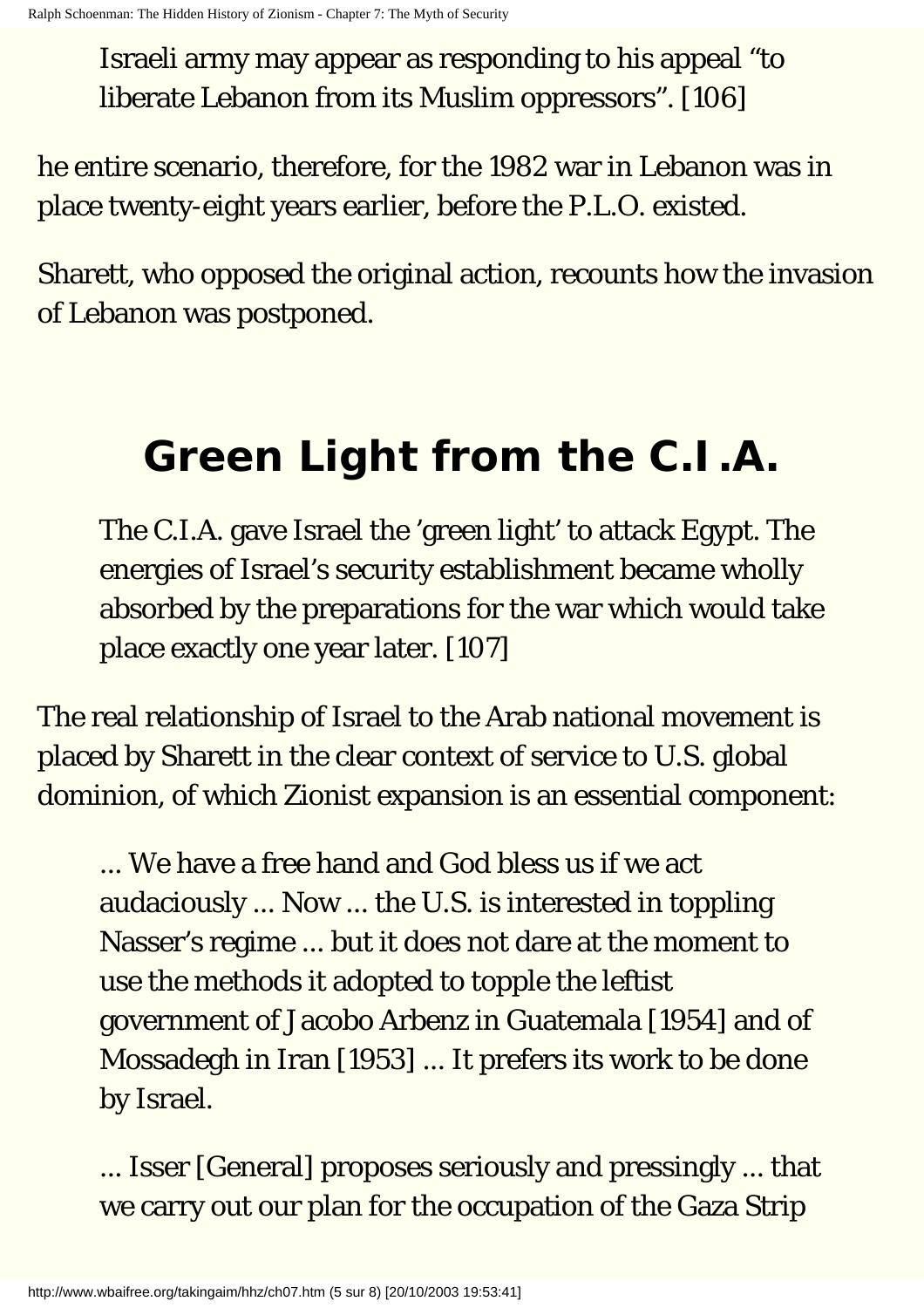> Israeli army may appear as responding to his appeal "to liberate Lebanon from its Muslim oppressors". [106]

he entire scenario, therefore, for the 1982 war in Lebanon was in place twenty-eight years earlier, before the P.L.O. existed.

Sharett, who opposed the original action, recounts how the invasion of Lebanon was postponed.

## Green Light from the C.I.A.

> The C.I.A. gave Israel the 'green light' to attack Egypt. The energies of Israel's security establishment became wholly absorbed by the preparations for the war which would take place exactly one year later. [107]

The real relationship of Israel to the Arab national movement is placed by Sharett in the clear context of service to U.S. global dominion, of which Zionist expansion is an essential component:

> ... We have a free hand and God bless us if we act audaciously ... Now ... the U.S. is interested in toppling Nasser's regime ... but it does not dare at the moment to use the methods it adopted to topple the leftist government of Jacobo Arbenz in Guatemala [1954] and of Mossadegh in Iran [1953] ... It prefers its work to be done by Israel.
>
> ... Isser [General] proposes seriously and pressingly ... that we carry out our plan for the occupation of the Gaza Strip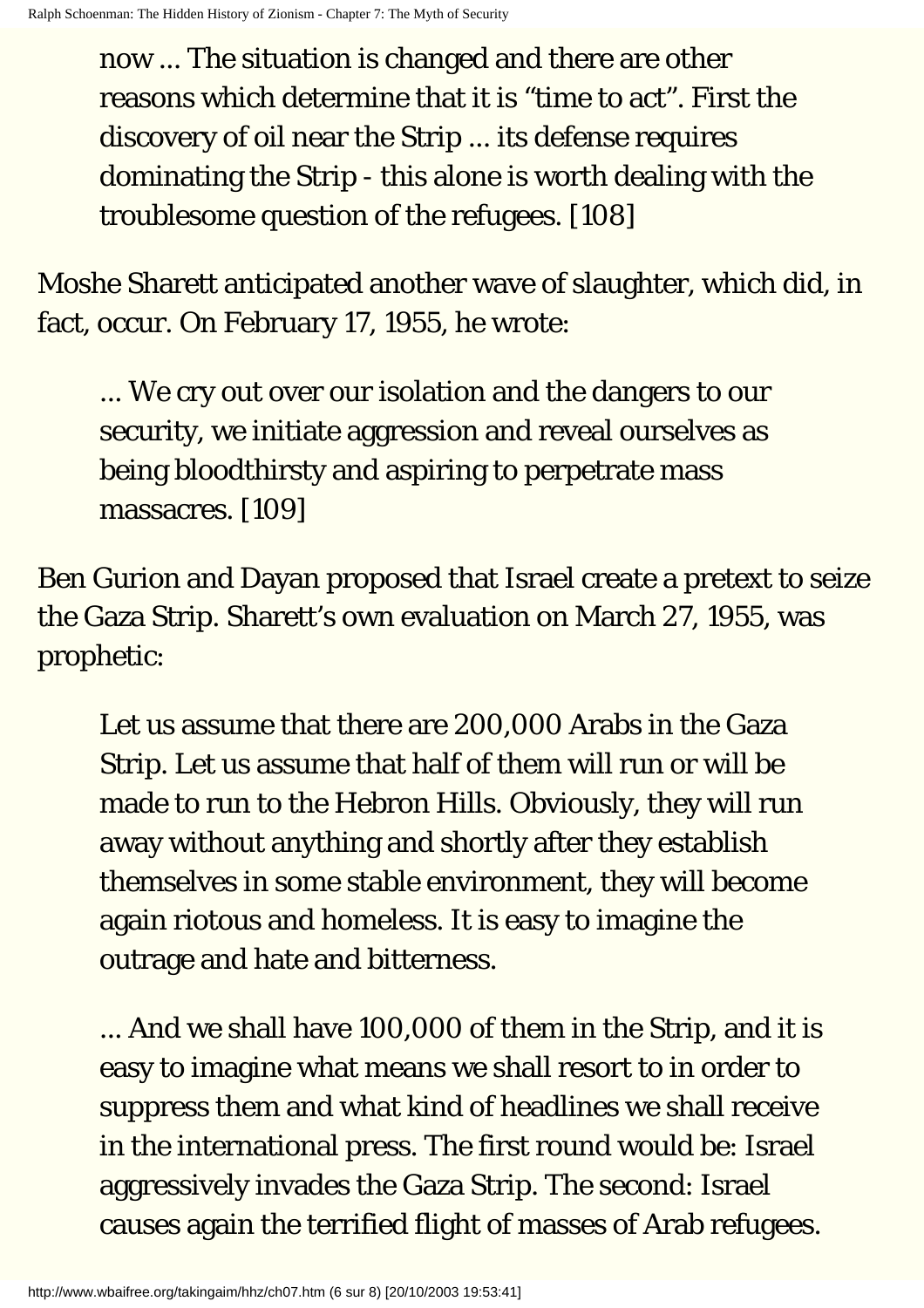> now ... The situation is changed and there are other reasons which determine that it is “time to act”. First the discovery of oil near the Strip ... its defense requires dominating the Strip - this alone is worth dealing with the troublesome question of the refugees. [108]

Moshe Sharett anticipated another wave of slaughter, which did, in fact, occur. On February 17, 1955, he wrote:

> ... We cry out over our isolation and the dangers to our security, we initiate aggression and reveal ourselves as being bloodthirsty and aspiring to perpetrate mass massacres. [109]

Ben Gurion and Dayan proposed that Israel create a pretext to seize the Gaza Strip. Sharett’s own evaluation on March 27, 1955, was prophetic:

> Let us assume that there are 200,000 Arabs in the Gaza Strip. Let us assume that half of them will run or will be made to run to the Hebron Hills. Obviously, they will run away without anything and shortly after they establish themselves in some stable environment, they will become again riotous and homeless. It is easy to imagine the outrage and hate and bitterness.
>
> ... And we shall have 100,000 of them in the Strip, and it is easy to imagine what means we shall resort to in order to suppress them and what kind of headlines we shall receive in the international press. The first round would be: Israel aggressively invades the Gaza Strip. The second: Israel causes again the terrified flight of masses of Arab refugees.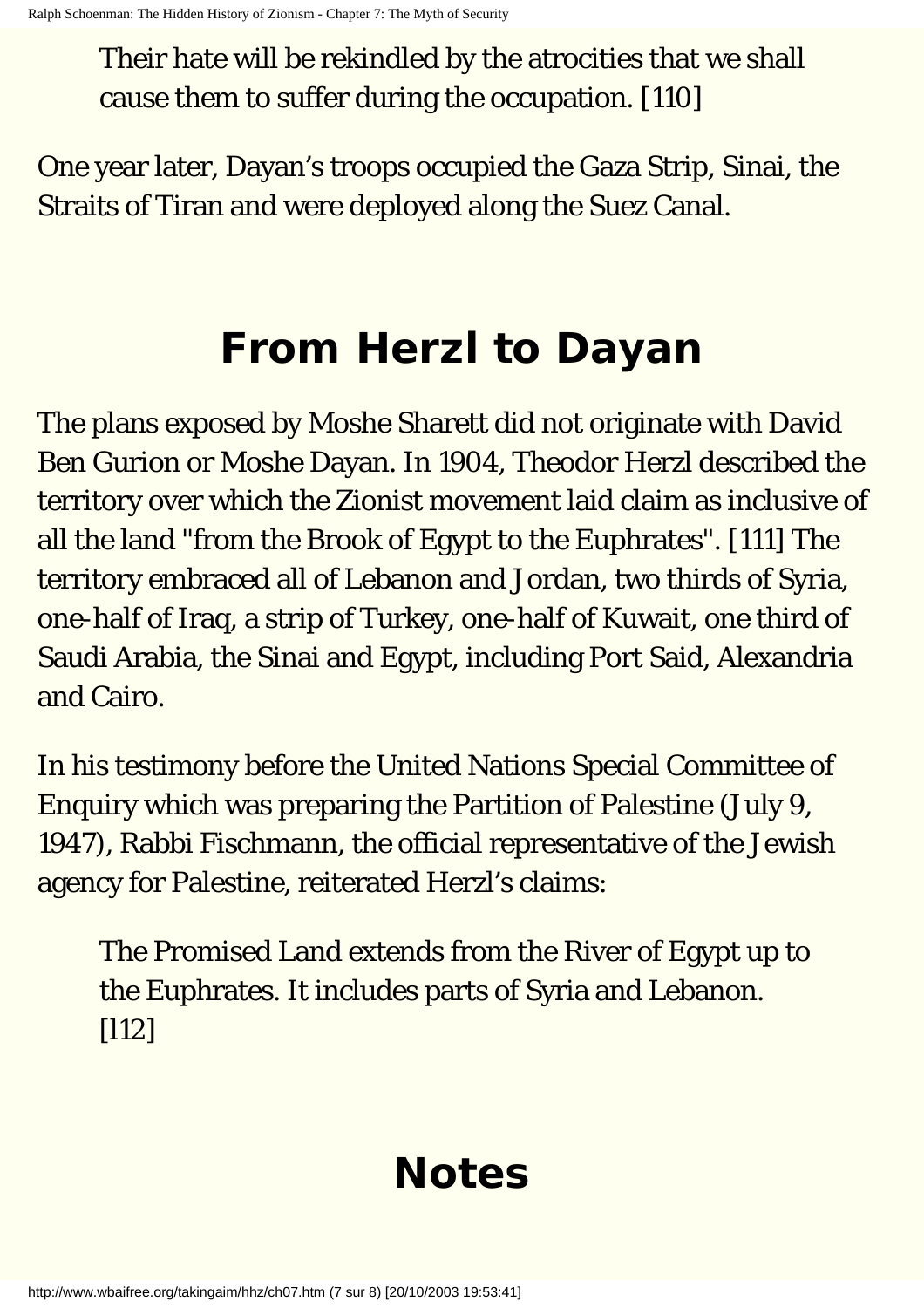> Their hate will be rekindled by the atrocities that we shall cause them to suffer during the occupation. [110]

One year later, Dayan’s troops occupied the Gaza Strip, Sinai, the Straits of Tiran and were deployed along the Suez Canal.

## From Herzl to Dayan

The plans exposed by Moshe Sharett did not originate with David Ben Gurion or Moshe Dayan. In 1904, Theodor Herzl described the territory over which the Zionist movement laid claim as inclusive of all the land "from the Brook of Egypt to the Euphrates". [111] The territory embraced all of Lebanon and Jordan, two thirds of Syria, one-half of Iraq, a strip of Turkey, one-half of Kuwait, one third of Saudi Arabia, the Sinai and Egypt, including Port Said, Alexandria and Cairo.

In his testimony before the United Nations Special Committee of Enquiry which was preparing the Partition of Palestine (July 9, 1947), Rabbi Fischmann, the official representative of the Jewish agency for Palestine, reiterated Herzl’s claims:

> The Promised Land extends from the River of Egypt up to the Euphrates. It includes parts of Syria and Lebanon. [112]

## Notes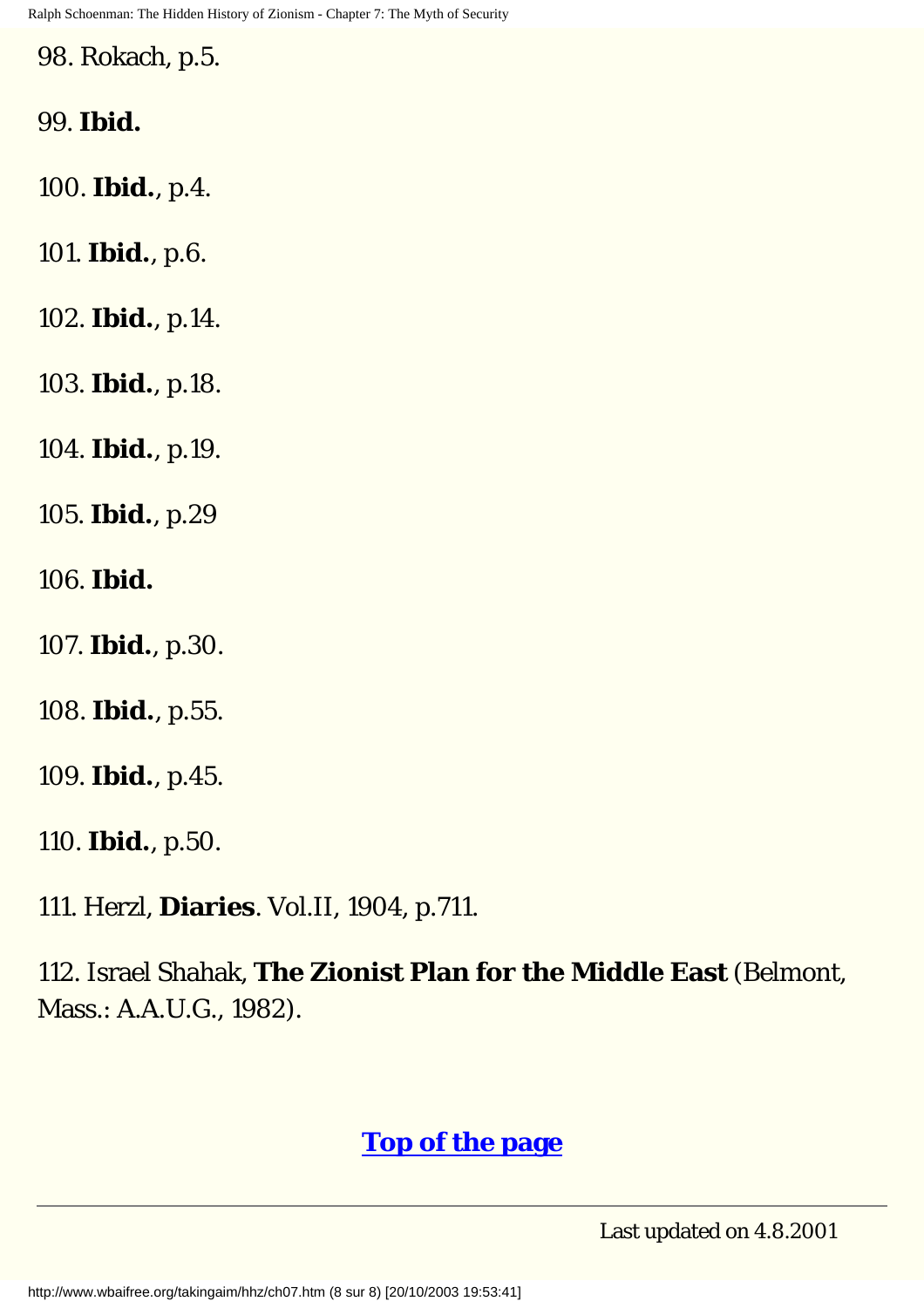98. Rokach, p.5.

99. **Ibid.**

100. **Ibid.**, p.4.

101. **Ibid.**, p.6.

102. **Ibid.**, p.14.

103. **Ibid.**, p.18.

104. **Ibid.**, p.19.

105. **Ibid.**, p.29

106. **Ibid.**

107. **Ibid.**, p.30.

108. **Ibid.**, p.55.

109. **Ibid.**, p.45.

110. **Ibid.**, p.50.

111. Herzl, **Diaries**. Vol.II, 1904, p.711.

112. Israel Shahak, **The Zionist Plan for the Middle East** (Belmont, Mass.: A.A.U.G., 1982).

**Top of the page**

---

Last updated on 4.8.2001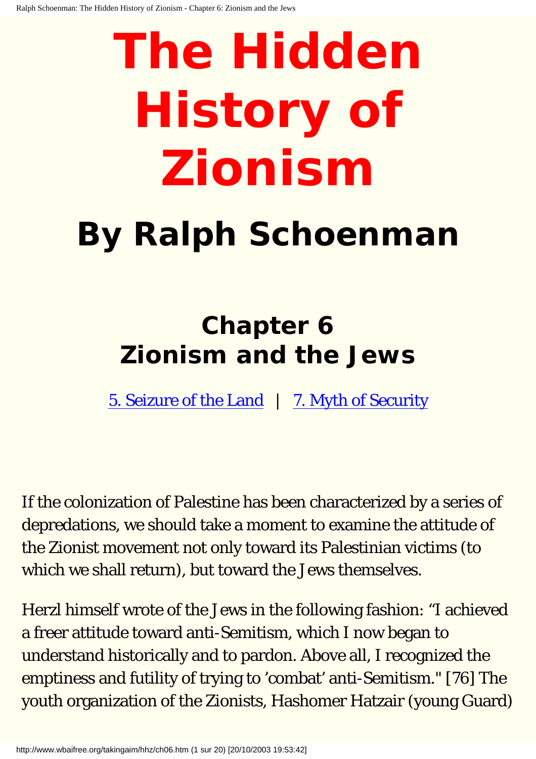# The Hidden History of Zionism

## By Ralph Schoenman

### Chapter 6
### Zionism and the Jews

[5. Seizure of the Land](#) | [7. Myth of Security](#)

If the colonization of Palestine has been characterized by a series of depredations, we should take a moment to examine the attitude of the Zionist movement not only toward its Palestinian victims (to which we shall return), but toward the Jews themselves.

Herzl himself wrote of the Jews in the following fashion: “I achieved a freer attitude toward anti-Semitism, which I now began to understand historically and to pardon. Above all, I recognized the emptiness and futility of trying to ’combat’ anti-Semitism." [76] The youth organization of the Zionists, Hashomer Hatzair (young Guard)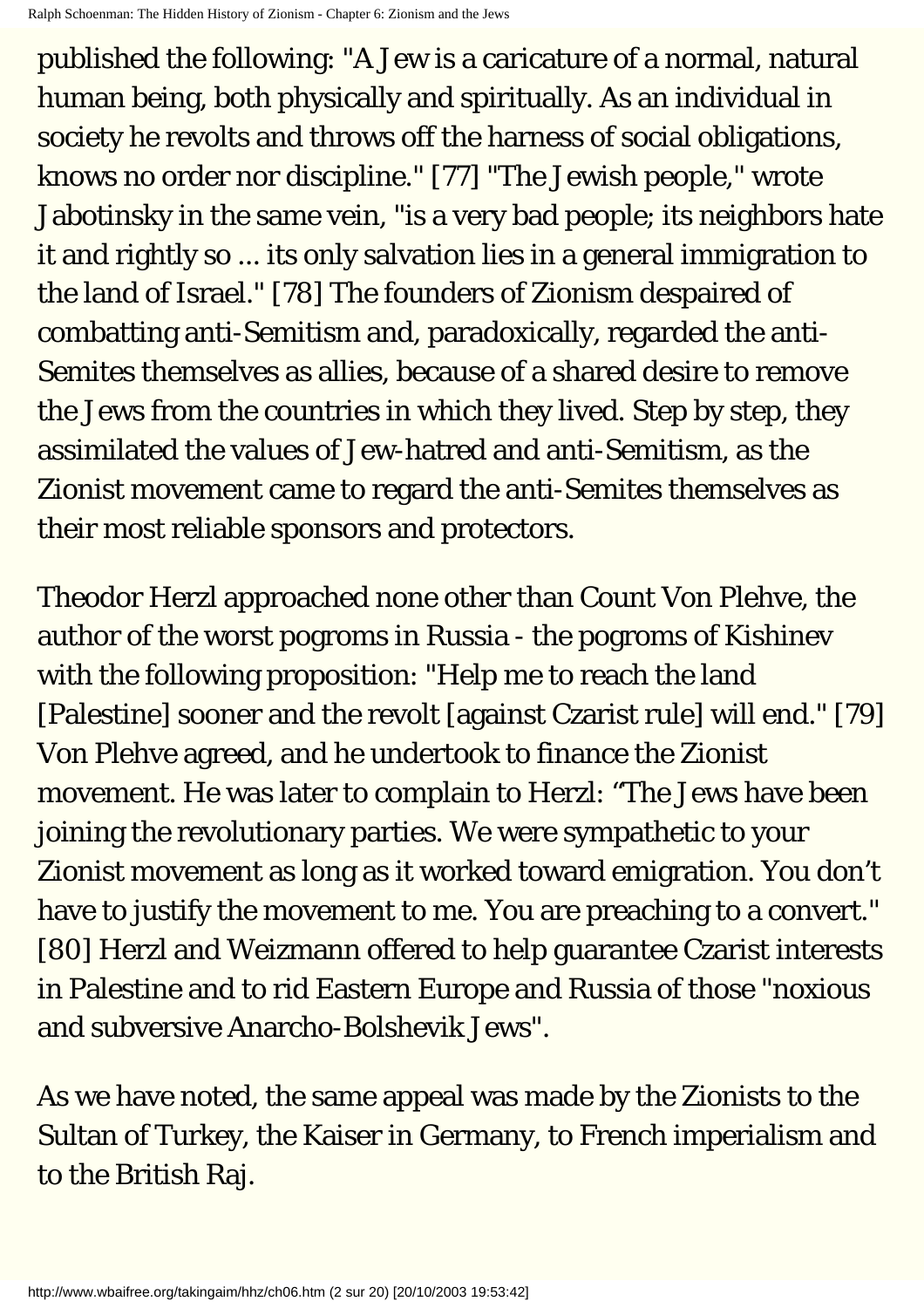published the following: "A Jew is a caricature of a normal, natural human being, both physically and spiritually. As an individual in society he revolts and throws off the harness of social obligations, knows no order nor discipline." [77] "The Jewish people," wrote Jabotinsky in the same vein, "is a very bad people; its neighbors hate it and rightly so ... its only salvation lies in a general immigration to the land of Israel." [78] The founders of Zionism despaired of combatting anti-Semitism and, paradoxically, regarded the anti-Semites themselves as allies, because of a shared desire to remove the Jews from the countries in which they lived. Step by step, they assimilated the values of Jew-hatred and anti-Semitism, as the Zionist movement came to regard the anti-Semites themselves as their most reliable sponsors and protectors.

Theodor Herzl approached none other than Count Von Plehve, the author of the worst pogroms in Russia - the pogroms of Kishinev with the following proposition: "Help me to reach the land [Palestine] sooner and the revolt [against Czarist rule] will end." [79] Von Plehve agreed, and he undertook to finance the Zionist movement. He was later to complain to Herzl: "The Jews have been joining the revolutionary parties. We were sympathetic to your Zionist movement as long as it worked toward emigration. You don't have to justify the movement to me. You are preaching to a convert." [80] Herzl and Weizmann offered to help guarantee Czarist interests in Palestine and to rid Eastern Europe and Russia of those "noxious and subversive Anarcho-Bolshevik Jews".

As we have noted, the same appeal was made by the Zionists to the Sultan of Turkey, the Kaiser in Germany, to French imperialism and to the British Raj.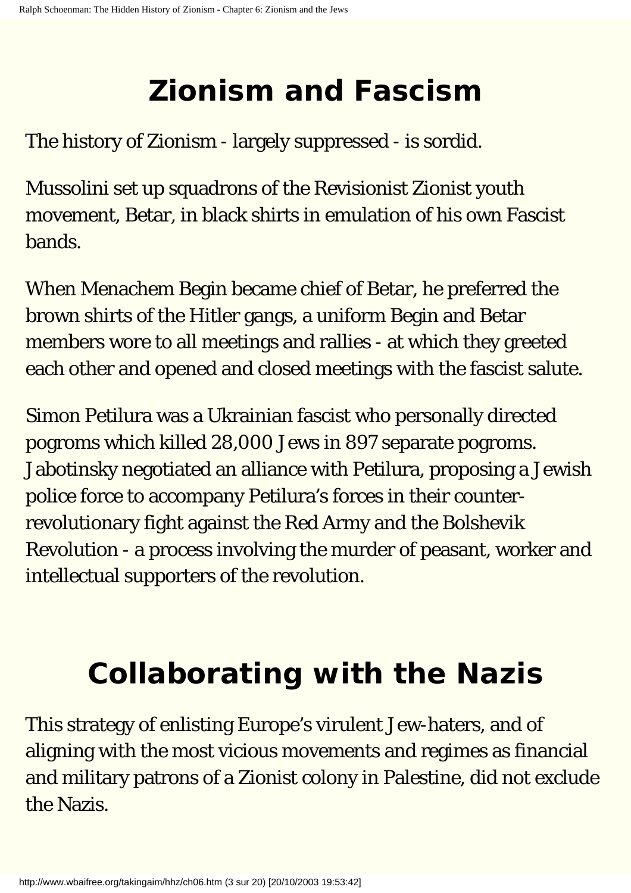# Zionism and Fascism

The history of Zionism - largely suppressed - is sordid.

Mussolini set up squadrons of the Revisionist Zionist youth movement, Betar, in black shirts in emulation of his own Fascist bands.

When Menachem Begin became chief of Betar, he preferred the brown shirts of the Hitler gangs, a uniform Begin and Betar members wore to all meetings and rallies - at which they greeted each other and opened and closed meetings with the fascist salute.

Simon Petilura was a Ukrainian fascist who personally directed pogroms which killed 28,000 Jews in 897 separate pogroms. Jabotinsky negotiated an alliance with Petilura, proposing a Jewish police force to accompany Petilura's forces in their counter-revolutionary fight against the Red Army and the Bolshevik Revolution - a process involving the murder of peasant, worker and intellectual supporters of the revolution.

# Collaborating with the Nazis

This strategy of enlisting Europe's virulent Jew-haters, and of aligning with the most vicious movements and regimes as financial and military patrons of a Zionist colony in Palestine, did not exclude the Nazis.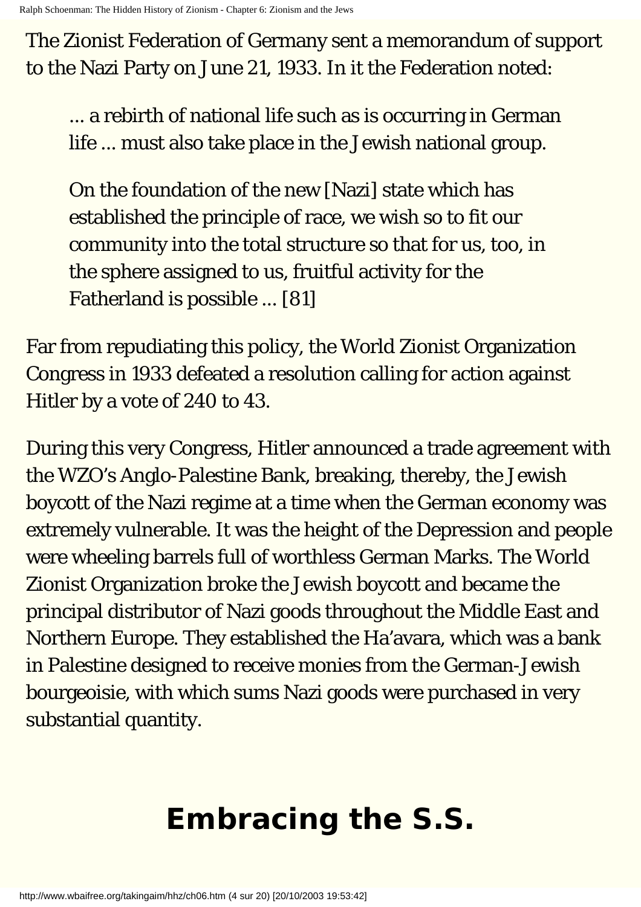The Zionist Federation of Germany sent a memorandum of support to the Nazi Party on June 21, 1933. In it the Federation noted:

> ... a rebirth of national life such as is occurring in German life ... must also take place in the Jewish national group.
>
> On the foundation of the new [Nazi] state which has established the principle of race, we wish so to fit our community into the total structure so that for us, too, in the sphere assigned to us, fruitful activity for the Fatherland is possible ... [81]

Far from repudiating this policy, the World Zionist Organization Congress in 1933 defeated a resolution calling for action against Hitler by a vote of 240 to 43.

During this very Congress, Hitler announced a trade agreement with the WZO's Anglo-Palestine Bank, breaking, thereby, the Jewish boycott of the Nazi regime at a time when the German economy was extremely vulnerable. It was the height of the Depression and people were wheeling barrels full of worthless German Marks. The World Zionist Organization broke the Jewish boycott and became the principal distributor of Nazi goods throughout the Middle East and Northern Europe. They established the Ha'avara, which was a bank in Palestine designed to receive monies from the German-Jewish bourgeoisie, with which sums Nazi goods were purchased in very substantial quantity.

## Embracing the S.S.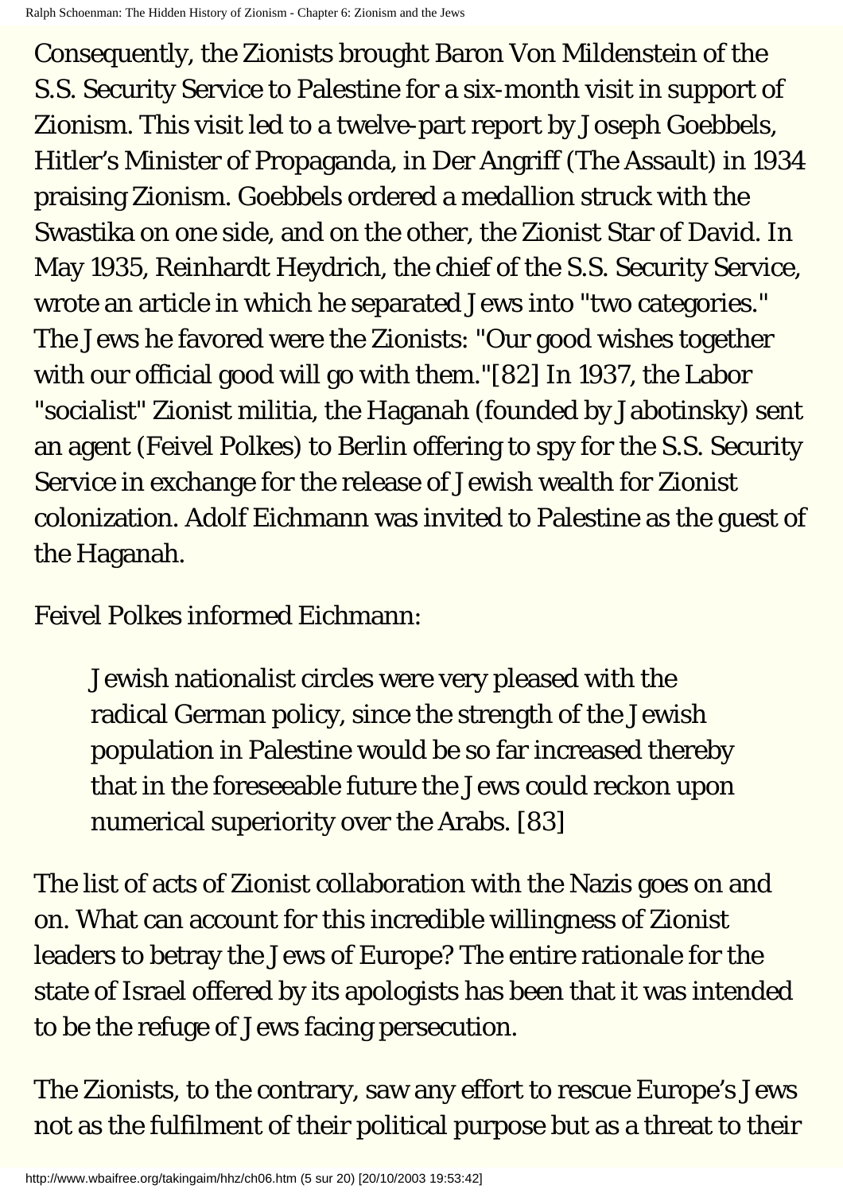Consequently, the Zionists brought Baron Von Mildenstein of the S.S. Security Service to Palestine for a six-month visit in support of Zionism. This visit led to a twelve-part report by Joseph Goebbels, Hitler's Minister of Propaganda, in Der Angriff (The Assault) in 1934 praising Zionism. Goebbels ordered a medallion struck with the Swastika on one side, and on the other, the Zionist Star of David. In May 1935, Reinhardt Heydrich, the chief of the S.S. Security Service, wrote an article in which he separated Jews into "two categories." The Jews he favored were the Zionists: "Our good wishes together with our official good will go with them."[82] In 1937, the Labor "socialist" Zionist militia, the Haganah (founded by Jabotinsky) sent an agent (Feivel Polkes) to Berlin offering to spy for the S.S. Security Service in exchange for the release of Jewish wealth for Zionist colonization. Adolf Eichmann was invited to Palestine as the guest of the Haganah.

Feivel Polkes informed Eichmann:

> Jewish nationalist circles were very pleased with the radical German policy, since the strength of the Jewish population in Palestine would be so far increased thereby that in the foreseeable future the Jews could reckon upon numerical superiority over the Arabs. [83]

The list of acts of Zionist collaboration with the Nazis goes on and on. What can account for this incredible willingness of Zionist leaders to betray the Jews of Europe? The entire rationale for the state of Israel offered by its apologists has been that it was intended to be the refuge of Jews facing persecution.

The Zionists, to the contrary, saw any effort to rescue Europe's Jews not as the fulfilment of their political purpose but as a threat to their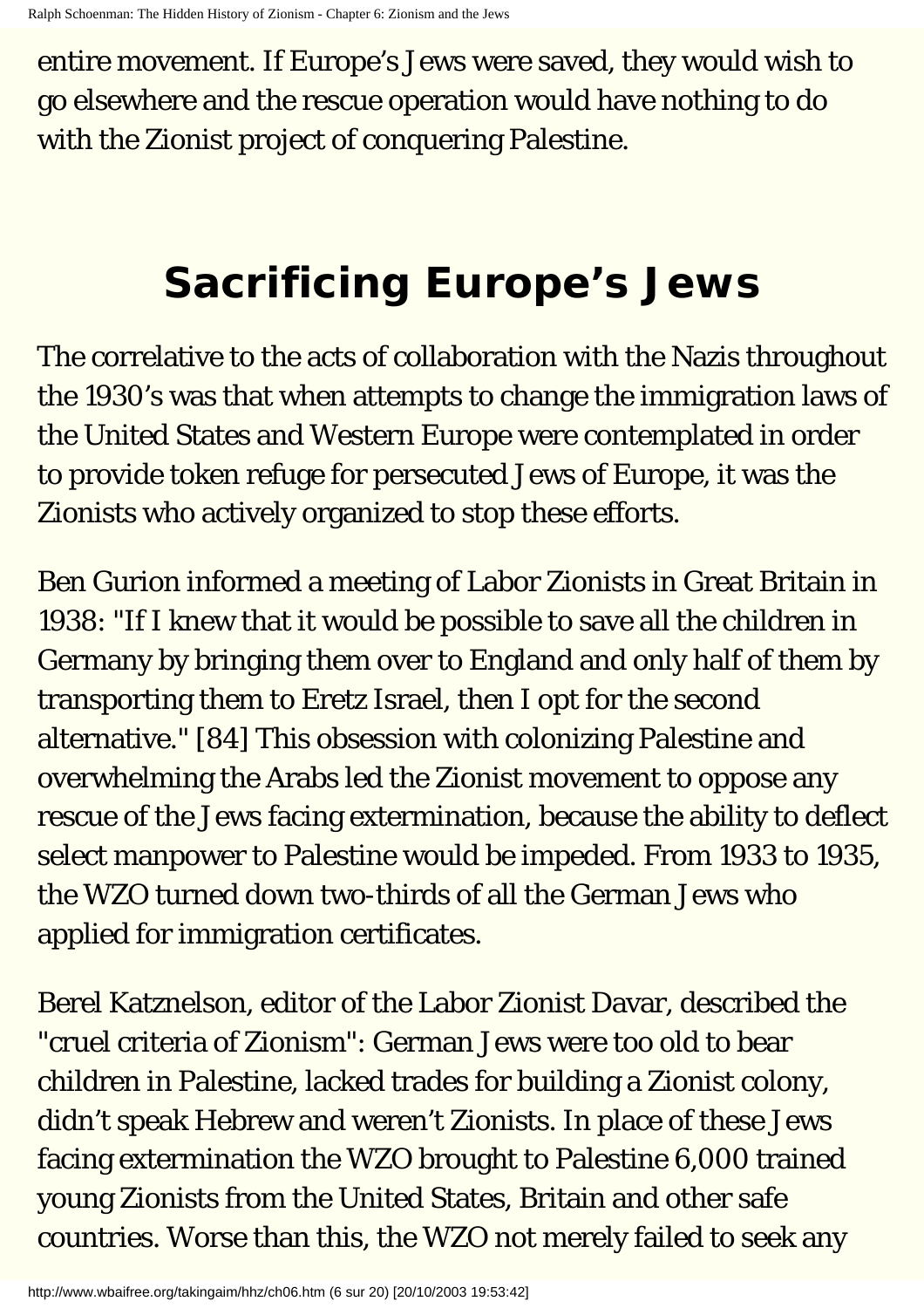entire movement. If Europe's Jews were saved, they would wish to go elsewhere and the rescue operation would have nothing to do with the Zionist project of conquering Palestine.

## Sacrificing Europe's Jews

The correlative to the acts of collaboration with the Nazis throughout the 1930's was that when attempts to change the immigration laws of the United States and Western Europe were contemplated in order to provide token refuge for persecuted Jews of Europe, it was the Zionists who actively organized to stop these efforts.

Ben Gurion informed a meeting of Labor Zionists in Great Britain in 1938: "If I knew that it would be possible to save all the children in Germany by bringing them over to England and only half of them by transporting them to Eretz Israel, then I opt for the second alternative." [84] This obsession with colonizing Palestine and overwhelming the Arabs led the Zionist movement to oppose any rescue of the Jews facing extermination, because the ability to deflect select manpower to Palestine would be impeded. From 1933 to 1935, the WZO turned down two-thirds of all the German Jews who applied for immigration certificates.

Berel Katznelson, editor of the Labor Zionist Davar, described the "cruel criteria of Zionism": German Jews were too old to bear children in Palestine, lacked trades for building a Zionist colony, didn't speak Hebrew and weren't Zionists. In place of these Jews facing extermination the WZO brought to Palestine 6,000 trained young Zionists from the United States, Britain and other safe countries. Worse than this, the WZO not merely failed to seek any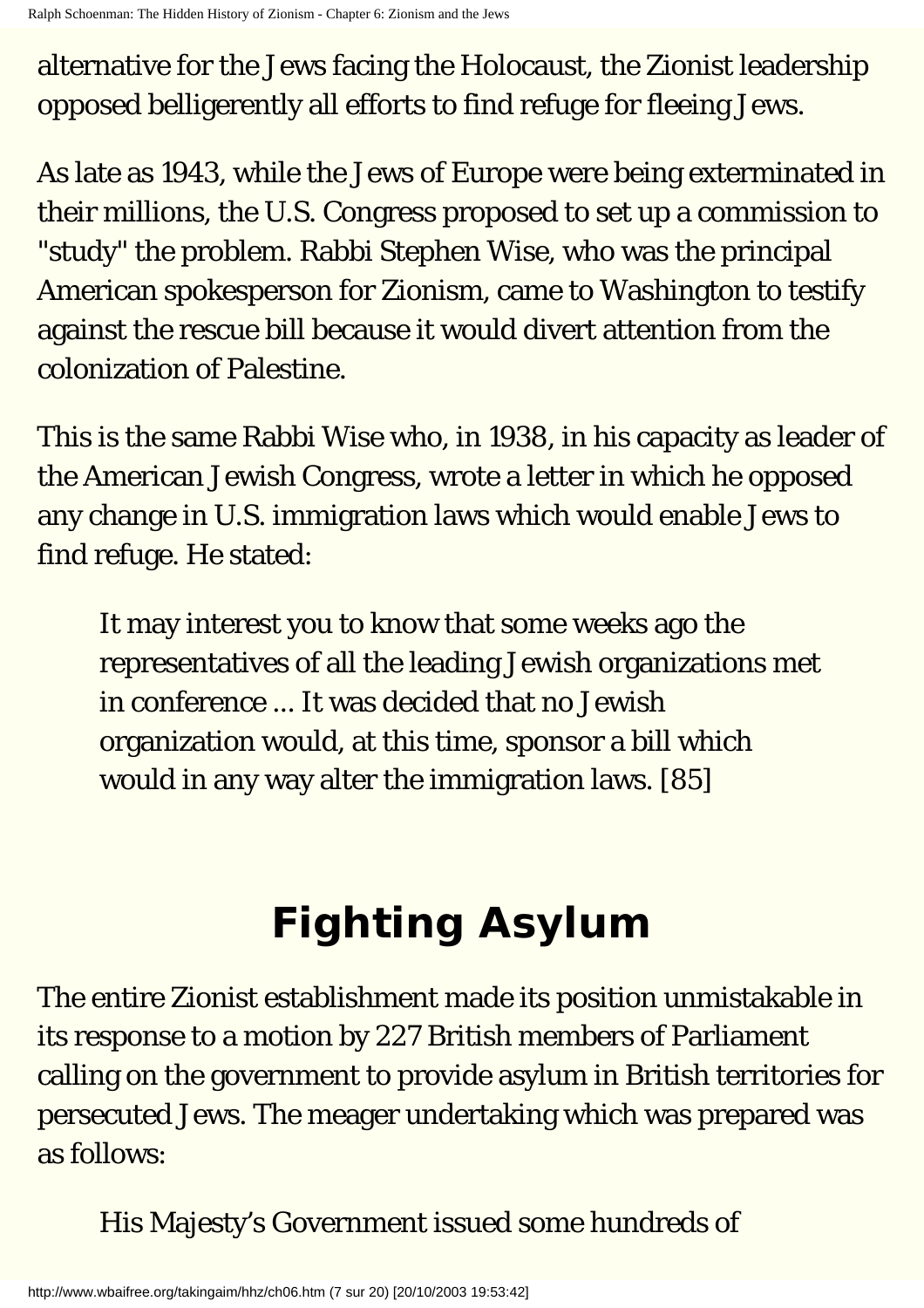alternative for the Jews facing the Holocaust, the Zionist leadership opposed belligerently all efforts to find refuge for fleeing Jews.

As late as 1943, while the Jews of Europe were being exterminated in their millions, the U.S. Congress proposed to set up a commission to "study" the problem. Rabbi Stephen Wise, who was the principal American spokesperson for Zionism, came to Washington to testify against the rescue bill because it would divert attention from the colonization of Palestine.

This is the same Rabbi Wise who, in 1938, in his capacity as leader of the American Jewish Congress, wrote a letter in which he opposed any change in U.S. immigration laws which would enable Jews to find refuge. He stated:

> It may interest you to know that some weeks ago the representatives of all the leading Jewish organizations met in conference ... It was decided that no Jewish organization would, at this time, sponsor a bill which would in any way alter the immigration laws. [85]

## Fighting Asylum

The entire Zionist establishment made its position unmistakable in its response to a motion by 227 British members of Parliament calling on the government to provide asylum in British territories for persecuted Jews. The meager undertaking which was prepared was as follows:

> His Majesty's Government issued some hundreds of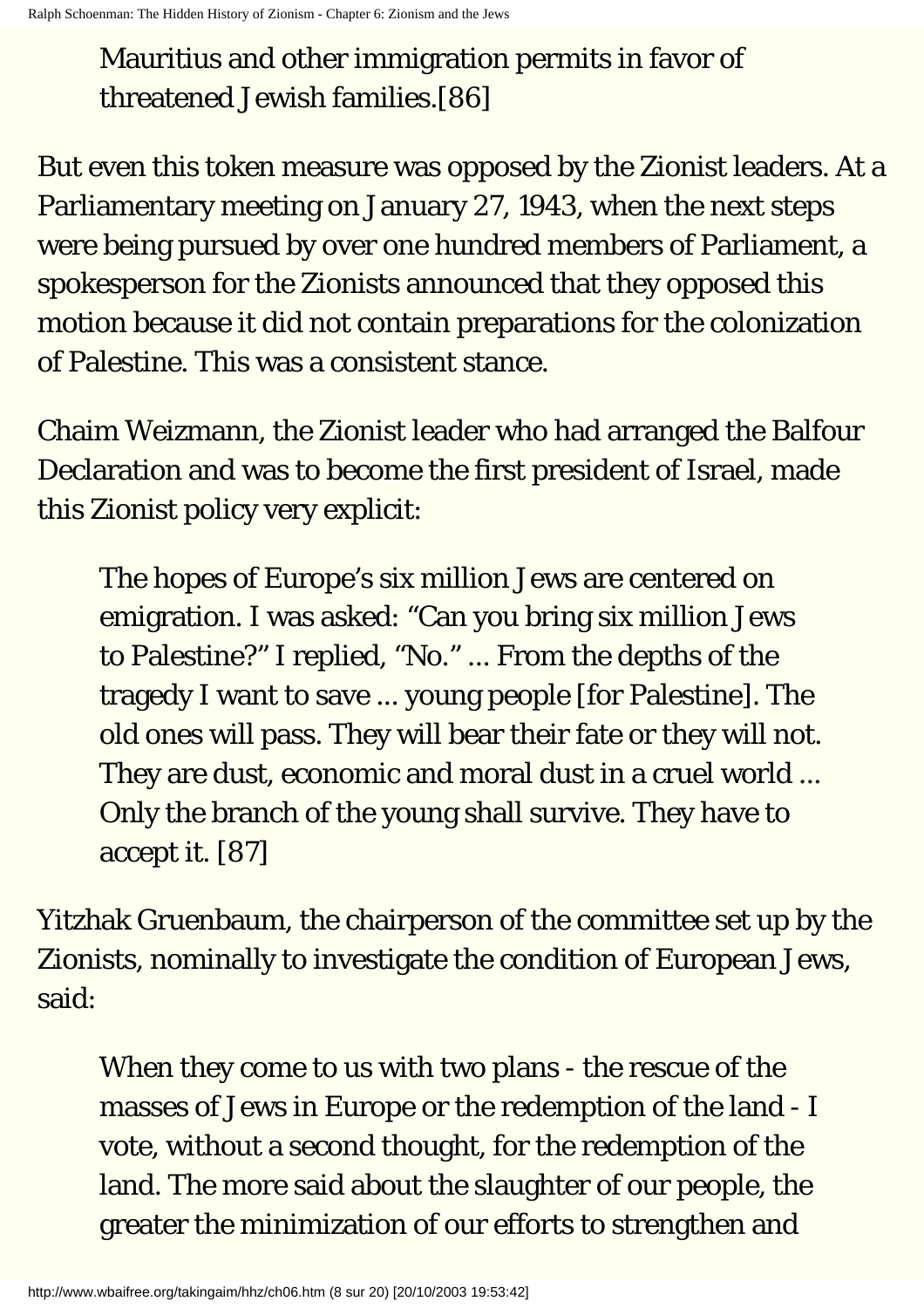> Mauritius and other immigration permits in favor of threatened Jewish families.[86]

But even this token measure was opposed by the Zionist leaders. At a Parliamentary meeting on January 27, 1943, when the next steps were being pursued by over one hundred members of Parliament, a spokesperson for the Zionists announced that they opposed this motion because it did not contain preparations for the colonization of Palestine. This was a consistent stance.

Chaim Weizmann, the Zionist leader who had arranged the Balfour Declaration and was to become the first president of Israel, made this Zionist policy very explicit:

> The hopes of Europe's six million Jews are centered on emigration. I was asked: "Can you bring six million Jews to Palestine?" I replied, "No." ... From the depths of the tragedy I want to save ... young people [for Palestine]. The old ones will pass. They will bear their fate or they will not. They are dust, economic and moral dust in a cruel world ... Only the branch of the young shall survive. They have to accept it. [87]

Yitzhak Gruenbaum, the chairperson of the committee set up by the Zionists, nominally to investigate the condition of European Jews, said:

> When they come to us with two plans - the rescue of the masses of Jews in Europe or the redemption of the land - I vote, without a second thought, for the redemption of the land. The more said about the slaughter of our people, the greater the minimization of our efforts to strengthen and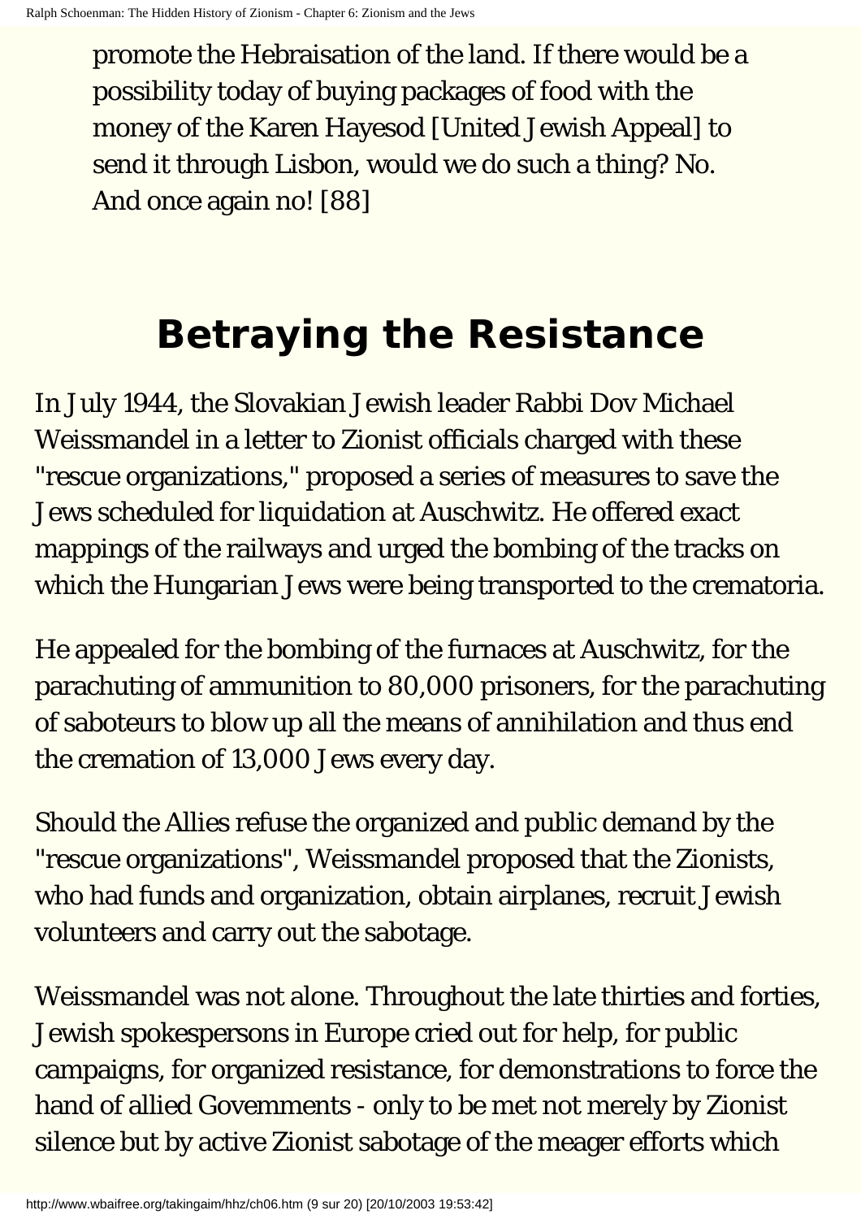> promote the Hebraisation of the land. If there would be a possibility today of buying packages of food with the money of the Karen Hayesod [United Jewish Appeal] to send it through Lisbon, would we do such a thing? No. And once again no! [88]

## Betraying the Resistance

In July 1944, the Slovakian Jewish leader Rabbi Dov Michael Weissmandel in a letter to Zionist officials charged with these "rescue organizations," proposed a series of measures to save the Jews scheduled for liquidation at Auschwitz. He offered exact mappings of the railways and urged the bombing of the tracks on which the Hungarian Jews were being transported to the crematoria.

He appealed for the bombing of the furnaces at Auschwitz, for the parachuting of ammunition to 80,000 prisoners, for the parachuting of saboteurs to blow up all the means of annihilation and thus end the cremation of 13,000 Jews every day.

Should the Allies refuse the organized and public demand by the "rescue organizations", Weissmandel proposed that the Zionists, who had funds and organization, obtain airplanes, recruit Jewish volunteers and carry out the sabotage.

Weissmandel was not alone. Throughout the late thirties and forties, Jewish spokespersons in Europe cried out for help, for public campaigns, for organized resistance, for demonstrations to force the hand of allied Govemments - only to be met not merely by Zionist silence but by active Zionist sabotage of the meager efforts which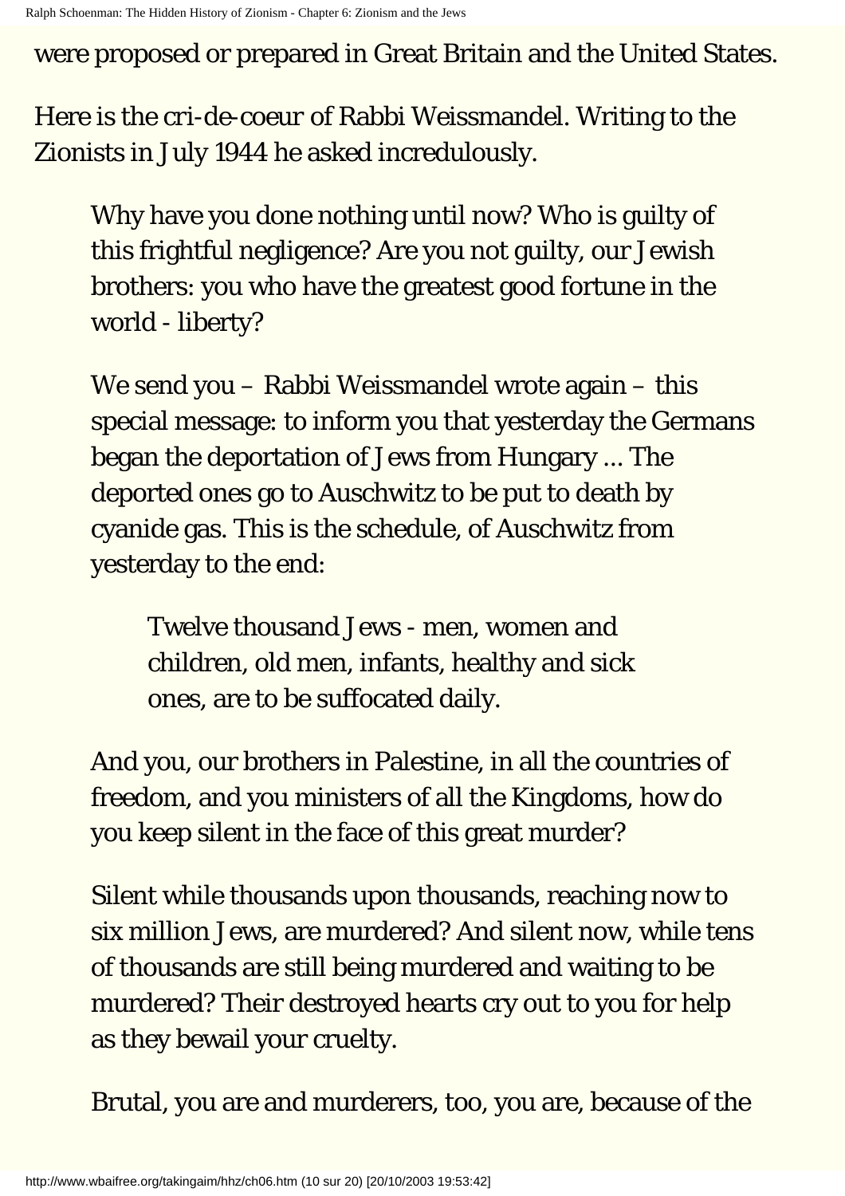were proposed or prepared in Great Britain and the United States.

Here is the cri-de-coeur of Rabbi Weissmandel. Writing to the Zionists in July 1944 he asked incredulously.

> Why have you done nothing until now? Who is guilty of this frightful negligence? Are you not guilty, our Jewish brothers: you who have the greatest good fortune in the world - liberty?
>
> We send you – Rabbi Weissmandel wrote again – this special message: to inform you that yesterday the Germans began the deportation of Jews from Hungary ... The deported ones go to Auschwitz to be put to death by cyanide gas. This is the schedule, of Auschwitz from yesterday to the end:
>
> > Twelve thousand Jews - men, women and children, old men, infants, healthy and sick ones, are to be suffocated daily.
>
> And you, our brothers in Palestine, in all the countries of freedom, and you ministers of all the Kingdoms, how do you keep silent in the face of this great murder?
>
> Silent while thousands upon thousands, reaching now to six million Jews, are murdered? And silent now, while tens of thousands are still being murdered and waiting to be murdered? Their destroyed hearts cry out to you for help as they bewail your cruelty.
>
> Brutal, you are and murderers, too, you are, because of the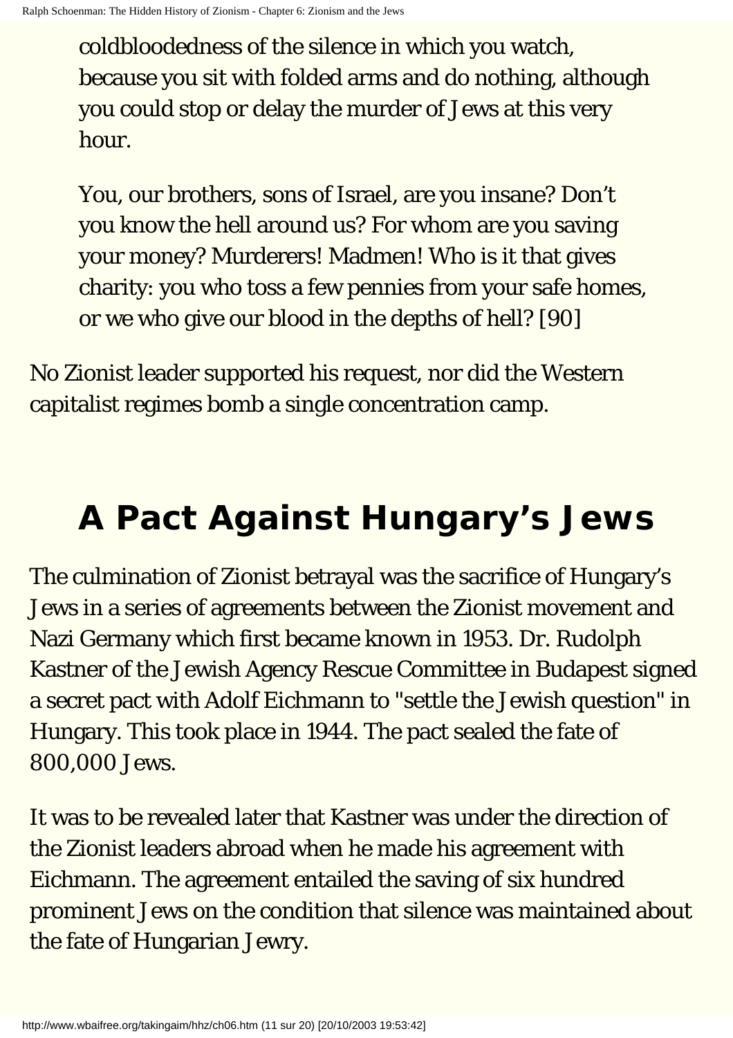> coldbloodedness of the silence in which you watch, because you sit with folded arms and do nothing, although you could stop or delay the murder of Jews at this very hour.
>
> You, our brothers, sons of Israel, are you insane? Don't you know the hell around us? For whom are you saving your money? Murderers! Madmen! Who is it that gives charity: you who toss a few pennies from your safe homes, or we who give our blood in the depths of hell? [90]

No Zionist leader supported his request, nor did the Western capitalist regimes bomb a single concentration camp.

## A Pact Against Hungary's Jews

The culmination of Zionist betrayal was the sacrifice of Hungary's Jews in a series of agreements between the Zionist movement and Nazi Germany which first became known in 1953. Dr. Rudolph Kastner of the Jewish Agency Rescue Committee in Budapest signed a secret pact with Adolf Eichmann to "settle the Jewish question" in Hungary. This took place in 1944. The pact sealed the fate of 800,000 Jews.

It was to be revealed later that Kastner was under the direction of the Zionist leaders abroad when he made his agreement with Eichmann. The agreement entailed the saving of six hundred prominent Jews on the condition that silence was maintained about the fate of Hungarian Jewry.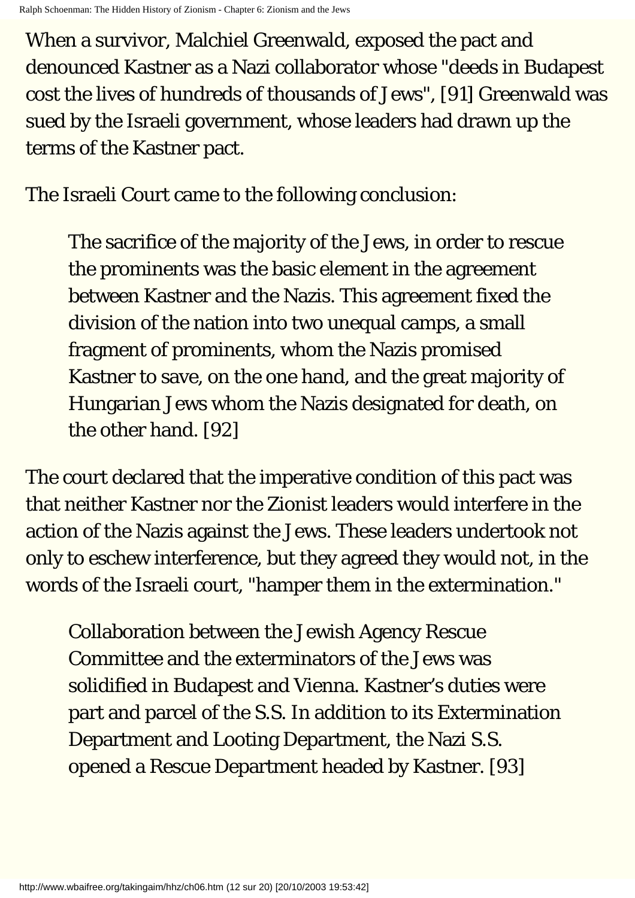When a survivor, Malchiel Greenwald, exposed the pact and denounced Kastner as a Nazi collaborator whose "deeds in Budapest cost the lives of hundreds of thousands of Jews", [91] Greenwald was sued by the Israeli government, whose leaders had drawn up the terms of the Kastner pact.

The Israeli Court came to the following conclusion:

> The sacrifice of the majority of the Jews, in order to rescue the prominents was the basic element in the agreement between Kastner and the Nazis. This agreement fixed the division of the nation into two unequal camps, a small fragment of prominents, whom the Nazis promised Kastner to save, on the one hand, and the great majority of Hungarian Jews whom the Nazis designated for death, on the other hand. [92]

The court declared that the imperative condition of this pact was that neither Kastner nor the Zionist leaders would interfere in the action of the Nazis against the Jews. These leaders undertook not only to eschew interference, but they agreed they would not, in the words of the Israeli court, "hamper them in the extermination."

> Collaboration between the Jewish Agency Rescue Committee and the exterminators of the Jews was solidified in Budapest and Vienna. Kastner's duties were part and parcel of the S.S. In addition to its Extermination Department and Looting Department, the Nazi S.S. opened a Rescue Department headed by Kastner. [93]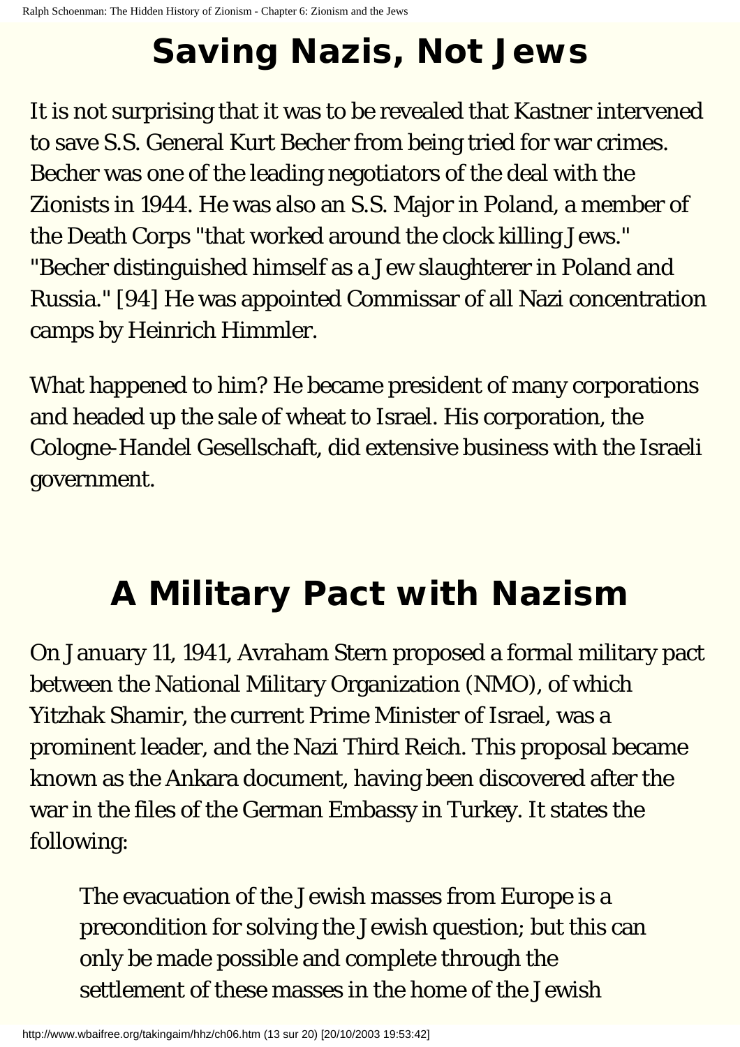# Saving Nazis, Not Jews

It is not surprising that it was to be revealed that Kastner intervened to save S.S. General Kurt Becher from being tried for war crimes. Becher was one of the leading negotiators of the deal with the Zionists in 1944. He was also an S.S. Major in Poland, a member of the Death Corps "that worked around the clock killing Jews." "Becher distinguished himself as a Jew slaughterer in Poland and Russia." [94] He was appointed Commissar of all Nazi concentration camps by Heinrich Himmler.

What happened to him? He became president of many corporations and headed up the sale of wheat to Israel. His corporation, the Cologne-Handel Gesellschaft, did extensive business with the Israeli government.

# A Military Pact with Nazism

On January 11, 1941, Avraham Stern proposed a formal military pact between the National Military Organization (NMO), of which Yitzhak Shamir, the current Prime Minister of Israel, was a prominent leader, and the Nazi Third Reich. This proposal became known as the Ankara document, having been discovered after the war in the files of the German Embassy in Turkey. It states the following:

> The evacuation of the Jewish masses from Europe is a precondition for solving the Jewish question; but this can only be made possible and complete through the settlement of these masses in the home of the Jewish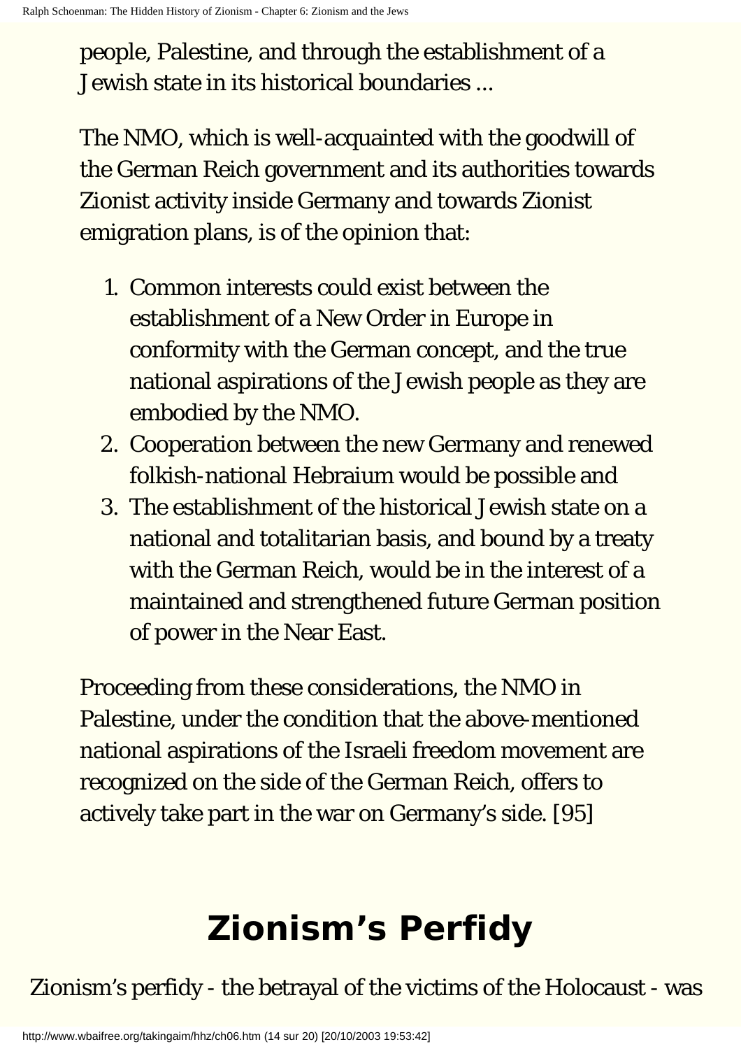people, Palestine, and through the establishment of a Jewish state in its historical boundaries ...

The NMO, which is well-acquainted with the goodwill of the German Reich government and its authorities towards Zionist activity inside Germany and towards Zionist emigration plans, is of the opinion that:

1. Common interests could exist between the establishment of a New Order in Europe in conformity with the German concept, and the true national aspirations of the Jewish people as they are embodied by the NMO.
2. Cooperation between the new Germany and renewed folkish-national Hebraium would be possible and
3. The establishment of the historical Jewish state on a national and totalitarian basis, and bound by a treaty with the German Reich, would be in the interest of a maintained and strengthened future German position of power in the Near East.

Proceeding from these considerations, the NMO in Palestine, under the condition that the above-mentioned national aspirations of the Israeli freedom movement are recognized on the side of the German Reich, offers to actively take part in the war on Germany's side. [95]

## Zionism's Perfidy

Zionism's perfidy - the betrayal of the victims of the Holocaust - was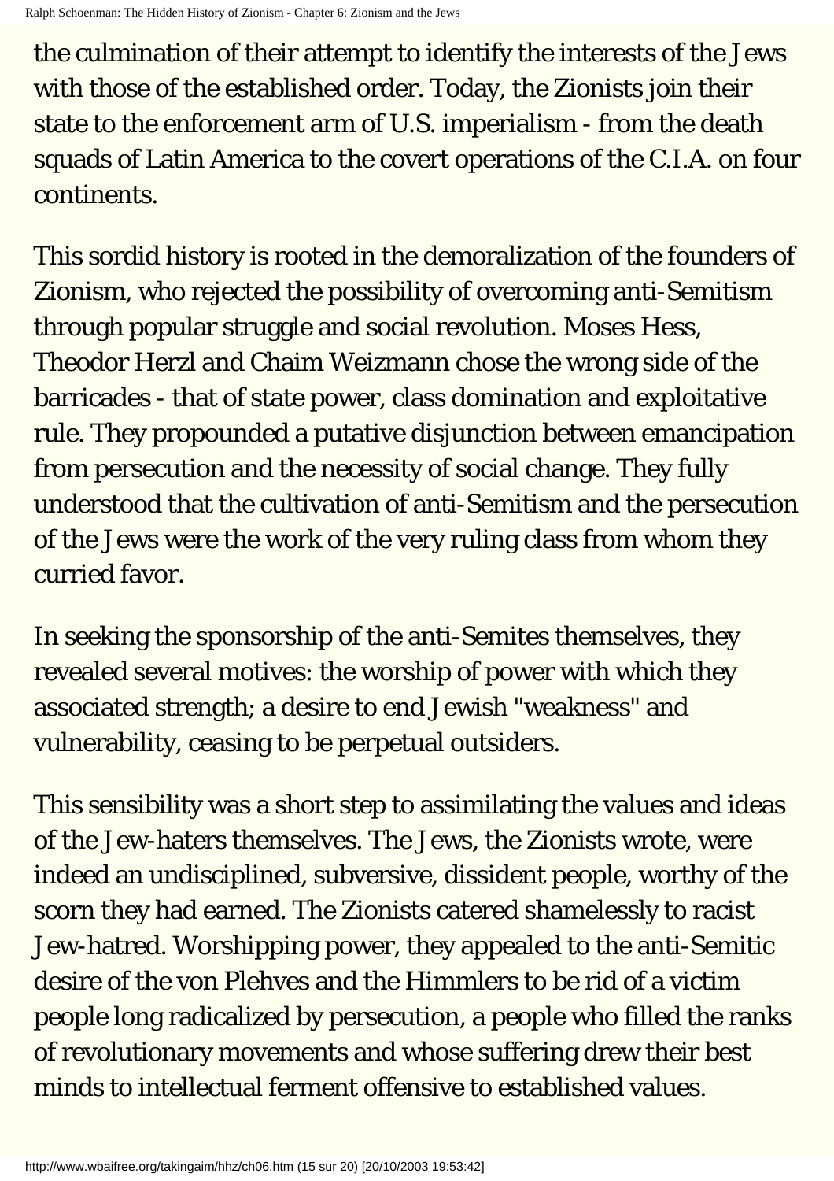the culmination of their attempt to identify the interests of the Jews with those of the established order. Today, the Zionists join their state to the enforcement arm of U.S. imperialism - from the death squads of Latin America to the covert operations of the C.I.A. on four continents.

This sordid history is rooted in the demoralization of the founders of Zionism, who rejected the possibility of overcoming anti-Semitism through popular struggle and social revolution. Moses Hess, Theodor Herzl and Chaim Weizmann chose the wrong side of the barricades - that of state power, class domination and exploitative rule. They propounded a putative disjunction between emancipation from persecution and the necessity of social change. They fully understood that the cultivation of anti-Semitism and the persecution of the Jews were the work of the very ruling class from whom they curried favor.

In seeking the sponsorship of the anti-Semites themselves, they revealed several motives: the worship of power with which they associated strength; a desire to end Jewish "weakness" and vulnerability, ceasing to be perpetual outsiders.

This sensibility was a short step to assimilating the values and ideas of the Jew-haters themselves. The Jews, the Zionists wrote, were indeed an undisciplined, subversive, dissident people, worthy of the scorn they had earned. The Zionists catered shamelessly to racist Jew-hatred. Worshipping power, they appealed to the anti-Semitic desire of the von Plehves and the Himmlers to be rid of a victim people long radicalized by persecution, a people who filled the ranks of revolutionary movements and whose suffering drew their best minds to intellectual ferment offensive to established values.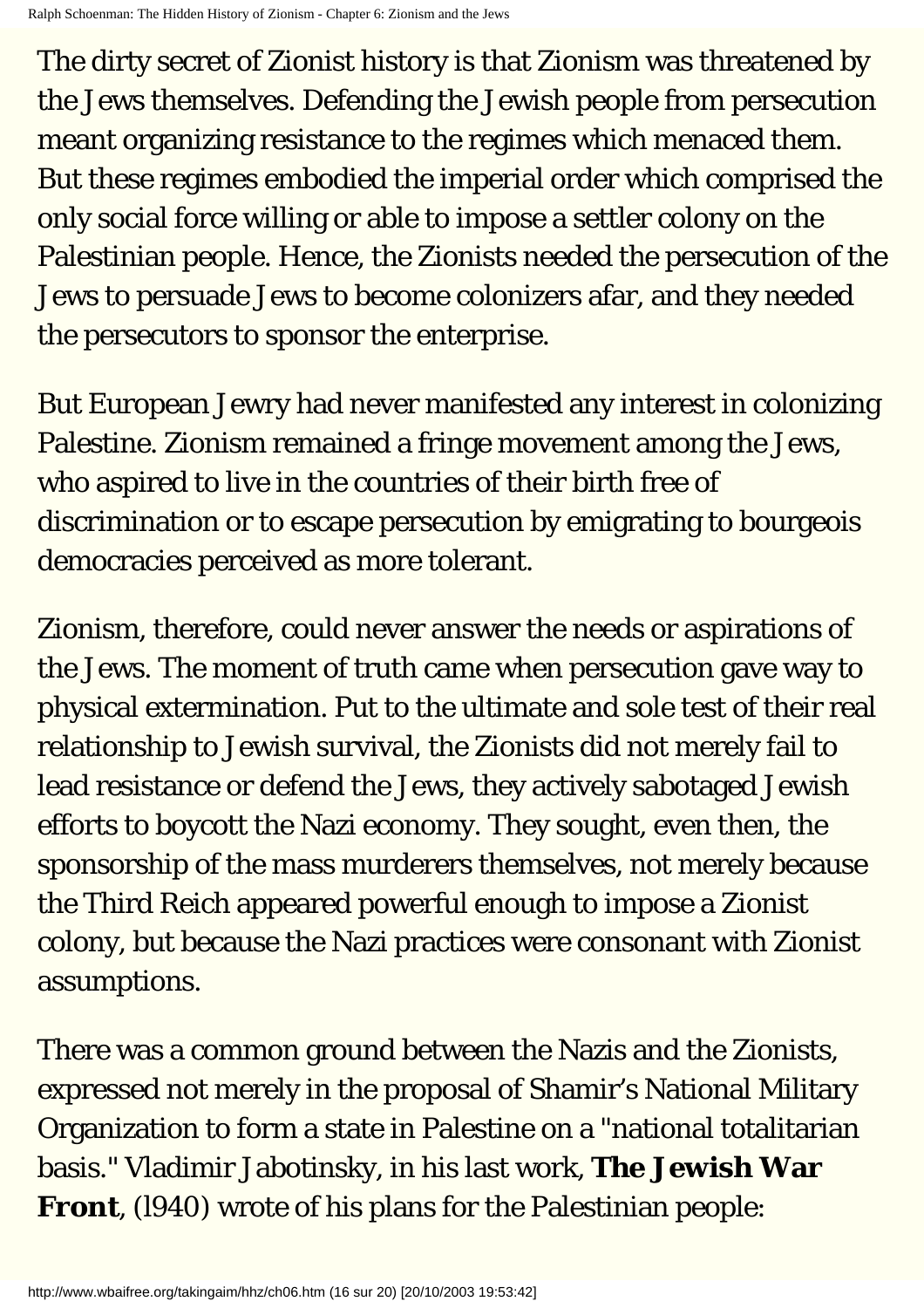The dirty secret of Zionist history is that Zionism was threatened by the Jews themselves. Defending the Jewish people from persecution meant organizing resistance to the regimes which menaced them. But these regimes embodied the imperial order which comprised the only social force willing or able to impose a settler colony on the Palestinian people. Hence, the Zionists needed the persecution of the Jews to persuade Jews to become colonizers afar, and they needed the persecutors to sponsor the enterprise.

But European Jewry had never manifested any interest in colonizing Palestine. Zionism remained a fringe movement among the Jews, who aspired to live in the countries of their birth free of discrimination or to escape persecution by emigrating to bourgeois democracies perceived as more tolerant.

Zionism, therefore, could never answer the needs or aspirations of the Jews. The moment of truth came when persecution gave way to physical extermination. Put to the ultimate and sole test of their real relationship to Jewish survival, the Zionists did not merely fail to lead resistance or defend the Jews, they actively sabotaged Jewish efforts to boycott the Nazi economy. They sought, even then, the sponsorship of the mass murderers themselves, not merely because the Third Reich appeared powerful enough to impose a Zionist colony, but because the Nazi practices were consonant with Zionist assumptions.

There was a common ground between the Nazis and the Zionists, expressed not merely in the proposal of Shamir's National Military Organization to form a state in Palestine on a "national totalitarian basis." Vladimir Jabotinsky, in his last work, **The Jewish War Front**, (l940) wrote of his plans for the Palestinian people: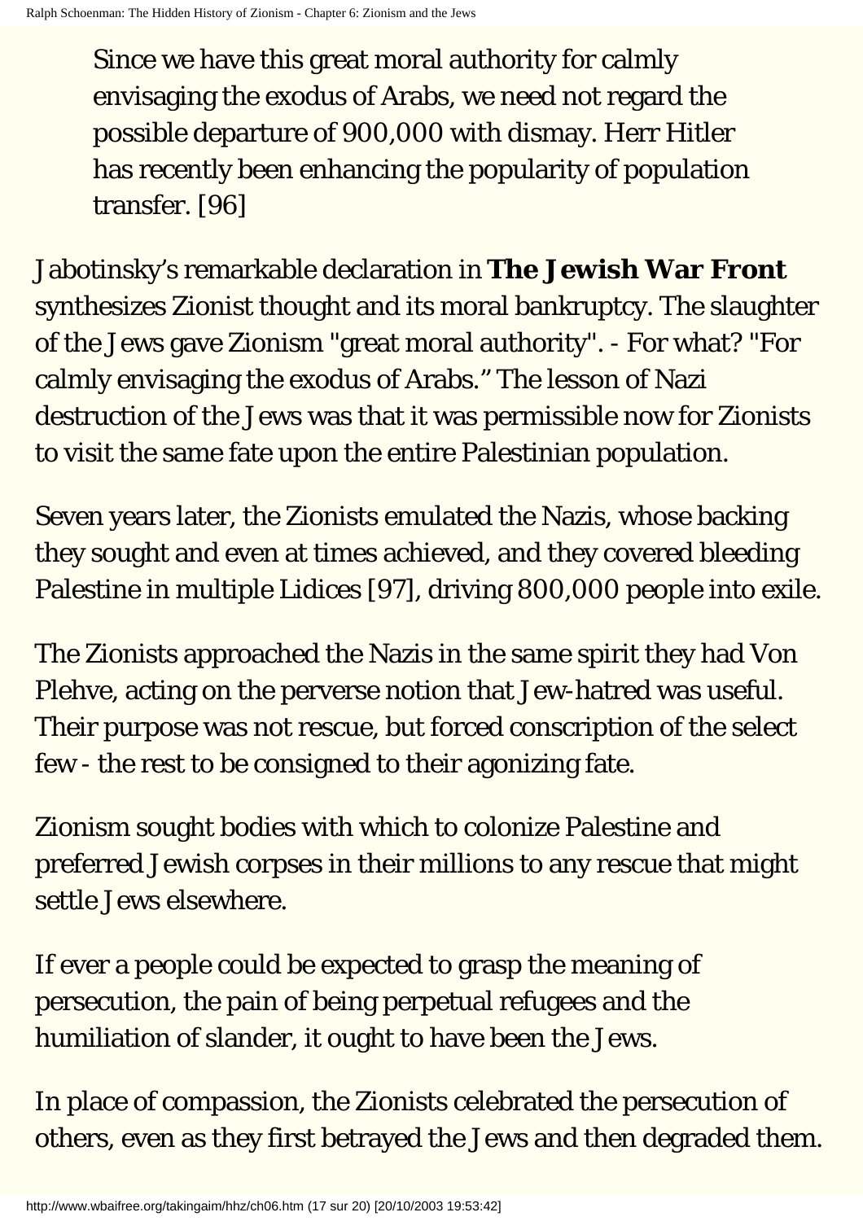> Since we have this great moral authority for calmly envisaging the exodus of Arabs, we need not regard the possible departure of 900,000 with dismay. Herr Hitler has recently been enhancing the popularity of population transfer. [96]

Jabotinsky's remarkable declaration in **The Jewish War Front** synthesizes Zionist thought and its moral bankruptcy. The slaughter of the Jews gave Zionism "great moral authority". - For what? "For calmly envisaging the exodus of Arabs." The lesson of Nazi destruction of the Jews was that it was permissible now for Zionists to visit the same fate upon the entire Palestinian population.

Seven years later, the Zionists emulated the Nazis, whose backing they sought and even at times achieved, and they covered bleeding Palestine in multiple Lidices [97], driving 800,000 people into exile.

The Zionists approached the Nazis in the same spirit they had Von Plehve, acting on the perverse notion that Jew-hatred was useful. Their purpose was not rescue, but forced conscription of the select few - the rest to be consigned to their agonizing fate.

Zionism sought bodies with which to colonize Palestine and preferred Jewish corpses in their millions to any rescue that might settle Jews elsewhere.

If ever a people could be expected to grasp the meaning of persecution, the pain of being perpetual refugees and the humiliation of slander, it ought to have been the Jews.

In place of compassion, the Zionists celebrated the persecution of others, even as they first betrayed the Jews and then degraded them.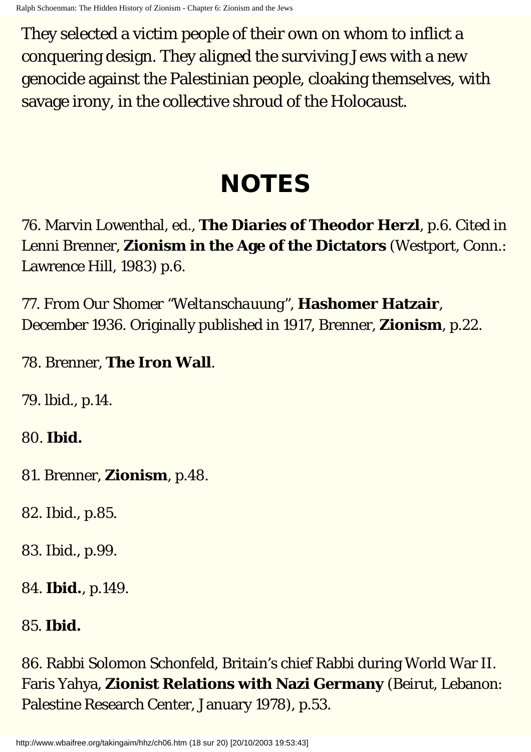They selected a victim people of their own on whom to inflict a conquering design. They aligned the surviving Jews with a new genocide against the Palestinian people, cloaking themselves, with savage irony, in the collective shroud of the Holocaust.

# NOTES

76. Marvin Lowenthal, ed., **The Diaries of Theodor Herzl**, p.6. Cited in Lenni Brenner, **Zionism in the Age of the Dictators** (Westport, Conn.: Lawrence Hill, 1983) p.6.

77. From Our Shomer "*Weltanschauung*", **Hashomer Hatzair**, December 1936. Originally published in 1917, Brenner, **Zionism**, p.22.

78. Brenner, **The Iron Wall**.

79. lbid., p.14.

80. **Ibid.**

81. Brenner, **Zionism**, p.48.

82. Ibid., p.85.

83. Ibid., p.99.

84. **Ibid.**, p.149.

85. **Ibid.**

86. Rabbi Solomon Schonfeld, Britain's chief Rabbi during World War II. Faris Yahya, **Zionist Relations with Nazi Germany** (Beirut, Lebanon: Palestine Research Center, January 1978), p.53.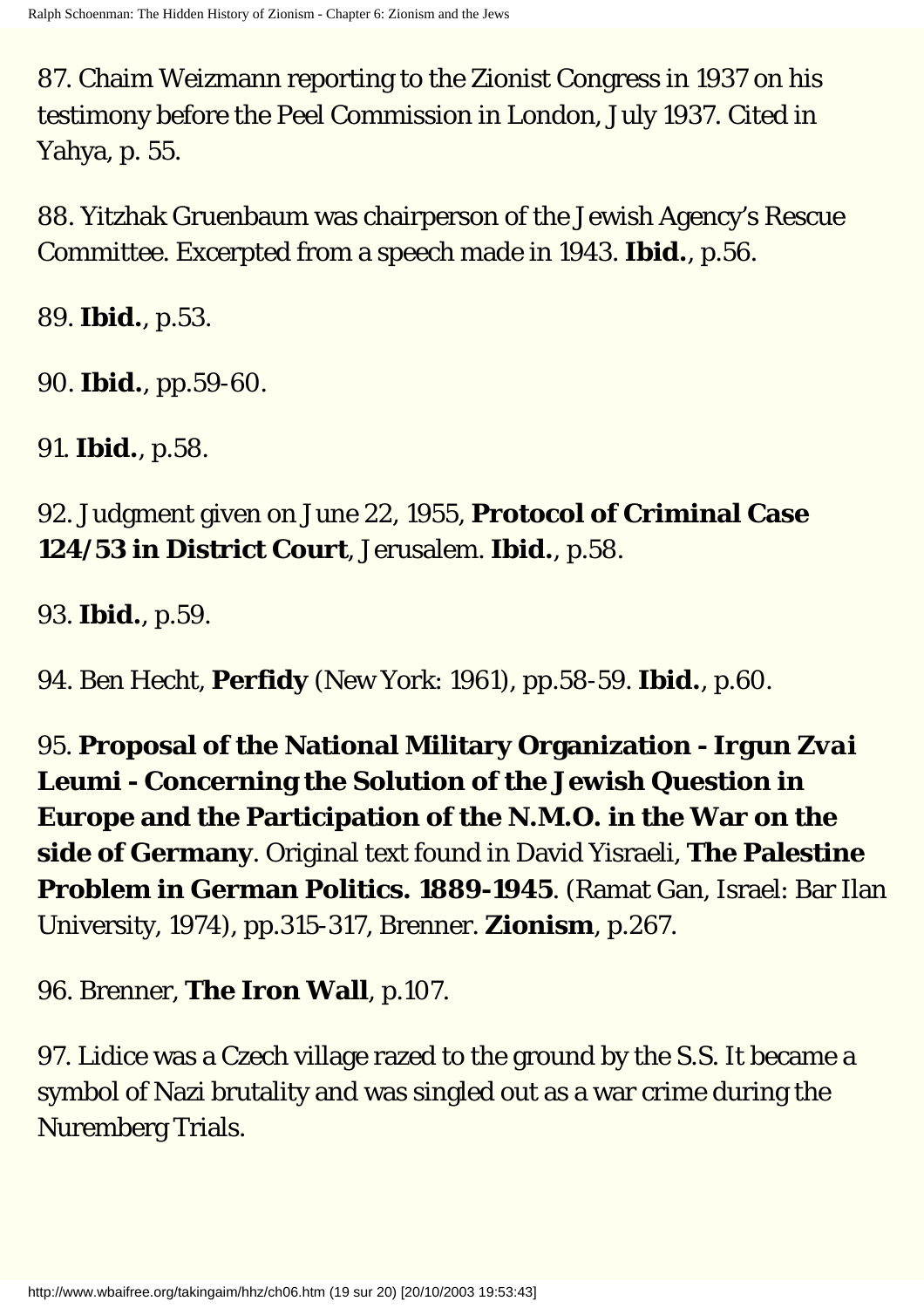87. Chaim Weizmann reporting to the Zionist Congress in 1937 on his testimony before the Peel Commission in London, July 1937. Cited in Yahya, p. 55.

88. Yitzhak Gruenbaum was chairperson of the Jewish Agency's Rescue Committee. Excerpted from a speech made in 1943. **Ibid.**, p.56.

89. **Ibid.**, p.53.

90. **Ibid.**, pp.59-60.

91. **Ibid.**, p.58.

92. Judgment given on June 22, 1955, **Protocol of Criminal Case 124/53 in District Court**, Jerusalem. **Ibid.**, p.58.

93. **Ibid.**, p.59.

94. Ben Hecht, **Perfidy** (New York: 1961), pp.58-59. **Ibid.**, p.60.

95. **Proposal of the National Military Organization - Irgun Zvai Leumi - Concerning the Solution of the Jewish Question in Europe and the Participation of the N.M.O. in the War on the side of Germany**. Original text found in David Yisraeli, **The Palestine Problem in German Politics. 1889-1945**. (Ramat Gan, Israel: Bar Ilan University, 1974), pp.315-317, Brenner. **Zionism**, p.267.

96. Brenner, **The Iron Wall**, p.107.

97. Lidice was a Czech village razed to the ground by the S.S. It became a symbol of Nazi brutality and was singled out as a war crime during the Nuremberg Trials.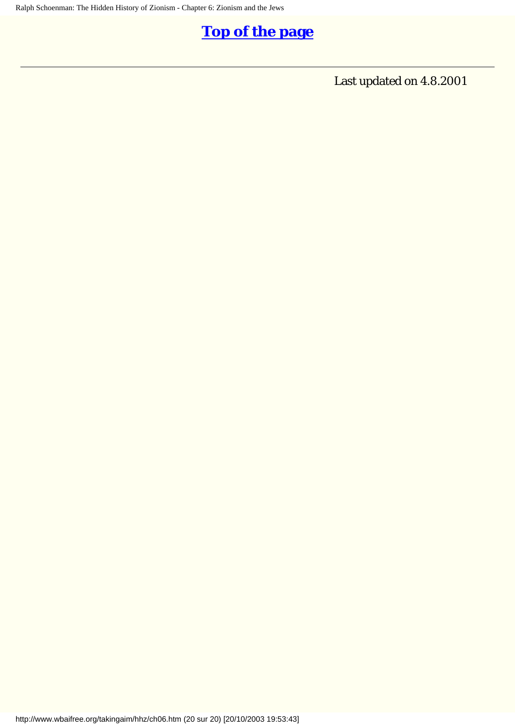**[Top of the page](#)**

---

Last updated on 4.8.2001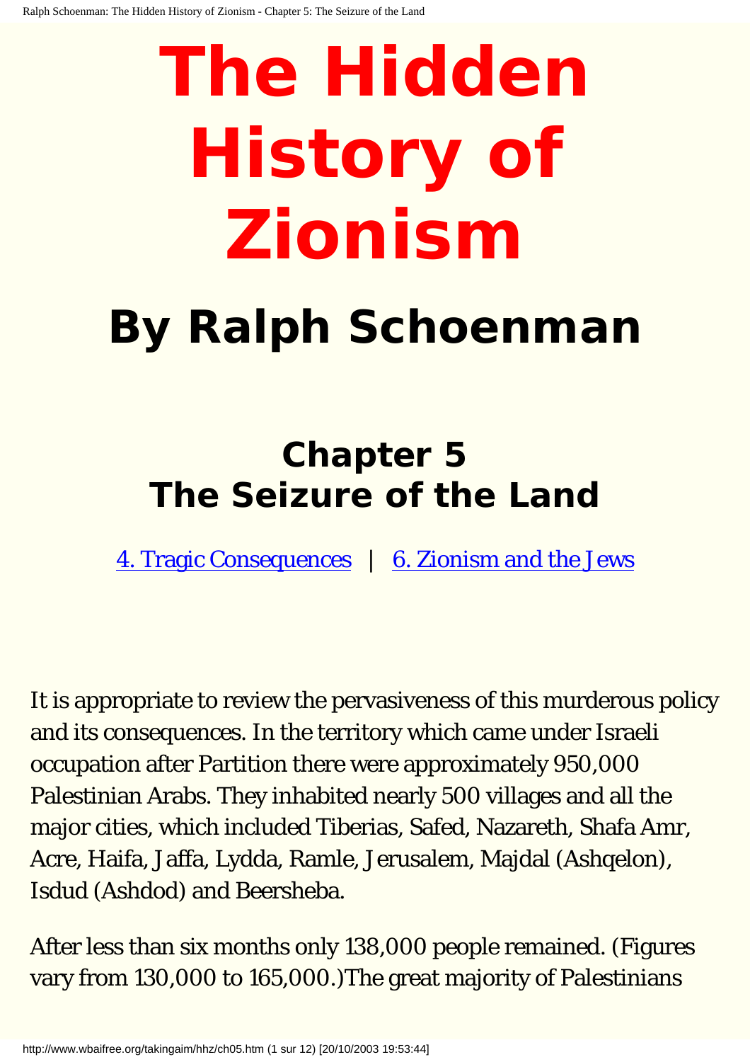# The Hidden History of Zionism

## By Ralph Schoenman

## Chapter 5
## The Seizure of the Land

4. Tragic Consequences | 6. Zionism and the Jews

It is appropriate to review the pervasiveness of this murderous policy and its consequences. In the territory which came under Israeli occupation after Partition there were approximately 950,000 Palestinian Arabs. They inhabited nearly 500 villages and all the major cities, which included Tiberias, Safed, Nazareth, Shafa Amr, Acre, Haifa, Jaffa, Lydda, Ramle, Jerusalem, Majdal (Ashqelon), Isdud (Ashdod) and Beersheba.

After less than six months only 138,000 people remained. (Figures vary from 130,000 to 165,000.)The great majority of Palestinians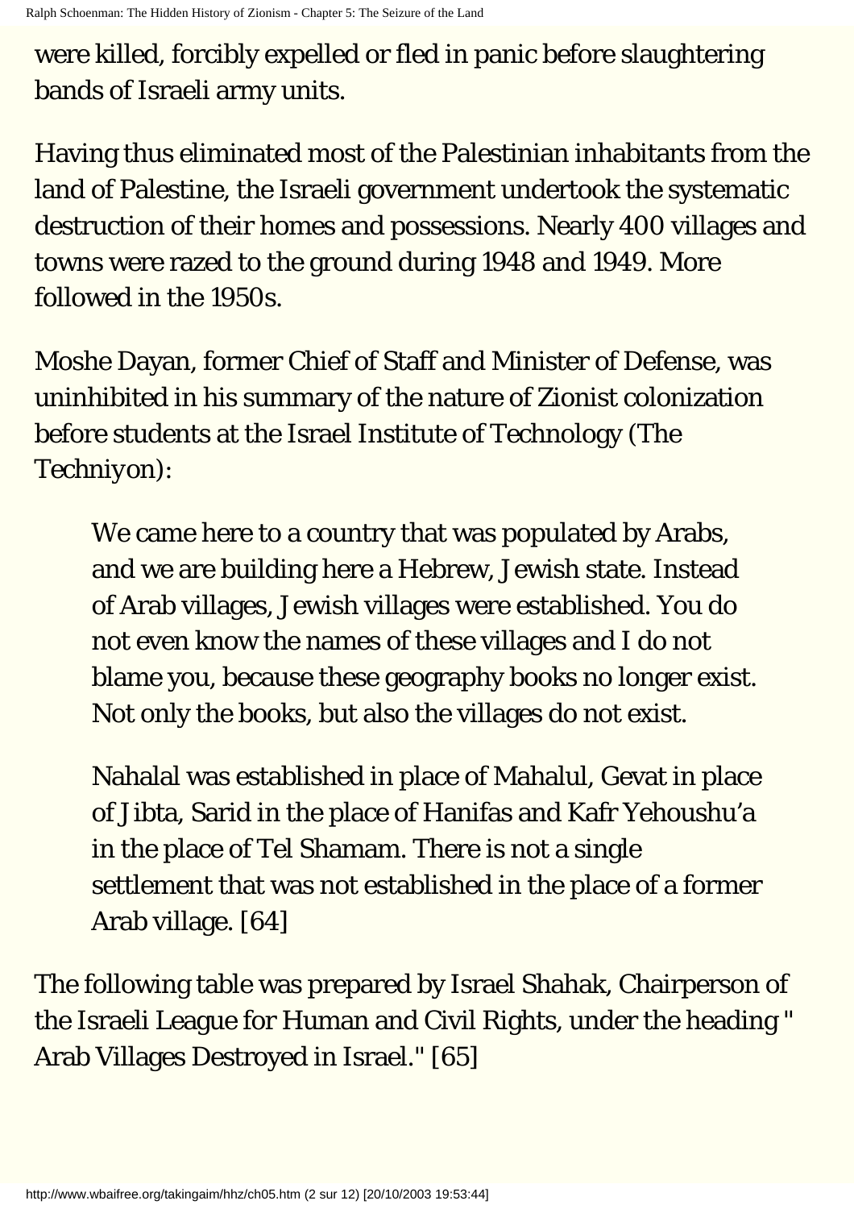were killed, forcibly expelled or fled in panic before slaughtering bands of Israeli army units.

Having thus eliminated most of the Palestinian inhabitants from the land of Palestine, the Israeli government undertook the systematic destruction of their homes and possessions. Nearly 400 villages and towns were razed to the ground during 1948 and 1949. More followed in the 1950s.

Moshe Dayan, former Chief of Staff and Minister of Defense, was uninhibited in his summary of the nature of Zionist colonization before students at the Israel Institute of Technology (The Techniyon):

> We came here to a country that was populated by Arabs, and we are building here a Hebrew, Jewish state. Instead of Arab villages, Jewish villages were established. You do not even know the names of these villages and I do not blame you, because these geography books no longer exist. Not only the books, but also the villages do not exist.
>
> Nahalal was established in place of Mahalul, Gevat in place of Jibta, Sarid in the place of Hanifas and Kafr Yehoushu'a in the place of Tel Shamam. There is not a single settlement that was not established in the place of a former Arab village. [64]

The following table was prepared by Israel Shahak, Chairperson of the Israeli League for Human and Civil Rights, under the heading " Arab Villages Destroyed in Israel." [65]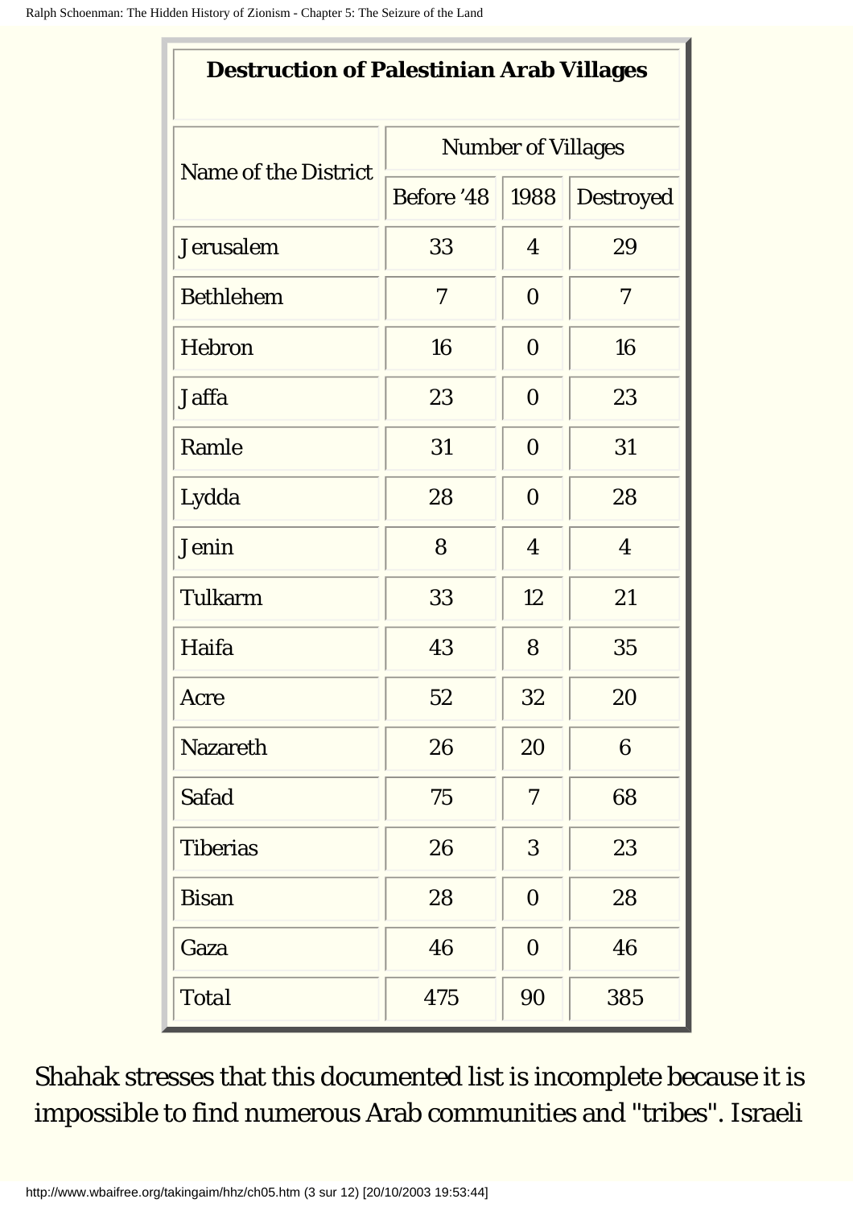| Destruction of Palestinian Arab Villages | | | |
|---|---|---|---|
| Name of the District | Number of Villages | | |
| | Before '48 | 1988 | Destroyed |
| Jerusalem | 33 | 4 | 29 |
| Bethlehem | 7 | 0 | 7 |
| Hebron | 16 | 0 | 16 |
| Jaffa | 23 | 0 | 23 |
| Ramle | 31 | 0 | 31 |
| Lydda | 28 | 0 | 28 |
| Jenin | 8 | 4 | 4 |
| Tulkarm | 33 | 12 | 21 |
| Haifa | 43 | 8 | 35 |
| Acre | 52 | 32 | 20 |
| Nazareth | 26 | 20 | 6 |
| Safad | 75 | 7 | 68 |
| Tiberias | 26 | 3 | 23 |
| Bisan | 28 | 0 | 28 |
| Gaza | 46 | 0 | 46 |
| Total | 475 | 90 | 385 |

Shahak stresses that this documented list is incomplete because it is impossible to find numerous Arab communities and "tribes". Israeli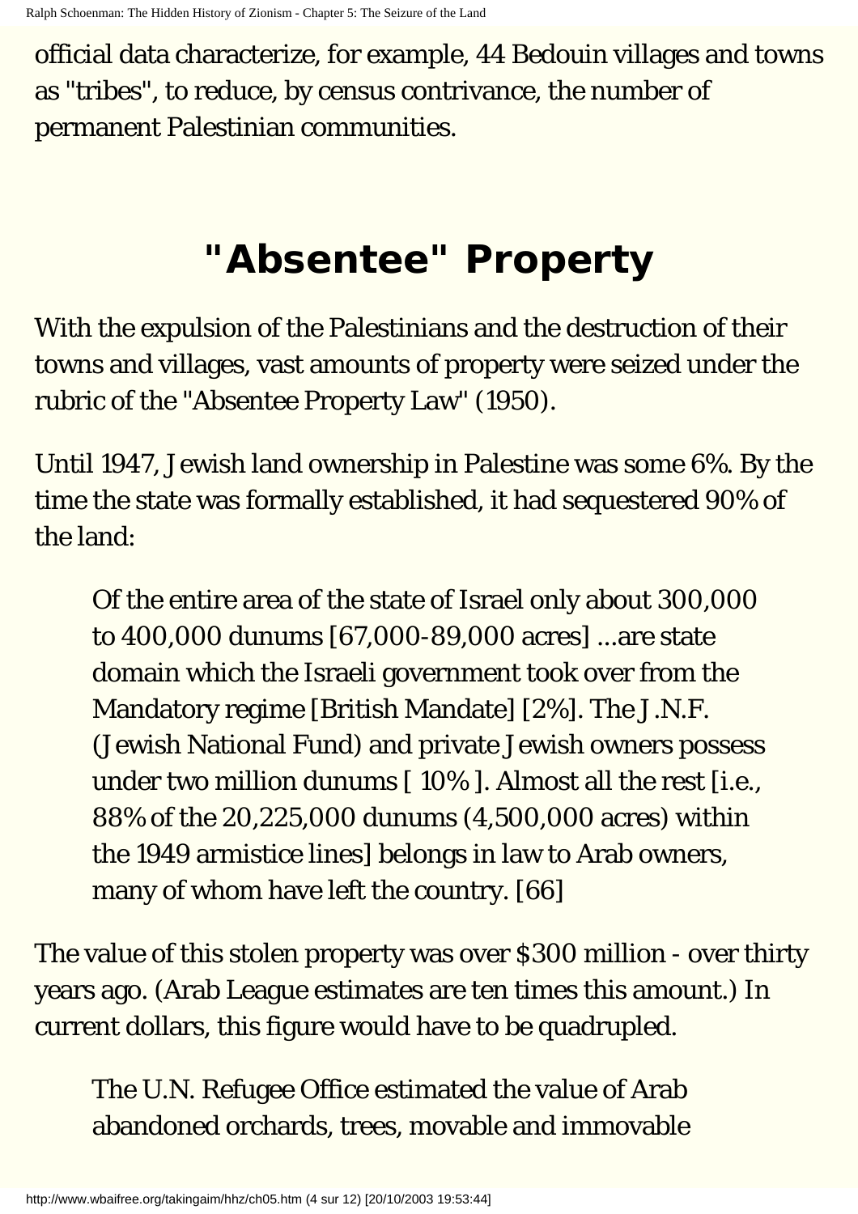official data characterize, for example, 44 Bedouin villages and towns as "tribes", to reduce, by census contrivance, the number of permanent Palestinian communities.

## "Absentee" Property

With the expulsion of the Palestinians and the destruction of their towns and villages, vast amounts of property were seized under the rubric of the "Absentee Property Law" (1950).

Until 1947, Jewish land ownership in Palestine was some 6%. By the time the state was formally established, it had sequestered 90% of the land:

> Of the entire area of the state of Israel only about 300,000 to 400,000 dunums [67,000-89,000 acres] ...are state domain which the Israeli government took over from the Mandatory regime [British Mandate] [2%]. The J.N.F. (Jewish National Fund) and private Jewish owners possess under two million dunums [ 10% ]. Almost all the rest [i.e., 88% of the 20,225,000 dunums (4,500,000 acres) within the 1949 armistice lines] belongs in law to Arab owners, many of whom have left the country. [66]

The value of this stolen property was over $300 million - over thirty years ago. (Arab League estimates are ten times this amount.) In current dollars, this figure would have to be quadrupled.

> The U.N. Refugee Office estimated the value of Arab abandoned orchards, trees, movable and immovable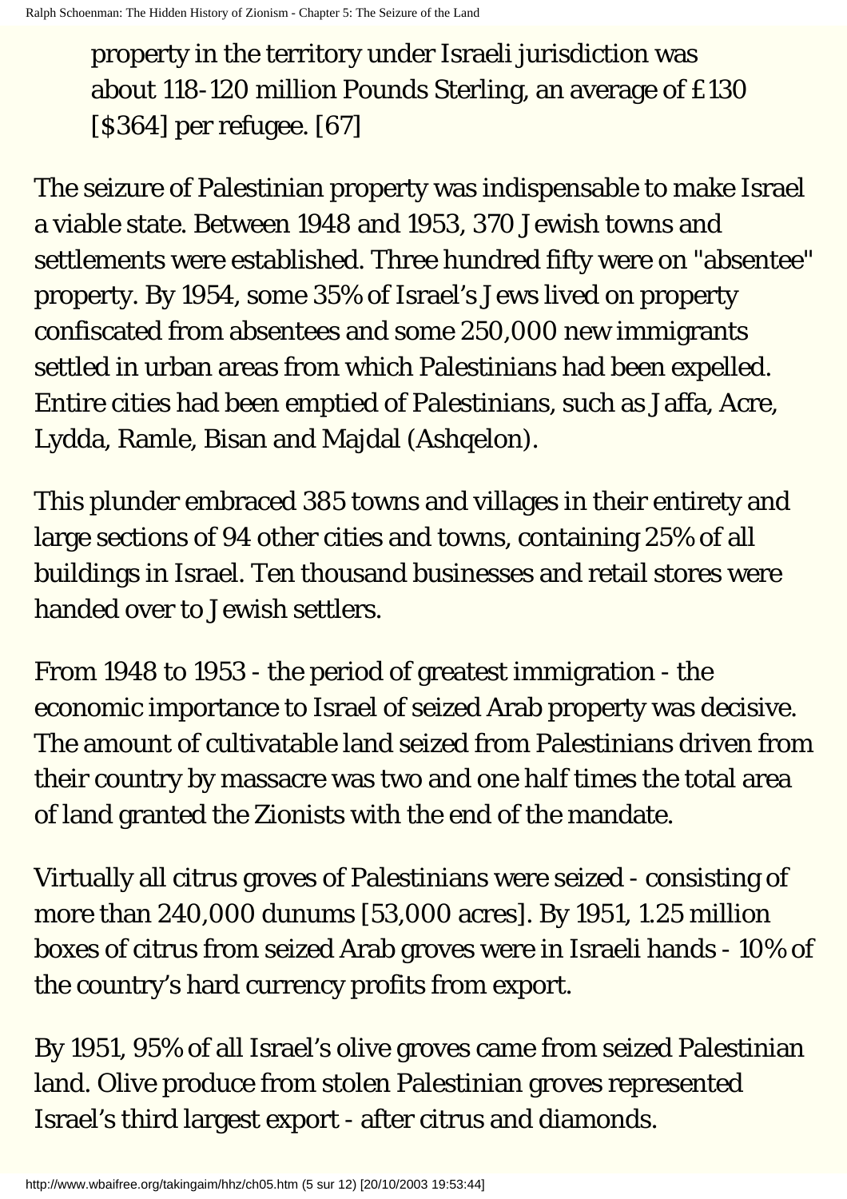> property in the territory under Israeli jurisdiction was about 118-120 million Pounds Sterling, an average of £130 [$364] per refugee. [67]

The seizure of Palestinian property was indispensable to make Israel a viable state. Between 1948 and 1953, 370 Jewish towns and settlements were established. Three hundred fifty were on "absentee" property. By 1954, some 35% of Israel's Jews lived on property confiscated from absentees and some 250,000 new immigrants settled in urban areas from which Palestinians had been expelled. Entire cities had been emptied of Palestinians, such as Jaffa, Acre, Lydda, Ramle, Bisan and Majdal (Ashqelon).

This plunder embraced 385 towns and villages in their entirety and large sections of 94 other cities and towns, containing 25% of all buildings in Israel. Ten thousand businesses and retail stores were handed over to Jewish settlers.

From 1948 to 1953 - the period of greatest immigration - the economic importance to Israel of seized Arab property was decisive. The amount of cultivatable land seized from Palestinians driven from their country by massacre was two and one half times the total area of land granted the Zionists with the end of the mandate.

Virtually all citrus groves of Palestinians were seized - consisting of more than 240,000 dunums [53,000 acres]. By 1951, 1.25 million boxes of citrus from seized Arab groves were in Israeli hands - 10% of the country's hard currency profits from export.

By 1951, 95% of all Israel's olive groves came from seized Palestinian land. Olive produce from stolen Palestinian groves represented Israel's third largest export - after citrus and diamonds.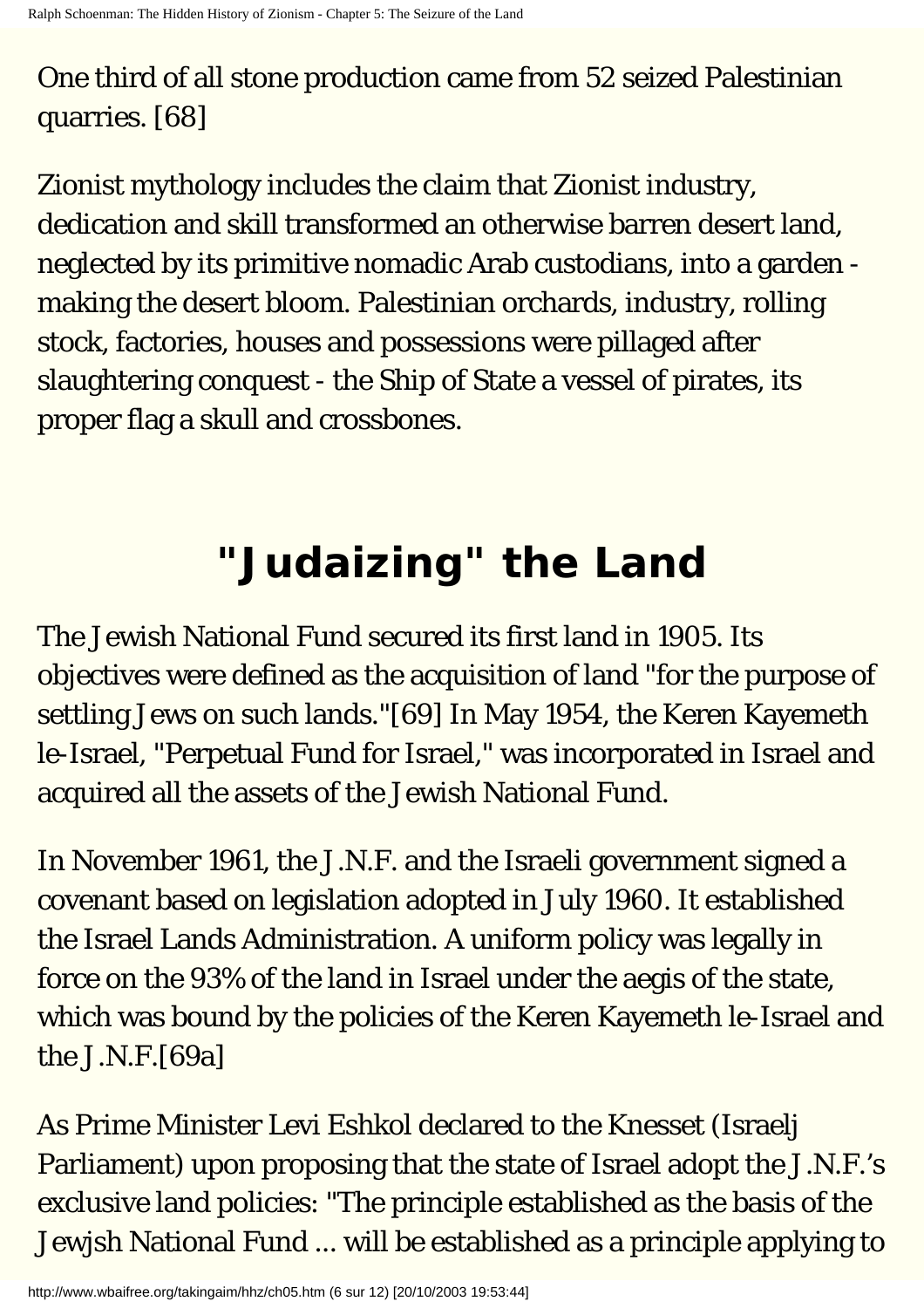One third of all stone production came from 52 seized Palestinian quarries. [68]

Zionist mythology includes the claim that Zionist industry, dedication and skill transformed an otherwise barren desert land, neglected by its primitive nomadic Arab custodians, into a garden - making the desert bloom. Palestinian orchards, industry, rolling stock, factories, houses and possessions were pillaged after slaughtering conquest - the Ship of State a vessel of pirates, its proper flag a skull and crossbones.

## "Judaizing" the Land

The Jewish National Fund secured its first land in 1905. Its objectives were defined as the acquisition of land "for the purpose of settling Jews on such lands."[69] In May 1954, the Keren Kayemeth le-Israel, "Perpetual Fund for Israel," was incorporated in Israel and acquired all the assets of the Jewish National Fund.

In November 1961, the J.N.F. and the Israeli government signed a covenant based on legislation adopted in July 1960. It established the Israel Lands Administration. A uniform policy was legally in force on the 93% of the land in Israel under the aegis of the state, which was bound by the policies of the Keren Kayemeth le-Israel and the J.N.F.[69a]

As Prime Minister Levi Eshkol declared to the Knesset (Israelj Parliament) upon proposing that the state of Israel adopt the J.N.F.'s exclusive land policies: "The principle established as the basis of the Jewjsh National Fund ... will be established as a principle applying to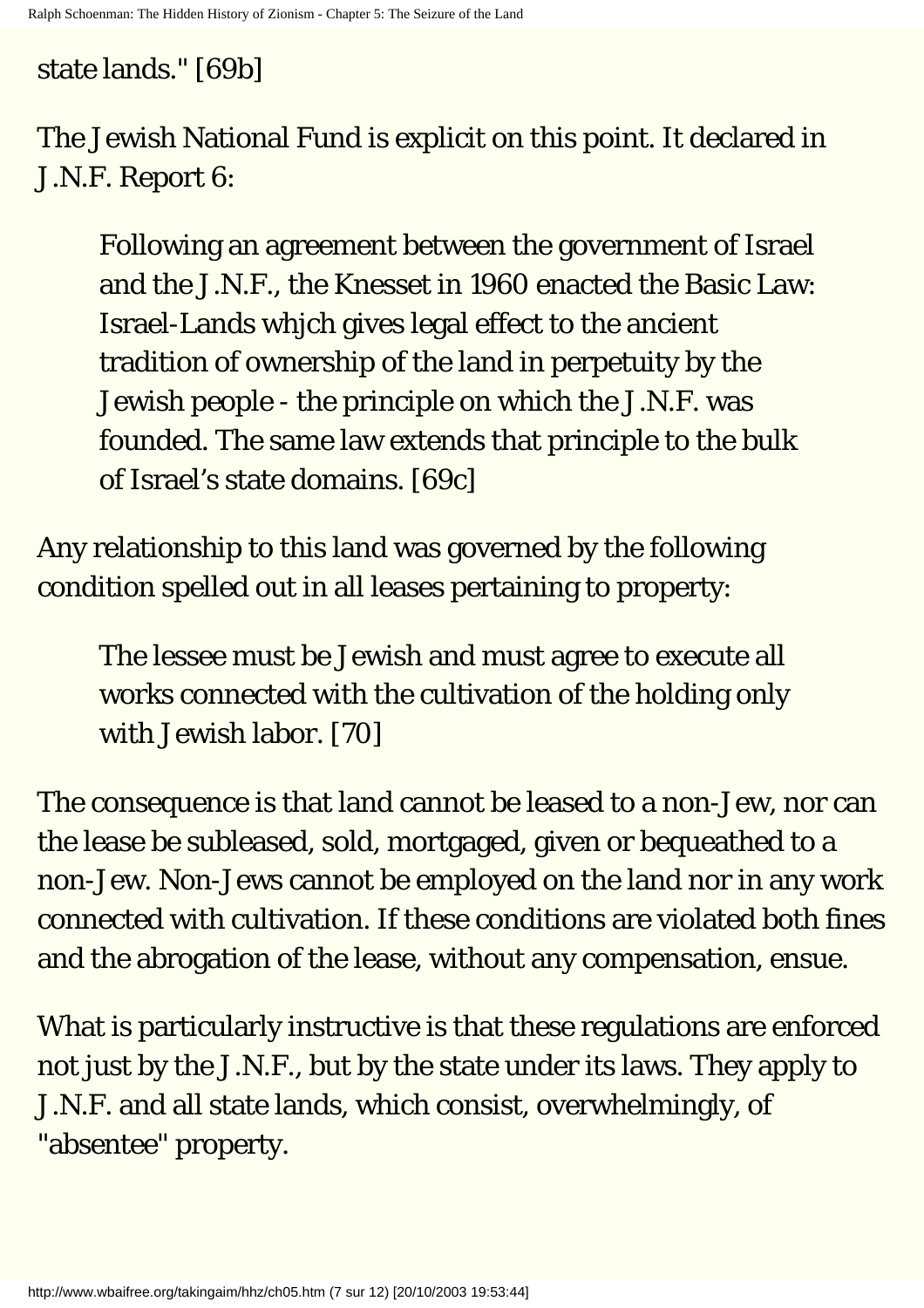state lands." [69b]

The Jewish National Fund is explicit on this point. It declared in J.N.F. Report 6:

> Following an agreement between the government of Israel and the J.N.F., the Knesset in 1960 enacted the Basic Law: Israel-Lands whjch gives legal effect to the ancient tradition of ownership of the land in perpetuity by the Jewish people - the principle on which the J.N.F. was founded. The same law extends that principle to the bulk of Israel's state domains. [69c]

Any relationship to this land was governed by the following condition spelled out in all leases pertaining to property:

> The lessee must be Jewish and must agree to execute all works connected with the cultivation of the holding only with Jewish labor. [70]

The consequence is that land cannot be leased to a non-Jew, nor can the lease be subleased, sold, mortgaged, given or bequeathed to a non-Jew. Non-Jews cannot be employed on the land nor in any work connected with cultivation. If these conditions are violated both fines and the abrogation of the lease, without any compensation, ensue.

What is particularly instructive is that these regulations are enforced not just by the J.N.F., but by the state under its laws. They apply to J.N.F. and all state lands, which consist, overwhelmingly, of "absentee" property.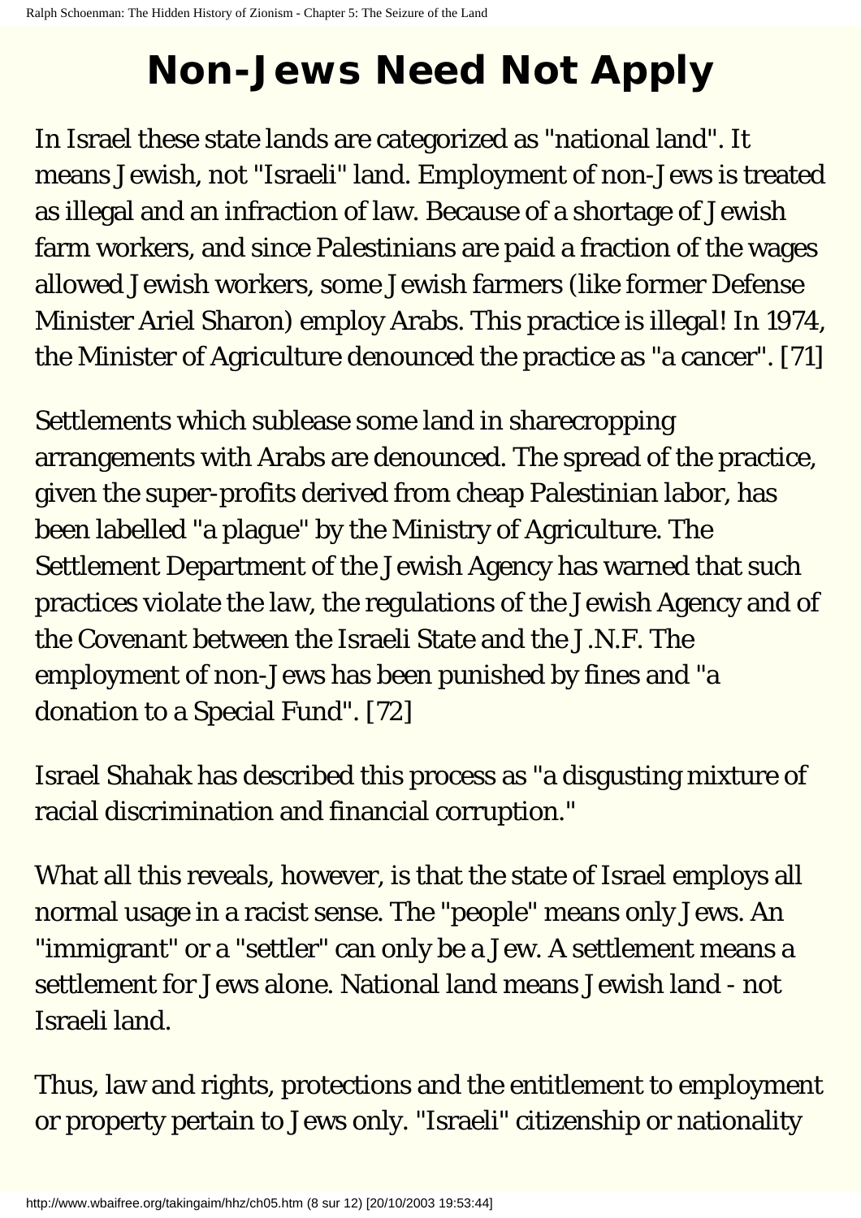# Non-Jews Need Not Apply

In Israel these state lands are categorized as "national land". It means Jewish, not "Israeli" land. Employment of non-Jews is treated as illegal and an infraction of law. Because of a shortage of Jewish farm workers, and since Palestinians are paid a fraction of the wages allowed Jewish workers, some Jewish farmers (like former Defense Minister Ariel Sharon) employ Arabs. This practice is illegal! In 1974, the Minister of Agriculture denounced the practice as "a cancer". [71]

Settlements which sublease some land in sharecropping arrangements with Arabs are denounced. The spread of the practice, given the super-profits derived from cheap Palestinian labor, has been labelled "a plague" by the Ministry of Agriculture. The Settlement Department of the Jewish Agency has warned that such practices violate the law, the regulations of the Jewish Agency and of the Covenant between the Israeli State and the J.N.F. The employment of non-Jews has been punished by fines and "a donation to a Special Fund". [72]

Israel Shahak has described this process as "a disgusting mixture of racial discrimination and financial corruption."

What all this reveals, however, is that the state of Israel employs all normal usage in a racist sense. The "people" means only Jews. An "immigrant" or a "settler" can only be a Jew. A settlement means a settlement for Jews alone. National land means Jewish land - not Israeli land.

Thus, law and rights, protections and the entitlement to employment or property pertain to Jews only. "Israeli" citizenship or nationality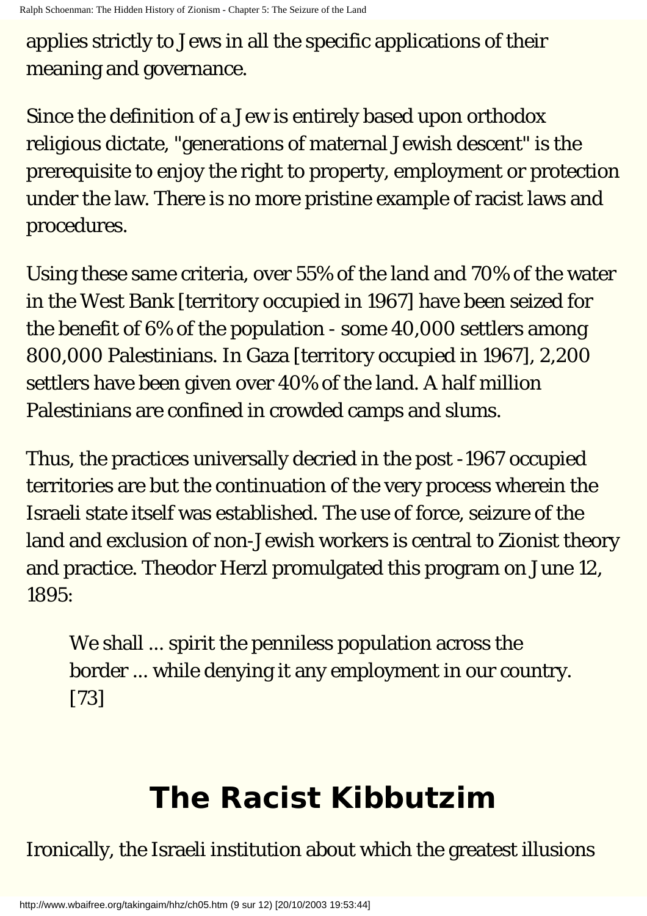applies strictly to Jews in all the specific applications of their meaning and governance.

Since the definition of a Jew is entirely based upon orthodox religious dictate, "generations of maternal Jewish descent" is the prerequisite to enjoy the right to property, employment or protection under the law. There is no more pristine example of racist laws and procedures.

Using these same criteria, over 55% of the land and 70% of the water in the West Bank [territory occupied in 1967] have been seized for the benefit of 6% of the population - some 40,000 settlers among 800,000 Palestinians. In Gaza [territory occupied in 1967], 2,200 settlers have been given over 40% of the land. A half million Palestinians are confined in crowded camps and slums.

Thus, the practices universally decried in the post -1967 occupied territories are but the continuation of the very process wherein the Israeli state itself was established. The use of force, seizure of the land and exclusion of non-Jewish workers is central to Zionist theory and practice. Theodor Herzl promulgated this program on June 12, 1895:

> We shall ... spirit the penniless population across the border ... while denying it any employment in our country. [73]

## The Racist Kibbutzim

Ironically, the Israeli institution about which the greatest illusions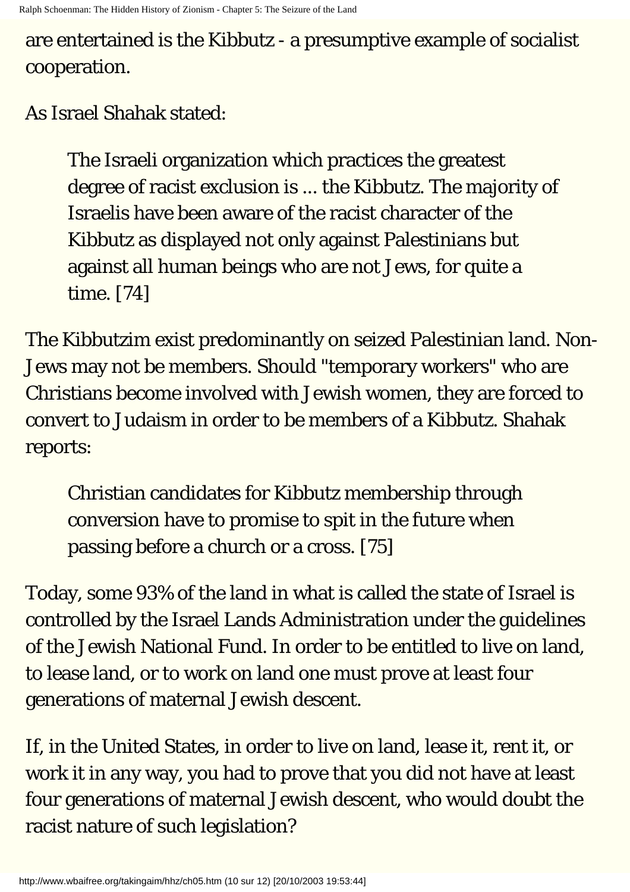are entertained is the Kibbutz - a presumptive example of socialist cooperation.

As Israel Shahak stated:

> The Israeli organization which practices the greatest degree of racist exclusion is ... the Kibbutz. The majority of Israelis have been aware of the racist character of the Kibbutz as displayed not only against Palestinians but against all human beings who are not Jews, for quite a time. [74]

The Kibbutzim exist predominantly on seized Palestinian land. Non-Jews may not be members. Should "temporary workers" who are Christians become involved with Jewish women, they are forced to convert to Judaism in order to be members of a Kibbutz. Shahak reports:

> Christian candidates for Kibbutz membership through conversion have to promise to spit in the future when passing before a church or a cross. [75]

Today, some 93% of the land in what is called the state of Israel is controlled by the Israel Lands Administration under the guidelines of the Jewish National Fund. In order to be entitled to live on land, to lease land, or to work on land one must prove at least four generations of maternal Jewish descent.

If, in the United States, in order to live on land, lease it, rent it, or work it in any way, you had to prove that you did not have at least four generations of maternal Jewish descent, who would doubt the racist nature of such legislation?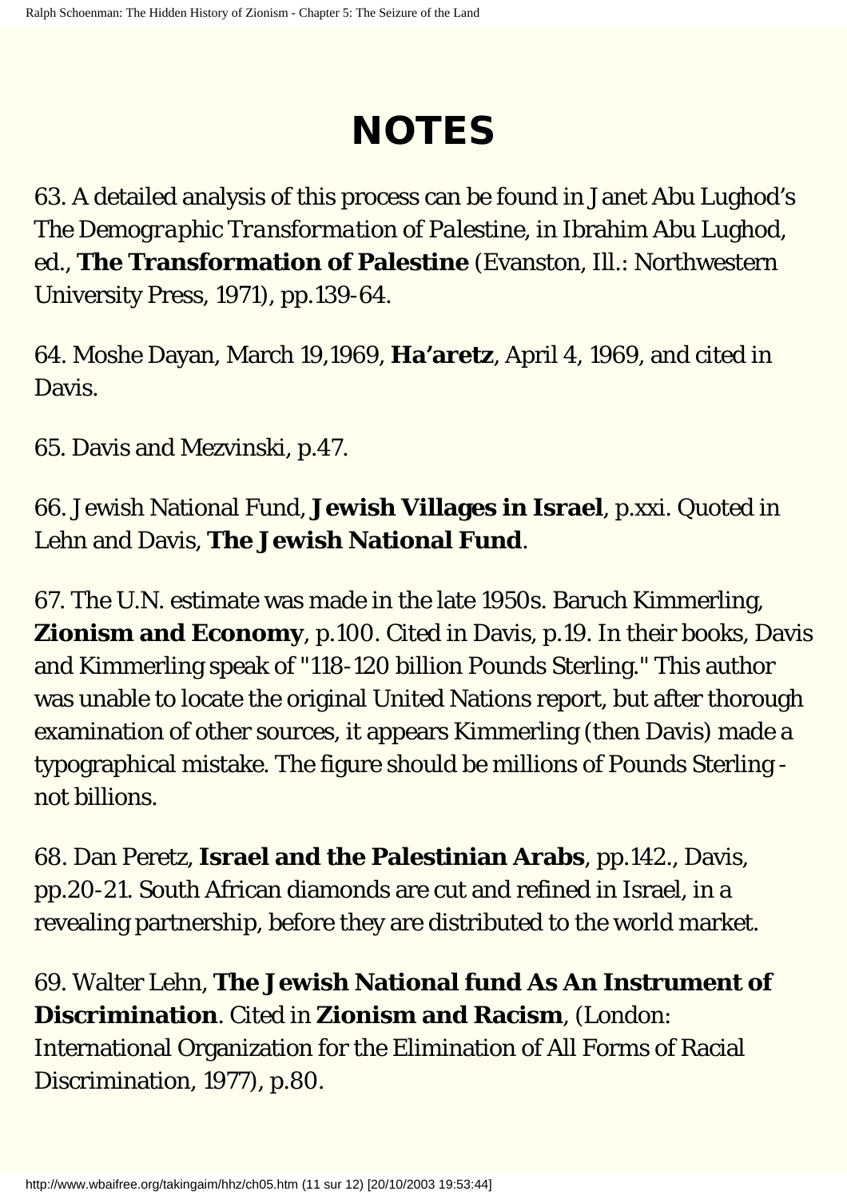# NOTES

63. A detailed analysis of this process can be found in Janet Abu Lughod's *The Demographic Transformation of Palestine*, in Ibrahim Abu Lughod, ed., **The Transformation of Palestine** (Evanston, Ill.: Northwestern University Press, 1971), pp.139-64.

64. Moshe Dayan, March 19,1969, **Ha'aretz**, April 4, 1969, and cited in Davis.

65. Davis and Mezvinski, p.47.

66. Jewish National Fund, **Jewish Villages in Israel**, p.xxi. Quoted in Lehn and Davis, **The Jewish National Fund**.

67. The U.N. estimate was made in the late 1950s. Baruch Kimmerling, **Zionism and Economy**, p.100. Cited in Davis, p.19. In their books, Davis and Kimmerling speak of "118-120 billion Pounds Sterling." This author was unable to locate the original United Nations report, but after thorough examination of other sources, it appears Kimmerling (then Davis) made a typographical mistake. The figure should be millions of Pounds Sterling - not billions.

68. Dan Peretz, **Israel and the Palestinian Arabs**, pp.142., Davis, pp.20-21. South African diamonds are cut and refined in Israel, in a revealing partnership, before they are distributed to the world market.

69. Walter Lehn, **The Jewish National fund As An Instrument of Discrimination**. Cited in **Zionism and Racism**, (London: International Organization for the Elimination of All Forms of Racial Discrimination, 1977), p.80.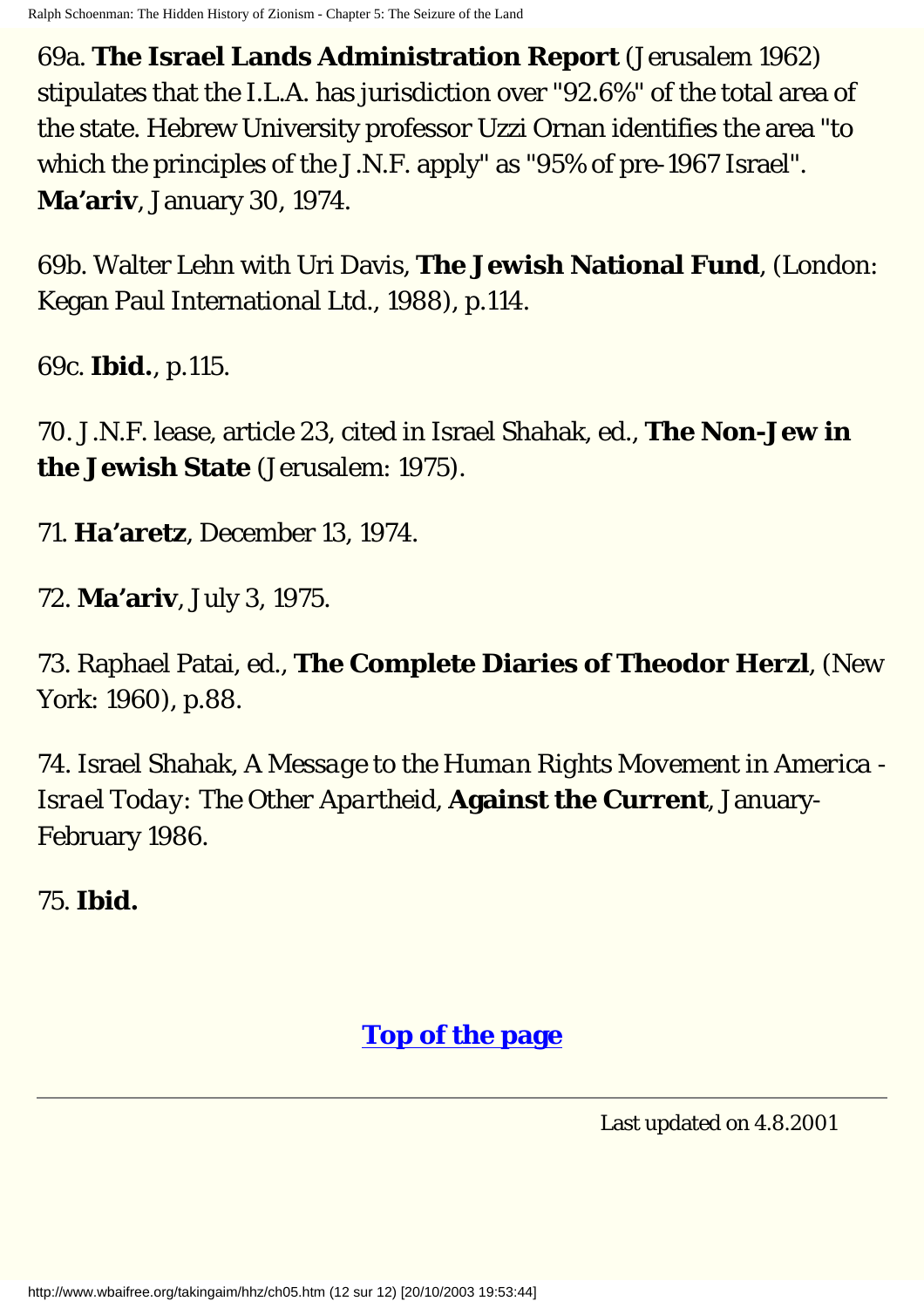69a. **The Israel Lands Administration Report** (Jerusalem 1962) stipulates that the I.L.A. has jurisdiction over "92.6%" of the total area of the state. Hebrew University professor Uzzi Ornan identifies the area "to which the principles of the J.N.F. apply" as "95% of pre-1967 Israel". **Ma'ariv**, January 30, 1974.

69b. Walter Lehn with Uri Davis, **The Jewish National Fund**, (London: Kegan Paul International Ltd., 1988), p.114.

69c. **Ibid.**, p.115.

70. J.N.F. lease, article 23, cited in Israel Shahak, ed., **The Non-Jew in the Jewish State** (Jerusalem: 1975).

71. **Ha'aretz**, December 13, 1974.

72. **Ma'ariv**, July 3, 1975.

73. Raphael Patai, ed., **The Complete Diaries of Theodor Herzl**, (New York: 1960), p.88.

74. Israel Shahak, *A Message to the Human Rights Movement in America - Israel Today: The Other Apartheid*, **Against the Current**, January-February 1986.

75. **Ibid.**

**Top of the page**

---

Last updated on 4.8.2001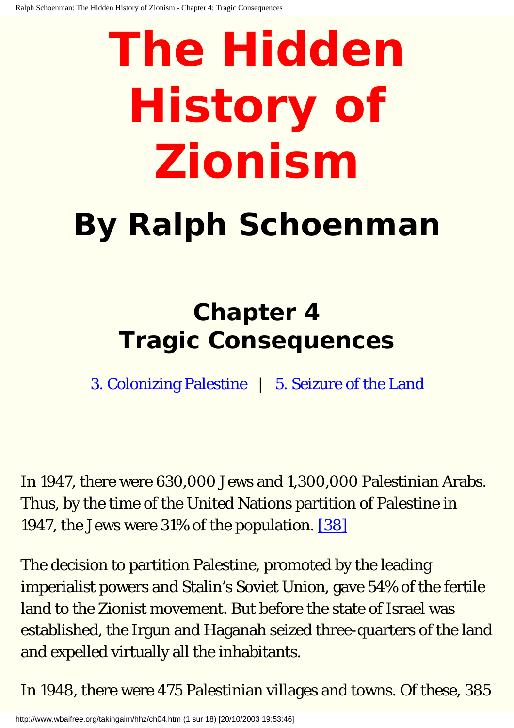# The Hidden History of Zionism

## By Ralph Schoenman

### Chapter 4
### Tragic Consequences

[3. Colonizing Palestine](#) | [5. Seizure of the Land](#)

In 1947, there were 630,000 Jews and 1,300,000 Palestinian Arabs. Thus, by the time of the United Nations partition of Palestine in 1947, the Jews were 31% of the population. [38]

The decision to partition Palestine, promoted by the leading imperialist powers and Stalin's Soviet Union, gave 54% of the fertile land to the Zionist movement. But before the state of Israel was established, the Irgun and Haganah seized three-quarters of the land and expelled virtually all the inhabitants.

In 1948, there were 475 Palestinian villages and towns. Of these, 385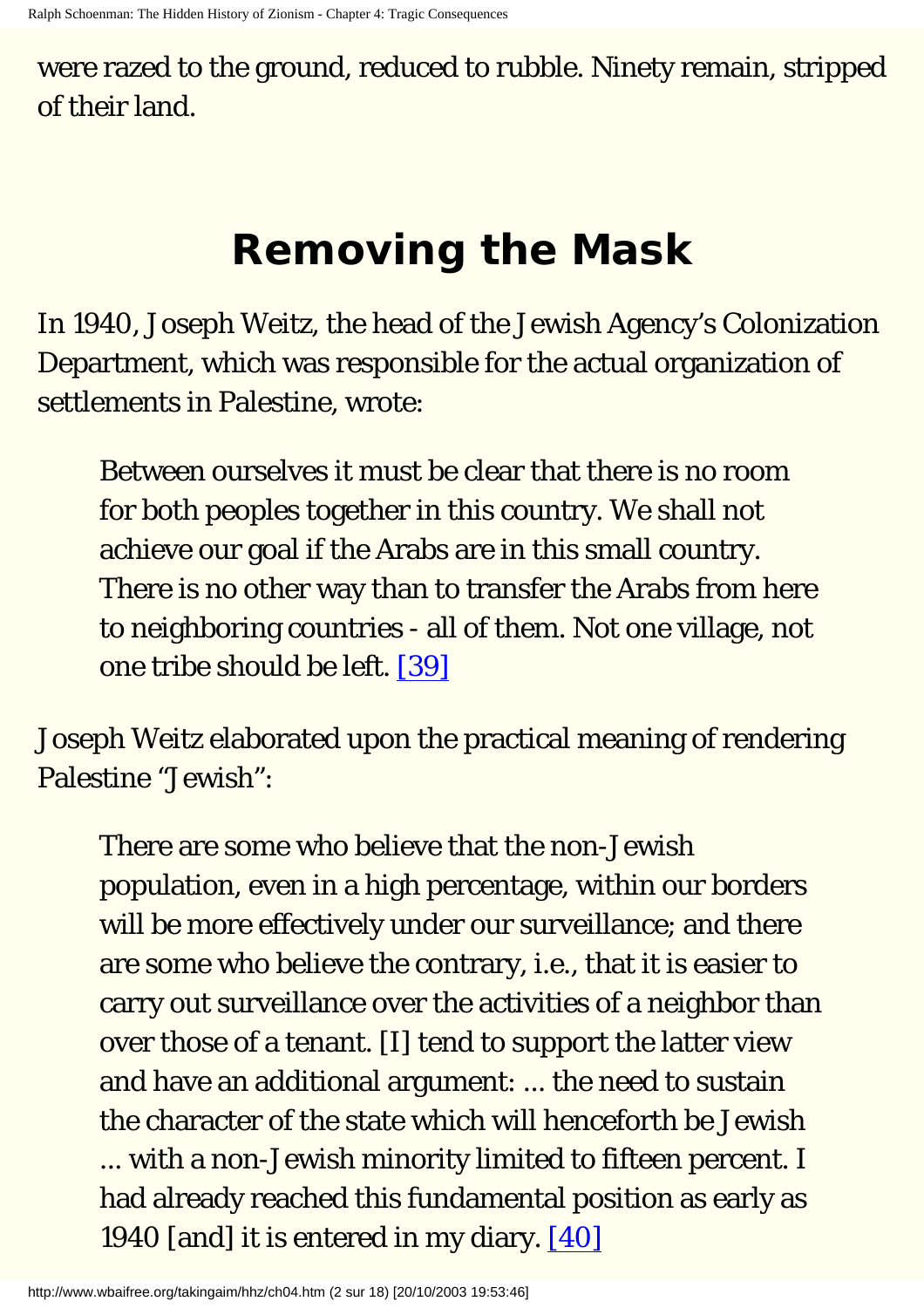were razed to the ground, reduced to rubble. Ninety remain, stripped of their land.

## Removing the Mask

In 1940, Joseph Weitz, the head of the Jewish Agency's Colonization Department, which was responsible for the actual organization of settlements in Palestine, wrote:

> Between ourselves it must be clear that there is no room for both peoples together in this country. We shall not achieve our goal if the Arabs are in this small country. There is no other way than to transfer the Arabs from here to neighboring countries - all of them. Not one village, not one tribe should be left. [39]

Joseph Weitz elaborated upon the practical meaning of rendering Palestine "Jewish":

> There are some who believe that the non-Jewish population, even in a high percentage, within our borders will be more effectively under our surveillance; and there are some who believe the contrary, i.e., that it is easier to carry out surveillance over the activities of a neighbor than over those of a tenant. [I] tend to support the latter view and have an additional argument: ... the need to sustain the character of the state which will henceforth be Jewish ... with a non-Jewish minority limited to fifteen percent. I had already reached this fundamental position as early as 1940 [and] it is entered in my diary. [40]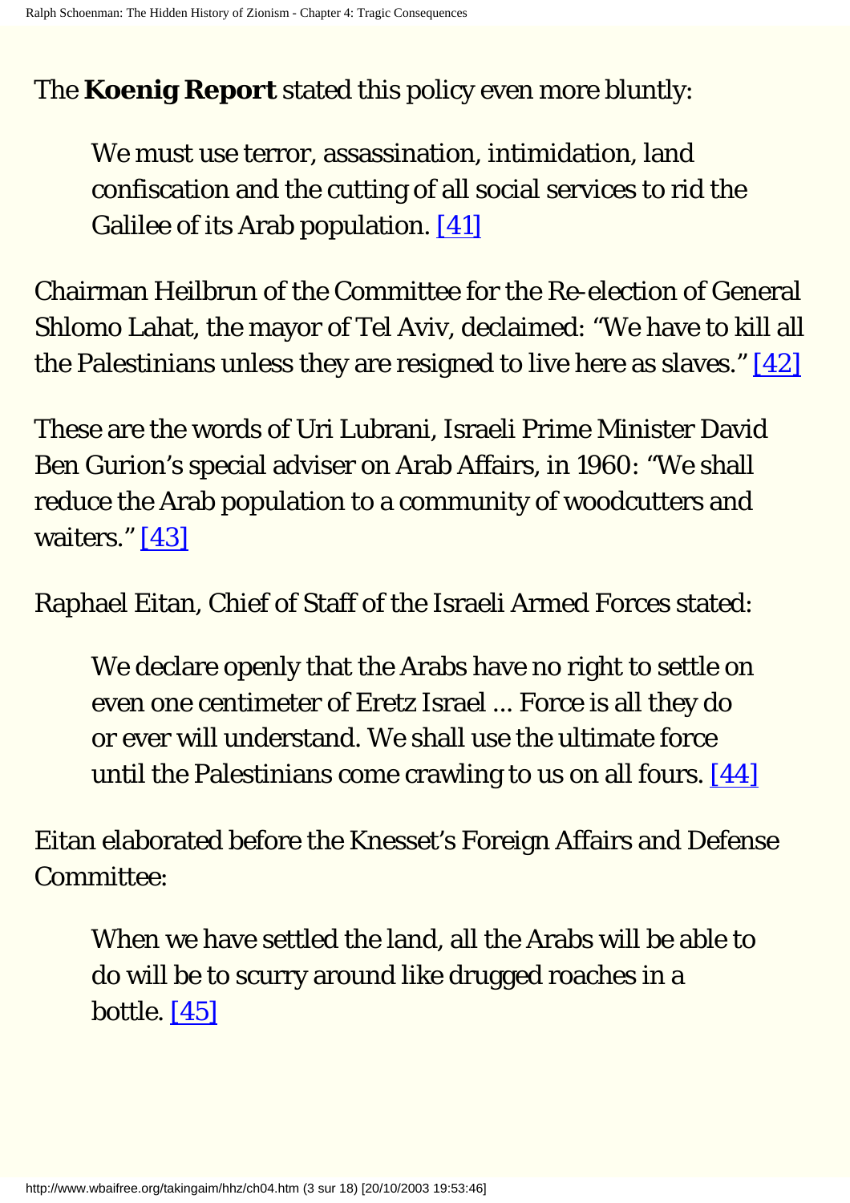The **Koenig Report** stated this policy even more bluntly:

> We must use terror, assassination, intimidation, land confiscation and the cutting of all social services to rid the Galilee of its Arab population. [41]

Chairman Heilbrun of the Committee for the Re-election of General Shlomo Lahat, the mayor of Tel Aviv, declaimed: "We have to kill all the Palestinians unless they are resigned to live here as slaves." [42]

These are the words of Uri Lubrani, Israeli Prime Minister David Ben Gurion's special adviser on Arab Affairs, in 1960: "We shall reduce the Arab population to a community of woodcutters and waiters." [43]

Raphael Eitan, Chief of Staff of the Israeli Armed Forces stated:

> We declare openly that the Arabs have no right to settle on even one centimeter of Eretz Israel ... Force is all they do or ever will understand. We shall use the ultimate force until the Palestinians come crawling to us on all fours. [44]

Eitan elaborated before the Knesset's Foreign Affairs and Defense Committee:

> When we have settled the land, all the Arabs will be able to do will be to scurry around like drugged roaches in a bottle. [45]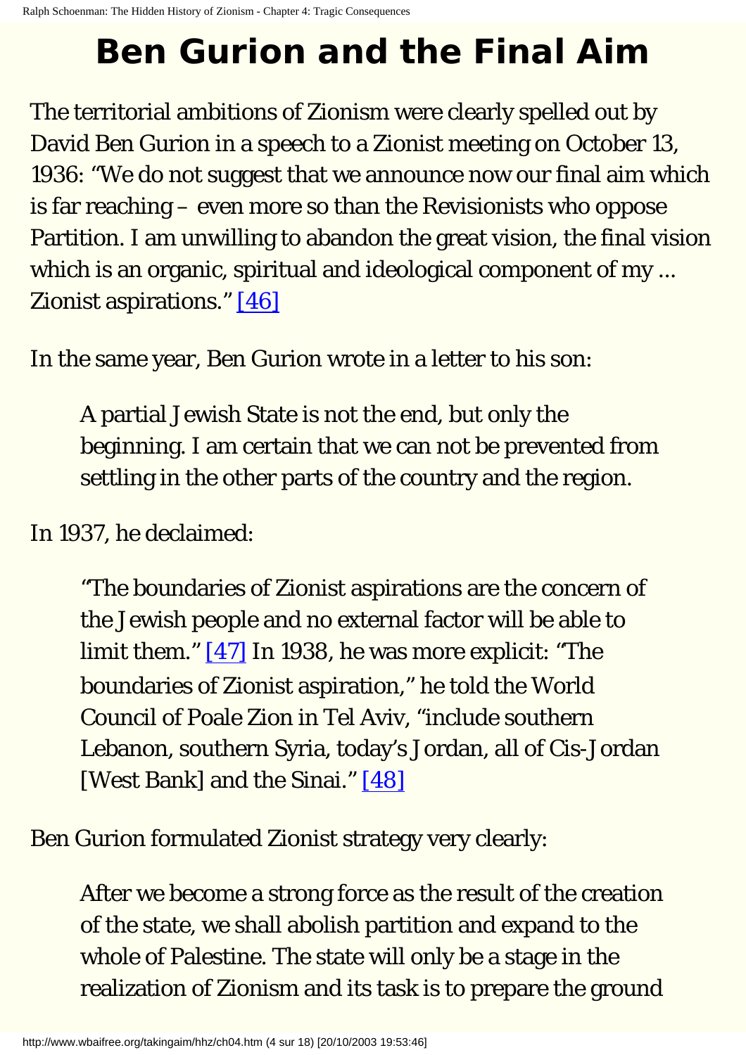# Ben Gurion and the Final Aim

The territorial ambitions of Zionism were clearly spelled out by David Ben Gurion in a speech to a Zionist meeting on October 13, 1936: "We do not suggest that we announce now our final aim which is far reaching – even more so than the Revisionists who oppose Partition. I am unwilling to abandon the great vision, the final vision which is an organic, spiritual and ideological component of my ... Zionist aspirations." [46]

In the same year, Ben Gurion wrote in a letter to his son:

> A partial Jewish State is not the end, but only the beginning. I am certain that we can not be prevented from settling in the other parts of the country and the region.

In 1937, he declaimed:

> "The boundaries of Zionist aspirations are the concern of the Jewish people and no external factor will be able to limit them." [47] In 1938, he was more explicit: "The boundaries of Zionist aspiration," he told the World Council of Poale Zion in Tel Aviv, "include southern Lebanon, southern Syria, today's Jordan, all of Cis-Jordan [West Bank] and the Sinai." [48]

Ben Gurion formulated Zionist strategy very clearly:

> After we become a strong force as the result of the creation of the state, we shall abolish partition and expand to the whole of Palestine. The state will only be a stage in the realization of Zionism and its task is to prepare the ground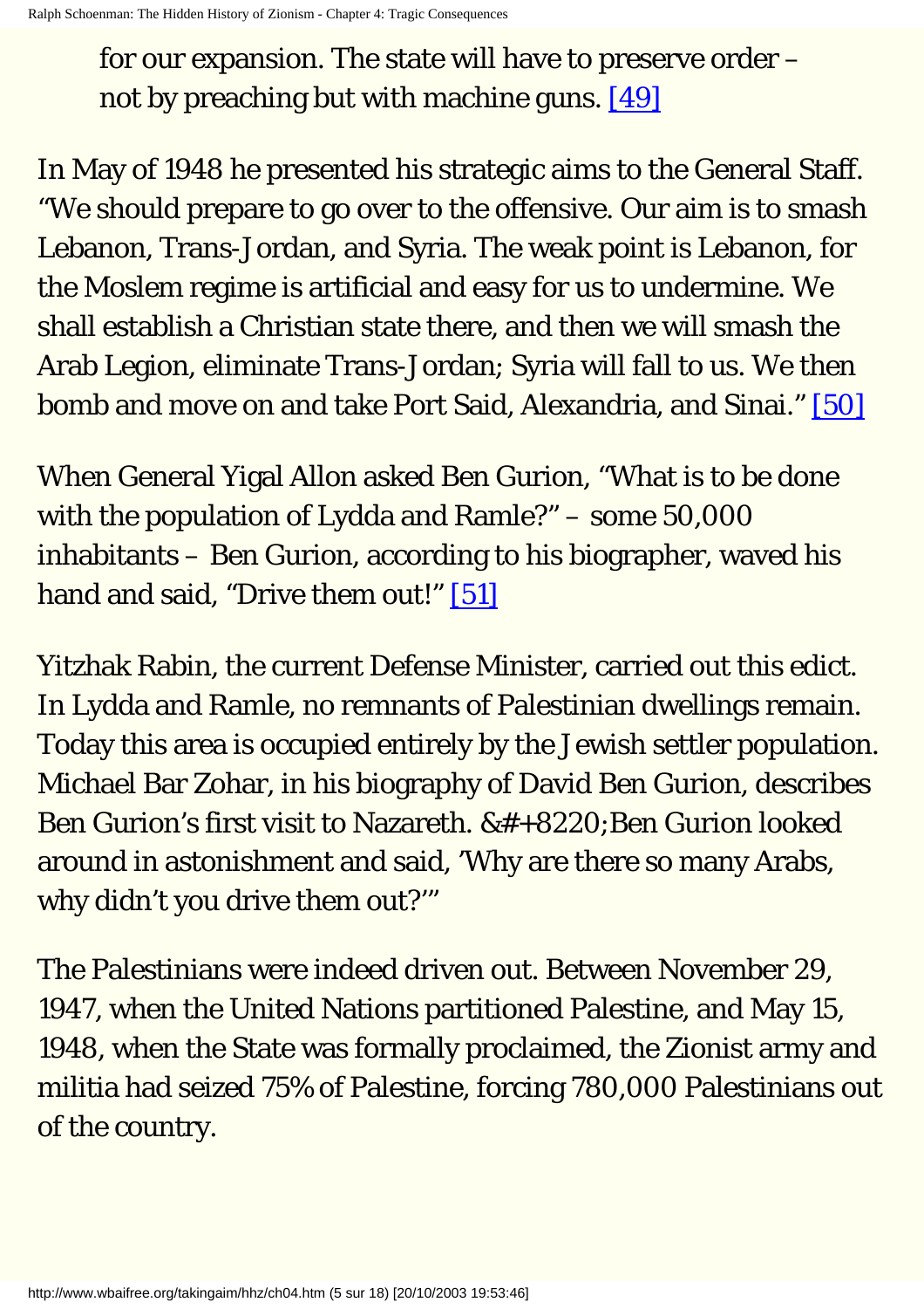for our expansion. The state will have to preserve order – not by preaching but with machine guns. [49]

In May of 1948 he presented his strategic aims to the General Staff. "We should prepare to go over to the offensive. Our aim is to smash Lebanon, Trans-Jordan, and Syria. The weak point is Lebanon, for the Moslem regime is artificial and easy for us to undermine. We shall establish a Christian state there, and then we will smash the Arab Legion, eliminate Trans-Jordan; Syria will fall to us. We then bomb and move on and take Port Said, Alexandria, and Sinai." [50]

When General Yigal Allon asked Ben Gurion, "What is to be done with the population of Lydda and Ramle?" – some 50,000 inhabitants – Ben Gurion, according to his biographer, waved his hand and said, "Drive them out!" [51]

Yitzhak Rabin, the current Defense Minister, carried out this edict. In Lydda and Ramle, no remnants of Palestinian dwellings remain. Today this area is occupied entirely by the Jewish settler population. Michael Bar Zohar, in his biography of David Ben Gurion, describes Ben Gurion's first visit to Nazareth. &#+8220;Ben Gurion looked around in astonishment and said, 'Why are there so many Arabs, why didn't you drive them out?'"

The Palestinians were indeed driven out. Between November 29, 1947, when the United Nations partitioned Palestine, and May 15, 1948, when the State was formally proclaimed, the Zionist army and militia had seized 75% of Palestine, forcing 780,000 Palestinians out of the country.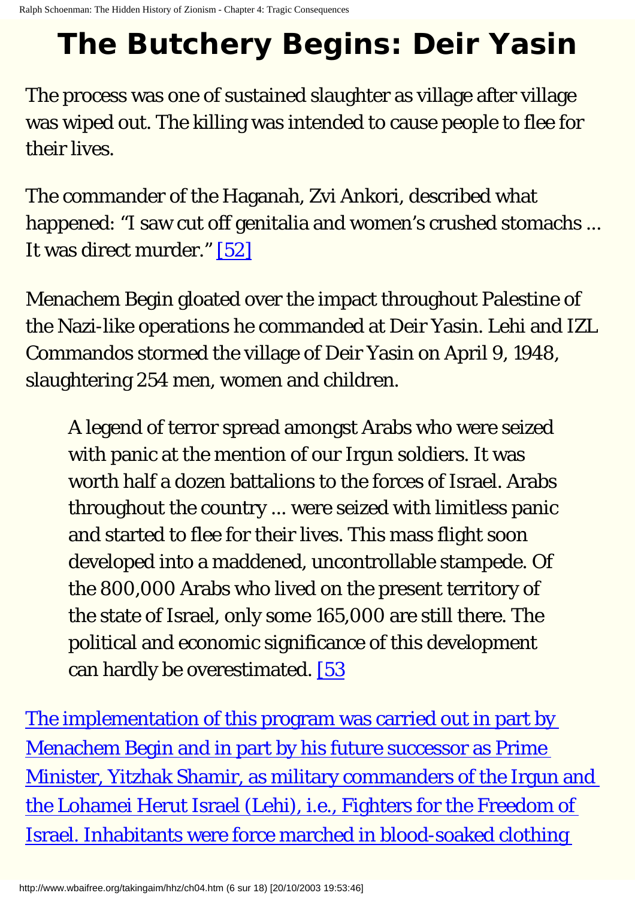# The Butchery Begins: Deir Yasin

The process was one of sustained slaughter as village after village was wiped out. The killing was intended to cause people to flee for their lives.

The commander of the Haganah, Zvi Ankori, described what happened: “I saw cut off genitalia and women’s crushed stomachs ... It was direct murder.” [52]

Menachem Begin gloated over the impact throughout Palestine of the Nazi-like operations he commanded at Deir Yasin. Lehi and IZL Commandos stormed the village of Deir Yasin on April 9, 1948, slaughtering 254 men, women and children.

> A legend of terror spread amongst Arabs who were seized with panic at the mention of our Irgun soldiers. It was worth half a dozen battalions to the forces of Israel. Arabs throughout the country ... were seized with limitless panic and started to flee for their lives. This mass flight soon developed into a maddened, uncontrollable stampede. Of the 800,000 Arabs who lived on the present territory of the state of Israel, only some 165,000 are still there. The political and economic significance of this development can hardly be overestimated. [53

The implementation of this program was carried out in part by Menachem Begin and in part by his future successor as Prime Minister, Yitzhak Shamir, as military commanders of the Irgun and the Lohamei Herut Israel (Lehi), i.e., Fighters for the Freedom of Israel. Inhabitants were force marched in blood-soaked clothing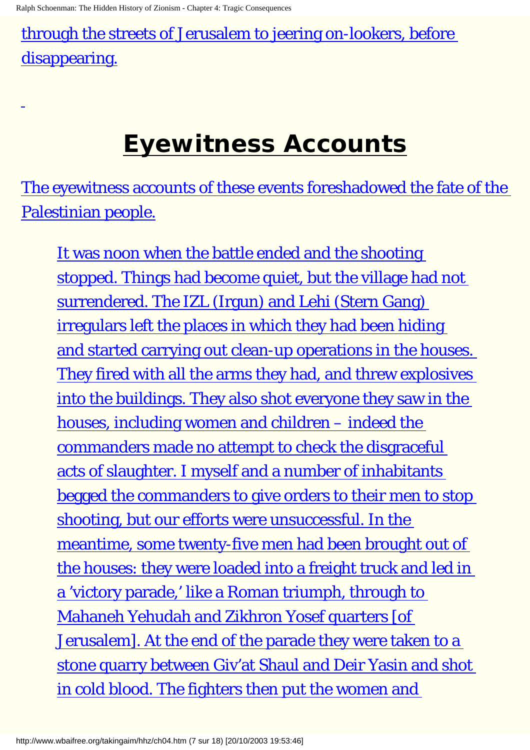through the streets of Jerusalem to jeering on-lookers, before disappearing.

## Eyewitness Accounts

The eyewitness accounts of these events foreshadowed the fate of the Palestinian people.

> It was noon when the battle ended and the shooting stopped. Things had become quiet, but the village had not surrendered. The IZL (Irgun) and Lehi (Stern Gang) irregulars left the places in which they had been hiding and started carrying out clean-up operations in the houses. They fired with all the arms they had, and threw explosives into the buildings. They also shot everyone they saw in the houses, including women and children – indeed the commanders made no attempt to check the disgraceful acts of slaughter. I myself and a number of inhabitants begged the commanders to give orders to their men to stop shooting, but our efforts were unsuccessful. In the meantime, some twenty-five men had been brought out of the houses: they were loaded into a freight truck and led in a 'victory parade,' like a Roman triumph, through to Mahaneh Yehudah and Zikhron Yosef quarters [of Jerusalem]. At the end of the parade they were taken to a stone quarry between Giv'at Shaul and Deir Yasin and shot in cold blood. The fighters then put the women and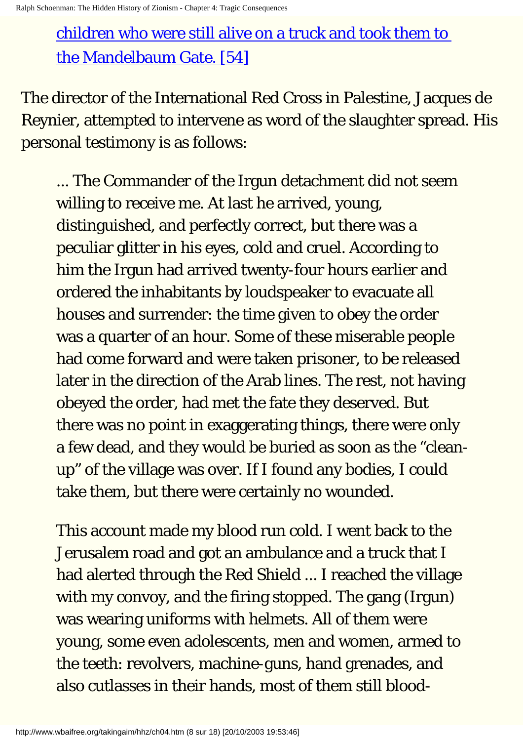children who were still alive on a truck and took them to the Mandelbaum Gate. [54]

The director of the International Red Cross in Palestine, Jacques de Reynier, attempted to intervene as word of the slaughter spread. His personal testimony is as follows:

> ... The Commander of the Irgun detachment did not seem willing to receive me. At last he arrived, young, distinguished, and perfectly correct, but there was a peculiar glitter in his eyes, cold and cruel. According to him the Irgun had arrived twenty-four hours earlier and ordered the inhabitants by loudspeaker to evacuate all houses and surrender: the time given to obey the order was a quarter of an hour. Some of these miserable people had come forward and were taken prisoner, to be released later in the direction of the Arab lines. The rest, not having obeyed the order, had met the fate they deserved. But there was no point in exaggerating things, there were only a few dead, and they would be buried as soon as the "clean-up" of the village was over. If I found any bodies, I could take them, but there were certainly no wounded.
>
> This account made my blood run cold. I went back to the Jerusalem road and got an ambulance and a truck that I had alerted through the Red Shield ... I reached the village with my convoy, and the firing stopped. The gang (Irgun) was wearing uniforms with helmets. All of them were young, some even adolescents, men and women, armed to the teeth: revolvers, machine-guns, hand grenades, and also cutlasses in their hands, most of them still blood-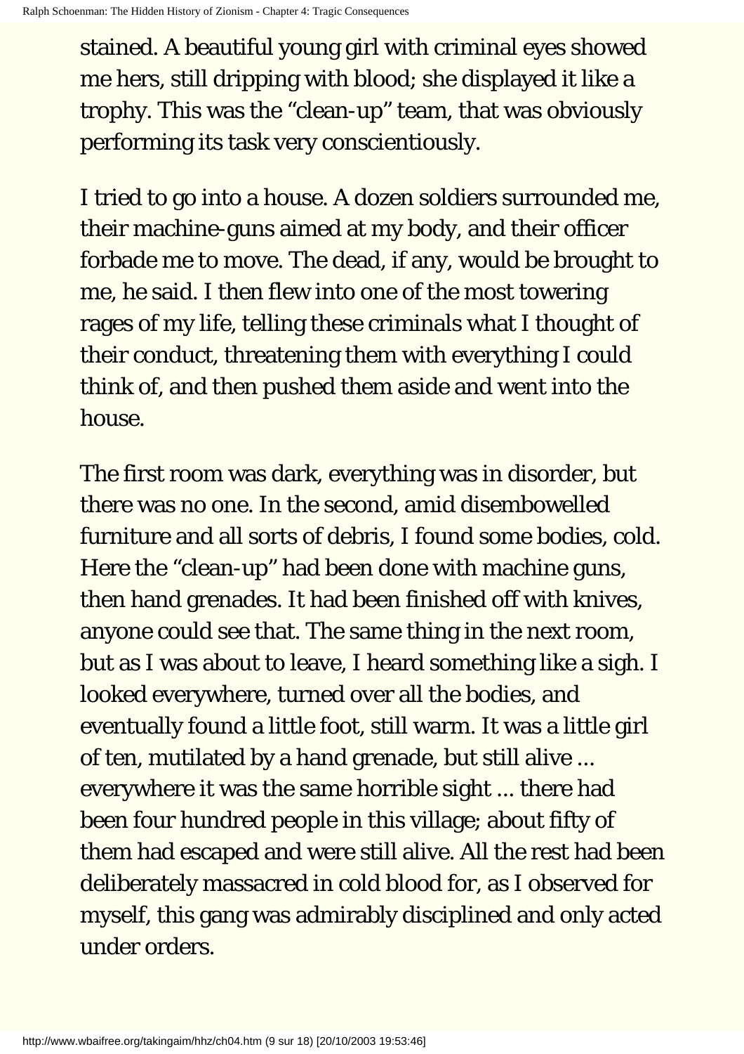stained. A beautiful young girl with criminal eyes showed me hers, still dripping with blood; she displayed it like a trophy. This was the “clean-up” team, that was obviously performing its task very conscientiously.

I tried to go into a house. A dozen soldiers surrounded me, their machine-guns aimed at my body, and their officer forbade me to move. The dead, if any, would be brought to me, he said. I then flew into one of the most towering rages of my life, telling these criminals what I thought of their conduct, threatening them with everything I could think of, and then pushed them aside and went into the house.

The first room was dark, everything was in disorder, but there was no one. In the second, amid disembowelled furniture and all sorts of debris, I found some bodies, cold. Here the “clean-up” had been done with machine guns, then hand grenades. It had been finished off with knives, anyone could see that. The same thing in the next room, but as I was about to leave, I heard something like a sigh. I looked everywhere, turned over all the bodies, and eventually found a little foot, still warm. It was a little girl of ten, mutilated by a hand grenade, but still alive ... everywhere it was the same horrible sight ... there had been four hundred people in this village; about fifty of them had escaped and were still alive. All the rest had been deliberately massacred in cold blood for, as I observed for myself, this gang was admirably disciplined and only acted under orders.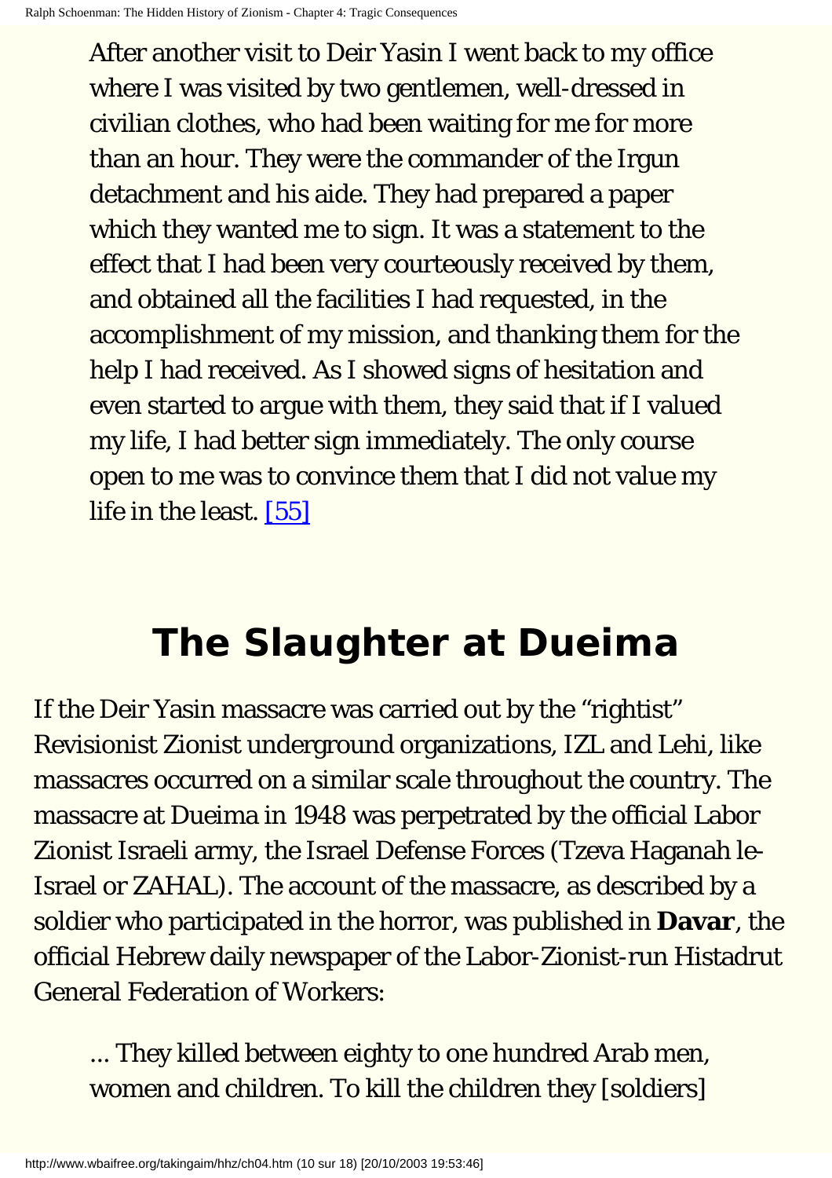> After another visit to Deir Yasin I went back to my office where I was visited by two gentlemen, well-dressed in civilian clothes, who had been waiting for me for more than an hour. They were the commander of the Irgun detachment and his aide. They had prepared a paper which they wanted me to sign. It was a statement to the effect that I had been very courteously received by them, and obtained all the facilities I had requested, in the accomplishment of my mission, and thanking them for the help I had received. As I showed signs of hesitation and even started to argue with them, they said that if I valued my life, I had better sign immediately. The only course open to me was to convince them that I did not value my life in the least. [55]

## The Slaughter at Dueima

If the Deir Yasin massacre was carried out by the "rightist" Revisionist Zionist underground organizations, IZL and Lehi, like massacres occurred on a similar scale throughout the country. The massacre at Dueima in 1948 was perpetrated by the official Labor Zionist Israeli army, the Israel Defense Forces (Tzeva Haganah le-Israel or ZAHAL). The account of the massacre, as described by a soldier who participated in the horror, was published in **Davar**, the official Hebrew daily newspaper of the Labor-Zionist-run Histadrut General Federation of Workers:

> ... They killed between eighty to one hundred Arab men, women and children. To kill the children they [soldiers]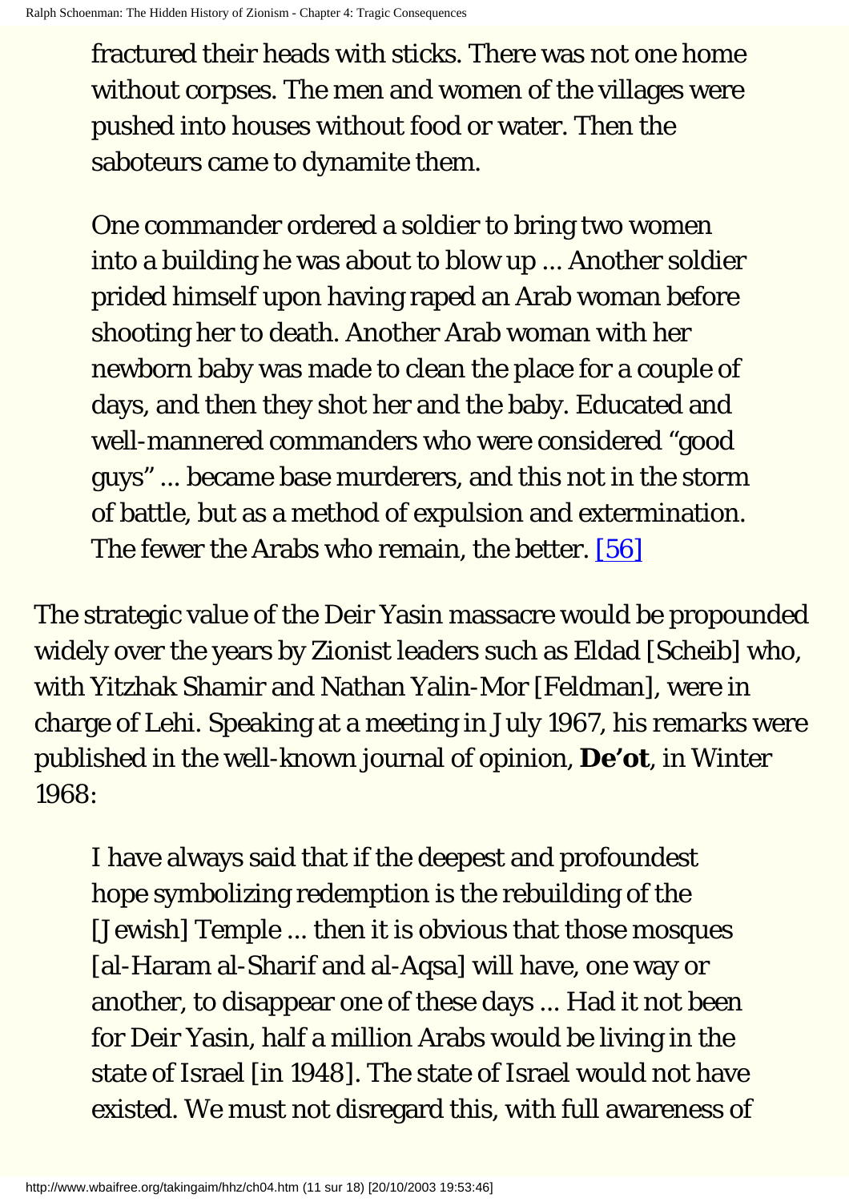> fractured their heads with sticks. There was not one home without corpses. The men and women of the villages were pushed into houses without food or water. Then the saboteurs came to dynamite them.
>
> One commander ordered a soldier to bring two women into a building he was about to blow up ... Another soldier prided himself upon having raped an Arab woman before shooting her to death. Another Arab woman with her newborn baby was made to clean the place for a couple of days, and then they shot her and the baby. Educated and well-mannered commanders who were considered "good guys" ... became base murderers, and this not in the storm of battle, but as a method of expulsion and extermination. The fewer the Arabs who remain, the better. [56]

The strategic value of the Deir Yasin massacre would be propounded widely over the years by Zionist leaders such as Eldad [Scheib] who, with Yitzhak Shamir and Nathan Yalin-Mor [Feldman], were in charge of Lehi. Speaking at a meeting in July 1967, his remarks were published in the well-known journal of opinion, **De'ot**, in Winter 1968:

> I have always said that if the deepest and profoundest hope symbolizing redemption is the rebuilding of the [Jewish] Temple ... then it is obvious that those mosques [al-Haram al-Sharif and al-Aqsa] will have, one way or another, to disappear one of these days ... Had it not been for Deir Yasin, half a million Arabs would be living in the state of Israel [in 1948]. The state of Israel would not have existed. We must not disregard this, with full awareness of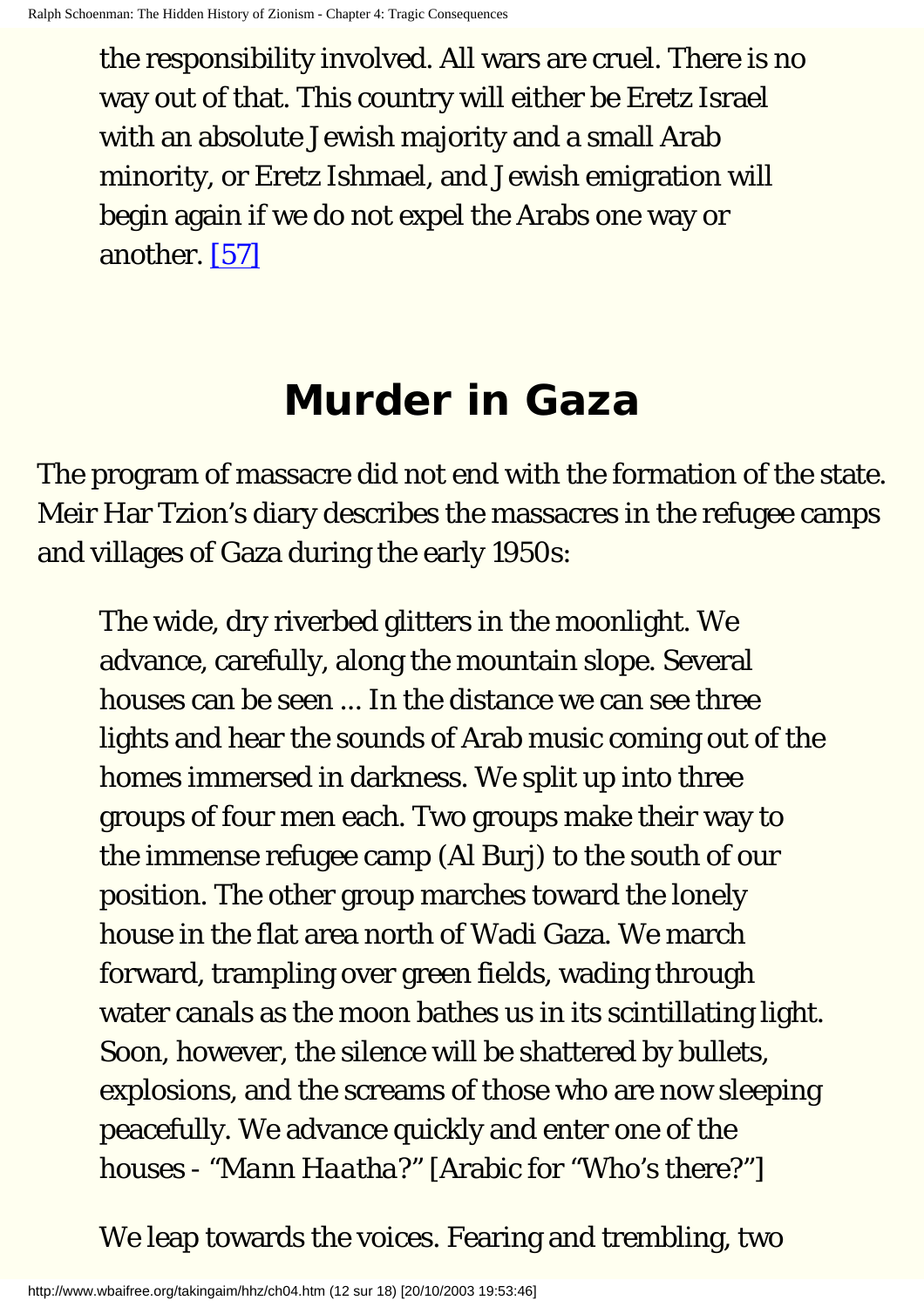> the responsibility involved. All wars are cruel. There is no way out of that. This country will either be Eretz Israel with an absolute Jewish majority and a small Arab minority, or Eretz Ishmael, and Jewish emigration will begin again if we do not expel the Arabs one way or another. [57]

# Murder in Gaza

The program of massacre did not end with the formation of the state. Meir Har Tzion's diary describes the massacres in the refugee camps and villages of Gaza during the early 1950s:

> The wide, dry riverbed glitters in the moonlight. We advance, carefully, along the mountain slope. Several houses can be seen ... In the distance we can see three lights and hear the sounds of Arab music coming out of the homes immersed in darkness. We split up into three groups of four men each. Two groups make their way to the immense refugee camp (Al Burj) to the south of our position. The other group marches toward the lonely house in the flat area north of Wadi Gaza. We march forward, trampling over green fields, wading through water canals as the moon bathes us in its scintillating light. Soon, however, the silence will be shattered by bullets, explosions, and the screams of those who are now sleeping peacefully. We advance quickly and enter one of the houses - *"Mann Haatha?"* [Arabic for "Who's there?"]
>
> We leap towards the voices. Fearing and trembling, two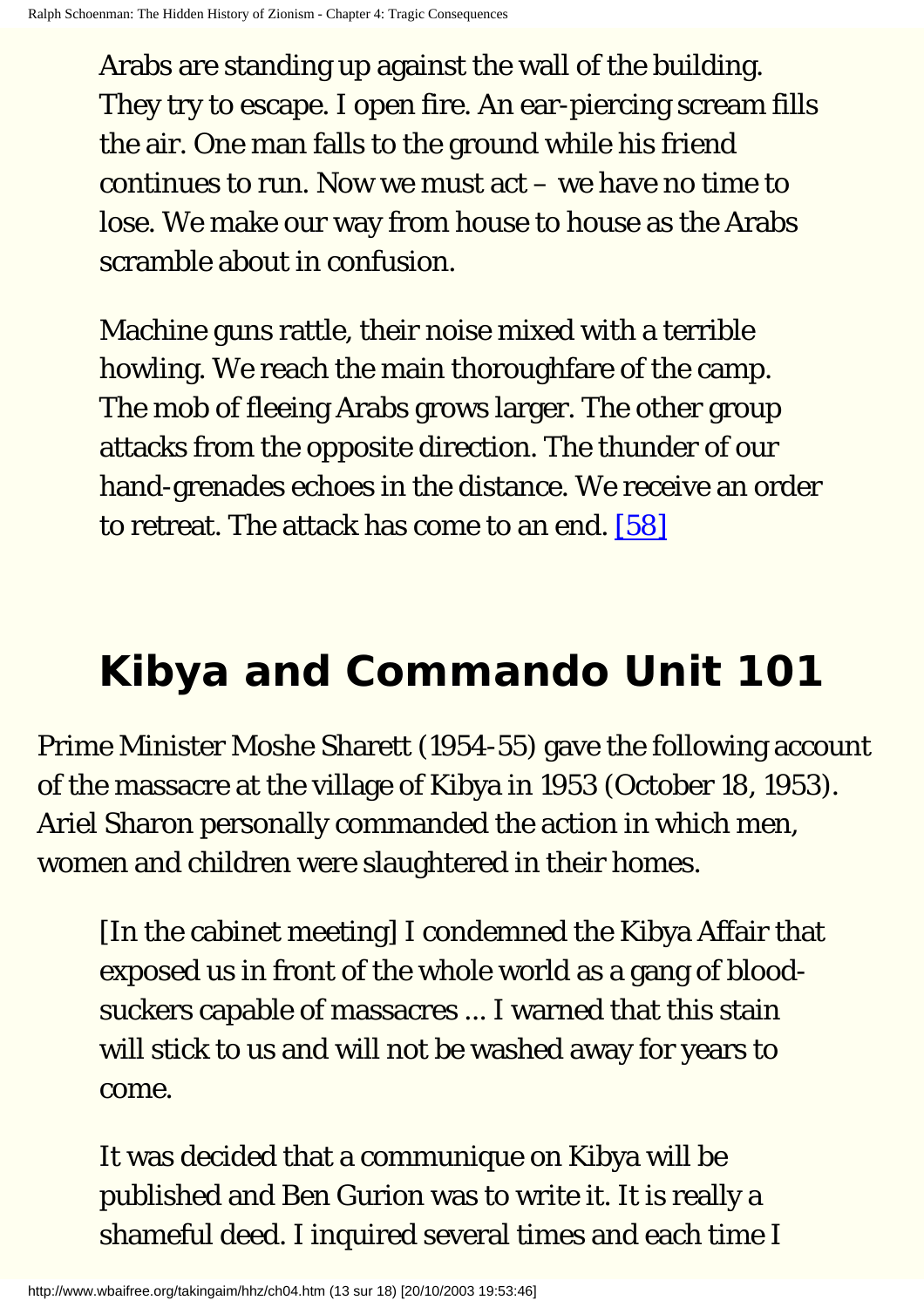> Arabs are standing up against the wall of the building. They try to escape. I open fire. An ear-piercing scream fills the air. One man falls to the ground while his friend continues to run. Now we must act – we have no time to lose. We make our way from house to house as the Arabs scramble about in confusion.
>
> Machine guns rattle, their noise mixed with a terrible howling. We reach the main thoroughfare of the camp. The mob of fleeing Arabs grows larger. The other group attacks from the opposite direction. The thunder of our hand-grenades echoes in the distance. We receive an order to retreat. The attack has come to an end. [58]

# Kibya and Commando Unit 101

Prime Minister Moshe Sharett (1954-55) gave the following account of the massacre at the village of Kibya in 1953 (October 18, 1953). Ariel Sharon personally commanded the action in which men, women and children were slaughtered in their homes.

> [In the cabinet meeting] I condemned the Kibya Affair that exposed us in front of the whole world as a gang of blood-suckers capable of massacres ... I warned that this stain will stick to us and will not be washed away for years to come.
>
> It was decided that a communique on Kibya will be published and Ben Gurion was to write it. It is really a shameful deed. I inquired several times and each time I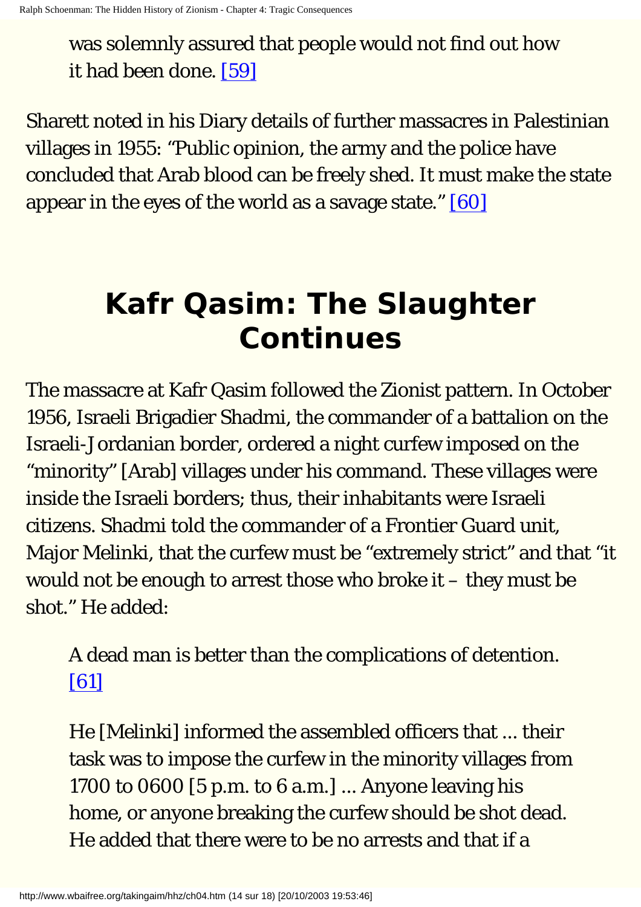> was solemnly assured that people would not find out how it had been done. [59]

Sharett noted in his Diary details of further massacres in Palestinian villages in 1955: “Public opinion, the army and the police have concluded that Arab blood can be freely shed. It must make the state appear in the eyes of the world as a savage state.” [60]

## Kafr Qasim: The Slaughter Continues

The massacre at Kafr Qasim followed the Zionist pattern. In October 1956, Israeli Brigadier Shadmi, the commander of a battalion on the Israeli-Jordanian border, ordered a night curfew imposed on the “minority” [Arab] villages under his command. These villages were inside the Israeli borders; thus, their inhabitants were Israeli citizens. Shadmi told the commander of a Frontier Guard unit, Major Melinki, that the curfew must be “extremely strict” and that “it would not be enough to arrest those who broke it – they must be shot.” He added:

> A dead man is better than the complications of detention. [61]

> He [Melinki] informed the assembled officers that ... their task was to impose the curfew in the minority villages from 1700 to 0600 [5 p.m. to 6 a.m.] ... Anyone leaving his home, or anyone breaking the curfew should be shot dead. He added that there were to be no arrests and that if a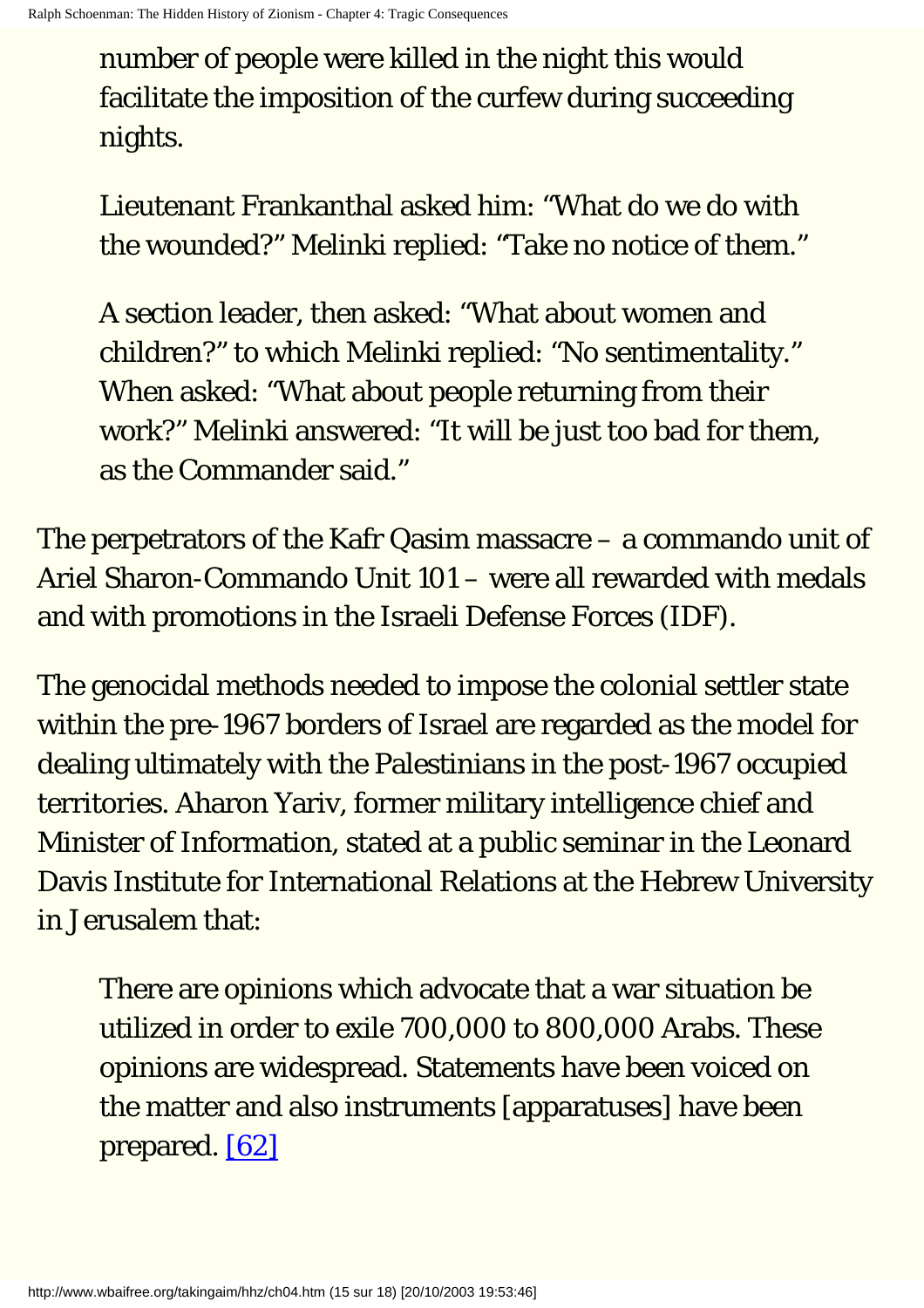> number of people were killed in the night this would facilitate the imposition of the curfew during succeeding nights.
>
> Lieutenant Frankanthal asked him: "What do we do with the wounded?" Melinki replied: "Take no notice of them."
>
> A section leader, then asked: "What about women and children?" to which Melinki replied: "No sentimentality." When asked: "What about people returning from their work?" Melinki answered: "It will be just too bad for them, as the Commander said."

The perpetrators of the Kafr Qasim massacre – a commando unit of Ariel Sharon-Commando Unit 101 – were all rewarded with medals and with promotions in the Israeli Defense Forces (IDF).

The genocidal methods needed to impose the colonial settler state within the pre-1967 borders of Israel are regarded as the model for dealing ultimately with the Palestinians in the post-1967 occupied territories. Aharon Yariv, former military intelligence chief and Minister of Information, stated at a public seminar in the Leonard Davis Institute for International Relations at the Hebrew University in Jerusalem that:

> There are opinions which advocate that a war situation be utilized in order to exile 700,000 to 800,000 Arabs. These opinions are widespread. Statements have been voiced on the matter and also instruments [apparatuses] have been prepared. [62]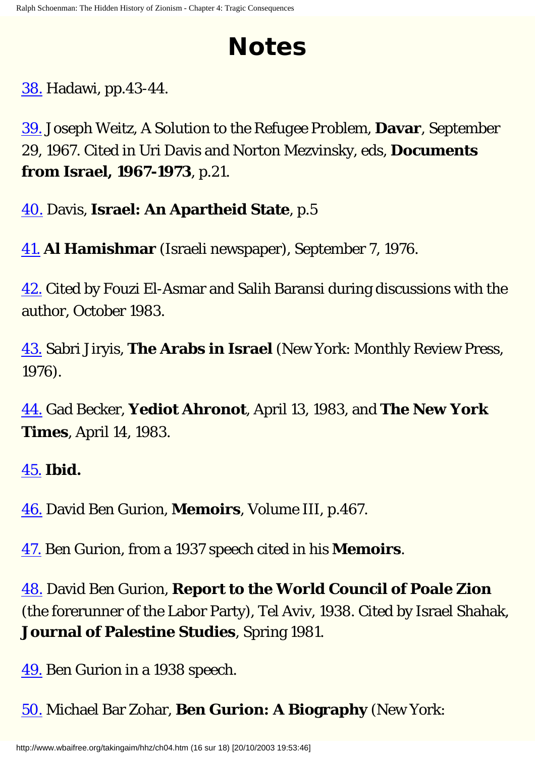# Notes

38. Hadawi, pp.43-44.

39. Joseph Weitz, A Solution to the Refugee Problem, **Davar**, September 29, 1967. Cited in Uri Davis and Norton Mezvinsky, eds, **Documents from Israel, 1967-1973**, p.21.

40. Davis, **Israel: An Apartheid State**, p.5

41. **Al Hamishmar** (Israeli newspaper), September 7, 1976.

42. Cited by Fouzi El-Asmar and Salih Baransi during discussions with the author, October 1983.

43. Sabri Jiryis, **The Arabs in Israel** (New York: Monthly Review Press, 1976).

44. Gad Becker, **Yediot Ahronot**, April 13, 1983, and **The New York Times**, April 14, 1983.

45. **Ibid.**

46. David Ben Gurion, **Memoirs**, Volume III, p.467.

47. Ben Gurion, from a 1937 speech cited in his **Memoirs**.

48. David Ben Gurion, **Report to the World Council of Poale Zion** (the forerunner of the Labor Party), Tel Aviv, 1938. Cited by Israel Shahak, **Journal of Palestine Studies**, Spring 1981.

49. Ben Gurion in a 1938 speech.

50. Michael Bar Zohar, **Ben Gurion: A Biography** (New York: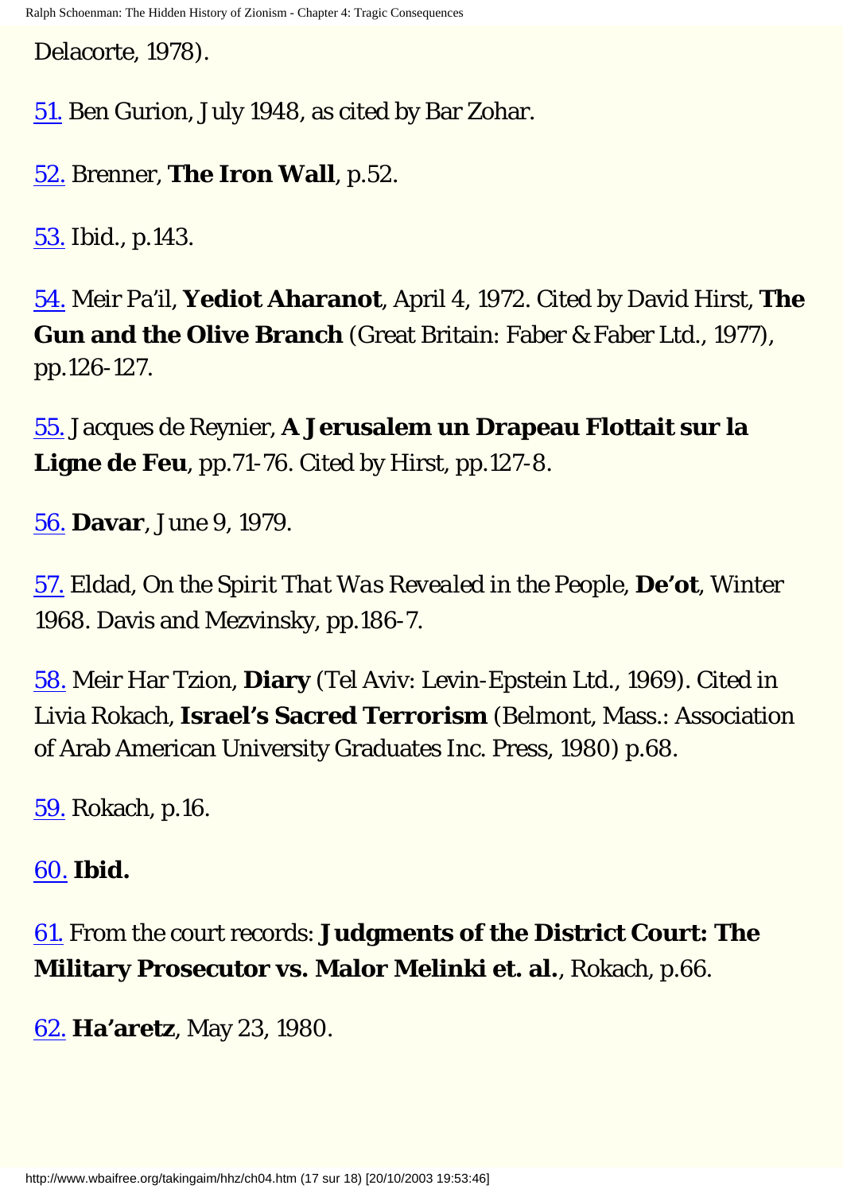Delacorte, 1978).

51. Ben Gurion, July 1948, as cited by Bar Zohar.

52. Brenner, **The Iron Wall**, p.52.

53. Ibid., p.143.

54. Meir Pa'il, **Yediot Aharanot**, April 4, 1972. Cited by David Hirst, **The Gun and the Olive Branch** (Great Britain: Faber & Faber Ltd., 1977), pp.126-127.

55. Jacques de Reynier, **A Jerusalem un Drapeau Flottait sur la Ligne de Feu**, pp.71-76. Cited by Hirst, pp.127-8.

56. **Davar**, June 9, 1979.

57. Eldad, *On the Spirit That Was Revealed in the People*, **De'ot**, Winter 1968. Davis and Mezvinsky, pp.186-7.

58. Meir Har Tzion, **Diary** (Tel Aviv: Levin-Epstein Ltd., 1969). Cited in Livia Rokach, **Israel's Sacred Terrorism** (Belmont, Mass.: Association of Arab American University Graduates Inc. Press, 1980) p.68.

59. Rokach, p.16.

60. **Ibid.**

61. From the court records: **Judgments of the District Court: The Military Prosecutor vs. Malor Melinki et. al.**, Rokach, p.66.

62. **Ha'aretz**, May 23, 1980.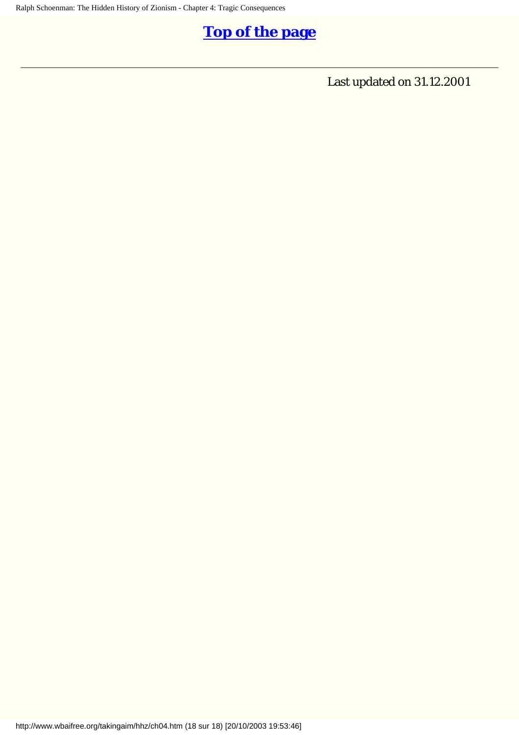**[Top of the page](#)**

---

Last updated on 31.12.2001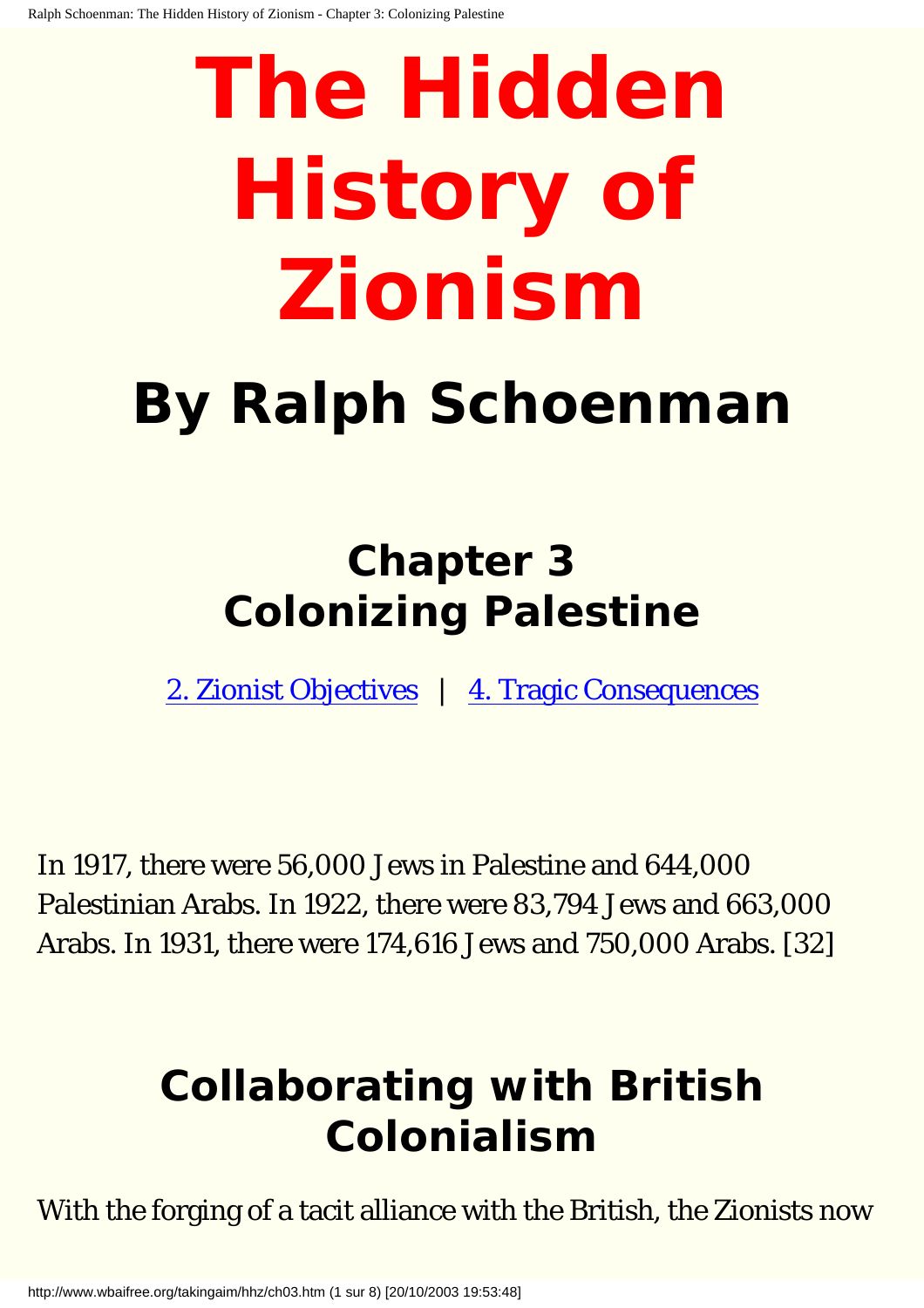# The Hidden History of Zionism

## By Ralph Schoenman

## Chapter 3
## Colonizing Palestine

[2. Zionist Objectives](#) | [4. Tragic Consequences](#)

In 1917, there were 56,000 Jews in Palestine and 644,000 Palestinian Arabs. In 1922, there were 83,794 Jews and 663,000 Arabs. In 1931, there were 174,616 Jews and 750,000 Arabs. [32]

## Collaborating with British Colonialism

With the forging of a tacit alliance with the British, the Zionists now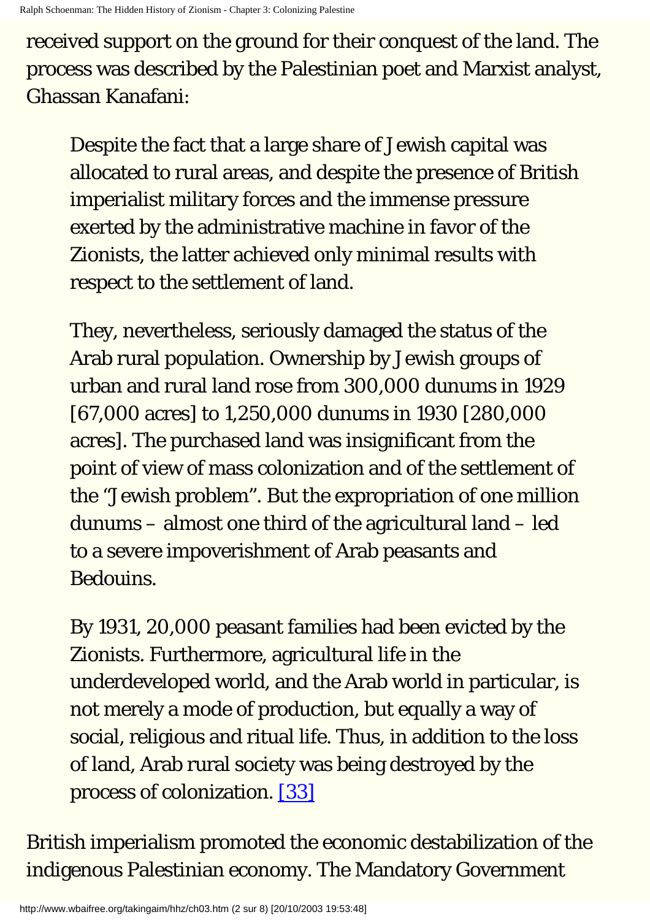received support on the ground for their conquest of the land. The process was described by the Palestinian poet and Marxist analyst, Ghassan Kanafani:

> Despite the fact that a large share of Jewish capital was allocated to rural areas, and despite the presence of British imperialist military forces and the immense pressure exerted by the administrative machine in favor of the Zionists, the latter achieved only minimal results with respect to the settlement of land.
>
> They, nevertheless, seriously damaged the status of the Arab rural population. Ownership by Jewish groups of urban and rural land rose from 300,000 dunums in 1929 [67,000 acres] to 1,250,000 dunums in 1930 [280,000 acres]. The purchased land was insignificant from the point of view of mass colonization and of the settlement of the "Jewish problem". But the expropriation of one million dunums – almost one third of the agricultural land – led to a severe impoverishment of Arab peasants and Bedouins.
>
> By 1931, 20,000 peasant families had been evicted by the Zionists. Furthermore, agricultural life in the underdeveloped world, and the Arab world in particular, is not merely a mode of production, but equally a way of social, religious and ritual life. Thus, in addition to the loss of land, Arab rural society was being destroyed by the process of colonization. [33]

British imperialism promoted the economic destabilization of the indigenous Palestinian economy. The Mandatory Government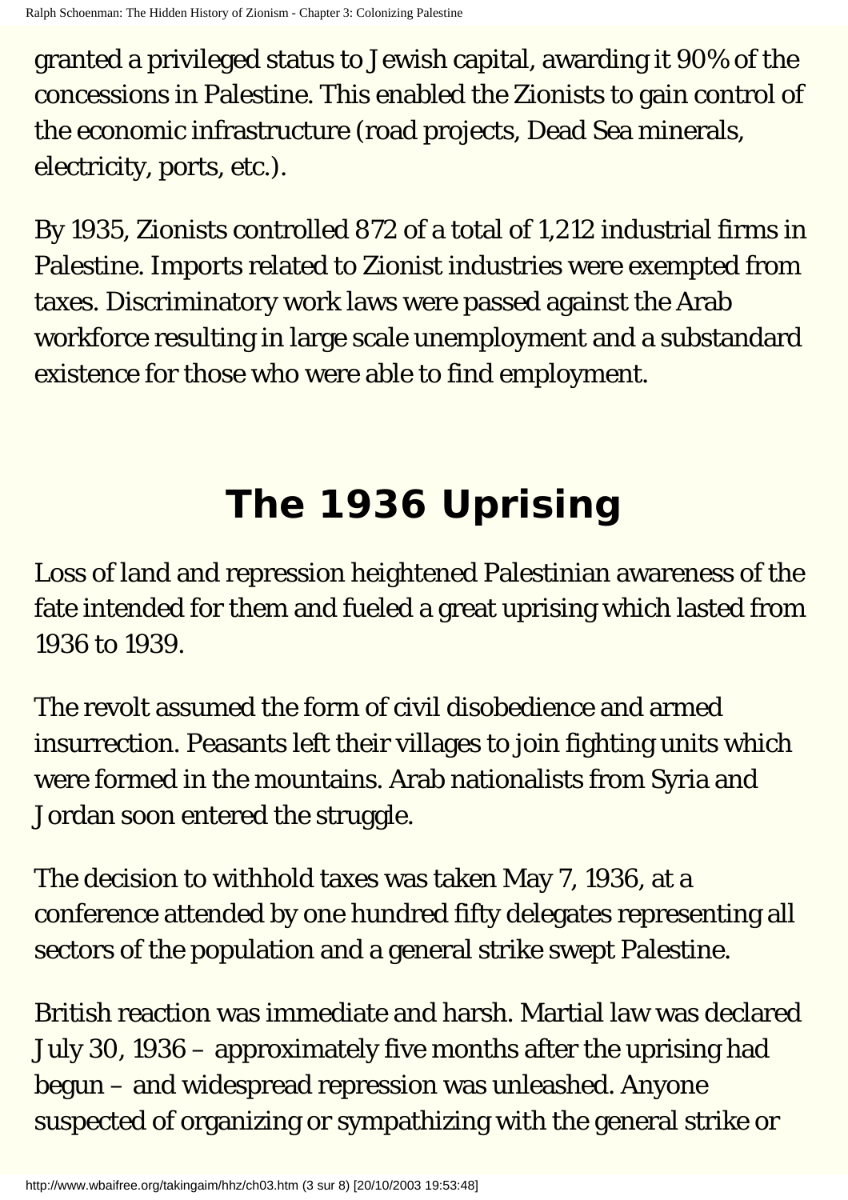granted a privileged status to Jewish capital, awarding it 90% of the concessions in Palestine. This enabled the Zionists to gain control of the economic infrastructure (road projects, Dead Sea minerals, electricity, ports, etc.).

By 1935, Zionists controlled 872 of a total of 1,212 industrial firms in Palestine. Imports related to Zionist industries were exempted from taxes. Discriminatory work laws were passed against the Arab workforce resulting in large scale unemployment and a substandard existence for those who were able to find employment.

## The 1936 Uprising

Loss of land and repression heightened Palestinian awareness of the fate intended for them and fueled a great uprising which lasted from 1936 to 1939.

The revolt assumed the form of civil disobedience and armed insurrection. Peasants left their villages to join fighting units which were formed in the mountains. Arab nationalists from Syria and Jordan soon entered the struggle.

The decision to withhold taxes was taken May 7, 1936, at a conference attended by one hundred fifty delegates representing all sectors of the population and a general strike swept Palestine.

British reaction was immediate and harsh. Martial law was declared July 30, 1936 – approximately five months after the uprising had begun – and widespread repression was unleashed. Anyone suspected of organizing or sympathizing with the general strike or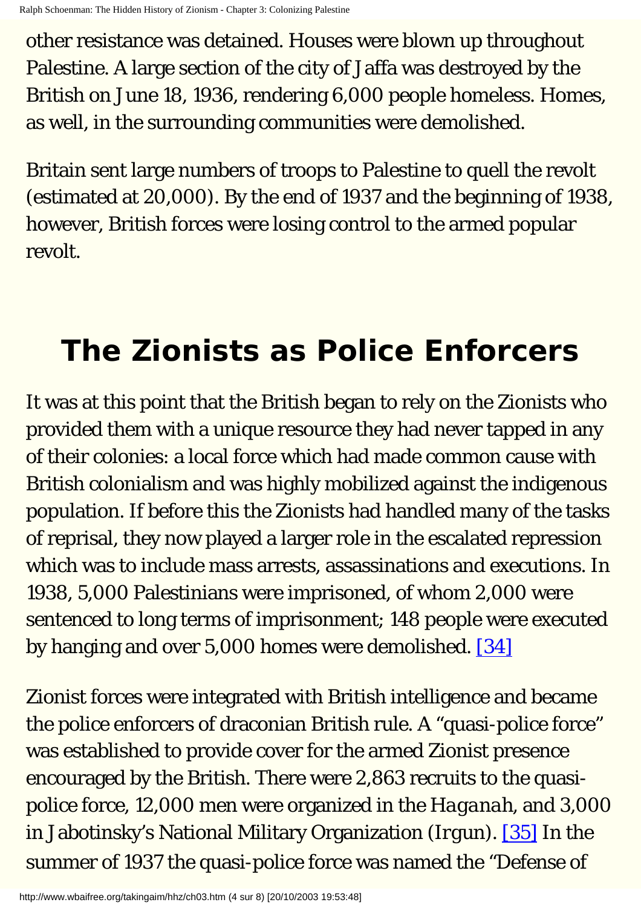other resistance was detained. Houses were blown up throughout Palestine. A large section of the city of Jaffa was destroyed by the British on June 18, 1936, rendering 6,000 people homeless. Homes, as well, in the surrounding communities were demolished.

Britain sent large numbers of troops to Palestine to quell the revolt (estimated at 20,000). By the end of 1937 and the beginning of 1938, however, British forces were losing control to the armed popular revolt.

## The Zionists as Police Enforcers

It was at this point that the British began to rely on the Zionists who provided them with a unique resource they had never tapped in any of their colonies: a local force which had made common cause with British colonialism and was highly mobilized against the indigenous population. If before this the Zionists had handled many of the tasks of reprisal, they now played a larger role in the escalated repression which was to include mass arrests, assassinations and executions. In 1938, 5,000 Palestinians were imprisoned, of whom 2,000 were sentenced to long terms of imprisonment; 148 people were executed by hanging and over 5,000 homes were demolished. [34]

Zionist forces were integrated with British intelligence and became the police enforcers of draconian British rule. A "quasi-police force" was established to provide cover for the armed Zionist presence encouraged by the British. There were 2,863 recruits to the quasi-police force, 12,000 men were organized in the *Haganah*, and 3,000 in Jabotinsky's National Military Organization (*Irgun*). [35] In the summer of 1937 the quasi-police force was named the "Defense of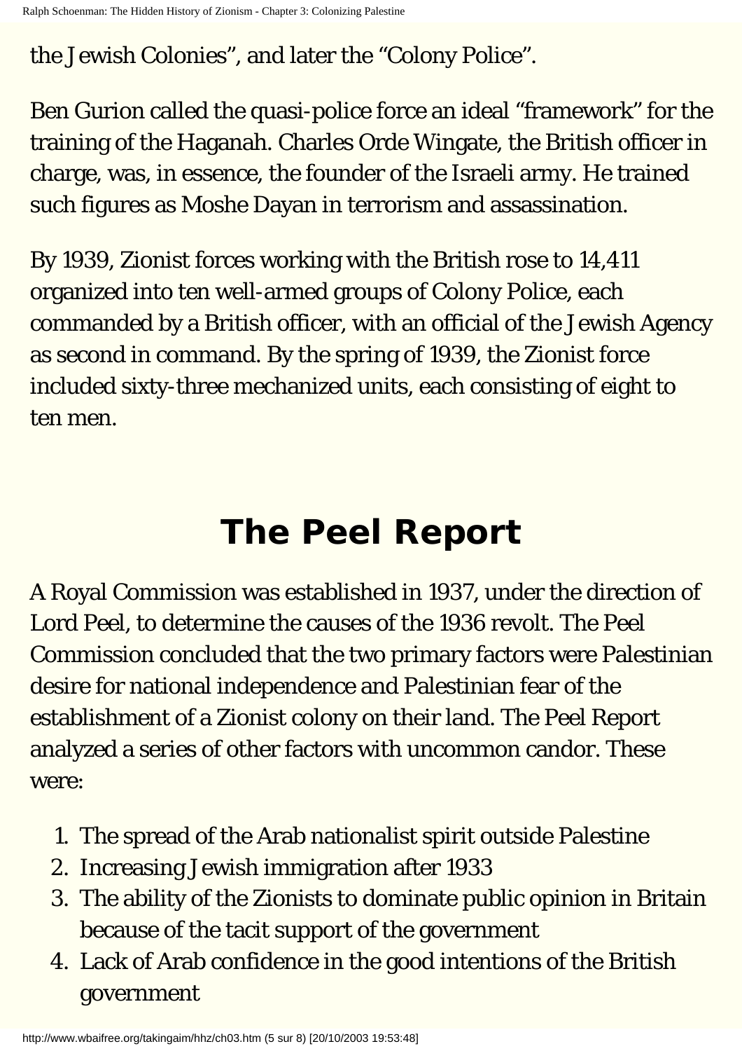the Jewish Colonies", and later the "Colony Police".

Ben Gurion called the quasi-police force an ideal "framework" for the training of the Haganah. Charles Orde Wingate, the British officer in charge, was, in essence, the founder of the Israeli army. He trained such figures as Moshe Dayan in terrorism and assassination.

By 1939, Zionist forces working with the British rose to 14,411 organized into ten well-armed groups of Colony Police, each commanded by a British officer, with an official of the Jewish Agency as second in command. By the spring of 1939, the Zionist force included sixty-three mechanized units, each consisting of eight to ten men.

## The Peel Report

A Royal Commission was established in 1937, under the direction of Lord Peel, to determine the causes of the 1936 revolt. The Peel Commission concluded that the two primary factors were Palestinian desire for national independence and Palestinian fear of the establishment of a Zionist colony on their land. The Peel Report analyzed a series of other factors with uncommon candor. These were:

1. The spread of the Arab nationalist spirit outside Palestine
2. Increasing Jewish immigration after 1933
3. The ability of the Zionists to dominate public opinion in Britain because of the tacit support of the government
4. Lack of Arab confidence in the good intentions of the British government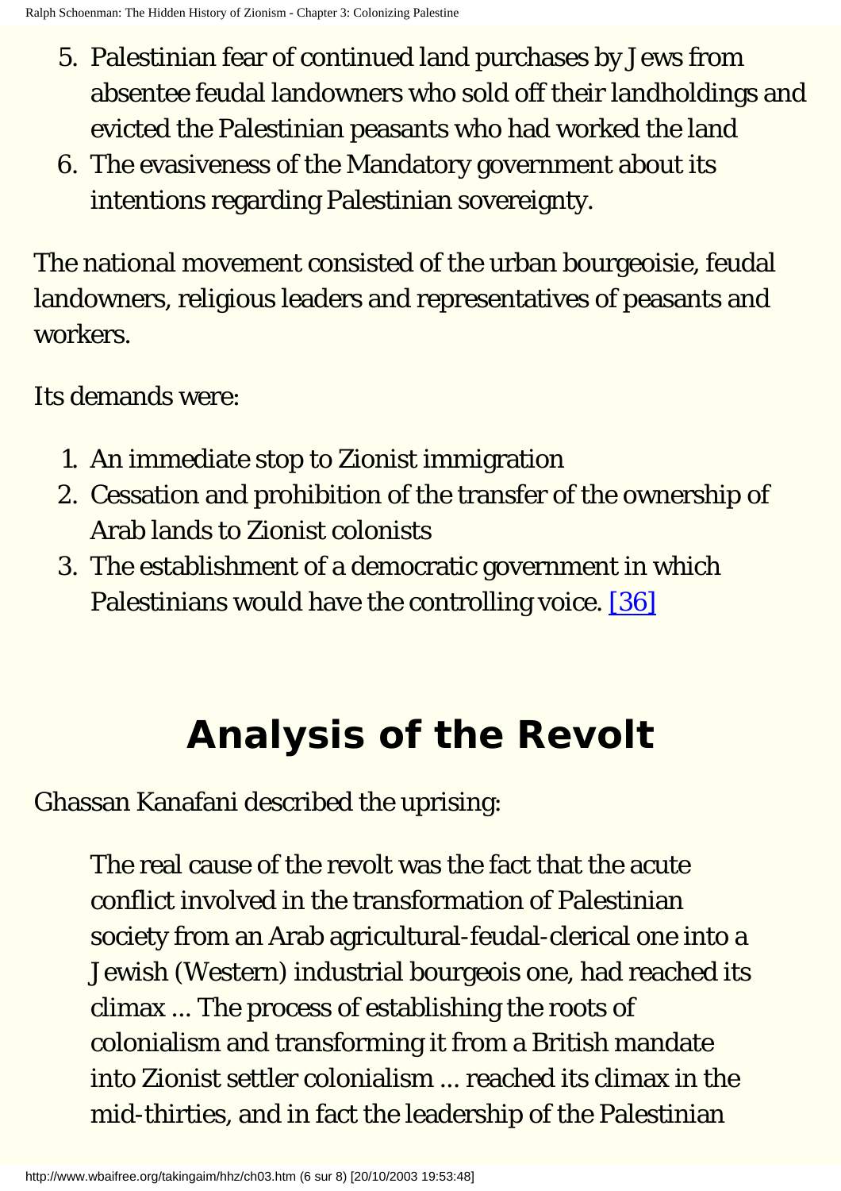5. Palestinian fear of continued land purchases by Jews from absentee feudal landowners who sold off their landholdings and evicted the Palestinian peasants who had worked the land
6. The evasiveness of the Mandatory government about its intentions regarding Palestinian sovereignty.

The national movement consisted of the urban bourgeoisie, feudal landowners, religious leaders and representatives of peasants and workers.

Its demands were:

1. An immediate stop to Zionist immigration
2. Cessation and prohibition of the transfer of the ownership of Arab lands to Zionist colonists
3. The establishment of a democratic government in which Palestinians would have the controlling voice. [36]

## Analysis of the Revolt

Ghassan Kanafani described the uprising:

> The real cause of the revolt was the fact that the acute conflict involved in the transformation of Palestinian society from an Arab agricultural-feudal-clerical one into a Jewish (Western) industrial bourgeois one, had reached its climax ... The process of establishing the roots of colonialism and transforming it from a British mandate into Zionist settler colonialism ... reached its climax in the mid-thirties, and in fact the leadership of the Palestinian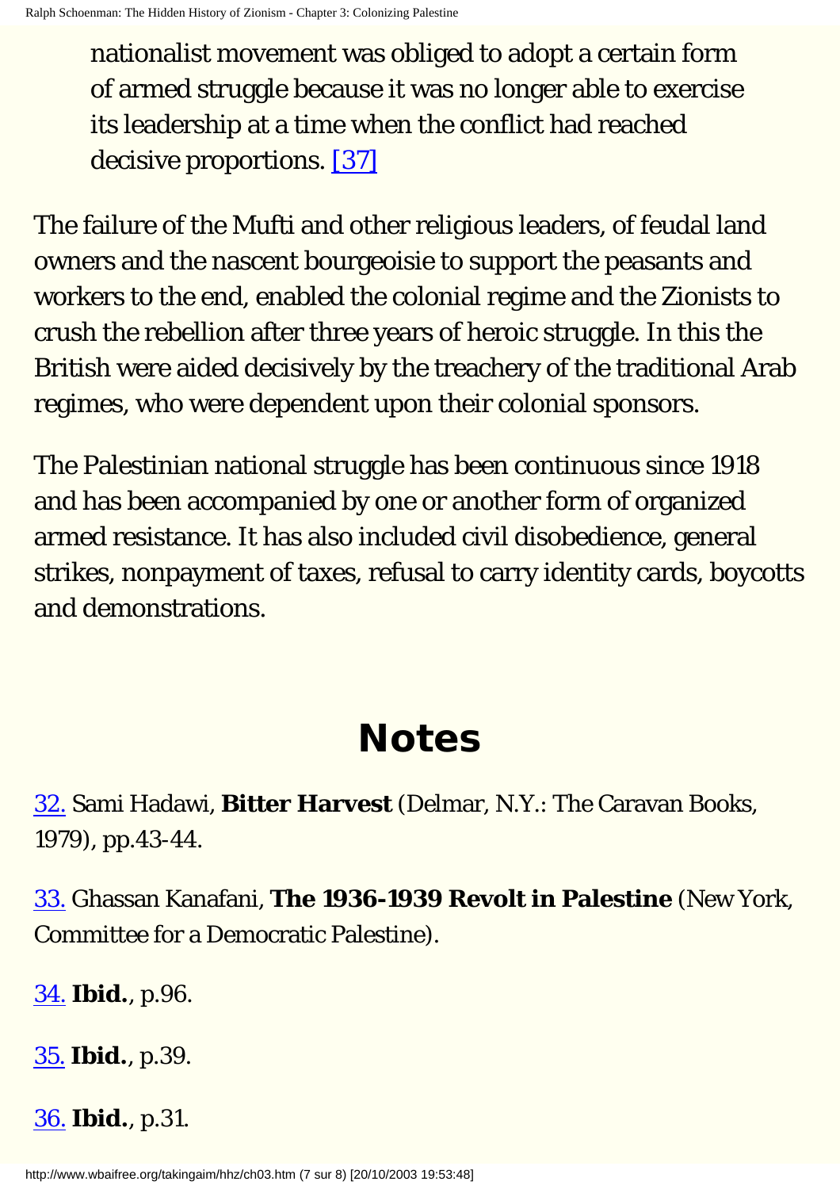> nationalist movement was obliged to adopt a certain form of armed struggle because it was no longer able to exercise its leadership at a time when the conflict had reached decisive proportions. [37]

The failure of the Mufti and other religious leaders, of feudal land owners and the nascent bourgeoisie to support the peasants and workers to the end, enabled the colonial regime and the Zionists to crush the rebellion after three years of heroic struggle. In this the British were aided decisively by the treachery of the traditional Arab regimes, who were dependent upon their colonial sponsors.

The Palestinian national struggle has been continuous since 1918 and has been accompanied by one or another form of organized armed resistance. It has also included civil disobedience, general strikes, nonpayment of taxes, refusal to carry identity cards, boycotts and demonstrations.

# Notes

32. Sami Hadawi, **Bitter Harvest** (Delmar, N.Y.: The Caravan Books, 1979), pp.43-44.

33. Ghassan Kanafani, **The 1936-1939 Revolt in Palestine** (New York, Committee for a Democratic Palestine).

34. **Ibid.**, p.96.

35. **Ibid.**, p.39.

36. **Ibid.**, p.31.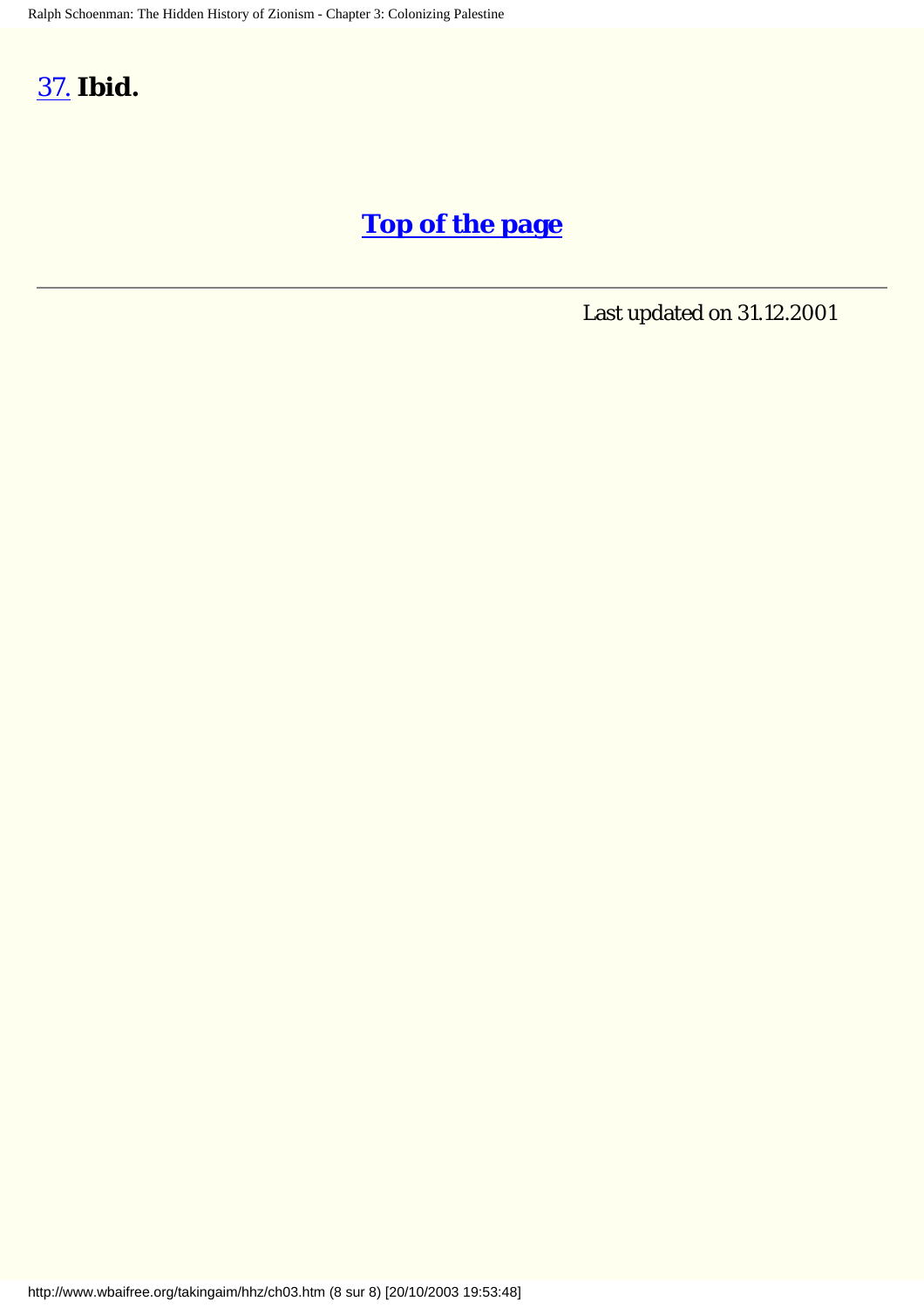37. **Ibid.**

**Top of the page**

---

Last updated on 31.12.2001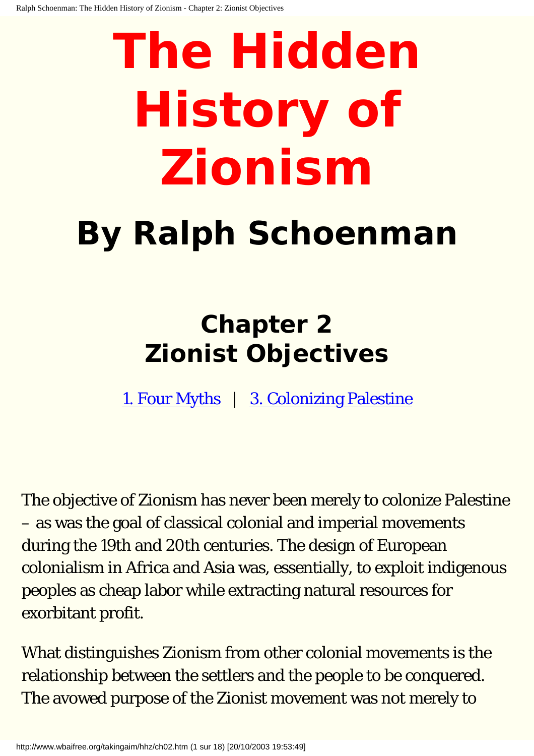# The Hidden History of Zionism

## By Ralph Schoenman

### Chapter 2
### Zionist Objectives

1. Four Myths | 3. Colonizing Palestine

The objective of Zionism has never been merely to colonize Palestine – as was the goal of classical colonial and imperial movements during the 19th and 20th centuries. The design of European colonialism in Africa and Asia was, essentially, to exploit indigenous peoples as cheap labor while extracting natural resources for exorbitant profit.

What distinguishes Zionism from other colonial movements is the relationship between the settlers and the people to be conquered. The avowed purpose of the Zionist movement was not merely to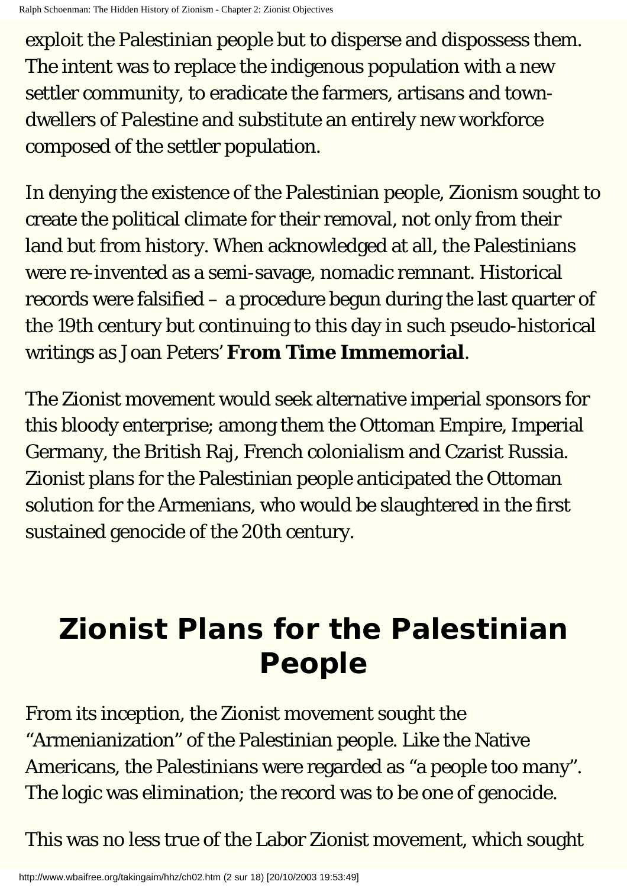exploit the Palestinian people but to disperse and dispossess them. The intent was to replace the indigenous population with a new settler community, to eradicate the farmers, artisans and town-dwellers of Palestine and substitute an entirely new workforce composed of the settler population.

In denying the existence of the Palestinian people, Zionism sought to create the political climate for their removal, not only from their land but from history. When acknowledged at all, the Palestinians were re-invented as a semi-savage, nomadic remnant. Historical records were falsified – a procedure begun during the last quarter of the 19th century but continuing to this day in such pseudo-historical writings as Joan Peters' **From Time Immemorial**.

The Zionist movement would seek alternative imperial sponsors for this bloody enterprise; among them the Ottoman Empire, Imperial Germany, the British Raj, French colonialism and Czarist Russia. Zionist plans for the Palestinian people anticipated the Ottoman solution for the Armenians, who would be slaughtered in the first sustained genocide of the 20th century.

## Zionist Plans for the Palestinian People

From its inception, the Zionist movement sought the "Armenianization" of the Palestinian people. Like the Native Americans, the Palestinians were regarded as "a people too many". The logic was elimination; the record was to be one of genocide.

This was no less true of the Labor Zionist movement, which sought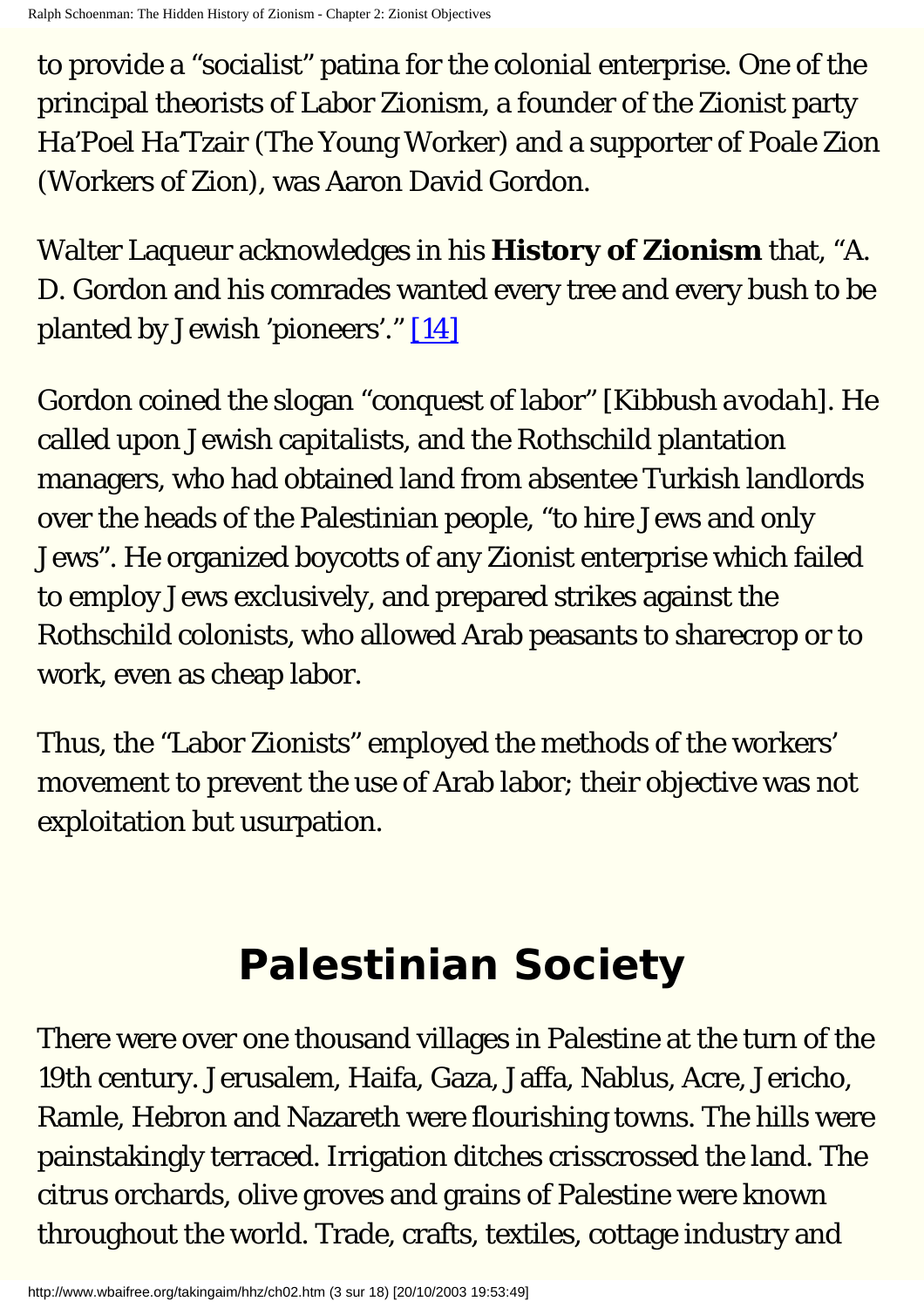to provide a "socialist" patina for the colonial enterprise. One of the principal theorists of Labor Zionism, a founder of the Zionist party Ha'Poel Ha'Tzair (The Young Worker) and a supporter of Poale Zion (Workers of Zion), was Aaron David Gordon.

Walter Laqueur acknowledges in his **History of Zionism** that, "A. D. Gordon and his comrades wanted every tree and every bush to be planted by Jewish 'pioneers'." [14]

Gordon coined the slogan "conquest of labor" [*Kibbush avodah*]. He called upon Jewish capitalists, and the Rothschild plantation managers, who had obtained land from absentee Turkish landlords over the heads of the Palestinian people, "to hire Jews and only Jews". He organized boycotts of any Zionist enterprise which failed to employ Jews exclusively, and prepared strikes against the Rothschild colonists, who allowed Arab peasants to sharecrop or to work, even as cheap labor.

Thus, the "Labor Zionists" employed the methods of the workers' movement to prevent the use of Arab labor; their objective was not exploitation but usurpation.

# Palestinian Society

There were over one thousand villages in Palestine at the turn of the 19th century. Jerusalem, Haifa, Gaza, Jaffa, Nablus, Acre, Jericho, Ramle, Hebron and Nazareth were flourishing towns. The hills were painstakingly terraced. Irrigation ditches crisscrossed the land. The citrus orchards, olive groves and grains of Palestine were known throughout the world. Trade, crafts, textiles, cottage industry and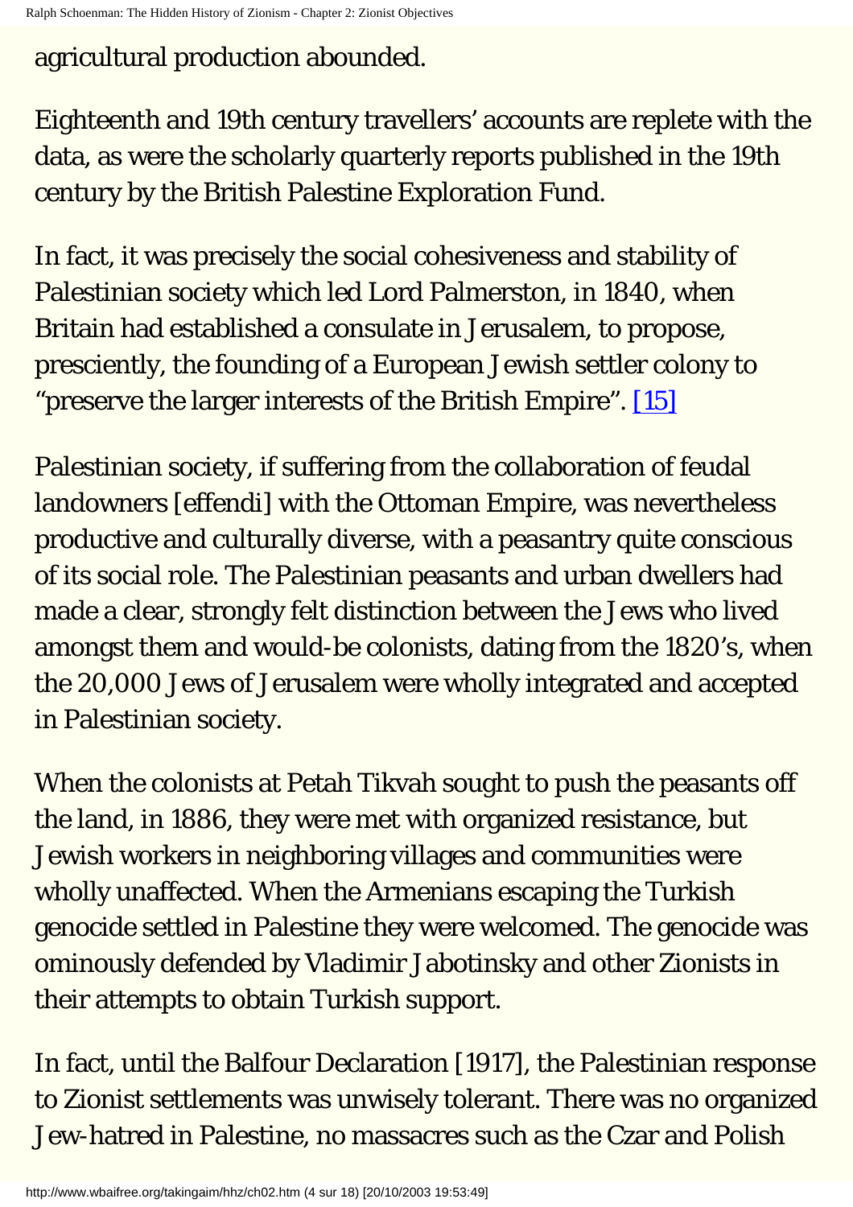agricultural production abounded.

Eighteenth and 19th century travellers' accounts are replete with the data, as were the scholarly quarterly reports published in the 19th century by the British Palestine Exploration Fund.

In fact, it was precisely the social cohesiveness and stability of Palestinian society which led Lord Palmerston, in 1840, when Britain had established a consulate in Jerusalem, to propose, presciently, the founding of a European Jewish settler colony to "preserve the larger interests of the British Empire". [15]

Palestinian society, if suffering from the collaboration of feudal landowners [effendi] with the Ottoman Empire, was nevertheless productive and culturally diverse, with a peasantry quite conscious of its social role. The Palestinian peasants and urban dwellers had made a clear, strongly felt distinction between the Jews who lived amongst them and would-be colonists, dating from the 1820's, when the 20,000 Jews of Jerusalem were wholly integrated and accepted in Palestinian society.

When the colonists at Petah Tikvah sought to push the peasants off the land, in 1886, they were met with organized resistance, but Jewish workers in neighboring villages and communities were wholly unaffected. When the Armenians escaping the Turkish genocide settled in Palestine they were welcomed. The genocide was ominously defended by Vladimir Jabotinsky and other Zionists in their attempts to obtain Turkish support.

In fact, until the Balfour Declaration [1917], the Palestinian response to Zionist settlements was unwisely tolerant. There was no organized Jew-hatred in Palestine, no massacres such as the Czar and Polish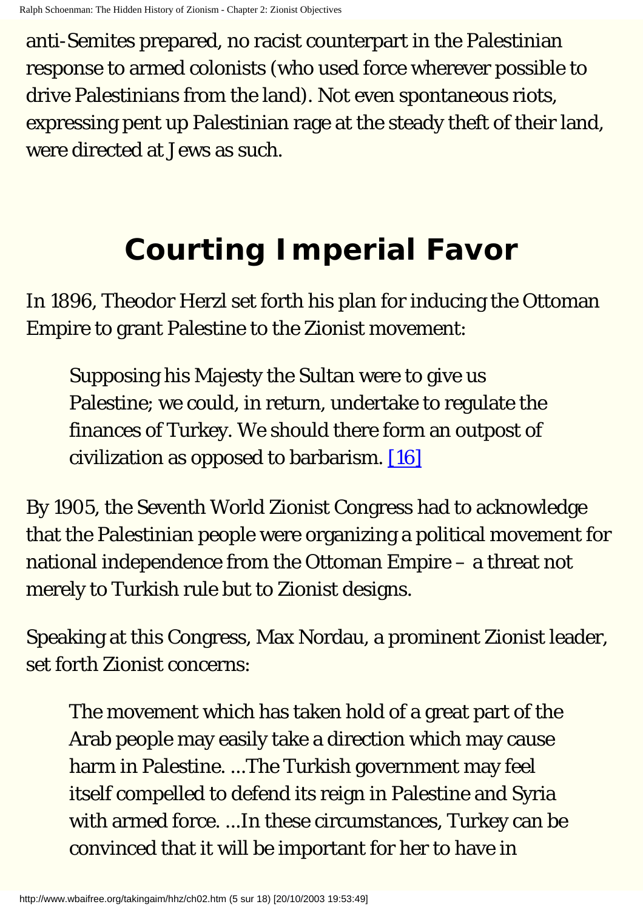anti-Semites prepared, no racist counterpart in the Palestinian response to armed colonists (who used force wherever possible to drive Palestinians from the land). Not even spontaneous riots, expressing pent up Palestinian rage at the steady theft of their land, were directed at Jews as such.

## Courting Imperial Favor

In 1896, Theodor Herzl set forth his plan for inducing the Ottoman Empire to grant Palestine to the Zionist movement:

> Supposing his Majesty the Sultan were to give us Palestine; we could, in return, undertake to regulate the finances of Turkey. We should there form an outpost of civilization as opposed to barbarism. [16]

By 1905, the Seventh World Zionist Congress had to acknowledge that the Palestinian people were organizing a political movement for national independence from the Ottoman Empire – a threat not merely to Turkish rule but to Zionist designs.

Speaking at this Congress, Max Nordau, a prominent Zionist leader, set forth Zionist concerns:

> The movement which has taken hold of a great part of the Arab people may easily take a direction which may cause harm in Palestine. ...The Turkish government may feel itself compelled to defend its reign in Palestine and Syria with armed force. ...In these circumstances, Turkey can be convinced that it will be important for her to have in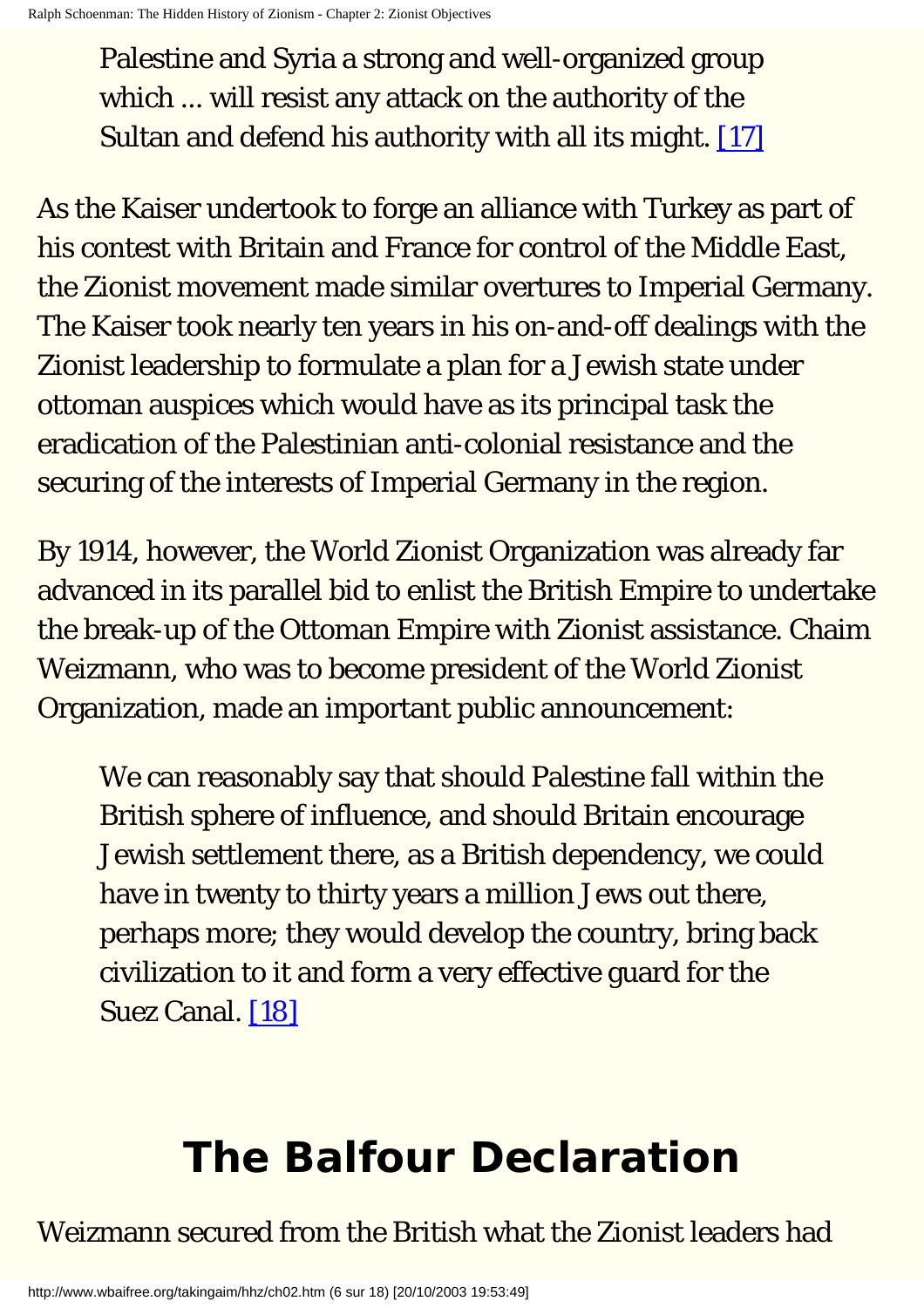> Palestine and Syria a strong and well-organized group which ... will resist any attack on the authority of the Sultan and defend his authority with all its might. [17]

As the Kaiser undertook to forge an alliance with Turkey as part of his contest with Britain and France for control of the Middle East, the Zionist movement made similar overtures to Imperial Germany. The Kaiser took nearly ten years in his on-and-off dealings with the Zionist leadership to formulate a plan for a Jewish state under ottoman auspices which would have as its principal task the eradication of the Palestinian anti-colonial resistance and the securing of the interests of Imperial Germany in the region.

By 1914, however, the World Zionist Organization was already far advanced in its parallel bid to enlist the British Empire to undertake the break-up of the Ottoman Empire with Zionist assistance. Chaim Weizmann, who was to become president of the World Zionist Organization, made an important public announcement:

> We can reasonably say that should Palestine fall within the British sphere of influence, and should Britain encourage Jewish settlement there, as a British dependency, we could have in twenty to thirty years a million Jews out there, perhaps more; they would develop the country, bring back civilization to it and form a very effective guard for the Suez Canal. [18]

## The Balfour Declaration

Weizmann secured from the British what the Zionist leaders had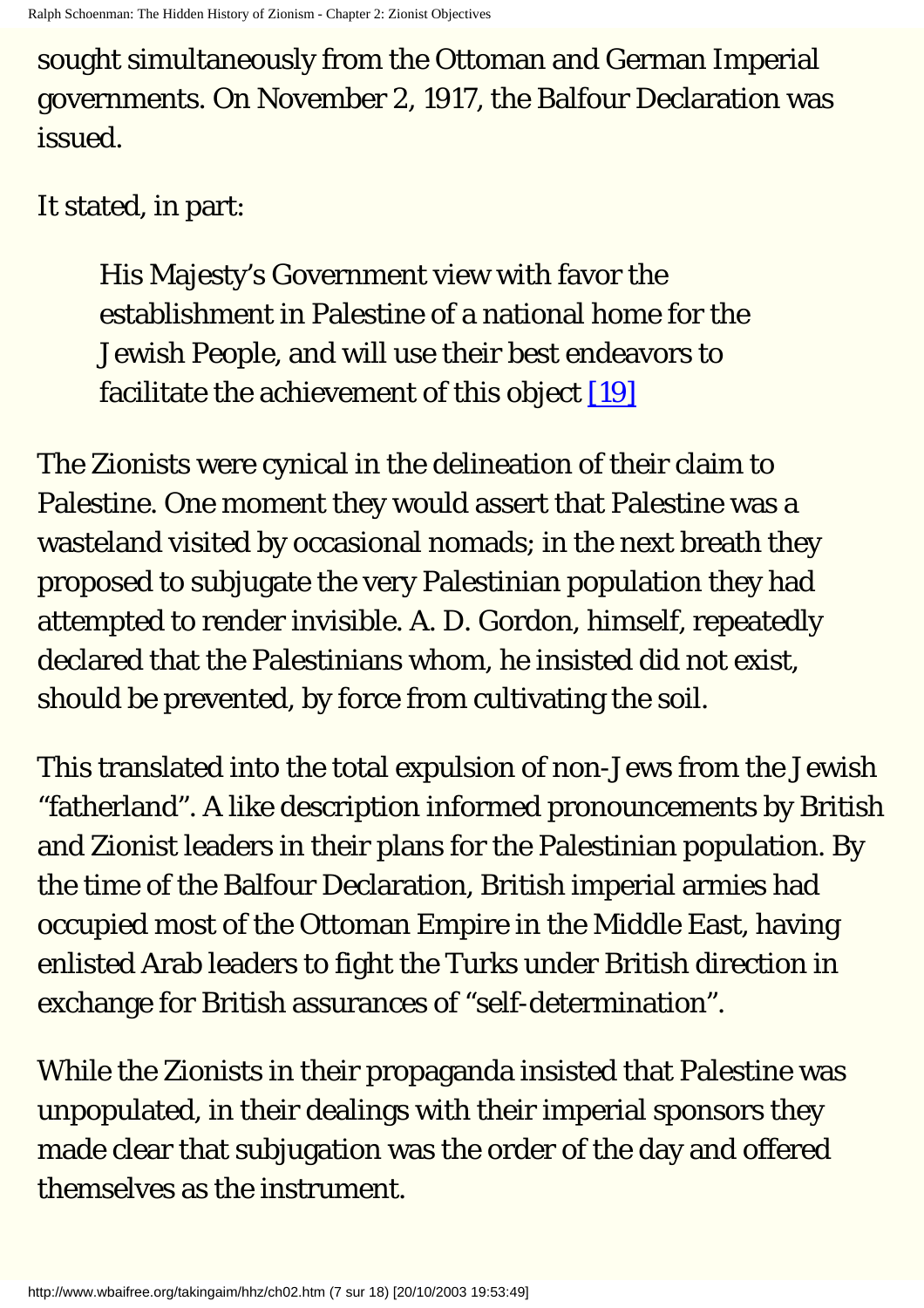sought simultaneously from the Ottoman and German Imperial governments. On November 2, 1917, the Balfour Declaration was issued.

It stated, in part:

> His Majesty's Government view with favor the establishment in Palestine of a national home for the Jewish People, and will use their best endeavors to facilitate the achievement of this object [19]

The Zionists were cynical in the delineation of their claim to Palestine. One moment they would assert that Palestine was a wasteland visited by occasional nomads; in the next breath they proposed to subjugate the very Palestinian population they had attempted to render invisible. A. D. Gordon, himself, repeatedly declared that the Palestinians whom, he insisted did not exist, should be prevented, by force from cultivating the soil.

This translated into the total expulsion of non-Jews from the Jewish "fatherland". A like description informed pronouncements by British and Zionist leaders in their plans for the Palestinian population. By the time of the Balfour Declaration, British imperial armies had occupied most of the Ottoman Empire in the Middle East, having enlisted Arab leaders to fight the Turks under British direction in exchange for British assurances of "self-determination".

While the Zionists in their propaganda insisted that Palestine was unpopulated, in their dealings with their imperial sponsors they made clear that subjugation was the order of the day and offered themselves as the instrument.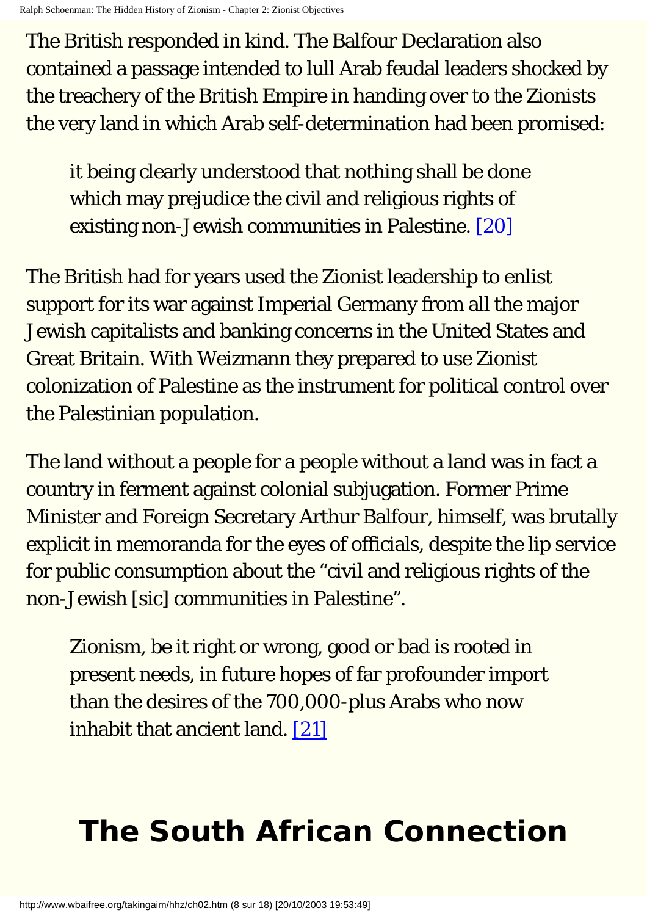The British responded in kind. The Balfour Declaration also contained a passage intended to lull Arab feudal leaders shocked by the treachery of the British Empire in handing over to the Zionists the very land in which Arab self-determination had been promised:

> it being clearly understood that nothing shall be done which may prejudice the civil and religious rights of existing non-Jewish communities in Palestine. [20]

The British had for years used the Zionist leadership to enlist support for its war against Imperial Germany from all the major Jewish capitalists and banking concerns in the United States and Great Britain. With Weizmann they prepared to use Zionist colonization of Palestine as the instrument for political control over the Palestinian population.

The land without a people for a people without a land was in fact a country in ferment against colonial subjugation. Former Prime Minister and Foreign Secretary Arthur Balfour, himself, was brutally explicit in memoranda for the eyes of officials, despite the lip service for public consumption about the "civil and religious rights of the non-Jewish [sic] communities in Palestine".

> Zionism, be it right or wrong, good or bad is rooted in present needs, in future hopes of far profounder import than the desires of the 700,000-plus Arabs who now inhabit that ancient land. [21]

# The South African Connection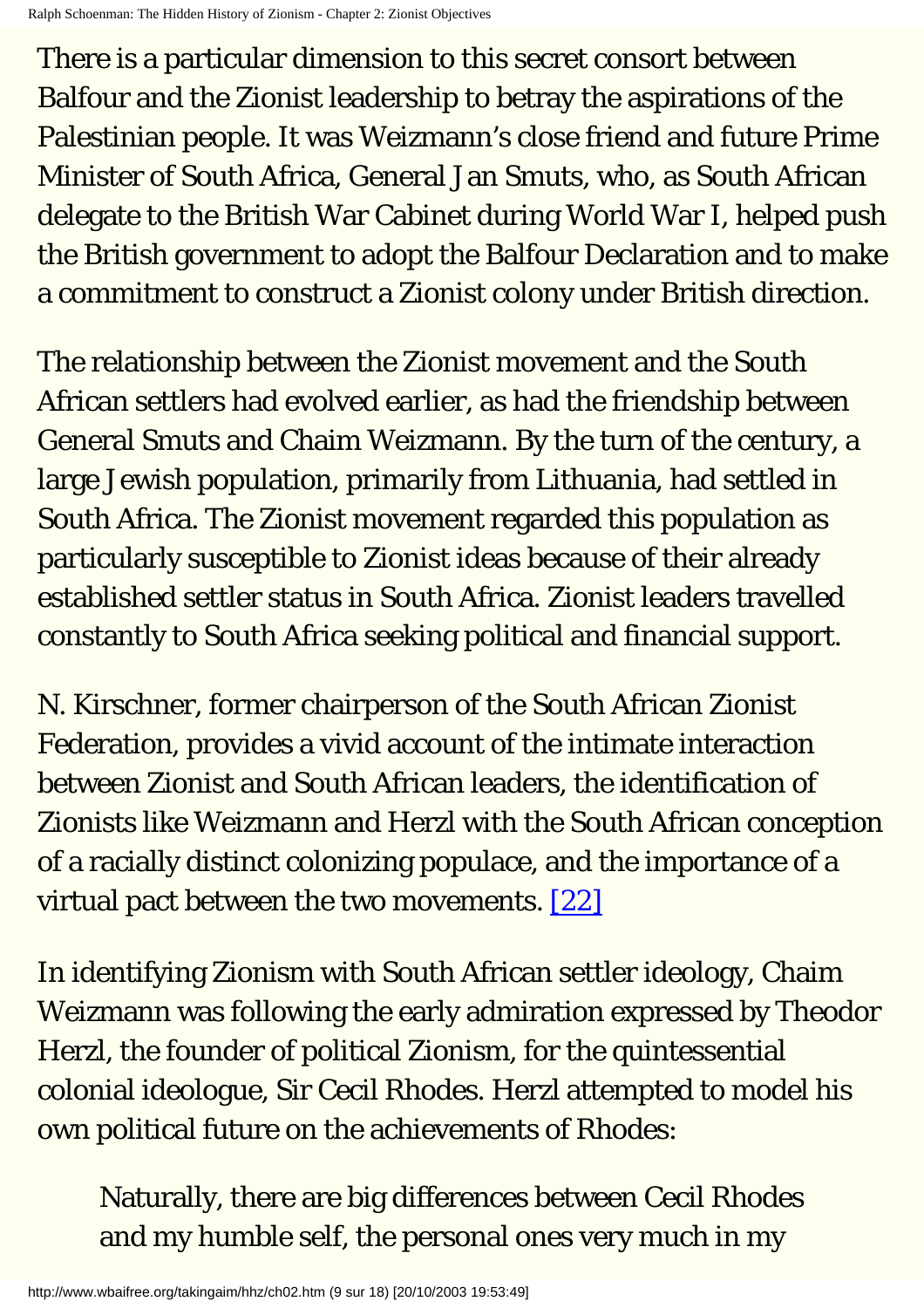There is a particular dimension to this secret consort between Balfour and the Zionist leadership to betray the aspirations of the Palestinian people. It was Weizmann's close friend and future Prime Minister of South Africa, General Jan Smuts, who, as South African delegate to the British War Cabinet during World War I, helped push the British government to adopt the Balfour Declaration and to make a commitment to construct a Zionist colony under British direction.

The relationship between the Zionist movement and the South African settlers had evolved earlier, as had the friendship between General Smuts and Chaim Weizmann. By the turn of the century, a large Jewish population, primarily from Lithuania, had settled in South Africa. The Zionist movement regarded this population as particularly susceptible to Zionist ideas because of their already established settler status in South Africa. Zionist leaders travelled constantly to South Africa seeking political and financial support.

N. Kirschner, former chairperson of the South African Zionist Federation, provides a vivid account of the intimate interaction between Zionist and South African leaders, the identification of Zionists like Weizmann and Herzl with the South African conception of a racially distinct colonizing populace, and the importance of a virtual pact between the two movements. [22]

In identifying Zionism with South African settler ideology, Chaim Weizmann was following the early admiration expressed by Theodor Herzl, the founder of political Zionism, for the quintessential colonial ideologue, Sir Cecil Rhodes. Herzl attempted to model his own political future on the achievements of Rhodes:

> Naturally, there are big differences between Cecil Rhodes and my humble self, the personal ones very much in my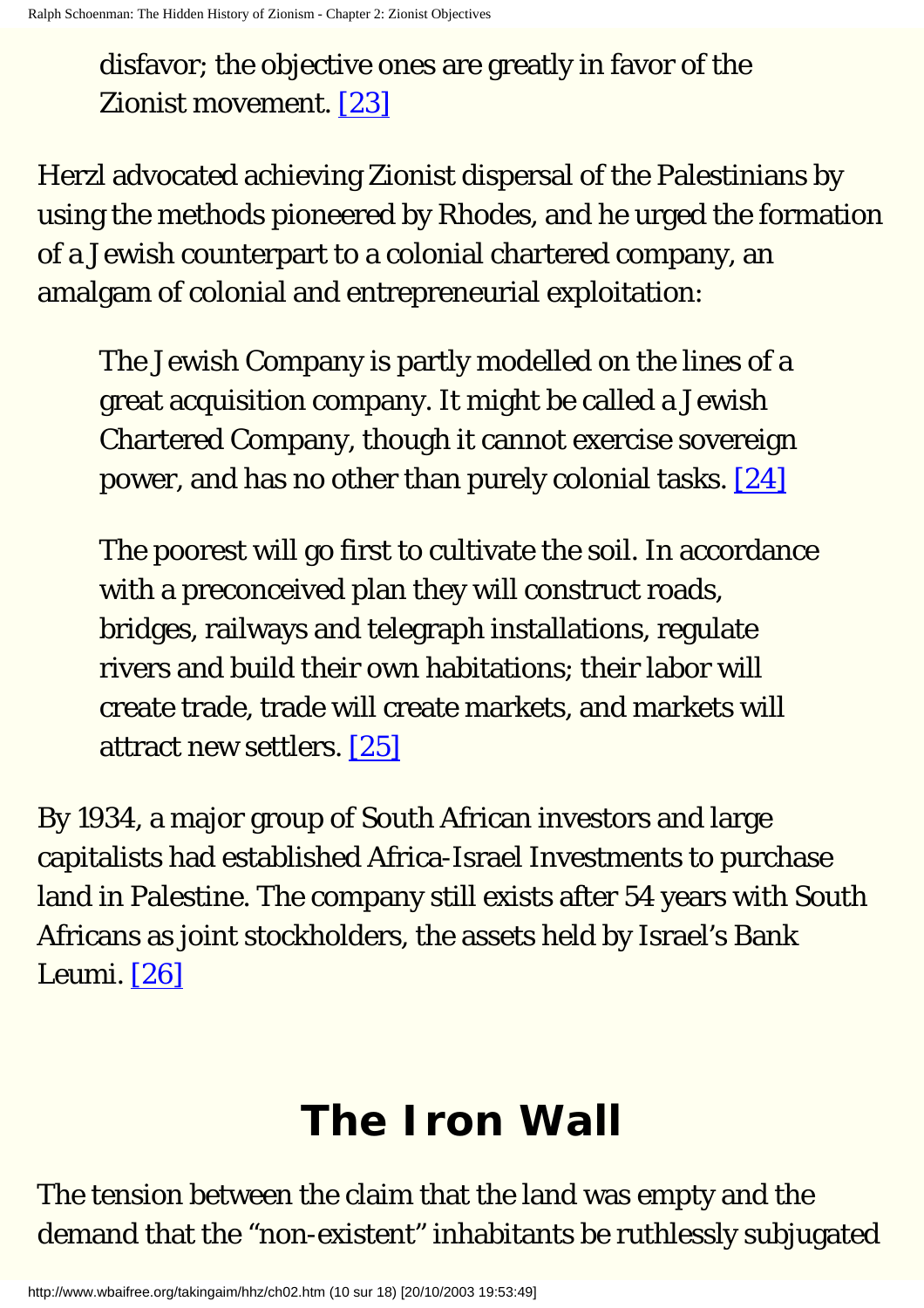> disfavor; the objective ones are greatly in favor of the Zionist movement. [23]

Herzl advocated achieving Zionist dispersal of the Palestinians by using the methods pioneered by Rhodes, and he urged the formation of a Jewish counterpart to a colonial chartered company, an amalgam of colonial and entrepreneurial exploitation:

> The Jewish Company is partly modelled on the lines of a great acquisition company. It might be called a Jewish Chartered Company, though it cannot exercise sovereign power, and has no other than purely colonial tasks. [24]

> The poorest will go first to cultivate the soil. In accordance with a preconceived plan they will construct roads, bridges, railways and telegraph installations, regulate rivers and build their own habitations; their labor will create trade, trade will create markets, and markets will attract new settlers. [25]

By 1934, a major group of South African investors and large capitalists had established Africa-Israel Investments to purchase land in Palestine. The company still exists after 54 years with South Africans as joint stockholders, the assets held by Israel's Bank Leumi. [26]

## The Iron Wall

The tension between the claim that the land was empty and the demand that the "non-existent" inhabitants be ruthlessly subjugated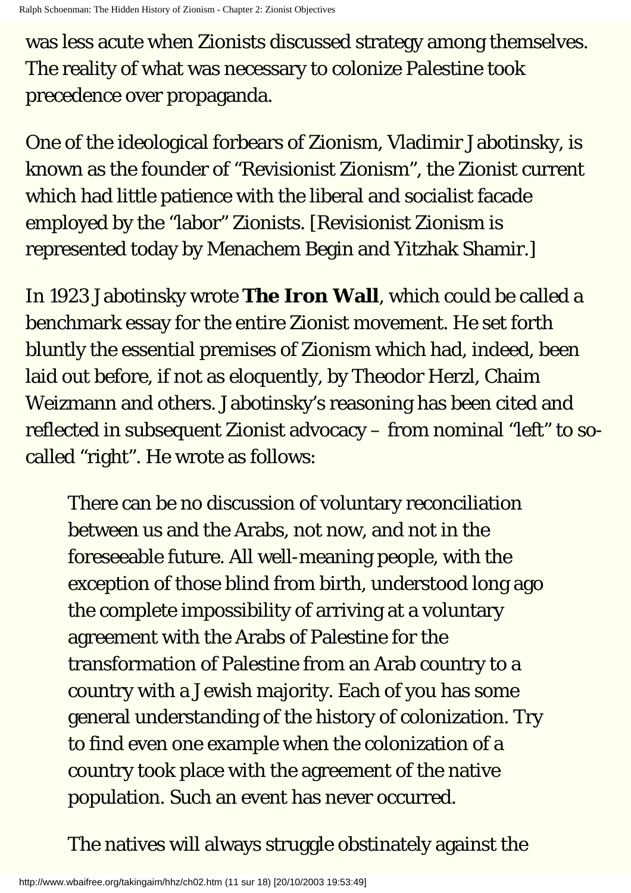was less acute when Zionists discussed strategy among themselves. The reality of what was necessary to colonize Palestine took precedence over propaganda.

One of the ideological forbears of Zionism, Vladimir Jabotinsky, is known as the founder of "Revisionist Zionism", the Zionist current which had little patience with the liberal and socialist facade employed by the "labor" Zionists. [Revisionist Zionism is represented today by Menachem Begin and Yitzhak Shamir.]

In 1923 Jabotinsky wrote **The Iron Wall**, which could be called a benchmark essay for the entire Zionist movement. He set forth bluntly the essential premises of Zionism which had, indeed, been laid out before, if not as eloquently, by Theodor Herzl, Chaim Weizmann and others. Jabotinsky's reasoning has been cited and reflected in subsequent Zionist advocacy – from nominal "left" to so-called "right". He wrote as follows:

> There can be no discussion of voluntary reconciliation between us and the Arabs, not now, and not in the foreseeable future. All well-meaning people, with the exception of those blind from birth, understood long ago the complete impossibility of arriving at a voluntary agreement with the Arabs of Palestine for the transformation of Palestine from an Arab country to a country with a Jewish majority. Each of you has some general understanding of the history of colonization. Try to find even one example when the colonization of a country took place with the agreement of the native population. Such an event has never occurred.
>
> The natives will always struggle obstinately against the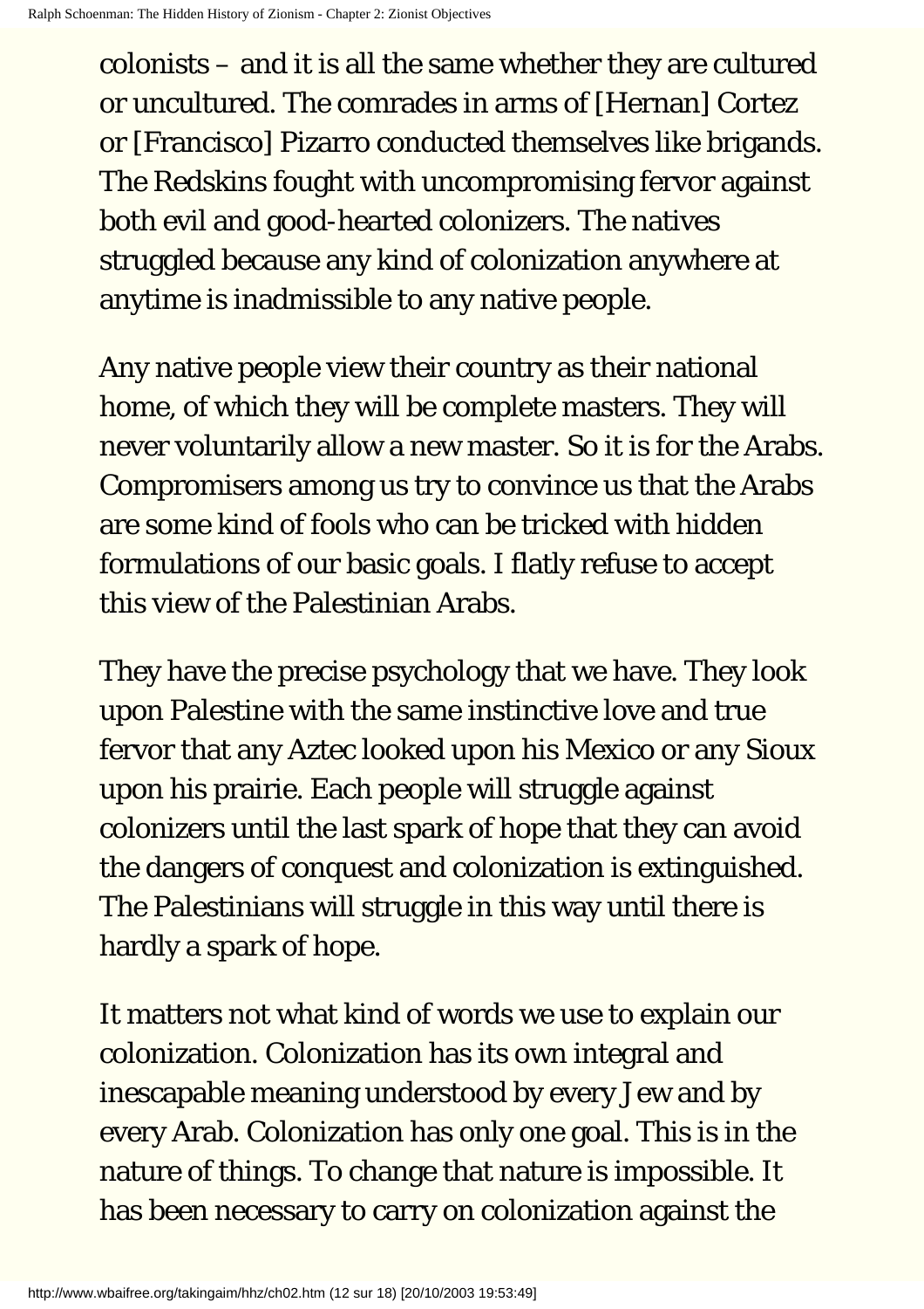colonists – and it is all the same whether they are cultured or uncultured. The comrades in arms of [Hernan] Cortez or [Francisco] Pizarro conducted themselves like brigands. The Redskins fought with uncompromising fervor against both evil and good-hearted colonizers. The natives struggled because any kind of colonization anywhere at anytime is inadmissible to any native people.

Any native people view their country as their national home, of which they will be complete masters. They will never voluntarily allow a new master. So it is for the Arabs. Compromisers among us try to convince us that the Arabs are some kind of fools who can be tricked with hidden formulations of our basic goals. I flatly refuse to accept this view of the Palestinian Arabs.

They have the precise psychology that we have. They look upon Palestine with the same instinctive love and true fervor that any Aztec looked upon his Mexico or any Sioux upon his prairie. Each people will struggle against colonizers until the last spark of hope that they can avoid the dangers of conquest and colonization is extinguished. The Palestinians will struggle in this way until there is hardly a spark of hope.

It matters not what kind of words we use to explain our colonization. Colonization has its own integral and inescapable meaning understood by every Jew and by every Arab. Colonization has only one goal. This is in the nature of things. To change that nature is impossible. It has been necessary to carry on colonization against the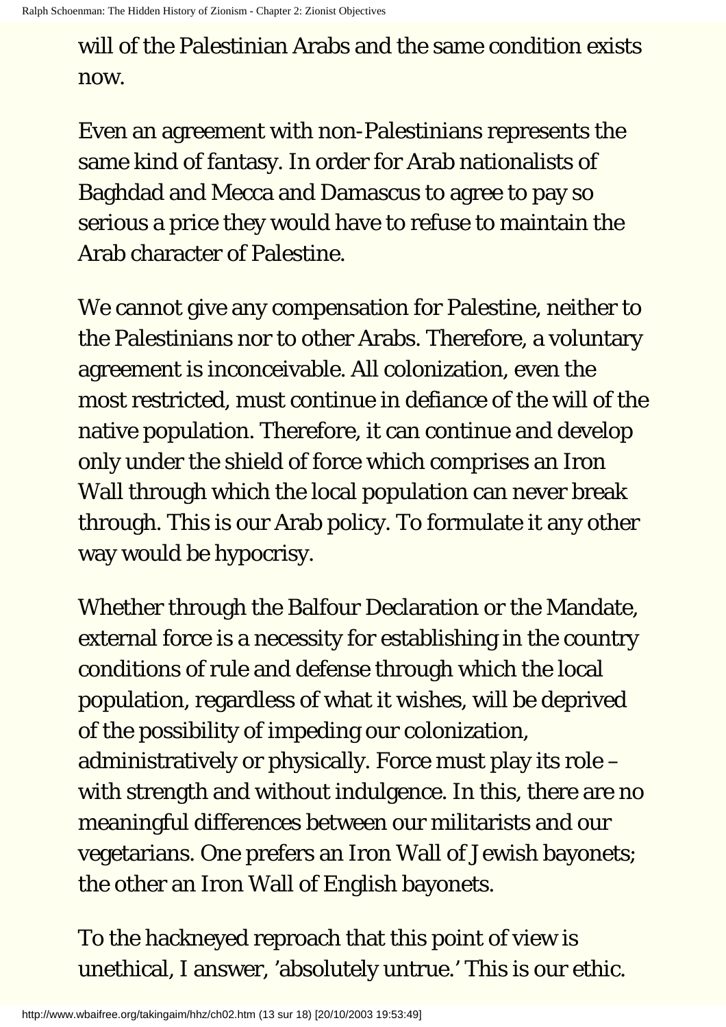will of the Palestinian Arabs and the same condition exists now.

Even an agreement with non-Palestinians represents the same kind of fantasy. In order for Arab nationalists of Baghdad and Mecca and Damascus to agree to pay so serious a price they would have to refuse to maintain the Arab character of Palestine.

We cannot give any compensation for Palestine, neither to the Palestinians nor to other Arabs. Therefore, a voluntary agreement is inconceivable. All colonization, even the most restricted, must continue in defiance of the will of the native population. Therefore, it can continue and develop only under the shield of force which comprises an Iron Wall through which the local population can never break through. This is our Arab policy. To formulate it any other way would be hypocrisy.

Whether through the Balfour Declaration or the Mandate, external force is a necessity for establishing in the country conditions of rule and defense through which the local population, regardless of what it wishes, will be deprived of the possibility of impeding our colonization, administratively or physically. Force must play its role – with strength and without indulgence. In this, there are no meaningful differences between our militarists and our vegetarians. One prefers an Iron Wall of Jewish bayonets; the other an Iron Wall of English bayonets.

To the hackneyed reproach that this point of view is unethical, I answer, 'absolutely untrue.' This is our ethic.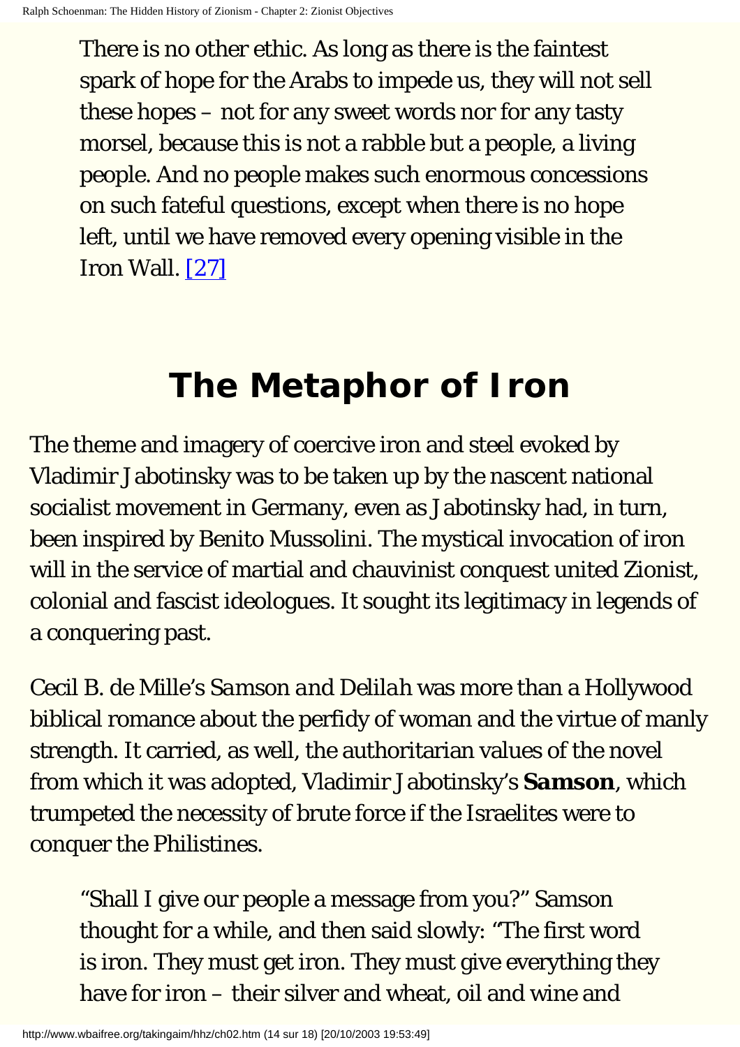> There is no other ethic. As long as there is the faintest spark of hope for the Arabs to impede us, they will not sell these hopes – not for any sweet words nor for any tasty morsel, because this is not a rabble but a people, a living people. And no people makes such enormous concessions on such fateful questions, except when there is no hope left, until we have removed every opening visible in the Iron Wall. [27]

## The Metaphor of Iron

The theme and imagery of coercive iron and steel evoked by Vladimir Jabotinsky was to be taken up by the nascent national socialist movement in Germany, even as Jabotinsky had, in turn, been inspired by Benito Mussolini. The mystical invocation of iron will in the service of martial and chauvinist conquest united Zionist, colonial and fascist ideologues. It sought its legitimacy in legends of a conquering past.

Cecil B. de Mille's *Samson and Delilah* was more than a Hollywood biblical romance about the perfidy of woman and the virtue of manly strength. It carried, as well, the authoritarian values of the novel from which it was adopted, Vladimir Jabotinsky's **Samson**, which trumpeted the necessity of brute force if the Israelites were to conquer the Philistines.

> "Shall I give our people a message from you?" Samson thought for a while, and then said slowly: "The first word is iron. They must get iron. They must give everything they have for iron – their silver and wheat, oil and wine and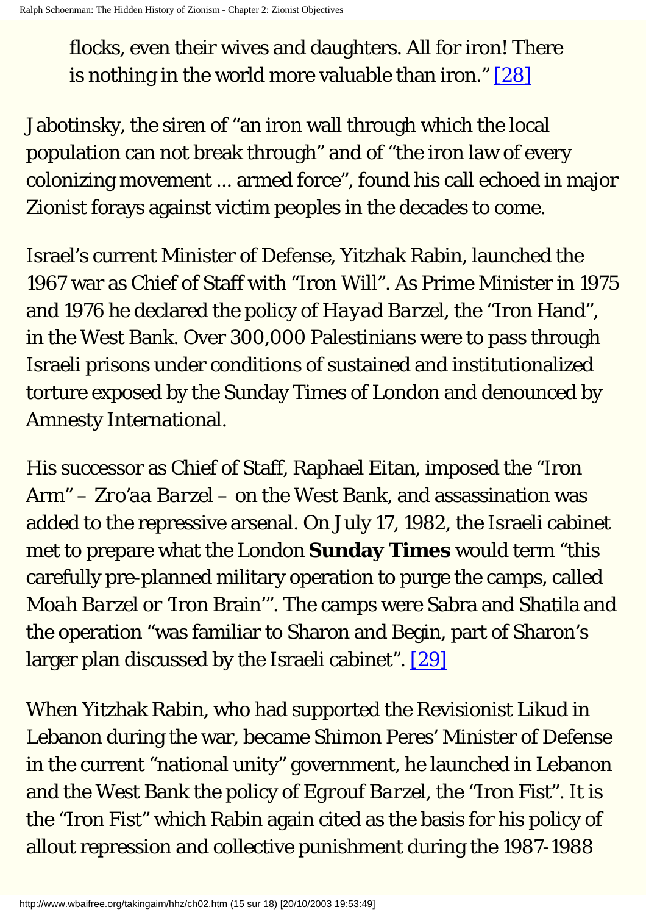> flocks, even their wives and daughters. All for iron! There is nothing in the world more valuable than iron." [28]

Jabotinsky, the siren of "an iron wall through which the local population can not break through" and of "the iron law of every colonizing movement ... armed force", found his call echoed in major Zionist forays against victim peoples in the decades to come.

Israel's current Minister of Defense, Yitzhak Rabin, launched the 1967 war as Chief of Staff with "Iron Will". As Prime Minister in 1975 and 1976 he declared the policy of *Hayad Barzel*, the "Iron Hand", in the West Bank. Over 300,000 Palestinians were to pass through Israeli prisons under conditions of sustained and institutionalized torture exposed by the Sunday Times of London and denounced by Amnesty International.

His successor as Chief of Staff, Raphael Eitan, imposed the "Iron Arm" – *Zro'aa Barzel* – on the West Bank, and assassination was added to the repressive arsenal. On July 17, 1982, the Israeli cabinet met to prepare what the London **Sunday Times** would term "this carefully pre-planned military operation to purge the camps, called *Moah Barzel* or 'Iron Brain'". The camps were Sabra and Shatila and the operation "was familiar to Sharon and Begin, part of Sharon's larger plan discussed by the Israeli cabinet". [29]

When Yitzhak Rabin, who had supported the Revisionist Likud in Lebanon during the war, became Shimon Peres' Minister of Defense in the current "national unity" government, he launched in Lebanon and the West Bank the policy of *Egrouf Barzel*, the "Iron Fist". It is the "Iron Fist" which Rabin again cited as the basis for his policy of allout repression and collective punishment during the 1987-1988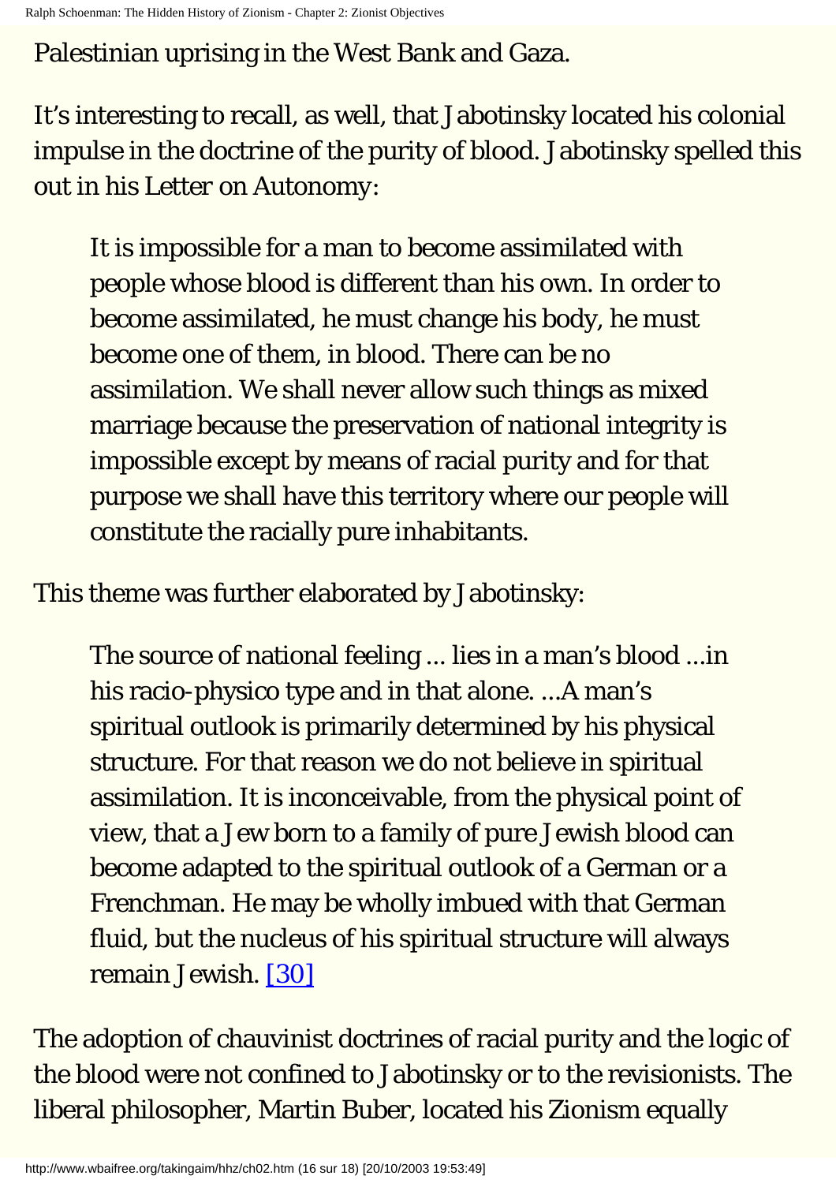Palestinian uprising in the West Bank and Gaza.

It's interesting to recall, as well, that Jabotinsky located his colonial impulse in the doctrine of the purity of blood. Jabotinsky spelled this out in his Letter on Autonomy:

> It is impossible for a man to become assimilated with people whose blood is different than his own. In order to become assimilated, he must change his body, he must become one of them, in blood. There can be no assimilation. We shall never allow such things as mixed marriage because the preservation of national integrity is impossible except by means of racial purity and for that purpose we shall have this territory where our people will constitute the racially pure inhabitants.

This theme was further elaborated by Jabotinsky:

> The source of national feeling ... lies in a man's blood ...in his racio-physico type and in that alone. ...A man's spiritual outlook is primarily determined by his physical structure. For that reason we do not believe in spiritual assimilation. It is inconceivable, from the physical point of view, that a Jew born to a family of pure Jewish blood can become adapted to the spiritual outlook of a German or a Frenchman. He may be wholly imbued with that German fluid, but the nucleus of his spiritual structure will always remain Jewish. [30]

The adoption of chauvinist doctrines of racial purity and the logic of the blood were not confined to Jabotinsky or to the revisionists. The liberal philosopher, Martin Buber, located his Zionism equally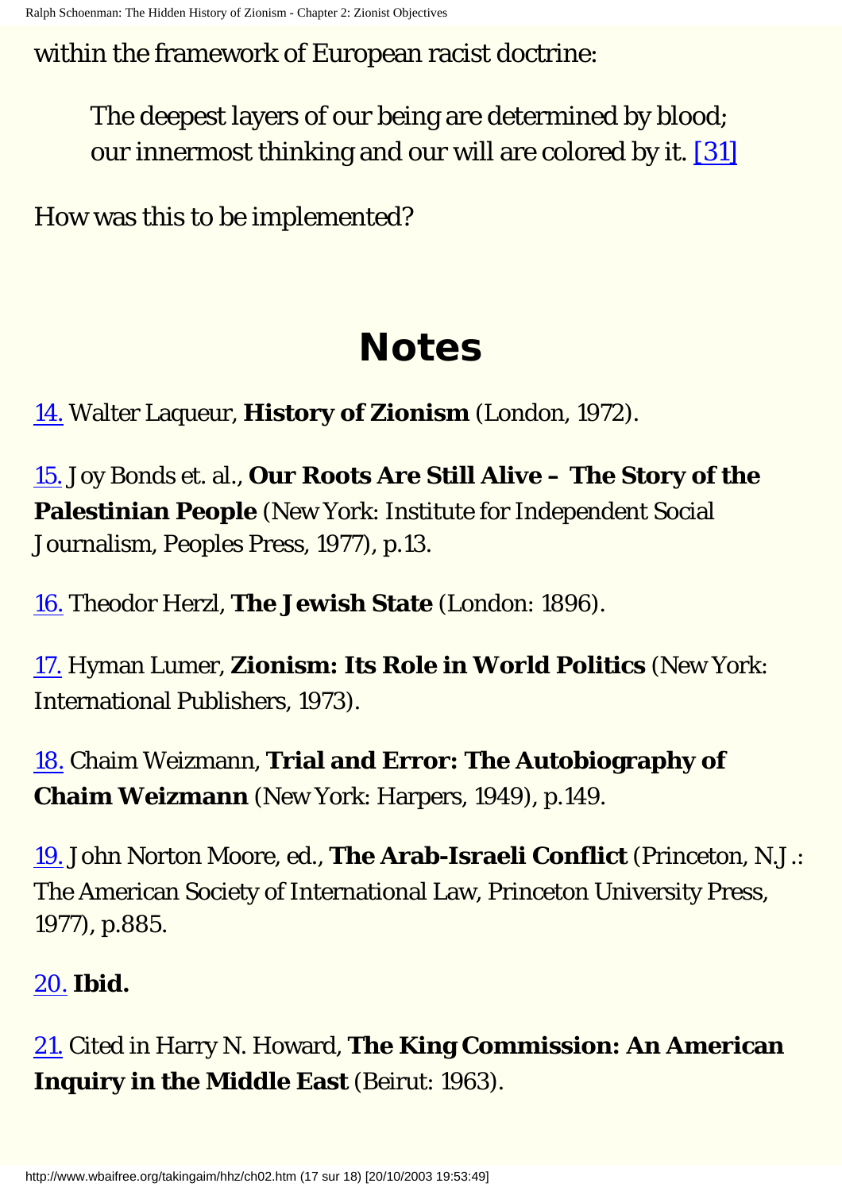within the framework of European racist doctrine:

> The deepest layers of our being are determined by blood; our innermost thinking and our will are colored by it. [31]

How was this to be implemented?

# Notes

14. Walter Laqueur, **History of Zionism** (London, 1972).

15. Joy Bonds et. al., **Our Roots Are Still Alive – The Story of the Palestinian People** (New York: Institute for Independent Social Journalism, Peoples Press, 1977), p.13.

16. Theodor Herzl, **The Jewish State** (London: 1896).

17. Hyman Lumer, **Zionism: Its Role in World Politics** (New York: International Publishers, 1973).

18. Chaim Weizmann, **Trial and Error: The Autobiography of Chaim Weizmann** (New York: Harpers, 1949), p.149.

19. John Norton Moore, ed., **The Arab-Israeli Conflict** (Princeton, N.J.: The American Society of International Law, Princeton University Press, 1977), p.885.

20. **Ibid.**

21. Cited in Harry N. Howard, **The King Commission: An American Inquiry in the Middle East** (Beirut: 1963).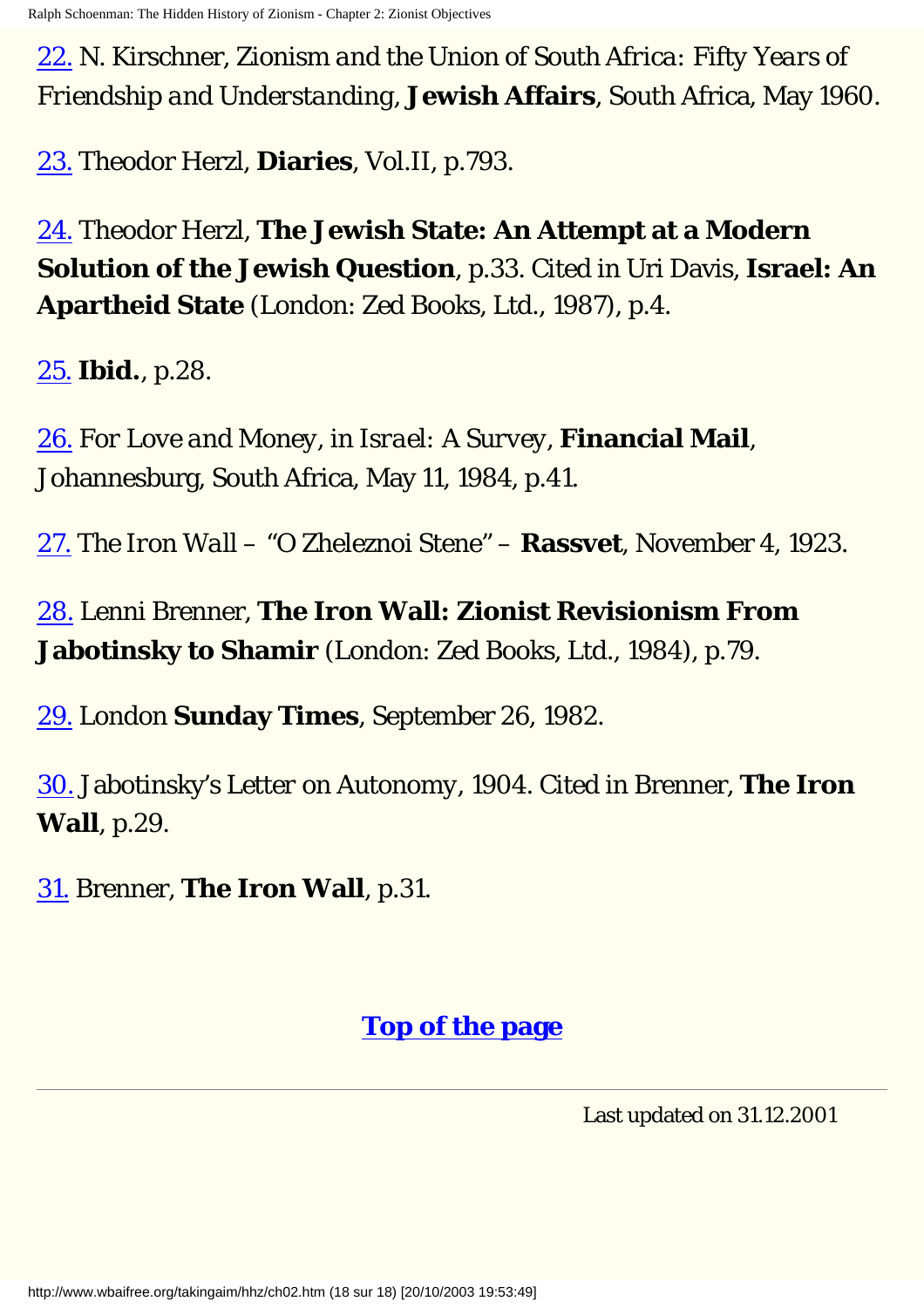22. N. Kirschner, *Zionism and the Union of South Africa: Fifty Years of Friendship and Understanding*, **Jewish Affairs**, South Africa, May 1960.

23. Theodor Herzl, **Diaries**, Vol.II, p.793.

24. Theodor Herzl, **The Jewish State: An Attempt at a Modern Solution of the Jewish Question**, p.33. Cited in Uri Davis, **Israel: An Apartheid State** (London: Zed Books, Ltd., 1987), p.4.

25. **Ibid.**, p.28.

26. *For Love and Money*, in *Israel: A Survey*, **Financial Mail**, Johannesburg, South Africa, May 11, 1984, p.41.

27. *The Iron Wall* – "O Zheleznoi Stene" – **Rassvet**, November 4, 1923.

28. Lenni Brenner, **The Iron Wall: Zionist Revisionism From Jabotinsky to Shamir** (London: Zed Books, Ltd., 1984), p.79.

29. London **Sunday Times**, September 26, 1982.

30. Jabotinsky's *Letter on Autonomy*, 1904. Cited in Brenner, **The Iron Wall**, p.29.

31. Brenner, **The Iron Wall**, p.31.

**Top of the page**

---

Last updated on 31.12.2001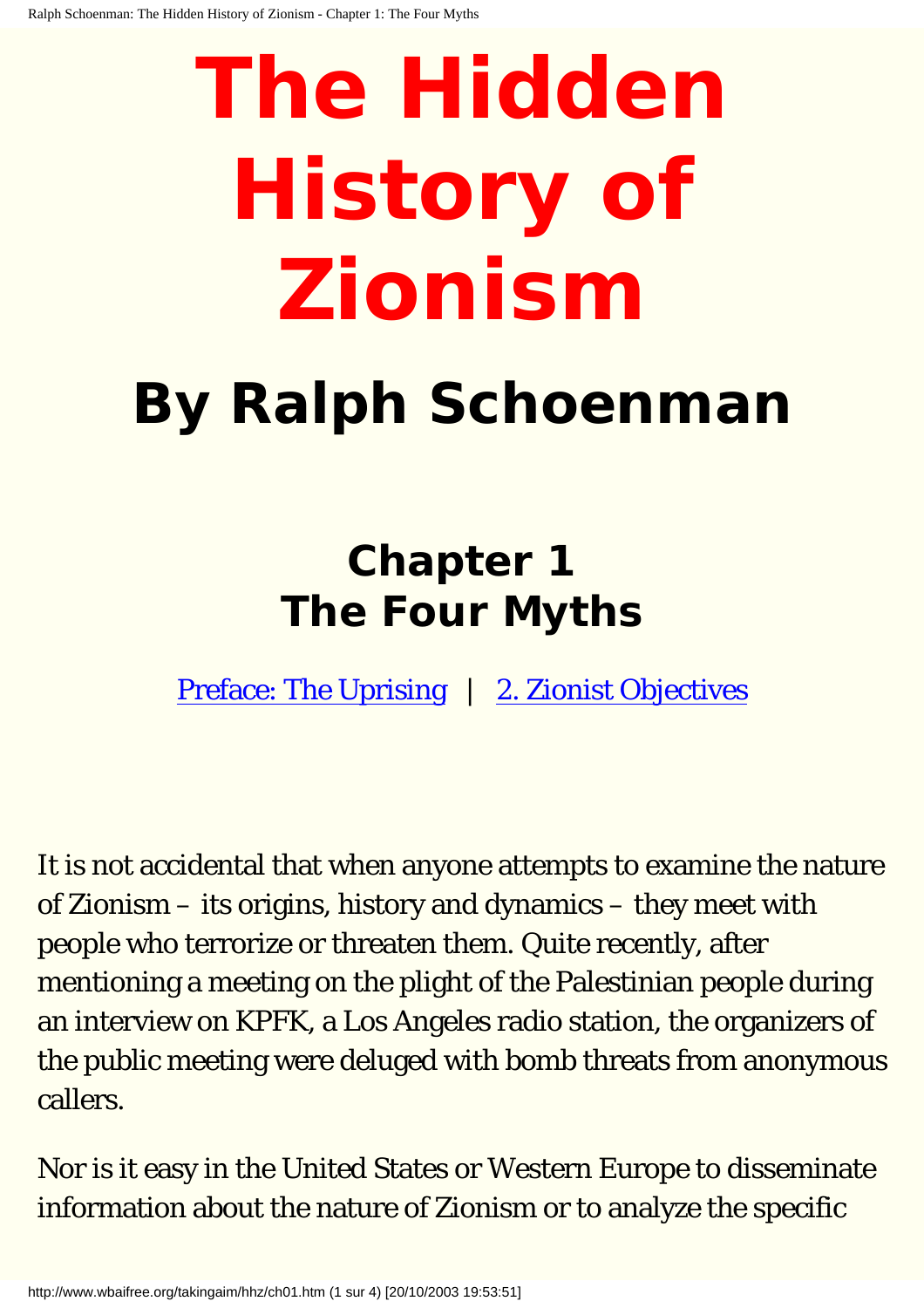# The Hidden History of Zionism

## By Ralph Schoenman

### Chapter 1
### The Four Myths

[Preface: The Uprising](#) | [2. Zionist Objectives](#)

It is not accidental that when anyone attempts to examine the nature of Zionism – its origins, history and dynamics – they meet with people who terrorize or threaten them. Quite recently, after mentioning a meeting on the plight of the Palestinian people during an interview on KPFK, a Los Angeles radio station, the organizers of the public meeting were deluged with bomb threats from anonymous callers.

Nor is it easy in the United States or Western Europe to disseminate information about the nature of Zionism or to analyze the specific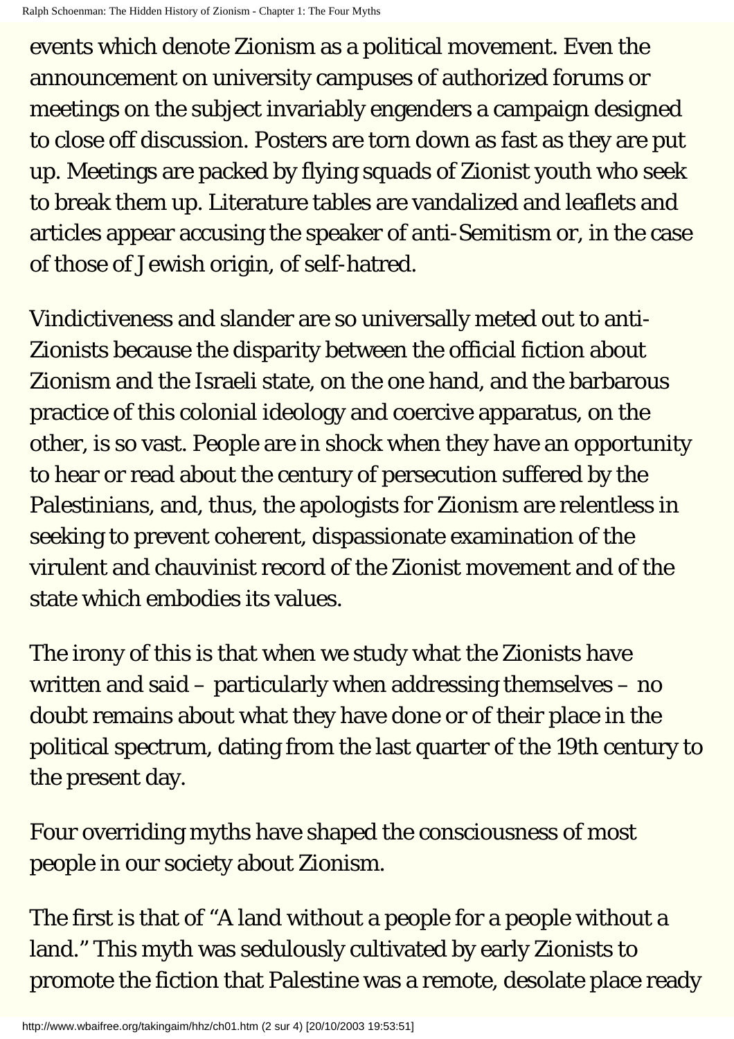events which denote Zionism as a political movement. Even the announcement on university campuses of authorized forums or meetings on the subject invariably engenders a campaign designed to close off discussion. Posters are torn down as fast as they are put up. Meetings are packed by flying squads of Zionist youth who seek to break them up. Literature tables are vandalized and leaflets and articles appear accusing the speaker of anti-Semitism or, in the case of those of Jewish origin, of self-hatred.

Vindictiveness and slander are so universally meted out to anti-Zionists because the disparity between the official fiction about Zionism and the Israeli state, on the one hand, and the barbarous practice of this colonial ideology and coercive apparatus, on the other, is so vast. People are in shock when they have an opportunity to hear or read about the century of persecution suffered by the Palestinians, and, thus, the apologists for Zionism are relentless in seeking to prevent coherent, dispassionate examination of the virulent and chauvinist record of the Zionist movement and of the state which embodies its values.

The irony of this is that when we study what the Zionists have written and said – particularly when addressing themselves – no doubt remains about what they have done or of their place in the political spectrum, dating from the last quarter of the 19th century to the present day.

Four overriding myths have shaped the consciousness of most people in our society about Zionism.

The first is that of "A land without a people for a people without a land." This myth was sedulously cultivated by early Zionists to promote the fiction that Palestine was a remote, desolate place ready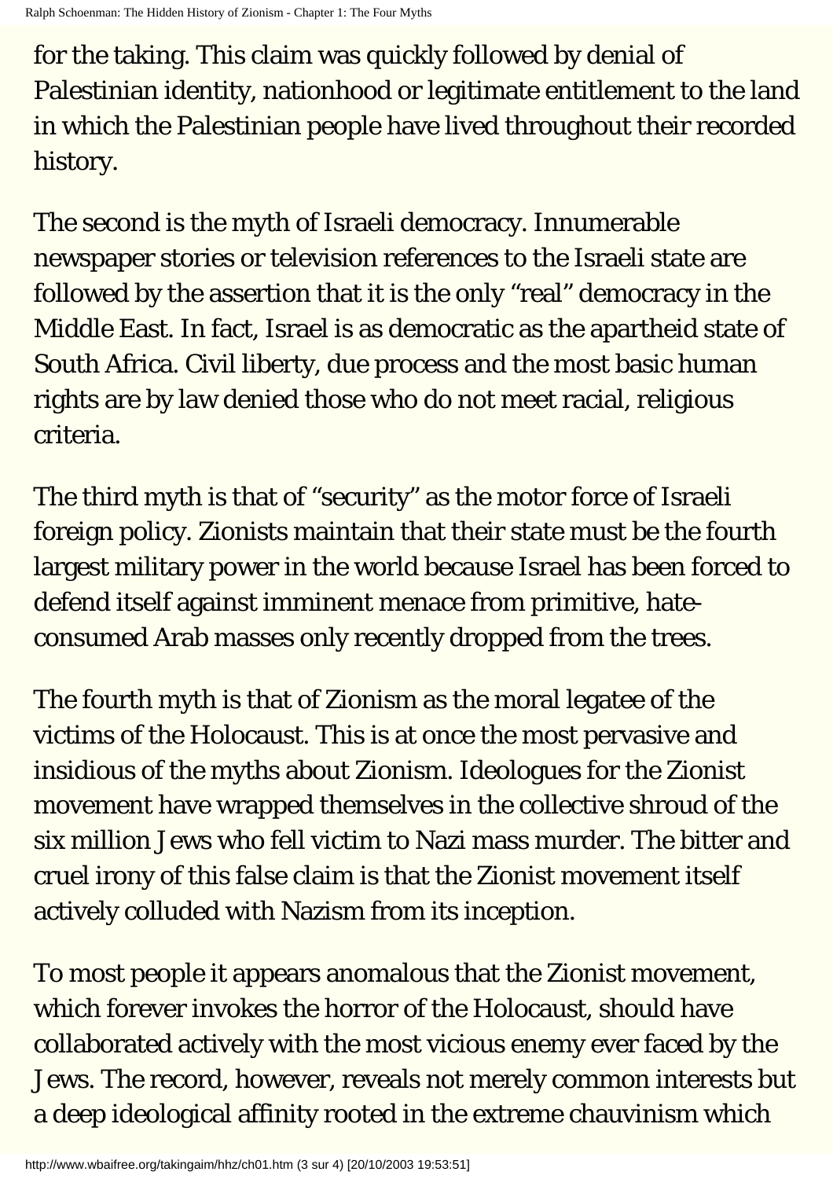for the taking. This claim was quickly followed by denial of Palestinian identity, nationhood or legitimate entitlement to the land in which the Palestinian people have lived throughout their recorded history.

The second is the myth of Israeli democracy. Innumerable newspaper stories or television references to the Israeli state are followed by the assertion that it is the only "real" democracy in the Middle East. In fact, Israel is as democratic as the apartheid state of South Africa. Civil liberty, due process and the most basic human rights are by law denied those who do not meet racial, religious criteria.

The third myth is that of "security" as the motor force of Israeli foreign policy. Zionists maintain that their state must be the fourth largest military power in the world because Israel has been forced to defend itself against imminent menace from primitive, hate-consumed Arab masses only recently dropped from the trees.

The fourth myth is that of Zionism as the moral legatee of the victims of the Holocaust. This is at once the most pervasive and insidious of the myths about Zionism. Ideologues for the Zionist movement have wrapped themselves in the collective shroud of the six million Jews who fell victim to Nazi mass murder. The bitter and cruel irony of this false claim is that the Zionist movement itself actively colluded with Nazism from its inception.

To most people it appears anomalous that the Zionist movement, which forever invokes the horror of the Holocaust, should have collaborated actively with the most vicious enemy ever faced by the Jews. The record, however, reveals not merely common interests but a deep ideological affinity rooted in the extreme chauvinism which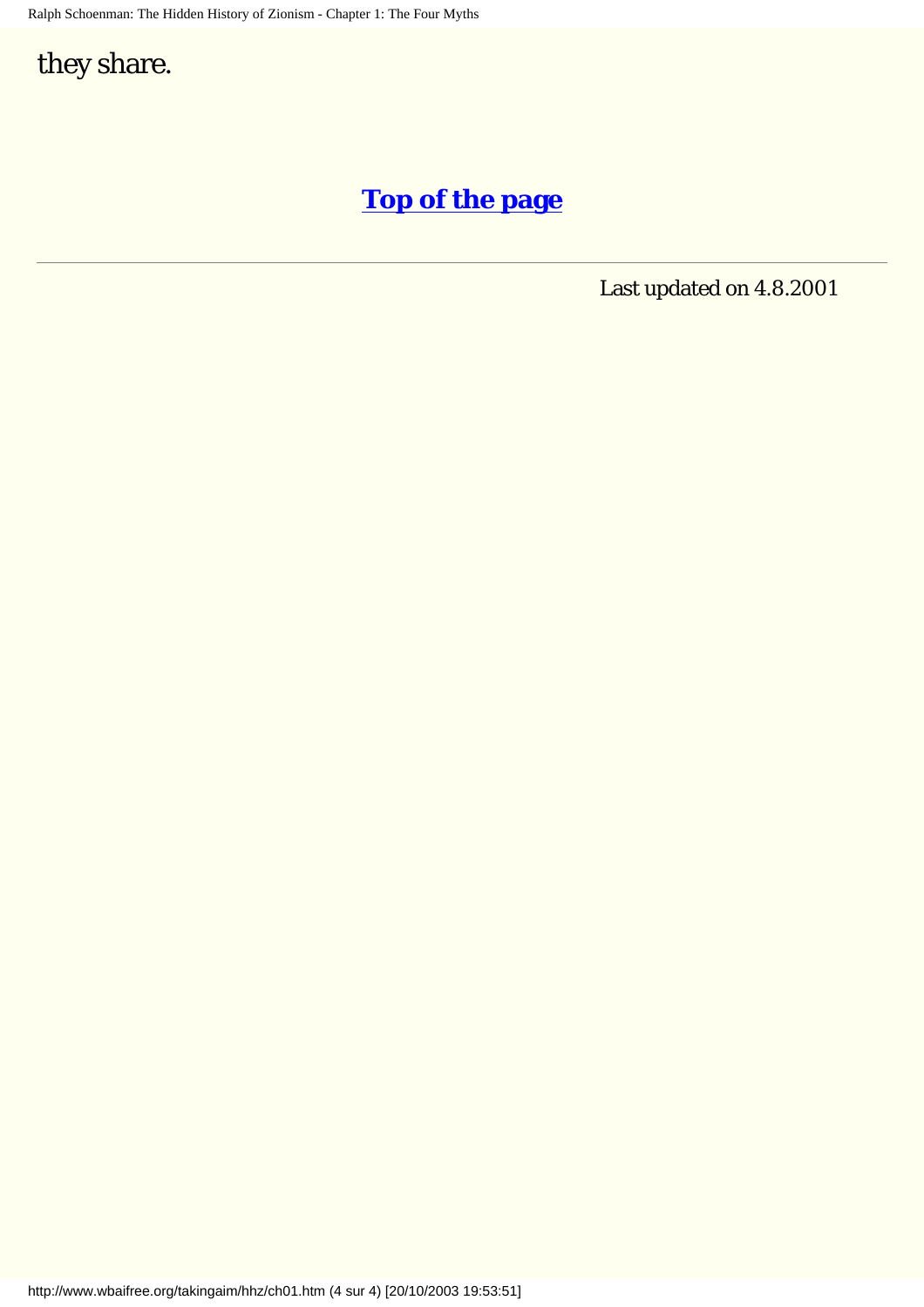they share.

**Top of the page**

---

Last updated on 4.8.2001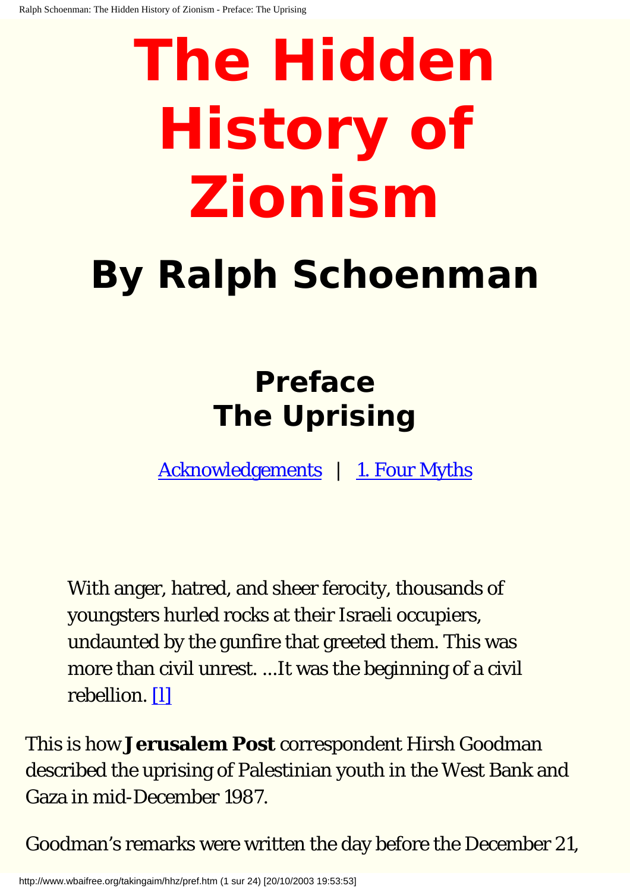# The Hidden History of Zionism

## By Ralph Schoenman

### Preface
### The Uprising

[Acknowledgements](#) | [1. Four Myths](#)

> With anger, hatred, and sheer ferocity, thousands of youngsters hurled rocks at their Israeli occupiers, undaunted by the gunfire that greeted them. This was more than civil unrest. ...It was the beginning of a civil rebellion. [1]

This is how **Jerusalem Post** correspondent Hirsh Goodman described the uprising of Palestinian youth in the West Bank and Gaza in mid-December 1987.

Goodman's remarks were written the day before the December 21,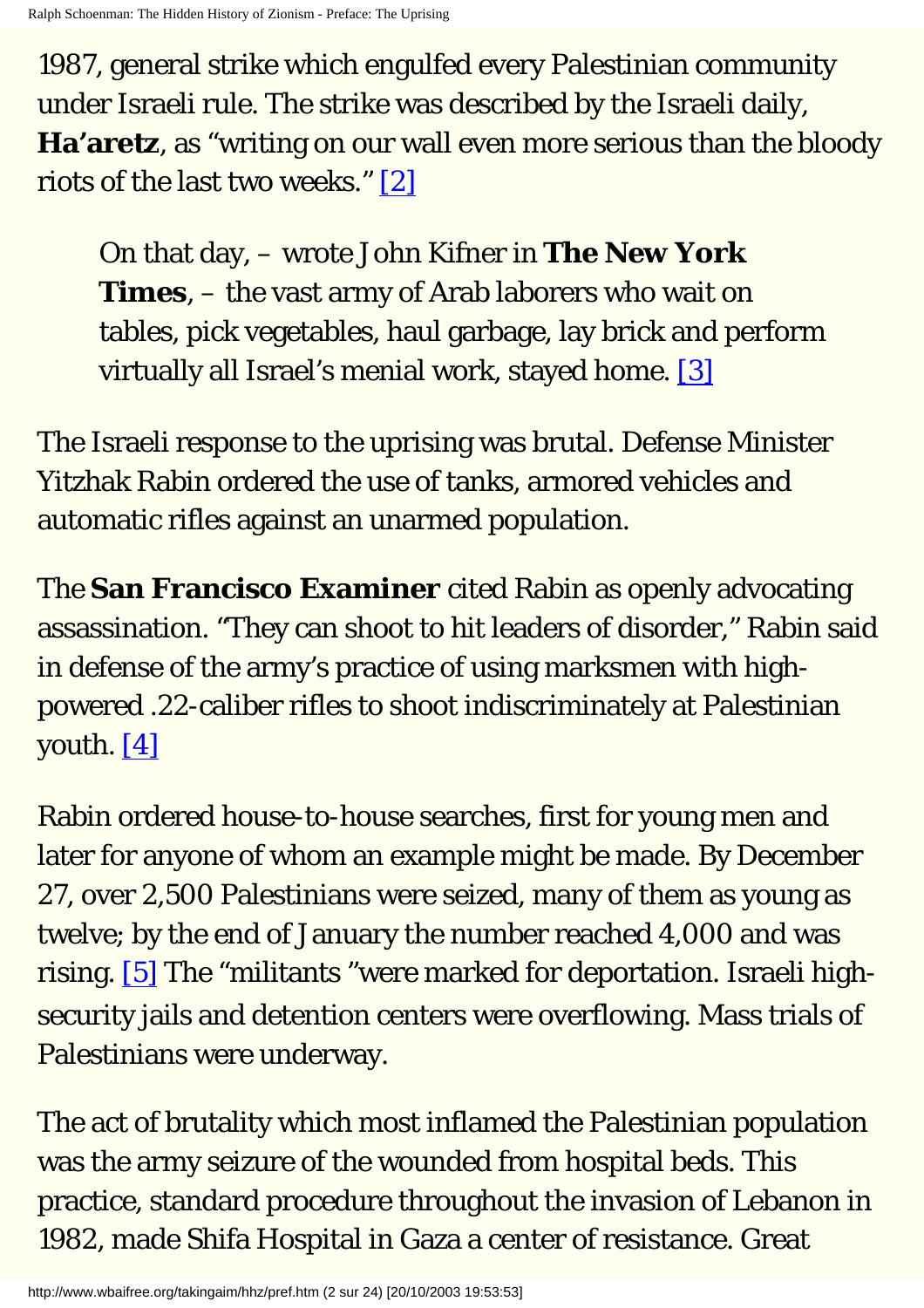1987, general strike which engulfed every Palestinian community under Israeli rule. The strike was described by the Israeli daily, **Ha'aretz**, as "writing on our wall even more serious than the bloody riots of the last two weeks." [2]

> On that day, – wrote John Kifner in **The New York Times**, – the vast army of Arab laborers who wait on tables, pick vegetables, haul garbage, lay brick and perform virtually all Israel's menial work, stayed home. [3]

The Israeli response to the uprising was brutal. Defense Minister Yitzhak Rabin ordered the use of tanks, armored vehicles and automatic rifles against an unarmed population.

The **San Francisco Examiner** cited Rabin as openly advocating assassination. "They can shoot to hit leaders of disorder," Rabin said in defense of the army's practice of using marksmen with high-powered .22-caliber rifles to shoot indiscriminately at Palestinian youth. [4]

Rabin ordered house-to-house searches, first for young men and later for anyone of whom an example might be made. By December 27, over 2,500 Palestinians were seized, many of them as young as twelve; by the end of January the number reached 4,000 and was rising. [5] The "militants "were marked for deportation. Israeli high-security jails and detention centers were overflowing. Mass trials of Palestinians were underway.

The act of brutality which most inflamed the Palestinian population was the army seizure of the wounded from hospital beds. This practice, standard procedure throughout the invasion of Lebanon in 1982, made Shifa Hospital in Gaza a center of resistance. Great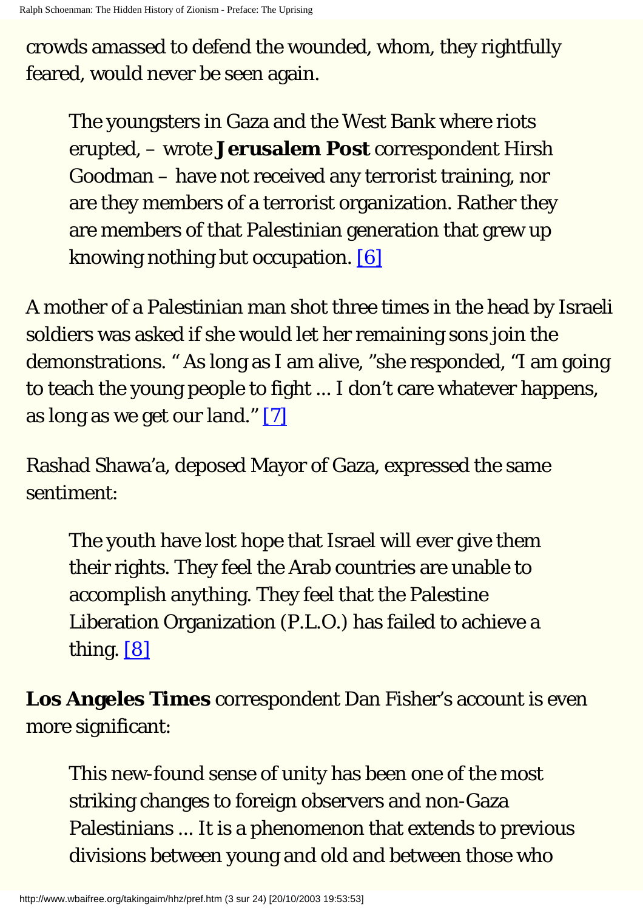crowds amassed to defend the wounded, whom, they rightfully feared, would never be seen again.

> The youngsters in Gaza and the West Bank where riots erupted, – wrote **Jerusalem Post** correspondent Hirsh Goodman – have not received any terrorist training, nor are they members of a terrorist organization. Rather they are members of that Palestinian generation that grew up knowing nothing but occupation. [6]

A mother of a Palestinian man shot three times in the head by Israeli soldiers was asked if she would let her remaining sons join the demonstrations. " As long as I am alive, "she responded, "I am going to teach the young people to fight ... I don't care whatever happens, as long as we get our land." [7]

Rashad Shawa'a, deposed Mayor of Gaza, expressed the same sentiment:

> The youth have lost hope that Israel will ever give them their rights. They feel the Arab countries are unable to accomplish anything. They feel that the Palestine Liberation Organization (P.L.O.) has failed to achieve a thing. [8]

**Los Angeles Times** correspondent Dan Fisher's account is even more significant:

> This new-found sense of unity has been one of the most striking changes to foreign observers and non-Gaza Palestinians ... It is a phenomenon that extends to previous divisions between young and old and between those who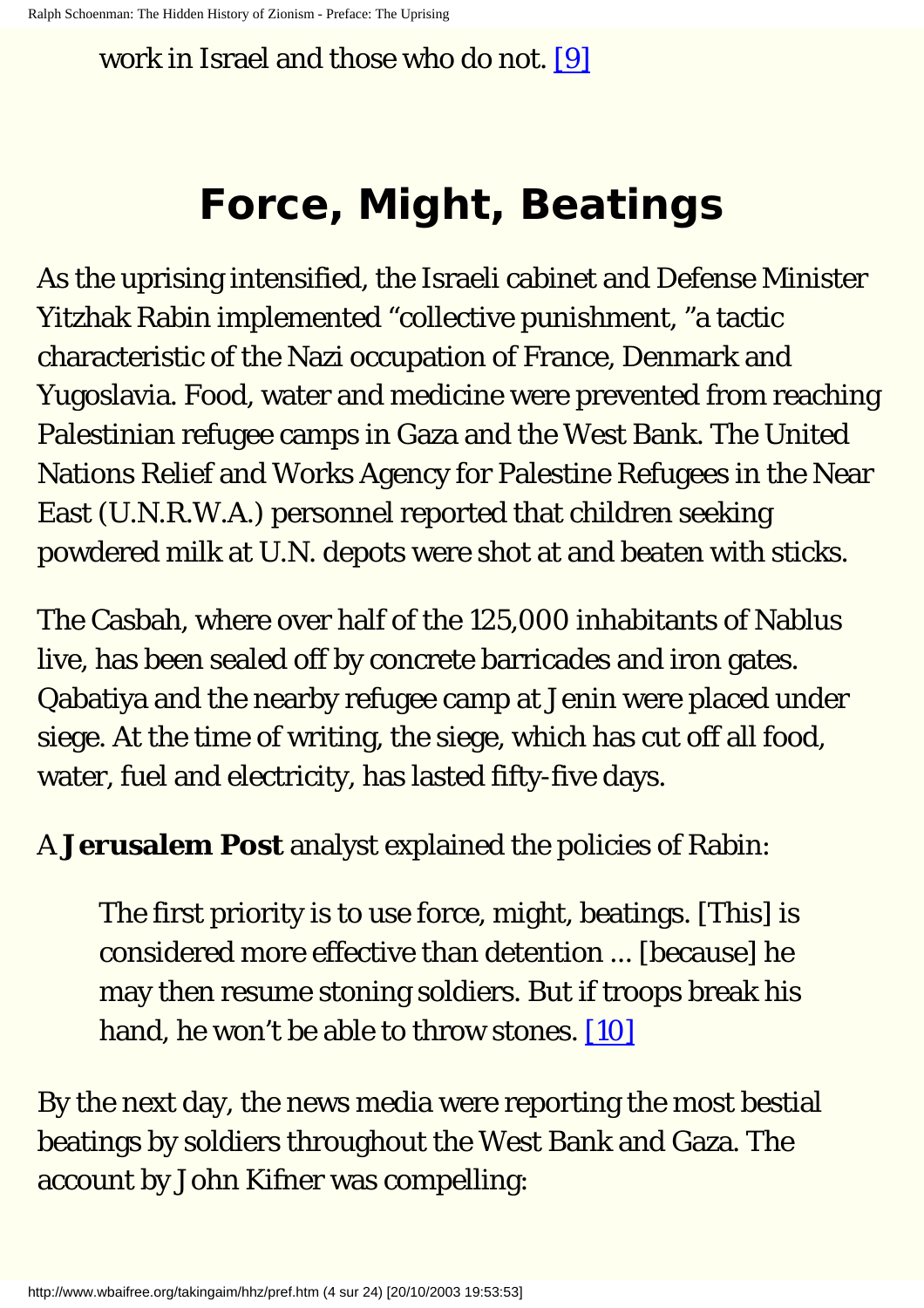work in Israel and those who do not. [9]

## Force, Might, Beatings

As the uprising intensified, the Israeli cabinet and Defense Minister Yitzhak Rabin implemented “collective punishment, ”a tactic characteristic of the Nazi occupation of France, Denmark and Yugoslavia. Food, water and medicine were prevented from reaching Palestinian refugee camps in Gaza and the West Bank. The United Nations Relief and Works Agency for Palestine Refugees in the Near East (U.N.R.W.A.) personnel reported that children seeking powdered milk at U.N. depots were shot at and beaten with sticks.

The Casbah, where over half of the 125,000 inhabitants of Nablus live, has been sealed off by concrete barricades and iron gates. Qabatiya and the nearby refugee camp at Jenin were placed under siege. At the time of writing, the siege, which has cut off all food, water, fuel and electricity, has lasted fifty-five days.

A **Jerusalem Post** analyst explained the policies of Rabin:

> The first priority is to use force, might, beatings. [This] is considered more effective than detention ... [because] he may then resume stoning soldiers. But if troops break his hand, he won’t be able to throw stones. [10]

By the next day, the news media were reporting the most bestial beatings by soldiers throughout the West Bank and Gaza. The account by John Kifner was compelling: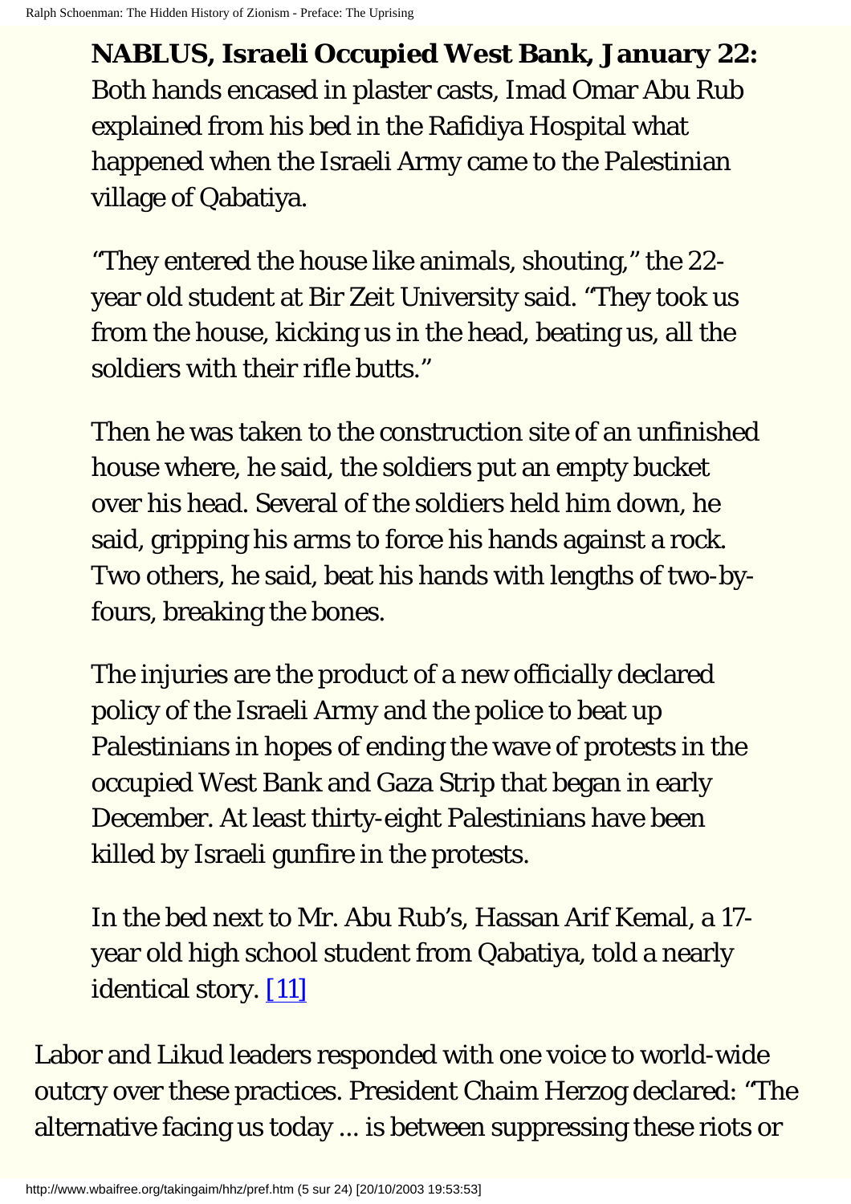> **NABLUS, Israeli Occupied West Bank, January 22:** Both hands encased in plaster casts, Imad Omar Abu Rub explained from his bed in the Rafidiya Hospital what happened when the Israeli Army came to the Palestinian village of Qabatiya.
>
> “They entered the house like animals, shouting,” the 22-year old student at Bir Zeit University said. “They took us from the house, kicking us in the head, beating us, all the soldiers with their rifle butts.”
>
> Then he was taken to the construction site of an unfinished house where, he said, the soldiers put an empty bucket over his head. Several of the soldiers held him down, he said, gripping his arms to force his hands against a rock. Two others, he said, beat his hands with lengths of two-by-fours, breaking the bones.
>
> The injuries are the product of a new officially declared policy of the Israeli Army and the police to beat up Palestinians in hopes of ending the wave of protests in the occupied West Bank and Gaza Strip that began in early December. At least thirty-eight Palestinians have been killed by Israeli gunfire in the protests.
>
> In the bed next to Mr. Abu Rub’s, Hassan Arif Kemal, a 17-year old high school student from Qabatiya, told a nearly identical story. [11]

Labor and Likud leaders responded with one voice to world-wide outcry over these practices. President Chaim Herzog declared: “The alternative facing us today ... is between suppressing these riots or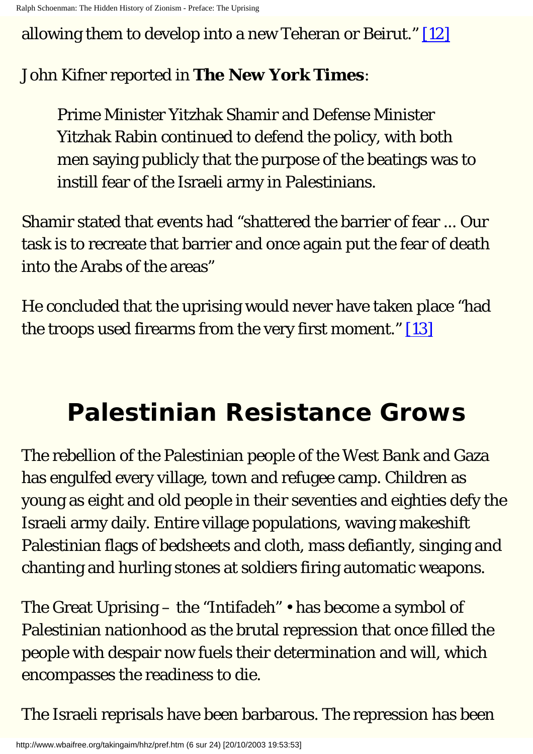allowing them to develop into a new Teheran or Beirut." [12]

John Kifner reported in **The New York Times**:

> Prime Minister Yitzhak Shamir and Defense Minister Yitzhak Rabin continued to defend the policy, with both men saying publicly that the purpose of the beatings was to instill fear of the Israeli army in Palestinians.

Shamir stated that events had "shattered the barrier of fear ... Our task is to recreate that barrier and once again put the fear of death into the Arabs of the areas"

He concluded that the uprising would never have taken place "had the troops used firearms from the very first moment." [13]

## Palestinian Resistance Grows

The rebellion of the Palestinian people of the West Bank and Gaza has engulfed every village, town and refugee camp. Children as young as eight and old people in their seventies and eighties defy the Israeli army daily. Entire village populations, waving makeshift Palestinian flags of bedsheets and cloth, mass defiantly, singing and chanting and hurling stones at soldiers firing automatic weapons.

The Great Uprising – the "Intifadeh" • has become a symbol of Palestinian nationhood as the brutal repression that once filled the people with despair now fuels their determination and will, which encompasses the readiness to die.

The Israeli reprisals have been barbarous. The repression has been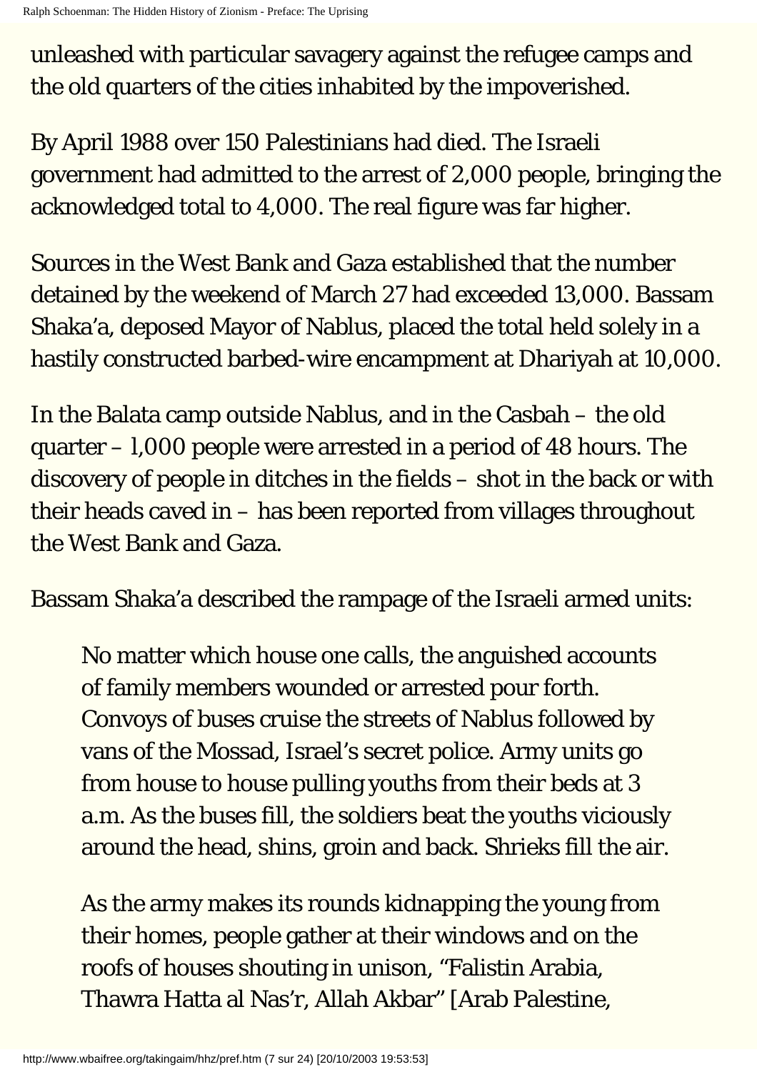unleashed with particular savagery against the refugee camps and the old quarters of the cities inhabited by the impoverished.

By April 1988 over 150 Palestinians had died. The Israeli government had admitted to the arrest of 2,000 people, bringing the acknowledged total to 4,000. The real figure was far higher.

Sources in the West Bank and Gaza established that the number detained by the weekend of March 27 had exceeded 13,000. Bassam Shaka'a, deposed Mayor of Nablus, placed the total held solely in a hastily constructed barbed-wire encampment at Dhariyah at 10,000.

In the Balata camp outside Nablus, and in the Casbah – the old quarter – l,000 people were arrested in a period of 48 hours. The discovery of people in ditches in the fields – shot in the back or with their heads caved in – has been reported from villages throughout the West Bank and Gaza.

Bassam Shaka'a described the rampage of the Israeli armed units:

> No matter which house one calls, the anguished accounts of family members wounded or arrested pour forth. Convoys of buses cruise the streets of Nablus followed by vans of the Mossad, Israel's secret police. Army units go from house to house pulling youths from their beds at 3 a.m. As the buses fill, the soldiers beat the youths viciously around the head, shins, groin and back. Shrieks fill the air.
>
> As the army makes its rounds kidnapping the young from their homes, people gather at their windows and on the roofs of houses shouting in unison, "Falistin Arabia, Thawra Hatta al Nas'r, Allah Akbar" [Arab Palestine,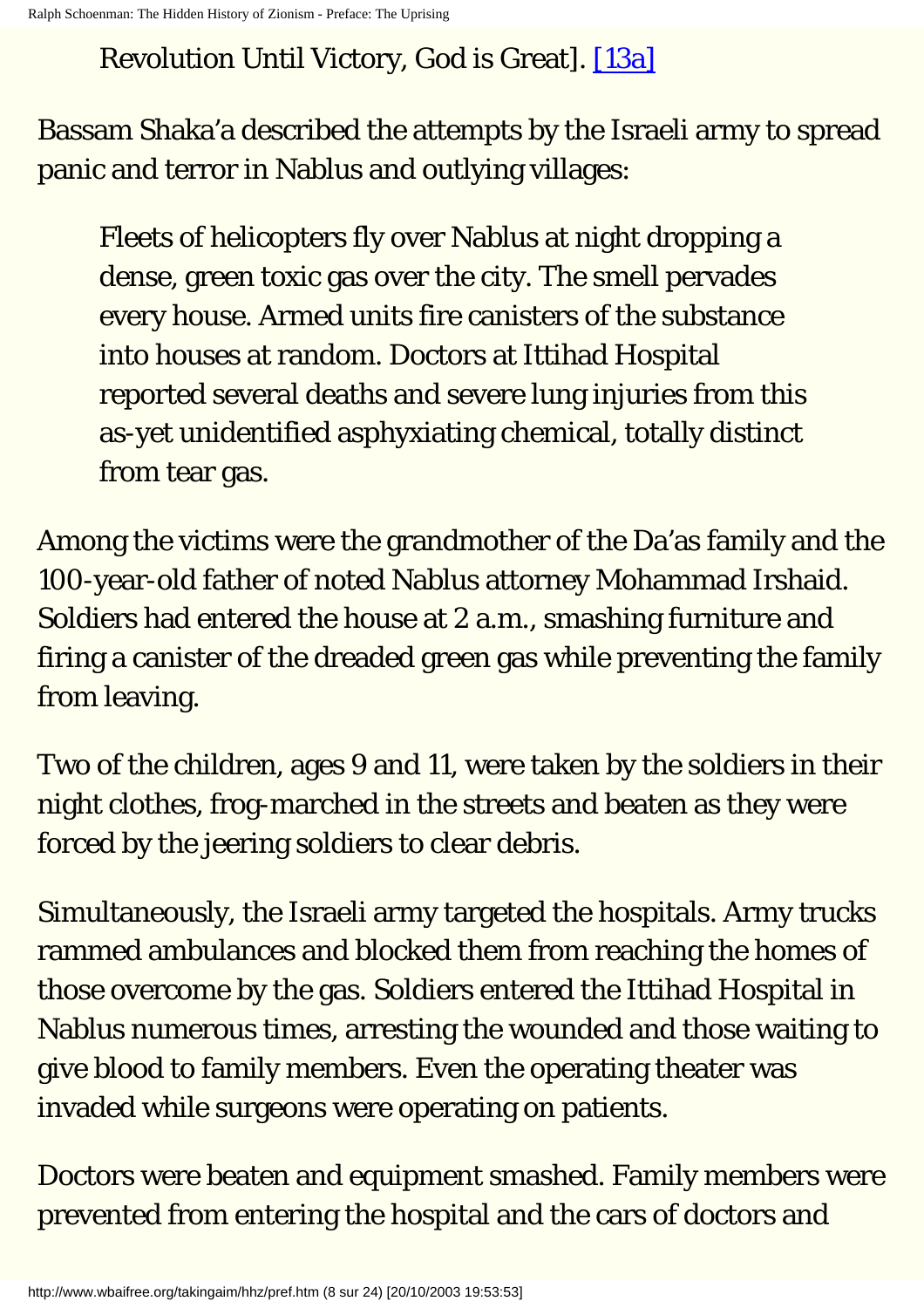> Revolution Until Victory, God is Great]. [13a]

Bassam Shaka'a described the attempts by the Israeli army to spread panic and terror in Nablus and outlying villages:

> Fleets of helicopters fly over Nablus at night dropping a dense, green toxic gas over the city. The smell pervades every house. Armed units fire canisters of the substance into houses at random. Doctors at Ittihad Hospital reported several deaths and severe lung injuries from this as-yet unidentified asphyxiating chemical, totally distinct from tear gas.

Among the victims were the grandmother of the Da'as family and the 100-year-old father of noted Nablus attorney Mohammad Irshaid. Soldiers had entered the house at 2 a.m., smashing furniture and firing a canister of the dreaded green gas while preventing the family from leaving.

Two of the children, ages 9 and 11, were taken by the soldiers in their night clothes, frog-marched in the streets and beaten as they were forced by the jeering soldiers to clear debris.

Simultaneously, the Israeli army targeted the hospitals. Army trucks rammed ambulances and blocked them from reaching the homes of those overcome by the gas. Soldiers entered the Ittihad Hospital in Nablus numerous times, arresting the wounded and those waiting to give blood to family members. Even the operating theater was invaded while surgeons were operating on patients.

Doctors were beaten and equipment smashed. Family members were prevented from entering the hospital and the cars of doctors and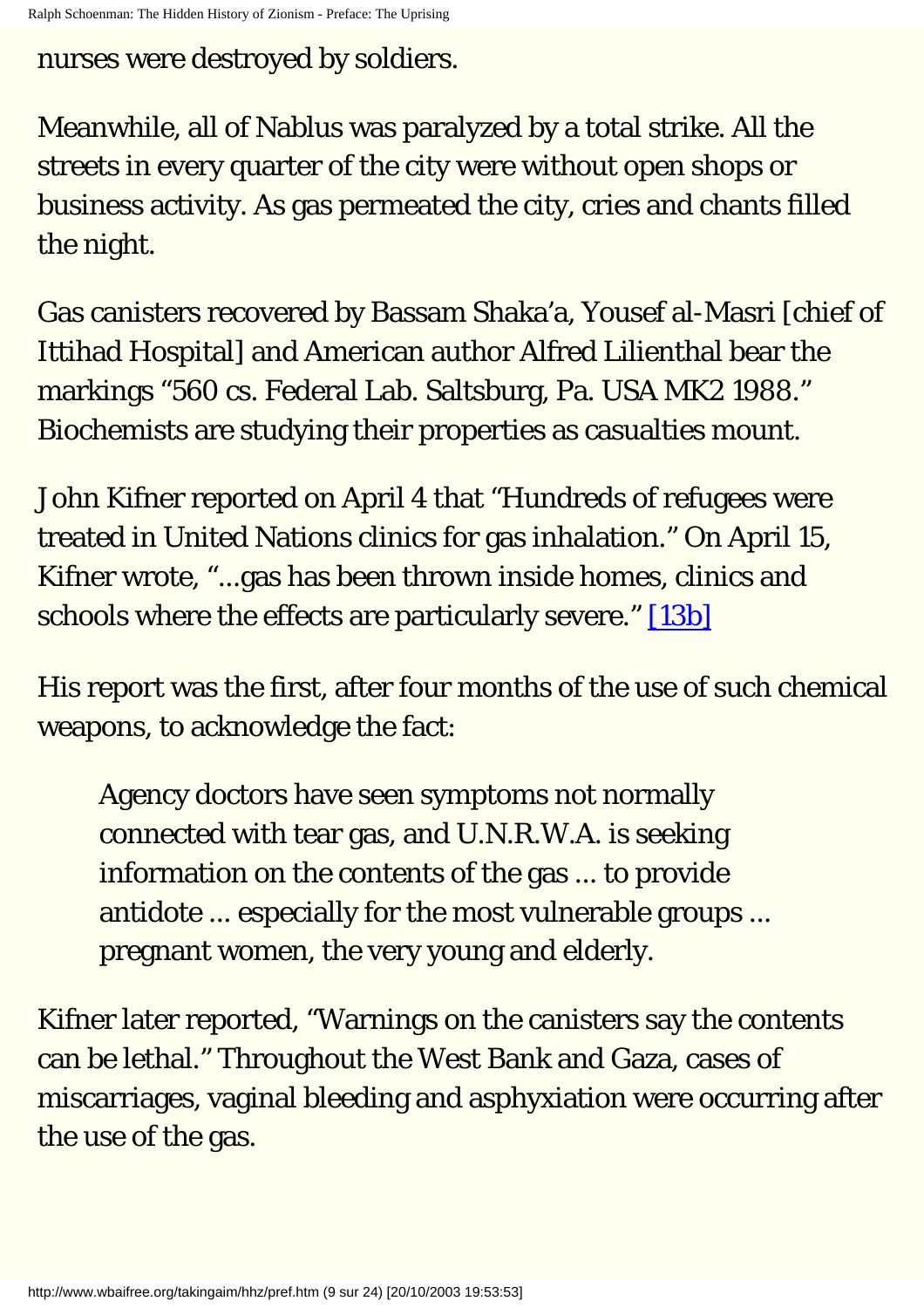nurses were destroyed by soldiers.

Meanwhile, all of Nablus was paralyzed by a total strike. All the streets in every quarter of the city were without open shops or business activity. As gas permeated the city, cries and chants filled the night.

Gas canisters recovered by Bassam Shaka'a, Yousef al-Masri [chief of Ittihad Hospital] and American author Alfred Lilienthal bear the markings "560 cs. Federal Lab. Saltsburg, Pa. USA MK2 1988." Biochemists are studying their properties as casualties mount.

John Kifner reported on April 4 that "Hundreds of refugees were treated in United Nations clinics for gas inhalation." On April 15, Kifner wrote, "...gas has been thrown inside homes, clinics and schools where the effects are particularly severe." [13b]

His report was the first, after four months of the use of such chemical weapons, to acknowledge the fact:

> Agency doctors have seen symptoms not normally connected with tear gas, and U.N.R.W.A. is seeking information on the contents of the gas ... to provide antidote ... especially for the most vulnerable groups ... pregnant women, the very young and elderly.

Kifner later reported, "Warnings on the canisters say the contents can be lethal." Throughout the West Bank and Gaza, cases of miscarriages, vaginal bleeding and asphyxiation were occurring after the use of the gas.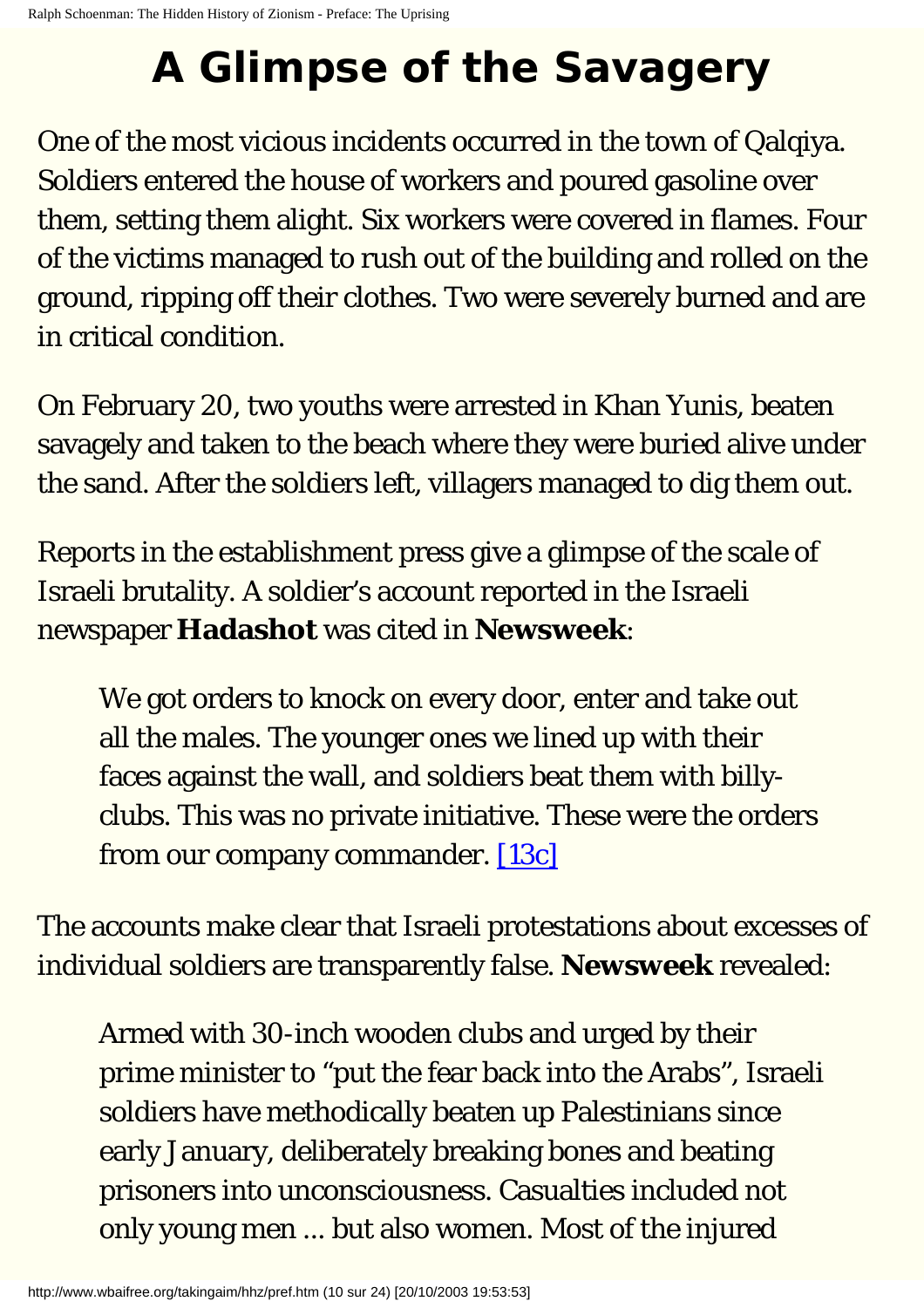# A Glimpse of the Savagery

One of the most vicious incidents occurred in the town of Qalqiya. Soldiers entered the house of workers and poured gasoline over them, setting them alight. Six workers were covered in flames. Four of the victims managed to rush out of the building and rolled on the ground, ripping off their clothes. Two were severely burned and are in critical condition.

On February 20, two youths were arrested in Khan Yunis, beaten savagely and taken to the beach where they were buried alive under the sand. After the soldiers left, villagers managed to dig them out.

Reports in the establishment press give a glimpse of the scale of Israeli brutality. A soldier's account reported in the Israeli newspaper **Hadashot** was cited in **Newsweek**:

> We got orders to knock on every door, enter and take out all the males. The younger ones we lined up with their faces against the wall, and soldiers beat them with billy-clubs. This was no private initiative. These were the orders from our company commander. [13c]

The accounts make clear that Israeli protestations about excesses of individual soldiers are transparently false. **Newsweek** revealed:

> Armed with 30-inch wooden clubs and urged by their prime minister to "put the fear back into the Arabs", Israeli soldiers have methodically beaten up Palestinians since early January, deliberately breaking bones and beating prisoners into unconsciousness. Casualties included not only young men ... but also women. Most of the injured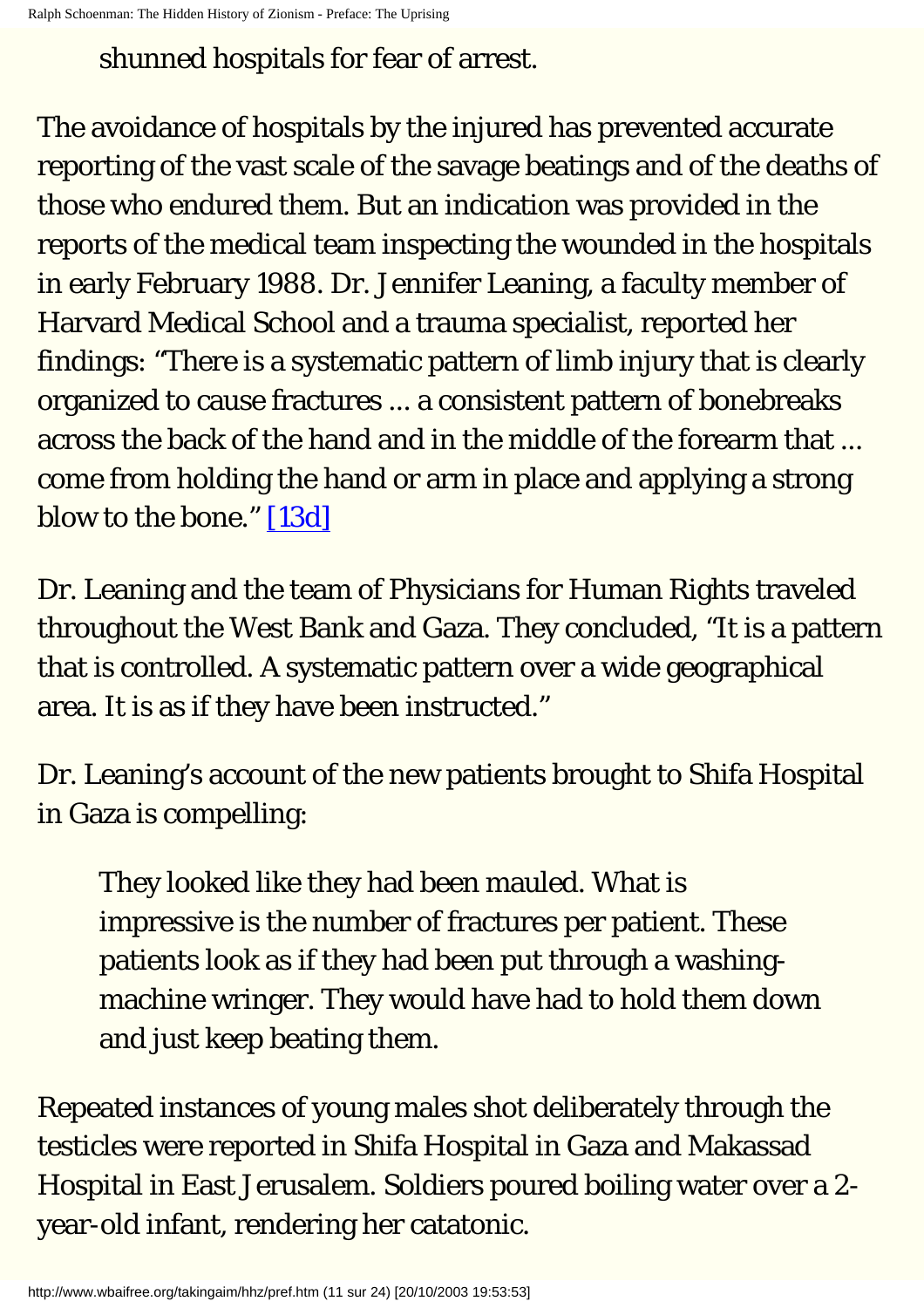shunned hospitals for fear of arrest.

The avoidance of hospitals by the injured has prevented accurate reporting of the vast scale of the savage beatings and of the deaths of those who endured them. But an indication was provided in the reports of the medical team inspecting the wounded in the hospitals in early February 1988. Dr. Jennifer Leaning, a faculty member of Harvard Medical School and a trauma specialist, reported her findings: "There is a systematic pattern of limb injury that is clearly organized to cause fractures ... a consistent pattern of bonebreaks across the back of the hand and in the middle of the forearm that ... come from holding the hand or arm in place and applying a strong blow to the bone." [13d]

Dr. Leaning and the team of Physicians for Human Rights traveled throughout the West Bank and Gaza. They concluded, "It is a pattern that is controlled. A systematic pattern over a wide geographical area. It is as if they have been instructed."

Dr. Leaning's account of the new patients brought to Shifa Hospital in Gaza is compelling:

> They looked like they had been mauled. What is impressive is the number of fractures per patient. These patients look as if they had been put through a washing-machine wringer. They would have had to hold them down and just keep beating them.

Repeated instances of young males shot deliberately through the testicles were reported in Shifa Hospital in Gaza and Makassad Hospital in East Jerusalem. Soldiers poured boiling water over a 2-year-old infant, rendering her catatonic.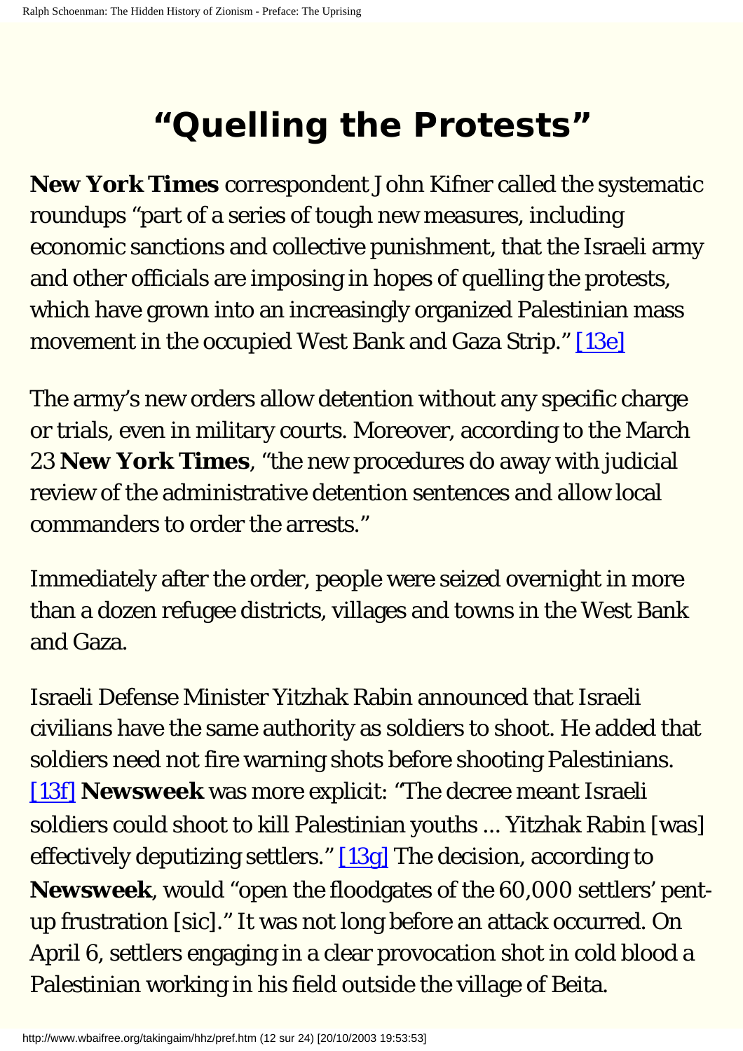# "Quelling the Protests"

**New York Times** correspondent John Kifner called the systematic roundups "part of a series of tough new measures, including economic sanctions and collective punishment, that the Israeli army and other officials are imposing in hopes of quelling the protests, which have grown into an increasingly organized Palestinian mass movement in the occupied West Bank and Gaza Strip." [13e]

The army's new orders allow detention without any specific charge or trials, even in military courts. Moreover, according to the March 23 **New York Times**, "the new procedures do away with judicial review of the administrative detention sentences and allow local commanders to order the arrests."

Immediately after the order, people were seized overnight in more than a dozen refugee districts, villages and towns in the West Bank and Gaza.

Israeli Defense Minister Yitzhak Rabin announced that Israeli civilians have the same authority as soldiers to shoot. He added that soldiers need not fire warning shots before shooting Palestinians. [13f] **Newsweek** was more explicit: "The decree meant Israeli soldiers could shoot to kill Palestinian youths ... Yitzhak Rabin [was] effectively deputizing settlers." [13g] The decision, according to **Newsweek**, would "open the floodgates of the 60,000 settlers' pent-up frustration [sic]." It was not long before an attack occurred. On April 6, settlers engaging in a clear provocation shot in cold blood a Palestinian working in his field outside the village of Beita.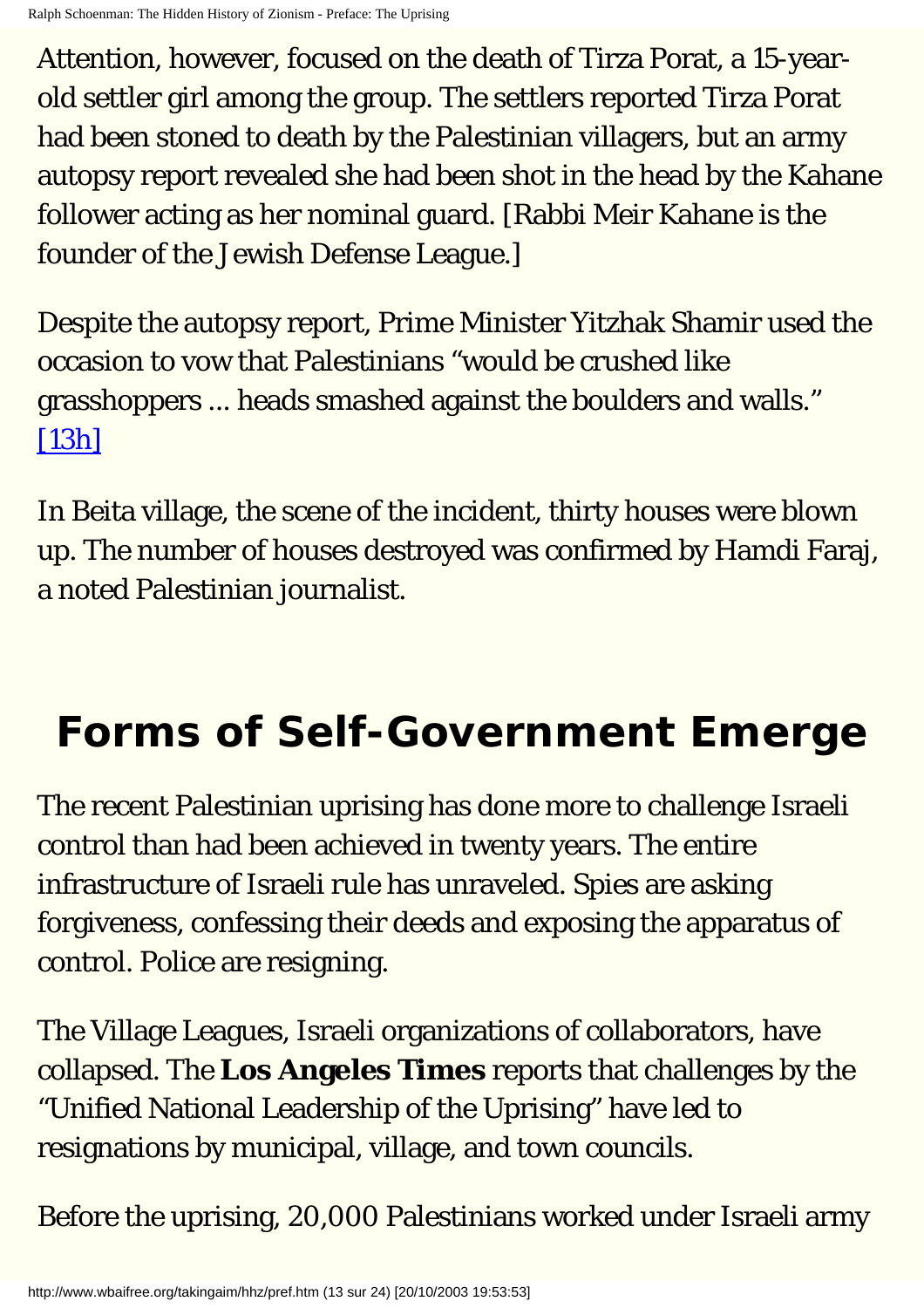Attention, however, focused on the death of Tirza Porat, a 15-year-old settler girl among the group. The settlers reported Tirza Porat had been stoned to death by the Palestinian villagers, but an army autopsy report revealed she had been shot in the head by the Kahane follower acting as her nominal guard. [Rabbi Meir Kahane is the founder of the Jewish Defense League.]

Despite the autopsy report, Prime Minister Yitzhak Shamir used the occasion to vow that Palestinians "would be crushed like grasshoppers ... heads smashed against the boulders and walls." [13h]

In Beita village, the scene of the incident, thirty houses were blown up. The number of houses destroyed was confirmed by Hamdi Faraj, a noted Palestinian journalist.

## Forms of Self-Government Emerge

The recent Palestinian uprising has done more to challenge Israeli control than had been achieved in twenty years. The entire infrastructure of Israeli rule has unraveled. Spies are asking forgiveness, confessing their deeds and exposing the apparatus of control. Police are resigning.

The Village Leagues, Israeli organizations of collaborators, have collapsed. The **Los Angeles Times** reports that challenges by the "Unified National Leadership of the Uprising" have led to resignations by municipal, village, and town councils.

Before the uprising, 20,000 Palestinians worked under Israeli army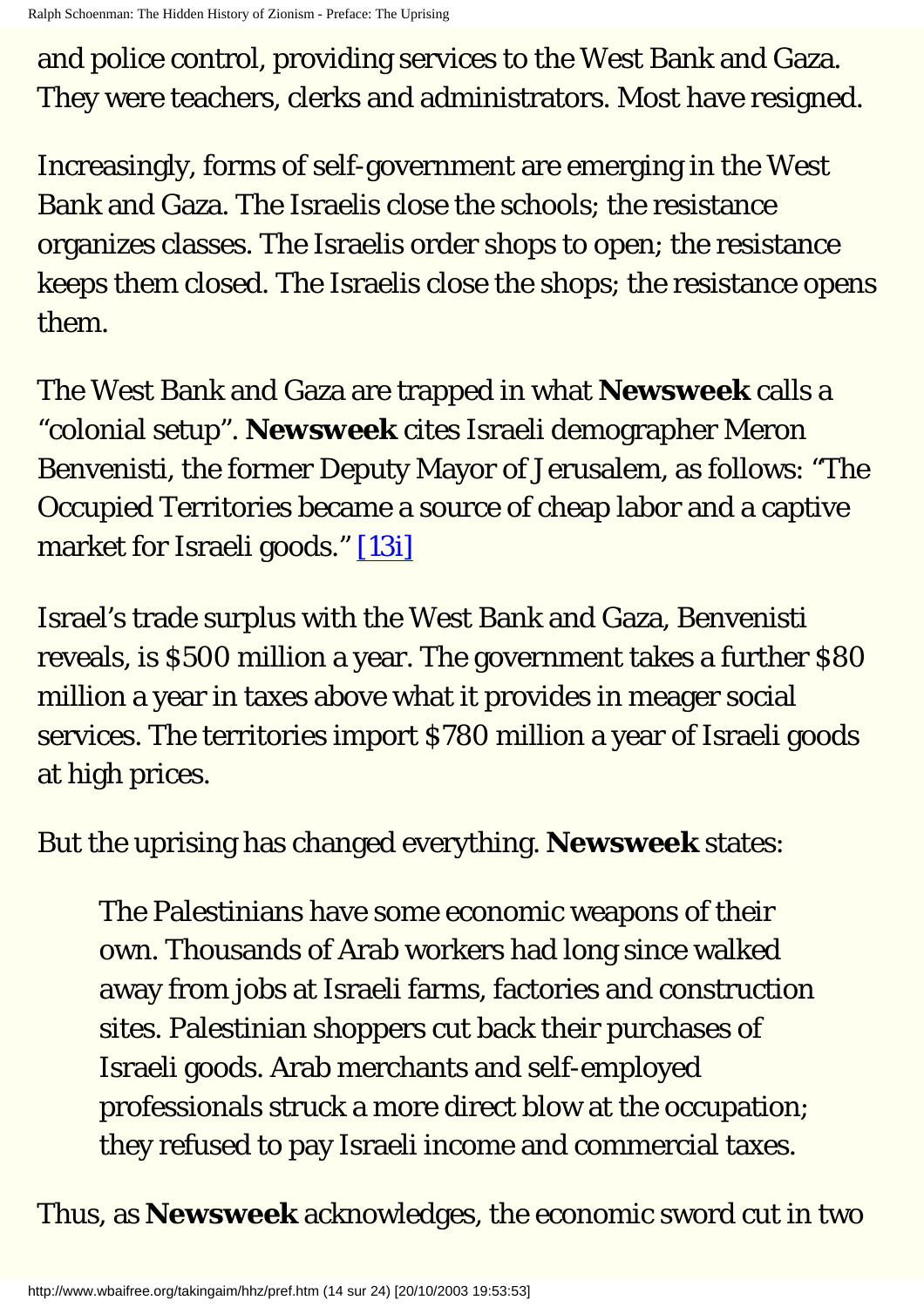and police control, providing services to the West Bank and Gaza. They were teachers, clerks and administrators. Most have resigned.

Increasingly, forms of self-government are emerging in the West Bank and Gaza. The Israelis close the schools; the resistance organizes classes. The Israelis order shops to open; the resistance keeps them closed. The Israelis close the shops; the resistance opens them.

The West Bank and Gaza are trapped in what **Newsweek** calls a "colonial setup". **Newsweek** cites Israeli demographer Meron Benvenisti, the former Deputy Mayor of Jerusalem, as follows: "The Occupied Territories became a source of cheap labor and a captive market for Israeli goods." [13i]

Israel's trade surplus with the West Bank and Gaza, Benvenisti reveals, is $500 million a year. The government takes a further $80 million a year in taxes above what it provides in meager social services. The territories import $780 million a year of Israeli goods at high prices.

But the uprising has changed everything. **Newsweek** states:

> The Palestinians have some economic weapons of their own. Thousands of Arab workers had long since walked away from jobs at Israeli farms, factories and construction sites. Palestinian shoppers cut back their purchases of Israeli goods. Arab merchants and self-employed professionals struck a more direct blow at the occupation; they refused to pay Israeli income and commercial taxes.

Thus, as **Newsweek** acknowledges, the economic sword cut in two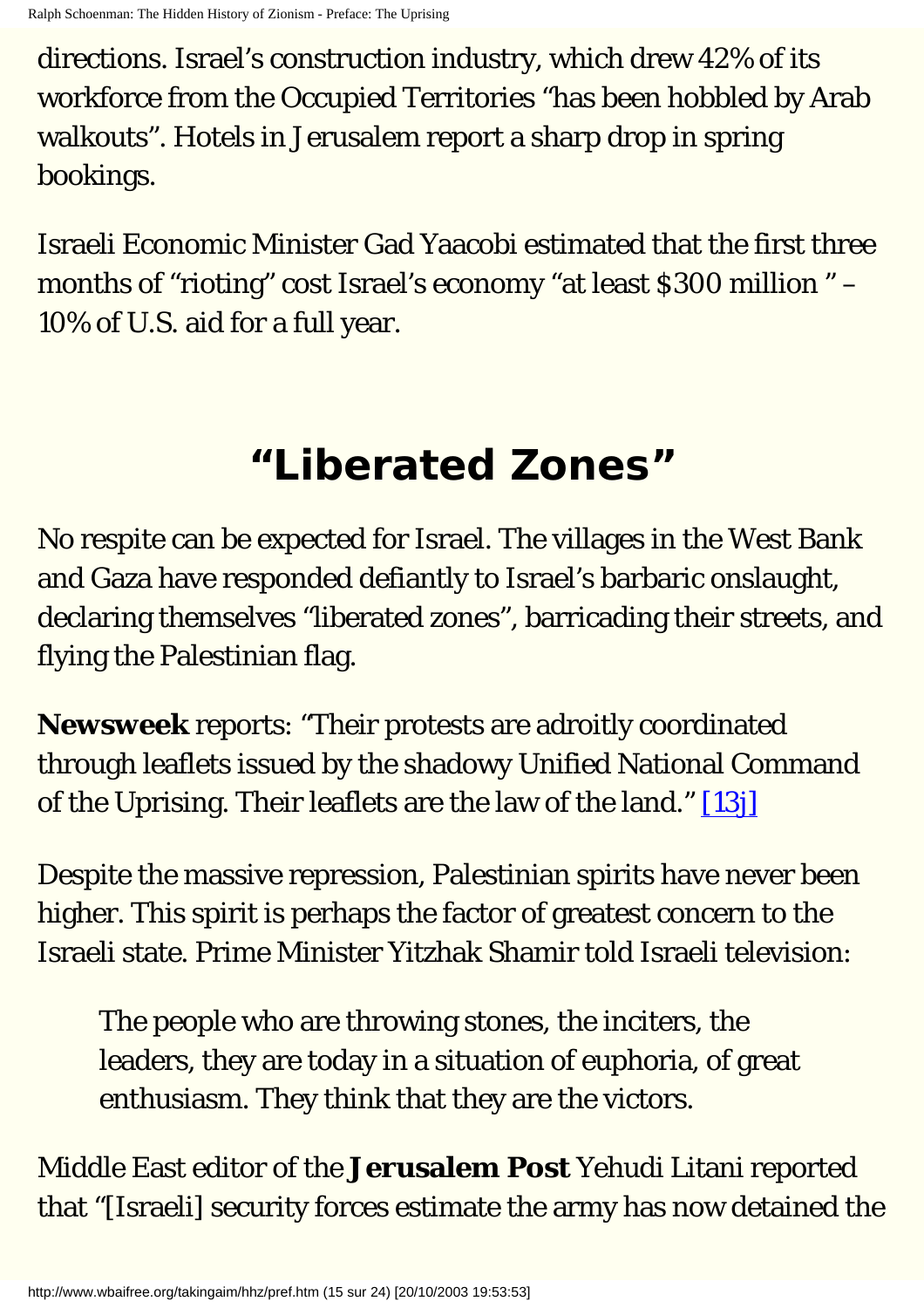directions. Israel's construction industry, which drew 42% of its workforce from the Occupied Territories "has been hobbled by Arab walkouts". Hotels in Jerusalem report a sharp drop in spring bookings.

Israeli Economic Minister Gad Yaacobi estimated that the first three months of "rioting" cost Israel's economy "at least $300 million " – 10% of U.S. aid for a full year.

## "Liberated Zones"

No respite can be expected for Israel. The villages in the West Bank and Gaza have responded defiantly to Israel's barbaric onslaught, declaring themselves "liberated zones", barricading their streets, and flying the Palestinian flag.

**Newsweek** reports: "Their protests are adroitly coordinated through leaflets issued by the shadowy Unified National Command of the Uprising. Their leaflets are the law of the land." [13j]

Despite the massive repression, Palestinian spirits have never been higher. This spirit is perhaps the factor of greatest concern to the Israeli state. Prime Minister Yitzhak Shamir told Israeli television:

> The people who are throwing stones, the inciters, the leaders, they are today in a situation of euphoria, of great enthusiasm. They think that they are the victors.

Middle East editor of the **Jerusalem Post** Yehudi Litani reported that "[Israeli] security forces estimate the army has now detained the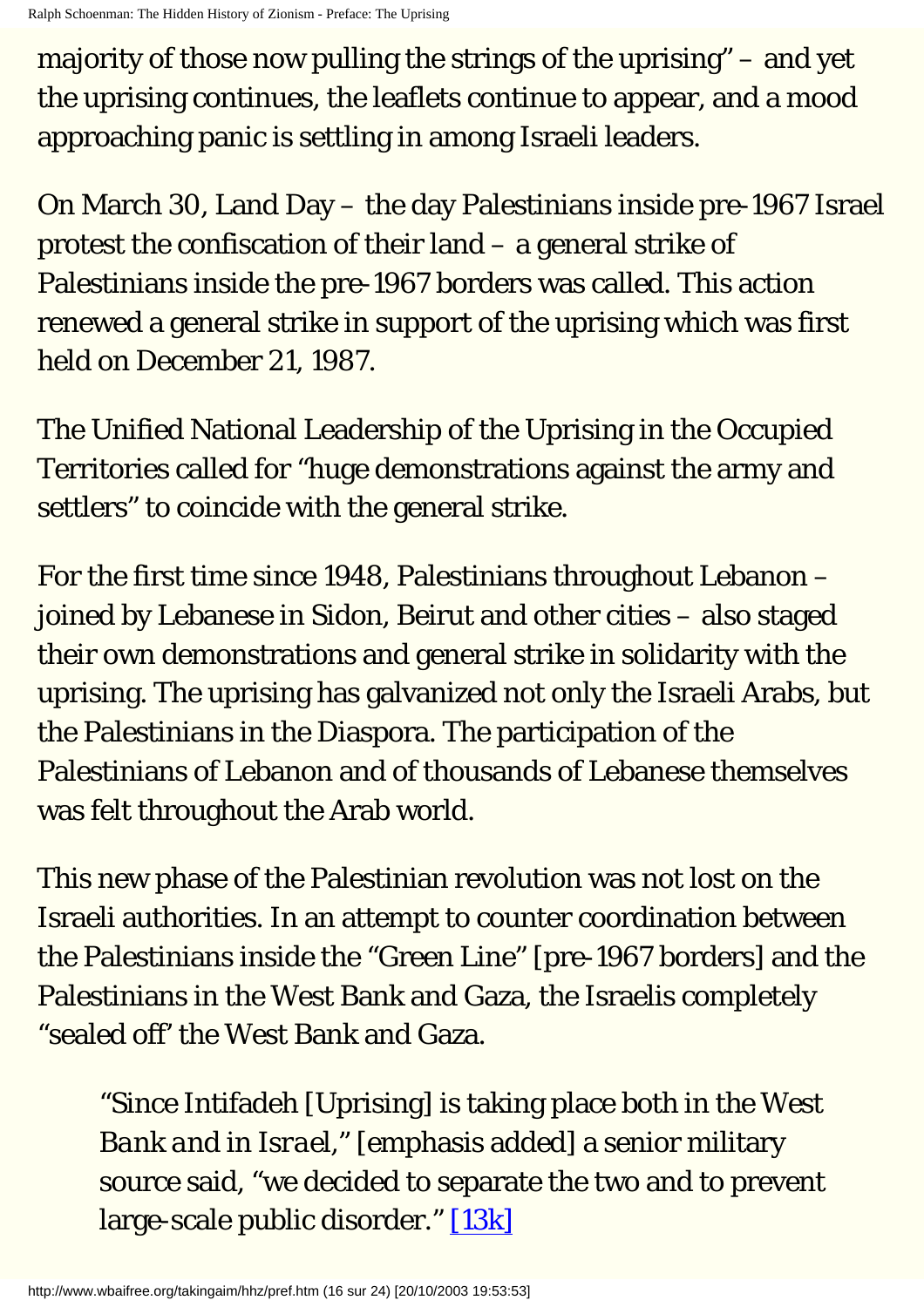majority of those now pulling the strings of the uprising" – and yet the uprising continues, the leaflets continue to appear, and a mood approaching panic is settling in among Israeli leaders.

On March 30, Land Day – the day Palestinians inside pre-1967 Israel protest the confiscation of their land – a general strike of Palestinians inside the pre-1967 borders was called. This action renewed a general strike in support of the uprising which was first held on December 21, 1987.

The Unified National Leadership of the Uprising in the Occupied Territories called for "huge demonstrations against the army and settlers" to coincide with the general strike.

For the first time since 1948, Palestinians throughout Lebanon – joined by Lebanese in Sidon, Beirut and other cities – also staged their own demonstrations and general strike in solidarity with the uprising. The uprising has galvanized not only the Israeli Arabs, but the Palestinians in the Diaspora. The participation of the Palestinians of Lebanon and of thousands of Lebanese themselves was felt throughout the Arab world.

This new phase of the Palestinian revolution was not lost on the Israeli authorities. In an attempt to counter coordination between the Palestinians inside the "Green Line" [pre-1967 borders] and the Palestinians in the West Bank and Gaza, the Israelis completely "sealed off" the West Bank and Gaza.

> "Since Intifadeh [Uprising] is taking place both in the West *Bank and in Israel*," [emphasis added] a senior military source said, "we decided to separate the two and to prevent large-scale public disorder." [13k]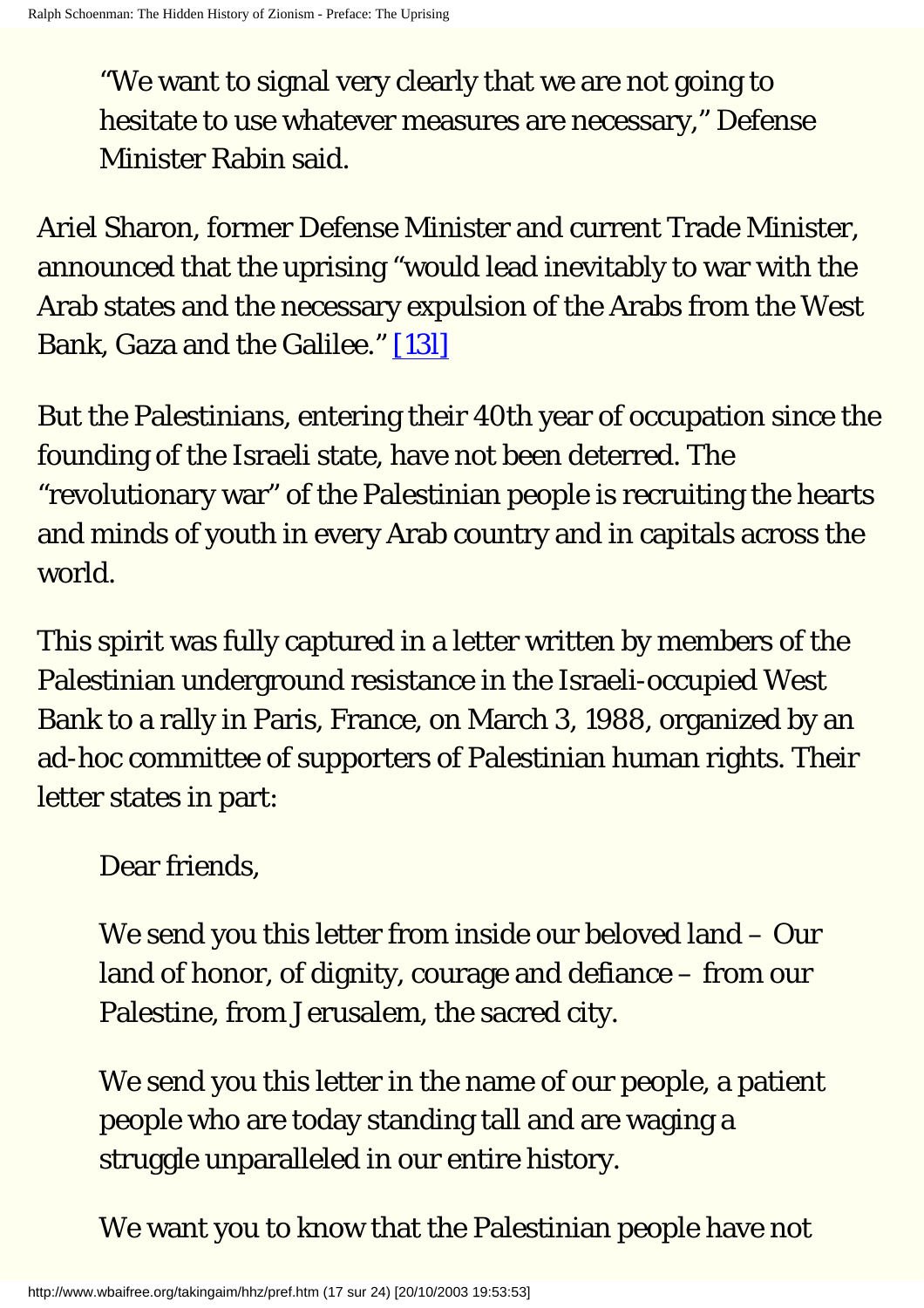> "We want to signal very clearly that we are not going to hesitate to use whatever measures are necessary," Defense Minister Rabin said.

Ariel Sharon, former Defense Minister and current Trade Minister, announced that the uprising "would lead inevitably to war with the Arab states and the necessary expulsion of the Arabs from the West Bank, Gaza and the Galilee." [131]

But the Palestinians, entering their 40th year of occupation since the founding of the Israeli state, have not been deterred. The "revolutionary war" of the Palestinian people is recruiting the hearts and minds of youth in every Arab country and in capitals across the world.

This spirit was fully captured in a letter written by members of the Palestinian underground resistance in the Israeli-occupied West Bank to a rally in Paris, France, on March 3, 1988, organized by an ad-hoc committee of supporters of Palestinian human rights. Their letter states in part:

> Dear friends,
>
> We send you this letter from inside our beloved land – Our land of honor, of dignity, courage and defiance – from our Palestine, from Jerusalem, the sacred city.
>
> We send you this letter in the name of our people, a patient people who are today standing tall and are waging a struggle unparalleled in our entire history.
>
> We want you to know that the Palestinian people have not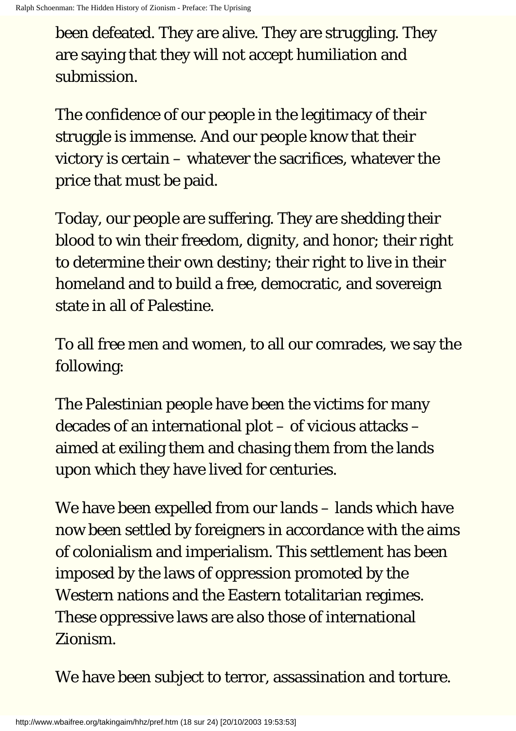been defeated. They are alive. They are struggling. They are saying that they will not accept humiliation and submission.

The confidence of our people in the legitimacy of their struggle is immense. And our people know that their victory is certain – whatever the sacrifices, whatever the price that must be paid.

Today, our people are suffering. They are shedding their blood to win their freedom, dignity, and honor; their right to determine their own destiny; their right to live in their homeland and to build a free, democratic, and sovereign state in all of Palestine.

To all free men and women, to all our comrades, we say the following:

The Palestinian people have been the victims for many decades of an international plot – of vicious attacks – aimed at exiling them and chasing them from the lands upon which they have lived for centuries.

We have been expelled from our lands – lands which have now been settled by foreigners in accordance with the aims of colonialism and imperialism. This settlement has been imposed by the laws of oppression promoted by the Western nations and the Eastern totalitarian regimes. These oppressive laws are also those of international Zionism.

We have been subject to terror, assassination and torture.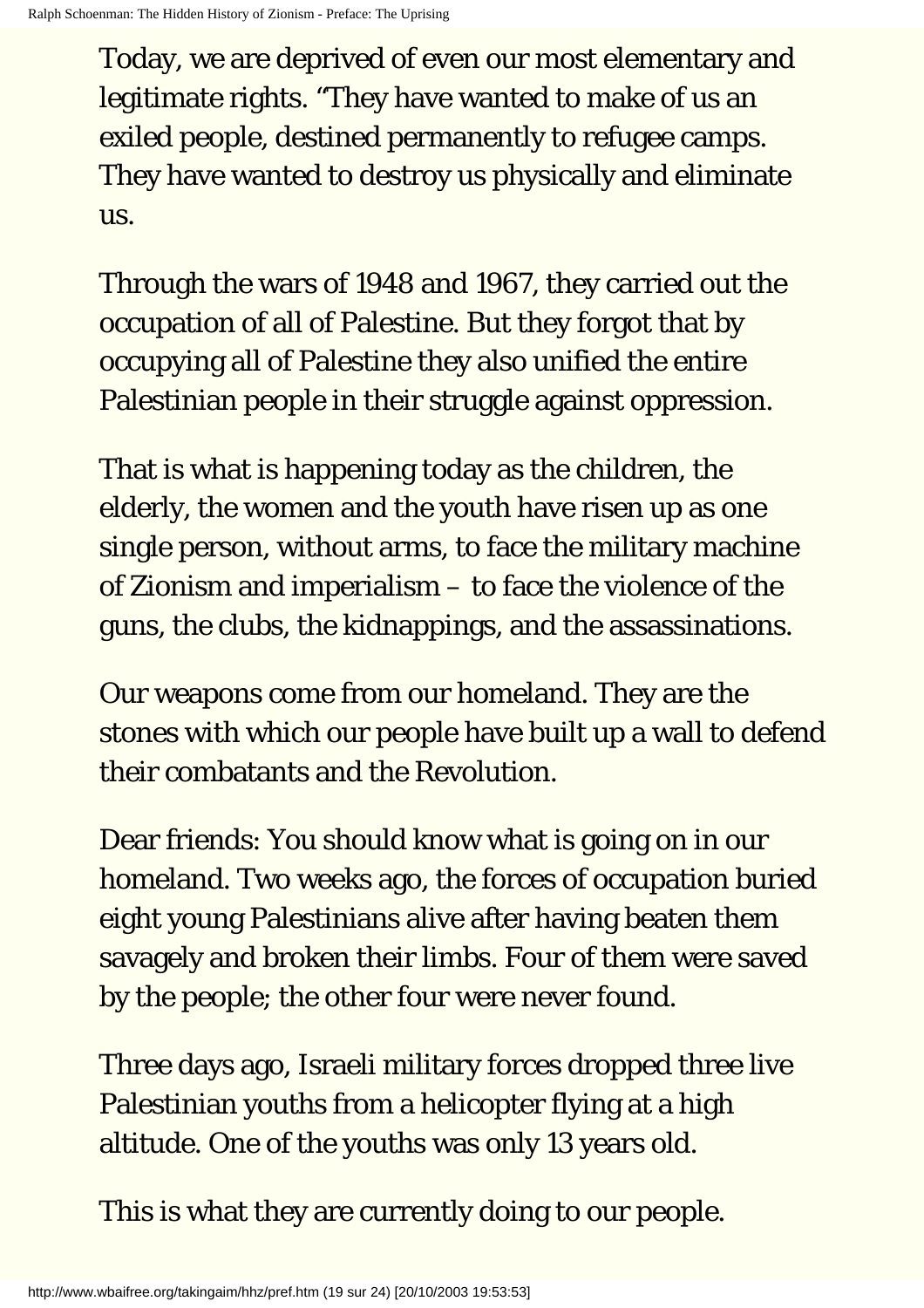Today, we are deprived of even our most elementary and legitimate rights. "They have wanted to make of us an exiled people, destined permanently to refugee camps. They have wanted to destroy us physically and eliminate us.

Through the wars of 1948 and 1967, they carried out the occupation of all of Palestine. But they forgot that by occupying all of Palestine they also unified the entire Palestinian people in their struggle against oppression.

That is what is happening today as the children, the elderly, the women and the youth have risen up as one single person, without arms, to face the military machine of Zionism and imperialism – to face the violence of the guns, the clubs, the kidnappings, and the assassinations.

Our weapons come from our homeland. They are the stones with which our people have built up a wall to defend their combatants and the Revolution.

Dear friends: You should know what is going on in our homeland. Two weeks ago, the forces of occupation buried eight young Palestinians alive after having beaten them savagely and broken their limbs. Four of them were saved by the people; the other four were never found.

Three days ago, Israeli military forces dropped three live Palestinian youths from a helicopter flying at a high altitude. One of the youths was only 13 years old.

This is what they are currently doing to our people.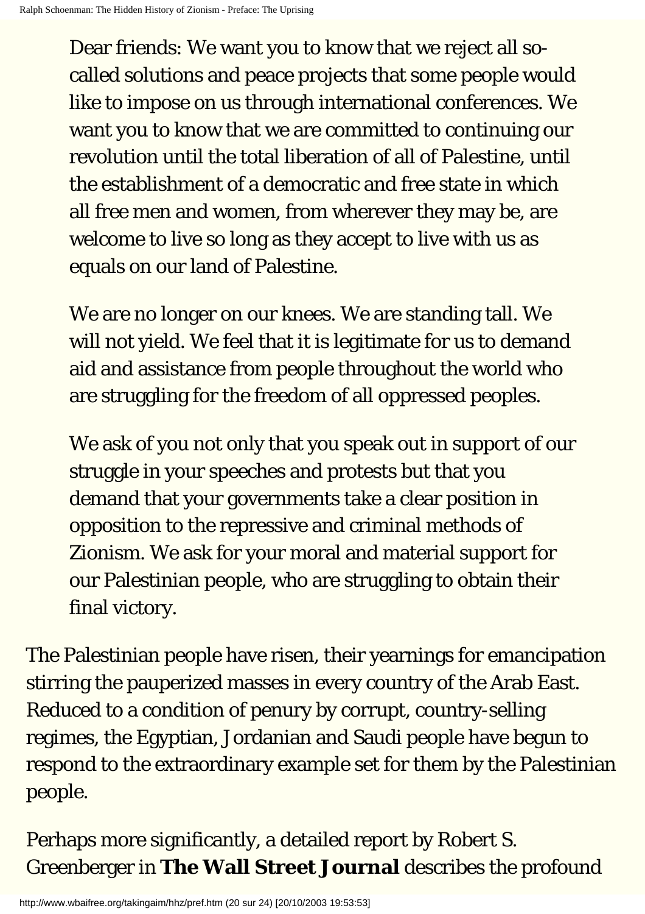> Dear friends: We want you to know that we reject all so-called solutions and peace projects that some people would like to impose on us through international conferences. We want you to know that we are committed to continuing our revolution until the total liberation of all of Palestine, until the establishment of a democratic and free state in which all free men and women, from wherever they may be, are welcome to live so long as they accept to live with us as equals on our land of Palestine.
>
> We are no longer on our knees. We are standing tall. We will not yield. We feel that it is legitimate for us to demand aid and assistance from people throughout the world who are struggling for the freedom of all oppressed peoples.
>
> We ask of you not only that you speak out in support of our struggle in your speeches and protests but that you demand that your governments take a clear position in opposition to the repressive and criminal methods of Zionism. We ask for your moral and material support for our Palestinian people, who are struggling to obtain their final victory.

The Palestinian people have risen, their yearnings for emancipation stirring the pauperized masses in every country of the Arab East. Reduced to a condition of penury by corrupt, country-selling regimes, the Egyptian, Jordanian and Saudi people have begun to respond to the extraordinary example set for them by the Palestinian people.

Perhaps more significantly, a detailed report by Robert S. Greenberger in **The Wall Street Journal** describes the profound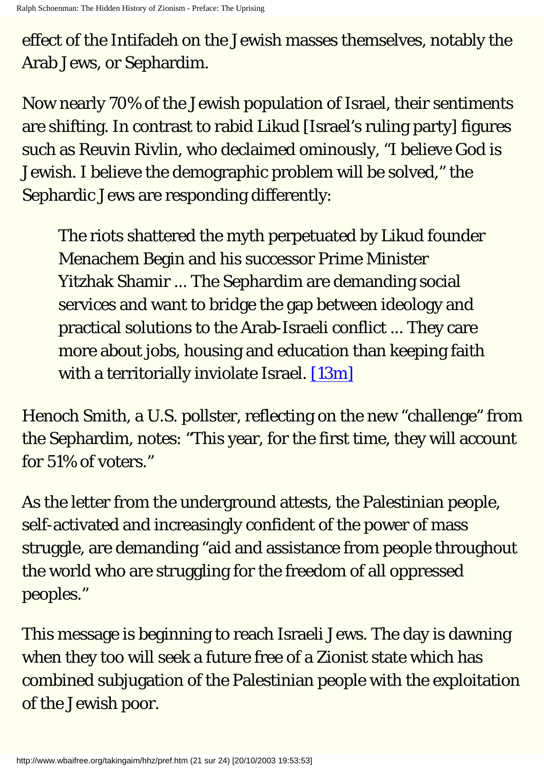effect of the Intifadeh on the Jewish masses themselves, notably the Arab Jews, or Sephardim.

Now nearly 70% of the Jewish population of Israel, their sentiments are shifting. In contrast to rabid Likud [Israel's ruling party] figures such as Reuvin Rivlin, who declaimed ominously, "I believe God is Jewish. I believe the demographic problem will be solved," the Sephardic Jews are responding differently:

> The riots shattered the myth perpetuated by Likud founder Menachem Begin and his successor Prime Minister Yitzhak Shamir ... The Sephardim are demanding social services and want to bridge the gap between ideology and practical solutions to the Arab-Israeli conflict ... They care more about jobs, housing and education than keeping faith with a territorially inviolate Israel. [13m]

Henoch Smith, a U.S. pollster, reflecting on the new "challenge" from the Sephardim, notes: "This year, for the first time, they will account for 51% of voters."

As the letter from the underground attests, the Palestinian people, self-activated and increasingly confident of the power of mass struggle, are demanding "aid and assistance from people throughout the world who are struggling for the freedom of all oppressed peoples."

This message is beginning to reach Israeli Jews. The day is dawning when they too will seek a future free of a Zionist state which has combined subjugation of the Palestinian people with the exploitation of the Jewish poor.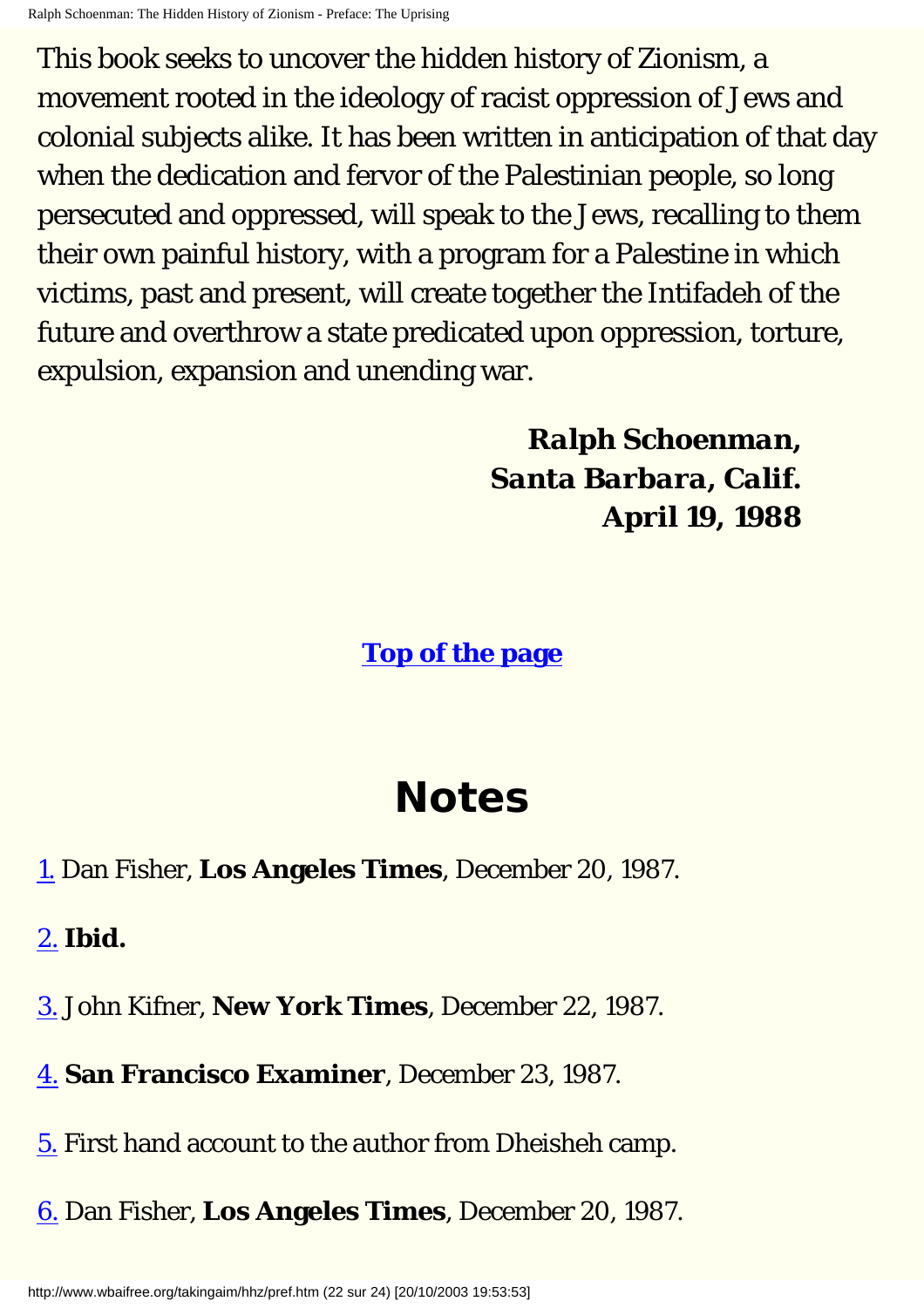This book seeks to uncover the hidden history of Zionism, a movement rooted in the ideology of racist oppression of Jews and colonial subjects alike. It has been written in anticipation of that day when the dedication and fervor of the Palestinian people, so long persecuted and oppressed, will speak to the Jews, recalling to them their own painful history, with a program for a Palestine in which victims, past and present, will create together the Intifadeh of the future and overthrow a state predicated upon oppression, torture, expulsion, expansion and unending war.

**Ralph Schoenman,**
**Santa Barbara, Calif.**
**April 19, 1988**

**Top of the page**

# Notes

1. Dan Fisher, **Los Angeles Times**, December 20, 1987.

2. **Ibid.**

3. John Kifner, **New York Times**, December 22, 1987.

4. **San Francisco Examiner**, December 23, 1987.

5. First hand account to the author from Dheisheh camp.

6. Dan Fisher, **Los Angeles Times**, December 20, 1987.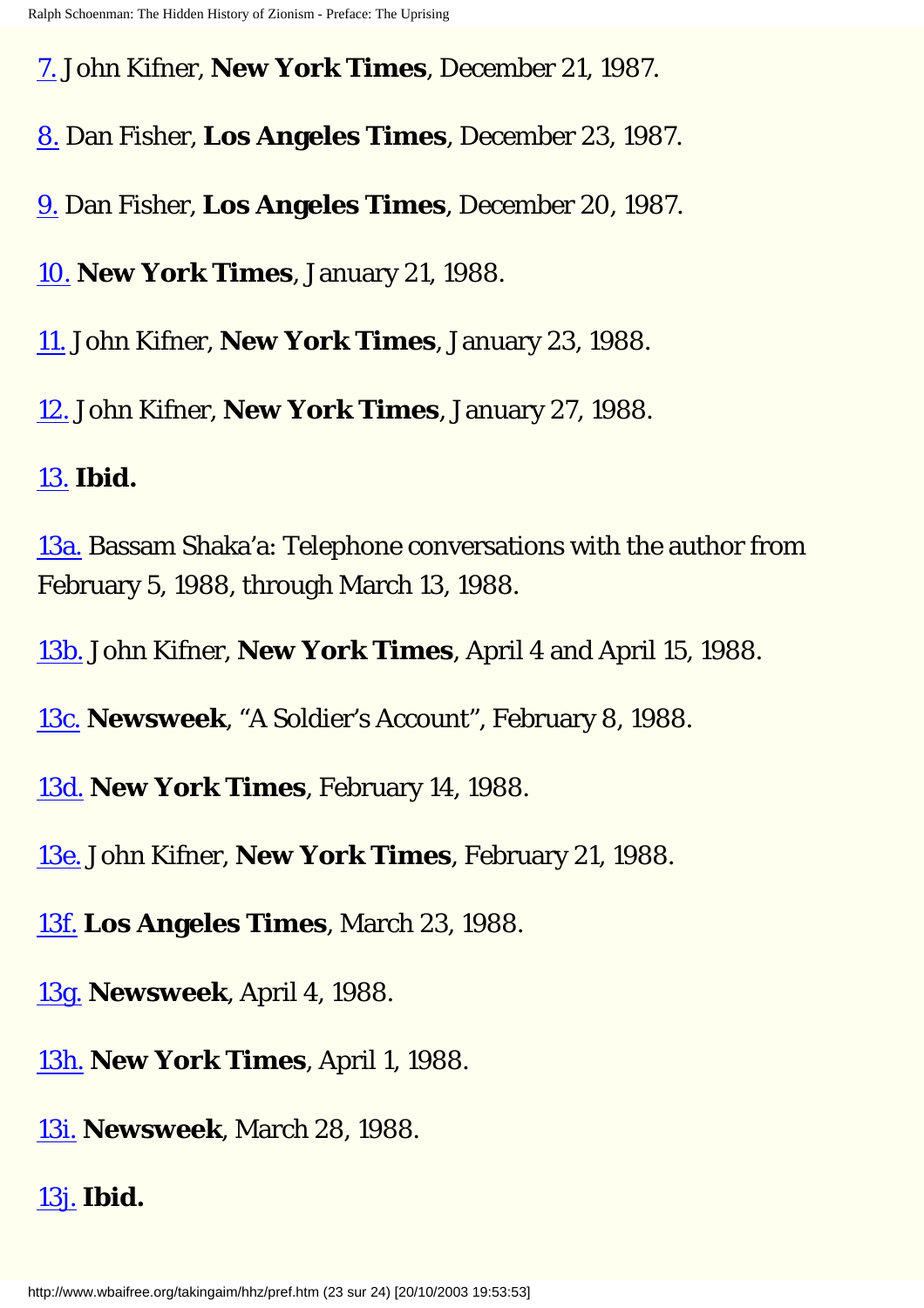[7.] John Kifner, **New York Times**, December 21, 1987.

[8.] Dan Fisher, **Los Angeles Times**, December 23, 1987.

[9.] Dan Fisher, **Los Angeles Times**, December 20, 1987.

[10.] **New York Times**, January 21, 1988.

[11.] John Kifner, **New York Times**, January 23, 1988.

[12.] John Kifner, **New York Times**, January 27, 1988.

[13.] **Ibid.**

[13a.] Bassam Shaka'a: Telephone conversations with the author from February 5, 1988, through March 13, 1988.

[13b.] John Kifner, **New York Times**, April 4 and April 15, 1988.

[13c.] **Newsweek**, "A Soldier's Account", February 8, 1988.

[13d.] **New York Times**, February 14, 1988.

[13e.] John Kifner, **New York Times**, February 21, 1988.

[13f.] **Los Angeles Times**, March 23, 1988.

[13g.] **Newsweek**, April 4, 1988.

[13h.] **New York Times**, April 1, 1988.

[13i.] **Newsweek**, March 28, 1988.

[13j.] **Ibid.**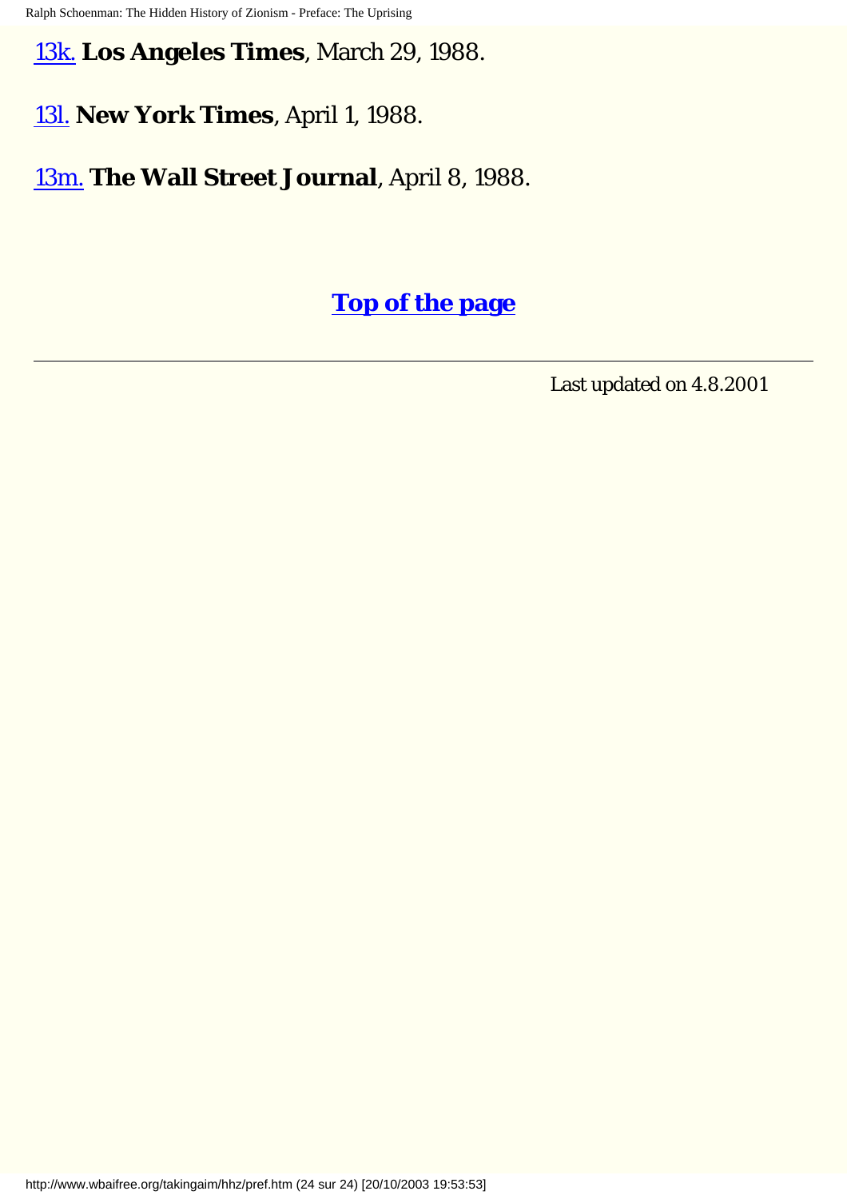13k. **Los Angeles Times**, March 29, 1988.

13l. **New York Times**, April 1, 1988.

13m. **The Wall Street Journal**, April 8, 1988.

**Top of the page**

---

Last updated on 4.8.2001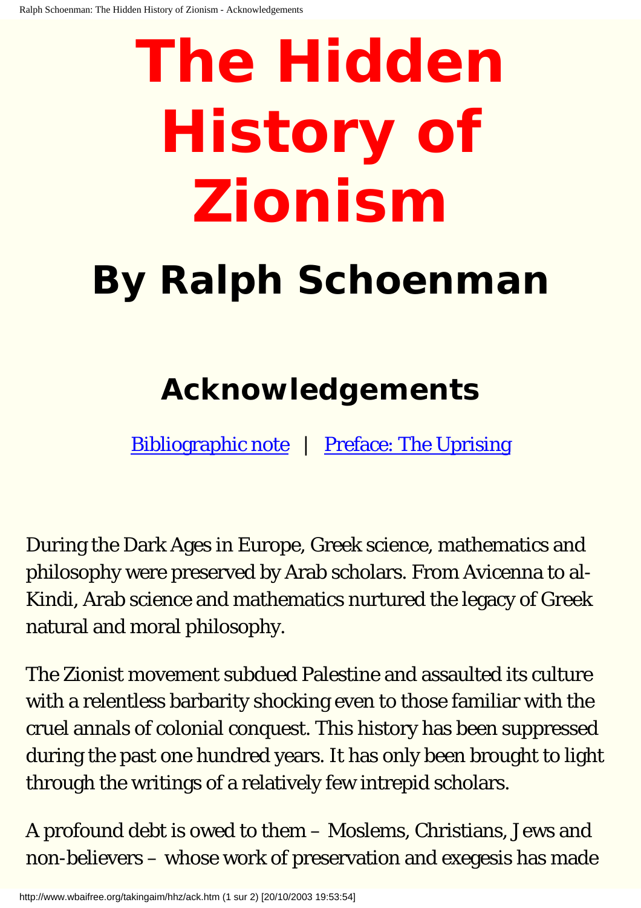# The Hidden History of Zionism

## By Ralph Schoenman

### Acknowledgements

Bibliographic note | Preface: The Uprising

During the Dark Ages in Europe, Greek science, mathematics and philosophy were preserved by Arab scholars. From Avicenna to al-Kindi, Arab science and mathematics nurtured the legacy of Greek natural and moral philosophy.

The Zionist movement subdued Palestine and assaulted its culture with a relentless barbarity shocking even to those familiar with the cruel annals of colonial conquest. This history has been suppressed during the past one hundred years. It has only been brought to light through the writings of a relatively few intrepid scholars.

A profound debt is owed to them – Moslems, Christians, Jews and non-believers – whose work of preservation and exegesis has made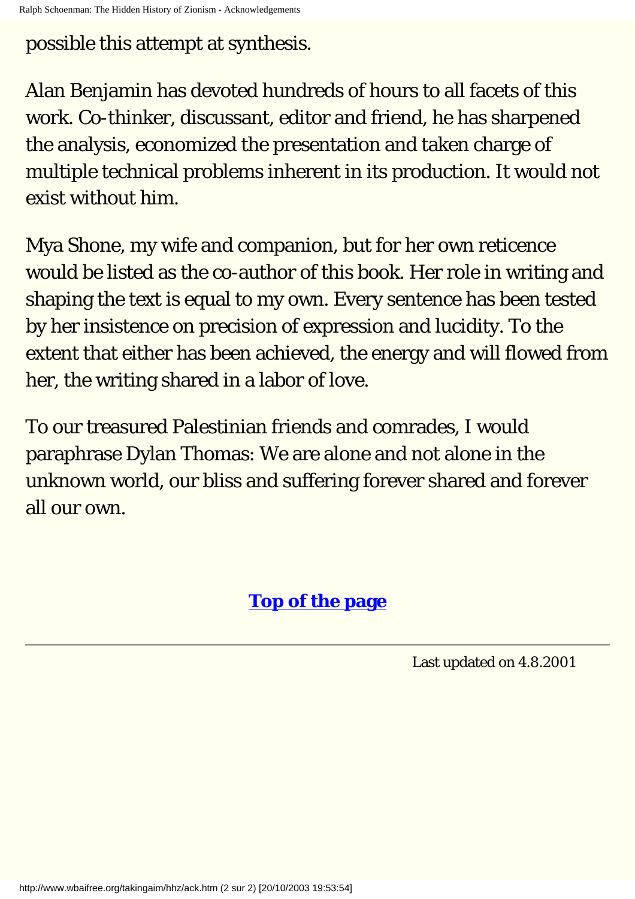possible this attempt at synthesis.

Alan Benjamin has devoted hundreds of hours to all facets of this work. Co-thinker, discussant, editor and friend, he has sharpened the analysis, economized the presentation and taken charge of multiple technical problems inherent in its production. It would not exist without him.

Mya Shone, my wife and companion, but for her own reticence would be listed as the co-author of this book. Her role in writing and shaping the text is equal to my own. Every sentence has been tested by her insistence on precision of expression and lucidity. To the extent that either has been achieved, the energy and will flowed from her, the writing shared in a labor of love.

To our treasured Palestinian friends and comrades, I would paraphrase Dylan Thomas: We are alone and not alone in the unknown world, our bliss and suffering forever shared and forever all our own.

**Top of the page**

---

Last updated on 4.8.2001